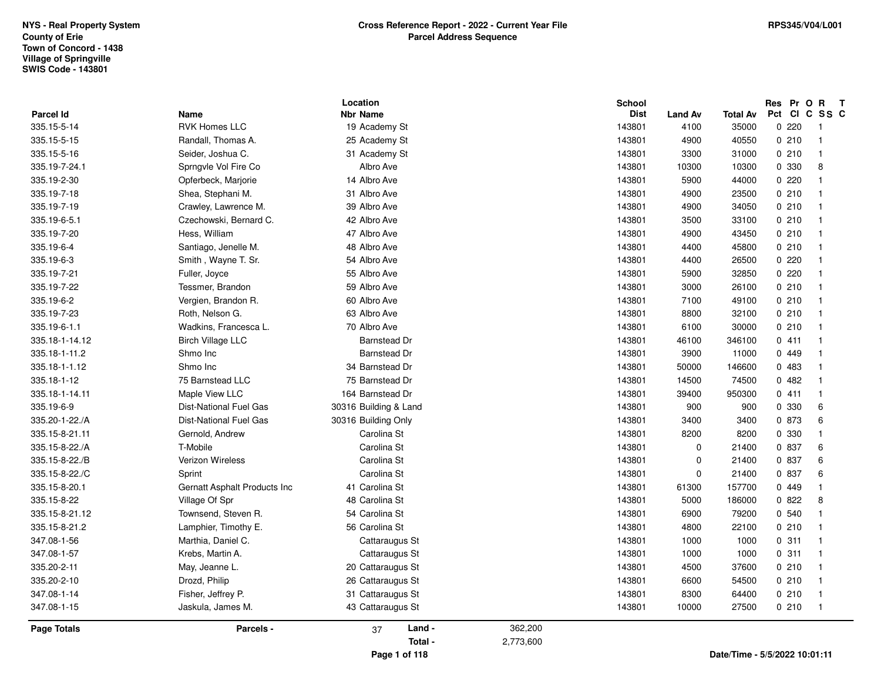NYS - Real Property System
County of Erie
Town of Concord - 1438
Village of Springville
SWIS Code - 143801

# Cross Reference Report - 2022 - Current Year File
## Parcel Address Sequence

RPS345/V04/L001

| Parcel Id | Name | Location Nbr | Location Name | School Dist | Land Av | Total Av | Res Pct | Pr Cl | O C | R SS | T C |
|---|---|---|---|---|---|---|---|---|---|---|---|
| 335.15-5-14 | RVK Homes LLC | 19 | Academy St | 143801 | 4100 | 35000 | 0 | 220 | | 1 | |
| 335.15-5-15 | Randall, Thomas A. | 25 | Academy St | 143801 | 4900 | 40550 | 0 | 210 | | 1 | |
| 335.15-5-16 | Seider, Joshua C. | 31 | Academy St | 143801 | 3300 | 31000 | 0 | 210 | | 1 | |
| 335.19-7-24.1 | Sprngvle Vol Fire Co | | Albro Ave | 143801 | 10300 | 10300 | 0 | 330 | | 8 | |
| 335.19-2-30 | Opferbeck, Marjorie | 14 | Albro Ave | 143801 | 5900 | 44000 | 0 | 220 | | 1 | |
| 335.19-7-18 | Shea, Stephani M. | 31 | Albro Ave | 143801 | 4900 | 23500 | 0 | 210 | | 1 | |
| 335.19-7-19 | Crawley, Lawrence M. | 39 | Albro Ave | 143801 | 4900 | 34050 | 0 | 210 | | 1 | |
| 335.19-6-5.1 | Czechowski, Bernard C. | 42 | Albro Ave | 143801 | 3500 | 33100 | 0 | 210 | | 1 | |
| 335.19-7-20 | Hess, William | 47 | Albro Ave | 143801 | 4900 | 43450 | 0 | 210 | | 1 | |
| 335.19-6-4 | Santiago, Jenelle M. | 48 | Albro Ave | 143801 | 4400 | 45800 | 0 | 210 | | 1 | |
| 335.19-6-3 | Smith , Wayne T. Sr. | 54 | Albro Ave | 143801 | 4400 | 26500 | 0 | 220 | | 1 | |
| 335.19-7-21 | Fuller, Joyce | 55 | Albro Ave | 143801 | 5900 | 32850 | 0 | 220 | | 1 | |
| 335.19-7-22 | Tessmer, Brandon | 59 | Albro Ave | 143801 | 3000 | 26100 | 0 | 210 | | 1 | |
| 335.19-6-2 | Vergien, Brandon R. | 60 | Albro Ave | 143801 | 7100 | 49100 | 0 | 210 | | 1 | |
| 335.19-7-23 | Roth, Nelson G. | 63 | Albro Ave | 143801 | 8800 | 32100 | 0 | 210 | | 1 | |
| 335.19-6-1.1 | Wadkins, Francesca L. | 70 | Albro Ave | 143801 | 6100 | 30000 | 0 | 210 | | 1 | |
| 335.18-1-14.12 | Birch Village LLC | | Barnstead Dr | 143801 | 46100 | 346100 | 0 | 411 | | 1 | |
| 335.18-1-11.2 | Shmo Inc | | Barnstead Dr | 143801 | 3900 | 11000 | 0 | 449 | | 1 | |
| 335.18-1-1.12 | Shmo Inc | 34 | Barnstead Dr | 143801 | 50000 | 146600 | 0 | 483 | | 1 | |
| 335.18-1-12 | 75 Barnstead LLC | 75 | Barnstead Dr | 143801 | 14500 | 74500 | 0 | 482 | | 1 | |
| 335.18-1-14.11 | Maple View LLC | 164 | Barnstead Dr | 143801 | 39400 | 950300 | 0 | 411 | | 1 | |
| 335.19-6-9 | Dist-National Fuel Gas | 30316 | Building & Land | 143801 | 900 | 900 | 0 | 330 | | 6 | |
| 335.20-1-22./A | Dist-National Fuel Gas | 30316 | Building Only | 143801 | 3400 | 3400 | 0 | 873 | | 6 | |
| 335.15-8-21.11 | Gernold, Andrew | | Carolina St | 143801 | 8200 | 8200 | 0 | 330 | | 1 | |
| 335.15-8-22./A | T-Mobile | | Carolina St | 143801 | 0 | 21400 | 0 | 837 | | 6 | |
| 335.15-8-22./B | Verizon Wireless | | Carolina St | 143801 | 0 | 21400 | 0 | 837 | | 6 | |
| 335.15-8-22./C | Sprint | | Carolina St | 143801 | 0 | 21400 | 0 | 837 | | 6 | |
| 335.15-8-20.1 | Gernatt Asphalt Products Inc | 41 | Carolina St | 143801 | 61300 | 157700 | 0 | 449 | | 1 | |
| 335.15-8-22 | Village Of Spr | 48 | Carolina St | 143801 | 5000 | 186000 | 0 | 822 | | 8 | |
| 335.15-8-21.12 | Townsend, Steven R. | 54 | Carolina St | 143801 | 6900 | 79200 | 0 | 540 | | 1 | |
| 335.15-8-21.2 | Lamphier, Timothy E. | 56 | Carolina St | 143801 | 4800 | 22100 | 0 | 210 | | 1 | |
| 347.08-1-56 | Marthia, Daniel C. | | Cattaraugus St | 143801 | 1000 | 1000 | 0 | 311 | | 1 | |
| 347.08-1-57 | Krebs, Martin A. | | Cattaraugus St | 143801 | 1000 | 1000 | 0 | 311 | | 1 | |
| 335.20-2-11 | May, Jeanne L. | 20 | Cattaraugus St | 143801 | 4500 | 37600 | 0 | 210 | | 1 | |
| 335.20-2-10 | Drozd, Philip | 26 | Cattaraugus St | 143801 | 6600 | 54500 | 0 | 210 | | 1 | |
| 347.08-1-14 | Fisher, Jeffrey P. | 31 | Cattaraugus St | 143801 | 8300 | 64400 | 0 | 210 | | 1 | |
| 347.08-1-15 | Jaskula, James M. | 43 | Cattaraugus St | 143801 | 10000 | 27500 | 0 | 210 | | 1 | |

**Page Totals** — Parcels - 37 — Land - 362,200 — Total - 2,773,600

Date/Time - 5/5/2022 10:01:11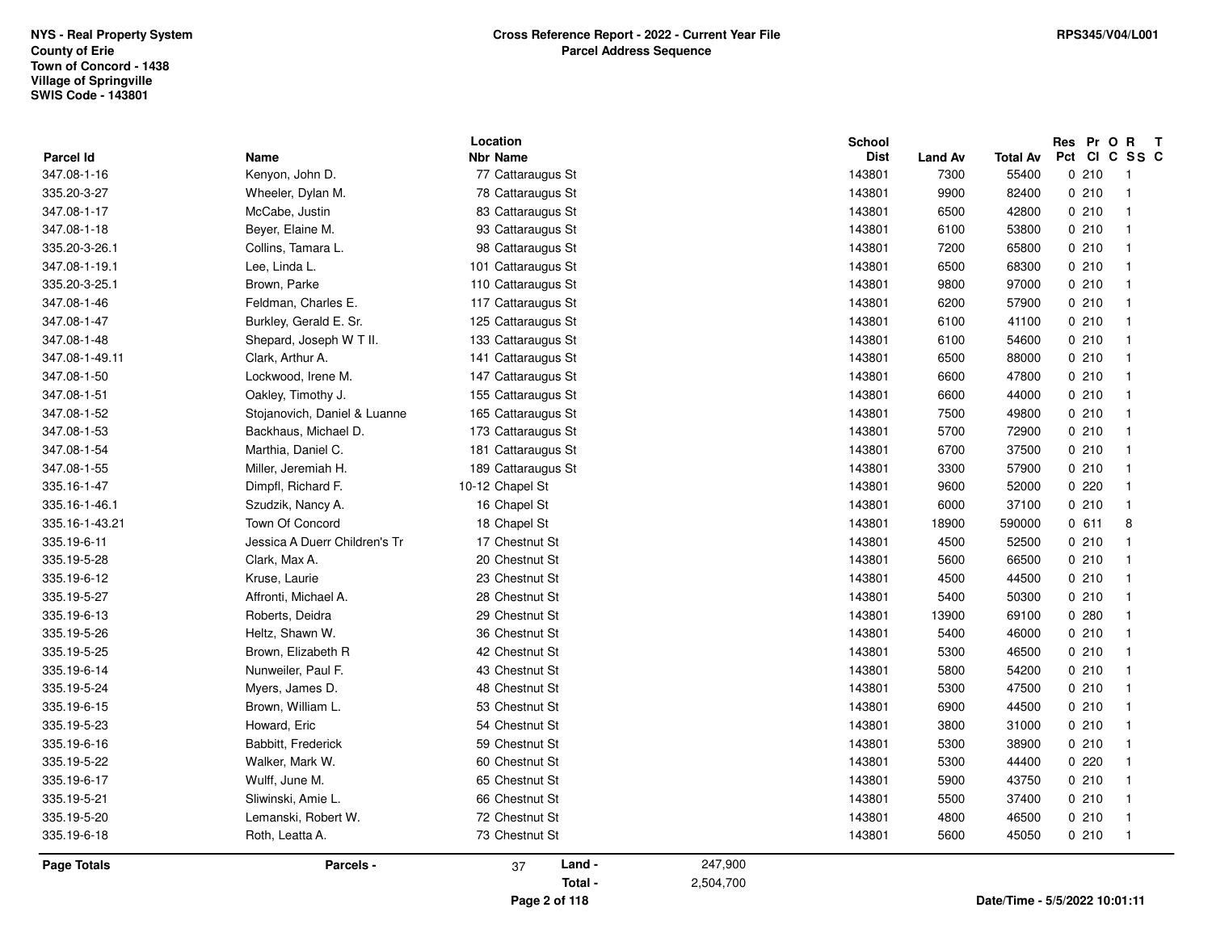NYS - Real Property System
County of Erie
Town of Concord - 1438
Village of Springville
SWIS Code - 143801

**Cross Reference Report - 2022 - Current Year File**
**Parcel Address Sequence**

RPS345/V04/L001

| Parcel Id | Name | Location Nbr Name | School Dist | Land Av | Total Av | Res Pct | Pr Cl | O C | R SS | T C |
|---|---|---|---|---|---|---|---|---|---|---|
| 347.08-1-16 | Kenyon, John D. | 77 Cattaraugus St | 143801 | 7300 | 55400 | 0 | 210 | | 1 | |
| 335.20-3-27 | Wheeler, Dylan M. | 78 Cattaraugus St | 143801 | 9900 | 82400 | 0 | 210 | | 1 | |
| 347.08-1-17 | McCabe, Justin | 83 Cattaraugus St | 143801 | 6500 | 42800 | 0 | 210 | | 1 | |
| 347.08-1-18 | Beyer, Elaine M. | 93 Cattaraugus St | 143801 | 6100 | 53800 | 0 | 210 | | 1 | |
| 335.20-3-26.1 | Collins, Tamara L. | 98 Cattaraugus St | 143801 | 7200 | 65800 | 0 | 210 | | 1 | |
| 347.08-1-19.1 | Lee, Linda L. | 101 Cattaraugus St | 143801 | 6500 | 68300 | 0 | 210 | | 1 | |
| 335.20-3-25.1 | Brown, Parke | 110 Cattaraugus St | 143801 | 9800 | 97000 | 0 | 210 | | 1 | |
| 347.08-1-46 | Feldman, Charles E. | 117 Cattaraugus St | 143801 | 6200 | 57900 | 0 | 210 | | 1 | |
| 347.08-1-47 | Burkley, Gerald E. Sr. | 125 Cattaraugus St | 143801 | 6100 | 41100 | 0 | 210 | | 1 | |
| 347.08-1-48 | Shepard, Joseph W T II. | 133 Cattaraugus St | 143801 | 6100 | 54600 | 0 | 210 | | 1 | |
| 347.08-1-49.11 | Clark, Arthur A. | 141 Cattaraugus St | 143801 | 6500 | 88000 | 0 | 210 | | 1 | |
| 347.08-1-50 | Lockwood, Irene M. | 147 Cattaraugus St | 143801 | 6600 | 47800 | 0 | 210 | | 1 | |
| 347.08-1-51 | Oakley, Timothy J. | 155 Cattaraugus St | 143801 | 6600 | 44000 | 0 | 210 | | 1 | |
| 347.08-1-52 | Stojanovich, Daniel & Luanne | 165 Cattaraugus St | 143801 | 7500 | 49800 | 0 | 210 | | 1 | |
| 347.08-1-53 | Backhaus, Michael D. | 173 Cattaraugus St | 143801 | 5700 | 72900 | 0 | 210 | | 1 | |
| 347.08-1-54 | Marthia, Daniel C. | 181 Cattaraugus St | 143801 | 6700 | 37500 | 0 | 210 | | 1 | |
| 347.08-1-55 | Miller, Jeremiah H. | 189 Cattaraugus St | 143801 | 3300 | 57900 | 0 | 210 | | 1 | |
| 335.16-1-47 | Dimpfl, Richard F. | 10-12 Chapel St | 143801 | 9600 | 52000 | 0 | 220 | | 1 | |
| 335.16-1-46.1 | Szudzik, Nancy A. | 16 Chapel St | 143801 | 6000 | 37100 | 0 | 210 | | 1 | |
| 335.16-1-43.21 | Town Of Concord | 18 Chapel St | 143801 | 18900 | 590000 | 0 | 611 | | 8 | |
| 335.19-6-11 | Jessica A Duerr Children's Tr | 17 Chestnut St | 143801 | 4500 | 52500 | 0 | 210 | | 1 | |
| 335.19-5-28 | Clark, Max A. | 20 Chestnut St | 143801 | 5600 | 66500 | 0 | 210 | | 1 | |
| 335.19-6-12 | Kruse, Laurie | 23 Chestnut St | 143801 | 4500 | 44500 | 0 | 210 | | 1 | |
| 335.19-5-27 | Affronti, Michael A. | 28 Chestnut St | 143801 | 5400 | 50300 | 0 | 210 | | 1 | |
| 335.19-6-13 | Roberts, Deidra | 29 Chestnut St | 143801 | 13900 | 69100 | 0 | 280 | | 1 | |
| 335.19-5-26 | Heltz, Shawn W. | 36 Chestnut St | 143801 | 5400 | 46000 | 0 | 210 | | 1 | |
| 335.19-5-25 | Brown, Elizabeth R | 42 Chestnut St | 143801 | 5300 | 46500 | 0 | 210 | | 1 | |
| 335.19-6-14 | Nunweiler, Paul F. | 43 Chestnut St | 143801 | 5800 | 54200 | 0 | 210 | | 1 | |
| 335.19-5-24 | Myers, James D. | 48 Chestnut St | 143801 | 5300 | 47500 | 0 | 210 | | 1 | |
| 335.19-6-15 | Brown, William L. | 53 Chestnut St | 143801 | 6900 | 44500 | 0 | 210 | | 1 | |
| 335.19-5-23 | Howard, Eric | 54 Chestnut St | 143801 | 3800 | 31000 | 0 | 210 | | 1 | |
| 335.19-6-16 | Babbitt, Frederick | 59 Chestnut St | 143801 | 5300 | 38900 | 0 | 210 | | 1 | |
| 335.19-5-22 | Walker, Mark W. | 60 Chestnut St | 143801 | 5300 | 44400 | 0 | 220 | | 1 | |
| 335.19-6-17 | Wulff, June M. | 65 Chestnut St | 143801 | 5900 | 43750 | 0 | 210 | | 1 | |
| 335.19-5-21 | Sliwinski, Amie L. | 66 Chestnut St | 143801 | 5500 | 37400 | 0 | 210 | | 1 | |
| 335.19-5-20 | Lemanski, Robert W. | 72 Chestnut St | 143801 | 4800 | 46500 | 0 | 210 | | 1 | |
| 335.19-6-18 | Roth, Leatta A. | 73 Chestnut St | 143801 | 5600 | 45050 | 0 | 210 | | 1 | |

| Page Totals | Parcels - | 37 | Land - | 247,900 |
|---|---|---|---|---|
| | | | Total - | 2,504,700 |

Date/Time - 5/5/2022 10:01:11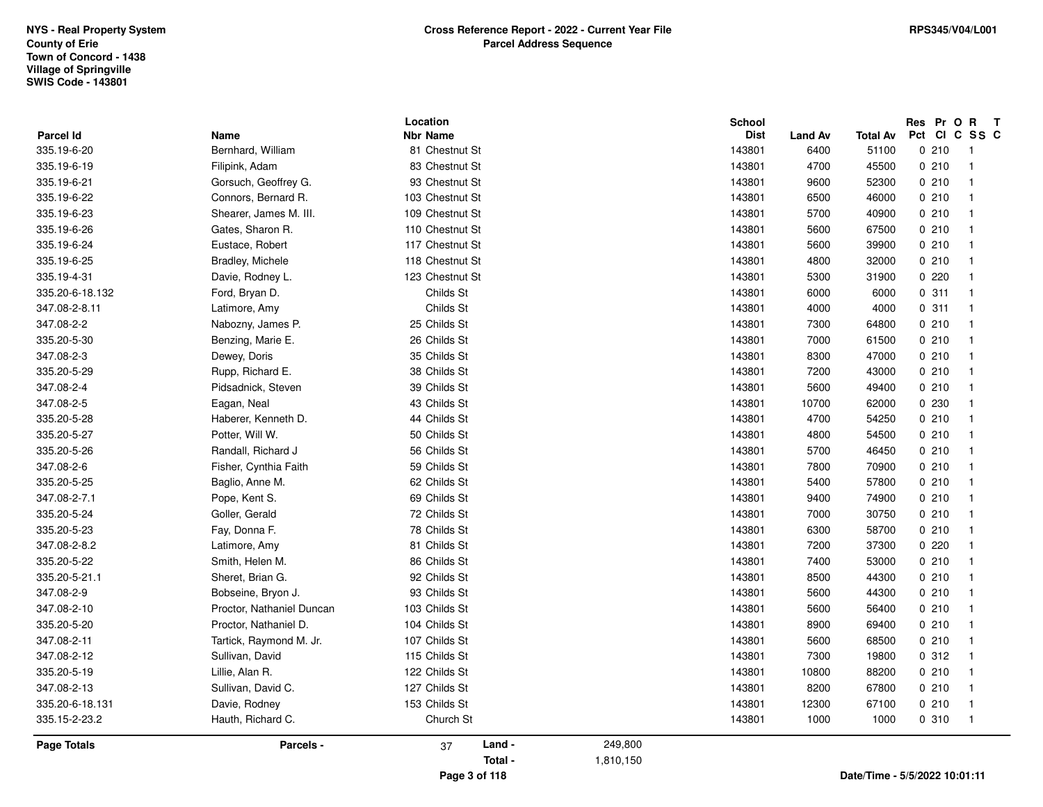**NYS - Real Property System**
**County of Erie**
**Town of Concord - 1438**
**Village of Springville**
**SWIS Code - 143801**

**Cross Reference Report - 2022 - Current Year File**
**Parcel Address Sequence**

**RPS345/V04/L001**

| Parcel Id | Name | Location Nbr | Location Name | School Dist | Land Av | Total Av | Res Pct | Pr Cl | O C | R SS | T C |
|---|---|---|---|---|---|---|---|---|---|---|---|
| 335.19-6-20 | Bernhard, William | 81 | Chestnut St | 143801 | 6400 | 51100 | 0 | 210 | | 1 | |
| 335.19-6-19 | Filipink, Adam | 83 | Chestnut St | 143801 | 4700 | 45500 | 0 | 210 | | 1 | |
| 335.19-6-21 | Gorsuch, Geoffrey G. | 93 | Chestnut St | 143801 | 9600 | 52300 | 0 | 210 | | 1 | |
| 335.19-6-22 | Connors, Bernard R. | 103 | Chestnut St | 143801 | 6500 | 46000 | 0 | 210 | | 1 | |
| 335.19-6-23 | Shearer, James M. III. | 109 | Chestnut St | 143801 | 5700 | 40900 | 0 | 210 | | 1 | |
| 335.19-6-26 | Gates, Sharon R. | 110 | Chestnut St | 143801 | 5600 | 67500 | 0 | 210 | | 1 | |
| 335.19-6-24 | Eustace, Robert | 117 | Chestnut St | 143801 | 5600 | 39900 | 0 | 210 | | 1 | |
| 335.19-6-25 | Bradley, Michele | 118 | Chestnut St | 143801 | 4800 | 32000 | 0 | 210 | | 1 | |
| 335.19-4-31 | Davie, Rodney L. | 123 | Chestnut St | 143801 | 5300 | 31900 | 0 | 220 | | 1 | |
| 335.20-6-18.132 | Ford, Bryan D. | | Childs St | 143801 | 6000 | 6000 | 0 | 311 | | 1 | |
| 347.08-2-8.11 | Latimore, Amy | | Childs St | 143801 | 4000 | 4000 | 0 | 311 | | 1 | |
| 347.08-2-2 | Nabozny, James P. | 25 | Childs St | 143801 | 7300 | 64800 | 0 | 210 | | 1 | |
| 335.20-5-30 | Benzing, Marie E. | 26 | Childs St | 143801 | 7000 | 61500 | 0 | 210 | | 1 | |
| 347.08-2-3 | Dewey, Doris | 35 | Childs St | 143801 | 8300 | 47000 | 0 | 210 | | 1 | |
| 335.20-5-29 | Rupp, Richard E. | 38 | Childs St | 143801 | 7200 | 43000 | 0 | 210 | | 1 | |
| 347.08-2-4 | Pidsadnick, Steven | 39 | Childs St | 143801 | 5600 | 49400 | 0 | 210 | | 1 | |
| 347.08-2-5 | Eagan, Neal | 43 | Childs St | 143801 | 10700 | 62000 | 0 | 230 | | 1 | |
| 335.20-5-28 | Haberer, Kenneth D. | 44 | Childs St | 143801 | 4700 | 54250 | 0 | 210 | | 1 | |
| 335.20-5-27 | Potter, Will W. | 50 | Childs St | 143801 | 4800 | 54500 | 0 | 210 | | 1 | |
| 335.20-5-26 | Randall, Richard J | 56 | Childs St | 143801 | 5700 | 46450 | 0 | 210 | | 1 | |
| 347.08-2-6 | Fisher, Cynthia Faith | 59 | Childs St | 143801 | 7800 | 70900 | 0 | 210 | | 1 | |
| 335.20-5-25 | Baglio, Anne M. | 62 | Childs St | 143801 | 5400 | 57800 | 0 | 210 | | 1 | |
| 347.08-2-7.1 | Pope, Kent S. | 69 | Childs St | 143801 | 9400 | 74900 | 0 | 210 | | 1 | |
| 335.20-5-24 | Goller, Gerald | 72 | Childs St | 143801 | 7000 | 30750 | 0 | 210 | | 1 | |
| 335.20-5-23 | Fay, Donna F. | 78 | Childs St | 143801 | 6300 | 58700 | 0 | 210 | | 1 | |
| 347.08-2-8.2 | Latimore, Amy | 81 | Childs St | 143801 | 7200 | 37300 | 0 | 220 | | 1 | |
| 335.20-5-22 | Smith, Helen M. | 86 | Childs St | 143801 | 7400 | 53000 | 0 | 210 | | 1 | |
| 335.20-5-21.1 | Sheret, Brian G. | 92 | Childs St | 143801 | 8500 | 44300 | 0 | 210 | | 1 | |
| 347.08-2-9 | Bobseine, Bryon J. | 93 | Childs St | 143801 | 5600 | 44300 | 0 | 210 | | 1 | |
| 347.08-2-10 | Proctor, Nathaniel Duncan | 103 | Childs St | 143801 | 5600 | 56400 | 0 | 210 | | 1 | |
| 335.20-5-20 | Proctor, Nathaniel D. | 104 | Childs St | 143801 | 8900 | 69400 | 0 | 210 | | 1 | |
| 347.08-2-11 | Tartick, Raymond M. Jr. | 107 | Childs St | 143801 | 5600 | 68500 | 0 | 210 | | 1 | |
| 347.08-2-12 | Sullivan, David | 115 | Childs St | 143801 | 7300 | 19800 | 0 | 312 | | 1 | |
| 335.20-5-19 | Lillie, Alan R. | 122 | Childs St | 143801 | 10800 | 88200 | 0 | 210 | | 1 | |
| 347.08-2-13 | Sullivan, David C. | 127 | Childs St | 143801 | 8200 | 67800 | 0 | 210 | | 1 | |
| 335.20-6-18.131 | Davie, Rodney | 153 | Childs St | 143801 | 12300 | 67100 | 0 | 210 | | 1 | |
| 335.15-2-23.2 | Hauth, Richard C. | | Church St | 143801 | 1000 | 1000 | 0 | 310 | | 1 | |

**Page Totals** — **Parcels -** 37 — **Land -** 249,800 — **Total -** 1,810,150

**Date/Time - 5/5/2022 10:01:11**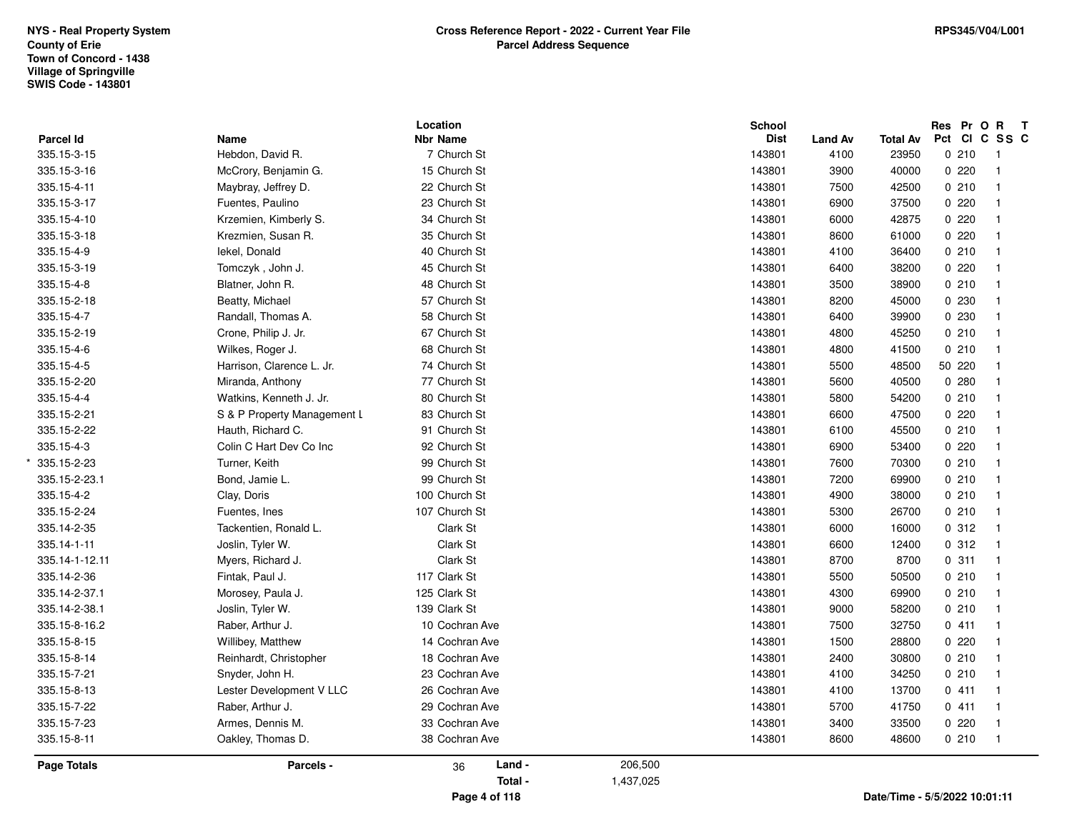NYS - Real Property System
County of Erie
Town of Concord - 1438
Village of Springville
SWIS Code - 143801

**Cross Reference Report - 2022 - Current Year File**
**Parcel Address Sequence**

RPS345/V04/L001

| | Parcel Id | Name | Location Nbr | Location Name | School Dist | Land Av | Total Av | Res Pct | Pr Cl | O C | R SS | T C |
|---|---|---|---|---|---|---|---|---|---|---|---|---|
| | 335.15-3-15 | Hebdon, David R. | 7 | Church St | 143801 | 4100 | 23950 | 0 | 210 | | 1 | |
| | 335.15-3-16 | McCrory, Benjamin G. | 15 | Church St | 143801 | 3900 | 40000 | 0 | 220 | | 1 | |
| | 335.15-4-11 | Maybray, Jeffrey D. | 22 | Church St | 143801 | 7500 | 42500 | 0 | 210 | | 1 | |
| | 335.15-3-17 | Fuentes, Paulino | 23 | Church St | 143801 | 6900 | 37500 | 0 | 220 | | 1 | |
| | 335.15-4-10 | Krzemien, Kimberly S. | 34 | Church St | 143801 | 6000 | 42875 | 0 | 220 | | 1 | |
| | 335.15-3-18 | Krezmien, Susan R. | 35 | Church St | 143801 | 8600 | 61000 | 0 | 220 | | 1 | |
| | 335.15-4-9 | Iekel, Donald | 40 | Church St | 143801 | 4100 | 36400 | 0 | 210 | | 1 | |
| | 335.15-3-19 | Tomczyk , John J. | 45 | Church St | 143801 | 6400 | 38200 | 0 | 220 | | 1 | |
| | 335.15-4-8 | Blatner, John R. | 48 | Church St | 143801 | 3500 | 38900 | 0 | 210 | | 1 | |
| | 335.15-2-18 | Beatty, Michael | 57 | Church St | 143801 | 8200 | 45000 | 0 | 230 | | 1 | |
| | 335.15-4-7 | Randall, Thomas A. | 58 | Church St | 143801 | 6400 | 39900 | 0 | 230 | | 1 | |
| | 335.15-2-19 | Crone, Philip J. Jr. | 67 | Church St | 143801 | 4800 | 45250 | 0 | 210 | | 1 | |
| | 335.15-4-6 | Wilkes, Roger J. | 68 | Church St | 143801 | 4800 | 41500 | 0 | 210 | | 1 | |
| | 335.15-4-5 | Harrison, Clarence L. Jr. | 74 | Church St | 143801 | 5500 | 48500 | 50 | 220 | | 1 | |
| | 335.15-2-20 | Miranda, Anthony | 77 | Church St | 143801 | 5600 | 40500 | 0 | 280 | | 1 | |
| | 335.15-4-4 | Watkins, Kenneth J. Jr. | 80 | Church St | 143801 | 5800 | 54200 | 0 | 210 | | 1 | |
| | 335.15-2-21 | S & P Property Management L | 83 | Church St | 143801 | 6600 | 47500 | 0 | 220 | | 1 | |
| | 335.15-2-22 | Hauth, Richard C. | 91 | Church St | 143801 | 6100 | 45500 | 0 | 210 | | 1 | |
| | 335.15-4-3 | Colin C Hart Dev Co Inc | 92 | Church St | 143801 | 6900 | 53400 | 0 | 220 | | 1 | |
| * | 335.15-2-23 | Turner, Keith | 99 | Church St | 143801 | 7600 | 70300 | 0 | 210 | | 1 | |
| | 335.15-2-23.1 | Bond, Jamie L. | 99 | Church St | 143801 | 7200 | 69900 | 0 | 210 | | 1 | |
| | 335.15-4-2 | Clay, Doris | 100 | Church St | 143801 | 4900 | 38000 | 0 | 210 | | 1 | |
| | 335.15-2-24 | Fuentes, Ines | 107 | Church St | 143801 | 5300 | 26700 | 0 | 210 | | 1 | |
| | 335.14-2-35 | Tackentien, Ronald L. | | Clark St | 143801 | 6000 | 16000 | 0 | 312 | | 1 | |
| | 335.14-1-11 | Joslin, Tyler W. | | Clark St | 143801 | 6600 | 12400 | 0 | 312 | | 1 | |
| | 335.14-1-12.11 | Myers, Richard J. | | Clark St | 143801 | 8700 | 8700 | 0 | 311 | | 1 | |
| | 335.14-2-36 | Fintak, Paul J. | 117 | Clark St | 143801 | 5500 | 50500 | 0 | 210 | | 1 | |
| | 335.14-2-37.1 | Morosey, Paula J. | 125 | Clark St | 143801 | 4300 | 69900 | 0 | 210 | | 1 | |
| | 335.14-2-38.1 | Joslin, Tyler W. | 139 | Clark St | 143801 | 9000 | 58200 | 0 | 210 | | 1 | |
| | 335.15-8-16.2 | Raber, Arthur J. | 10 | Cochran Ave | 143801 | 7500 | 32750 | 0 | 411 | | 1 | |
| | 335.15-8-15 | Willibey, Matthew | 14 | Cochran Ave | 143801 | 1500 | 28800 | 0 | 220 | | 1 | |
| | 335.15-8-14 | Reinhardt, Christopher | 18 | Cochran Ave | 143801 | 2400 | 30800 | 0 | 210 | | 1 | |
| | 335.15-7-21 | Snyder, John H. | 23 | Cochran Ave | 143801 | 4100 | 34250 | 0 | 210 | | 1 | |
| | 335.15-8-13 | Lester Development V LLC | 26 | Cochran Ave | 143801 | 4100 | 13700 | 0 | 411 | | 1 | |
| | 335.15-7-22 | Raber, Arthur J. | 29 | Cochran Ave | 143801 | 5700 | 41750 | 0 | 411 | | 1 | |
| | 335.15-7-23 | Armes, Dennis M. | 33 | Cochran Ave | 143801 | 3400 | 33500 | 0 | 220 | | 1 | |
| | 335.15-8-11 | Oakley, Thomas D. | 38 | Cochran Ave | 143801 | 8600 | 48600 | 0 | 210 | | 1 | |

**Page Totals** | **Parcels -** 36 | **Land -** 206,500 | **Total -** 1,437,025

Date/Time - 5/5/2022 10:01:11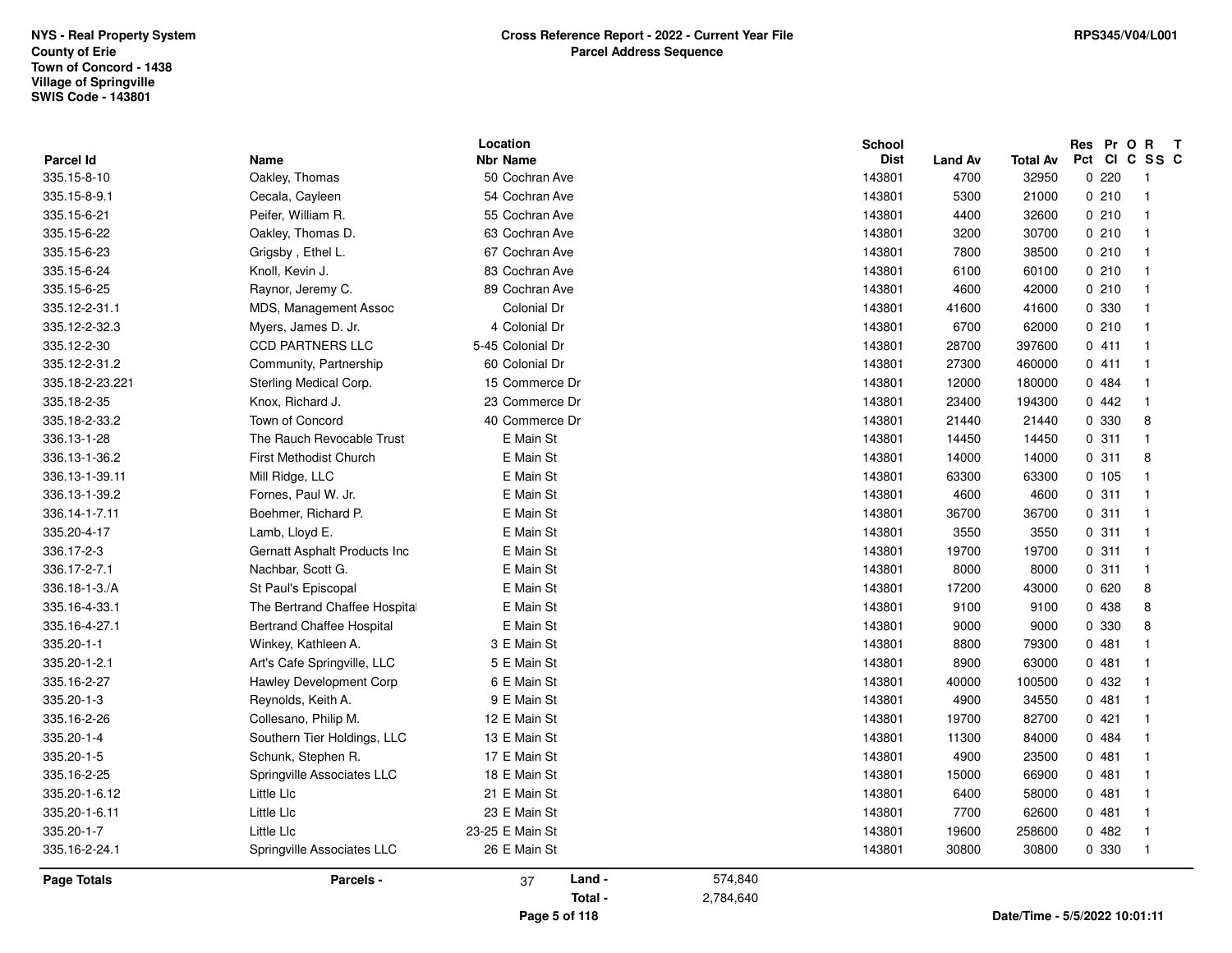NYS - Real Property System
County of Erie
Town of Concord - 1438
Village of Springville
SWIS Code - 143801

**Cross Reference Report - 2022 - Current Year File**
**Parcel Address Sequence**

RPS345/V04/L001

| Parcel Id | Name | Location Nbr Name | School Dist | Land Av | Total Av | Res Pct | Pr Cl | O C | R SS | T C |
|---|---|---|---|---|---|---|---|---|---|---|
| 335.15-8-10 | Oakley, Thomas | 50 Cochran Ave | 143801 | 4700 | 32950 | 0 | 220 | | 1 | |
| 335.15-8-9.1 | Cecala, Cayleen | 54 Cochran Ave | 143801 | 5300 | 21000 | 0 | 210 | | 1 | |
| 335.15-6-21 | Peifer, William R. | 55 Cochran Ave | 143801 | 4400 | 32600 | 0 | 210 | | 1 | |
| 335.15-6-22 | Oakley, Thomas D. | 63 Cochran Ave | 143801 | 3200 | 30700 | 0 | 210 | | 1 | |
| 335.15-6-23 | Grigsby , Ethel L. | 67 Cochran Ave | 143801 | 7800 | 38500 | 0 | 210 | | 1 | |
| 335.15-6-24 | Knoll, Kevin J. | 83 Cochran Ave | 143801 | 6100 | 60100 | 0 | 210 | | 1 | |
| 335.15-6-25 | Raynor, Jeremy C. | 89 Cochran Ave | 143801 | 4600 | 42000 | 0 | 210 | | 1 | |
| 335.12-2-31.1 | MDS, Management Assoc | Colonial Dr | 143801 | 41600 | 41600 | 0 | 330 | | 1 | |
| 335.12-2-32.3 | Myers, James D. Jr. | 4 Colonial Dr | 143801 | 6700 | 62000 | 0 | 210 | | 1 | |
| 335.12-2-30 | CCD PARTNERS LLC | 5-45 Colonial Dr | 143801 | 28700 | 397600 | 0 | 411 | | 1 | |
| 335.12-2-31.2 | Community, Partnership | 60 Colonial Dr | 143801 | 27300 | 460000 | 0 | 411 | | 1 | |
| 335.18-2-23.221 | Sterling Medical Corp. | 15 Commerce Dr | 143801 | 12000 | 180000 | 0 | 484 | | 1 | |
| 335.18-2-35 | Knox, Richard J. | 23 Commerce Dr | 143801 | 23400 | 194300 | 0 | 442 | | 1 | |
| 335.18-2-33.2 | Town of Concord | 40 Commerce Dr | 143801 | 21440 | 21440 | 0 | 330 | | 8 | |
| 336.13-1-28 | The Rauch Revocable Trust | E Main St | 143801 | 14450 | 14450 | 0 | 311 | | 1 | |
| 336.13-1-36.2 | First Methodist Church | E Main St | 143801 | 14000 | 14000 | 0 | 311 | | 8 | |
| 336.13-1-39.11 | Mill Ridge, LLC | E Main St | 143801 | 63300 | 63300 | 0 | 105 | | 1 | |
| 336.13-1-39.2 | Fornes, Paul W. Jr. | E Main St | 143801 | 4600 | 4600 | 0 | 311 | | 1 | |
| 336.14-1-7.11 | Boehmer, Richard P. | E Main St | 143801 | 36700 | 36700 | 0 | 311 | | 1 | |
| 335.20-4-17 | Lamb, Lloyd E. | E Main St | 143801 | 3550 | 3550 | 0 | 311 | | 1 | |
| 336.17-2-3 | Gernatt Asphalt Products Inc | E Main St | 143801 | 19700 | 19700 | 0 | 311 | | 1 | |
| 336.17-2-7.1 | Nachbar, Scott G. | E Main St | 143801 | 8000 | 8000 | 0 | 311 | | 1 | |
| 336.18-1-3./A | St Paul's Episcopal | E Main St | 143801 | 17200 | 43000 | 0 | 620 | | 8 | |
| 335.16-4-33.1 | The Bertrand Chaffee Hospital | E Main St | 143801 | 9100 | 9100 | 0 | 438 | | 8 | |
| 335.16-4-27.1 | Bertrand Chaffee Hospital | E Main St | 143801 | 9000 | 9000 | 0 | 330 | | 8 | |
| 335.20-1-1 | Winkey, Kathleen A. | 3 E Main St | 143801 | 8800 | 79300 | 0 | 481 | | 1 | |
| 335.20-1-2.1 | Art's Cafe Springville, LLC | 5 E Main St | 143801 | 8900 | 63000 | 0 | 481 | | 1 | |
| 335.16-2-27 | Hawley Development Corp | 6 E Main St | 143801 | 40000 | 100500 | 0 | 432 | | 1 | |
| 335.20-1-3 | Reynolds, Keith A. | 9 E Main St | 143801 | 4900 | 34550 | 0 | 481 | | 1 | |
| 335.16-2-26 | Collesano, Philip M. | 12 E Main St | 143801 | 19700 | 82700 | 0 | 421 | | 1 | |
| 335.20-1-4 | Southern Tier Holdings, LLC | 13 E Main St | 143801 | 11300 | 84000 | 0 | 484 | | 1 | |
| 335.20-1-5 | Schunk, Stephen R. | 17 E Main St | 143801 | 4900 | 23500 | 0 | 481 | | 1 | |
| 335.16-2-25 | Springville Associates LLC | 18 E Main St | 143801 | 15000 | 66900 | 0 | 481 | | 1 | |
| 335.20-1-6.12 | Little Llc | 21 E Main St | 143801 | 6400 | 58000 | 0 | 481 | | 1 | |
| 335.20-1-6.11 | Little Llc | 23 E Main St | 143801 | 7700 | 62600 | 0 | 481 | | 1 | |
| 335.20-1-7 | Little Llc | 23-25 E Main St | 143801 | 19600 | 258600 | 0 | 482 | | 1 | |
| 335.16-2-24.1 | Springville Associates LLC | 26 E Main St | 143801 | 30800 | 30800 | 0 | 330 | | 1 | |

| Page Totals | Parcels - | 37 | Land - | 574,840 |
|---|---|---|---|---|
| | | | Total - | 2,784,640 |

Date/Time - 5/5/2022 10:01:11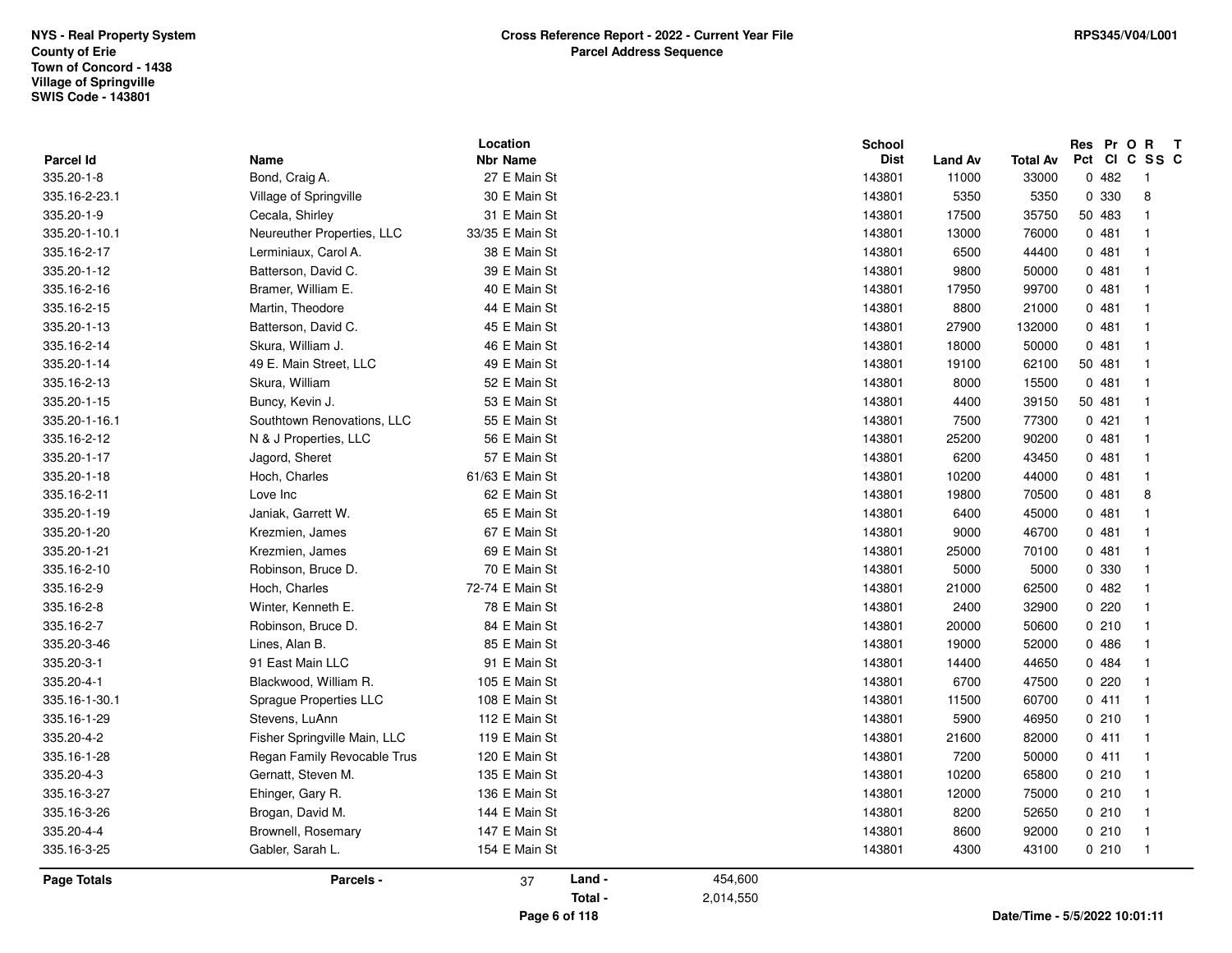NYS - Real Property System
County of Erie
Town of Concord - 1438
Village of Springville
SWIS Code - 143801

**Cross Reference Report - 2022 - Current Year File**
**Parcel Address Sequence**

RPS345/V04/L001

| Parcel Id | Name | Location Nbr Name | School Dist | Land Av | Total Av | Res Pct | Pr Cl | O C | R SS | T C |
|---|---|---|---|---|---|---|---|---|---|---|
| 335.20-1-8 | Bond, Craig A. | 27 E Main St | 143801 | 11000 | 33000 | 0 | 482 | | 1 | |
| 335.16-2-23.1 | Village of Springville | 30 E Main St | 143801 | 5350 | 5350 | 0 | 330 | | 8 | |
| 335.20-1-9 | Cecala, Shirley | 31 E Main St | 143801 | 17500 | 35750 | 50 | 483 | | 1 | |
| 335.20-1-10.1 | Neureuther Properties, LLC | 33/35 E Main St | 143801 | 13000 | 76000 | 0 | 481 | | 1 | |
| 335.16-2-17 | Lerminiaux, Carol A. | 38 E Main St | 143801 | 6500 | 44400 | 0 | 481 | | 1 | |
| 335.20-1-12 | Batterson, David C. | 39 E Main St | 143801 | 9800 | 50000 | 0 | 481 | | 1 | |
| 335.16-2-16 | Bramer, William E. | 40 E Main St | 143801 | 17950 | 99700 | 0 | 481 | | 1 | |
| 335.16-2-15 | Martin, Theodore | 44 E Main St | 143801 | 8800 | 21000 | 0 | 481 | | 1 | |
| 335.20-1-13 | Batterson, David C. | 45 E Main St | 143801 | 27900 | 132000 | 0 | 481 | | 1 | |
| 335.16-2-14 | Skura, William J. | 46 E Main St | 143801 | 18000 | 50000 | 0 | 481 | | 1 | |
| 335.20-1-14 | 49 E. Main Street, LLC | 49 E Main St | 143801 | 19100 | 62100 | 50 | 481 | | 1 | |
| 335.16-2-13 | Skura, William | 52 E Main St | 143801 | 8000 | 15500 | 0 | 481 | | 1 | |
| 335.20-1-15 | Buncy, Kevin J. | 53 E Main St | 143801 | 4400 | 39150 | 50 | 481 | | 1 | |
| 335.20-1-16.1 | Southtown Renovations, LLC | 55 E Main St | 143801 | 7500 | 77300 | 0 | 421 | | 1 | |
| 335.16-2-12 | N & J Properties, LLC | 56 E Main St | 143801 | 25200 | 90200 | 0 | 481 | | 1 | |
| 335.20-1-17 | Jagord, Sheret | 57 E Main St | 143801 | 6200 | 43450 | 0 | 481 | | 1 | |
| 335.20-1-18 | Hoch, Charles | 61/63 E Main St | 143801 | 10200 | 44000 | 0 | 481 | | 1 | |
| 335.16-2-11 | Love Inc | 62 E Main St | 143801 | 19800 | 70500 | 0 | 481 | | 8 | |
| 335.20-1-19 | Janiak, Garrett W. | 65 E Main St | 143801 | 6400 | 45000 | 0 | 481 | | 1 | |
| 335.20-1-20 | Krezmien, James | 67 E Main St | 143801 | 9000 | 46700 | 0 | 481 | | 1 | |
| 335.20-1-21 | Krezmien, James | 69 E Main St | 143801 | 25000 | 70100 | 0 | 481 | | 1 | |
| 335.16-2-10 | Robinson, Bruce D. | 70 E Main St | 143801 | 5000 | 5000 | 0 | 330 | | 1 | |
| 335.16-2-9 | Hoch, Charles | 72-74 E Main St | 143801 | 21000 | 62500 | 0 | 482 | | 1 | |
| 335.16-2-8 | Winter, Kenneth E. | 78 E Main St | 143801 | 2400 | 32900 | 0 | 220 | | 1 | |
| 335.16-2-7 | Robinson, Bruce D. | 84 E Main St | 143801 | 20000 | 50600 | 0 | 210 | | 1 | |
| 335.20-3-46 | Lines, Alan B. | 85 E Main St | 143801 | 19000 | 52000 | 0 | 486 | | 1 | |
| 335.20-3-1 | 91 East Main LLC | 91 E Main St | 143801 | 14400 | 44650 | 0 | 484 | | 1 | |
| 335.20-4-1 | Blackwood, William R. | 105 E Main St | 143801 | 6700 | 47500 | 0 | 220 | | 1 | |
| 335.16-1-30.1 | Sprague Properties LLC | 108 E Main St | 143801 | 11500 | 60700 | 0 | 411 | | 1 | |
| 335.16-1-29 | Stevens, LuAnn | 112 E Main St | 143801 | 5900 | 46950 | 0 | 210 | | 1 | |
| 335.20-4-2 | Fisher Springville Main, LLC | 119 E Main St | 143801 | 21600 | 82000 | 0 | 411 | | 1 | |
| 335.16-1-28 | Regan Family Revocable Trus | 120 E Main St | 143801 | 7200 | 50000 | 0 | 411 | | 1 | |
| 335.20-4-3 | Gernatt, Steven M. | 135 E Main St | 143801 | 10200 | 65800 | 0 | 210 | | 1 | |
| 335.16-3-27 | Ehinger, Gary R. | 136 E Main St | 143801 | 12000 | 75000 | 0 | 210 | | 1 | |
| 335.16-3-26 | Brogan, David M. | 144 E Main St | 143801 | 8200 | 52650 | 0 | 210 | | 1 | |
| 335.20-4-4 | Brownell, Rosemary | 147 E Main St | 143801 | 8600 | 92000 | 0 | 210 | | 1 | |
| 335.16-3-25 | Gabler, Sarah L. | 154 E Main St | 143801 | 4300 | 43100 | 0 | 210 | | 1 | |

**Page Totals** | **Parcels -** 37 | **Land -** 454,600 | **Total -** 2,014,550

Date/Time - 5/5/2022 10:01:11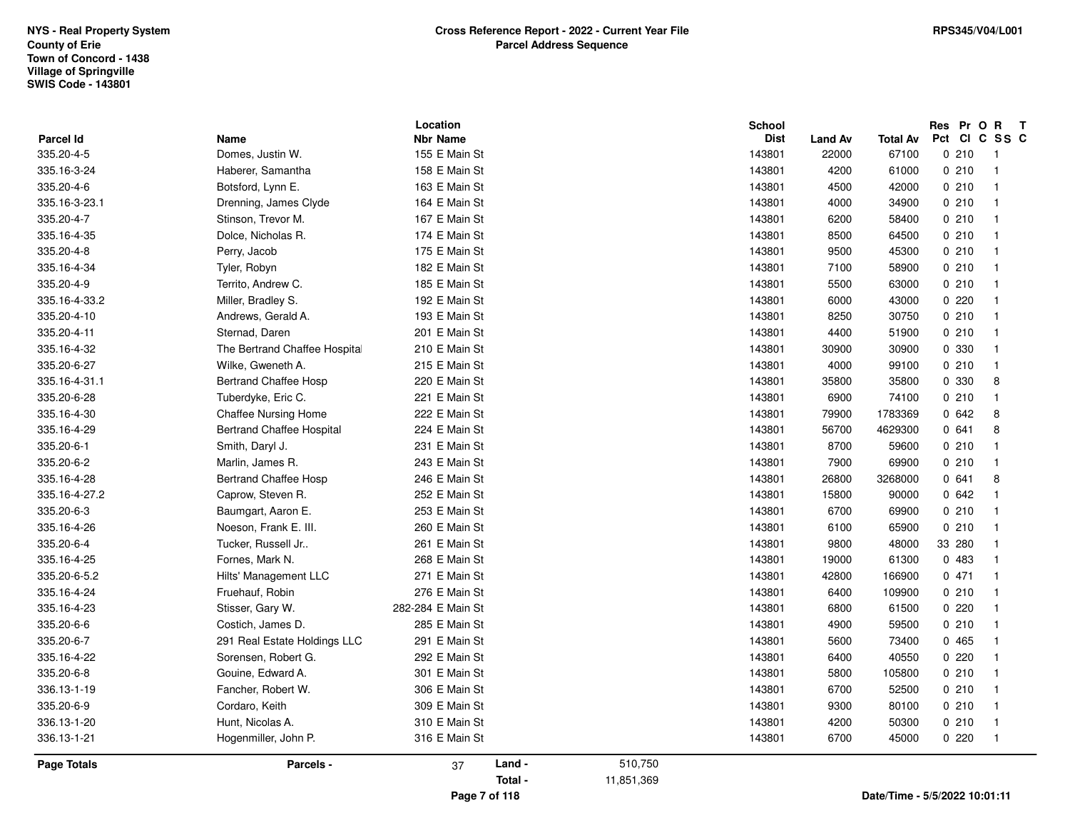NYS - Real Property System
County of Erie
Town of Concord - 1438
Village of Springville
SWIS Code - 143801

**Cross Reference Report - 2022 - Current Year File**
**Parcel Address Sequence**

RPS345/V04/L001

| Parcel Id | Name | Location Nbr Name | School Dist | Land Av | Total Av | Res Pct | Pr Cl | O C | R SS | T C |
|---|---|---|---|---|---|---|---|---|---|---|
| 335.20-4-5 | Domes, Justin W. | 155 E Main St | 143801 | 22000 | 67100 | 0 | 210 | | 1 | |
| 335.16-3-24 | Haberer, Samantha | 158 E Main St | 143801 | 4200 | 61000 | 0 | 210 | | 1 | |
| 335.20-4-6 | Botsford, Lynn E. | 163 E Main St | 143801 | 4500 | 42000 | 0 | 210 | | 1 | |
| 335.16-3-23.1 | Drenning, James Clyde | 164 E Main St | 143801 | 4000 | 34900 | 0 | 210 | | 1 | |
| 335.20-4-7 | Stinson, Trevor M. | 167 E Main St | 143801 | 6200 | 58400 | 0 | 210 | | 1 | |
| 335.16-4-35 | Dolce, Nicholas R. | 174 E Main St | 143801 | 8500 | 64500 | 0 | 210 | | 1 | |
| 335.20-4-8 | Perry, Jacob | 175 E Main St | 143801 | 9500 | 45300 | 0 | 210 | | 1 | |
| 335.16-4-34 | Tyler, Robyn | 182 E Main St | 143801 | 7100 | 58900 | 0 | 210 | | 1 | |
| 335.20-4-9 | Territo, Andrew C. | 185 E Main St | 143801 | 5500 | 63000 | 0 | 210 | | 1 | |
| 335.16-4-33.2 | Miller, Bradley S. | 192 E Main St | 143801 | 6000 | 43000 | 0 | 220 | | 1 | |
| 335.20-4-10 | Andrews, Gerald A. | 193 E Main St | 143801 | 8250 | 30750 | 0 | 210 | | 1 | |
| 335.20-4-11 | Sternad, Daren | 201 E Main St | 143801 | 4400 | 51900 | 0 | 210 | | 1 | |
| 335.16-4-32 | The Bertrand Chaffee Hospital | 210 E Main St | 143801 | 30900 | 30900 | 0 | 330 | | 1 | |
| 335.20-6-27 | Wilke, Gweneth A. | 215 E Main St | 143801 | 4000 | 99100 | 0 | 210 | | 1 | |
| 335.16-4-31.1 | Bertrand Chaffee Hosp | 220 E Main St | 143801 | 35800 | 35800 | 0 | 330 | | 8 | |
| 335.20-6-28 | Tuberdyke, Eric C. | 221 E Main St | 143801 | 6900 | 74100 | 0 | 210 | | 1 | |
| 335.16-4-30 | Chaffee Nursing Home | 222 E Main St | 143801 | 79900 | 1783369 | 0 | 642 | | 8 | |
| 335.16-4-29 | Bertrand Chaffee Hospital | 224 E Main St | 143801 | 56700 | 4629300 | 0 | 641 | | 8 | |
| 335.20-6-1 | Smith, Daryl J. | 231 E Main St | 143801 | 8700 | 59600 | 0 | 210 | | 1 | |
| 335.20-6-2 | Marlin, James R. | 243 E Main St | 143801 | 7900 | 69900 | 0 | 210 | | 1 | |
| 335.16-4-28 | Bertrand Chaffee Hosp | 246 E Main St | 143801 | 26800 | 3268000 | 0 | 641 | | 8 | |
| 335.16-4-27.2 | Caprow, Steven R. | 252 E Main St | 143801 | 15800 | 90000 | 0 | 642 | | 1 | |
| 335.20-6-3 | Baumgart, Aaron E. | 253 E Main St | 143801 | 6700 | 69900 | 0 | 210 | | 1 | |
| 335.16-4-26 | Noeson, Frank E. III. | 260 E Main St | 143801 | 6100 | 65900 | 0 | 210 | | 1 | |
| 335.20-6-4 | Tucker, Russell Jr.. | 261 E Main St | 143801 | 9800 | 48000 | 33 | 280 | | 1 | |
| 335.16-4-25 | Fornes, Mark N. | 268 E Main St | 143801 | 19000 | 61300 | 0 | 483 | | 1 | |
| 335.20-6-5.2 | Hilts' Management LLC | 271 E Main St | 143801 | 42800 | 166900 | 0 | 471 | | 1 | |
| 335.16-4-24 | Fruehauf, Robin | 276 E Main St | 143801 | 6400 | 109900 | 0 | 210 | | 1 | |
| 335.16-4-23 | Stisser, Gary W. | 282-284 E Main St | 143801 | 6800 | 61500 | 0 | 220 | | 1 | |
| 335.20-6-6 | Costich, James D. | 285 E Main St | 143801 | 4900 | 59500 | 0 | 210 | | 1 | |
| 335.20-6-7 | 291 Real Estate Holdings LLC | 291 E Main St | 143801 | 5600 | 73400 | 0 | 465 | | 1 | |
| 335.16-4-22 | Sorensen, Robert G. | 292 E Main St | 143801 | 6400 | 40550 | 0 | 220 | | 1 | |
| 335.20-6-8 | Gouine, Edward A. | 301 E Main St | 143801 | 5800 | 105800 | 0 | 210 | | 1 | |
| 336.13-1-19 | Fancher, Robert W. | 306 E Main St | 143801 | 6700 | 52500 | 0 | 210 | | 1 | |
| 335.20-6-9 | Cordaro, Keith | 309 E Main St | 143801 | 9300 | 80100 | 0 | 210 | | 1 | |
| 336.13-1-20 | Hunt, Nicolas A. | 310 E Main St | 143801 | 4200 | 50300 | 0 | 210 | | 1 | |
| 336.13-1-21 | Hogenmiller, John P. | 316 E Main St | 143801 | 6700 | 45000 | 0 | 220 | | 1 | |

**Page Totals** — **Parcels -** 37 — **Land -** 510,750 — **Total -** 11,851,369

Date/Time - 5/5/2022 10:01:11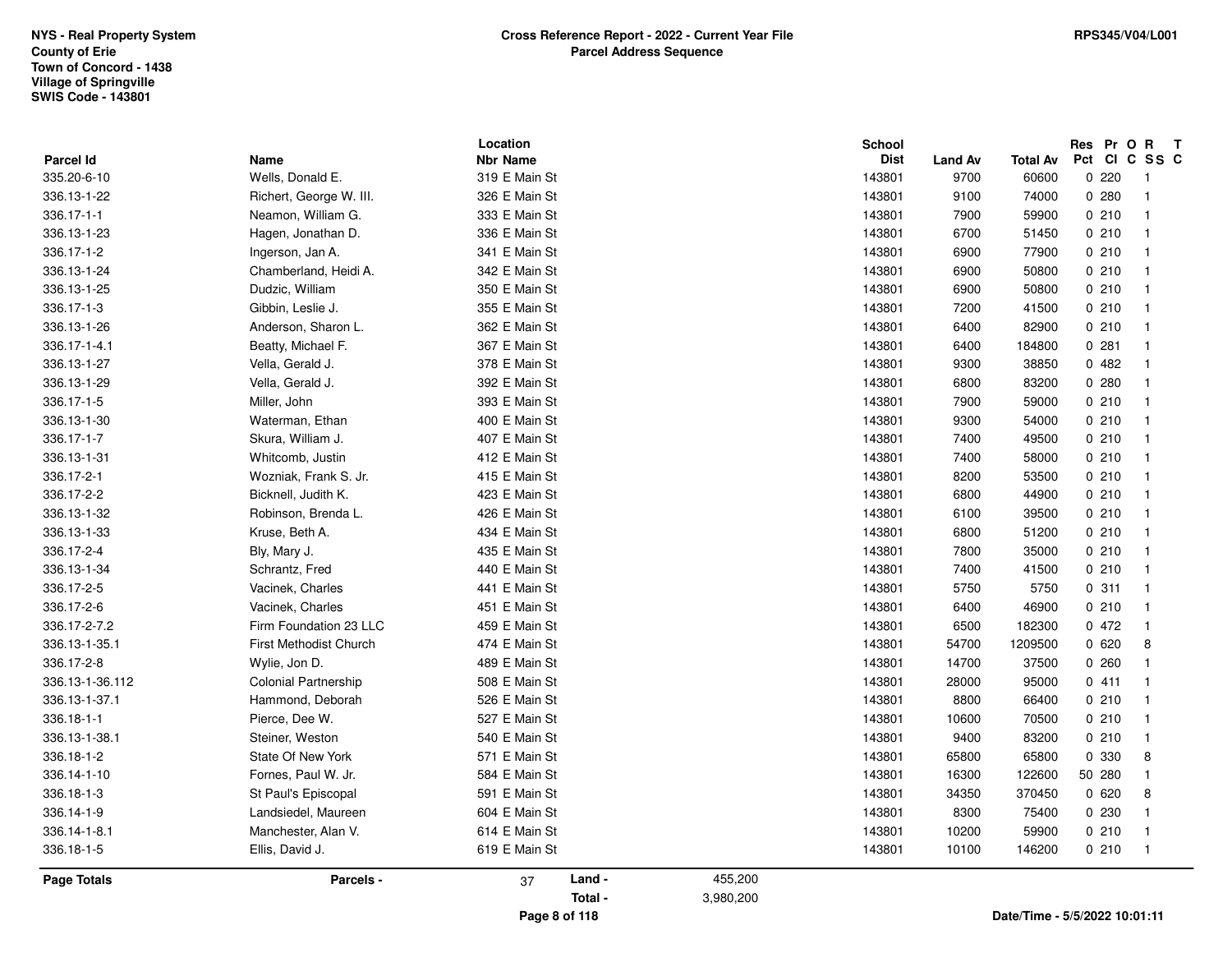NYS - Real Property System
County of Erie
Town of Concord - 1438
Village of Springville
SWIS Code - 143801

**Cross Reference Report - 2022 - Current Year File**
**Parcel Address Sequence**

RPS345/V04/L001

| Parcel Id | Name | Location Nbr Name | School Dist | Land Av | Total Av | Res Pct | Pr Cl | O C | R SS | T C |
|---|---|---|---|---|---|---|---|---|---|---|
| 335.20-6-10 | Wells, Donald E. | 319 E Main St | 143801 | 9700 | 60600 | 0 | 220 | | 1 | |
| 336.13-1-22 | Richert, George W. III. | 326 E Main St | 143801 | 9100 | 74000 | 0 | 280 | | 1 | |
| 336.17-1-1 | Neamon, William G. | 333 E Main St | 143801 | 7900 | 59900 | 0 | 210 | | 1 | |
| 336.13-1-23 | Hagen, Jonathan D. | 336 E Main St | 143801 | 6700 | 51450 | 0 | 210 | | 1 | |
| 336.17-1-2 | Ingerson, Jan A. | 341 E Main St | 143801 | 6900 | 77900 | 0 | 210 | | 1 | |
| 336.13-1-24 | Chamberland, Heidi A. | 342 E Main St | 143801 | 6900 | 50800 | 0 | 210 | | 1 | |
| 336.13-1-25 | Dudzic, William | 350 E Main St | 143801 | 6900 | 50800 | 0 | 210 | | 1 | |
| 336.17-1-3 | Gibbin, Leslie J. | 355 E Main St | 143801 | 7200 | 41500 | 0 | 210 | | 1 | |
| 336.13-1-26 | Anderson, Sharon L. | 362 E Main St | 143801 | 6400 | 82900 | 0 | 210 | | 1 | |
| 336.17-1-4.1 | Beatty, Michael F. | 367 E Main St | 143801 | 6400 | 184800 | 0 | 281 | | 1 | |
| 336.13-1-27 | Vella, Gerald J. | 378 E Main St | 143801 | 9300 | 38850 | 0 | 482 | | 1 | |
| 336.13-1-29 | Vella, Gerald J. | 392 E Main St | 143801 | 6800 | 83200 | 0 | 280 | | 1 | |
| 336.17-1-5 | Miller, John | 393 E Main St | 143801 | 7900 | 59000 | 0 | 210 | | 1 | |
| 336.13-1-30 | Waterman, Ethan | 400 E Main St | 143801 | 9300 | 54000 | 0 | 210 | | 1 | |
| 336.17-1-7 | Skura, William J. | 407 E Main St | 143801 | 7400 | 49500 | 0 | 210 | | 1 | |
| 336.13-1-31 | Whitcomb, Justin | 412 E Main St | 143801 | 7400 | 58000 | 0 | 210 | | 1 | |
| 336.17-2-1 | Wozniak, Frank S. Jr. | 415 E Main St | 143801 | 8200 | 53500 | 0 | 210 | | 1 | |
| 336.17-2-2 | Bicknell, Judith K. | 423 E Main St | 143801 | 6800 | 44900 | 0 | 210 | | 1 | |
| 336.13-1-32 | Robinson, Brenda L. | 426 E Main St | 143801 | 6100 | 39500 | 0 | 210 | | 1 | |
| 336.13-1-33 | Kruse, Beth A. | 434 E Main St | 143801 | 6800 | 51200 | 0 | 210 | | 1 | |
| 336.17-2-4 | Bly, Mary J. | 435 E Main St | 143801 | 7800 | 35000 | 0 | 210 | | 1 | |
| 336.13-1-34 | Schrantz, Fred | 440 E Main St | 143801 | 7400 | 41500 | 0 | 210 | | 1 | |
| 336.17-2-5 | Vacinek, Charles | 441 E Main St | 143801 | 5750 | 5750 | 0 | 311 | | 1 | |
| 336.17-2-6 | Vacinek, Charles | 451 E Main St | 143801 | 6400 | 46900 | 0 | 210 | | 1 | |
| 336.17-2-7.2 | Firm Foundation 23 LLC | 459 E Main St | 143801 | 6500 | 182300 | 0 | 472 | | 1 | |
| 336.13-1-35.1 | First Methodist Church | 474 E Main St | 143801 | 54700 | 1209500 | 0 | 620 | | 8 | |
| 336.17-2-8 | Wylie, Jon D. | 489 E Main St | 143801 | 14700 | 37500 | 0 | 260 | | 1 | |
| 336.13-1-36.112 | Colonial Partnership | 508 E Main St | 143801 | 28000 | 95000 | 0 | 411 | | 1 | |
| 336.13-1-37.1 | Hammond, Deborah | 526 E Main St | 143801 | 8800 | 66400 | 0 | 210 | | 1 | |
| 336.18-1-1 | Pierce, Dee W. | 527 E Main St | 143801 | 10600 | 70500 | 0 | 210 | | 1 | |
| 336.13-1-38.1 | Steiner, Weston | 540 E Main St | 143801 | 9400 | 83200 | 0 | 210 | | 1 | |
| 336.18-1-2 | State Of New York | 571 E Main St | 143801 | 65800 | 65800 | 0 | 330 | | 8 | |
| 336.14-1-10 | Fornes, Paul W. Jr. | 584 E Main St | 143801 | 16300 | 122600 | 50 | 280 | | 1 | |
| 336.18-1-3 | St Paul's Episcopal | 591 E Main St | 143801 | 34350 | 370450 | 0 | 620 | | 8 | |
| 336.14-1-9 | Landsiedel, Maureen | 604 E Main St | 143801 | 8300 | 75400 | 0 | 230 | | 1 | |
| 336.14-1-8.1 | Manchester, Alan V. | 614 E Main St | 143801 | 10200 | 59900 | 0 | 210 | | 1 | |
| 336.18-1-5 | Ellis, David J. | 619 E Main St | 143801 | 10100 | 146200 | 0 | 210 | | 1 | |

**Page Totals** — **Parcels -** 37 — **Land -** 455,200 — **Total -** 3,980,200

Date/Time - 5/5/2022 10:01:11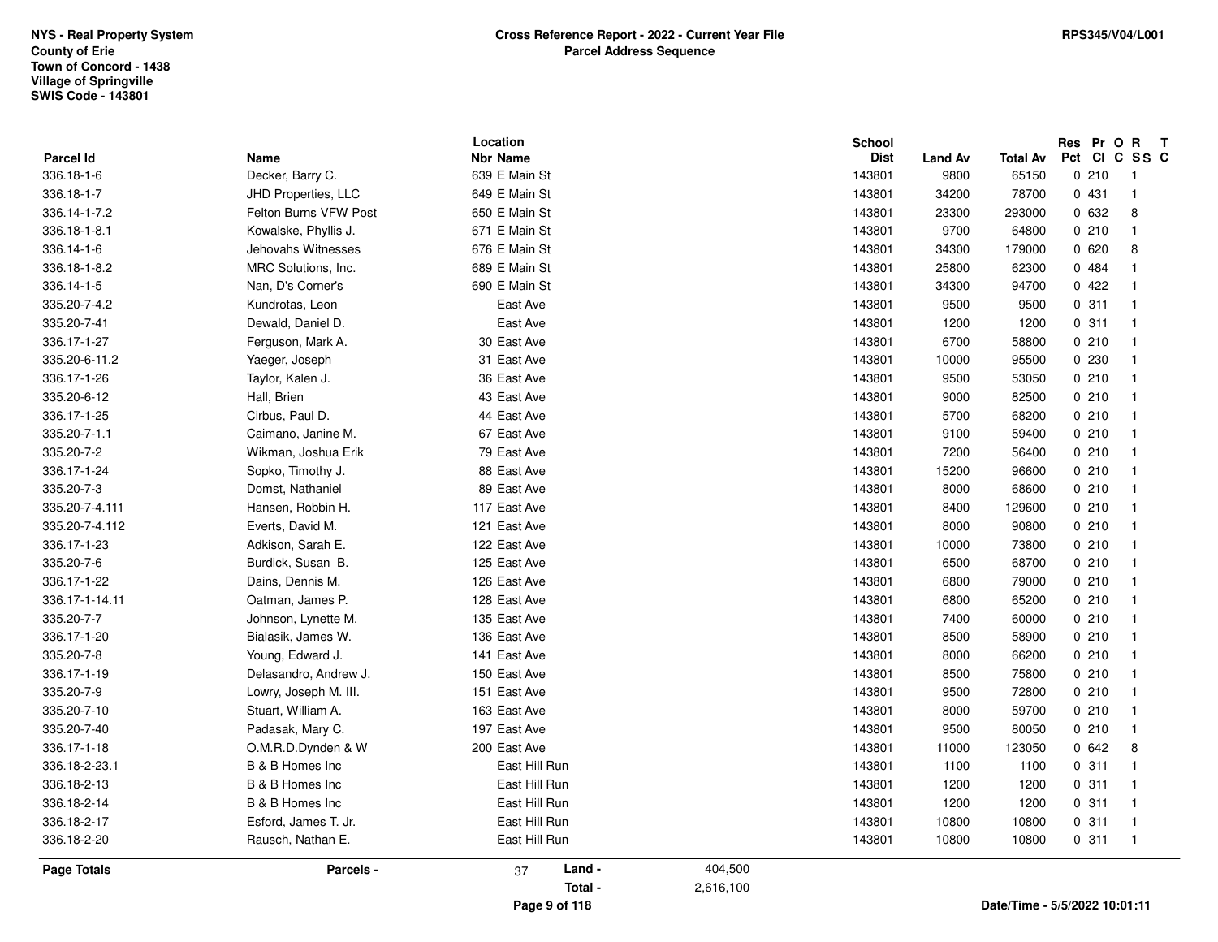NYS - Real Property System
County of Erie
Town of Concord - 1438
Village of Springville
SWIS Code - 143801

**Cross Reference Report - 2022 - Current Year File**
**Parcel Address Sequence**

RPS345/V04/L001

| Parcel Id | Name | Location Nbr | Location Name | School Dist | Land Av | Total Av | Res Pct | Pr Cl | O C | R SS | T C |
|---|---|---|---|---|---|---|---|---|---|---|---|
| 336.18-1-6 | Decker, Barry C. | 639 | E Main St | 143801 | 9800 | 65150 | 0 | 210 | | 1 | |
| 336.18-1-7 | JHD Properties, LLC | 649 | E Main St | 143801 | 34200 | 78700 | 0 | 431 | | 1 | |
| 336.14-1-7.2 | Felton Burns VFW Post | 650 | E Main St | 143801 | 23300 | 293000 | 0 | 632 | | 8 | |
| 336.18-1-8.1 | Kowalske, Phyllis J. | 671 | E Main St | 143801 | 9700 | 64800 | 0 | 210 | | 1 | |
| 336.14-1-6 | Jehovahs Witnesses | 676 | E Main St | 143801 | 34300 | 179000 | 0 | 620 | | 8 | |
| 336.18-1-8.2 | MRC Solutions, Inc. | 689 | E Main St | 143801 | 25800 | 62300 | 0 | 484 | | 1 | |
| 336.14-1-5 | Nan, D's Corner's | 690 | E Main St | 143801 | 34300 | 94700 | 0 | 422 | | 1 | |
| 335.20-7-4.2 | Kundrotas, Leon | | East Ave | 143801 | 9500 | 9500 | 0 | 311 | | 1 | |
| 335.20-7-41 | Dewald, Daniel D. | | East Ave | 143801 | 1200 | 1200 | 0 | 311 | | 1 | |
| 336.17-1-27 | Ferguson, Mark A. | 30 | East Ave | 143801 | 6700 | 58800 | 0 | 210 | | 1 | |
| 335.20-6-11.2 | Yaeger, Joseph | 31 | East Ave | 143801 | 10000 | 95500 | 0 | 230 | | 1 | |
| 336.17-1-26 | Taylor, Kalen J. | 36 | East Ave | 143801 | 9500 | 53050 | 0 | 210 | | 1 | |
| 335.20-6-12 | Hall, Brien | 43 | East Ave | 143801 | 9000 | 82500 | 0 | 210 | | 1 | |
| 336.17-1-25 | Cirbus, Paul D. | 44 | East Ave | 143801 | 5700 | 68200 | 0 | 210 | | 1 | |
| 335.20-7-1.1 | Caimano, Janine M. | 67 | East Ave | 143801 | 9100 | 59400 | 0 | 210 | | 1 | |
| 335.20-7-2 | Wikman, Joshua Erik | 79 | East Ave | 143801 | 7200 | 56400 | 0 | 210 | | 1 | |
| 336.17-1-24 | Sopko, Timothy J. | 88 | East Ave | 143801 | 15200 | 96600 | 0 | 210 | | 1 | |
| 335.20-7-3 | Domst, Nathaniel | 89 | East Ave | 143801 | 8000 | 68600 | 0 | 210 | | 1 | |
| 335.20-7-4.111 | Hansen, Robbin H. | 117 | East Ave | 143801 | 8400 | 129600 | 0 | 210 | | 1 | |
| 335.20-7-4.112 | Everts, David M. | 121 | East Ave | 143801 | 8000 | 90800 | 0 | 210 | | 1 | |
| 336.17-1-23 | Adkison, Sarah E. | 122 | East Ave | 143801 | 10000 | 73800 | 0 | 210 | | 1 | |
| 335.20-7-6 | Burdick, Susan B. | 125 | East Ave | 143801 | 6500 | 68700 | 0 | 210 | | 1 | |
| 336.17-1-22 | Dains, Dennis M. | 126 | East Ave | 143801 | 6800 | 79000 | 0 | 210 | | 1 | |
| 336.17-1-14.11 | Oatman, James P. | 128 | East Ave | 143801 | 6800 | 65200 | 0 | 210 | | 1 | |
| 335.20-7-7 | Johnson, Lynette M. | 135 | East Ave | 143801 | 7400 | 60000 | 0 | 210 | | 1 | |
| 336.17-1-20 | Bialasik, James W. | 136 | East Ave | 143801 | 8500 | 58900 | 0 | 210 | | 1 | |
| 335.20-7-8 | Young, Edward J. | 141 | East Ave | 143801 | 8000 | 66200 | 0 | 210 | | 1 | |
| 336.17-1-19 | Delasandro, Andrew J. | 150 | East Ave | 143801 | 8500 | 75800 | 0 | 210 | | 1 | |
| 335.20-7-9 | Lowry, Joseph M. III. | 151 | East Ave | 143801 | 9500 | 72800 | 0 | 210 | | 1 | |
| 335.20-7-10 | Stuart, William A. | 163 | East Ave | 143801 | 8000 | 59700 | 0 | 210 | | 1 | |
| 335.20-7-40 | Padasak, Mary C. | 197 | East Ave | 143801 | 9500 | 80050 | 0 | 210 | | 1 | |
| 336.17-1-18 | O.M.R.D.Dynden & W | 200 | East Ave | 143801 | 11000 | 123050 | 0 | 642 | | 8 | |
| 336.18-2-23.1 | B & B Homes Inc | | East Hill Run | 143801 | 1100 | 1100 | 0 | 311 | | 1 | |
| 336.18-2-13 | B & B Homes Inc | | East Hill Run | 143801 | 1200 | 1200 | 0 | 311 | | 1 | |
| 336.18-2-14 | B & B Homes Inc | | East Hill Run | 143801 | 1200 | 1200 | 0 | 311 | | 1 | |
| 336.18-2-17 | Esford, James T. Jr. | | East Hill Run | 143801 | 10800 | 10800 | 0 | 311 | | 1 | |
| 336.18-2-20 | Rausch, Nathan E. | | East Hill Run | 143801 | 10800 | 10800 | 0 | 311 | | 1 | |

**Page Totals** — **Parcels -** 37 — **Land -** 404,500 — **Total -** 2,616,100

**Date/Time - 5/5/2022 10:01:11**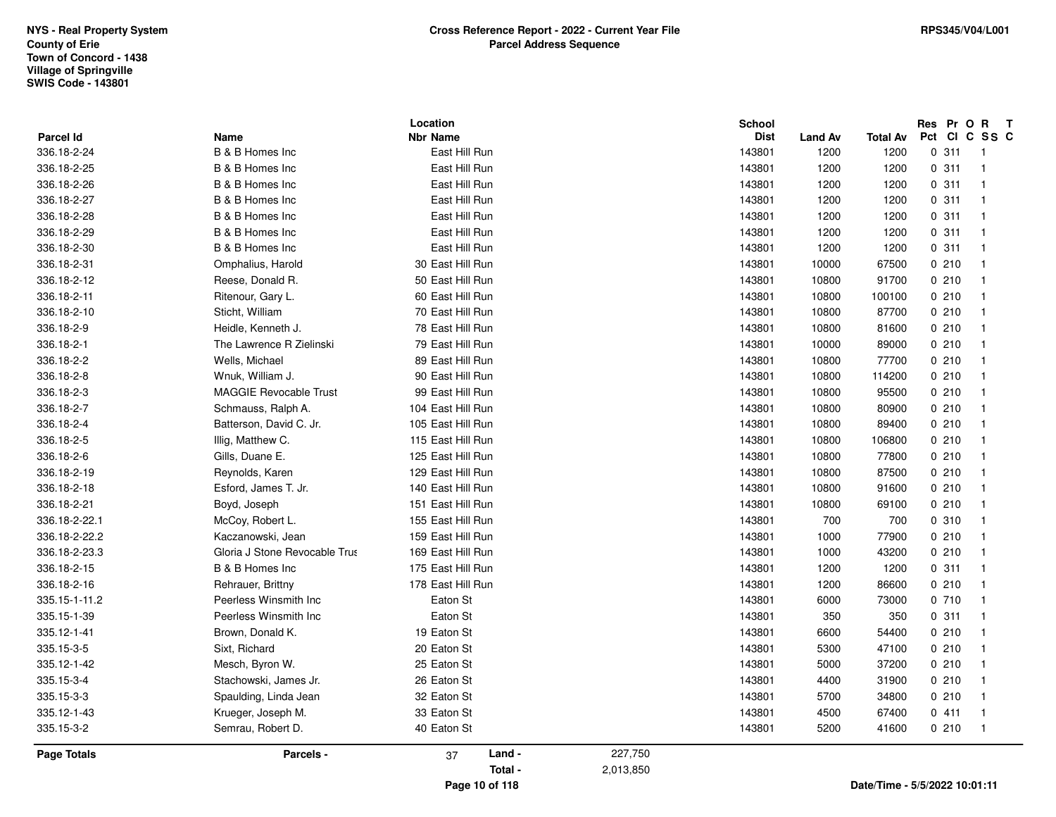NYS - Real Property System
County of Erie
Town of Concord - 1438
Village of Springville
SWIS Code - 143801

**Cross Reference Report - 2022 - Current Year File**
**Parcel Address Sequence**

RPS345/V04/L001

| Parcel Id | Name | Location Nbr | Location Name | School Dist | Land Av | Total Av | Res Pct | Pr Cl | O C | R SS | T C |
|---|---|---|---|---|---|---|---|---|---|---|---|
| 336.18-2-24 | B & B Homes Inc | | East Hill Run | 143801 | 1200 | 1200 | 0 | 311 | | 1 | |
| 336.18-2-25 | B & B Homes Inc | | East Hill Run | 143801 | 1200 | 1200 | 0 | 311 | | 1 | |
| 336.18-2-26 | B & B Homes Inc | | East Hill Run | 143801 | 1200 | 1200 | 0 | 311 | | 1 | |
| 336.18-2-27 | B & B Homes Inc | | East Hill Run | 143801 | 1200 | 1200 | 0 | 311 | | 1 | |
| 336.18-2-28 | B & B Homes Inc | | East Hill Run | 143801 | 1200 | 1200 | 0 | 311 | | 1 | |
| 336.18-2-29 | B & B Homes Inc | | East Hill Run | 143801 | 1200 | 1200 | 0 | 311 | | 1 | |
| 336.18-2-30 | B & B Homes Inc | | East Hill Run | 143801 | 1200 | 1200 | 0 | 311 | | 1 | |
| 336.18-2-31 | Omphalius, Harold | 30 | East Hill Run | 143801 | 10000 | 67500 | 0 | 210 | | 1 | |
| 336.18-2-12 | Reese, Donald R. | 50 | East Hill Run | 143801 | 10800 | 91700 | 0 | 210 | | 1 | |
| 336.18-2-11 | Ritenour, Gary L. | 60 | East Hill Run | 143801 | 10800 | 100100 | 0 | 210 | | 1 | |
| 336.18-2-10 | Sticht, William | 70 | East Hill Run | 143801 | 10800 | 87700 | 0 | 210 | | 1 | |
| 336.18-2-9 | Heidle, Kenneth J. | 78 | East Hill Run | 143801 | 10800 | 81600 | 0 | 210 | | 1 | |
| 336.18-2-1 | The Lawrence R Zielinski | 79 | East Hill Run | 143801 | 10000 | 89000 | 0 | 210 | | 1 | |
| 336.18-2-2 | Wells, Michael | 89 | East Hill Run | 143801 | 10800 | 77700 | 0 | 210 | | 1 | |
| 336.18-2-8 | Wnuk, William J. | 90 | East Hill Run | 143801 | 10800 | 114200 | 0 | 210 | | 1 | |
| 336.18-2-3 | MAGGIE Revocable Trust | 99 | East Hill Run | 143801 | 10800 | 95500 | 0 | 210 | | 1 | |
| 336.18-2-7 | Schmauss, Ralph A. | 104 | East Hill Run | 143801 | 10800 | 80900 | 0 | 210 | | 1 | |
| 336.18-2-4 | Batterson, David C. Jr. | 105 | East Hill Run | 143801 | 10800 | 89400 | 0 | 210 | | 1 | |
| 336.18-2-5 | Illig, Matthew C. | 115 | East Hill Run | 143801 | 10800 | 106800 | 0 | 210 | | 1 | |
| 336.18-2-6 | Gills, Duane E. | 125 | East Hill Run | 143801 | 10800 | 77800 | 0 | 210 | | 1 | |
| 336.18-2-19 | Reynolds, Karen | 129 | East Hill Run | 143801 | 10800 | 87500 | 0 | 210 | | 1 | |
| 336.18-2-18 | Esford, James T. Jr. | 140 | East Hill Run | 143801 | 10800 | 91600 | 0 | 210 | | 1 | |
| 336.18-2-21 | Boyd, Joseph | 151 | East Hill Run | 143801 | 10800 | 69100 | 0 | 210 | | 1 | |
| 336.18-2-22.1 | McCoy, Robert L. | 155 | East Hill Run | 143801 | 700 | 700 | 0 | 310 | | 1 | |
| 336.18-2-22.2 | Kaczanowski, Jean | 159 | East Hill Run | 143801 | 1000 | 77900 | 0 | 210 | | 1 | |
| 336.18-2-23.3 | Gloria J Stone Revocable Trus | 169 | East Hill Run | 143801 | 1000 | 43200 | 0 | 210 | | 1 | |
| 336.18-2-15 | B & B Homes Inc | 175 | East Hill Run | 143801 | 1200 | 1200 | 0 | 311 | | 1 | |
| 336.18-2-16 | Rehrauer, Brittny | 178 | East Hill Run | 143801 | 1200 | 86600 | 0 | 210 | | 1 | |
| 335.15-1-11.2 | Peerless Winsmith Inc | | Eaton St | 143801 | 6000 | 73000 | 0 | 710 | | 1 | |
| 335.15-1-39 | Peerless Winsmith Inc | | Eaton St | 143801 | 350 | 350 | 0 | 311 | | 1 | |
| 335.12-1-41 | Brown, Donald K. | 19 | Eaton St | 143801 | 6600 | 54400 | 0 | 210 | | 1 | |
| 335.15-3-5 | Sixt, Richard | 20 | Eaton St | 143801 | 5300 | 47100 | 0 | 210 | | 1 | |
| 335.12-1-42 | Mesch, Byron W. | 25 | Eaton St | 143801 | 5000 | 37200 | 0 | 210 | | 1 | |
| 335.15-3-4 | Stachowski, James Jr. | 26 | Eaton St | 143801 | 4400 | 31900 | 0 | 210 | | 1 | |
| 335.15-3-3 | Spaulding, Linda Jean | 32 | Eaton St | 143801 | 5700 | 34800 | 0 | 210 | | 1 | |
| 335.12-1-43 | Krueger, Joseph M. | 33 | Eaton St | 143801 | 4500 | 67400 | 0 | 411 | | 1 | |
| 335.15-3-2 | Semrau, Robert D. | 40 | Eaton St | 143801 | 5200 | 41600 | 0 | 210 | | 1 | |

**Page Totals** **Parcels -** 37 **Land -** 227,750 **Total -** 2,013,850

Date/Time - 5/5/2022 10:01:11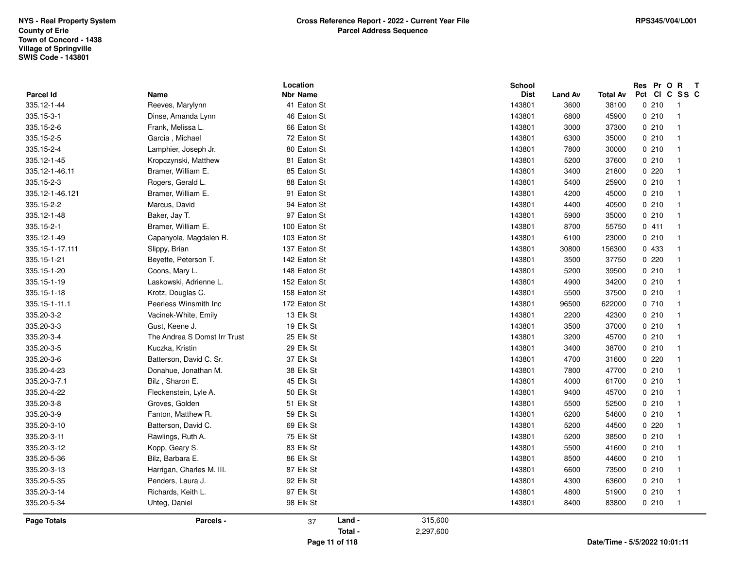NYS - Real Property System
County of Erie
Town of Concord - 1438
Village of Springville
SWIS Code - 143801

**Cross Reference Report - 2022 - Current Year File**
**Parcel Address Sequence**

RPS345/V04/L001

| Parcel Id | Name | Location Nbr | Location Name | School Dist | Land Av | Total Av | Res Pct | Pr Cl | O C | R SS | T C |
|---|---|---|---|---|---|---|---|---|---|---|---|
| 335.12-1-44 | Reeves, Marylynn | 41 | Eaton St | 143801 | 3600 | 38100 | 0 | 210 | | 1 | |
| 335.15-3-1 | Dinse, Amanda Lynn | 46 | Eaton St | 143801 | 6800 | 45900 | 0 | 210 | | 1 | |
| 335.15-2-6 | Frank, Melissa L. | 66 | Eaton St | 143801 | 3000 | 37300 | 0 | 210 | | 1 | |
| 335.15-2-5 | Garcia , Michael | 72 | Eaton St | 143801 | 6300 | 35000 | 0 | 210 | | 1 | |
| 335.15-2-4 | Lamphier, Joseph Jr. | 80 | Eaton St | 143801 | 7800 | 30000 | 0 | 210 | | 1 | |
| 335.12-1-45 | Kropczynski, Matthew | 81 | Eaton St | 143801 | 5200 | 37600 | 0 | 210 | | 1 | |
| 335.12-1-46.11 | Bramer, William E. | 85 | Eaton St | 143801 | 3400 | 21800 | 0 | 220 | | 1 | |
| 335.15-2-3 | Rogers, Gerald L. | 88 | Eaton St | 143801 | 5400 | 25900 | 0 | 210 | | 1 | |
| 335.12-1-46.121 | Bramer, William E. | 91 | Eaton St | 143801 | 4200 | 45000 | 0 | 210 | | 1 | |
| 335.15-2-2 | Marcus, David | 94 | Eaton St | 143801 | 4400 | 40500 | 0 | 210 | | 1 | |
| 335.12-1-48 | Baker, Jay T. | 97 | Eaton St | 143801 | 5900 | 35000 | 0 | 210 | | 1 | |
| 335.15-2-1 | Bramer, William E. | 100 | Eaton St | 143801 | 8700 | 55750 | 0 | 411 | | 1 | |
| 335.12-1-49 | Capanyola, Magdalen R. | 103 | Eaton St | 143801 | 6100 | 23000 | 0 | 210 | | 1 | |
| 335.15-1-17.111 | Slippy, Brian | 137 | Eaton St | 143801 | 30800 | 156300 | 0 | 433 | | 1 | |
| 335.15-1-21 | Beyette, Peterson T. | 142 | Eaton St | 143801 | 3500 | 37750 | 0 | 220 | | 1 | |
| 335.15-1-20 | Coons, Mary L. | 148 | Eaton St | 143801 | 5200 | 39500 | 0 | 210 | | 1 | |
| 335.15-1-19 | Laskowski, Adrienne L. | 152 | Eaton St | 143801 | 4900 | 34200 | 0 | 210 | | 1 | |
| 335.15-1-18 | Krotz, Douglas C. | 158 | Eaton St | 143801 | 5500 | 37500 | 0 | 210 | | 1 | |
| 335.15-1-11.1 | Peerless Winsmith Inc | 172 | Eaton St | 143801 | 96500 | 622000 | 0 | 710 | | 1 | |
| 335.20-3-2 | Vacinek-White, Emily | 13 | Elk St | 143801 | 2200 | 42300 | 0 | 210 | | 1 | |
| 335.20-3-3 | Gust, Keene J. | 19 | Elk St | 143801 | 3500 | 37000 | 0 | 210 | | 1 | |
| 335.20-3-4 | The Andrea S Domst Irr Trust | 25 | Elk St | 143801 | 3200 | 45700 | 0 | 210 | | 1 | |
| 335.20-3-5 | Kuczka, Kristin | 29 | Elk St | 143801 | 3400 | 38700 | 0 | 210 | | 1 | |
| 335.20-3-6 | Batterson, David C. Sr. | 37 | Elk St | 143801 | 4700 | 31600 | 0 | 220 | | 1 | |
| 335.20-4-23 | Donahue, Jonathan M. | 38 | Elk St | 143801 | 7800 | 47700 | 0 | 210 | | 1 | |
| 335.20-3-7.1 | Bilz , Sharon E. | 45 | Elk St | 143801 | 4000 | 61700 | 0 | 210 | | 1 | |
| 335.20-4-22 | Fleckenstein, Lyle A. | 50 | Elk St | 143801 | 9400 | 45700 | 0 | 210 | | 1 | |
| 335.20-3-8 | Groves, Golden | 51 | Elk St | 143801 | 5500 | 52500 | 0 | 210 | | 1 | |
| 335.20-3-9 | Fanton, Matthew R. | 59 | Elk St | 143801 | 6200 | 54600 | 0 | 210 | | 1 | |
| 335.20-3-10 | Batterson, David C. | 69 | Elk St | 143801 | 5200 | 44500 | 0 | 220 | | 1 | |
| 335.20-3-11 | Rawlings, Ruth A. | 75 | Elk St | 143801 | 5200 | 38500 | 0 | 210 | | 1 | |
| 335.20-3-12 | Kopp, Geary S. | 83 | Elk St | 143801 | 5500 | 41600 | 0 | 210 | | 1 | |
| 335.20-5-36 | Bilz, Barbara E. | 86 | Elk St | 143801 | 8500 | 44600 | 0 | 210 | | 1 | |
| 335.20-3-13 | Harrigan, Charles M. III. | 87 | Elk St | 143801 | 6600 | 73500 | 0 | 210 | | 1 | |
| 335.20-5-35 | Penders, Laura J. | 92 | Elk St | 143801 | 4300 | 63600 | 0 | 210 | | 1 | |
| 335.20-3-14 | Richards, Keith L. | 97 | Elk St | 143801 | 4800 | 51900 | 0 | 210 | | 1 | |
| 335.20-5-34 | Uhteg, Daniel | 98 | Elk St | 143801 | 8400 | 83800 | 0 | 210 | | 1 | |

**Page Totals** Parcels - 37 Land - 315,600 Total - 2,297,600

Date/Time - 5/5/2022 10:01:11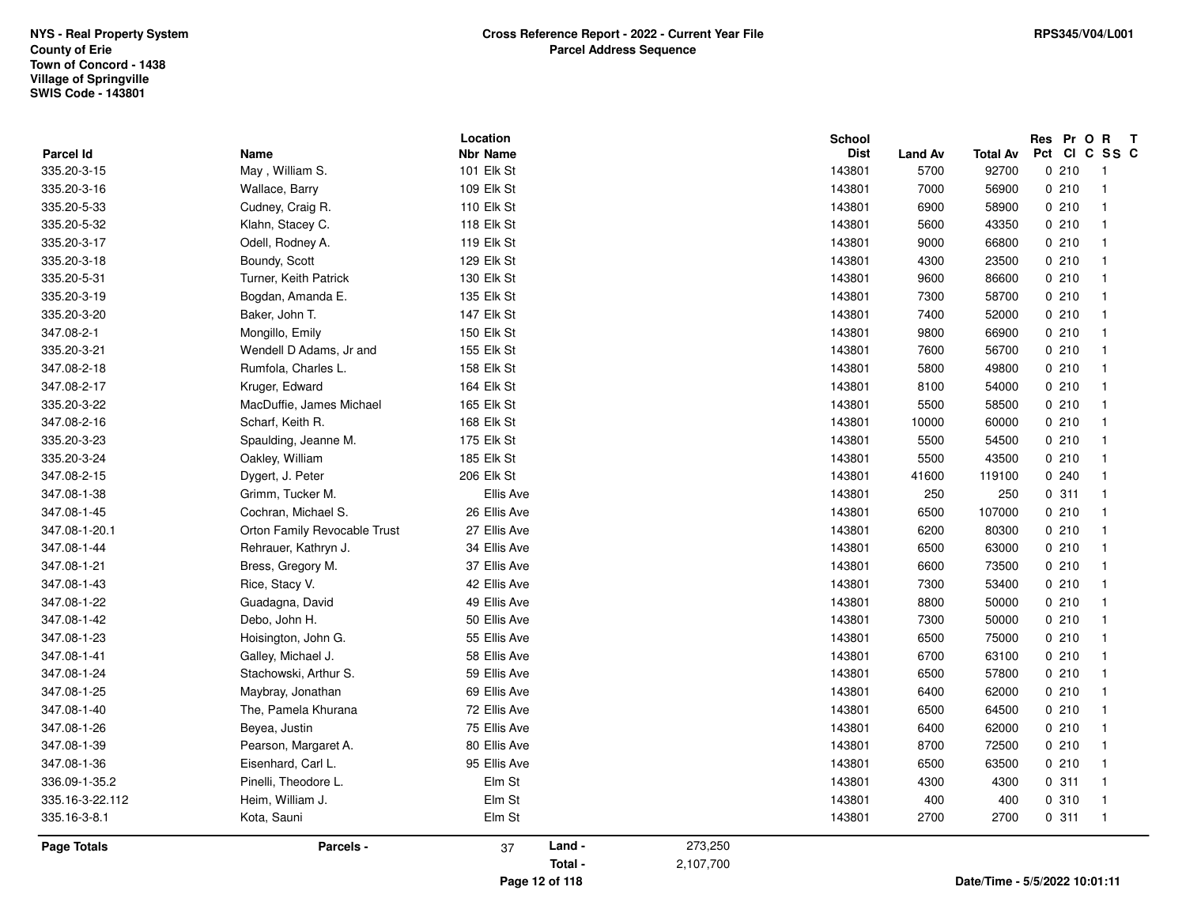NYS - Real Property System
County of Erie
Town of Concord - 1438
Village of Springville
SWIS Code - 143801

**Cross Reference Report - 2022 - Current Year File**
**Parcel Address Sequence**

RPS345/V04/L001

| Parcel Id | Name | Location Nbr Name | School Dist | Land Av | Total Av | Res Pct | Pr Cl | O C | R SS | T C |
|---|---|---|---|---|---|---|---|---|---|---|
| 335.20-3-15 | May , William S. | 101 Elk St | 143801 | 5700 | 92700 | 0 | 210 | | 1 | |
| 335.20-3-16 | Wallace, Barry | 109 Elk St | 143801 | 7000 | 56900 | 0 | 210 | | 1 | |
| 335.20-5-33 | Cudney, Craig R. | 110 Elk St | 143801 | 6900 | 58900 | 0 | 210 | | 1 | |
| 335.20-5-32 | Klahn, Stacey C. | 118 Elk St | 143801 | 5600 | 43350 | 0 | 210 | | 1 | |
| 335.20-3-17 | Odell, Rodney A. | 119 Elk St | 143801 | 9000 | 66800 | 0 | 210 | | 1 | |
| 335.20-3-18 | Boundy, Scott | 129 Elk St | 143801 | 4300 | 23500 | 0 | 210 | | 1 | |
| 335.20-5-31 | Turner, Keith Patrick | 130 Elk St | 143801 | 9600 | 86600 | 0 | 210 | | 1 | |
| 335.20-3-19 | Bogdan, Amanda E. | 135 Elk St | 143801 | 7300 | 58700 | 0 | 210 | | 1 | |
| 335.20-3-20 | Baker, John T. | 147 Elk St | 143801 | 7400 | 52000 | 0 | 210 | | 1 | |
| 347.08-2-1 | Mongillo, Emily | 150 Elk St | 143801 | 9800 | 66900 | 0 | 210 | | 1 | |
| 335.20-3-21 | Wendell D Adams, Jr and | 155 Elk St | 143801 | 7600 | 56700 | 0 | 210 | | 1 | |
| 347.08-2-18 | Rumfola, Charles L. | 158 Elk St | 143801 | 5800 | 49800 | 0 | 210 | | 1 | |
| 347.08-2-17 | Kruger, Edward | 164 Elk St | 143801 | 8100 | 54000 | 0 | 210 | | 1 | |
| 335.20-3-22 | MacDuffie, James Michael | 165 Elk St | 143801 | 5500 | 58500 | 0 | 210 | | 1 | |
| 347.08-2-16 | Scharf, Keith R. | 168 Elk St | 143801 | 10000 | 60000 | 0 | 210 | | 1 | |
| 335.20-3-23 | Spaulding, Jeanne M. | 175 Elk St | 143801 | 5500 | 54500 | 0 | 210 | | 1 | |
| 335.20-3-24 | Oakley, William | 185 Elk St | 143801 | 5500 | 43500 | 0 | 210 | | 1 | |
| 347.08-2-15 | Dygert, J. Peter | 206 Elk St | 143801 | 41600 | 119100 | 0 | 240 | | 1 | |
| 347.08-1-38 | Grimm, Tucker M. | Ellis Ave | 143801 | 250 | 250 | 0 | 311 | | 1 | |
| 347.08-1-45 | Cochran, Michael S. | 26 Ellis Ave | 143801 | 6500 | 107000 | 0 | 210 | | 1 | |
| 347.08-1-20.1 | Orton Family Revocable Trust | 27 Ellis Ave | 143801 | 6200 | 80300 | 0 | 210 | | 1 | |
| 347.08-1-44 | Rehrauer, Kathryn J. | 34 Ellis Ave | 143801 | 6500 | 63000 | 0 | 210 | | 1 | |
| 347.08-1-21 | Bress, Gregory M. | 37 Ellis Ave | 143801 | 6600 | 73500 | 0 | 210 | | 1 | |
| 347.08-1-43 | Rice, Stacy V. | 42 Ellis Ave | 143801 | 7300 | 53400 | 0 | 210 | | 1 | |
| 347.08-1-22 | Guadagna, David | 49 Ellis Ave | 143801 | 8800 | 50000 | 0 | 210 | | 1 | |
| 347.08-1-42 | Debo, John H. | 50 Ellis Ave | 143801 | 7300 | 50000 | 0 | 210 | | 1 | |
| 347.08-1-23 | Hoisington, John G. | 55 Ellis Ave | 143801 | 6500 | 75000 | 0 | 210 | | 1 | |
| 347.08-1-41 | Galley, Michael J. | 58 Ellis Ave | 143801 | 6700 | 63100 | 0 | 210 | | 1 | |
| 347.08-1-24 | Stachowski, Arthur S. | 59 Ellis Ave | 143801 | 6500 | 57800 | 0 | 210 | | 1 | |
| 347.08-1-25 | Maybray, Jonathan | 69 Ellis Ave | 143801 | 6400 | 62000 | 0 | 210 | | 1 | |
| 347.08-1-40 | The, Pamela Khurana | 72 Ellis Ave | 143801 | 6500 | 64500 | 0 | 210 | | 1 | |
| 347.08-1-26 | Beyea, Justin | 75 Ellis Ave | 143801 | 6400 | 62000 | 0 | 210 | | 1 | |
| 347.08-1-39 | Pearson, Margaret A. | 80 Ellis Ave | 143801 | 8700 | 72500 | 0 | 210 | | 1 | |
| 347.08-1-36 | Eisenhard, Carl L. | 95 Ellis Ave | 143801 | 6500 | 63500 | 0 | 210 | | 1 | |
| 336.09-1-35.2 | Pinelli, Theodore L. | Elm St | 143801 | 4300 | 4300 | 0 | 311 | | 1 | |
| 335.16-3-22.112 | Heim, William J. | Elm St | 143801 | 400 | 400 | 0 | 310 | | 1 | |
| 335.16-3-8.1 | Kota, Sauni | Elm St | 143801 | 2700 | 2700 | 0 | 311 | | 1 | |

| Page Totals | Parcels - | 37 | Land - | 273,250 |
|---|---|---|---|---|
| | | | Total - | 2,107,700 |

Date/Time - 5/5/2022 10:01:11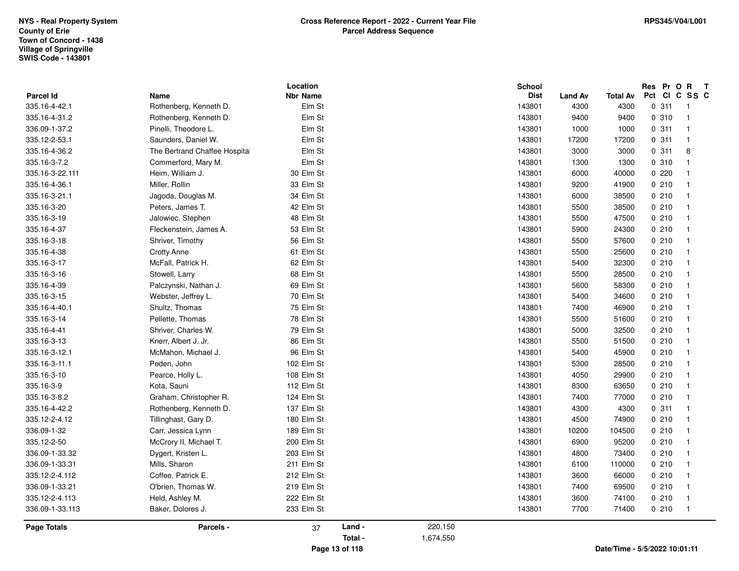**NYS - Real Property System**
**County of Erie**
**Town of Concord - 1438**
**Village of Springville**
**SWIS Code - 143801**

**Cross Reference Report - 2022 - Current Year File**
**Parcel Address Sequence**

**RPS345/V04/L001**

| Parcel Id | Name | Location Nbr | Name | School Dist | Land Av | Total Av | Res Pct | Pr Cl | O C | R SS | T C |
|---|---|---|---|---|---|---|---|---|---|---|---|
| 335.16-4-42.1 | Rothenberg, Kenneth D. | | Elm St | 143801 | 4300 | 4300 | 0 | 311 | | 1 | |
| 335.16-4-31.2 | Rothenberg, Kenneth D. | | Elm St | 143801 | 9400 | 9400 | 0 | 310 | | 1 | |
| 336.09-1-37.2 | Pinelli, Theodore L. | | Elm St | 143801 | 1000 | 1000 | 0 | 311 | | 1 | |
| 335.12-2-53.1 | Saunders, Daniel W. | | Elm St | 143801 | 17200 | 17200 | 0 | 311 | | 1 | |
| 335.16-4-36.2 | The Bertrand Chaffee Hospital | | Elm St | 143801 | 3000 | 3000 | 0 | 311 | | 8 | |
| 335.16-3-7.2 | Commerford, Mary M. | | Elm St | 143801 | 1300 | 1300 | 0 | 310 | | 1 | |
| 335.16-3-22.111 | Heim, William J. | 30 | Elm St | 143801 | 6000 | 40000 | 0 | 220 | | 1 | |
| 335.16-4-36.1 | Miller, Rollin | 33 | Elm St | 143801 | 9200 | 41900 | 0 | 210 | | 1 | |
| 335.16-3-21.1 | Jagoda, Douglas M. | 34 | Elm St | 143801 | 6000 | 38500 | 0 | 210 | | 1 | |
| 335.16-3-20 | Peters, James T. | 42 | Elm St | 143801 | 5500 | 38500 | 0 | 210 | | 1 | |
| 335.16-3-19 | Jalowiec, Stephen | 48 | Elm St | 143801 | 5500 | 47500 | 0 | 210 | | 1 | |
| 335.16-4-37 | Fleckenstein, James A. | 53 | Elm St | 143801 | 5900 | 24300 | 0 | 210 | | 1 | |
| 335.16-3-18 | Shriver, Timothy | 56 | Elm St | 143801 | 5500 | 57600 | 0 | 210 | | 1 | |
| 335.16-4-38 | Crotty Anne | 61 | Elm St | 143801 | 5500 | 25600 | 0 | 210 | | 1 | |
| 335.16-3-17 | McFall, Patrick H. | 62 | Elm St | 143801 | 5400 | 32300 | 0 | 210 | | 1 | |
| 335.16-3-16 | Stowell, Larry | 68 | Elm St | 143801 | 5500 | 28500 | 0 | 210 | | 1 | |
| 335.16-4-39 | Palczynski, Nathan J. | 69 | Elm St | 143801 | 5600 | 58300 | 0 | 210 | | 1 | |
| 335.16-3-15 | Webster, Jeffrey L. | 70 | Elm St | 143801 | 5400 | 34600 | 0 | 210 | | 1 | |
| 335.16-4-40.1 | Shultz, Thomas | 75 | Elm St | 143801 | 7400 | 46900 | 0 | 210 | | 1 | |
| 335.16-3-14 | Pellette, Thomas | 78 | Elm St | 143801 | 5500 | 51600 | 0 | 210 | | 1 | |
| 335.16-4-41 | Shriver, Charles W. | 79 | Elm St | 143801 | 5000 | 32500 | 0 | 210 | | 1 | |
| 335.16-3-13 | Knerr, Albert J. Jr. | 86 | Elm St | 143801 | 5500 | 51500 | 0 | 210 | | 1 | |
| 335.16-3-12.1 | McMahon, Michael J. | 96 | Elm St | 143801 | 5400 | 45900 | 0 | 210 | | 1 | |
| 335.16-3-11.1 | Peden, John | 102 | Elm St | 143801 | 5300 | 28500 | 0 | 210 | | 1 | |
| 335.16-3-10 | Pearce, Holly L. | 108 | Elm St | 143801 | 4050 | 29900 | 0 | 210 | | 1 | |
| 335.16-3-9 | Kota, Sauni | 112 | Elm St | 143801 | 8300 | 63650 | 0 | 210 | | 1 | |
| 335.16-3-8.2 | Graham, Christopher R. | 124 | Elm St | 143801 | 7400 | 77000 | 0 | 210 | | 1 | |
| 335.16-4-42.2 | Rothenberg, Kenneth D. | 137 | Elm St | 143801 | 4300 | 4300 | 0 | 311 | | 1 | |
| 335.12-2-4.12 | Tillinghast, Gary D. | 180 | Elm St | 143801 | 4500 | 74900 | 0 | 210 | | 1 | |
| 336.09-1-32 | Carr, Jessica Lynn | 189 | Elm St | 143801 | 10200 | 104500 | 0 | 210 | | 1 | |
| 335.12-2-50 | McCrory II, Michael T. | 200 | Elm St | 143801 | 6900 | 95200 | 0 | 210 | | 1 | |
| 336.09-1-33.32 | Dygert, Kristen L. | 203 | Elm St | 143801 | 4800 | 73400 | 0 | 210 | | 1 | |
| 336.09-1-33.31 | Mills, Sharon | 211 | Elm St | 143801 | 6100 | 110000 | 0 | 210 | | 1 | |
| 335.12-2-4.112 | Coffee, Patrick E. | 212 | Elm St | 143801 | 3600 | 66000 | 0 | 210 | | 1 | |
| 336.09-1-33.21 | O'brien, Thomas W. | 219 | Elm St | 143801 | 7400 | 69500 | 0 | 210 | | 1 | |
| 335.12-2-4.113 | Held, Ashley M. | 222 | Elm St | 143801 | 3600 | 74100 | 0 | 210 | | 1 | |
| 336.09-1-33.113 | Baker, Dolores J. | 233 | Elm St | 143801 | 7700 | 71400 | 0 | 210 | | 1 | |

**Page Totals** | **Parcels -** 37 | **Land -** 220,150 | **Total -** 1,674,550

**Date/Time - 5/5/2022 10:01:11**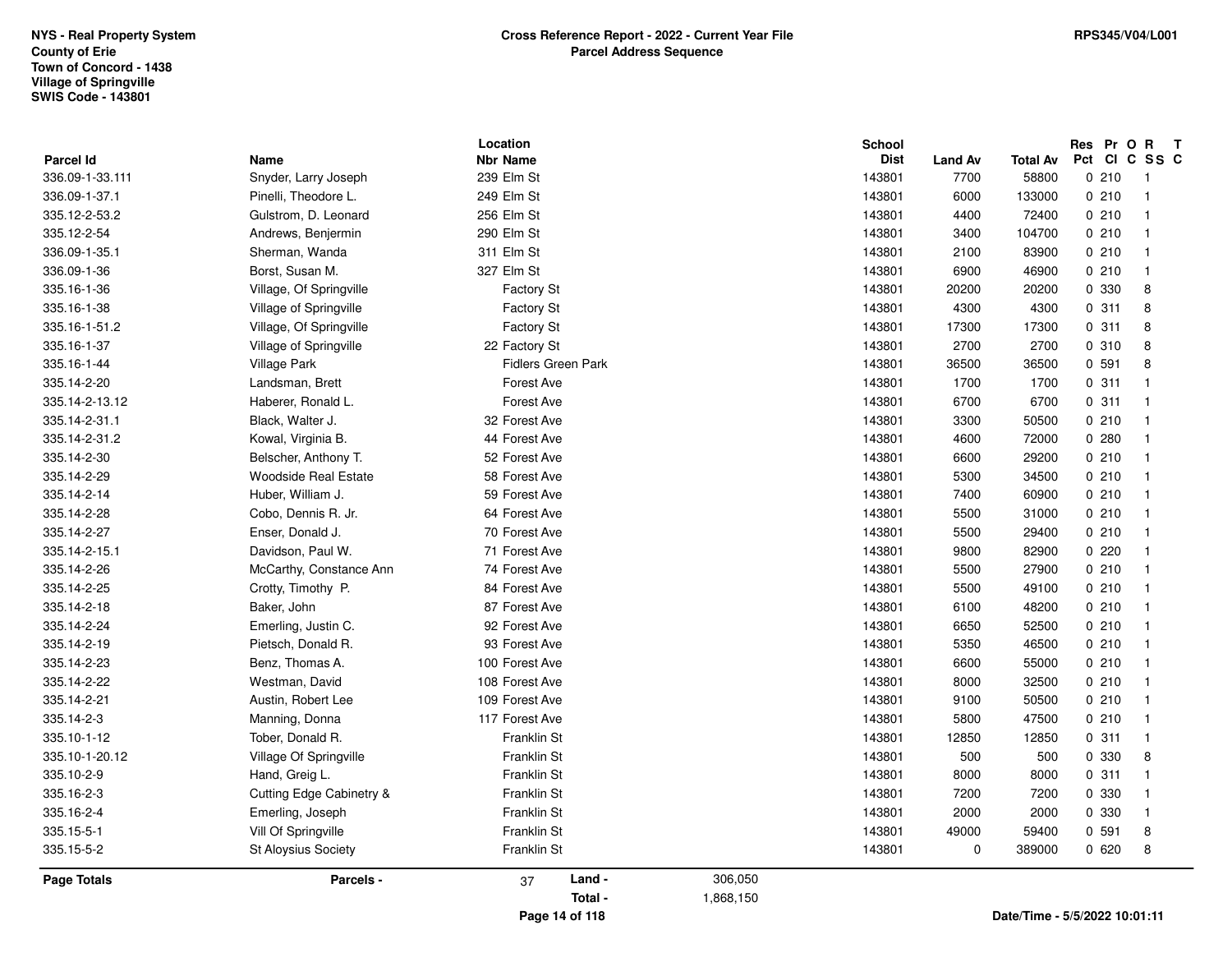NYS - Real Property System
County of Erie
Town of Concord - 1438
Village of Springville
SWIS Code - 143801

**Cross Reference Report - 2022 - Current Year File**
**Parcel Address Sequence**

RPS345/V04/L001

| Parcel Id | Name | Location Nbr | Location Name | School Dist | Land Av | Total Av | Res Pct | Pr Cl | O C | R SS | T C |
|---|---|---|---|---|---|---|---|---|---|---|---|
| 336.09-1-33.111 | Snyder, Larry Joseph | 239 | Elm St | 143801 | 7700 | 58800 | 0 | 210 | | 1 | |
| 336.09-1-37.1 | Pinelli, Theodore L. | 249 | Elm St | 143801 | 6000 | 133000 | 0 | 210 | | 1 | |
| 335.12-2-53.2 | Gulstrom, D. Leonard | 256 | Elm St | 143801 | 4400 | 72400 | 0 | 210 | | 1 | |
| 335.12-2-54 | Andrews, Benjermin | 290 | Elm St | 143801 | 3400 | 104700 | 0 | 210 | | 1 | |
| 336.09-1-35.1 | Sherman, Wanda | 311 | Elm St | 143801 | 2100 | 83900 | 0 | 210 | | 1 | |
| 336.09-1-36 | Borst, Susan M. | 327 | Elm St | 143801 | 6900 | 46900 | 0 | 210 | | 1 | |
| 335.16-1-36 | Village, Of Springville | | Factory St | 143801 | 20200 | 20200 | 0 | 330 | | 8 | |
| 335.16-1-38 | Village of Springville | | Factory St | 143801 | 4300 | 4300 | 0 | 311 | | 8 | |
| 335.16-1-51.2 | Village, Of Springville | | Factory St | 143801 | 17300 | 17300 | 0 | 311 | | 8 | |
| 335.16-1-37 | Village of Springville | 22 | Factory St | 143801 | 2700 | 2700 | 0 | 310 | | 8 | |
| 335.16-1-44 | Village Park | | Fidlers Green Park | 143801 | 36500 | 36500 | 0 | 591 | | 8 | |
| 335.14-2-20 | Landsman, Brett | | Forest Ave | 143801 | 1700 | 1700 | 0 | 311 | | 1 | |
| 335.14-2-13.12 | Haberer, Ronald L. | | Forest Ave | 143801 | 6700 | 6700 | 0 | 311 | | 1 | |
| 335.14-2-31.1 | Black, Walter J. | 32 | Forest Ave | 143801 | 3300 | 50500 | 0 | 210 | | 1 | |
| 335.14-2-31.2 | Kowal, Virginia B. | 44 | Forest Ave | 143801 | 4600 | 72000 | 0 | 280 | | 1 | |
| 335.14-2-30 | Belscher, Anthony T. | 52 | Forest Ave | 143801 | 6600 | 29200 | 0 | 210 | | 1 | |
| 335.14-2-29 | Woodside Real Estate | 58 | Forest Ave | 143801 | 5300 | 34500 | 0 | 210 | | 1 | |
| 335.14-2-14 | Huber, William J. | 59 | Forest Ave | 143801 | 7400 | 60900 | 0 | 210 | | 1 | |
| 335.14-2-28 | Cobo, Dennis R. Jr. | 64 | Forest Ave | 143801 | 5500 | 31000 | 0 | 210 | | 1 | |
| 335.14-2-27 | Enser, Donald J. | 70 | Forest Ave | 143801 | 5500 | 29400 | 0 | 210 | | 1 | |
| 335.14-2-15.1 | Davidson, Paul W. | 71 | Forest Ave | 143801 | 9800 | 82900 | 0 | 220 | | 1 | |
| 335.14-2-26 | McCarthy, Constance Ann | 74 | Forest Ave | 143801 | 5500 | 27900 | 0 | 210 | | 1 | |
| 335.14-2-25 | Crotty, Timothy P. | 84 | Forest Ave | 143801 | 5500 | 49100 | 0 | 210 | | 1 | |
| 335.14-2-18 | Baker, John | 87 | Forest Ave | 143801 | 6100 | 48200 | 0 | 210 | | 1 | |
| 335.14-2-24 | Emerling, Justin C. | 92 | Forest Ave | 143801 | 6650 | 52500 | 0 | 210 | | 1 | |
| 335.14-2-19 | Pietsch, Donald R. | 93 | Forest Ave | 143801 | 5350 | 46500 | 0 | 210 | | 1 | |
| 335.14-2-23 | Benz, Thomas A. | 100 | Forest Ave | 143801 | 6600 | 55000 | 0 | 210 | | 1 | |
| 335.14-2-22 | Westman, David | 108 | Forest Ave | 143801 | 8000 | 32500 | 0 | 210 | | 1 | |
| 335.14-2-21 | Austin, Robert Lee | 109 | Forest Ave | 143801 | 9100 | 50500 | 0 | 210 | | 1 | |
| 335.14-2-3 | Manning, Donna | 117 | Forest Ave | 143801 | 5800 | 47500 | 0 | 210 | | 1 | |
| 335.10-1-12 | Tober, Donald R. | | Franklin St | 143801 | 12850 | 12850 | 0 | 311 | | 1 | |
| 335.10-1-20.12 | Village Of Springville | | Franklin St | 143801 | 500 | 500 | 0 | 330 | | 8 | |
| 335.10-2-9 | Hand, Greig L. | | Franklin St | 143801 | 8000 | 8000 | 0 | 311 | | 1 | |
| 335.16-2-3 | Cutting Edge Cabinetry & | | Franklin St | 143801 | 7200 | 7200 | 0 | 330 | | 1 | |
| 335.16-2-4 | Emerling, Joseph | | Franklin St | 143801 | 2000 | 2000 | 0 | 330 | | 1 | |
| 335.15-5-1 | Vill Of Springville | | Franklin St | 143801 | 49000 | 59400 | 0 | 591 | | 8 | |
| 335.15-5-2 | St Aloysius Society | | Franklin St | 143801 | 0 | 389000 | 0 | 620 | | 8 | |

**Page Totals** — **Parcels -** 37 — **Land -** 306,050 — **Total -** 1,868,150

Date/Time - 5/5/2022 10:01:11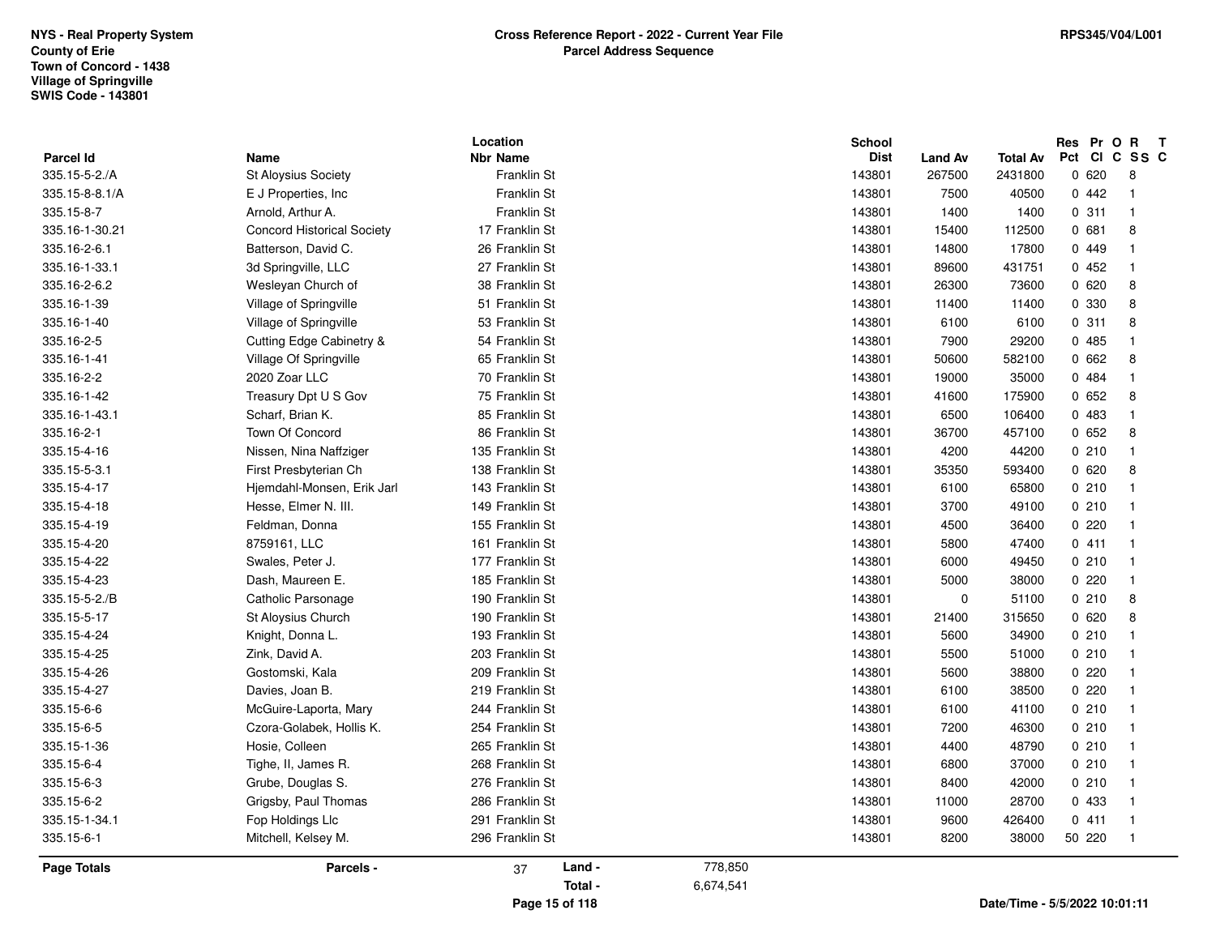NYS - Real Property System
County of Erie
Town of Concord - 1438
Village of Springville
SWIS Code - 143801

**Cross Reference Report - 2022 - Current Year File**
**Parcel Address Sequence**

RPS345/V04/L001

| Parcel Id | Name | Location Nbr | Location Name | School Dist | Land Av | Total Av | Res Pct | Pr Cl | O C | R SS | T C |
|---|---|---|---|---|---|---|---|---|---|---|---|
| 335.15-5-2./A | St Aloysius Society | | Franklin St | 143801 | 267500 | 2431800 | 0 | 620 | | 8 | |
| 335.15-8-8.1/A | E J Properties, Inc | | Franklin St | 143801 | 7500 | 40500 | 0 | 442 | | 1 | |
| 335.15-8-7 | Arnold, Arthur A. | | Franklin St | 143801 | 1400 | 1400 | 0 | 311 | | 1 | |
| 335.16-1-30.21 | Concord Historical Society | 17 | Franklin St | 143801 | 15400 | 112500 | 0 | 681 | | 8 | |
| 335.16-2-6.1 | Batterson, David C. | 26 | Franklin St | 143801 | 14800 | 17800 | 0 | 449 | | 1 | |
| 335.16-1-33.1 | 3d Springville, LLC | 27 | Franklin St | 143801 | 89600 | 431751 | 0 | 452 | | 1 | |
| 335.16-2-6.2 | Wesleyan Church of | 38 | Franklin St | 143801 | 26300 | 73600 | 0 | 620 | | 8 | |
| 335.16-1-39 | Village of Springville | 51 | Franklin St | 143801 | 11400 | 11400 | 0 | 330 | | 8 | |
| 335.16-1-40 | Village of Springville | 53 | Franklin St | 143801 | 6100 | 6100 | 0 | 311 | | 8 | |
| 335.16-2-5 | Cutting Edge Cabinetry & | 54 | Franklin St | 143801 | 7900 | 29200 | 0 | 485 | | 1 | |
| 335.16-1-41 | Village Of Springville | 65 | Franklin St | 143801 | 50600 | 582100 | 0 | 662 | | 8 | |
| 335.16-2-2 | 2020 Zoar LLC | 70 | Franklin St | 143801 | 19000 | 35000 | 0 | 484 | | 1 | |
| 335.16-1-42 | Treasury Dpt U S Gov | 75 | Franklin St | 143801 | 41600 | 175900 | 0 | 652 | | 8 | |
| 335.16-1-43.1 | Scharf, Brian K. | 85 | Franklin St | 143801 | 6500 | 106400 | 0 | 483 | | 1 | |
| 335.16-2-1 | Town Of Concord | 86 | Franklin St | 143801 | 36700 | 457100 | 0 | 652 | | 8 | |
| 335.15-4-16 | Nissen, Nina Naffziger | 135 | Franklin St | 143801 | 4200 | 44200 | 0 | 210 | | 1 | |
| 335.15-5-3.1 | First Presbyterian Ch | 138 | Franklin St | 143801 | 35350 | 593400 | 0 | 620 | | 8 | |
| 335.15-4-17 | Hjemdahl-Monsen, Erik Jarl | 143 | Franklin St | 143801 | 6100 | 65800 | 0 | 210 | | 1 | |
| 335.15-4-18 | Hesse, Elmer N. III. | 149 | Franklin St | 143801 | 3700 | 49100 | 0 | 210 | | 1 | |
| 335.15-4-19 | Feldman, Donna | 155 | Franklin St | 143801 | 4500 | 36400 | 0 | 220 | | 1 | |
| 335.15-4-20 | 8759161, LLC | 161 | Franklin St | 143801 | 5800 | 47400 | 0 | 411 | | 1 | |
| 335.15-4-22 | Swales, Peter J. | 177 | Franklin St | 143801 | 6000 | 49450 | 0 | 210 | | 1 | |
| 335.15-4-23 | Dash, Maureen E. | 185 | Franklin St | 143801 | 5000 | 38000 | 0 | 220 | | 1 | |
| 335.15-5-2./B | Catholic Parsonage | 190 | Franklin St | 143801 | 0 | 51100 | 0 | 210 | | 8 | |
| 335.15-5-17 | St Aloysius Church | 190 | Franklin St | 143801 | 21400 | 315650 | 0 | 620 | | 8 | |
| 335.15-4-24 | Knight, Donna L. | 193 | Franklin St | 143801 | 5600 | 34900 | 0 | 210 | | 1 | |
| 335.15-4-25 | Zink, David A. | 203 | Franklin St | 143801 | 5500 | 51000 | 0 | 210 | | 1 | |
| 335.15-4-26 | Gostomski, Kala | 209 | Franklin St | 143801 | 5600 | 38800 | 0 | 220 | | 1 | |
| 335.15-4-27 | Davies, Joan B. | 219 | Franklin St | 143801 | 6100 | 38500 | 0 | 220 | | 1 | |
| 335.15-6-6 | McGuire-Laporta, Mary | 244 | Franklin St | 143801 | 6100 | 41100 | 0 | 210 | | 1 | |
| 335.15-6-5 | Czora-Golabek, Hollis K. | 254 | Franklin St | 143801 | 7200 | 46300 | 0 | 210 | | 1 | |
| 335.15-1-36 | Hosie, Colleen | 265 | Franklin St | 143801 | 4400 | 48790 | 0 | 210 | | 1 | |
| 335.15-6-4 | Tighe, II, James R. | 268 | Franklin St | 143801 | 6800 | 37000 | 0 | 210 | | 1 | |
| 335.15-6-3 | Grube, Douglas S. | 276 | Franklin St | 143801 | 8400 | 42000 | 0 | 210 | | 1 | |
| 335.15-6-2 | Grigsby, Paul Thomas | 286 | Franklin St | 143801 | 11000 | 28700 | 0 | 433 | | 1 | |
| 335.15-1-34.1 | Fop Holdings Llc | 291 | Franklin St | 143801 | 9600 | 426400 | 0 | 411 | | 1 | |
| 335.15-6-1 | Mitchell, Kelsey M. | 296 | Franklin St | 143801 | 8200 | 38000 | 50 | 220 | | 1 | |

**Page Totals** — **Parcels -** 37 — **Land -** 778,850 — **Total -** 6,674,541

Date/Time - 5/5/2022 10:01:11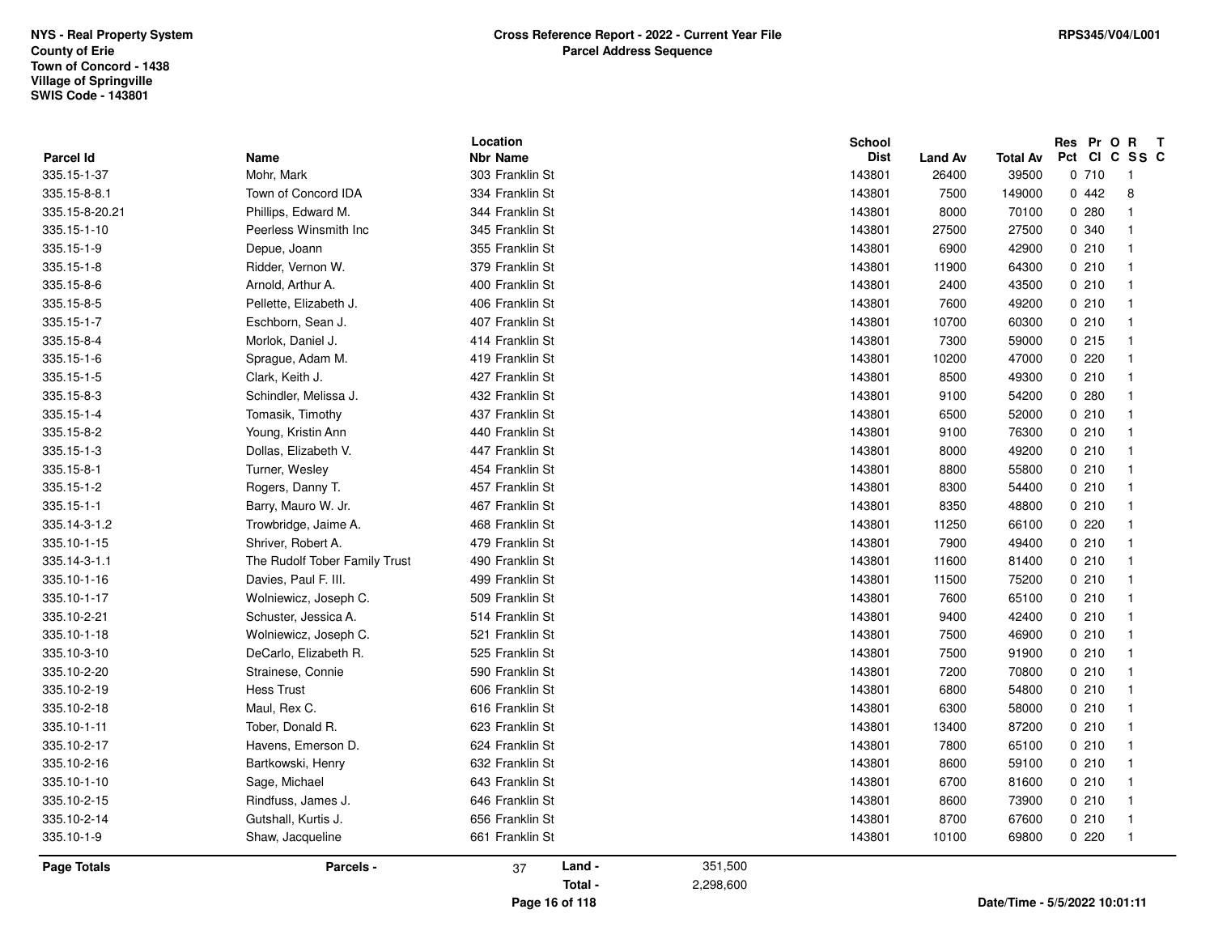NYS - Real Property System
County of Erie
Town of Concord - 1438
Village of Springville
SWIS Code - 143801

**Cross Reference Report - 2022 - Current Year File**
**Parcel Address Sequence**

RPS345/V04/L001

| Parcel Id | Name | Location Nbr Name | School Dist | Land Av | Total Av | Res Pct | Pr Cl | O C | R SS | T C |
|---|---|---|---|---|---|---|---|---|---|---|
| 335.15-1-37 | Mohr, Mark | 303 Franklin St | 143801 | 26400 | 39500 | 0 | 710 | | 1 | |
| 335.15-8-8.1 | Town of Concord IDA | 334 Franklin St | 143801 | 7500 | 149000 | 0 | 442 | | 8 | |
| 335.15-8-20.21 | Phillips, Edward M. | 344 Franklin St | 143801 | 8000 | 70100 | 0 | 280 | | 1 | |
| 335.15-1-10 | Peerless Winsmith Inc | 345 Franklin St | 143801 | 27500 | 27500 | 0 | 340 | | 1 | |
| 335.15-1-9 | Depue, Joann | 355 Franklin St | 143801 | 6900 | 42900 | 0 | 210 | | 1 | |
| 335.15-1-8 | Ridder, Vernon W. | 379 Franklin St | 143801 | 11900 | 64300 | 0 | 210 | | 1 | |
| 335.15-8-6 | Arnold, Arthur A. | 400 Franklin St | 143801 | 2400 | 43500 | 0 | 210 | | 1 | |
| 335.15-8-5 | Pellette, Elizabeth J. | 406 Franklin St | 143801 | 7600 | 49200 | 0 | 210 | | 1 | |
| 335.15-1-7 | Eschborn, Sean J. | 407 Franklin St | 143801 | 10700 | 60300 | 0 | 210 | | 1 | |
| 335.15-8-4 | Morlok, Daniel J. | 414 Franklin St | 143801 | 7300 | 59000 | 0 | 215 | | 1 | |
| 335.15-1-6 | Sprague, Adam M. | 419 Franklin St | 143801 | 10200 | 47000 | 0 | 220 | | 1 | |
| 335.15-1-5 | Clark, Keith J. | 427 Franklin St | 143801 | 8500 | 49300 | 0 | 210 | | 1 | |
| 335.15-8-3 | Schindler, Melissa J. | 432 Franklin St | 143801 | 9100 | 54200 | 0 | 280 | | 1 | |
| 335.15-1-4 | Tomasik, Timothy | 437 Franklin St | 143801 | 6500 | 52000 | 0 | 210 | | 1 | |
| 335.15-8-2 | Young, Kristin Ann | 440 Franklin St | 143801 | 9100 | 76300 | 0 | 210 | | 1 | |
| 335.15-1-3 | Dollas, Elizabeth V. | 447 Franklin St | 143801 | 8000 | 49200 | 0 | 210 | | 1 | |
| 335.15-8-1 | Turner, Wesley | 454 Franklin St | 143801 | 8800 | 55800 | 0 | 210 | | 1 | |
| 335.15-1-2 | Rogers, Danny T. | 457 Franklin St | 143801 | 8300 | 54400 | 0 | 210 | | 1 | |
| 335.15-1-1 | Barry, Mauro W. Jr. | 467 Franklin St | 143801 | 8350 | 48800 | 0 | 210 | | 1 | |
| 335.14-3-1.2 | Trowbridge, Jaime A. | 468 Franklin St | 143801 | 11250 | 66100 | 0 | 220 | | 1 | |
| 335.10-1-15 | Shriver, Robert A. | 479 Franklin St | 143801 | 7900 | 49400 | 0 | 210 | | 1 | |
| 335.14-3-1.1 | The Rudolf Tober Family Trust | 490 Franklin St | 143801 | 11600 | 81400 | 0 | 210 | | 1 | |
| 335.10-1-16 | Davies, Paul F. III. | 499 Franklin St | 143801 | 11500 | 75200 | 0 | 210 | | 1 | |
| 335.10-1-17 | Wolniewicz, Joseph C. | 509 Franklin St | 143801 | 7600 | 65100 | 0 | 210 | | 1 | |
| 335.10-2-21 | Schuster, Jessica A. | 514 Franklin St | 143801 | 9400 | 42400 | 0 | 210 | | 1 | |
| 335.10-1-18 | Wolniewicz, Joseph C. | 521 Franklin St | 143801 | 7500 | 46900 | 0 | 210 | | 1 | |
| 335.10-3-10 | DeCarlo, Elizabeth R. | 525 Franklin St | 143801 | 7500 | 91900 | 0 | 210 | | 1 | |
| 335.10-2-20 | Strainese, Connie | 590 Franklin St | 143801 | 7200 | 70800 | 0 | 210 | | 1 | |
| 335.10-2-19 | Hess Trust | 606 Franklin St | 143801 | 6800 | 54800 | 0 | 210 | | 1 | |
| 335.10-2-18 | Maul, Rex C. | 616 Franklin St | 143801 | 6300 | 58000 | 0 | 210 | | 1 | |
| 335.10-1-11 | Tober, Donald R. | 623 Franklin St | 143801 | 13400 | 87200 | 0 | 210 | | 1 | |
| 335.10-2-17 | Havens, Emerson D. | 624 Franklin St | 143801 | 7800 | 65100 | 0 | 210 | | 1 | |
| 335.10-2-16 | Bartkowski, Henry | 632 Franklin St | 143801 | 8600 | 59100 | 0 | 210 | | 1 | |
| 335.10-1-10 | Sage, Michael | 643 Franklin St | 143801 | 6700 | 81600 | 0 | 210 | | 1 | |
| 335.10-2-15 | Rindfuss, James J. | 646 Franklin St | 143801 | 8600 | 73900 | 0 | 210 | | 1 | |
| 335.10-2-14 | Gutshall, Kurtis J. | 656 Franklin St | 143801 | 8700 | 67600 | 0 | 210 | | 1 | |
| 335.10-1-9 | Shaw, Jacqueline | 661 Franklin St | 143801 | 10100 | 69800 | 0 | 220 | | 1 | |

**Page Totals** **Parcels -** 37 **Land -** 351,500
**Total -** 2,298,600

**Date/Time - 5/5/2022 10:01:11**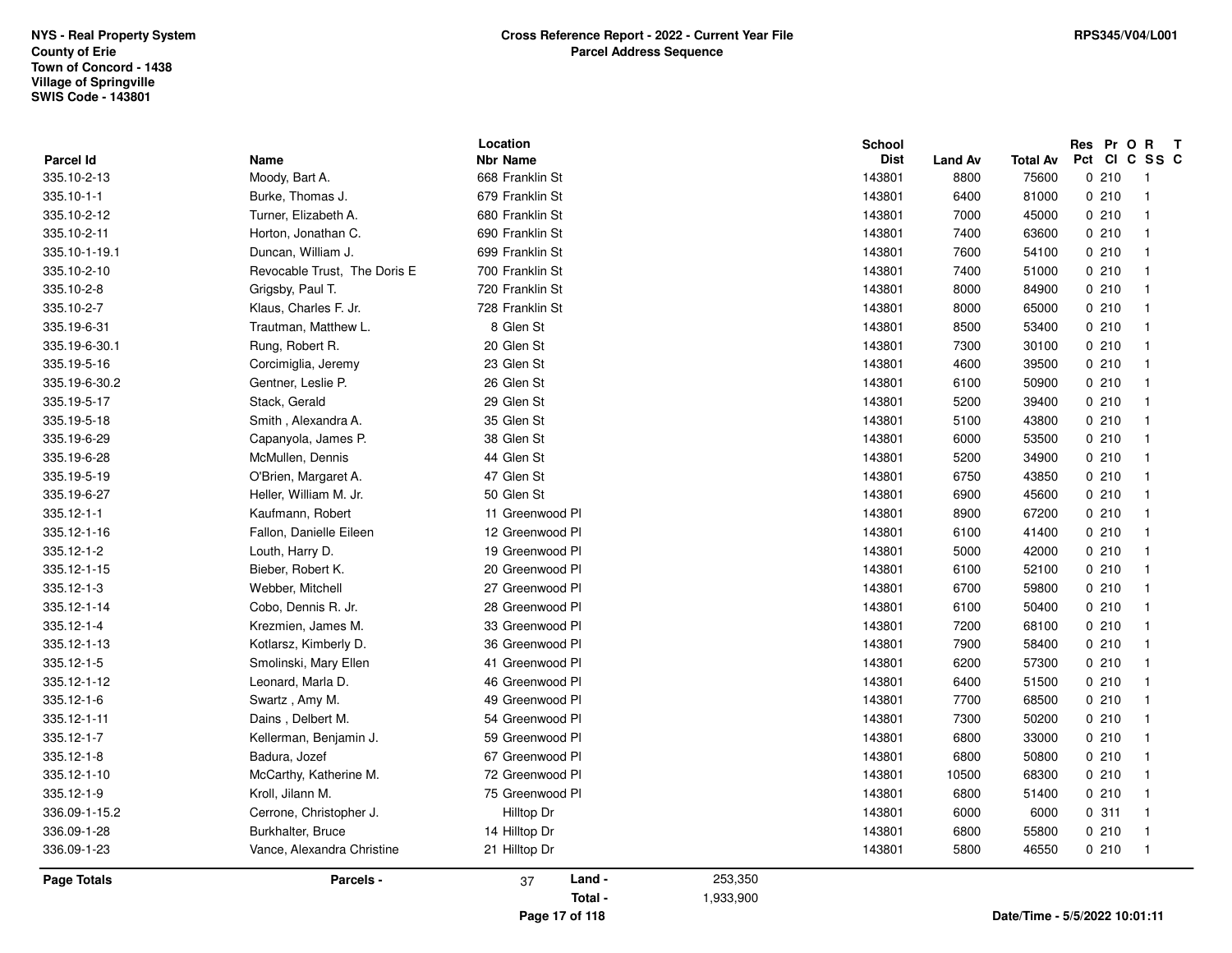NYS - Real Property System
County of Erie
Town of Concord - 1438
Village of Springville
SWIS Code - 143801

# Cross Reference Report - 2022 - Current Year File
## Parcel Address Sequence

RPS345/V04/L001

| Parcel Id | Name | Location Nbr | Location Name | School Dist | Land Av | Total Av | Res Pct | Pr Cl | O C | R SS | T C |
|---|---|---|---|---|---|---|---|---|---|---|---|
| 335.10-2-13 | Moody, Bart A. | 668 | Franklin St | 143801 | 8800 | 75600 | 0 | 210 | | 1 | |
| 335.10-1-1 | Burke, Thomas J. | 679 | Franklin St | 143801 | 6400 | 81000 | 0 | 210 | | 1 | |
| 335.10-2-12 | Turner, Elizabeth A. | 680 | Franklin St | 143801 | 7000 | 45000 | 0 | 210 | | 1 | |
| 335.10-2-11 | Horton, Jonathan C. | 690 | Franklin St | 143801 | 7400 | 63600 | 0 | 210 | | 1 | |
| 335.10-1-19.1 | Duncan, William J. | 699 | Franklin St | 143801 | 7600 | 54100 | 0 | 210 | | 1 | |
| 335.10-2-10 | Revocable Trust, The Doris E | 700 | Franklin St | 143801 | 7400 | 51000 | 0 | 210 | | 1 | |
| 335.10-2-8 | Grigsby, Paul T. | 720 | Franklin St | 143801 | 8000 | 84900 | 0 | 210 | | 1 | |
| 335.10-2-7 | Klaus, Charles F. Jr. | 728 | Franklin St | 143801 | 8000 | 65000 | 0 | 210 | | 1 | |
| 335.19-6-31 | Trautman, Matthew L. | 8 | Glen St | 143801 | 8500 | 53400 | 0 | 210 | | 1 | |
| 335.19-6-30.1 | Rung, Robert R. | 20 | Glen St | 143801 | 7300 | 30100 | 0 | 210 | | 1 | |
| 335.19-5-16 | Corcimiglia, Jeremy | 23 | Glen St | 143801 | 4600 | 39500 | 0 | 210 | | 1 | |
| 335.19-6-30.2 | Gentner, Leslie P. | 26 | Glen St | 143801 | 6100 | 50900 | 0 | 210 | | 1 | |
| 335.19-5-17 | Stack, Gerald | 29 | Glen St | 143801 | 5200 | 39400 | 0 | 210 | | 1 | |
| 335.19-5-18 | Smith , Alexandra A. | 35 | Glen St | 143801 | 5100 | 43800 | 0 | 210 | | 1 | |
| 335.19-6-29 | Capanyola, James P. | 38 | Glen St | 143801 | 6000 | 53500 | 0 | 210 | | 1 | |
| 335.19-6-28 | McMullen, Dennis | 44 | Glen St | 143801 | 5200 | 34900 | 0 | 210 | | 1 | |
| 335.19-5-19 | O'Brien, Margaret A. | 47 | Glen St | 143801 | 6750 | 43850 | 0 | 210 | | 1 | |
| 335.19-6-27 | Heller, William M. Jr. | 50 | Glen St | 143801 | 6900 | 45600 | 0 | 210 | | 1 | |
| 335.12-1-1 | Kaufmann, Robert | 11 | Greenwood Pl | 143801 | 8900 | 67200 | 0 | 210 | | 1 | |
| 335.12-1-16 | Fallon, Danielle Eileen | 12 | Greenwood Pl | 143801 | 6100 | 41400 | 0 | 210 | | 1 | |
| 335.12-1-2 | Louth, Harry D. | 19 | Greenwood Pl | 143801 | 5000 | 42000 | 0 | 210 | | 1 | |
| 335.12-1-15 | Bieber, Robert K. | 20 | Greenwood Pl | 143801 | 6100 | 52100 | 0 | 210 | | 1 | |
| 335.12-1-3 | Webber, Mitchell | 27 | Greenwood Pl | 143801 | 6700 | 59800 | 0 | 210 | | 1 | |
| 335.12-1-14 | Cobo, Dennis R. Jr. | 28 | Greenwood Pl | 143801 | 6100 | 50400 | 0 | 210 | | 1 | |
| 335.12-1-4 | Krezmien, James M. | 33 | Greenwood Pl | 143801 | 7200 | 68100 | 0 | 210 | | 1 | |
| 335.12-1-13 | Kotlarsz, Kimberly D. | 36 | Greenwood Pl | 143801 | 7900 | 58400 | 0 | 210 | | 1 | |
| 335.12-1-5 | Smolinski, Mary Ellen | 41 | Greenwood Pl | 143801 | 6200 | 57300 | 0 | 210 | | 1 | |
| 335.12-1-12 | Leonard, Marla D. | 46 | Greenwood Pl | 143801 | 6400 | 51500 | 0 | 210 | | 1 | |
| 335.12-1-6 | Swartz , Amy M. | 49 | Greenwood Pl | 143801 | 7700 | 68500 | 0 | 210 | | 1 | |
| 335.12-1-11 | Dains , Delbert M. | 54 | Greenwood Pl | 143801 | 7300 | 50200 | 0 | 210 | | 1 | |
| 335.12-1-7 | Kellerman, Benjamin J. | 59 | Greenwood Pl | 143801 | 6800 | 33000 | 0 | 210 | | 1 | |
| 335.12-1-8 | Badura, Jozef | 67 | Greenwood Pl | 143801 | 6800 | 50800 | 0 | 210 | | 1 | |
| 335.12-1-10 | McCarthy, Katherine M. | 72 | Greenwood Pl | 143801 | 10500 | 68300 | 0 | 210 | | 1 | |
| 335.12-1-9 | Kroll, Jilann M. | 75 | Greenwood Pl | 143801 | 6800 | 51400 | 0 | 210 | | 1 | |
| 336.09-1-15.2 | Cerrone, Christopher J. | | Hilltop Dr | 143801 | 6000 | 6000 | 0 | 311 | | 1 | |
| 336.09-1-28 | Burkhalter, Bruce | 14 | Hilltop Dr | 143801 | 6800 | 55800 | 0 | 210 | | 1 | |
| 336.09-1-23 | Vance, Alexandra Christine | 21 | Hilltop Dr | 143801 | 5800 | 46550 | 0 | 210 | | 1 | |

| Page Totals | Parcels - | 37 | Land - | 253,350 |
|---|---|---|---|---|
| | | | Total - | 1,933,900 |

Date/Time - 5/5/2022 10:01:11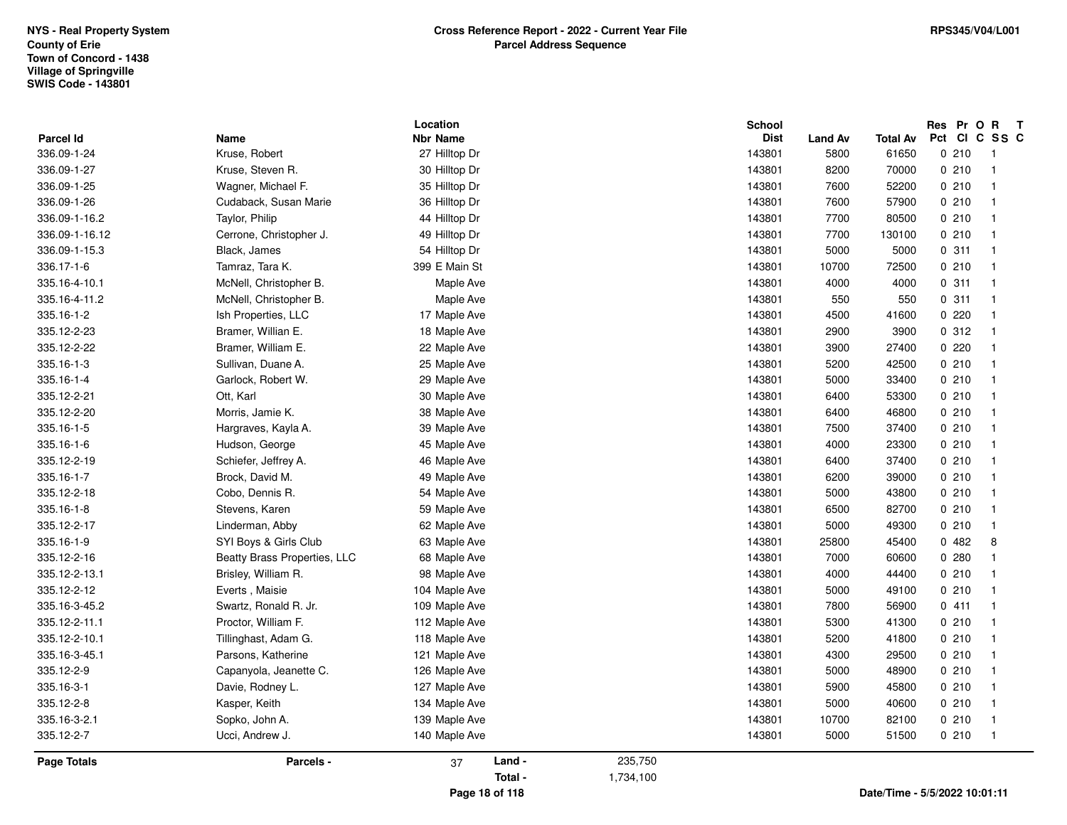**NYS - Real Property System**
**County of Erie**
**Town of Concord - 1438**
**Village of Springville**
**SWIS Code - 143801**

**Cross Reference Report - 2022 - Current Year File**
**Parcel Address Sequence**

**RPS345/V04/L001**

| Parcel Id | Name | Location Nbr | Location Name | School Dist | Land Av | Total Av | Res Pct | Pr Cl | O C | R SS | T C |
|---|---|---|---|---|---|---|---|---|---|---|---|
| 336.09-1-24 | Kruse, Robert | 27 | Hilltop Dr | 143801 | 5800 | 61650 | 0 | 210 | | 1 | |
| 336.09-1-27 | Kruse, Steven R. | 30 | Hilltop Dr | 143801 | 8200 | 70000 | 0 | 210 | | 1 | |
| 336.09-1-25 | Wagner, Michael F. | 35 | Hilltop Dr | 143801 | 7600 | 52200 | 0 | 210 | | 1 | |
| 336.09-1-26 | Cudaback, Susan Marie | 36 | Hilltop Dr | 143801 | 7600 | 57900 | 0 | 210 | | 1 | |
| 336.09-1-16.2 | Taylor, Philip | 44 | Hilltop Dr | 143801 | 7700 | 80500 | 0 | 210 | | 1 | |
| 336.09-1-16.12 | Cerrone, Christopher J. | 49 | Hilltop Dr | 143801 | 7700 | 130100 | 0 | 210 | | 1 | |
| 336.09-1-15.3 | Black, James | 54 | Hilltop Dr | 143801 | 5000 | 5000 | 0 | 311 | | 1 | |
| 336.17-1-6 | Tamraz, Tara K. | 399 | E Main St | 143801 | 10700 | 72500 | 0 | 210 | | 1 | |
| 335.16-4-10.1 | McNell, Christopher B. | | Maple Ave | 143801 | 4000 | 4000 | 0 | 311 | | 1 | |
| 335.16-4-11.2 | McNell, Christopher B. | | Maple Ave | 143801 | 550 | 550 | 0 | 311 | | 1 | |
| 335.16-1-2 | Ish Properties, LLC | 17 | Maple Ave | 143801 | 4500 | 41600 | 0 | 220 | | 1 | |
| 335.12-2-23 | Bramer, Willian E. | 18 | Maple Ave | 143801 | 2900 | 3900 | 0 | 312 | | 1 | |
| 335.12-2-22 | Bramer, William E. | 22 | Maple Ave | 143801 | 3900 | 27400 | 0 | 220 | | 1 | |
| 335.16-1-3 | Sullivan, Duane A. | 25 | Maple Ave | 143801 | 5200 | 42500 | 0 | 210 | | 1 | |
| 335.16-1-4 | Garlock, Robert W. | 29 | Maple Ave | 143801 | 5000 | 33400 | 0 | 210 | | 1 | |
| 335.12-2-21 | Ott, Karl | 30 | Maple Ave | 143801 | 6400 | 53300 | 0 | 210 | | 1 | |
| 335.12-2-20 | Morris, Jamie K. | 38 | Maple Ave | 143801 | 6400 | 46800 | 0 | 210 | | 1 | |
| 335.16-1-5 | Hargraves, Kayla A. | 39 | Maple Ave | 143801 | 7500 | 37400 | 0 | 210 | | 1 | |
| 335.16-1-6 | Hudson, George | 45 | Maple Ave | 143801 | 4000 | 23300 | 0 | 210 | | 1 | |
| 335.12-2-19 | Schiefer, Jeffrey A. | 46 | Maple Ave | 143801 | 6400 | 37400 | 0 | 210 | | 1 | |
| 335.16-1-7 | Brock, David M. | 49 | Maple Ave | 143801 | 6200 | 39000 | 0 | 210 | | 1 | |
| 335.12-2-18 | Cobo, Dennis R. | 54 | Maple Ave | 143801 | 5000 | 43800 | 0 | 210 | | 1 | |
| 335.16-1-8 | Stevens, Karen | 59 | Maple Ave | 143801 | 6500 | 82700 | 0 | 210 | | 1 | |
| 335.12-2-17 | Linderman, Abby | 62 | Maple Ave | 143801 | 5000 | 49300 | 0 | 210 | | 1 | |
| 335.16-1-9 | SYI Boys & Girls Club | 63 | Maple Ave | 143801 | 25800 | 45400 | 0 | 482 | | 8 | |
| 335.12-2-16 | Beatty Brass Properties, LLC | 68 | Maple Ave | 143801 | 7000 | 60600 | 0 | 280 | | 1 | |
| 335.12-2-13.1 | Brisley, William R. | 98 | Maple Ave | 143801 | 4000 | 44400 | 0 | 210 | | 1 | |
| 335.12-2-12 | Everts , Maisie | 104 | Maple Ave | 143801 | 5000 | 49100 | 0 | 210 | | 1 | |
| 335.16-3-45.2 | Swartz, Ronald R. Jr. | 109 | Maple Ave | 143801 | 7800 | 56900 | 0 | 411 | | 1 | |
| 335.12-2-11.1 | Proctor, William F. | 112 | Maple Ave | 143801 | 5300 | 41300 | 0 | 210 | | 1 | |
| 335.12-2-10.1 | Tillinghast, Adam G. | 118 | Maple Ave | 143801 | 5200 | 41800 | 0 | 210 | | 1 | |
| 335.16-3-45.1 | Parsons, Katherine | 121 | Maple Ave | 143801 | 4300 | 29500 | 0 | 210 | | 1 | |
| 335.12-2-9 | Capanyola, Jeanette C. | 126 | Maple Ave | 143801 | 5000 | 48900 | 0 | 210 | | 1 | |
| 335.16-3-1 | Davie, Rodney L. | 127 | Maple Ave | 143801 | 5900 | 45800 | 0 | 210 | | 1 | |
| 335.12-2-8 | Kasper, Keith | 134 | Maple Ave | 143801 | 5000 | 40600 | 0 | 210 | | 1 | |
| 335.16-3-2.1 | Sopko, John A. | 139 | Maple Ave | 143801 | 10700 | 82100 | 0 | 210 | | 1 | |
| 335.12-2-7 | Ucci, Andrew J. | 140 | Maple Ave | 143801 | 5000 | 51500 | 0 | 210 | | 1 | |

**Page Totals** **Parcels -** 37 **Land -** 235,750 **Total -** 1,734,100

**Date/Time - 5/5/2022 10:01:11**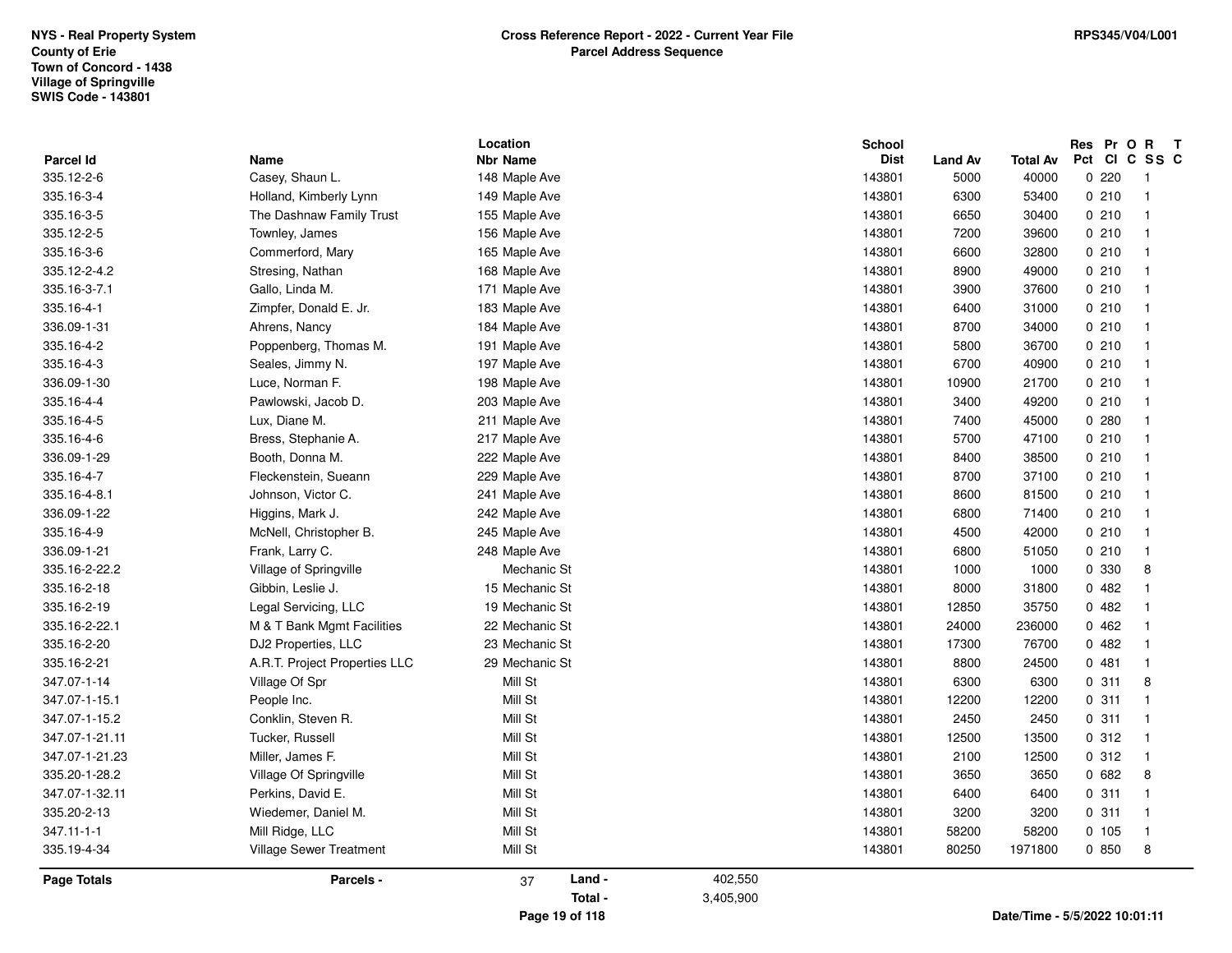NYS - Real Property System
County of Erie
Town of Concord - 1438
Village of Springville
SWIS Code - 143801

**Cross Reference Report - 2022 - Current Year File**
**Parcel Address Sequence**

RPS345/V04/L001

| Parcel Id | Name | Location Nbr | Location Name | School Dist | Land Av | Total Av | Res Pct | Pr Cl | O C | R SS | T C |
|---|---|---|---|---|---|---|---|---|---|---|---|
| 335.12-2-6 | Casey, Shaun L. | 148 | Maple Ave | 143801 | 5000 | 40000 | 0 | 220 | | 1 | |
| 335.16-3-4 | Holland, Kimberly Lynn | 149 | Maple Ave | 143801 | 6300 | 53400 | 0 | 210 | | 1 | |
| 335.16-3-5 | The Dashnaw Family Trust | 155 | Maple Ave | 143801 | 6650 | 30400 | 0 | 210 | | 1 | |
| 335.12-2-5 | Townley, James | 156 | Maple Ave | 143801 | 7200 | 39600 | 0 | 210 | | 1 | |
| 335.16-3-6 | Commerford, Mary | 165 | Maple Ave | 143801 | 6600 | 32800 | 0 | 210 | | 1 | |
| 335.12-2-4.2 | Stresing, Nathan | 168 | Maple Ave | 143801 | 8900 | 49000 | 0 | 210 | | 1 | |
| 335.16-3-7.1 | Gallo, Linda M. | 171 | Maple Ave | 143801 | 3900 | 37600 | 0 | 210 | | 1 | |
| 335.16-4-1 | Zimpfer, Donald E. Jr. | 183 | Maple Ave | 143801 | 6400 | 31000 | 0 | 210 | | 1 | |
| 336.09-1-31 | Ahrens, Nancy | 184 | Maple Ave | 143801 | 8700 | 34000 | 0 | 210 | | 1 | |
| 335.16-4-2 | Poppenberg, Thomas M. | 191 | Maple Ave | 143801 | 5800 | 36700 | 0 | 210 | | 1 | |
| 335.16-4-3 | Seales, Jimmy N. | 197 | Maple Ave | 143801 | 6700 | 40900 | 0 | 210 | | 1 | |
| 336.09-1-30 | Luce, Norman F. | 198 | Maple Ave | 143801 | 10900 | 21700 | 0 | 210 | | 1 | |
| 335.16-4-4 | Pawlowski, Jacob D. | 203 | Maple Ave | 143801 | 3400 | 49200 | 0 | 210 | | 1 | |
| 335.16-4-5 | Lux, Diane M. | 211 | Maple Ave | 143801 | 7400 | 45000 | 0 | 280 | | 1 | |
| 335.16-4-6 | Bress, Stephanie A. | 217 | Maple Ave | 143801 | 5700 | 47100 | 0 | 210 | | 1 | |
| 336.09-1-29 | Booth, Donna M. | 222 | Maple Ave | 143801 | 8400 | 38500 | 0 | 210 | | 1 | |
| 335.16-4-7 | Fleckenstein, Sueann | 229 | Maple Ave | 143801 | 8700 | 37100 | 0 | 210 | | 1 | |
| 335.16-4-8.1 | Johnson, Victor C. | 241 | Maple Ave | 143801 | 8600 | 81500 | 0 | 210 | | 1 | |
| 336.09-1-22 | Higgins, Mark J. | 242 | Maple Ave | 143801 | 6800 | 71400 | 0 | 210 | | 1 | |
| 335.16-4-9 | McNell, Christopher B. | 245 | Maple Ave | 143801 | 4500 | 42000 | 0 | 210 | | 1 | |
| 336.09-1-21 | Frank, Larry C. | 248 | Maple Ave | 143801 | 6800 | 51050 | 0 | 210 | | 1 | |
| 335.16-2-22.2 | Village of Springville | | Mechanic St | 143801 | 1000 | 1000 | 0 | 330 | | 8 | |
| 335.16-2-18 | Gibbin, Leslie J. | 15 | Mechanic St | 143801 | 8000 | 31800 | 0 | 482 | | 1 | |
| 335.16-2-19 | Legal Servicing, LLC | 19 | Mechanic St | 143801 | 12850 | 35750 | 0 | 482 | | 1 | |
| 335.16-2-22.1 | M & T Bank Mgmt Facilities | 22 | Mechanic St | 143801 | 24000 | 236000 | 0 | 462 | | 1 | |
| 335.16-2-20 | DJ2 Properties, LLC | 23 | Mechanic St | 143801 | 17300 | 76700 | 0 | 482 | | 1 | |
| 335.16-2-21 | A.R.T. Project Properties LLC | 29 | Mechanic St | 143801 | 8800 | 24500 | 0 | 481 | | 1 | |
| 347.07-1-14 | Village Of Spr | | Mill St | 143801 | 6300 | 6300 | 0 | 311 | | 8 | |
| 347.07-1-15.1 | People Inc. | | Mill St | 143801 | 12200 | 12200 | 0 | 311 | | 1 | |
| 347.07-1-15.2 | Conklin, Steven R. | | Mill St | 143801 | 2450 | 2450 | 0 | 311 | | 1 | |
| 347.07-1-21.11 | Tucker, Russell | | Mill St | 143801 | 12500 | 13500 | 0 | 312 | | 1 | |
| 347.07-1-21.23 | Miller, James F. | | Mill St | 143801 | 2100 | 12500 | 0 | 312 | | 1 | |
| 335.20-1-28.2 | Village Of Springville | | Mill St | 143801 | 3650 | 3650 | 0 | 682 | | 8 | |
| 347.07-1-32.11 | Perkins, David E. | | Mill St | 143801 | 6400 | 6400 | 0 | 311 | | 1 | |
| 335.20-2-13 | Wiedemer, Daniel M. | | Mill St | 143801 | 3200 | 3200 | 0 | 311 | | 1 | |
| 347.11-1-1 | Mill Ridge, LLC | | Mill St | 143801 | 58200 | 58200 | 0 | 105 | | 1 | |
| 335.19-4-34 | Village Sewer Treatment | | Mill St | 143801 | 80250 | 1971800 | 0 | 850 | | 8 | |

**Page Totals** **Parcels -** 37 **Land -** 402,550 **Total -** 3,405,900

Date/Time - 5/5/2022 10:01:11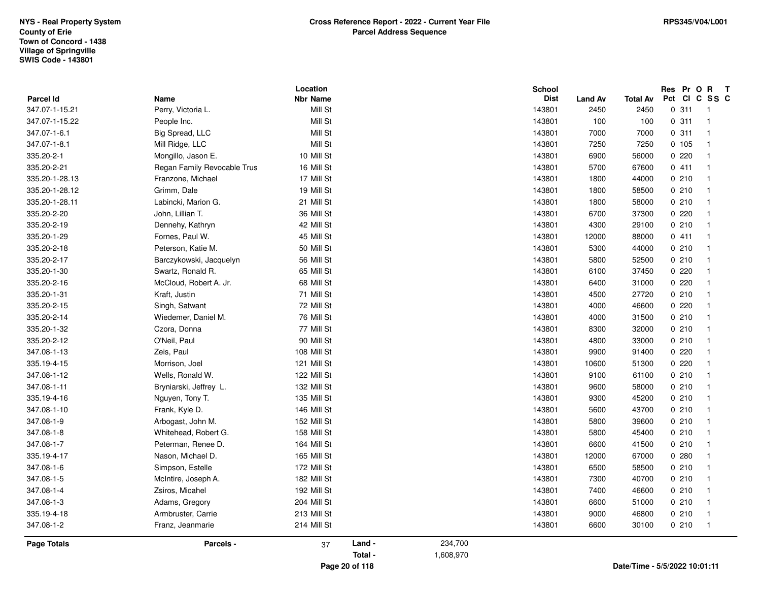NYS - Real Property System
County of Erie
Town of Concord - 1438
Village of Springville
SWIS Code - 143801

**Cross Reference Report - 2022 - Current Year File**
**Parcel Address Sequence**

RPS345/V04/L001

| Parcel Id | Name | Location Nbr | Location Name | School Dist | Land Av | Total Av | Res Pct | Pr Cl | O C | R SS | T C |
|---|---|---|---|---|---|---|---|---|---|---|---|
| 347.07-1-15.21 | Perry, Victoria L. | | Mill St | 143801 | 2450 | 2450 | 0 | 311 | | 1 | |
| 347.07-1-15.22 | People Inc. | | Mill St | 143801 | 100 | 100 | 0 | 311 | | 1 | |
| 347.07-1-6.1 | Big Spread, LLC | | Mill St | 143801 | 7000 | 7000 | 0 | 311 | | 1 | |
| 347.07-1-8.1 | Mill Ridge, LLC | | Mill St | 143801 | 7250 | 7250 | 0 | 105 | | 1 | |
| 335.20-2-1 | Mongillo, Jason E. | 10 | Mill St | 143801 | 6900 | 56000 | 0 | 220 | | 1 | |
| 335.20-2-21 | Regan Family Revocable Trus | 16 | Mill St | 143801 | 5700 | 67600 | 0 | 411 | | 1 | |
| 335.20-1-28.13 | Franzone, Michael | 17 | Mill St | 143801 | 1800 | 44000 | 0 | 210 | | 1 | |
| 335.20-1-28.12 | Grimm, Dale | 19 | Mill St | 143801 | 1800 | 58500 | 0 | 210 | | 1 | |
| 335.20-1-28.11 | Labincki, Marion G. | 21 | Mill St | 143801 | 1800 | 58000 | 0 | 210 | | 1 | |
| 335.20-2-20 | John, Lillian T. | 36 | Mill St | 143801 | 6700 | 37300 | 0 | 220 | | 1 | |
| 335.20-2-19 | Dennehy, Kathryn | 42 | Mill St | 143801 | 4300 | 29100 | 0 | 210 | | 1 | |
| 335.20-1-29 | Fornes, Paul W. | 45 | Mill St | 143801 | 12000 | 88000 | 0 | 411 | | 1 | |
| 335.20-2-18 | Peterson, Katie M. | 50 | Mill St | 143801 | 5300 | 44000 | 0 | 210 | | 1 | |
| 335.20-2-17 | Barczykowski, Jacquelyn | 56 | Mill St | 143801 | 5800 | 52500 | 0 | 210 | | 1 | |
| 335.20-1-30 | Swartz, Ronald R. | 65 | Mill St | 143801 | 6100 | 37450 | 0 | 220 | | 1 | |
| 335.20-2-16 | McCloud, Robert A. Jr. | 68 | Mill St | 143801 | 6400 | 31000 | 0 | 220 | | 1 | |
| 335.20-1-31 | Kraft, Justin | 71 | Mill St | 143801 | 4500 | 27720 | 0 | 210 | | 1 | |
| 335.20-2-15 | Singh, Satwant | 72 | Mill St | 143801 | 4000 | 46600 | 0 | 220 | | 1 | |
| 335.20-2-14 | Wiedemer, Daniel M. | 76 | Mill St | 143801 | 4000 | 31500 | 0 | 210 | | 1 | |
| 335.20-1-32 | Czora, Donna | 77 | Mill St | 143801 | 8300 | 32000 | 0 | 210 | | 1 | |
| 335.20-2-12 | O'Neil, Paul | 90 | Mill St | 143801 | 4800 | 33000 | 0 | 210 | | 1 | |
| 347.08-1-13 | Zeis, Paul | 108 | Mill St | 143801 | 9900 | 91400 | 0 | 220 | | 1 | |
| 335.19-4-15 | Morrison, Joel | 121 | Mill St | 143801 | 10600 | 51300 | 0 | 220 | | 1 | |
| 347.08-1-12 | Wells, Ronald W. | 122 | Mill St | 143801 | 9100 | 61100 | 0 | 210 | | 1 | |
| 347.08-1-11 | Bryniarski, Jeffrey L. | 132 | Mill St | 143801 | 9600 | 58000 | 0 | 210 | | 1 | |
| 335.19-4-16 | Nguyen, Tony T. | 135 | Mill St | 143801 | 9300 | 45200 | 0 | 210 | | 1 | |
| 347.08-1-10 | Frank, Kyle D. | 146 | Mill St | 143801 | 5600 | 43700 | 0 | 210 | | 1 | |
| 347.08-1-9 | Arbogast, John M. | 152 | Mill St | 143801 | 5800 | 39600 | 0 | 210 | | 1 | |
| 347.08-1-8 | Whitehead, Robert G. | 158 | Mill St | 143801 | 5800 | 45400 | 0 | 210 | | 1 | |
| 347.08-1-7 | Peterman, Renee D. | 164 | Mill St | 143801 | 6600 | 41500 | 0 | 210 | | 1 | |
| 335.19-4-17 | Nason, Michael D. | 165 | Mill St | 143801 | 12000 | 67000 | 0 | 280 | | 1 | |
| 347.08-1-6 | Simpson, Estelle | 172 | Mill St | 143801 | 6500 | 58500 | 0 | 210 | | 1 | |
| 347.08-1-5 | McIntire, Joseph A. | 182 | Mill St | 143801 | 7300 | 40700 | 0 | 210 | | 1 | |
| 347.08-1-4 | Zsiros, Micahel | 192 | Mill St | 143801 | 7400 | 46600 | 0 | 210 | | 1 | |
| 347.08-1-3 | Adams, Gregory | 204 | Mill St | 143801 | 6600 | 51000 | 0 | 210 | | 1 | |
| 335.19-4-18 | Armbruster, Carrie | 213 | Mill St | 143801 | 9000 | 46800 | 0 | 210 | | 1 | |
| 347.08-1-2 | Franz, Jeanmarie | 214 | Mill St | 143801 | 6600 | 30100 | 0 | 210 | | 1 | |

**Page Totals** **Parcels -** 37 **Land -** 234,700 **Total -** 1,608,970

**Date/Time - 5/5/2022 10:01:11**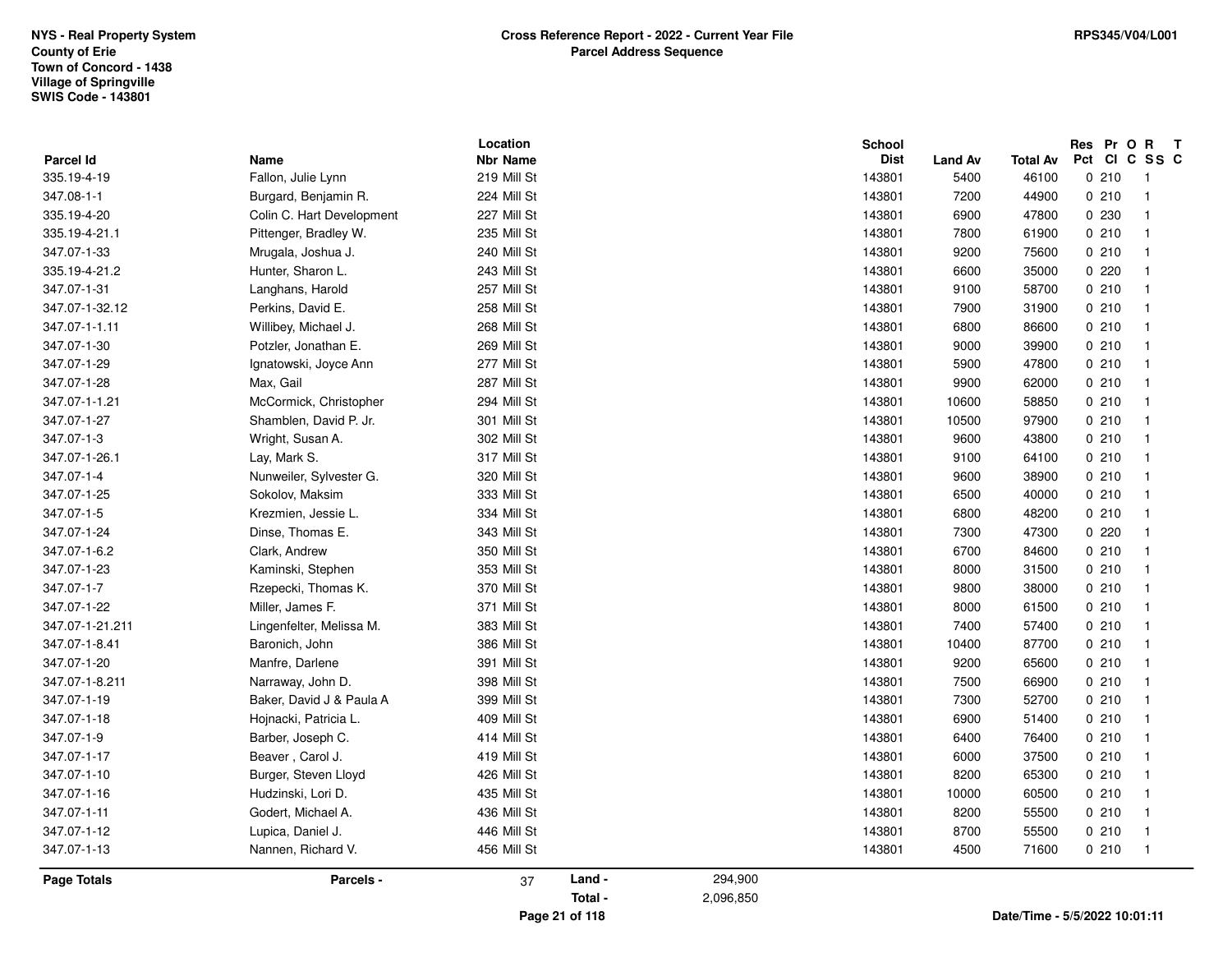NYS - Real Property System
County of Erie
Town of Concord - 1438
Village of Springville
SWIS Code - 143801

**Cross Reference Report - 2022 - Current Year File**
**Parcel Address Sequence**

RPS345/V04/L001

| Parcel Id | Name | Location Nbr Name | School Dist | Land Av | Total Av | Res Pct | Pr Cl | O C | R SS | T C |
|---|---|---|---|---|---|---|---|---|---|---|
| 335.19-4-19 | Fallon, Julie Lynn | 219 Mill St | 143801 | 5400 | 46100 | 0 | 210 | | 1 | |
| 347.08-1-1 | Burgard, Benjamin R. | 224 Mill St | 143801 | 7200 | 44900 | 0 | 210 | | 1 | |
| 335.19-4-20 | Colin C. Hart Development | 227 Mill St | 143801 | 6900 | 47800 | 0 | 230 | | 1 | |
| 335.19-4-21.1 | Pittenger, Bradley W. | 235 Mill St | 143801 | 7800 | 61900 | 0 | 210 | | 1 | |
| 347.07-1-33 | Mrugala, Joshua J. | 240 Mill St | 143801 | 9200 | 75600 | 0 | 210 | | 1 | |
| 335.19-4-21.2 | Hunter, Sharon L. | 243 Mill St | 143801 | 6600 | 35000 | 0 | 220 | | 1 | |
| 347.07-1-31 | Langhans, Harold | 257 Mill St | 143801 | 9100 | 58700 | 0 | 210 | | 1 | |
| 347.07-1-32.12 | Perkins, David E. | 258 Mill St | 143801 | 7900 | 31900 | 0 | 210 | | 1 | |
| 347.07-1-1.11 | Willibey, Michael J. | 268 Mill St | 143801 | 6800 | 86600 | 0 | 210 | | 1 | |
| 347.07-1-30 | Potzler, Jonathan E. | 269 Mill St | 143801 | 9000 | 39900 | 0 | 210 | | 1 | |
| 347.07-1-29 | Ignatowski, Joyce Ann | 277 Mill St | 143801 | 5900 | 47800 | 0 | 210 | | 1 | |
| 347.07-1-28 | Max, Gail | 287 Mill St | 143801 | 9900 | 62000 | 0 | 210 | | 1 | |
| 347.07-1-1.21 | McCormick, Christopher | 294 Mill St | 143801 | 10600 | 58850 | 0 | 210 | | 1 | |
| 347.07-1-27 | Shamblen, David P. Jr. | 301 Mill St | 143801 | 10500 | 97900 | 0 | 210 | | 1 | |
| 347.07-1-3 | Wright, Susan A. | 302 Mill St | 143801 | 9600 | 43800 | 0 | 210 | | 1 | |
| 347.07-1-26.1 | Lay, Mark S. | 317 Mill St | 143801 | 9100 | 64100 | 0 | 210 | | 1 | |
| 347.07-1-4 | Nunweiler, Sylvester G. | 320 Mill St | 143801 | 9600 | 38900 | 0 | 210 | | 1 | |
| 347.07-1-25 | Sokolov, Maksim | 333 Mill St | 143801 | 6500 | 40000 | 0 | 210 | | 1 | |
| 347.07-1-5 | Krezmien, Jessie L. | 334 Mill St | 143801 | 6800 | 48200 | 0 | 210 | | 1 | |
| 347.07-1-24 | Dinse, Thomas E. | 343 Mill St | 143801 | 7300 | 47300 | 0 | 220 | | 1 | |
| 347.07-1-6.2 | Clark, Andrew | 350 Mill St | 143801 | 6700 | 84600 | 0 | 210 | | 1 | |
| 347.07-1-23 | Kaminski, Stephen | 353 Mill St | 143801 | 8000 | 31500 | 0 | 210 | | 1 | |
| 347.07-1-7 | Rzepecki, Thomas K. | 370 Mill St | 143801 | 9800 | 38000 | 0 | 210 | | 1 | |
| 347.07-1-22 | Miller, James F. | 371 Mill St | 143801 | 8000 | 61500 | 0 | 210 | | 1 | |
| 347.07-1-21.211 | Lingenfelter, Melissa M. | 383 Mill St | 143801 | 7400 | 57400 | 0 | 210 | | 1 | |
| 347.07-1-8.41 | Baronich, John | 386 Mill St | 143801 | 10400 | 87700 | 0 | 210 | | 1 | |
| 347.07-1-20 | Manfre, Darlene | 391 Mill St | 143801 | 9200 | 65600 | 0 | 210 | | 1 | |
| 347.07-1-8.211 | Narraway, John D. | 398 Mill St | 143801 | 7500 | 66900 | 0 | 210 | | 1 | |
| 347.07-1-19 | Baker, David J & Paula A | 399 Mill St | 143801 | 7300 | 52700 | 0 | 210 | | 1 | |
| 347.07-1-18 | Hojnacki, Patricia L. | 409 Mill St | 143801 | 6900 | 51400 | 0 | 210 | | 1 | |
| 347.07-1-9 | Barber, Joseph C. | 414 Mill St | 143801 | 6400 | 76400 | 0 | 210 | | 1 | |
| 347.07-1-17 | Beaver , Carol J. | 419 Mill St | 143801 | 6000 | 37500 | 0 | 210 | | 1 | |
| 347.07-1-10 | Burger, Steven Lloyd | 426 Mill St | 143801 | 8200 | 65300 | 0 | 210 | | 1 | |
| 347.07-1-16 | Hudzinski, Lori D. | 435 Mill St | 143801 | 10000 | 60500 | 0 | 210 | | 1 | |
| 347.07-1-11 | Godert, Michael A. | 436 Mill St | 143801 | 8200 | 55500 | 0 | 210 | | 1 | |
| 347.07-1-12 | Lupica, Daniel J. | 446 Mill St | 143801 | 8700 | 55500 | 0 | 210 | | 1 | |
| 347.07-1-13 | Nannen, Richard V. | 456 Mill St | 143801 | 4500 | 71600 | 0 | 210 | | 1 | |

**Page Totals** Parcels - 37 Land - 294,900 Total - 2,096,850

Date/Time - 5/5/2022 10:01:11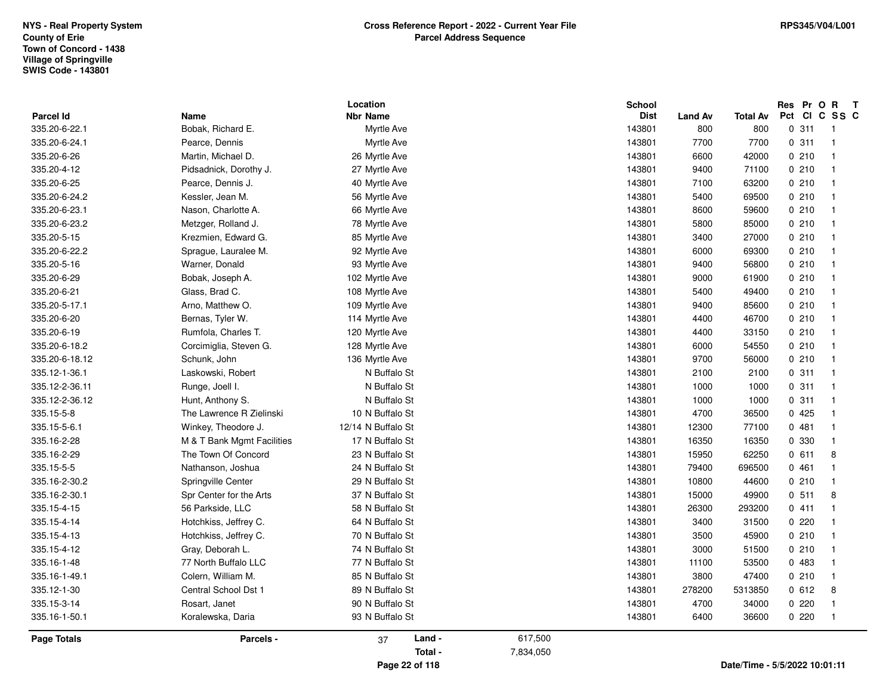NYS - Real Property System
County of Erie
Town of Concord - 1438
Village of Springville
SWIS Code - 143801

**Cross Reference Report - 2022 - Current Year File**
**Parcel Address Sequence**

RPS345/V04/L001

| Parcel Id | Name | Location Nbr Name | School Dist | Land Av | Total Av | Res Pct | Pr Cl | O C | R SS | T C |
|---|---|---|---|---|---|---|---|---|---|---|
| 335.20-6-22.1 | Bobak, Richard E. | Myrtle Ave | 143801 | 800 | 800 | 0 | 311 | | 1 | |
| 335.20-6-24.1 | Pearce, Dennis | Myrtle Ave | 143801 | 7700 | 7700 | 0 | 311 | | 1 | |
| 335.20-6-26 | Martin, Michael D. | 26 Myrtle Ave | 143801 | 6600 | 42000 | 0 | 210 | | 1 | |
| 335.20-4-12 | Pidsadnick, Dorothy J. | 27 Myrtle Ave | 143801 | 9400 | 71100 | 0 | 210 | | 1 | |
| 335.20-6-25 | Pearce, Dennis J. | 40 Myrtle Ave | 143801 | 7100 | 63200 | 0 | 210 | | 1 | |
| 335.20-6-24.2 | Kessler, Jean M. | 56 Myrtle Ave | 143801 | 5400 | 69500 | 0 | 210 | | 1 | |
| 335.20-6-23.1 | Nason, Charlotte A. | 66 Myrtle Ave | 143801 | 8600 | 59600 | 0 | 210 | | 1 | |
| 335.20-6-23.2 | Metzger, Rolland J. | 78 Myrtle Ave | 143801 | 5800 | 85000 | 0 | 210 | | 1 | |
| 335.20-5-15 | Krezmien, Edward G. | 85 Myrtle Ave | 143801 | 3400 | 27000 | 0 | 210 | | 1 | |
| 335.20-6-22.2 | Sprague, Lauralee M. | 92 Myrtle Ave | 143801 | 6000 | 69300 | 0 | 210 | | 1 | |
| 335.20-5-16 | Warner, Donald | 93 Myrtle Ave | 143801 | 9400 | 56800 | 0 | 210 | | 1 | |
| 335.20-6-29 | Bobak, Joseph A. | 102 Myrtle Ave | 143801 | 9000 | 61900 | 0 | 210 | | 1 | |
| 335.20-6-21 | Glass, Brad C. | 108 Myrtle Ave | 143801 | 5400 | 49400 | 0 | 210 | | 1 | |
| 335.20-5-17.1 | Arno, Matthew O. | 109 Myrtle Ave | 143801 | 9400 | 85600 | 0 | 210 | | 1 | |
| 335.20-6-20 | Bernas, Tyler W. | 114 Myrtle Ave | 143801 | 4400 | 46700 | 0 | 210 | | 1 | |
| 335.20-6-19 | Rumfola, Charles T. | 120 Myrtle Ave | 143801 | 4400 | 33150 | 0 | 210 | | 1 | |
| 335.20-6-18.2 | Corcimiglia, Steven G. | 128 Myrtle Ave | 143801 | 6000 | 54550 | 0 | 210 | | 1 | |
| 335.20-6-18.12 | Schunk, John | 136 Myrtle Ave | 143801 | 9700 | 56000 | 0 | 210 | | 1 | |
| 335.12-1-36.1 | Laskowski, Robert | N Buffalo St | 143801 | 2100 | 2100 | 0 | 311 | | 1 | |
| 335.12-2-36.11 | Runge, Joell I. | N Buffalo St | 143801 | 1000 | 1000 | 0 | 311 | | 1 | |
| 335.12-2-36.12 | Hunt, Anthony S. | N Buffalo St | 143801 | 1000 | 1000 | 0 | 311 | | 1 | |
| 335.15-5-8 | The Lawrence R Zielinski | 10 N Buffalo St | 143801 | 4700 | 36500 | 0 | 425 | | 1 | |
| 335.15-5-6.1 | Winkey, Theodore J. | 12/14 N Buffalo St | 143801 | 12300 | 77100 | 0 | 481 | | 1 | |
| 335.16-2-28 | M & T Bank Mgmt Facilities | 17 N Buffalo St | 143801 | 16350 | 16350 | 0 | 330 | | 1 | |
| 335.16-2-29 | The Town Of Concord | 23 N Buffalo St | 143801 | 15950 | 62250 | 0 | 611 | | 8 | |
| 335.15-5-5 | Nathanson, Joshua | 24 N Buffalo St | 143801 | 79400 | 696500 | 0 | 461 | | 1 | |
| 335.16-2-30.2 | Springville Center | 29 N Buffalo St | 143801 | 10800 | 44600 | 0 | 210 | | 1 | |
| 335.16-2-30.1 | Spr Center for the Arts | 37 N Buffalo St | 143801 | 15000 | 49900 | 0 | 511 | | 8 | |
| 335.15-4-15 | 56 Parkside, LLC | 58 N Buffalo St | 143801 | 26300 | 293200 | 0 | 411 | | 1 | |
| 335.15-4-14 | Hotchkiss, Jeffrey C. | 64 N Buffalo St | 143801 | 3400 | 31500 | 0 | 220 | | 1 | |
| 335.15-4-13 | Hotchkiss, Jeffrey C. | 70 N Buffalo St | 143801 | 3500 | 45900 | 0 | 210 | | 1 | |
| 335.15-4-12 | Gray, Deborah L. | 74 N Buffalo St | 143801 | 3000 | 51500 | 0 | 210 | | 1 | |
| 335.16-1-48 | 77 North Buffalo LLC | 77 N Buffalo St | 143801 | 11100 | 53500 | 0 | 483 | | 1 | |
| 335.16-1-49.1 | Colern, William M. | 85 N Buffalo St | 143801 | 3800 | 47400 | 0 | 210 | | 1 | |
| 335.12-1-30 | Central School Dst 1 | 89 N Buffalo St | 143801 | 278200 | 5313850 | 0 | 612 | | 8 | |
| 335.15-3-14 | Rosart, Janet | 90 N Buffalo St | 143801 | 4700 | 34000 | 0 | 220 | | 1 | |
| 335.16-1-50.1 | Koralewska, Daria | 93 N Buffalo St | 143801 | 6400 | 36600 | 0 | 220 | | 1 | |

**Page Totals** **Parcels -** 37 **Land -** 617,500 **Total -** 7,834,050

**Date/Time - 5/5/2022 10:01:11**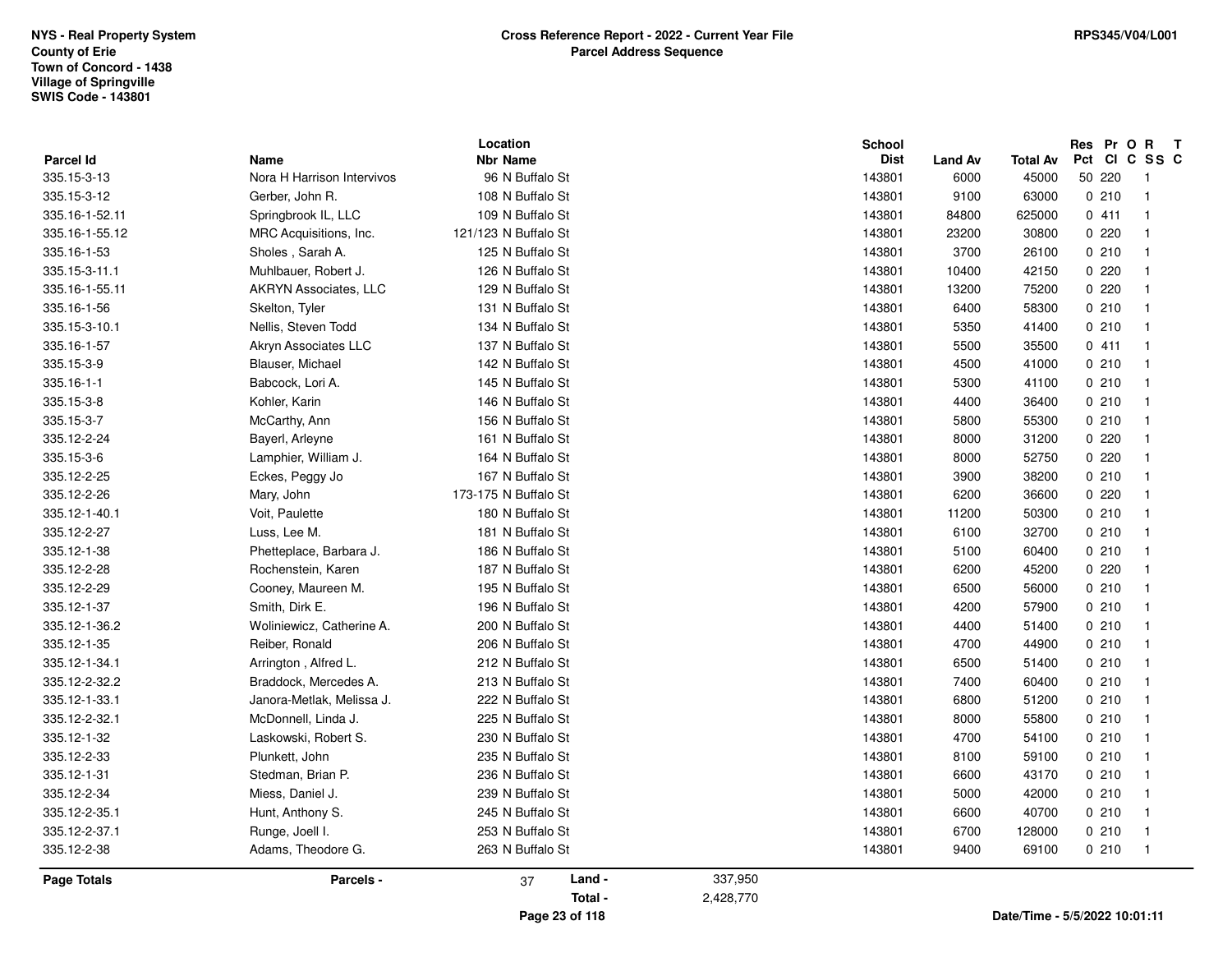NYS - Real Property System
County of Erie
Town of Concord - 1438
Village of Springville
SWIS Code - 143801

**Cross Reference Report - 2022 - Current Year File**
**Parcel Address Sequence**

RPS345/V04/L001

| Parcel Id | Name | Location Nbr Name | School Dist | Land Av | Total Av | Res Pct | Pr Cl | O C | R SS | T C |
|---|---|---|---|---|---|---|---|---|---|---|
| 335.15-3-13 | Nora H Harrison Intervivos | 96 N Buffalo St | 143801 | 6000 | 45000 | 50 | 220 | | 1 | |
| 335.15-3-12 | Gerber, John R. | 108 N Buffalo St | 143801 | 9100 | 63000 | 0 | 210 | | 1 | |
| 335.16-1-52.11 | Springbrook IL, LLC | 109 N Buffalo St | 143801 | 84800 | 625000 | 0 | 411 | | 1 | |
| 335.16-1-55.12 | MRC Acquisitions, Inc. | 121/123 N Buffalo St | 143801 | 23200 | 30800 | 0 | 220 | | 1 | |
| 335.16-1-53 | Sholes , Sarah A. | 125 N Buffalo St | 143801 | 3700 | 26100 | 0 | 210 | | 1 | |
| 335.15-3-11.1 | Muhlbauer, Robert J. | 126 N Buffalo St | 143801 | 10400 | 42150 | 0 | 220 | | 1 | |
| 335.16-1-55.11 | AKRYN Associates, LLC | 129 N Buffalo St | 143801 | 13200 | 75200 | 0 | 220 | | 1 | |
| 335.16-1-56 | Skelton, Tyler | 131 N Buffalo St | 143801 | 6400 | 58300 | 0 | 210 | | 1 | |
| 335.15-3-10.1 | Nellis, Steven Todd | 134 N Buffalo St | 143801 | 5350 | 41400 | 0 | 210 | | 1 | |
| 335.16-1-57 | Akryn Associates LLC | 137 N Buffalo St | 143801 | 5500 | 35500 | 0 | 411 | | 1 | |
| 335.15-3-9 | Blauser, Michael | 142 N Buffalo St | 143801 | 4500 | 41000 | 0 | 210 | | 1 | |
| 335.16-1-1 | Babcock, Lori A. | 145 N Buffalo St | 143801 | 5300 | 41100 | 0 | 210 | | 1 | |
| 335.15-3-8 | Kohler, Karin | 146 N Buffalo St | 143801 | 4400 | 36400 | 0 | 210 | | 1 | |
| 335.15-3-7 | McCarthy, Ann | 156 N Buffalo St | 143801 | 5800 | 55300 | 0 | 210 | | 1 | |
| 335.12-2-24 | Bayerl, Arleyne | 161 N Buffalo St | 143801 | 8000 | 31200 | 0 | 220 | | 1 | |
| 335.15-3-6 | Lamphier, William J. | 164 N Buffalo St | 143801 | 8000 | 52750 | 0 | 220 | | 1 | |
| 335.12-2-25 | Eckes, Peggy Jo | 167 N Buffalo St | 143801 | 3900 | 38200 | 0 | 210 | | 1 | |
| 335.12-2-26 | Mary, John | 173-175 N Buffalo St | 143801 | 6200 | 36600 | 0 | 220 | | 1 | |
| 335.12-1-40.1 | Voit, Paulette | 180 N Buffalo St | 143801 | 11200 | 50300 | 0 | 210 | | 1 | |
| 335.12-2-27 | Luss, Lee M. | 181 N Buffalo St | 143801 | 6100 | 32700 | 0 | 210 | | 1 | |
| 335.12-1-38 | Phetteplace, Barbara J. | 186 N Buffalo St | 143801 | 5100 | 60400 | 0 | 210 | | 1 | |
| 335.12-2-28 | Rochenstein, Karen | 187 N Buffalo St | 143801 | 6200 | 45200 | 0 | 220 | | 1 | |
| 335.12-2-29 | Cooney, Maureen M. | 195 N Buffalo St | 143801 | 6500 | 56000 | 0 | 210 | | 1 | |
| 335.12-1-37 | Smith, Dirk E. | 196 N Buffalo St | 143801 | 4200 | 57900 | 0 | 210 | | 1 | |
| 335.12-1-36.2 | Woliniewicz, Catherine A. | 200 N Buffalo St | 143801 | 4400 | 51400 | 0 | 210 | | 1 | |
| 335.12-1-35 | Reiber, Ronald | 206 N Buffalo St | 143801 | 4700 | 44900 | 0 | 210 | | 1 | |
| 335.12-1-34.1 | Arrington , Alfred L. | 212 N Buffalo St | 143801 | 6500 | 51400 | 0 | 210 | | 1 | |
| 335.12-2-32.2 | Braddock, Mercedes A. | 213 N Buffalo St | 143801 | 7400 | 60400 | 0 | 210 | | 1 | |
| 335.12-1-33.1 | Janora-Metlak, Melissa J. | 222 N Buffalo St | 143801 | 6800 | 51200 | 0 | 210 | | 1 | |
| 335.12-2-32.1 | McDonnell, Linda J. | 225 N Buffalo St | 143801 | 8000 | 55800 | 0 | 210 | | 1 | |
| 335.12-1-32 | Laskowski, Robert S. | 230 N Buffalo St | 143801 | 4700 | 54100 | 0 | 210 | | 1 | |
| 335.12-2-33 | Plunkett, John | 235 N Buffalo St | 143801 | 8100 | 59100 | 0 | 210 | | 1 | |
| 335.12-1-31 | Stedman, Brian P. | 236 N Buffalo St | 143801 | 6600 | 43170 | 0 | 210 | | 1 | |
| 335.12-2-34 | Miess, Daniel J. | 239 N Buffalo St | 143801 | 5000 | 42000 | 0 | 210 | | 1 | |
| 335.12-2-35.1 | Hunt, Anthony S. | 245 N Buffalo St | 143801 | 6600 | 40700 | 0 | 210 | | 1 | |
| 335.12-2-37.1 | Runge, Joell I. | 253 N Buffalo St | 143801 | 6700 | 128000 | 0 | 210 | | 1 | |
| 335.12-2-38 | Adams, Theodore G. | 263 N Buffalo St | 143801 | 9400 | 69100 | 0 | 210 | | 1 | |

**Page Totals** Parcels - 37 Land - 337,950 Total - 2,428,770

Date/Time - 5/5/2022 10:01:11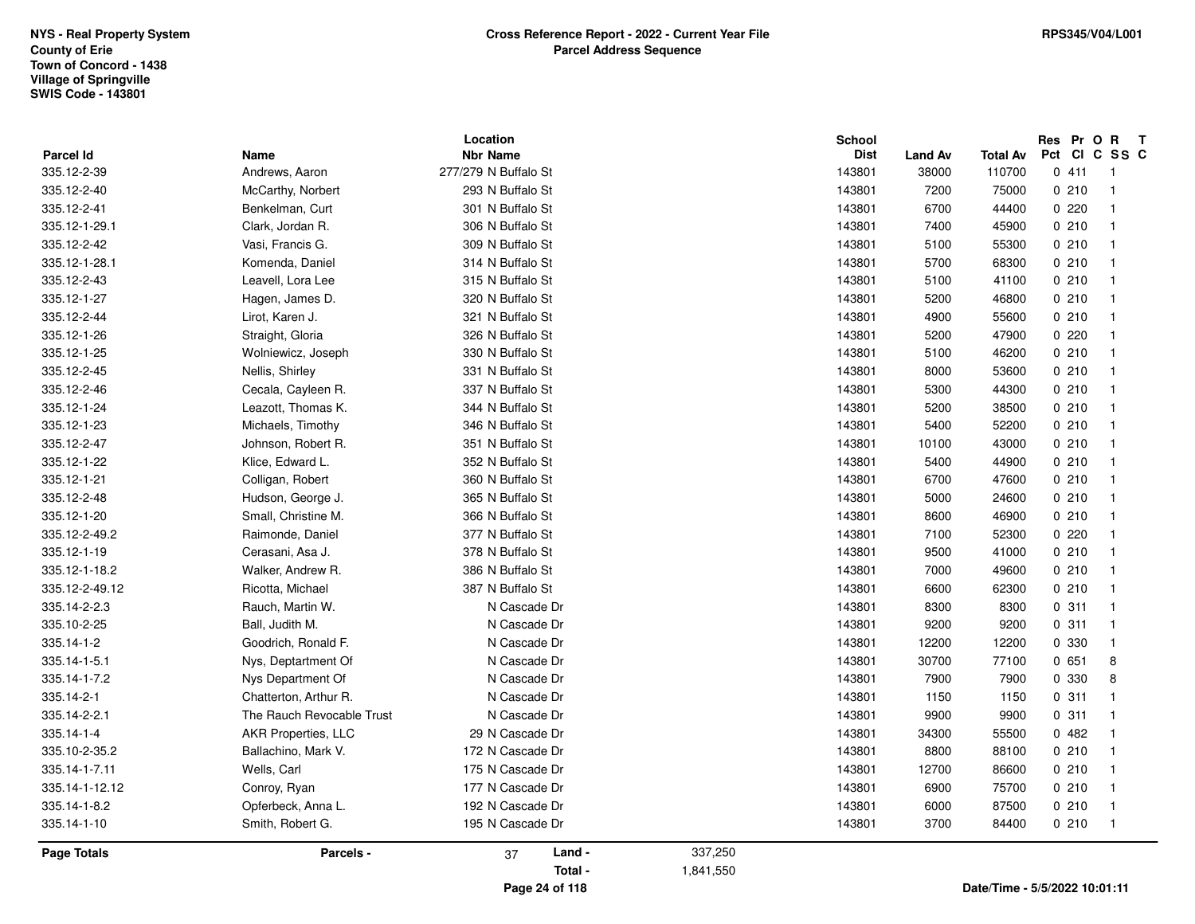NYS - Real Property System
County of Erie
Town of Concord - 1438
Village of Springville
SWIS Code - 143801

**Cross Reference Report - 2022 - Current Year File**
**Parcel Address Sequence**

RPS345/V04/L001

| Parcel Id | Name | Location Nbr | Location Name | School Dist | Land Av | Total Av | Res Pct | Pr Cl | O C | R SS | T C |
|---|---|---|---|---|---|---|---|---|---|---|---|
| 335.12-2-39 | Andrews, Aaron | 277/279 | N Buffalo St | 143801 | 38000 | 110700 | 0 | 411 | | 1 | |
| 335.12-2-40 | McCarthy, Norbert | 293 | N Buffalo St | 143801 | 7200 | 75000 | 0 | 210 | | 1 | |
| 335.12-2-41 | Benkelman, Curt | 301 | N Buffalo St | 143801 | 6700 | 44400 | 0 | 220 | | 1 | |
| 335.12-1-29.1 | Clark, Jordan R. | 306 | N Buffalo St | 143801 | 7400 | 45900 | 0 | 210 | | 1 | |
| 335.12-2-42 | Vasi, Francis G. | 309 | N Buffalo St | 143801 | 5100 | 55300 | 0 | 210 | | 1 | |
| 335.12-1-28.1 | Komenda, Daniel | 314 | N Buffalo St | 143801 | 5700 | 68300 | 0 | 210 | | 1 | |
| 335.12-2-43 | Leavell, Lora Lee | 315 | N Buffalo St | 143801 | 5100 | 41100 | 0 | 210 | | 1 | |
| 335.12-1-27 | Hagen, James D. | 320 | N Buffalo St | 143801 | 5200 | 46800 | 0 | 210 | | 1 | |
| 335.12-2-44 | Lirot, Karen J. | 321 | N Buffalo St | 143801 | 4900 | 55600 | 0 | 210 | | 1 | |
| 335.12-1-26 | Straight, Gloria | 326 | N Buffalo St | 143801 | 5200 | 47900 | 0 | 220 | | 1 | |
| 335.12-1-25 | Wolniewicz, Joseph | 330 | N Buffalo St | 143801 | 5100 | 46200 | 0 | 210 | | 1 | |
| 335.12-2-45 | Nellis, Shirley | 331 | N Buffalo St | 143801 | 8000 | 53600 | 0 | 210 | | 1 | |
| 335.12-2-46 | Cecala, Cayleen R. | 337 | N Buffalo St | 143801 | 5300 | 44300 | 0 | 210 | | 1 | |
| 335.12-1-24 | Leazott, Thomas K. | 344 | N Buffalo St | 143801 | 5200 | 38500 | 0 | 210 | | 1 | |
| 335.12-1-23 | Michaels, Timothy | 346 | N Buffalo St | 143801 | 5400 | 52200 | 0 | 210 | | 1 | |
| 335.12-2-47 | Johnson, Robert R. | 351 | N Buffalo St | 143801 | 10100 | 43000 | 0 | 210 | | 1 | |
| 335.12-1-22 | Klice, Edward L. | 352 | N Buffalo St | 143801 | 5400 | 44900 | 0 | 210 | | 1 | |
| 335.12-1-21 | Colligan, Robert | 360 | N Buffalo St | 143801 | 6700 | 47600 | 0 | 210 | | 1 | |
| 335.12-2-48 | Hudson, George J. | 365 | N Buffalo St | 143801 | 5000 | 24600 | 0 | 210 | | 1 | |
| 335.12-1-20 | Small, Christine M. | 366 | N Buffalo St | 143801 | 8600 | 46900 | 0 | 210 | | 1 | |
| 335.12-2-49.2 | Raimonde, Daniel | 377 | N Buffalo St | 143801 | 7100 | 52300 | 0 | 220 | | 1 | |
| 335.12-1-19 | Cerasani, Asa J. | 378 | N Buffalo St | 143801 | 9500 | 41000 | 0 | 210 | | 1 | |
| 335.12-1-18.2 | Walker, Andrew R. | 386 | N Buffalo St | 143801 | 7000 | 49600 | 0 | 210 | | 1 | |
| 335.12-2-49.12 | Ricotta, Michael | 387 | N Buffalo St | 143801 | 6600 | 62300 | 0 | 210 | | 1 | |
| 335.14-2-2.3 | Rauch, Martin W. | | N Cascade Dr | 143801 | 8300 | 8300 | 0 | 311 | | 1 | |
| 335.10-2-25 | Ball, Judith M. | | N Cascade Dr | 143801 | 9200 | 9200 | 0 | 311 | | 1 | |
| 335.14-1-2 | Goodrich, Ronald F. | | N Cascade Dr | 143801 | 12200 | 12200 | 0 | 330 | | 1 | |
| 335.14-1-5.1 | Nys, Deptartment Of | | N Cascade Dr | 143801 | 30700 | 77100 | 0 | 651 | | 8 | |
| 335.14-1-7.2 | Nys Department Of | | N Cascade Dr | 143801 | 7900 | 7900 | 0 | 330 | | 8 | |
| 335.14-2-1 | Chatterton, Arthur R. | | N Cascade Dr | 143801 | 1150 | 1150 | 0 | 311 | | 1 | |
| 335.14-2-2.1 | The Rauch Revocable Trust | | N Cascade Dr | 143801 | 9900 | 9900 | 0 | 311 | | 1 | |
| 335.14-1-4 | AKR Properties, LLC | 29 | N Cascade Dr | 143801 | 34300 | 55500 | 0 | 482 | | 1 | |
| 335.10-2-35.2 | Ballachino, Mark V. | 172 | N Cascade Dr | 143801 | 8800 | 88100 | 0 | 210 | | 1 | |
| 335.14-1-7.11 | Wells, Carl | 175 | N Cascade Dr | 143801 | 12700 | 86600 | 0 | 210 | | 1 | |
| 335.14-1-12.12 | Conroy, Ryan | 177 | N Cascade Dr | 143801 | 6900 | 75700 | 0 | 210 | | 1 | |
| 335.14-1-8.2 | Opferbeck, Anna L. | 192 | N Cascade Dr | 143801 | 6000 | 87500 | 0 | 210 | | 1 | |
| 335.14-1-10 | Smith, Robert G. | 195 | N Cascade Dr | 143801 | 3700 | 84400 | 0 | 210 | | 1 | |

**Page Totals** — **Parcels -** 37 — **Land -** 337,250 — **Total -** 1,841,550

Date/Time - 5/5/2022 10:01:11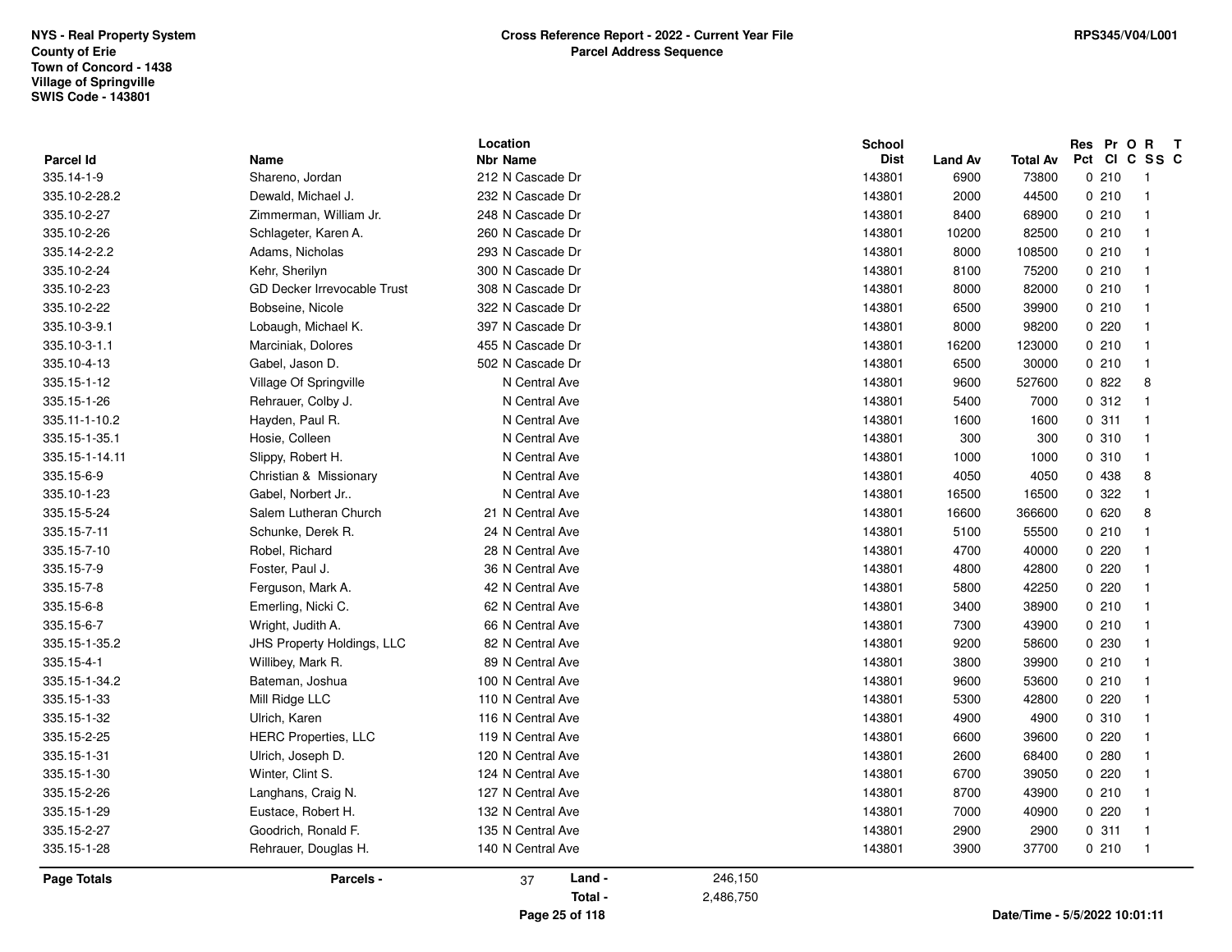NYS - Real Property System
County of Erie
Town of Concord - 1438
Village of Springville
SWIS Code - 143801

# Cross Reference Report - 2022 - Current Year File
## Parcel Address Sequence

| Parcel Id | Name | Location Nbr | Location Name | School Dist | Land Av | Total Av | Res Pct | Pr Cl | O C | R SS | T C |
|---|---|---|---|---|---|---|---|---|---|---|---|
| 335.14-1-9 | Shareno, Jordan | 212 | N Cascade Dr | 143801 | 6900 | 73800 | 0 | 210 | | 1 | |
| 335.10-2-28.2 | Dewald, Michael J. | 232 | N Cascade Dr | 143801 | 2000 | 44500 | 0 | 210 | | 1 | |
| 335.10-2-27 | Zimmerman, William Jr. | 248 | N Cascade Dr | 143801 | 8400 | 68900 | 0 | 210 | | 1 | |
| 335.10-2-26 | Schlageter, Karen A. | 260 | N Cascade Dr | 143801 | 10200 | 82500 | 0 | 210 | | 1 | |
| 335.14-2-2.2 | Adams, Nicholas | 293 | N Cascade Dr | 143801 | 8000 | 108500 | 0 | 210 | | 1 | |
| 335.10-2-24 | Kehr, Sherilyn | 300 | N Cascade Dr | 143801 | 8100 | 75200 | 0 | 210 | | 1 | |
| 335.10-2-23 | GD Decker Irrevocable Trust | 308 | N Cascade Dr | 143801 | 8000 | 82000 | 0 | 210 | | 1 | |
| 335.10-2-22 | Bobseine, Nicole | 322 | N Cascade Dr | 143801 | 6500 | 39900 | 0 | 210 | | 1 | |
| 335.10-3-9.1 | Lobaugh, Michael K. | 397 | N Cascade Dr | 143801 | 8000 | 98200 | 0 | 220 | | 1 | |
| 335.10-3-1.1 | Marciniak, Dolores | 455 | N Cascade Dr | 143801 | 16200 | 123000 | 0 | 210 | | 1 | |
| 335.10-4-13 | Gabel, Jason D. | 502 | N Cascade Dr | 143801 | 6500 | 30000 | 0 | 210 | | 1 | |
| 335.15-1-12 | Village Of Springville | | N Central Ave | 143801 | 9600 | 527600 | 0 | 822 | | 8 | |
| 335.15-1-26 | Rehrauer, Colby J. | | N Central Ave | 143801 | 5400 | 7000 | 0 | 312 | | 1 | |
| 335.11-1-10.2 | Hayden, Paul R. | | N Central Ave | 143801 | 1600 | 1600 | 0 | 311 | | 1 | |
| 335.15-1-35.1 | Hosie, Colleen | | N Central Ave | 143801 | 300 | 300 | 0 | 310 | | 1 | |
| 335.15-1-14.11 | Slippy, Robert H. | | N Central Ave | 143801 | 1000 | 1000 | 0 | 310 | | 1 | |
| 335.15-6-9 | Christian & Missionary | | N Central Ave | 143801 | 4050 | 4050 | 0 | 438 | | 8 | |
| 335.10-1-23 | Gabel, Norbert Jr.. | | N Central Ave | 143801 | 16500 | 16500 | 0 | 322 | | 1 | |
| 335.15-5-24 | Salem Lutheran Church | 21 | N Central Ave | 143801 | 16600 | 366600 | 0 | 620 | | 8 | |
| 335.15-7-11 | Schunke, Derek R. | 24 | N Central Ave | 143801 | 5100 | 55500 | 0 | 210 | | 1 | |
| 335.15-7-10 | Robel, Richard | 28 | N Central Ave | 143801 | 4700 | 40000 | 0 | 220 | | 1 | |
| 335.15-7-9 | Foster, Paul J. | 36 | N Central Ave | 143801 | 4800 | 42800 | 0 | 220 | | 1 | |
| 335.15-7-8 | Ferguson, Mark A. | 42 | N Central Ave | 143801 | 5800 | 42250 | 0 | 220 | | 1 | |
| 335.15-6-8 | Emerling, Nicki C. | 62 | N Central Ave | 143801 | 3400 | 38900 | 0 | 210 | | 1 | |
| 335.15-6-7 | Wright, Judith A. | 66 | N Central Ave | 143801 | 7300 | 43900 | 0 | 210 | | 1 | |
| 335.15-1-35.2 | JHS Property Holdings, LLC | 82 | N Central Ave | 143801 | 9200 | 58600 | 0 | 230 | | 1 | |
| 335.15-4-1 | Willibey, Mark R. | 89 | N Central Ave | 143801 | 3800 | 39900 | 0 | 210 | | 1 | |
| 335.15-1-34.2 | Bateman, Joshua | 100 | N Central Ave | 143801 | 9600 | 53600 | 0 | 210 | | 1 | |
| 335.15-1-33 | Mill Ridge LLC | 110 | N Central Ave | 143801 | 5300 | 42800 | 0 | 220 | | 1 | |
| 335.15-1-32 | Ulrich, Karen | 116 | N Central Ave | 143801 | 4900 | 4900 | 0 | 310 | | 1 | |
| 335.15-2-25 | HERC Properties, LLC | 119 | N Central Ave | 143801 | 6600 | 39600 | 0 | 220 | | 1 | |
| 335.15-1-31 | Ulrich, Joseph D. | 120 | N Central Ave | 143801 | 2600 | 68400 | 0 | 280 | | 1 | |
| 335.15-1-30 | Winter, Clint S. | 124 | N Central Ave | 143801 | 6700 | 39050 | 0 | 220 | | 1 | |
| 335.15-2-26 | Langhans, Craig N. | 127 | N Central Ave | 143801 | 8700 | 43900 | 0 | 210 | | 1 | |
| 335.15-1-29 | Eustace, Robert H. | 132 | N Central Ave | 143801 | 7000 | 40900 | 0 | 220 | | 1 | |
| 335.15-2-27 | Goodrich, Ronald F. | 135 | N Central Ave | 143801 | 2900 | 2900 | 0 | 311 | | 1 | |
| 335.15-1-28 | Rehrauer, Douglas H. | 140 | N Central Ave | 143801 | 3900 | 37700 | 0 | 210 | | 1 | |

**Page Totals** — **Parcels -** 37 — **Land -** 246,150 — **Total -** 2,486,750

Date/Time - 5/5/2022 10:01:11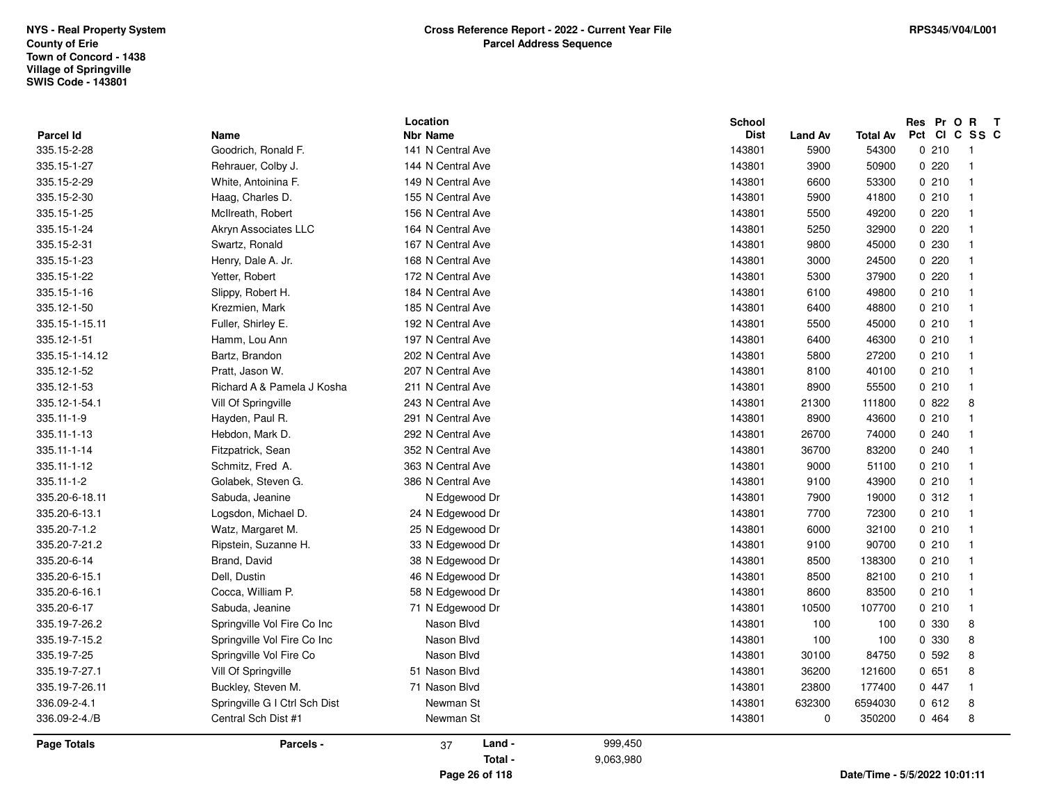NYS - Real Property System
County of Erie
Town of Concord - 1438
Village of Springville
SWIS Code - 143801

**Cross Reference Report - 2022 - Current Year File**
**Parcel Address Sequence**

RPS345/V04/L001

| Parcel Id | Name | Location Nbr | Location Name | School Dist | Land Av | Total Av | Res Pct | Pr Cl | O C | R SS | T C |
|---|---|---|---|---|---|---|---|---|---|---|---|
| 335.15-2-28 | Goodrich, Ronald F. | 141 | N Central Ave | 143801 | 5900 | 54300 | 0 | 210 | | 1 | |
| 335.15-1-27 | Rehrauer, Colby J. | 144 | N Central Ave | 143801 | 3900 | 50900 | 0 | 220 | | 1 | |
| 335.15-2-29 | White, Antoinina F. | 149 | N Central Ave | 143801 | 6600 | 53300 | 0 | 210 | | 1 | |
| 335.15-2-30 | Haag, Charles D. | 155 | N Central Ave | 143801 | 5900 | 41800 | 0 | 210 | | 1 | |
| 335.15-1-25 | McIlreath, Robert | 156 | N Central Ave | 143801 | 5500 | 49200 | 0 | 220 | | 1 | |
| 335.15-1-24 | Akryn Associates LLC | 164 | N Central Ave | 143801 | 5250 | 32900 | 0 | 220 | | 1 | |
| 335.15-2-31 | Swartz, Ronald | 167 | N Central Ave | 143801 | 9800 | 45000 | 0 | 230 | | 1 | |
| 335.15-1-23 | Henry, Dale A. Jr. | 168 | N Central Ave | 143801 | 3000 | 24500 | 0 | 220 | | 1 | |
| 335.15-1-22 | Yetter, Robert | 172 | N Central Ave | 143801 | 5300 | 37900 | 0 | 220 | | 1 | |
| 335.15-1-16 | Slippy, Robert H. | 184 | N Central Ave | 143801 | 6100 | 49800 | 0 | 210 | | 1 | |
| 335.12-1-50 | Krezmien, Mark | 185 | N Central Ave | 143801 | 6400 | 48800 | 0 | 210 | | 1 | |
| 335.15-1-15.11 | Fuller, Shirley E. | 192 | N Central Ave | 143801 | 5500 | 45000 | 0 | 210 | | 1 | |
| 335.12-1-51 | Hamm, Lou Ann | 197 | N Central Ave | 143801 | 6400 | 46300 | 0 | 210 | | 1 | |
| 335.15-1-14.12 | Bartz, Brandon | 202 | N Central Ave | 143801 | 5800 | 27200 | 0 | 210 | | 1 | |
| 335.12-1-52 | Pratt, Jason W. | 207 | N Central Ave | 143801 | 8100 | 40100 | 0 | 210 | | 1 | |
| 335.12-1-53 | Richard A & Pamela J Kosha | 211 | N Central Ave | 143801 | 8900 | 55500 | 0 | 210 | | 1 | |
| 335.12-1-54.1 | Vill Of Springville | 243 | N Central Ave | 143801 | 21300 | 111800 | 0 | 822 | | 8 | |
| 335.11-1-9 | Hayden, Paul R. | 291 | N Central Ave | 143801 | 8900 | 43600 | 0 | 210 | | 1 | |
| 335.11-1-13 | Hebdon, Mark D. | 292 | N Central Ave | 143801 | 26700 | 74000 | 0 | 240 | | 1 | |
| 335.11-1-14 | Fitzpatrick, Sean | 352 | N Central Ave | 143801 | 36700 | 83200 | 0 | 240 | | 1 | |
| 335.11-1-12 | Schmitz, Fred A. | 363 | N Central Ave | 143801 | 9000 | 51100 | 0 | 210 | | 1 | |
| 335.11-1-2 | Golabek, Steven G. | 386 | N Central Ave | 143801 | 9100 | 43900 | 0 | 210 | | 1 | |
| 335.20-6-18.11 | Sabuda, Jeanine | | N Edgewood Dr | 143801 | 7900 | 19000 | 0 | 312 | | 1 | |
| 335.20-6-13.1 | Logsdon, Michael D. | 24 | N Edgewood Dr | 143801 | 7700 | 72300 | 0 | 210 | | 1 | |
| 335.20-7-1.2 | Watz, Margaret M. | 25 | N Edgewood Dr | 143801 | 6000 | 32100 | 0 | 210 | | 1 | |
| 335.20-7-21.2 | Ripstein, Suzanne H. | 33 | N Edgewood Dr | 143801 | 9100 | 90700 | 0 | 210 | | 1 | |
| 335.20-6-14 | Brand, David | 38 | N Edgewood Dr | 143801 | 8500 | 138300 | 0 | 210 | | 1 | |
| 335.20-6-15.1 | Dell, Dustin | 46 | N Edgewood Dr | 143801 | 8500 | 82100 | 0 | 210 | | 1 | |
| 335.20-6-16.1 | Cocca, William P. | 58 | N Edgewood Dr | 143801 | 8600 | 83500 | 0 | 210 | | 1 | |
| 335.20-6-17 | Sabuda, Jeanine | 71 | N Edgewood Dr | 143801 | 10500 | 107700 | 0 | 210 | | 1 | |
| 335.19-7-26.2 | Springville Vol Fire Co Inc | | Nason Blvd | 143801 | 100 | 100 | 0 | 330 | | 8 | |
| 335.19-7-15.2 | Springville Vol Fire Co Inc | | Nason Blvd | 143801 | 100 | 100 | 0 | 330 | | 8 | |
| 335.19-7-25 | Springville Vol Fire Co | | Nason Blvd | 143801 | 30100 | 84750 | 0 | 592 | | 8 | |
| 335.19-7-27.1 | Vill Of Springville | 51 | Nason Blvd | 143801 | 36200 | 121600 | 0 | 651 | | 8 | |
| 335.19-7-26.11 | Buckley, Steven M. | 71 | Nason Blvd | 143801 | 23800 | 177400 | 0 | 447 | | 1 | |
| 336.09-2-4.1 | Springville G I Ctrl Sch Dist | | Newman St | 143801 | 632300 | 6594030 | 0 | 612 | | 8 | |
| 336.09-2-4./B | Central Sch Dist #1 | | Newman St | 143801 | 0 | 350200 | 0 | 464 | | 8 | |

**Page Totals** | **Parcels -** 37 | **Land -** 999,450 | **Total -** 9,063,980

Date/Time - 5/5/2022 10:01:11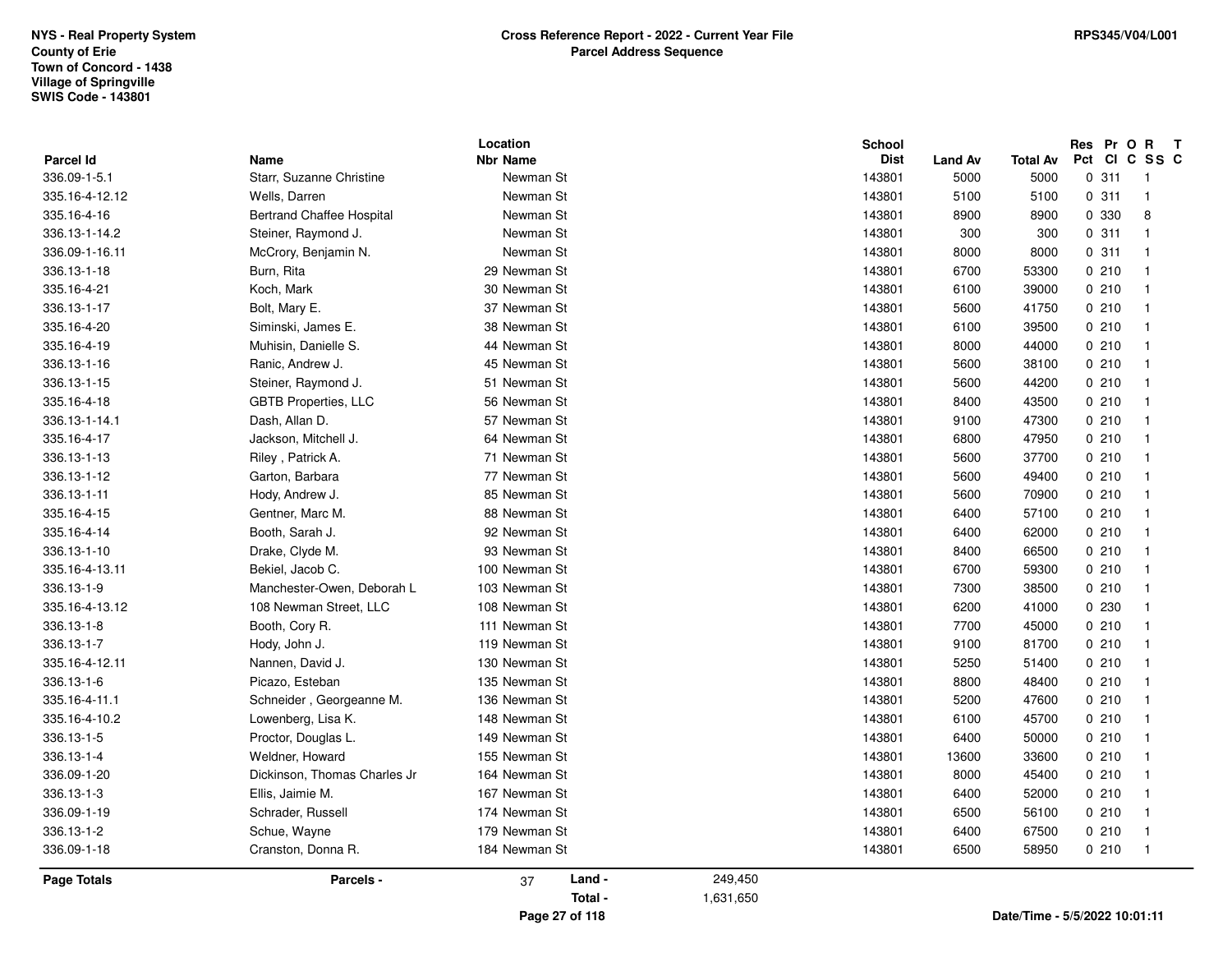**NYS - Real Property System**
**County of Erie**
**Town of Concord - 1438**
**Village of Springville**
**SWIS Code - 143801**

**Cross Reference Report - 2022 - Current Year File**
**Parcel Address Sequence**

**RPS345/V04/L001**

| Parcel Id | Name | Location Nbr | Location Name | School Dist | Land Av | Total Av | Res Pct | Pr Cl | O C | R SS | T C |
|---|---|---|---|---|---|---|---|---|---|---|---|
| 336.09-1-5.1 | Starr, Suzanne Christine | | Newman St | 143801 | 5000 | 5000 | 0 | 311 | | 1 | |
| 335.16-4-12.12 | Wells, Darren | | Newman St | 143801 | 5100 | 5100 | 0 | 311 | | 1 | |
| 335.16-4-16 | Bertrand Chaffee Hospital | | Newman St | 143801 | 8900 | 8900 | 0 | 330 | | 8 | |
| 336.13-1-14.2 | Steiner, Raymond J. | | Newman St | 143801 | 300 | 300 | 0 | 311 | | 1 | |
| 336.09-1-16.11 | McCrory, Benjamin N. | | Newman St | 143801 | 8000 | 8000 | 0 | 311 | | 1 | |
| 336.13-1-18 | Burn, Rita | 29 | Newman St | 143801 | 6700 | 53300 | 0 | 210 | | 1 | |
| 335.16-4-21 | Koch, Mark | 30 | Newman St | 143801 | 6100 | 39000 | 0 | 210 | | 1 | |
| 336.13-1-17 | Bolt, Mary E. | 37 | Newman St | 143801 | 5600 | 41750 | 0 | 210 | | 1 | |
| 335.16-4-20 | Siminski, James E. | 38 | Newman St | 143801 | 6100 | 39500 | 0 | 210 | | 1 | |
| 335.16-4-19 | Muhisin, Danielle S. | 44 | Newman St | 143801 | 8000 | 44000 | 0 | 210 | | 1 | |
| 336.13-1-16 | Ranic, Andrew J. | 45 | Newman St | 143801 | 5600 | 38100 | 0 | 210 | | 1 | |
| 336.13-1-15 | Steiner, Raymond J. | 51 | Newman St | 143801 | 5600 | 44200 | 0 | 210 | | 1 | |
| 335.16-4-18 | GBTB Properties, LLC | 56 | Newman St | 143801 | 8400 | 43500 | 0 | 210 | | 1 | |
| 336.13-1-14.1 | Dash, Allan D. | 57 | Newman St | 143801 | 9100 | 47300 | 0 | 210 | | 1 | |
| 335.16-4-17 | Jackson, Mitchell J. | 64 | Newman St | 143801 | 6800 | 47950 | 0 | 210 | | 1 | |
| 336.13-1-13 | Riley , Patrick A. | 71 | Newman St | 143801 | 5600 | 37700 | 0 | 210 | | 1 | |
| 336.13-1-12 | Garton, Barbara | 77 | Newman St | 143801 | 5600 | 49400 | 0 | 210 | | 1 | |
| 336.13-1-11 | Hody, Andrew J. | 85 | Newman St | 143801 | 5600 | 70900 | 0 | 210 | | 1 | |
| 335.16-4-15 | Gentner, Marc M. | 88 | Newman St | 143801 | 6400 | 57100 | 0 | 210 | | 1 | |
| 335.16-4-14 | Booth, Sarah J. | 92 | Newman St | 143801 | 6400 | 62000 | 0 | 210 | | 1 | |
| 336.13-1-10 | Drake, Clyde M. | 93 | Newman St | 143801 | 8400 | 66500 | 0 | 210 | | 1 | |
| 335.16-4-13.11 | Bekiel, Jacob C. | 100 | Newman St | 143801 | 6700 | 59300 | 0 | 210 | | 1 | |
| 336.13-1-9 | Manchester-Owen, Deborah L | 103 | Newman St | 143801 | 7300 | 38500 | 0 | 210 | | 1 | |
| 335.16-4-13.12 | 108 Newman Street, LLC | 108 | Newman St | 143801 | 6200 | 41000 | 0 | 230 | | 1 | |
| 336.13-1-8 | Booth, Cory R. | 111 | Newman St | 143801 | 7700 | 45000 | 0 | 210 | | 1 | |
| 336.13-1-7 | Hody, John J. | 119 | Newman St | 143801 | 9100 | 81700 | 0 | 210 | | 1 | |
| 335.16-4-12.11 | Nannen, David J. | 130 | Newman St | 143801 | 5250 | 51400 | 0 | 210 | | 1 | |
| 336.13-1-6 | Picazo, Esteban | 135 | Newman St | 143801 | 8800 | 48400 | 0 | 210 | | 1 | |
| 335.16-4-11.1 | Schneider , Georgeanne M. | 136 | Newman St | 143801 | 5200 | 47600 | 0 | 210 | | 1 | |
| 335.16-4-10.2 | Lowenberg, Lisa K. | 148 | Newman St | 143801 | 6100 | 45700 | 0 | 210 | | 1 | |
| 336.13-1-5 | Proctor, Douglas L. | 149 | Newman St | 143801 | 6400 | 50000 | 0 | 210 | | 1 | |
| 336.13-1-4 | Weldner, Howard | 155 | Newman St | 143801 | 13600 | 33600 | 0 | 210 | | 1 | |
| 336.09-1-20 | Dickinson, Thomas Charles Jr | 164 | Newman St | 143801 | 8000 | 45400 | 0 | 210 | | 1 | |
| 336.13-1-3 | Ellis, Jaimie M. | 167 | Newman St | 143801 | 6400 | 52000 | 0 | 210 | | 1 | |
| 336.09-1-19 | Schrader, Russell | 174 | Newman St | 143801 | 6500 | 56100 | 0 | 210 | | 1 | |
| 336.13-1-2 | Schue, Wayne | 179 | Newman St | 143801 | 6400 | 67500 | 0 | 210 | | 1 | |
| 336.09-1-18 | Cranston, Donna R. | 184 | Newman St | 143801 | 6500 | 58950 | 0 | 210 | | 1 | |

**Page Totals** | **Parcels -** 37 | **Land -** 249,450 | **Total -** 1,631,650

Date/Time - 5/5/2022 10:01:11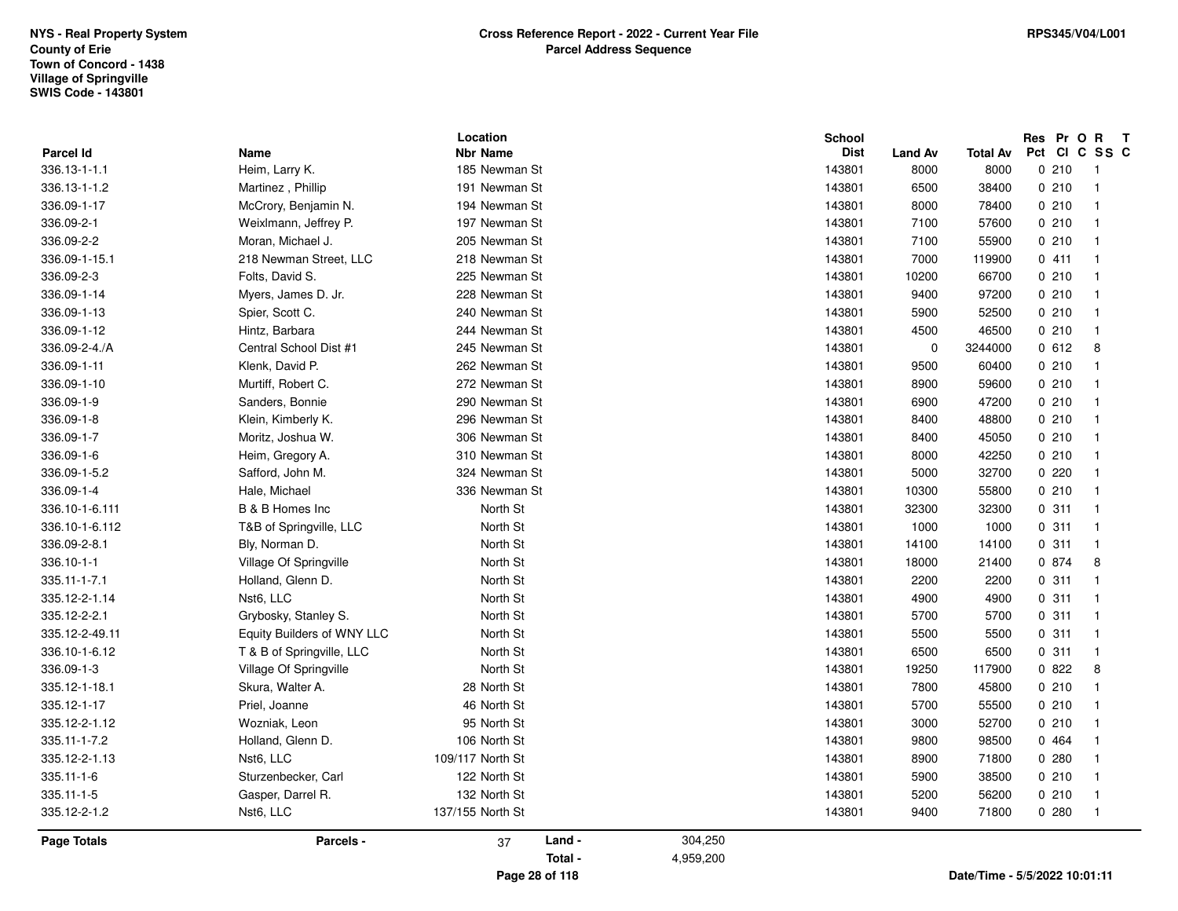NYS - Real Property System
County of Erie
Town of Concord - 1438
Village of Springville
SWIS Code - 143801

**Cross Reference Report - 2022 - Current Year File**
**Parcel Address Sequence**

RPS345/V04/L001

| Parcel Id | Name | Location Nbr | Location Name | School Dist | Land Av | Total Av | Res Pct | Pr Cl | O C | R SS | T C |
|---|---|---|---|---|---|---|---|---|---|---|---|
| 336.13-1-1.1 | Heim, Larry K. | 185 | Newman St | 143801 | 8000 | 8000 | 0 | 210 | | 1 | |
| 336.13-1-1.2 | Martinez , Phillip | 191 | Newman St | 143801 | 6500 | 38400 | 0 | 210 | | 1 | |
| 336.09-1-17 | McCrory, Benjamin N. | 194 | Newman St | 143801 | 8000 | 78400 | 0 | 210 | | 1 | |
| 336.09-2-1 | Weixlmann, Jeffrey P. | 197 | Newman St | 143801 | 7100 | 57600 | 0 | 210 | | 1 | |
| 336.09-2-2 | Moran, Michael J. | 205 | Newman St | 143801 | 7100 | 55900 | 0 | 210 | | 1 | |
| 336.09-1-15.1 | 218 Newman Street, LLC | 218 | Newman St | 143801 | 7000 | 119900 | 0 | 411 | | 1 | |
| 336.09-2-3 | Folts, David S. | 225 | Newman St | 143801 | 10200 | 66700 | 0 | 210 | | 1 | |
| 336.09-1-14 | Myers, James D. Jr. | 228 | Newman St | 143801 | 9400 | 97200 | 0 | 210 | | 1 | |
| 336.09-1-13 | Spier, Scott C. | 240 | Newman St | 143801 | 5900 | 52500 | 0 | 210 | | 1 | |
| 336.09-1-12 | Hintz, Barbara | 244 | Newman St | 143801 | 4500 | 46500 | 0 | 210 | | 1 | |
| 336.09-2-4./A | Central School Dist #1 | 245 | Newman St | 143801 | 0 | 3244000 | 0 | 612 | | 8 | |
| 336.09-1-11 | Klenk, David P. | 262 | Newman St | 143801 | 9500 | 60400 | 0 | 210 | | 1 | |
| 336.09-1-10 | Murtiff, Robert C. | 272 | Newman St | 143801 | 8900 | 59600 | 0 | 210 | | 1 | |
| 336.09-1-9 | Sanders, Bonnie | 290 | Newman St | 143801 | 6900 | 47200 | 0 | 210 | | 1 | |
| 336.09-1-8 | Klein, Kimberly K. | 296 | Newman St | 143801 | 8400 | 48800 | 0 | 210 | | 1 | |
| 336.09-1-7 | Moritz, Joshua W. | 306 | Newman St | 143801 | 8400 | 45050 | 0 | 210 | | 1 | |
| 336.09-1-6 | Heim, Gregory A. | 310 | Newman St | 143801 | 8000 | 42250 | 0 | 210 | | 1 | |
| 336.09-1-5.2 | Safford, John M. | 324 | Newman St | 143801 | 5000 | 32700 | 0 | 220 | | 1 | |
| 336.09-1-4 | Hale, Michael | 336 | Newman St | 143801 | 10300 | 55800 | 0 | 210 | | 1 | |
| 336.10-1-6.111 | B & B Homes Inc | | North St | 143801 | 32300 | 32300 | 0 | 311 | | 1 | |
| 336.10-1-6.112 | T&B of Springville, LLC | | North St | 143801 | 1000 | 1000 | 0 | 311 | | 1 | |
| 336.09-2-8.1 | Bly, Norman D. | | North St | 143801 | 14100 | 14100 | 0 | 311 | | 1 | |
| 336.10-1-1 | Village Of Springville | | North St | 143801 | 18000 | 21400 | 0 | 874 | | 8 | |
| 335.11-1-7.1 | Holland, Glenn D. | | North St | 143801 | 2200 | 2200 | 0 | 311 | | 1 | |
| 335.12-2-1.14 | Nst6, LLC | | North St | 143801 | 4900 | 4900 | 0 | 311 | | 1 | |
| 335.12-2-2.1 | Grybosky, Stanley S. | | North St | 143801 | 5700 | 5700 | 0 | 311 | | 1 | |
| 335.12-2-49.11 | Equity Builders of WNY LLC | | North St | 143801 | 5500 | 5500 | 0 | 311 | | 1 | |
| 336.10-1-6.12 | T & B of Springville, LLC | | North St | 143801 | 6500 | 6500 | 0 | 311 | | 1 | |
| 336.09-1-3 | Village Of Springville | | North St | 143801 | 19250 | 117900 | 0 | 822 | | 8 | |
| 335.12-1-18.1 | Skura, Walter A. | 28 | North St | 143801 | 7800 | 45800 | 0 | 210 | | 1 | |
| 335.12-1-17 | Priel, Joanne | 46 | North St | 143801 | 5700 | 55500 | 0 | 210 | | 1 | |
| 335.12-2-1.12 | Wozniak, Leon | 95 | North St | 143801 | 3000 | 52700 | 0 | 210 | | 1 | |
| 335.11-1-7.2 | Holland, Glenn D. | 106 | North St | 143801 | 9800 | 98500 | 0 | 464 | | 1 | |
| 335.12-2-1.13 | Nst6, LLC | 109/117 | North St | 143801 | 8900 | 71800 | 0 | 280 | | 1 | |
| 335.11-1-6 | Sturzenbecker, Carl | 122 | North St | 143801 | 5900 | 38500 | 0 | 210 | | 1 | |
| 335.11-1-5 | Gasper, Darrel R. | 132 | North St | 143801 | 5200 | 56200 | 0 | 210 | | 1 | |
| 335.12-2-1.2 | Nst6, LLC | 137/155 | North St | 143801 | 9400 | 71800 | 0 | 280 | | 1 | |

**Page Totals** **Parcels -** 37 **Land -** 304,250 **Total -** 4,959,200

**Date/Time - 5/5/2022 10:01:11**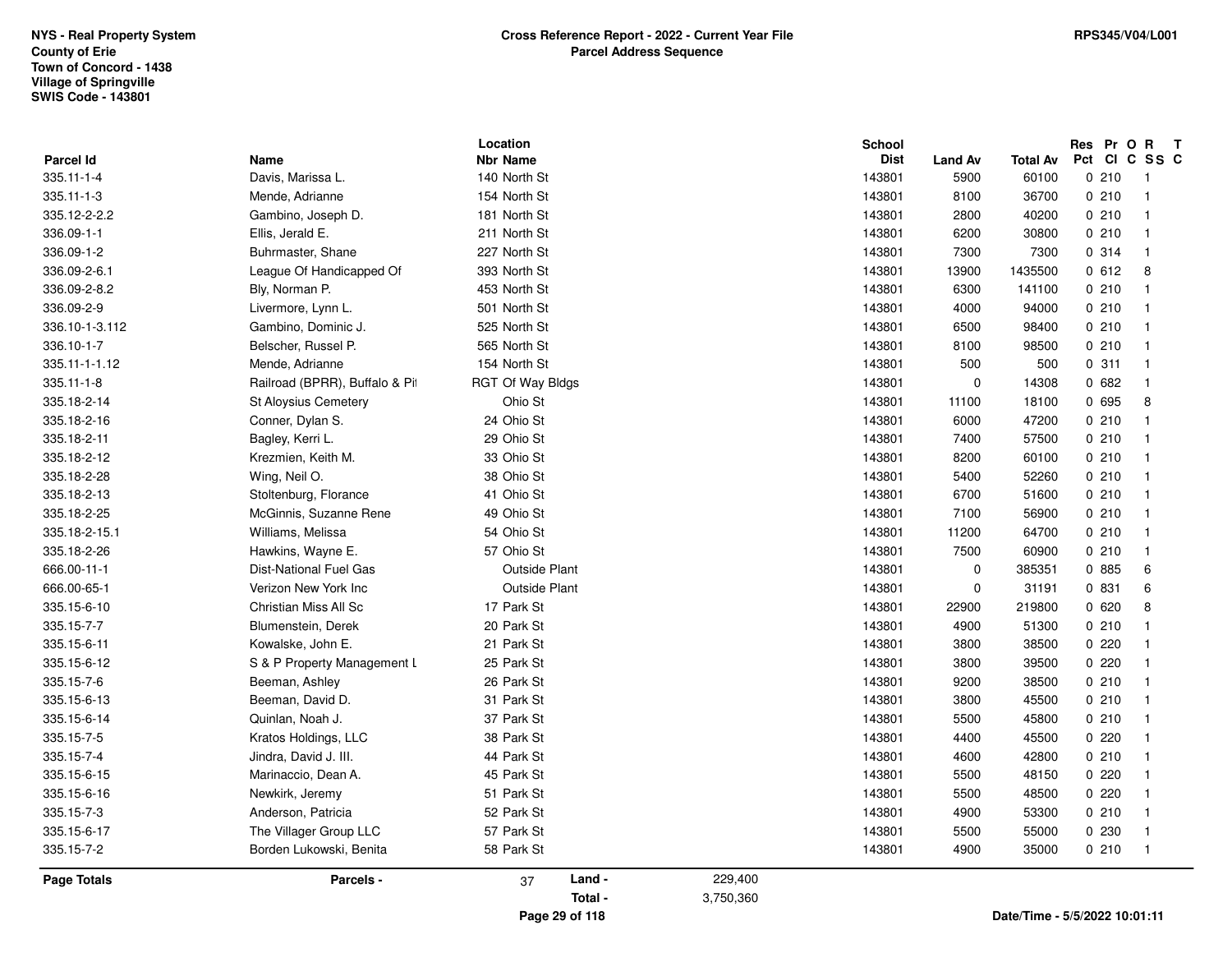NYS - Real Property System
County of Erie
Town of Concord - 1438
Village of Springville
SWIS Code - 143801

# Cross Reference Report - 2022 - Current Year File
## Parcel Address Sequence

RPS345/V04/L001

| Parcel Id | Name | Location Nbr Name | School Dist | Land Av | Total Av | Res Pct | Pr Cl | O C | R SS | T C |
|---|---|---|---|---|---|---|---|---|---|---|
| 335.11-1-4 | Davis, Marissa L. | 140 North St | 143801 | 5900 | 60100 | 0 | 210 | | 1 | |
| 335.11-1-3 | Mende, Adrianne | 154 North St | 143801 | 8100 | 36700 | 0 | 210 | | 1 | |
| 335.12-2-2.2 | Gambino, Joseph D. | 181 North St | 143801 | 2800 | 40200 | 0 | 210 | | 1 | |
| 336.09-1-1 | Ellis, Jerald E. | 211 North St | 143801 | 6200 | 30800 | 0 | 210 | | 1 | |
| 336.09-1-2 | Buhrmaster, Shane | 227 North St | 143801 | 7300 | 7300 | 0 | 314 | | 1 | |
| 336.09-2-6.1 | League Of Handicapped Of | 393 North St | 143801 | 13900 | 1435500 | 0 | 612 | | 8 | |
| 336.09-2-8.2 | Bly, Norman P. | 453 North St | 143801 | 6300 | 141100 | 0 | 210 | | 1 | |
| 336.09-2-9 | Livermore, Lynn L. | 501 North St | 143801 | 4000 | 94000 | 0 | 210 | | 1 | |
| 336.10-1-3.112 | Gambino, Dominic J. | 525 North St | 143801 | 6500 | 98400 | 0 | 210 | | 1 | |
| 336.10-1-7 | Belscher, Russel P. | 565 North St | 143801 | 8100 | 98500 | 0 | 210 | | 1 | |
| 335.11-1-1.12 | Mende, Adrianne | 154 North St | 143801 | 500 | 500 | 0 | 311 | | 1 | |
| 335.11-1-8 | Railroad (BPRR), Buffalo & Pit | RGT Of Way Bldgs | 143801 | 0 | 14308 | 0 | 682 | | 1 | |
| 335.18-2-14 | St Aloysius Cemetery | Ohio St | 143801 | 11100 | 18100 | 0 | 695 | | 8 | |
| 335.18-2-16 | Conner, Dylan S. | 24 Ohio St | 143801 | 6000 | 47200 | 0 | 210 | | 1 | |
| 335.18-2-11 | Bagley, Kerri L. | 29 Ohio St | 143801 | 7400 | 57500 | 0 | 210 | | 1 | |
| 335.18-2-12 | Krezmien, Keith M. | 33 Ohio St | 143801 | 8200 | 60100 | 0 | 210 | | 1 | |
| 335.18-2-28 | Wing, Neil O. | 38 Ohio St | 143801 | 5400 | 52260 | 0 | 210 | | 1 | |
| 335.18-2-13 | Stoltenburg, Florance | 41 Ohio St | 143801 | 6700 | 51600 | 0 | 210 | | 1 | |
| 335.18-2-25 | McGinnis, Suzanne Rene | 49 Ohio St | 143801 | 7100 | 56900 | 0 | 210 | | 1 | |
| 335.18-2-15.1 | Williams, Melissa | 54 Ohio St | 143801 | 11200 | 64700 | 0 | 210 | | 1 | |
| 335.18-2-26 | Hawkins, Wayne E. | 57 Ohio St | 143801 | 7500 | 60900 | 0 | 210 | | 1 | |
| 666.00-11-1 | Dist-National Fuel Gas | Outside Plant | 143801 | 0 | 385351 | 0 | 885 | | 6 | |
| 666.00-65-1 | Verizon New York Inc | Outside Plant | 143801 | 0 | 31191 | 0 | 831 | | 6 | |
| 335.15-6-10 | Christian Miss All Sc | 17 Park St | 143801 | 22900 | 219800 | 0 | 620 | | 8 | |
| 335.15-7-7 | Blumenstein, Derek | 20 Park St | 143801 | 4900 | 51300 | 0 | 210 | | 1 | |
| 335.15-6-11 | Kowalske, John E. | 21 Park St | 143801 | 3800 | 38500 | 0 | 220 | | 1 | |
| 335.15-6-12 | S & P Property Management L | 25 Park St | 143801 | 3800 | 39500 | 0 | 220 | | 1 | |
| 335.15-7-6 | Beeman, Ashley | 26 Park St | 143801 | 9200 | 38500 | 0 | 210 | | 1 | |
| 335.15-6-13 | Beeman, David D. | 31 Park St | 143801 | 3800 | 45500 | 0 | 210 | | 1 | |
| 335.15-6-14 | Quinlan, Noah J. | 37 Park St | 143801 | 5500 | 45800 | 0 | 210 | | 1 | |
| 335.15-7-5 | Kratos Holdings, LLC | 38 Park St | 143801 | 4400 | 45500 | 0 | 220 | | 1 | |
| 335.15-7-4 | Jindra, David J. III. | 44 Park St | 143801 | 4600 | 42800 | 0 | 210 | | 1 | |
| 335.15-6-15 | Marinaccio, Dean A. | 45 Park St | 143801 | 5500 | 48150 | 0 | 220 | | 1 | |
| 335.15-6-16 | Newkirk, Jeremy | 51 Park St | 143801 | 5500 | 48500 | 0 | 220 | | 1 | |
| 335.15-7-3 | Anderson, Patricia | 52 Park St | 143801 | 4900 | 53300 | 0 | 210 | | 1 | |
| 335.15-6-17 | The Villager Group LLC | 57 Park St | 143801 | 5500 | 55000 | 0 | 230 | | 1 | |
| 335.15-7-2 | Borden Lukowski, Benita | 58 Park St | 143801 | 4900 | 35000 | 0 | 210 | | 1 | |

**Page Totals** Parcels - 37 Land - 229,400 Total - 3,750,360

Date/Time - 5/5/2022 10:01:11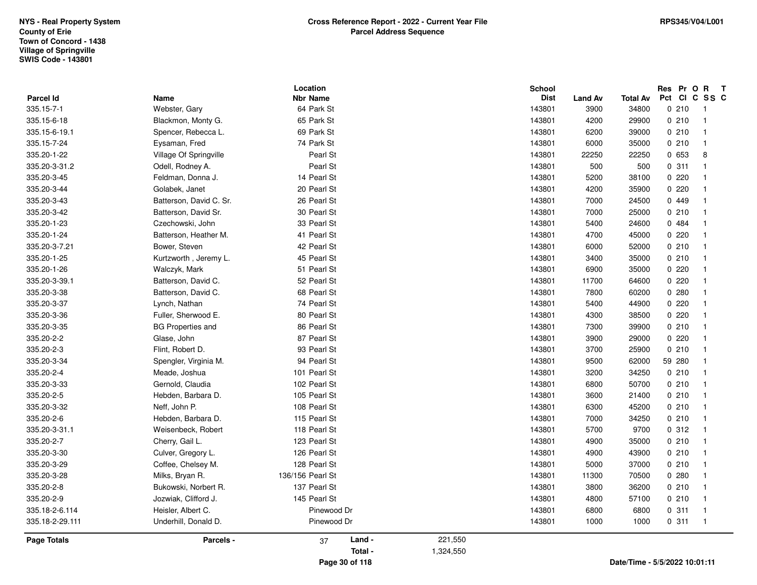NYS - Real Property System
County of Erie
Town of Concord - 1438
Village of Springville
SWIS Code - 143801

**Cross Reference Report - 2022 - Current Year File**
**Parcel Address Sequence**

RPS345/V04/L001

| Parcel Id | Name | Location Nbr Name | School Dist | Land Av | Total Av | Res Pct | Pr Cl | O C | R SS | T C |
|---|---|---|---|---|---|---|---|---|---|---|
| 335.15-7-1 | Webster, Gary | 64 Park St | 143801 | 3900 | 34800 | 0 | 210 | | 1 | |
| 335.15-6-18 | Blackmon, Monty G. | 65 Park St | 143801 | 4200 | 29900 | 0 | 210 | | 1 | |
| 335.15-6-19.1 | Spencer, Rebecca L. | 69 Park St | 143801 | 6200 | 39000 | 0 | 210 | | 1 | |
| 335.15-7-24 | Eysaman, Fred | 74 Park St | 143801 | 6000 | 35000 | 0 | 210 | | 1 | |
| 335.20-1-22 | Village Of Springville | Pearl St | 143801 | 22250 | 22250 | 0 | 653 | | 8 | |
| 335.20-3-31.2 | Odell, Rodney A. | Pearl St | 143801 | 500 | 500 | 0 | 311 | | 1 | |
| 335.20-3-45 | Feldman, Donna J. | 14 Pearl St | 143801 | 5200 | 38100 | 0 | 220 | | 1 | |
| 335.20-3-44 | Golabek, Janet | 20 Pearl St | 143801 | 4200 | 35900 | 0 | 220 | | 1 | |
| 335.20-3-43 | Batterson, David C. Sr. | 26 Pearl St | 143801 | 7000 | 24500 | 0 | 449 | | 1 | |
| 335.20-3-42 | Batterson, David Sr. | 30 Pearl St | 143801 | 7000 | 25000 | 0 | 210 | | 1 | |
| 335.20-1-23 | Czechowski, John | 33 Pearl St | 143801 | 5400 | 24600 | 0 | 484 | | 1 | |
| 335.20-1-24 | Batterson, Heather M. | 41 Pearl St | 143801 | 4700 | 45000 | 0 | 220 | | 1 | |
| 335.20-3-7.21 | Bower, Steven | 42 Pearl St | 143801 | 6000 | 52000 | 0 | 210 | | 1 | |
| 335.20-1-25 | Kurtzworth , Jeremy L. | 45 Pearl St | 143801 | 3400 | 35000 | 0 | 210 | | 1 | |
| 335.20-1-26 | Walczyk, Mark | 51 Pearl St | 143801 | 6900 | 35000 | 0 | 220 | | 1 | |
| 335.20-3-39.1 | Batterson, David C. | 52 Pearl St | 143801 | 11700 | 64600 | 0 | 220 | | 1 | |
| 335.20-3-38 | Batterson, David C. | 68 Pearl St | 143801 | 7800 | 60200 | 0 | 280 | | 1 | |
| 335.20-3-37 | Lynch, Nathan | 74 Pearl St | 143801 | 5400 | 44900 | 0 | 220 | | 1 | |
| 335.20-3-36 | Fuller, Sherwood E. | 80 Pearl St | 143801 | 4300 | 38500 | 0 | 220 | | 1 | |
| 335.20-3-35 | BG Properties and | 86 Pearl St | 143801 | 7300 | 39900 | 0 | 210 | | 1 | |
| 335.20-2-2 | Glase, John | 87 Pearl St | 143801 | 3900 | 29000 | 0 | 220 | | 1 | |
| 335.20-2-3 | Flint, Robert D. | 93 Pearl St | 143801 | 3700 | 25900 | 0 | 210 | | 1 | |
| 335.20-3-34 | Spengler, Virginia M. | 94 Pearl St | 143801 | 9500 | 62000 | 59 | 280 | | 1 | |
| 335.20-2-4 | Meade, Joshua | 101 Pearl St | 143801 | 3200 | 34250 | 0 | 210 | | 1 | |
| 335.20-3-33 | Gernold, Claudia | 102 Pearl St | 143801 | 6800 | 50700 | 0 | 210 | | 1 | |
| 335.20-2-5 | Hebden, Barbara D. | 105 Pearl St | 143801 | 3600 | 21400 | 0 | 210 | | 1 | |
| 335.20-3-32 | Neff, John P. | 108 Pearl St | 143801 | 6300 | 45200 | 0 | 210 | | 1 | |
| 335.20-2-6 | Hebden, Barbara D. | 115 Pearl St | 143801 | 7000 | 34250 | 0 | 210 | | 1 | |
| 335.20-3-31.1 | Weisenbeck, Robert | 118 Pearl St | 143801 | 5700 | 9700 | 0 | 312 | | 1 | |
| 335.20-2-7 | Cherry, Gail L. | 123 Pearl St | 143801 | 4900 | 35000 | 0 | 210 | | 1 | |
| 335.20-3-30 | Culver, Gregory L. | 126 Pearl St | 143801 | 4900 | 43900 | 0 | 210 | | 1 | |
| 335.20-3-29 | Coffee, Chelsey M. | 128 Pearl St | 143801 | 5000 | 37000 | 0 | 210 | | 1 | |
| 335.20-3-28 | Milks, Bryan R. | 136/156 Pearl St | 143801 | 11300 | 70500 | 0 | 280 | | 1 | |
| 335.20-2-8 | Bukowski, Norbert R. | 137 Pearl St | 143801 | 3800 | 36200 | 0 | 210 | | 1 | |
| 335.20-2-9 | Jozwiak, Clifford J. | 145 Pearl St | 143801 | 4800 | 57100 | 0 | 210 | | 1 | |
| 335.18-2-6.114 | Heisler, Albert C. | Pinewood Dr | 143801 | 6800 | 6800 | 0 | 311 | | 1 | |
| 335.18-2-29.111 | Underhill, Donald D. | Pinewood Dr | 143801 | 1000 | 1000 | 0 | 311 | | 1 | |

**Page Totals** — Parcels - 37 — Land - 221,550 — Total - 1,324,550

Date/Time - 5/5/2022 10:01:11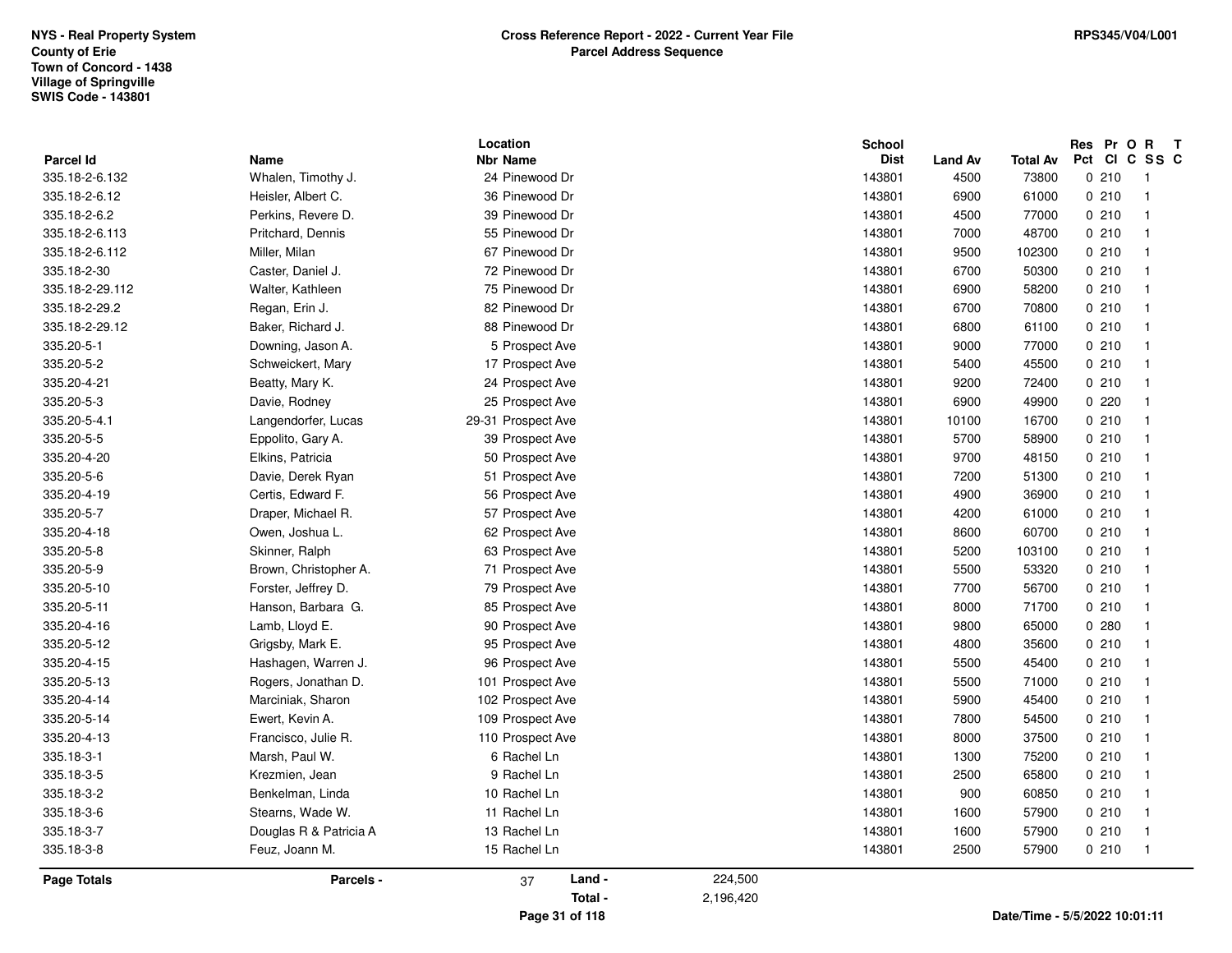**NYS - Real Property System**
**County of Erie**
**Town of Concord - 1438**
**Village of Springville**
**SWIS Code - 143801**

**Cross Reference Report - 2022 - Current Year File**
**Parcel Address Sequence**

**RPS345/V04/L001**

| Parcel Id | Name | Location Nbr | Location Name | School Dist | Land Av | Total Av | Res Pct | Pr Cl | O C | R SS | T C |
|---|---|---|---|---|---|---|---|---|---|---|---|
| 335.18-2-6.132 | Whalen, Timothy J. | 24 | Pinewood Dr | 143801 | 4500 | 73800 | 0 | 210 | | 1 | |
| 335.18-2-6.12 | Heisler, Albert C. | 36 | Pinewood Dr | 143801 | 6900 | 61000 | 0 | 210 | | 1 | |
| 335.18-2-6.2 | Perkins, Revere D. | 39 | Pinewood Dr | 143801 | 4500 | 77000 | 0 | 210 | | 1 | |
| 335.18-2-6.113 | Pritchard, Dennis | 55 | Pinewood Dr | 143801 | 7000 | 48700 | 0 | 210 | | 1 | |
| 335.18-2-6.112 | Miller, Milan | 67 | Pinewood Dr | 143801 | 9500 | 102300 | 0 | 210 | | 1 | |
| 335.18-2-30 | Caster, Daniel J. | 72 | Pinewood Dr | 143801 | 6700 | 50300 | 0 | 210 | | 1 | |
| 335.18-2-29.112 | Walter, Kathleen | 75 | Pinewood Dr | 143801 | 6900 | 58200 | 0 | 210 | | 1 | |
| 335.18-2-29.2 | Regan, Erin J. | 82 | Pinewood Dr | 143801 | 6700 | 70800 | 0 | 210 | | 1 | |
| 335.18-2-29.12 | Baker, Richard J. | 88 | Pinewood Dr | 143801 | 6800 | 61100 | 0 | 210 | | 1 | |
| 335.20-5-1 | Downing, Jason A. | 5 | Prospect Ave | 143801 | 9000 | 77000 | 0 | 210 | | 1 | |
| 335.20-5-2 | Schweickert, Mary | 17 | Prospect Ave | 143801 | 5400 | 45500 | 0 | 210 | | 1 | |
| 335.20-4-21 | Beatty, Mary K. | 24 | Prospect Ave | 143801 | 9200 | 72400 | 0 | 210 | | 1 | |
| 335.20-5-3 | Davie, Rodney | 25 | Prospect Ave | 143801 | 6900 | 49900 | 0 | 220 | | 1 | |
| 335.20-5-4.1 | Langendorfer, Lucas | 29-31 | Prospect Ave | 143801 | 10100 | 16700 | 0 | 210 | | 1 | |
| 335.20-5-5 | Eppolito, Gary A. | 39 | Prospect Ave | 143801 | 5700 | 58900 | 0 | 210 | | 1 | |
| 335.20-4-20 | Elkins, Patricia | 50 | Prospect Ave | 143801 | 9700 | 48150 | 0 | 210 | | 1 | |
| 335.20-5-6 | Davie, Derek Ryan | 51 | Prospect Ave | 143801 | 7200 | 51300 | 0 | 210 | | 1 | |
| 335.20-4-19 | Certis, Edward F. | 56 | Prospect Ave | 143801 | 4900 | 36900 | 0 | 210 | | 1 | |
| 335.20-5-7 | Draper, Michael R. | 57 | Prospect Ave | 143801 | 4200 | 61000 | 0 | 210 | | 1 | |
| 335.20-4-18 | Owen, Joshua L. | 62 | Prospect Ave | 143801 | 8600 | 60700 | 0 | 210 | | 1 | |
| 335.20-5-8 | Skinner, Ralph | 63 | Prospect Ave | 143801 | 5200 | 103100 | 0 | 210 | | 1 | |
| 335.20-5-9 | Brown, Christopher A. | 71 | Prospect Ave | 143801 | 5500 | 53320 | 0 | 210 | | 1 | |
| 335.20-5-10 | Forster, Jeffrey D. | 79 | Prospect Ave | 143801 | 7700 | 56700 | 0 | 210 | | 1 | |
| 335.20-5-11 | Hanson, Barbara G. | 85 | Prospect Ave | 143801 | 8000 | 71700 | 0 | 210 | | 1 | |
| 335.20-4-16 | Lamb, Lloyd E. | 90 | Prospect Ave | 143801 | 9800 | 65000 | 0 | 280 | | 1 | |
| 335.20-5-12 | Grigsby, Mark E. | 95 | Prospect Ave | 143801 | 4800 | 35600 | 0 | 210 | | 1 | |
| 335.20-4-15 | Hashagen, Warren J. | 96 | Prospect Ave | 143801 | 5500 | 45400 | 0 | 210 | | 1 | |
| 335.20-5-13 | Rogers, Jonathan D. | 101 | Prospect Ave | 143801 | 5500 | 71000 | 0 | 210 | | 1 | |
| 335.20-4-14 | Marciniak, Sharon | 102 | Prospect Ave | 143801 | 5900 | 45400 | 0 | 210 | | 1 | |
| 335.20-5-14 | Ewert, Kevin A. | 109 | Prospect Ave | 143801 | 7800 | 54500 | 0 | 210 | | 1 | |
| 335.20-4-13 | Francisco, Julie R. | 110 | Prospect Ave | 143801 | 8000 | 37500 | 0 | 210 | | 1 | |
| 335.18-3-1 | Marsh, Paul W. | 6 | Rachel Ln | 143801 | 1300 | 75200 | 0 | 210 | | 1 | |
| 335.18-3-5 | Krezmien, Jean | 9 | Rachel Ln | 143801 | 2500 | 65800 | 0 | 210 | | 1 | |
| 335.18-3-2 | Benkelman, Linda | 10 | Rachel Ln | 143801 | 900 | 60850 | 0 | 210 | | 1 | |
| 335.18-3-6 | Stearns, Wade W. | 11 | Rachel Ln | 143801 | 1600 | 57900 | 0 | 210 | | 1 | |
| 335.18-3-7 | Douglas R & Patricia A | 13 | Rachel Ln | 143801 | 1600 | 57900 | 0 | 210 | | 1 | |
| 335.18-3-8 | Feuz, Joann M. | 15 | Rachel Ln | 143801 | 2500 | 57900 | 0 | 210 | | 1 | |

**Page Totals** **Parcels -** 37 **Land -** 224,500 **Total -** 2,196,420

**Date/Time - 5/5/2022 10:01:11**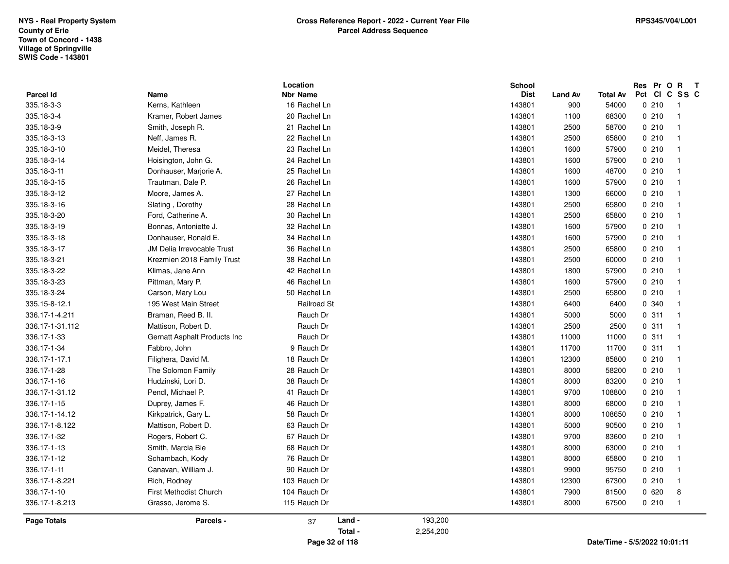NYS - Real Property System
County of Erie
Town of Concord - 1438
Village of Springville
SWIS Code - 143801

**Cross Reference Report - 2022 - Current Year File**
**Parcel Address Sequence**

RPS345/V04/L001

| Parcel Id | Name | Location Nbr | Location Name | School Dist | Land Av | Total Av | Res Pct | Pr Cl | O C | R SS | T C |
|---|---|---|---|---|---|---|---|---|---|---|---|
| 335.18-3-3 | Kerns, Kathleen | 16 | Rachel Ln | 143801 | 900 | 54000 | 0 | 210 | | 1 | |
| 335.18-3-4 | Kramer, Robert James | 20 | Rachel Ln | 143801 | 1100 | 68300 | 0 | 210 | | 1 | |
| 335.18-3-9 | Smith, Joseph R. | 21 | Rachel Ln | 143801 | 2500 | 58700 | 0 | 210 | | 1 | |
| 335.18-3-13 | Neff, James R. | 22 | Rachel Ln | 143801 | 2500 | 65800 | 0 | 210 | | 1 | |
| 335.18-3-10 | Meidel, Theresa | 23 | Rachel Ln | 143801 | 1600 | 57900 | 0 | 210 | | 1 | |
| 335.18-3-14 | Hoisington, John G. | 24 | Rachel Ln | 143801 | 1600 | 57900 | 0 | 210 | | 1 | |
| 335.18-3-11 | Donhauser, Marjorie A. | 25 | Rachel Ln | 143801 | 1600 | 48700 | 0 | 210 | | 1 | |
| 335.18-3-15 | Trautman, Dale P. | 26 | Rachel Ln | 143801 | 1600 | 57900 | 0 | 210 | | 1 | |
| 335.18-3-12 | Moore, James A. | 27 | Rachel Ln | 143801 | 1300 | 66000 | 0 | 210 | | 1 | |
| 335.18-3-16 | Slating , Dorothy | 28 | Rachel Ln | 143801 | 2500 | 65800 | 0 | 210 | | 1 | |
| 335.18-3-20 | Ford, Catherine A. | 30 | Rachel Ln | 143801 | 2500 | 65800 | 0 | 210 | | 1 | |
| 335.18-3-19 | Bonnas, Antoniette J. | 32 | Rachel Ln | 143801 | 1600 | 57900 | 0 | 210 | | 1 | |
| 335.18-3-18 | Donhauser, Ronald E. | 34 | Rachel Ln | 143801 | 1600 | 57900 | 0 | 210 | | 1 | |
| 335.18-3-17 | JM Delia Irrevocable Trust | 36 | Rachel Ln | 143801 | 2500 | 65800 | 0 | 210 | | 1 | |
| 335.18-3-21 | Krezmien 2018 Family Trust | 38 | Rachel Ln | 143801 | 2500 | 60000 | 0 | 210 | | 1 | |
| 335.18-3-22 | Klimas, Jane Ann | 42 | Rachel Ln | 143801 | 1800 | 57900 | 0 | 210 | | 1 | |
| 335.18-3-23 | Pittman, Mary P. | 46 | Rachel Ln | 143801 | 1600 | 57900 | 0 | 210 | | 1 | |
| 335.18-3-24 | Carson, Mary Lou | 50 | Rachel Ln | 143801 | 2500 | 65800 | 0 | 210 | | 1 | |
| 335.15-8-12.1 | 195 West Main Street | | Railroad St | 143801 | 6400 | 6400 | 0 | 340 | | 1 | |
| 336.17-1-4.211 | Braman, Reed B. II. | | Rauch Dr | 143801 | 5000 | 5000 | 0 | 311 | | 1 | |
| 336.17-1-31.112 | Mattison, Robert D. | | Rauch Dr | 143801 | 2500 | 2500 | 0 | 311 | | 1 | |
| 336.17-1-33 | Gernatt Asphalt Products Inc | | Rauch Dr | 143801 | 11000 | 11000 | 0 | 311 | | 1 | |
| 336.17-1-34 | Fabbro, John | 9 | Rauch Dr | 143801 | 11700 | 11700 | 0 | 311 | | 1 | |
| 336.17-1-17.1 | Filighera, David M. | 18 | Rauch Dr | 143801 | 12300 | 85800 | 0 | 210 | | 1 | |
| 336.17-1-28 | The Solomon Family | 28 | Rauch Dr | 143801 | 8000 | 58200 | 0 | 210 | | 1 | |
| 336.17-1-16 | Hudzinski, Lori D. | 38 | Rauch Dr | 143801 | 8000 | 83200 | 0 | 210 | | 1 | |
| 336.17-1-31.12 | Pendl, Michael P. | 41 | Rauch Dr | 143801 | 9700 | 108800 | 0 | 210 | | 1 | |
| 336.17-1-15 | Duprey, James F. | 46 | Rauch Dr | 143801 | 8000 | 68000 | 0 | 210 | | 1 | |
| 336.17-1-14.12 | Kirkpatrick, Gary L. | 58 | Rauch Dr | 143801 | 8000 | 108650 | 0 | 210 | | 1 | |
| 336.17-1-8.122 | Mattison, Robert D. | 63 | Rauch Dr | 143801 | 5000 | 90500 | 0 | 210 | | 1 | |
| 336.17-1-32 | Rogers, Robert C. | 67 | Rauch Dr | 143801 | 9700 | 83600 | 0 | 210 | | 1 | |
| 336.17-1-13 | Smith, Marcia Bie | 68 | Rauch Dr | 143801 | 8000 | 63000 | 0 | 210 | | 1 | |
| 336.17-1-12 | Schambach, Kody | 76 | Rauch Dr | 143801 | 8000 | 65800 | 0 | 210 | | 1 | |
| 336.17-1-11 | Canavan, William J. | 90 | Rauch Dr | 143801 | 9900 | 95750 | 0 | 210 | | 1 | |
| 336.17-1-8.221 | Rich, Rodney | 103 | Rauch Dr | 143801 | 12300 | 67300 | 0 | 210 | | 1 | |
| 336.17-1-10 | First Methodist Church | 104 | Rauch Dr | 143801 | 7900 | 81500 | 0 | 620 | | 8 | |
| 336.17-1-8.213 | Grasso, Jerome S. | 115 | Rauch Dr | 143801 | 8000 | 67500 | 0 | 210 | | 1 | |

**Page Totals** — Parcels - 37 — Land - 193,200 — Total - 2,254,200

Date/Time - 5/5/2022 10:01:11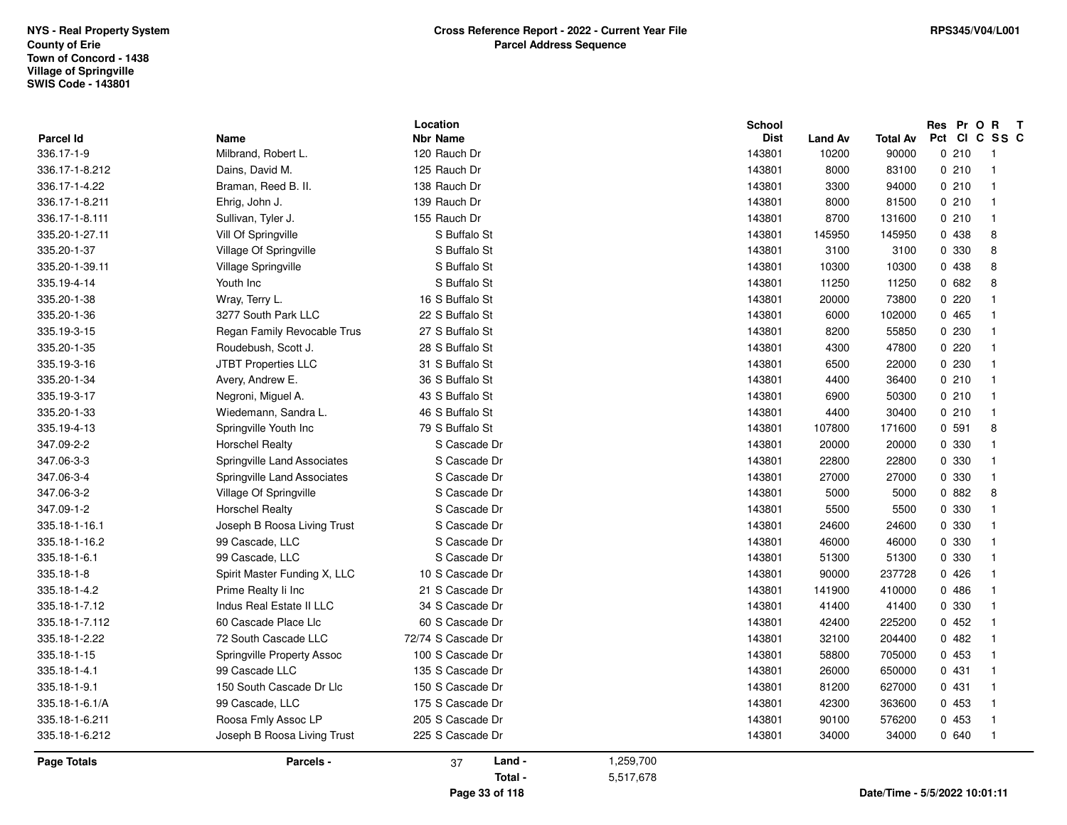NYS - Real Property System
County of Erie
Town of Concord - 1438
Village of Springville
SWIS Code - 143801

**Cross Reference Report - 2022 - Current Year File**
**Parcel Address Sequence**

RPS345/V04/L001

| Parcel Id | Name | Location Nbr | Location Name | School Dist | Land Av | Total Av | Res Pct | Pr Cl | O C | R SS | T C |
|---|---|---|---|---|---|---|---|---|---|---|---|
| 336.17-1-9 | Milbrand, Robert L. | 120 | Rauch Dr | 143801 | 10200 | 90000 | 0 | 210 | | 1 | |
| 336.17-1-8.212 | Dains, David M. | 125 | Rauch Dr | 143801 | 8000 | 83100 | 0 | 210 | | 1 | |
| 336.17-1-4.22 | Braman, Reed B. II. | 138 | Rauch Dr | 143801 | 3300 | 94000 | 0 | 210 | | 1 | |
| 336.17-1-8.211 | Ehrig, John J. | 139 | Rauch Dr | 143801 | 8000 | 81500 | 0 | 210 | | 1 | |
| 336.17-1-8.111 | Sullivan, Tyler J. | 155 | Rauch Dr | 143801 | 8700 | 131600 | 0 | 210 | | 1 | |
| 335.20-1-27.11 | Vill Of Springville | | S Buffalo St | 143801 | 145950 | 145950 | 0 | 438 | | 8 | |
| 335.20-1-37 | Village Of Springville | | S Buffalo St | 143801 | 3100 | 3100 | 0 | 330 | | 8 | |
| 335.20-1-39.11 | Village Springville | | S Buffalo St | 143801 | 10300 | 10300 | 0 | 438 | | 8 | |
| 335.19-4-14 | Youth Inc | | S Buffalo St | 143801 | 11250 | 11250 | 0 | 682 | | 8 | |
| 335.20-1-38 | Wray, Terry L. | 16 | S Buffalo St | 143801 | 20000 | 73800 | 0 | 220 | | 1 | |
| 335.20-1-36 | 3277 South Park LLC | 22 | S Buffalo St | 143801 | 6000 | 102000 | 0 | 465 | | 1 | |
| 335.19-3-15 | Regan Family Revocable Trus | 27 | S Buffalo St | 143801 | 8200 | 55850 | 0 | 230 | | 1 | |
| 335.20-1-35 | Roudebush, Scott J. | 28 | S Buffalo St | 143801 | 4300 | 47800 | 0 | 220 | | 1 | |
| 335.19-3-16 | JTBT Properties LLC | 31 | S Buffalo St | 143801 | 6500 | 22000 | 0 | 230 | | 1 | |
| 335.20-1-34 | Avery, Andrew E. | 36 | S Buffalo St | 143801 | 4400 | 36400 | 0 | 210 | | 1 | |
| 335.19-3-17 | Negroni, Miguel A. | 43 | S Buffalo St | 143801 | 6900 | 50300 | 0 | 210 | | 1 | |
| 335.20-1-33 | Wiedemann, Sandra L. | 46 | S Buffalo St | 143801 | 4400 | 30400 | 0 | 210 | | 1 | |
| 335.19-4-13 | Springville Youth Inc | 79 | S Buffalo St | 143801 | 107800 | 171600 | 0 | 591 | | 8 | |
| 347.09-2-2 | Horschel Realty | | S Cascade Dr | 143801 | 20000 | 20000 | 0 | 330 | | 1 | |
| 347.06-3-3 | Springville Land Associates | | S Cascade Dr | 143801 | 22800 | 22800 | 0 | 330 | | 1 | |
| 347.06-3-4 | Springville Land Associates | | S Cascade Dr | 143801 | 27000 | 27000 | 0 | 330 | | 1 | |
| 347.06-3-2 | Village Of Springville | | S Cascade Dr | 143801 | 5000 | 5000 | 0 | 882 | | 8 | |
| 347.09-1-2 | Horschel Realty | | S Cascade Dr | 143801 | 5500 | 5500 | 0 | 330 | | 1 | |
| 335.18-1-16.1 | Joseph B Roosa Living Trust | | S Cascade Dr | 143801 | 24600 | 24600 | 0 | 330 | | 1 | |
| 335.18-1-16.2 | 99 Cascade, LLC | | S Cascade Dr | 143801 | 46000 | 46000 | 0 | 330 | | 1 | |
| 335.18-1-6.1 | 99 Cascade, LLC | | S Cascade Dr | 143801 | 51300 | 51300 | 0 | 330 | | 1 | |
| 335.18-1-8 | Spirit Master Funding X, LLC | 10 | S Cascade Dr | 143801 | 90000 | 237728 | 0 | 426 | | 1 | |
| 335.18-1-4.2 | Prime Realty Ii Inc | 21 | S Cascade Dr | 143801 | 141900 | 410000 | 0 | 486 | | 1 | |
| 335.18-1-7.12 | Indus Real Estate II LLC | 34 | S Cascade Dr | 143801 | 41400 | 41400 | 0 | 330 | | 1 | |
| 335.18-1-7.112 | 60 Cascade Place Llc | 60 | S Cascade Dr | 143801 | 42400 | 225200 | 0 | 452 | | 1 | |
| 335.18-1-2.22 | 72 South Cascade LLC | 72/74 | S Cascade Dr | 143801 | 32100 | 204400 | 0 | 482 | | 1 | |
| 335.18-1-15 | Springville Property Assoc | 100 | S Cascade Dr | 143801 | 58800 | 705000 | 0 | 453 | | 1 | |
| 335.18-1-4.1 | 99 Cascade LLC | 135 | S Cascade Dr | 143801 | 26000 | 650000 | 0 | 431 | | 1 | |
| 335.18-1-9.1 | 150 South Cascade Dr Llc | 150 | S Cascade Dr | 143801 | 81200 | 627000 | 0 | 431 | | 1 | |
| 335.18-1-6.1/A | 99 Cascade, LLC | 175 | S Cascade Dr | 143801 | 42300 | 363600 | 0 | 453 | | 1 | |
| 335.18-1-6.211 | Roosa Fmly Assoc LP | 205 | S Cascade Dr | 143801 | 90100 | 576200 | 0 | 453 | | 1 | |
| 335.18-1-6.212 | Joseph B Roosa Living Trust | 225 | S Cascade Dr | 143801 | 34000 | 34000 | 0 | 640 | | 1 | |

**Page Totals** — Parcels - 37 — Land - 1,259,700 — Total - 5,517,678

Date/Time - 5/5/2022 10:01:11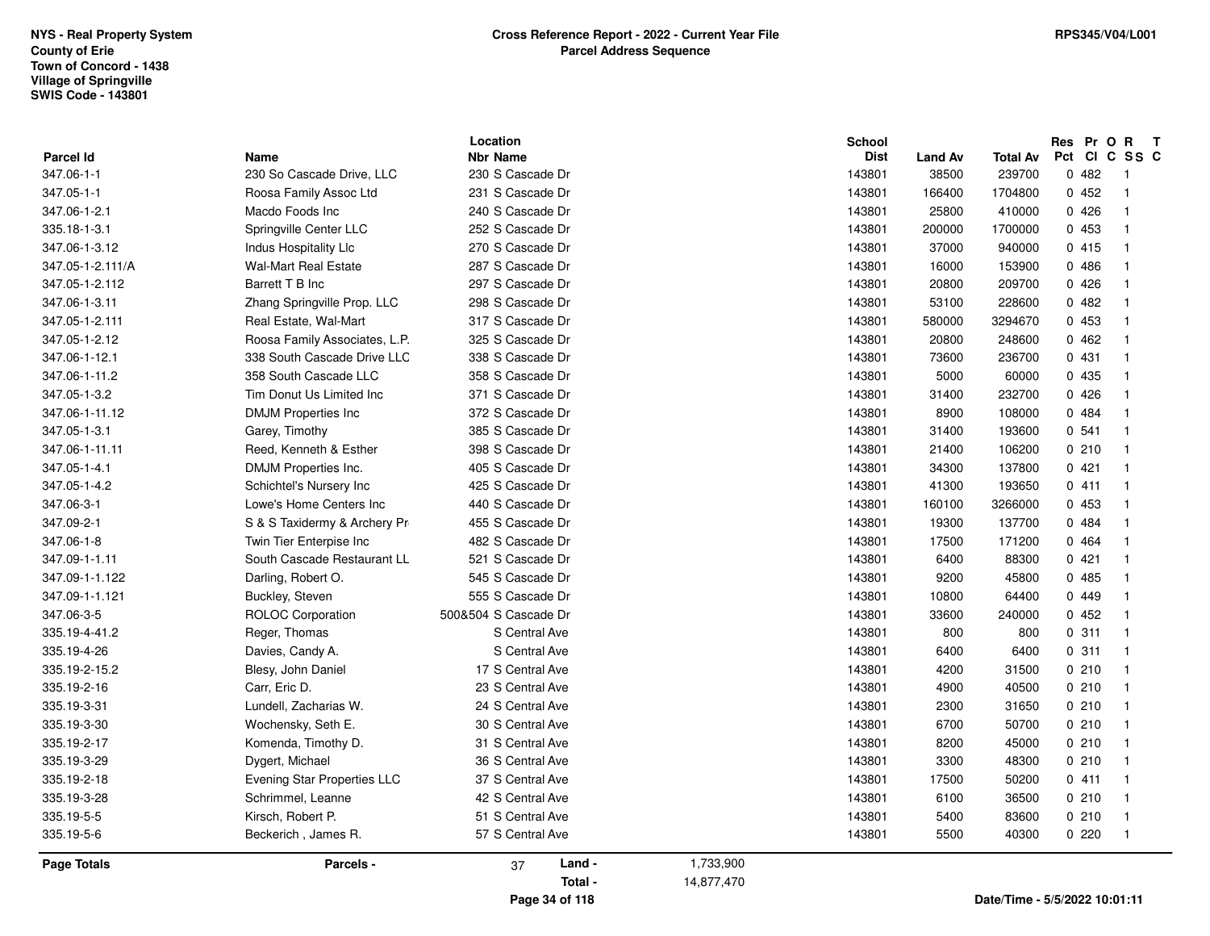NYS - Real Property System
County of Erie
Town of Concord - 1438
Village of Springville
SWIS Code - 143801

**Cross Reference Report - 2022 - Current Year File**
**Parcel Address Sequence**

RPS345/V04/L001

| Parcel Id | Name | Location Nbr | Location Name | School Dist | Land Av | Total Av | Res Pct | Pr Cl | O C | R SS | T C |
|---|---|---|---|---|---|---|---|---|---|---|---|
| 347.06-1-1 | 230 So Cascade Drive, LLC | 230 | S Cascade Dr | 143801 | 38500 | 239700 | 0 | 482 | | 1 | |
| 347.05-1-1 | Roosa Family Assoc Ltd | 231 | S Cascade Dr | 143801 | 166400 | 1704800 | 0 | 452 | | 1 | |
| 347.06-1-2.1 | Macdo Foods Inc | 240 | S Cascade Dr | 143801 | 25800 | 410000 | 0 | 426 | | 1 | |
| 335.18-1-3.1 | Springville Center LLC | 252 | S Cascade Dr | 143801 | 200000 | 1700000 | 0 | 453 | | 1 | |
| 347.06-1-3.12 | Indus Hospitality Llc | 270 | S Cascade Dr | 143801 | 37000 | 940000 | 0 | 415 | | 1 | |
| 347.05-1-2.111/A | Wal-Mart Real Estate | 287 | S Cascade Dr | 143801 | 16000 | 153900 | 0 | 486 | | 1 | |
| 347.05-1-2.112 | Barrett T B Inc | 297 | S Cascade Dr | 143801 | 20800 | 209700 | 0 | 426 | | 1 | |
| 347.06-1-3.11 | Zhang Springville Prop. LLC | 298 | S Cascade Dr | 143801 | 53100 | 228600 | 0 | 482 | | 1 | |
| 347.05-1-2.111 | Real Estate, Wal-Mart | 317 | S Cascade Dr | 143801 | 580000 | 3294670 | 0 | 453 | | 1 | |
| 347.05-1-2.12 | Roosa Family Associates, L.P. | 325 | S Cascade Dr | 143801 | 20800 | 248600 | 0 | 462 | | 1 | |
| 347.06-1-12.1 | 338 South Cascade Drive LLC | 338 | S Cascade Dr | 143801 | 73600 | 236700 | 0 | 431 | | 1 | |
| 347.06-1-11.2 | 358 South Cascade LLC | 358 | S Cascade Dr | 143801 | 5000 | 60000 | 0 | 435 | | 1 | |
| 347.05-1-3.2 | Tim Donut Us Limited Inc | 371 | S Cascade Dr | 143801 | 31400 | 232700 | 0 | 426 | | 1 | |
| 347.06-1-11.12 | DMJM Properties Inc | 372 | S Cascade Dr | 143801 | 8900 | 108000 | 0 | 484 | | 1 | |
| 347.05-1-3.1 | Garey, Timothy | 385 | S Cascade Dr | 143801 | 31400 | 193600 | 0 | 541 | | 1 | |
| 347.06-1-11.11 | Reed, Kenneth & Esther | 398 | S Cascade Dr | 143801 | 21400 | 106200 | 0 | 210 | | 1 | |
| 347.05-1-4.1 | DMJM Properties Inc. | 405 | S Cascade Dr | 143801 | 34300 | 137800 | 0 | 421 | | 1 | |
| 347.05-1-4.2 | Schichtel's Nursery Inc | 425 | S Cascade Dr | 143801 | 41300 | 193650 | 0 | 411 | | 1 | |
| 347.06-3-1 | Lowe's Home Centers Inc | 440 | S Cascade Dr | 143801 | 160100 | 3266000 | 0 | 453 | | 1 | |
| 347.09-2-1 | S & S Taxidermy & Archery Pr | 455 | S Cascade Dr | 143801 | 19300 | 137700 | 0 | 484 | | 1 | |
| 347.06-1-8 | Twin Tier Enterpise Inc | 482 | S Cascade Dr | 143801 | 17500 | 171200 | 0 | 464 | | 1 | |
| 347.09-1-1.11 | South Cascade Restaurant LL | 521 | S Cascade Dr | 143801 | 6400 | 88300 | 0 | 421 | | 1 | |
| 347.09-1-1.122 | Darling, Robert O. | 545 | S Cascade Dr | 143801 | 9200 | 45800 | 0 | 485 | | 1 | |
| 347.09-1-1.121 | Buckley, Steven | 555 | S Cascade Dr | 143801 | 10800 | 64400 | 0 | 449 | | 1 | |
| 347.06-3-5 | ROLOC Corporation | 500&504 | S Cascade Dr | 143801 | 33600 | 240000 | 0 | 452 | | 1 | |
| 335.19-4-41.2 | Reger, Thomas | | S Central Ave | 143801 | 800 | 800 | 0 | 311 | | 1 | |
| 335.19-4-26 | Davies, Candy A. | | S Central Ave | 143801 | 6400 | 6400 | 0 | 311 | | 1 | |
| 335.19-2-15.2 | Blesy, John Daniel | 17 | S Central Ave | 143801 | 4200 | 31500 | 0 | 210 | | 1 | |
| 335.19-2-16 | Carr, Eric D. | 23 | S Central Ave | 143801 | 4900 | 40500 | 0 | 210 | | 1 | |
| 335.19-3-31 | Lundell, Zacharias W. | 24 | S Central Ave | 143801 | 2300 | 31650 | 0 | 210 | | 1 | |
| 335.19-3-30 | Wochensky, Seth E. | 30 | S Central Ave | 143801 | 6700 | 50700 | 0 | 210 | | 1 | |
| 335.19-2-17 | Komenda, Timothy D. | 31 | S Central Ave | 143801 | 8200 | 45000 | 0 | 210 | | 1 | |
| 335.19-3-29 | Dygert, Michael | 36 | S Central Ave | 143801 | 3300 | 48300 | 0 | 210 | | 1 | |
| 335.19-2-18 | Evening Star Properties LLC | 37 | S Central Ave | 143801 | 17500 | 50200 | 0 | 411 | | 1 | |
| 335.19-3-28 | Schrimmel, Leanne | 42 | S Central Ave | 143801 | 6100 | 36500 | 0 | 210 | | 1 | |
| 335.19-5-5 | Kirsch, Robert P. | 51 | S Central Ave | 143801 | 5400 | 83600 | 0 | 210 | | 1 | |
| 335.19-5-6 | Beckerich , James R. | 57 | S Central Ave | 143801 | 5500 | 40300 | 0 | 220 | | 1 | |

**Page Totals** | **Parcels -** 37 | **Land -** 1,733,900 | **Total -** 14,877,470

Date/Time - 5/5/2022 10:01:11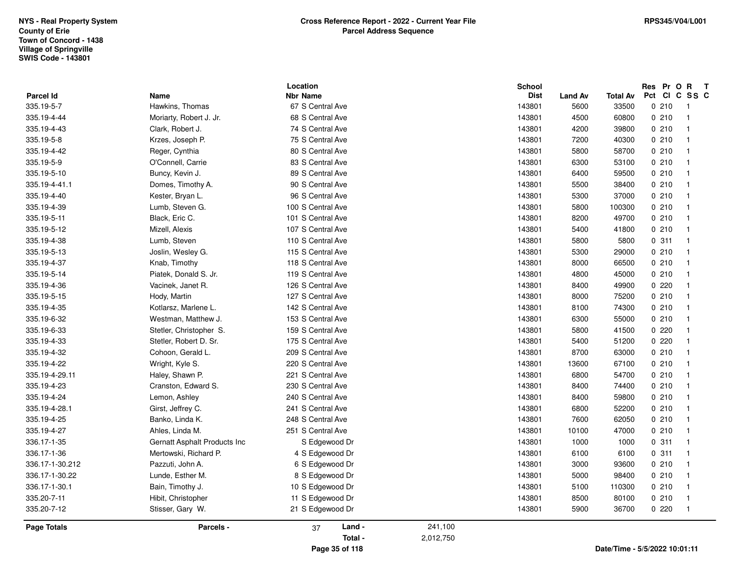NYS - Real Property System
County of Erie
Town of Concord - 1438
Village of Springville
SWIS Code - 143801

**Cross Reference Report - 2022 - Current Year File**
**Parcel Address Sequence**

RPS345/V04/L001

| Parcel Id | Name | Location Nbr | Location Name | School Dist | Land Av | Total Av | Res Pct | Pr Cl | O C | R SS | T C |
|---|---|---|---|---|---|---|---|---|---|---|---|
| 335.19-5-7 | Hawkins, Thomas | 67 | S Central Ave | 143801 | 5600 | 33500 | 0 | 210 | | 1 | |
| 335.19-4-44 | Moriarty, Robert J. Jr. | 68 | S Central Ave | 143801 | 4500 | 60800 | 0 | 210 | | 1 | |
| 335.19-4-43 | Clark, Robert J. | 74 | S Central Ave | 143801 | 4200 | 39800 | 0 | 210 | | 1 | |
| 335.19-5-8 | Krzes, Joseph P. | 75 | S Central Ave | 143801 | 7200 | 40300 | 0 | 210 | | 1 | |
| 335.19-4-42 | Reger, Cynthia | 80 | S Central Ave | 143801 | 5800 | 58700 | 0 | 210 | | 1 | |
| 335.19-5-9 | O'Connell, Carrie | 83 | S Central Ave | 143801 | 6300 | 53100 | 0 | 210 | | 1 | |
| 335.19-5-10 | Buncy, Kevin J. | 89 | S Central Ave | 143801 | 6400 | 59500 | 0 | 210 | | 1 | |
| 335.19-4-41.1 | Domes, Timothy A. | 90 | S Central Ave | 143801 | 5500 | 38400 | 0 | 210 | | 1 | |
| 335.19-4-40 | Kester, Bryan L. | 96 | S Central Ave | 143801 | 5300 | 37000 | 0 | 210 | | 1 | |
| 335.19-4-39 | Lumb, Steven G. | 100 | S Central Ave | 143801 | 5800 | 100300 | 0 | 210 | | 1 | |
| 335.19-5-11 | Black, Eric C. | 101 | S Central Ave | 143801 | 8200 | 49700 | 0 | 210 | | 1 | |
| 335.19-5-12 | Mizell, Alexis | 107 | S Central Ave | 143801 | 5400 | 41800 | 0 | 210 | | 1 | |
| 335.19-4-38 | Lumb, Steven | 110 | S Central Ave | 143801 | 5800 | 5800 | 0 | 311 | | 1 | |
| 335.19-5-13 | Joslin, Wesley G. | 115 | S Central Ave | 143801 | 5300 | 29000 | 0 | 210 | | 1 | |
| 335.19-4-37 | Knab, Timothy | 118 | S Central Ave | 143801 | 8000 | 66500 | 0 | 210 | | 1 | |
| 335.19-5-14 | Piatek, Donald S. Jr. | 119 | S Central Ave | 143801 | 4800 | 45000 | 0 | 210 | | 1 | |
| 335.19-4-36 | Vacinek, Janet R. | 126 | S Central Ave | 143801 | 8400 | 49900 | 0 | 220 | | 1 | |
| 335.19-5-15 | Hody, Martin | 127 | S Central Ave | 143801 | 8000 | 75200 | 0 | 210 | | 1 | |
| 335.19-4-35 | Kotlarsz, Marlene L. | 142 | S Central Ave | 143801 | 8100 | 74300 | 0 | 210 | | 1 | |
| 335.19-6-32 | Westman, Matthew J. | 153 | S Central Ave | 143801 | 6300 | 55000 | 0 | 210 | | 1 | |
| 335.19-6-33 | Stetler, Christopher S. | 159 | S Central Ave | 143801 | 5800 | 41500 | 0 | 220 | | 1 | |
| 335.19-4-33 | Stetler, Robert D. Sr. | 175 | S Central Ave | 143801 | 5400 | 51200 | 0 | 220 | | 1 | |
| 335.19-4-32 | Cohoon, Gerald L. | 209 | S Central Ave | 143801 | 8700 | 63000 | 0 | 210 | | 1 | |
| 335.19-4-22 | Wright, Kyle S. | 220 | S Central Ave | 143801 | 13600 | 67100 | 0 | 210 | | 1 | |
| 335.19-4-29.11 | Haley, Shawn P. | 221 | S Central Ave | 143801 | 6800 | 54700 | 0 | 210 | | 1 | |
| 335.19-4-23 | Cranston, Edward S. | 230 | S Central Ave | 143801 | 8400 | 74400 | 0 | 210 | | 1 | |
| 335.19-4-24 | Lemon, Ashley | 240 | S Central Ave | 143801 | 8400 | 59800 | 0 | 210 | | 1 | |
| 335.19-4-28.1 | Girst, Jeffrey C. | 241 | S Central Ave | 143801 | 6800 | 52200 | 0 | 210 | | 1 | |
| 335.19-4-25 | Banko, Linda K. | 248 | S Central Ave | 143801 | 7600 | 62050 | 0 | 210 | | 1 | |
| 335.19-4-27 | Ahles, Linda M. | 251 | S Central Ave | 143801 | 10100 | 47000 | 0 | 210 | | 1 | |
| 336.17-1-35 | Gernatt Asphalt Products Inc | | S Edgewood Dr | 143801 | 1000 | 1000 | 0 | 311 | | 1 | |
| 336.17-1-36 | Mertowski, Richard P. | 4 | S Edgewood Dr | 143801 | 6100 | 6100 | 0 | 311 | | 1 | |
| 336.17-1-30.212 | Pazzuti, John A. | 6 | S Edgewood Dr | 143801 | 3000 | 93600 | 0 | 210 | | 1 | |
| 336.17-1-30.22 | Lunde, Esther M. | 8 | S Edgewood Dr | 143801 | 5000 | 98400 | 0 | 210 | | 1 | |
| 336.17-1-30.1 | Bain, Timothy J. | 10 | S Edgewood Dr | 143801 | 5100 | 110300 | 0 | 210 | | 1 | |
| 335.20-7-11 | Hibit, Christopher | 11 | S Edgewood Dr | 143801 | 8500 | 80100 | 0 | 210 | | 1 | |
| 335.20-7-12 | Stisser, Gary W. | 21 | S Edgewood Dr | 143801 | 5900 | 36700 | 0 | 220 | | 1 | |

**Page Totals** — **Parcels -** 37 — **Land -** 241,100 — **Total -** 2,012,750

**Date/Time - 5/5/2022 10:01:11**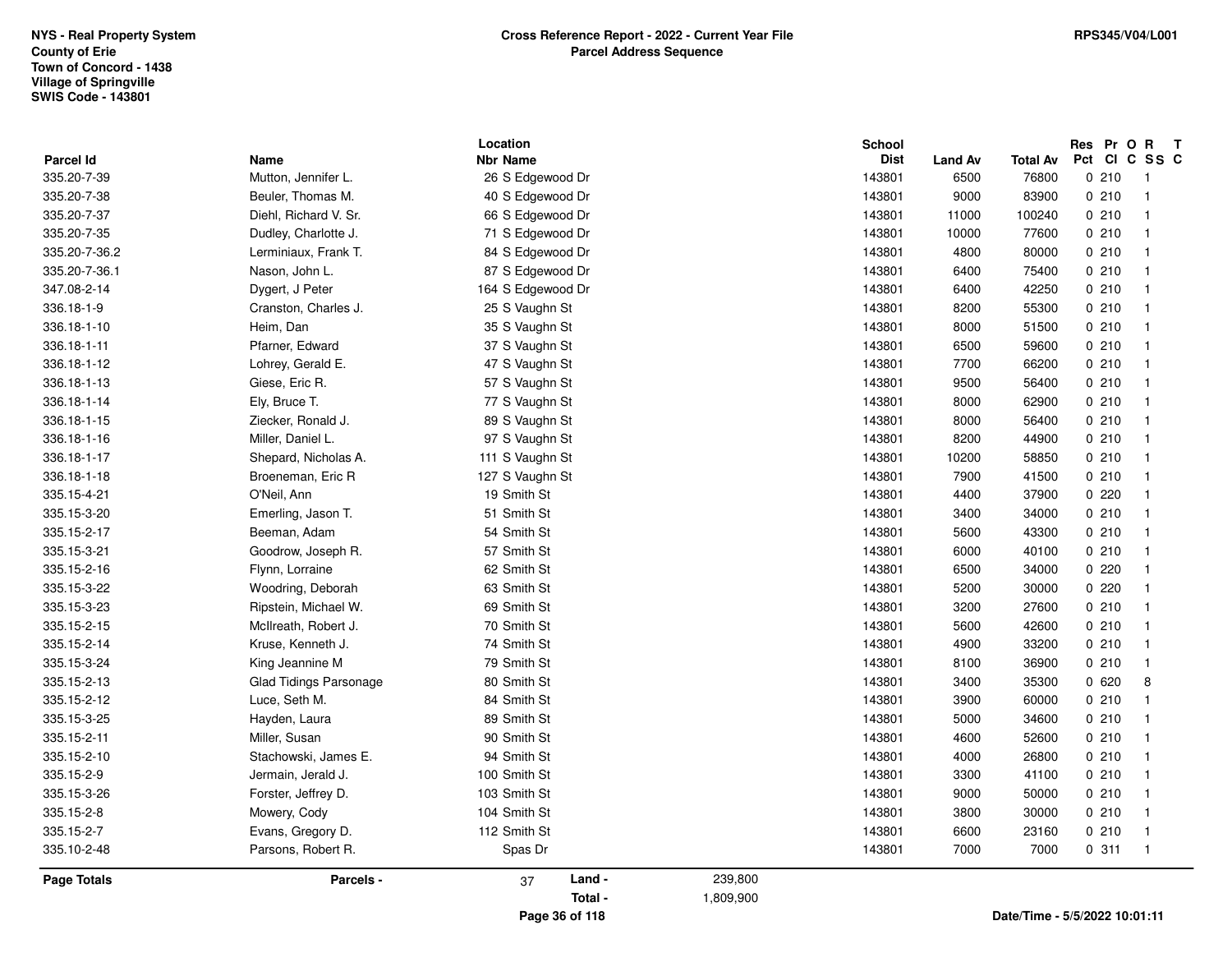NYS - Real Property System
County of Erie
Town of Concord - 1438
Village of Springville
SWIS Code - 143801

**Cross Reference Report - 2022 - Current Year File**
**Parcel Address Sequence**

RPS345/V04/L001

| Parcel Id | Name | Location Nbr | Location Name | School Dist | Land Av | Total Av | Res Pct | Pr Cl | O C | R SS | T C |
|---|---|---|---|---|---|---|---|---|---|---|---|
| 335.20-7-39 | Mutton, Jennifer L. | 26 | S Edgewood Dr | 143801 | 6500 | 76800 | 0 | 210 | | 1 | |
| 335.20-7-38 | Beuler, Thomas M. | 40 | S Edgewood Dr | 143801 | 9000 | 83900 | 0 | 210 | | 1 | |
| 335.20-7-37 | Diehl, Richard V. Sr. | 66 | S Edgewood Dr | 143801 | 11000 | 100240 | 0 | 210 | | 1 | |
| 335.20-7-35 | Dudley, Charlotte J. | 71 | S Edgewood Dr | 143801 | 10000 | 77600 | 0 | 210 | | 1 | |
| 335.20-7-36.2 | Lerminiaux, Frank T. | 84 | S Edgewood Dr | 143801 | 4800 | 80000 | 0 | 210 | | 1 | |
| 335.20-7-36.1 | Nason, John L. | 87 | S Edgewood Dr | 143801 | 6400 | 75400 | 0 | 210 | | 1 | |
| 347.08-2-14 | Dygert, J Peter | 164 | S Edgewood Dr | 143801 | 6400 | 42250 | 0 | 210 | | 1 | |
| 336.18-1-9 | Cranston, Charles J. | 25 | S Vaughn St | 143801 | 8200 | 55300 | 0 | 210 | | 1 | |
| 336.18-1-10 | Heim, Dan | 35 | S Vaughn St | 143801 | 8000 | 51500 | 0 | 210 | | 1 | |
| 336.18-1-11 | Pfarner, Edward | 37 | S Vaughn St | 143801 | 6500 | 59600 | 0 | 210 | | 1 | |
| 336.18-1-12 | Lohrey, Gerald E. | 47 | S Vaughn St | 143801 | 7700 | 66200 | 0 | 210 | | 1 | |
| 336.18-1-13 | Giese, Eric R. | 57 | S Vaughn St | 143801 | 9500 | 56400 | 0 | 210 | | 1 | |
| 336.18-1-14 | Ely, Bruce T. | 77 | S Vaughn St | 143801 | 8000 | 62900 | 0 | 210 | | 1 | |
| 336.18-1-15 | Ziecker, Ronald J. | 89 | S Vaughn St | 143801 | 8000 | 56400 | 0 | 210 | | 1 | |
| 336.18-1-16 | Miller, Daniel L. | 97 | S Vaughn St | 143801 | 8200 | 44900 | 0 | 210 | | 1 | |
| 336.18-1-17 | Shepard, Nicholas A. | 111 | S Vaughn St | 143801 | 10200 | 58850 | 0 | 210 | | 1 | |
| 336.18-1-18 | Broeneman, Eric R | 127 | S Vaughn St | 143801 | 7900 | 41500 | 0 | 210 | | 1 | |
| 335.15-4-21 | O'Neil, Ann | 19 | Smith St | 143801 | 4400 | 37900 | 0 | 220 | | 1 | |
| 335.15-3-20 | Emerling, Jason T. | 51 | Smith St | 143801 | 3400 | 34000 | 0 | 210 | | 1 | |
| 335.15-2-17 | Beeman, Adam | 54 | Smith St | 143801 | 5600 | 43300 | 0 | 210 | | 1 | |
| 335.15-3-21 | Goodrow, Joseph R. | 57 | Smith St | 143801 | 6000 | 40100 | 0 | 210 | | 1 | |
| 335.15-2-16 | Flynn, Lorraine | 62 | Smith St | 143801 | 6500 | 34000 | 0 | 220 | | 1 | |
| 335.15-3-22 | Woodring, Deborah | 63 | Smith St | 143801 | 5200 | 30000 | 0 | 220 | | 1 | |
| 335.15-3-23 | Ripstein, Michael W. | 69 | Smith St | 143801 | 3200 | 27600 | 0 | 210 | | 1 | |
| 335.15-2-15 | McIlreath, Robert J. | 70 | Smith St | 143801 | 5600 | 42600 | 0 | 210 | | 1 | |
| 335.15-2-14 | Kruse, Kenneth J. | 74 | Smith St | 143801 | 4900 | 33200 | 0 | 210 | | 1 | |
| 335.15-3-24 | King Jeannine M | 79 | Smith St | 143801 | 8100 | 36900 | 0 | 210 | | 1 | |
| 335.15-2-13 | Glad Tidings Parsonage | 80 | Smith St | 143801 | 3400 | 35300 | 0 | 620 | | 8 | |
| 335.15-2-12 | Luce, Seth M. | 84 | Smith St | 143801 | 3900 | 60000 | 0 | 210 | | 1 | |
| 335.15-3-25 | Hayden, Laura | 89 | Smith St | 143801 | 5000 | 34600 | 0 | 210 | | 1 | |
| 335.15-2-11 | Miller, Susan | 90 | Smith St | 143801 | 4600 | 52600 | 0 | 210 | | 1 | |
| 335.15-2-10 | Stachowski, James E. | 94 | Smith St | 143801 | 4000 | 26800 | 0 | 210 | | 1 | |
| 335.15-2-9 | Jermain, Jerald J. | 100 | Smith St | 143801 | 3300 | 41100 | 0 | 210 | | 1 | |
| 335.15-3-26 | Forster, Jeffrey D. | 103 | Smith St | 143801 | 9000 | 50000 | 0 | 210 | | 1 | |
| 335.15-2-8 | Mowery, Cody | 104 | Smith St | 143801 | 3800 | 30000 | 0 | 210 | | 1 | |
| 335.15-2-7 | Evans, Gregory D. | 112 | Smith St | 143801 | 6600 | 23160 | 0 | 210 | | 1 | |
| 335.10-2-48 | Parsons, Robert R. | | Spas Dr | 143801 | 7000 | 7000 | 0 | 311 | | 1 | |

**Page Totals** — Parcels - 37 — Land - 239,800 — Total - 1,809,900

Date/Time - 5/5/2022 10:01:11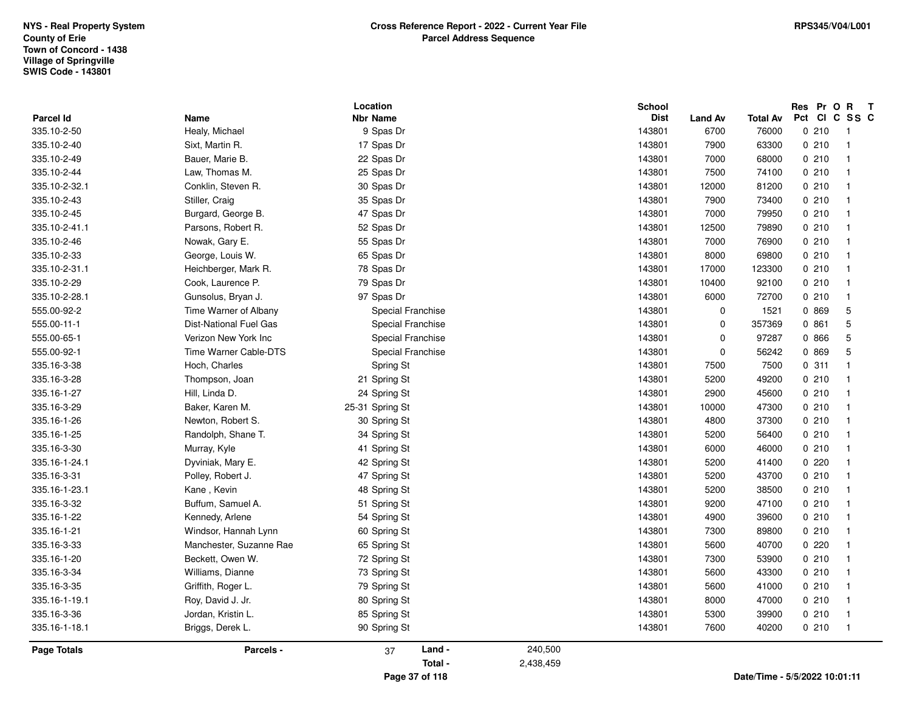NYS - Real Property System
County of Erie
Town of Concord - 1438
Village of Springville
SWIS Code - 143801

**Cross Reference Report - 2022 - Current Year File**
**Parcel Address Sequence**

RPS345/V04/L001

| Parcel Id | Name | Location Nbr | Location Name | School Dist | Land Av | Total Av | Res Pct | Pr Cl | O C | R SS | T C |
|---|---|---|---|---|---|---|---|---|---|---|---|
| 335.10-2-50 | Healy, Michael | 9 | Spas Dr | 143801 | 6700 | 76000 | 0 | 210 | | 1 | |
| 335.10-2-40 | Sixt, Martin R. | 17 | Spas Dr | 143801 | 7900 | 63300 | 0 | 210 | | 1 | |
| 335.10-2-49 | Bauer, Marie B. | 22 | Spas Dr | 143801 | 7000 | 68000 | 0 | 210 | | 1 | |
| 335.10-2-44 | Law, Thomas M. | 25 | Spas Dr | 143801 | 7500 | 74100 | 0 | 210 | | 1 | |
| 335.10-2-32.1 | Conklin, Steven R. | 30 | Spas Dr | 143801 | 12000 | 81200 | 0 | 210 | | 1 | |
| 335.10-2-43 | Stiller, Craig | 35 | Spas Dr | 143801 | 7900 | 73400 | 0 | 210 | | 1 | |
| 335.10-2-45 | Burgard, George B. | 47 | Spas Dr | 143801 | 7000 | 79950 | 0 | 210 | | 1 | |
| 335.10-2-41.1 | Parsons, Robert R. | 52 | Spas Dr | 143801 | 12500 | 79890 | 0 | 210 | | 1 | |
| 335.10-2-46 | Nowak, Gary E. | 55 | Spas Dr | 143801 | 7000 | 76900 | 0 | 210 | | 1 | |
| 335.10-2-33 | George, Louis W. | 65 | Spas Dr | 143801 | 8000 | 69800 | 0 | 210 | | 1 | |
| 335.10-2-31.1 | Heichberger, Mark R. | 78 | Spas Dr | 143801 | 17000 | 123300 | 0 | 210 | | 1 | |
| 335.10-2-29 | Cook, Laurence P. | 79 | Spas Dr | 143801 | 10400 | 92100 | 0 | 210 | | 1 | |
| 335.10-2-28.1 | Gunsolus, Bryan J. | 97 | Spas Dr | 143801 | 6000 | 72700 | 0 | 210 | | 1 | |
| 555.00-92-2 | Time Warner of Albany | | Special Franchise | 143801 | 0 | 1521 | 0 | 869 | | 5 | |
| 555.00-11-1 | Dist-National Fuel Gas | | Special Franchise | 143801 | 0 | 357369 | 0 | 861 | | 5 | |
| 555.00-65-1 | Verizon New York Inc | | Special Franchise | 143801 | 0 | 97287 | 0 | 866 | | 5 | |
| 555.00-92-1 | Time Warner Cable-DTS | | Special Franchise | 143801 | 0 | 56242 | 0 | 869 | | 5 | |
| 335.16-3-38 | Hoch, Charles | | Spring St | 143801 | 7500 | 7500 | 0 | 311 | | 1 | |
| 335.16-3-28 | Thompson, Joan | 21 | Spring St | 143801 | 5200 | 49200 | 0 | 210 | | 1 | |
| 335.16-1-27 | Hill, Linda D. | 24 | Spring St | 143801 | 2900 | 45600 | 0 | 210 | | 1 | |
| 335.16-3-29 | Baker, Karen M. | 25-31 | Spring St | 143801 | 10000 | 47300 | 0 | 210 | | 1 | |
| 335.16-1-26 | Newton, Robert S. | 30 | Spring St | 143801 | 4800 | 37300 | 0 | 210 | | 1 | |
| 335.16-1-25 | Randolph, Shane T. | 34 | Spring St | 143801 | 5200 | 56400 | 0 | 210 | | 1 | |
| 335.16-3-30 | Murray, Kyle | 41 | Spring St | 143801 | 6000 | 46000 | 0 | 210 | | 1 | |
| 335.16-1-24.1 | Dyviniak, Mary E. | 42 | Spring St | 143801 | 5200 | 41400 | 0 | 220 | | 1 | |
| 335.16-3-31 | Polley, Robert J. | 47 | Spring St | 143801 | 5200 | 43700 | 0 | 210 | | 1 | |
| 335.16-1-23.1 | Kane , Kevin | 48 | Spring St | 143801 | 5200 | 38500 | 0 | 210 | | 1 | |
| 335.16-3-32 | Buffum, Samuel A. | 51 | Spring St | 143801 | 9200 | 47100 | 0 | 210 | | 1 | |
| 335.16-1-22 | Kennedy, Arlene | 54 | Spring St | 143801 | 4900 | 39600 | 0 | 210 | | 1 | |
| 335.16-1-21 | Windsor, Hannah Lynn | 60 | Spring St | 143801 | 7300 | 89800 | 0 | 210 | | 1 | |
| 335.16-3-33 | Manchester, Suzanne Rae | 65 | Spring St | 143801 | 5600 | 40700 | 0 | 220 | | 1 | |
| 335.16-1-20 | Beckett, Owen W. | 72 | Spring St | 143801 | 7300 | 53900 | 0 | 210 | | 1 | |
| 335.16-3-34 | Williams, Dianne | 73 | Spring St | 143801 | 5600 | 43300 | 0 | 210 | | 1 | |
| 335.16-3-35 | Griffith, Roger L. | 79 | Spring St | 143801 | 5600 | 41000 | 0 | 210 | | 1 | |
| 335.16-1-19.1 | Roy, David J. Jr. | 80 | Spring St | 143801 | 8000 | 47000 | 0 | 210 | | 1 | |
| 335.16-3-36 | Jordan, Kristin L. | 85 | Spring St | 143801 | 5300 | 39900 | 0 | 210 | | 1 | |
| 335.16-1-18.1 | Briggs, Derek L. | 90 | Spring St | 143801 | 7600 | 40200 | 0 | 210 | | 1 | |

**Page Totals** — **Parcels -** 37 — **Land -** 240,500 — **Total -** 2,438,459

Date/Time - 5/5/2022 10:01:11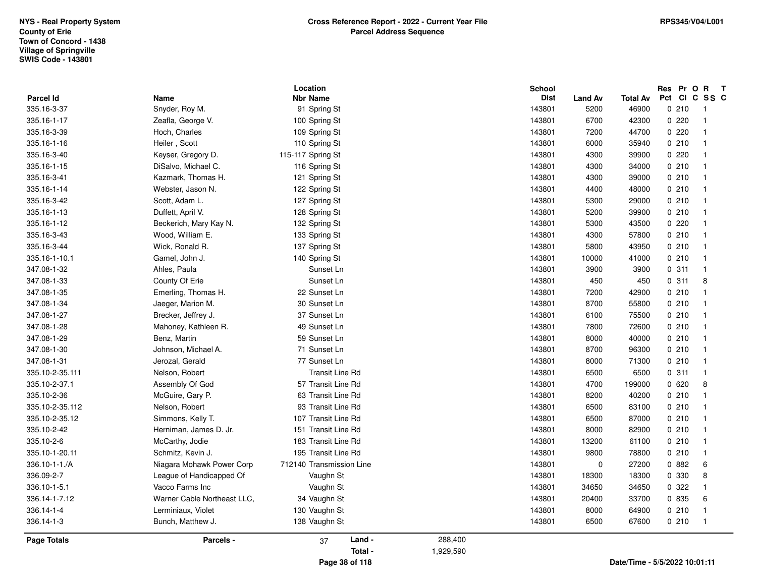NYS - Real Property System
County of Erie
Town of Concord - 1438
Village of Springville
SWIS Code - 143801

**Cross Reference Report - 2022 - Current Year File**
**Parcel Address Sequence**

RPS345/V04/L001

| Parcel Id | Name | Location Nbr | Location Name | School Dist | Land Av | Total Av | Res Pct | Pr Cl | O C | R SS | T C |
|---|---|---|---|---|---|---|---|---|---|---|---|
| 335.16-3-37 | Snyder, Roy M. | 91 | Spring St | 143801 | 5200 | 46900 | 0 | 210 | | 1 | |
| 335.16-1-17 | Zeafla, George V. | 100 | Spring St | 143801 | 6700 | 42300 | 0 | 220 | | 1 | |
| 335.16-3-39 | Hoch, Charles | 109 | Spring St | 143801 | 7200 | 44700 | 0 | 220 | | 1 | |
| 335.16-1-16 | Heiler , Scott | 110 | Spring St | 143801 | 6000 | 35940 | 0 | 210 | | 1 | |
| 335.16-3-40 | Keyser, Gregory D. | 115-117 | Spring St | 143801 | 4300 | 39900 | 0 | 220 | | 1 | |
| 335.16-1-15 | DiSalvo, Michael C. | 116 | Spring St | 143801 | 4300 | 34000 | 0 | 210 | | 1 | |
| 335.16-3-41 | Kazmark, Thomas H. | 121 | Spring St | 143801 | 4300 | 39000 | 0 | 210 | | 1 | |
| 335.16-1-14 | Webster, Jason N. | 122 | Spring St | 143801 | 4400 | 48000 | 0 | 210 | | 1 | |
| 335.16-3-42 | Scott, Adam L. | 127 | Spring St | 143801 | 5300 | 29000 | 0 | 210 | | 1 | |
| 335.16-1-13 | Duffett, April V. | 128 | Spring St | 143801 | 5200 | 39900 | 0 | 210 | | 1 | |
| 335.16-1-12 | Beckerich, Mary Kay N. | 132 | Spring St | 143801 | 5300 | 43500 | 0 | 220 | | 1 | |
| 335.16-3-43 | Wood, William E. | 133 | Spring St | 143801 | 4300 | 57800 | 0 | 210 | | 1 | |
| 335.16-3-44 | Wick, Ronald R. | 137 | Spring St | 143801 | 5800 | 43950 | 0 | 210 | | 1 | |
| 335.16-1-10.1 | Gamel, John J. | 140 | Spring St | 143801 | 10000 | 41000 | 0 | 210 | | 1 | |
| 347.08-1-32 | Ahles, Paula | | Sunset Ln | 143801 | 3900 | 3900 | 0 | 311 | | 1 | |
| 347.08-1-33 | County Of Erie | | Sunset Ln | 143801 | 450 | 450 | 0 | 311 | | 8 | |
| 347.08-1-35 | Emerling, Thomas H. | 22 | Sunset Ln | 143801 | 7200 | 42900 | 0 | 210 | | 1 | |
| 347.08-1-34 | Jaeger, Marion M. | 30 | Sunset Ln | 143801 | 8700 | 55800 | 0 | 210 | | 1 | |
| 347.08-1-27 | Brecker, Jeffrey J. | 37 | Sunset Ln | 143801 | 6100 | 75500 | 0 | 210 | | 1 | |
| 347.08-1-28 | Mahoney, Kathleen R. | 49 | Sunset Ln | 143801 | 7800 | 72600 | 0 | 210 | | 1 | |
| 347.08-1-29 | Benz, Martin | 59 | Sunset Ln | 143801 | 8000 | 40000 | 0 | 210 | | 1 | |
| 347.08-1-30 | Johnson, Michael A. | 71 | Sunset Ln | 143801 | 8700 | 96300 | 0 | 210 | | 1 | |
| 347.08-1-31 | Jerozal, Gerald | 77 | Sunset Ln | 143801 | 8000 | 71300 | 0 | 210 | | 1 | |
| 335.10-2-35.111 | Nelson, Robert | | Transit Line Rd | 143801 | 6500 | 6500 | 0 | 311 | | 1 | |
| 335.10-2-37.1 | Assembly Of God | 57 | Transit Line Rd | 143801 | 4700 | 199000 | 0 | 620 | | 8 | |
| 335.10-2-36 | McGuire, Gary P. | 63 | Transit Line Rd | 143801 | 8200 | 40200 | 0 | 210 | | 1 | |
| 335.10-2-35.112 | Nelson, Robert | 93 | Transit Line Rd | 143801 | 6500 | 83100 | 0 | 210 | | 1 | |
| 335.10-2-35.12 | Simmons, Kelly T. | 107 | Transit Line Rd | 143801 | 6500 | 87000 | 0 | 210 | | 1 | |
| 335.10-2-42 | Herniman, James D. Jr. | 151 | Transit Line Rd | 143801 | 8000 | 82900 | 0 | 210 | | 1 | |
| 335.10-2-6 | McCarthy, Jodie | 183 | Transit Line Rd | 143801 | 13200 | 61100 | 0 | 210 | | 1 | |
| 335.10-1-20.11 | Schmitz, Kevin J. | 195 | Transit Line Rd | 143801 | 9800 | 78800 | 0 | 210 | | 1 | |
| 336.10-1-1./A | Niagara Mohawk Power Corp | 712140 | Transmission Line | 143801 | 0 | 27200 | 0 | 882 | | 6 | |
| 336.09-2-7 | League of Handicapped Of | | Vaughn St | 143801 | 18300 | 18300 | 0 | 330 | | 8 | |
| 336.10-1-5.1 | Vacco Farms Inc | | Vaughn St | 143801 | 34650 | 34650 | 0 | 322 | | 1 | |
| 336.14-1-7.12 | Warner Cable Northeast LLC, | 34 | Vaughn St | 143801 | 20400 | 33700 | 0 | 835 | | 6 | |
| 336.14-1-4 | Lerminiaux, Violet | 130 | Vaughn St | 143801 | 8000 | 64900 | 0 | 210 | | 1 | |
| 336.14-1-3 | Bunch, Matthew J. | 138 | Vaughn St | 143801 | 6500 | 67600 | 0 | 210 | | 1 | |

**Page Totals** — Parcels - 37 — Land - 288,400 — Total - 1,929,590

Date/Time - 5/5/2022 10:01:11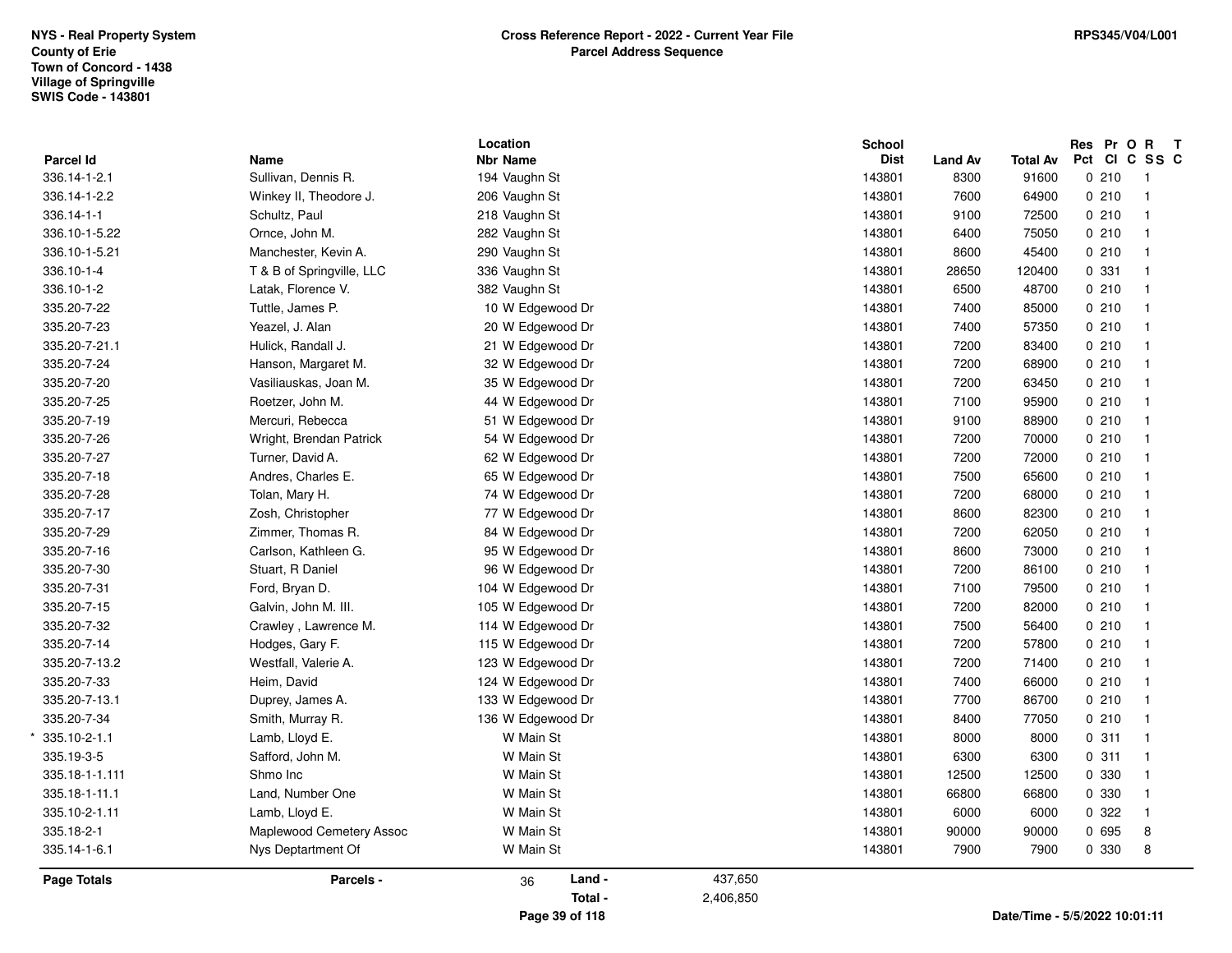NYS - Real Property System
County of Erie
Town of Concord - 1438
Village of Springville
SWIS Code - 143801

**Cross Reference Report - 2022 - Current Year File**
**Parcel Address Sequence**

RPS345/V04/L001

| Parcel Id | Name | Location Nbr | Location Name | School Dist | Land Av | Total Av | Res Pct | Pr Cl | O C | R SS | T C |
|---|---|---|---|---|---|---|---|---|---|---|---|
| 336.14-1-2.1 | Sullivan, Dennis R. | 194 | Vaughn St | 143801 | 8300 | 91600 | 0 | 210 | | 1 | |
| 336.14-1-2.2 | Winkey II, Theodore J. | 206 | Vaughn St | 143801 | 7600 | 64900 | 0 | 210 | | 1 | |
| 336.14-1-1 | Schultz, Paul | 218 | Vaughn St | 143801 | 9100 | 72500 | 0 | 210 | | 1 | |
| 336.10-1-5.22 | Ornce, John M. | 282 | Vaughn St | 143801 | 6400 | 75050 | 0 | 210 | | 1 | |
| 336.10-1-5.21 | Manchester, Kevin A. | 290 | Vaughn St | 143801 | 8600 | 45400 | 0 | 210 | | 1 | |
| 336.10-1-4 | T & B of Springville, LLC | 336 | Vaughn St | 143801 | 28650 | 120400 | 0 | 331 | | 1 | |
| 336.10-1-2 | Latak, Florence V. | 382 | Vaughn St | 143801 | 6500 | 48700 | 0 | 210 | | 1 | |
| 335.20-7-22 | Tuttle, James P. | 10 | W Edgewood Dr | 143801 | 7400 | 85000 | 0 | 210 | | 1 | |
| 335.20-7-23 | Yeazel, J. Alan | 20 | W Edgewood Dr | 143801 | 7400 | 57350 | 0 | 210 | | 1 | |
| 335.20-7-21.1 | Hulick, Randall J. | 21 | W Edgewood Dr | 143801 | 7200 | 83400 | 0 | 210 | | 1 | |
| 335.20-7-24 | Hanson, Margaret M. | 32 | W Edgewood Dr | 143801 | 7200 | 68900 | 0 | 210 | | 1 | |
| 335.20-7-20 | Vasiliauskas, Joan M. | 35 | W Edgewood Dr | 143801 | 7200 | 63450 | 0 | 210 | | 1 | |
| 335.20-7-25 | Roetzer, John M. | 44 | W Edgewood Dr | 143801 | 7100 | 95900 | 0 | 210 | | 1 | |
| 335.20-7-19 | Mercuri, Rebecca | 51 | W Edgewood Dr | 143801 | 9100 | 88900 | 0 | 210 | | 1 | |
| 335.20-7-26 | Wright, Brendan Patrick | 54 | W Edgewood Dr | 143801 | 7200 | 70000 | 0 | 210 | | 1 | |
| 335.20-7-27 | Turner, David A. | 62 | W Edgewood Dr | 143801 | 7200 | 72000 | 0 | 210 | | 1 | |
| 335.20-7-18 | Andres, Charles E. | 65 | W Edgewood Dr | 143801 | 7500 | 65600 | 0 | 210 | | 1 | |
| 335.20-7-28 | Tolan, Mary H. | 74 | W Edgewood Dr | 143801 | 7200 | 68000 | 0 | 210 | | 1 | |
| 335.20-7-17 | Zosh, Christopher | 77 | W Edgewood Dr | 143801 | 8600 | 82300 | 0 | 210 | | 1 | |
| 335.20-7-29 | Zimmer, Thomas R. | 84 | W Edgewood Dr | 143801 | 7200 | 62050 | 0 | 210 | | 1 | |
| 335.20-7-16 | Carlson, Kathleen G. | 95 | W Edgewood Dr | 143801 | 8600 | 73000 | 0 | 210 | | 1 | |
| 335.20-7-30 | Stuart, R Daniel | 96 | W Edgewood Dr | 143801 | 7200 | 86100 | 0 | 210 | | 1 | |
| 335.20-7-31 | Ford, Bryan D. | 104 | W Edgewood Dr | 143801 | 7100 | 79500 | 0 | 210 | | 1 | |
| 335.20-7-15 | Galvin, John M. III. | 105 | W Edgewood Dr | 143801 | 7200 | 82000 | 0 | 210 | | 1 | |
| 335.20-7-32 | Crawley , Lawrence M. | 114 | W Edgewood Dr | 143801 | 7500 | 56400 | 0 | 210 | | 1 | |
| 335.20-7-14 | Hodges, Gary F. | 115 | W Edgewood Dr | 143801 | 7200 | 57800 | 0 | 210 | | 1 | |
| 335.20-7-13.2 | Westfall, Valerie A. | 123 | W Edgewood Dr | 143801 | 7200 | 71400 | 0 | 210 | | 1 | |
| 335.20-7-33 | Heim, David | 124 | W Edgewood Dr | 143801 | 7400 | 66000 | 0 | 210 | | 1 | |
| 335.20-7-13.1 | Duprey, James A. | 133 | W Edgewood Dr | 143801 | 7700 | 86700 | 0 | 210 | | 1 | |
| 335.20-7-34 | Smith, Murray R. | 136 | W Edgewood Dr | 143801 | 8400 | 77050 | 0 | 210 | | 1 | |
| * 335.10-2-1.1 | Lamb, Lloyd E. | | W Main St | 143801 | 8000 | 8000 | 0 | 311 | | 1 | |
| 335.19-3-5 | Safford, John M. | | W Main St | 143801 | 6300 | 6300 | 0 | 311 | | 1 | |
| 335.18-1-1.111 | Shmo Inc | | W Main St | 143801 | 12500 | 12500 | 0 | 330 | | 1 | |
| 335.18-1-11.1 | Land, Number One | | W Main St | 143801 | 66800 | 66800 | 0 | 330 | | 1 | |
| 335.10-2-1.11 | Lamb, Lloyd E. | | W Main St | 143801 | 6000 | 6000 | 0 | 322 | | 1 | |
| 335.18-2-1 | Maplewood Cemetery Assoc | | W Main St | 143801 | 90000 | 90000 | 0 | 695 | | 8 | |
| 335.14-1-6.1 | Nys Deptartment Of | | W Main St | 143801 | 7900 | 7900 | 0 | 330 | | 8 | |

| **Page Totals** | **Parcels -** | 36 | **Land -** | 437,650 |
|---|---|---|---|---|
| | | | **Total -** | 2,406,850 |

Date/Time - 5/5/2022 10:01:11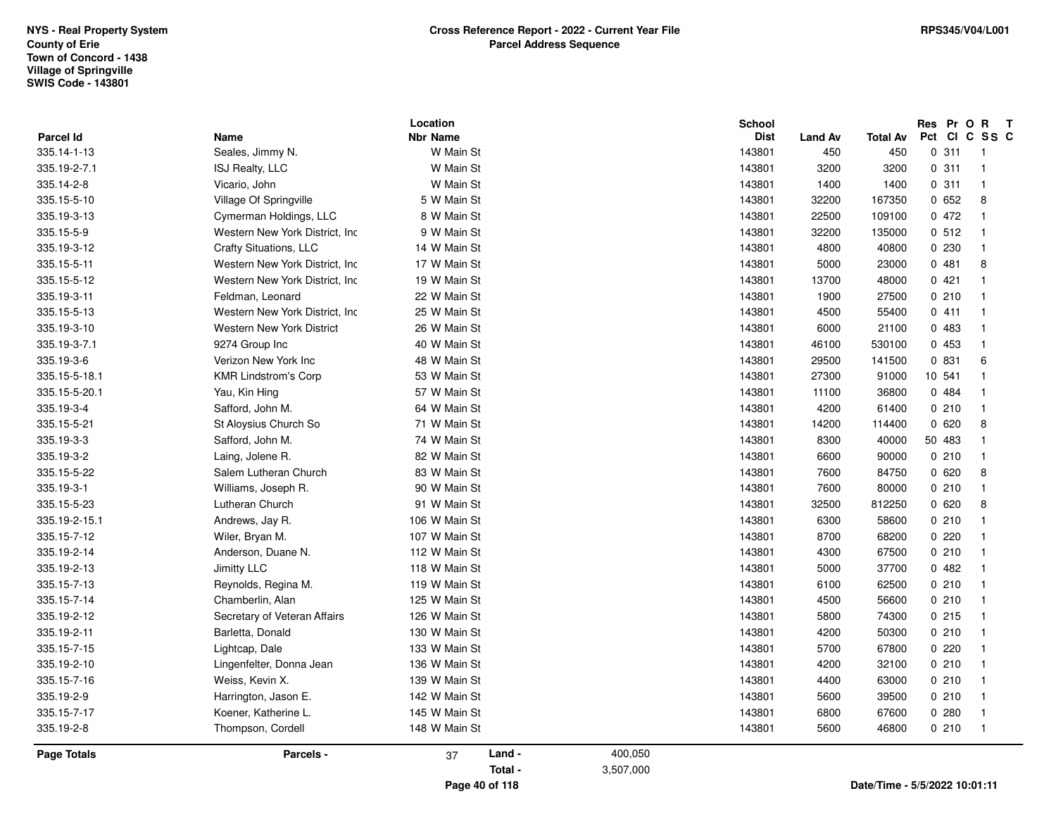NYS - Real Property System
County of Erie
Town of Concord - 1438
Village of Springville
SWIS Code - 143801

**Cross Reference Report - 2022 - Current Year File**
**Parcel Address Sequence**

RPS345/V04/L001

| Parcel Id | Name | Location Nbr | Location Name | School Dist | Land Av | Total Av | Res Pct | Pr Cl | O C | R SS | T C |
|---|---|---|---|---|---|---|---|---|---|---|---|
| 335.14-1-13 | Seales, Jimmy N. | | W Main St | 143801 | 450 | 450 | 0 | 311 | | 1 | |
| 335.19-2-7.1 | ISJ Realty, LLC | | W Main St | 143801 | 3200 | 3200 | 0 | 311 | | 1 | |
| 335.14-2-8 | Vicario, John | | W Main St | 143801 | 1400 | 1400 | 0 | 311 | | 1 | |
| 335.15-5-10 | Village Of Springville | 5 | W Main St | 143801 | 32200 | 167350 | 0 | 652 | | 8 | |
| 335.19-3-13 | Cymerman Holdings, LLC | 8 | W Main St | 143801 | 22500 | 109100 | 0 | 472 | | 1 | |
| 335.15-5-9 | Western New York District, Inc | 9 | W Main St | 143801 | 32200 | 135000 | 0 | 512 | | 1 | |
| 335.19-3-12 | Crafty Situations, LLC | 14 | W Main St | 143801 | 4800 | 40800 | 0 | 230 | | 1 | |
| 335.15-5-11 | Western New York District, Inc | 17 | W Main St | 143801 | 5000 | 23000 | 0 | 481 | | 8 | |
| 335.15-5-12 | Western New York District, Inc | 19 | W Main St | 143801 | 13700 | 48000 | 0 | 421 | | 1 | |
| 335.19-3-11 | Feldman, Leonard | 22 | W Main St | 143801 | 1900 | 27500 | 0 | 210 | | 1 | |
| 335.15-5-13 | Western New York District, Inc | 25 | W Main St | 143801 | 4500 | 55400 | 0 | 411 | | 1 | |
| 335.19-3-10 | Western New York District | 26 | W Main St | 143801 | 6000 | 21100 | 0 | 483 | | 1 | |
| 335.19-3-7.1 | 9274 Group Inc | 40 | W Main St | 143801 | 46100 | 530100 | 0 | 453 | | 1 | |
| 335.19-3-6 | Verizon New York Inc | 48 | W Main St | 143801 | 29500 | 141500 | 0 | 831 | | 6 | |
| 335.15-5-18.1 | KMR Lindstrom's Corp | 53 | W Main St | 143801 | 27300 | 91000 | 10 | 541 | | 1 | |
| 335.15-5-20.1 | Yau, Kin Hing | 57 | W Main St | 143801 | 11100 | 36800 | 0 | 484 | | 1 | |
| 335.19-3-4 | Safford, John M. | 64 | W Main St | 143801 | 4200 | 61400 | 0 | 210 | | 1 | |
| 335.15-5-21 | St Aloysius Church So | 71 | W Main St | 143801 | 14200 | 114400 | 0 | 620 | | 8 | |
| 335.19-3-3 | Safford, John M. | 74 | W Main St | 143801 | 8300 | 40000 | 50 | 483 | | 1 | |
| 335.19-3-2 | Laing, Jolene R. | 82 | W Main St | 143801 | 6600 | 90000 | 0 | 210 | | 1 | |
| 335.15-5-22 | Salem Lutheran Church | 83 | W Main St | 143801 | 7600 | 84750 | 0 | 620 | | 8 | |
| 335.19-3-1 | Williams, Joseph R. | 90 | W Main St | 143801 | 7600 | 80000 | 0 | 210 | | 1 | |
| 335.15-5-23 | Lutheran Church | 91 | W Main St | 143801 | 32500 | 812250 | 0 | 620 | | 8 | |
| 335.19-2-15.1 | Andrews, Jay R. | 106 | W Main St | 143801 | 6300 | 58600 | 0 | 210 | | 1 | |
| 335.15-7-12 | Wiler, Bryan M. | 107 | W Main St | 143801 | 8700 | 68200 | 0 | 220 | | 1 | |
| 335.19-2-14 | Anderson, Duane N. | 112 | W Main St | 143801 | 4300 | 67500 | 0 | 210 | | 1 | |
| 335.19-2-13 | Jimitty LLC | 118 | W Main St | 143801 | 5000 | 37700 | 0 | 482 | | 1 | |
| 335.15-7-13 | Reynolds, Regina M. | 119 | W Main St | 143801 | 6100 | 62500 | 0 | 210 | | 1 | |
| 335.15-7-14 | Chamberlin, Alan | 125 | W Main St | 143801 | 4500 | 56600 | 0 | 210 | | 1 | |
| 335.19-2-12 | Secretary of Veteran Affairs | 126 | W Main St | 143801 | 5800 | 74300 | 0 | 215 | | 1 | |
| 335.19-2-11 | Barletta, Donald | 130 | W Main St | 143801 | 4200 | 50300 | 0 | 210 | | 1 | |
| 335.15-7-15 | Lightcap, Dale | 133 | W Main St | 143801 | 5700 | 67800 | 0 | 220 | | 1 | |
| 335.19-2-10 | Lingenfelter, Donna Jean | 136 | W Main St | 143801 | 4200 | 32100 | 0 | 210 | | 1 | |
| 335.15-7-16 | Weiss, Kevin X. | 139 | W Main St | 143801 | 4400 | 63000 | 0 | 210 | | 1 | |
| 335.19-2-9 | Harrington, Jason E. | 142 | W Main St | 143801 | 5600 | 39500 | 0 | 210 | | 1 | |
| 335.15-7-17 | Koener, Katherine L. | 145 | W Main St | 143801 | 6800 | 67600 | 0 | 280 | | 1 | |
| 335.19-2-8 | Thompson, Cordell | 148 | W Main St | 143801 | 5600 | 46800 | 0 | 210 | | 1 | |

**Page Totals** | **Parcels -** 37 | **Land -** 400,050 | **Total -** 3,507,000

Date/Time - 5/5/2022 10:01:11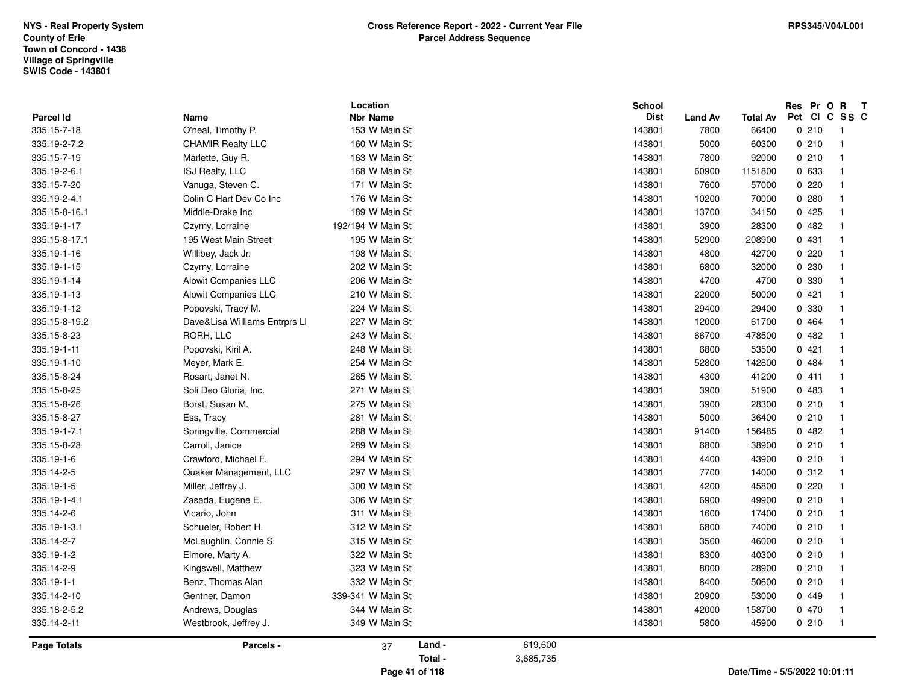NYS - Real Property System
County of Erie
Town of Concord - 1438
Village of Springville
SWIS Code - 143801

**Cross Reference Report - 2022 - Current Year File**
**Parcel Address Sequence**

RPS345/V04/L001

| Parcel Id | Name | Location Nbr Name | School Dist | Land Av | Total Av | Res Pct | Pr Cl | O C | R SS | T C |
|---|---|---|---|---|---|---|---|---|---|---|
| 335.15-7-18 | O'neal, Timothy P. | 153 W Main St | 143801 | 7800 | 66400 | 0 | 210 | | 1 | |
| 335.19-2-7.2 | CHAMIR Realty LLC | 160 W Main St | 143801 | 5000 | 60300 | 0 | 210 | | 1 | |
| 335.15-7-19 | Marlette, Guy R. | 163 W Main St | 143801 | 7800 | 92000 | 0 | 210 | | 1 | |
| 335.19-2-6.1 | ISJ Realty, LLC | 168 W Main St | 143801 | 60900 | 1151800 | 0 | 633 | | 1 | |
| 335.15-7-20 | Vanuga, Steven C. | 171 W Main St | 143801 | 7600 | 57000 | 0 | 220 | | 1 | |
| 335.19-2-4.1 | Colin C Hart Dev Co Inc | 176 W Main St | 143801 | 10200 | 70000 | 0 | 280 | | 1 | |
| 335.15-8-16.1 | Middle-Drake Inc | 189 W Main St | 143801 | 13700 | 34150 | 0 | 425 | | 1 | |
| 335.19-1-17 | Czyrny, Lorraine | 192/194 W Main St | 143801 | 3900 | 28300 | 0 | 482 | | 1 | |
| 335.15-8-17.1 | 195 West Main Street | 195 W Main St | 143801 | 52900 | 208900 | 0 | 431 | | 1 | |
| 335.19-1-16 | Willibey, Jack Jr. | 198 W Main St | 143801 | 4800 | 42700 | 0 | 220 | | 1 | |
| 335.19-1-15 | Czyrny, Lorraine | 202 W Main St | 143801 | 6800 | 32000 | 0 | 230 | | 1 | |
| 335.19-1-14 | Alowit Companies LLC | 206 W Main St | 143801 | 4700 | 4700 | 0 | 330 | | 1 | |
| 335.19-1-13 | Alowit Companies LLC | 210 W Main St | 143801 | 22000 | 50000 | 0 | 421 | | 1 | |
| 335.19-1-12 | Popovski, Tracy M. | 224 W Main St | 143801 | 29400 | 29400 | 0 | 330 | | 1 | |
| 335.15-8-19.2 | Dave&Lisa Williams Entrprs LI | 227 W Main St | 143801 | 12000 | 61700 | 0 | 464 | | 1 | |
| 335.15-8-23 | RORH, LLC | 243 W Main St | 143801 | 66700 | 478500 | 0 | 482 | | 1 | |
| 335.19-1-11 | Popovski, Kiril A. | 248 W Main St | 143801 | 6800 | 53500 | 0 | 421 | | 1 | |
| 335.19-1-10 | Meyer, Mark E. | 254 W Main St | 143801 | 52800 | 142800 | 0 | 484 | | 1 | |
| 335.15-8-24 | Rosart, Janet N. | 265 W Main St | 143801 | 4300 | 41200 | 0 | 411 | | 1 | |
| 335.15-8-25 | Soli Deo Gloria, Inc. | 271 W Main St | 143801 | 3900 | 51900 | 0 | 483 | | 1 | |
| 335.15-8-26 | Borst, Susan M. | 275 W Main St | 143801 | 3900 | 28300 | 0 | 210 | | 1 | |
| 335.15-8-27 | Ess, Tracy | 281 W Main St | 143801 | 5000 | 36400 | 0 | 210 | | 1 | |
| 335.19-1-7.1 | Springville, Commercial | 288 W Main St | 143801 | 91400 | 156485 | 0 | 482 | | 1 | |
| 335.15-8-28 | Carroll, Janice | 289 W Main St | 143801 | 6800 | 38900 | 0 | 210 | | 1 | |
| 335.19-1-6 | Crawford, Michael F. | 294 W Main St | 143801 | 4400 | 43900 | 0 | 210 | | 1 | |
| 335.14-2-5 | Quaker Management, LLC | 297 W Main St | 143801 | 7700 | 14000 | 0 | 312 | | 1 | |
| 335.19-1-5 | Miller, Jeffrey J. | 300 W Main St | 143801 | 4200 | 45800 | 0 | 220 | | 1 | |
| 335.19-1-4.1 | Zasada, Eugene E. | 306 W Main St | 143801 | 6900 | 49900 | 0 | 210 | | 1 | |
| 335.14-2-6 | Vicario, John | 311 W Main St | 143801 | 1600 | 17400 | 0 | 210 | | 1 | |
| 335.19-1-3.1 | Schueler, Robert H. | 312 W Main St | 143801 | 6800 | 74000 | 0 | 210 | | 1 | |
| 335.14-2-7 | McLaughlin, Connie S. | 315 W Main St | 143801 | 3500 | 46000 | 0 | 210 | | 1 | |
| 335.19-1-2 | Elmore, Marty A. | 322 W Main St | 143801 | 8300 | 40300 | 0 | 210 | | 1 | |
| 335.14-2-9 | Kingswell, Matthew | 323 W Main St | 143801 | 8000 | 28900 | 0 | 210 | | 1 | |
| 335.19-1-1 | Benz, Thomas Alan | 332 W Main St | 143801 | 8400 | 50600 | 0 | 210 | | 1 | |
| 335.14-2-10 | Gentner, Damon | 339-341 W Main St | 143801 | 20900 | 53000 | 0 | 449 | | 1 | |
| 335.18-2-5.2 | Andrews, Douglas | 344 W Main St | 143801 | 42000 | 158700 | 0 | 470 | | 1 | |
| 335.14-2-11 | Westbrook, Jeffrey J. | 349 W Main St | 143801 | 5800 | 45900 | 0 | 210 | | 1 | |

**Page Totals** **Parcels -** 37 **Land -** 619,600 **Total -** 3,685,735

**Date/Time - 5/5/2022 10:01:11**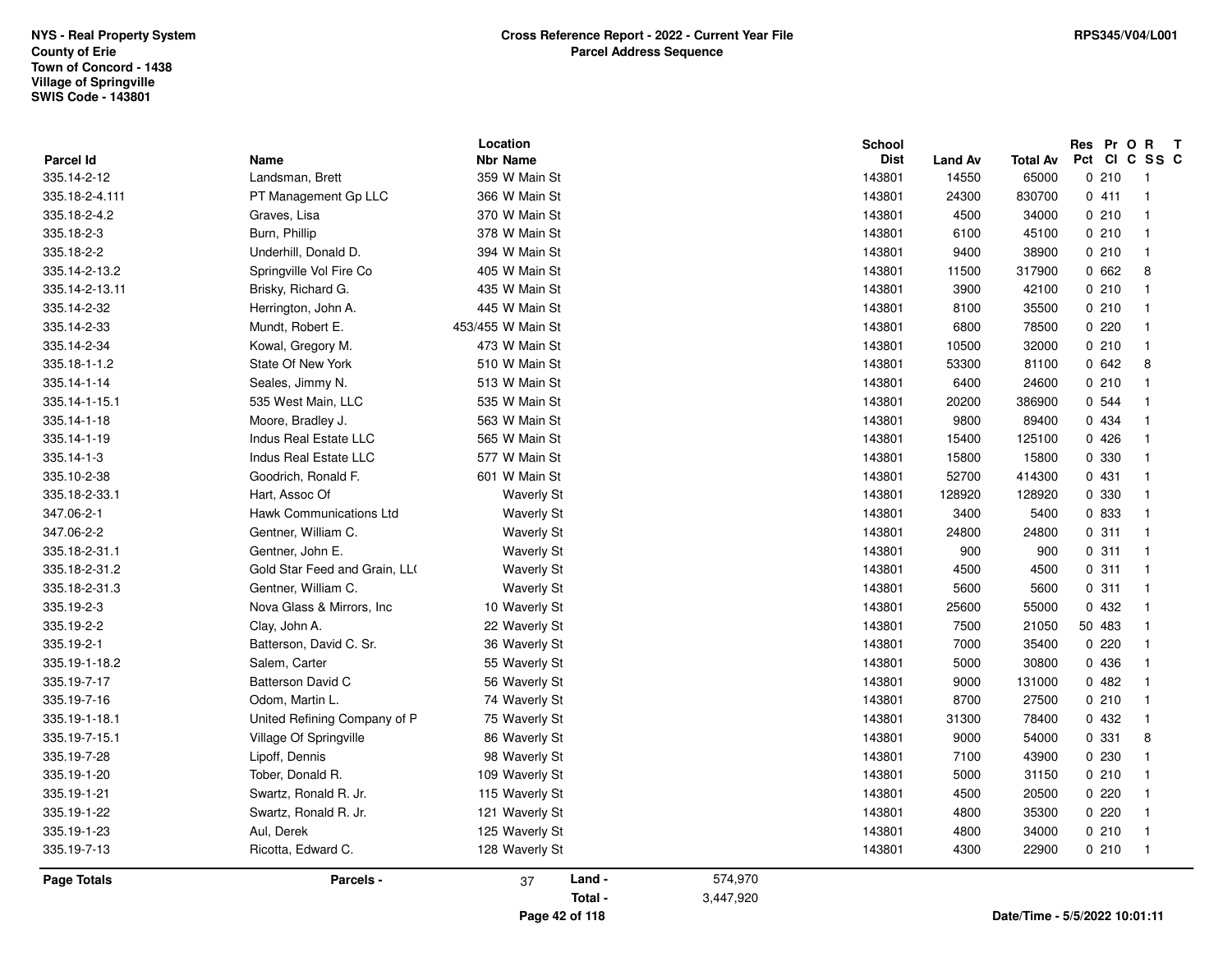NYS - Real Property System
County of Erie
Town of Concord - 1438
Village of Springville
SWIS Code - 143801

**Cross Reference Report - 2022 - Current Year File**
**Parcel Address Sequence**

RPS345/V04/L001

| Parcel Id | Name | Location Nbr | Location Name | School Dist | Land Av | Total Av | Res Pct | Pr Cl | O C | R SS | T C |
|---|---|---|---|---|---|---|---|---|---|---|---|
| 335.14-2-12 | Landsman, Brett | 359 | W Main St | 143801 | 14550 | 65000 | 0 | 210 | | 1 | |
| 335.18-2-4.111 | PT Management Gp LLC | 366 | W Main St | 143801 | 24300 | 830700 | 0 | 411 | | 1 | |
| 335.18-2-4.2 | Graves, Lisa | 370 | W Main St | 143801 | 4500 | 34000 | 0 | 210 | | 1 | |
| 335.18-2-3 | Burn, Phillip | 378 | W Main St | 143801 | 6100 | 45100 | 0 | 210 | | 1 | |
| 335.18-2-2 | Underhill, Donald D. | 394 | W Main St | 143801 | 9400 | 38900 | 0 | 210 | | 1 | |
| 335.14-2-13.2 | Springville Vol Fire Co | 405 | W Main St | 143801 | 11500 | 317900 | 0 | 662 | | 8 | |
| 335.14-2-13.11 | Brisky, Richard G. | 435 | W Main St | 143801 | 3900 | 42100 | 0 | 210 | | 1 | |
| 335.14-2-32 | Herrington, John A. | 445 | W Main St | 143801 | 8100 | 35500 | 0 | 210 | | 1 | |
| 335.14-2-33 | Mundt, Robert E. | 453/455 | W Main St | 143801 | 6800 | 78500 | 0 | 220 | | 1 | |
| 335.14-2-34 | Kowal, Gregory M. | 473 | W Main St | 143801 | 10500 | 32000 | 0 | 210 | | 1 | |
| 335.18-1-1.2 | State Of New York | 510 | W Main St | 143801 | 53300 | 81100 | 0 | 642 | | 8 | |
| 335.14-1-14 | Seales, Jimmy N. | 513 | W Main St | 143801 | 6400 | 24600 | 0 | 210 | | 1 | |
| 335.14-1-15.1 | 535 West Main, LLC | 535 | W Main St | 143801 | 20200 | 386900 | 0 | 544 | | 1 | |
| 335.14-1-18 | Moore, Bradley J. | 563 | W Main St | 143801 | 9800 | 89400 | 0 | 434 | | 1 | |
| 335.14-1-19 | Indus Real Estate LLC | 565 | W Main St | 143801 | 15400 | 125100 | 0 | 426 | | 1 | |
| 335.14-1-3 | Indus Real Estate LLC | 577 | W Main St | 143801 | 15800 | 15800 | 0 | 330 | | 1 | |
| 335.10-2-38 | Goodrich, Ronald F. | 601 | W Main St | 143801 | 52700 | 414300 | 0 | 431 | | 1 | |
| 335.18-2-33.1 | Hart, Assoc Of | | Waverly St | 143801 | 128920 | 128920 | 0 | 330 | | 1 | |
| 347.06-2-1 | Hawk Communications Ltd | | Waverly St | 143801 | 3400 | 5400 | 0 | 833 | | 1 | |
| 347.06-2-2 | Gentner, William C. | | Waverly St | 143801 | 24800 | 24800 | 0 | 311 | | 1 | |
| 335.18-2-31.1 | Gentner, John E. | | Waverly St | 143801 | 900 | 900 | 0 | 311 | | 1 | |
| 335.18-2-31.2 | Gold Star Feed and Grain, LL( | | Waverly St | 143801 | 4500 | 4500 | 0 | 311 | | 1 | |
| 335.18-2-31.3 | Gentner, William C. | | Waverly St | 143801 | 5600 | 5600 | 0 | 311 | | 1 | |
| 335.19-2-3 | Nova Glass & Mirrors, Inc | 10 | Waverly St | 143801 | 25600 | 55000 | 0 | 432 | | 1 | |
| 335.19-2-2 | Clay, John A. | 22 | Waverly St | 143801 | 7500 | 21050 | 50 | 483 | | 1 | |
| 335.19-2-1 | Batterson, David C. Sr. | 36 | Waverly St | 143801 | 7000 | 35400 | 0 | 220 | | 1 | |
| 335.19-1-18.2 | Salem, Carter | 55 | Waverly St | 143801 | 5000 | 30800 | 0 | 436 | | 1 | |
| 335.19-7-17 | Batterson David C | 56 | Waverly St | 143801 | 9000 | 131000 | 0 | 482 | | 1 | |
| 335.19-7-16 | Odom, Martin L. | 74 | Waverly St | 143801 | 8700 | 27500 | 0 | 210 | | 1 | |
| 335.19-1-18.1 | United Refining Company of P | 75 | Waverly St | 143801 | 31300 | 78400 | 0 | 432 | | 1 | |
| 335.19-7-15.1 | Village Of Springville | 86 | Waverly St | 143801 | 9000 | 54000 | 0 | 331 | | 8 | |
| 335.19-7-28 | Lipoff, Dennis | 98 | Waverly St | 143801 | 7100 | 43900 | 0 | 230 | | 1 | |
| 335.19-1-20 | Tober, Donald R. | 109 | Waverly St | 143801 | 5000 | 31150 | 0 | 210 | | 1 | |
| 335.19-1-21 | Swartz, Ronald R. Jr. | 115 | Waverly St | 143801 | 4500 | 20500 | 0 | 220 | | 1 | |
| 335.19-1-22 | Swartz, Ronald R. Jr. | 121 | Waverly St | 143801 | 4800 | 35300 | 0 | 220 | | 1 | |
| 335.19-1-23 | Aul, Derek | 125 | Waverly St | 143801 | 4800 | 34000 | 0 | 210 | | 1 | |
| 335.19-7-13 | Ricotta, Edward C. | 128 | Waverly St | 143801 | 4300 | 22900 | 0 | 210 | | 1 | |

**Page Totals** — **Parcels -** 37 — **Land -** 574,970 — **Total -** 3,447,920

Date/Time - 5/5/2022 10:01:11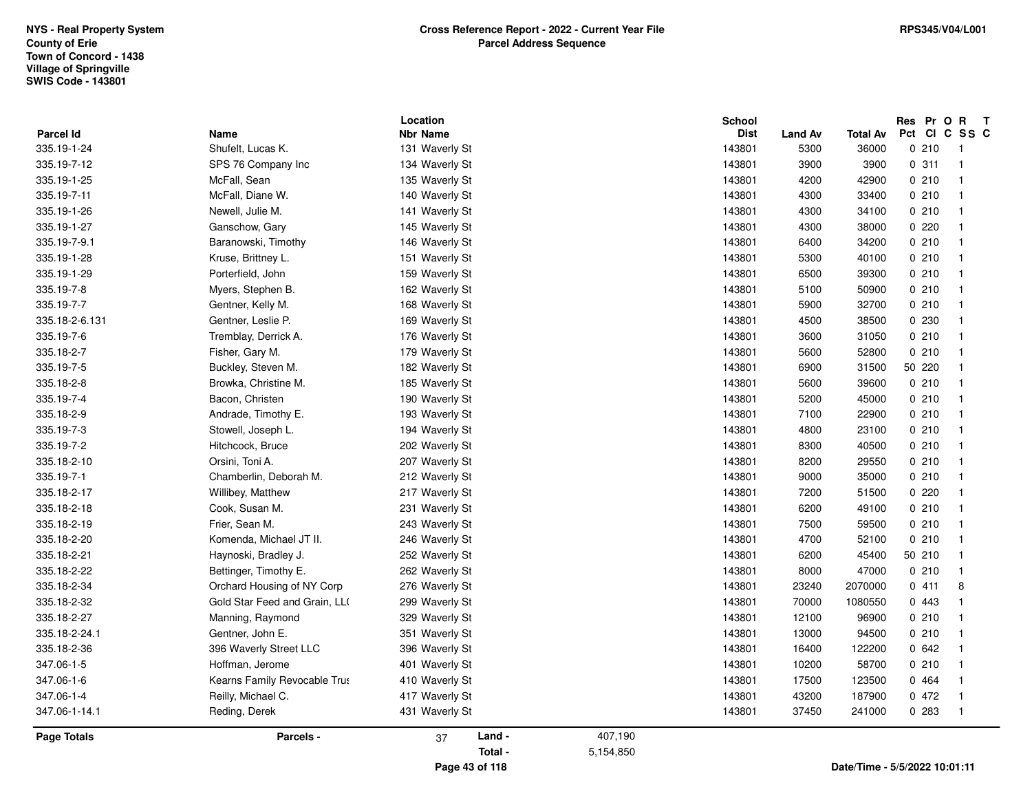**NYS - Real Property System**
**County of Erie**
**Town of Concord - 1438**
**Village of Springville**
**SWIS Code - 143801**

**Cross Reference Report - 2022 - Current Year File**
**Parcel Address Sequence**

**RPS345/V04/L001**

| Parcel Id | Name | Location Nbr Name | School Dist | Land Av | Total Av | Res Pct | Pr Cl | O C | R SS | T C |
|---|---|---|---|---|---|---|---|---|---|---|
| 335.19-1-24 | Shufelt, Lucas K. | 131 Waverly St | 143801 | 5300 | 36000 | 0 | 210 | | 1 | |
| 335.19-7-12 | SPS 76 Company Inc | 134 Waverly St | 143801 | 3900 | 3900 | 0 | 311 | | 1 | |
| 335.19-1-25 | McFall, Sean | 135 Waverly St | 143801 | 4200 | 42900 | 0 | 210 | | 1 | |
| 335.19-7-11 | McFall, Diane W. | 140 Waverly St | 143801 | 4300 | 33400 | 0 | 210 | | 1 | |
| 335.19-1-26 | Newell, Julie M. | 141 Waverly St | 143801 | 4300 | 34100 | 0 | 210 | | 1 | |
| 335.19-1-27 | Ganschow, Gary | 145 Waverly St | 143801 | 4300 | 38000 | 0 | 220 | | 1 | |
| 335.19-7-9.1 | Baranowski, Timothy | 146 Waverly St | 143801 | 6400 | 34200 | 0 | 210 | | 1 | |
| 335.19-1-28 | Kruse, Brittney L. | 151 Waverly St | 143801 | 5300 | 40100 | 0 | 210 | | 1 | |
| 335.19-1-29 | Porterfield, John | 159 Waverly St | 143801 | 6500 | 39300 | 0 | 210 | | 1 | |
| 335.19-7-8 | Myers, Stephen B. | 162 Waverly St | 143801 | 5100 | 50900 | 0 | 210 | | 1 | |
| 335.19-7-7 | Gentner, Kelly M. | 168 Waverly St | 143801 | 5900 | 32700 | 0 | 210 | | 1 | |
| 335.18-2-6.131 | Gentner, Leslie P. | 169 Waverly St | 143801 | 4500 | 38500 | 0 | 230 | | 1 | |
| 335.19-7-6 | Tremblay, Derrick A. | 176 Waverly St | 143801 | 3600 | 31050 | 0 | 210 | | 1 | |
| 335.18-2-7 | Fisher, Gary M. | 179 Waverly St | 143801 | 5600 | 52800 | 0 | 210 | | 1 | |
| 335.19-7-5 | Buckley, Steven M. | 182 Waverly St | 143801 | 6900 | 31500 | 50 | 220 | | 1 | |
| 335.18-2-8 | Browka, Christine M. | 185 Waverly St | 143801 | 5600 | 39600 | 0 | 210 | | 1 | |
| 335.19-7-4 | Bacon, Christen | 190 Waverly St | 143801 | 5200 | 45000 | 0 | 210 | | 1 | |
| 335.18-2-9 | Andrade, Timothy E. | 193 Waverly St | 143801 | 7100 | 22900 | 0 | 210 | | 1 | |
| 335.19-7-3 | Stowell, Joseph L. | 194 Waverly St | 143801 | 4800 | 23100 | 0 | 210 | | 1 | |
| 335.19-7-2 | Hitchcock, Bruce | 202 Waverly St | 143801 | 8300 | 40500 | 0 | 210 | | 1 | |
| 335.18-2-10 | Orsini, Toni A. | 207 Waverly St | 143801 | 8200 | 29550 | 0 | 210 | | 1 | |
| 335.19-7-1 | Chamberlin, Deborah M. | 212 Waverly St | 143801 | 9000 | 35000 | 0 | 210 | | 1 | |
| 335.18-2-17 | Willibey, Matthew | 217 Waverly St | 143801 | 7200 | 51500 | 0 | 220 | | 1 | |
| 335.18-2-18 | Cook, Susan M. | 231 Waverly St | 143801 | 6200 | 49100 | 0 | 210 | | 1 | |
| 335.18-2-19 | Frier, Sean M. | 243 Waverly St | 143801 | 7500 | 59500 | 0 | 210 | | 1 | |
| 335.18-2-20 | Komenda, Michael JT II. | 246 Waverly St | 143801 | 4700 | 52100 | 0 | 210 | | 1 | |
| 335.18-2-21 | Haynoski, Bradley J. | 252 Waverly St | 143801 | 6200 | 45400 | 50 | 210 | | 1 | |
| 335.18-2-22 | Bettinger, Timothy E. | 262 Waverly St | 143801 | 8000 | 47000 | 0 | 210 | | 1 | |
| 335.18-2-34 | Orchard Housing of NY Corp | 276 Waverly St | 143801 | 23240 | 2070000 | 0 | 411 | | 8 | |
| 335.18-2-32 | Gold Star Feed and Grain, LL( | 299 Waverly St | 143801 | 70000 | 1080550 | 0 | 443 | | 1 | |
| 335.18-2-27 | Manning, Raymond | 329 Waverly St | 143801 | 12100 | 96900 | 0 | 210 | | 1 | |
| 335.18-2-24.1 | Gentner, John E. | 351 Waverly St | 143801 | 13000 | 94500 | 0 | 210 | | 1 | |
| 335.18-2-36 | 396 Waverly Street LLC | 396 Waverly St | 143801 | 16400 | 122200 | 0 | 642 | | 1 | |
| 347.06-1-5 | Hoffman, Jerome | 401 Waverly St | 143801 | 10200 | 58700 | 0 | 210 | | 1 | |
| 347.06-1-6 | Kearns Family Revocable Trus | 410 Waverly St | 143801 | 17500 | 123500 | 0 | 464 | | 1 | |
| 347.06-1-4 | Reilly, Michael C. | 417 Waverly St | 143801 | 43200 | 187900 | 0 | 472 | | 1 | |
| 347.06-1-14.1 | Reding, Derek | 431 Waverly St | 143801 | 37450 | 241000 | 0 | 283 | | 1 | |

**Page Totals** — **Parcels -** 37 — **Land -** 407,190 — **Total -** 5,154,850

Date/Time - 5/5/2022 10:01:11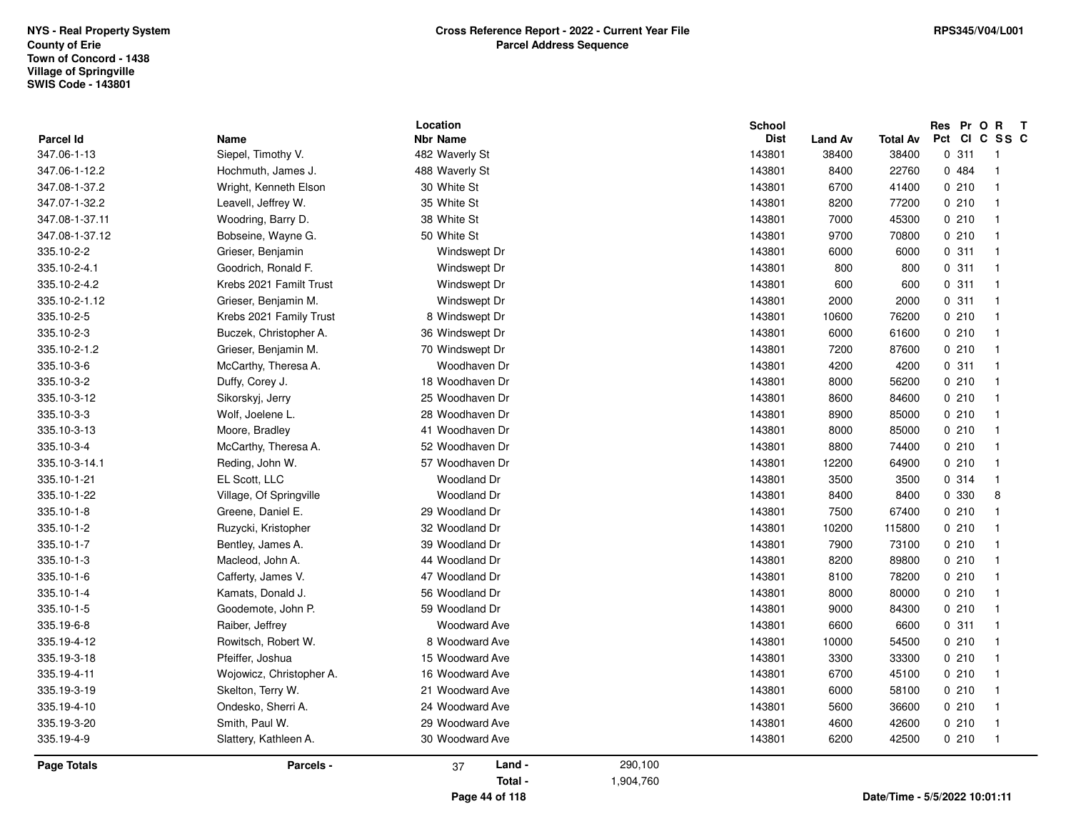NYS - Real Property System
County of Erie
Town of Concord - 1438
Village of Springville
SWIS Code - 143801

## Cross Reference Report - 2022 - Current Year File
## Parcel Address Sequence

RPS345/V04/L001

| Parcel Id | Name | Location Nbr | Location Name | School Dist | Land Av | Total Av | Res Pct | Pr Cl | O C | R SS | T C |
|---|---|---|---|---|---|---|---|---|---|---|---|
| 347.06-1-13 | Siepel, Timothy V. | 482 | Waverly St | 143801 | 38400 | 38400 | 0 | 311 | | 1 | |
| 347.06-1-12.2 | Hochmuth, James J. | 488 | Waverly St | 143801 | 8400 | 22760 | 0 | 484 | | 1 | |
| 347.08-1-37.2 | Wright, Kenneth Elson | 30 | White St | 143801 | 6700 | 41400 | 0 | 210 | | 1 | |
| 347.07-1-32.2 | Leavell, Jeffrey W. | 35 | White St | 143801 | 8200 | 77200 | 0 | 210 | | 1 | |
| 347.08-1-37.11 | Woodring, Barry D. | 38 | White St | 143801 | 7000 | 45300 | 0 | 210 | | 1 | |
| 347.08-1-37.12 | Bobseine, Wayne G. | 50 | White St | 143801 | 9700 | 70800 | 0 | 210 | | 1 | |
| 335.10-2-2 | Grieser, Benjamin | | Windswept Dr | 143801 | 6000 | 6000 | 0 | 311 | | 1 | |
| 335.10-2-4.1 | Goodrich, Ronald F. | | Windswept Dr | 143801 | 800 | 800 | 0 | 311 | | 1 | |
| 335.10-2-4.2 | Krebs 2021 Familt Trust | | Windswept Dr | 143801 | 600 | 600 | 0 | 311 | | 1 | |
| 335.10-2-1.12 | Grieser, Benjamin M. | | Windswept Dr | 143801 | 2000 | 2000 | 0 | 311 | | 1 | |
| 335.10-2-5 | Krebs 2021 Family Trust | 8 | Windswept Dr | 143801 | 10600 | 76200 | 0 | 210 | | 1 | |
| 335.10-2-3 | Buczek, Christopher A. | 36 | Windswept Dr | 143801 | 6000 | 61600 | 0 | 210 | | 1 | |
| 335.10-2-1.2 | Grieser, Benjamin M. | 70 | Windswept Dr | 143801 | 7200 | 87600 | 0 | 210 | | 1 | |
| 335.10-3-6 | McCarthy, Theresa A. | | Woodhaven Dr | 143801 | 4200 | 4200 | 0 | 311 | | 1 | |
| 335.10-3-2 | Duffy, Corey J. | 18 | Woodhaven Dr | 143801 | 8000 | 56200 | 0 | 210 | | 1 | |
| 335.10-3-12 | Sikorskyj, Jerry | 25 | Woodhaven Dr | 143801 | 8600 | 84600 | 0 | 210 | | 1 | |
| 335.10-3-3 | Wolf, Joelene L. | 28 | Woodhaven Dr | 143801 | 8900 | 85000 | 0 | 210 | | 1 | |
| 335.10-3-13 | Moore, Bradley | 41 | Woodhaven Dr | 143801 | 8000 | 85000 | 0 | 210 | | 1 | |
| 335.10-3-4 | McCarthy, Theresa A. | 52 | Woodhaven Dr | 143801 | 8800 | 74400 | 0 | 210 | | 1 | |
| 335.10-3-14.1 | Reding, John W. | 57 | Woodhaven Dr | 143801 | 12200 | 64900 | 0 | 210 | | 1 | |
| 335.10-1-21 | EL Scott, LLC | | Woodland Dr | 143801 | 3500 | 3500 | 0 | 314 | | 1 | |
| 335.10-1-22 | Village, Of Springville | | Woodland Dr | 143801 | 8400 | 8400 | 0 | 330 | | 8 | |
| 335.10-1-8 | Greene, Daniel E. | 29 | Woodland Dr | 143801 | 7500 | 67400 | 0 | 210 | | 1 | |
| 335.10-1-2 | Ruzycki, Kristopher | 32 | Woodland Dr | 143801 | 10200 | 115800 | 0 | 210 | | 1 | |
| 335.10-1-7 | Bentley, James A. | 39 | Woodland Dr | 143801 | 7900 | 73100 | 0 | 210 | | 1 | |
| 335.10-1-3 | Macleod, John A. | 44 | Woodland Dr | 143801 | 8200 | 89800 | 0 | 210 | | 1 | |
| 335.10-1-6 | Cafferty, James V. | 47 | Woodland Dr | 143801 | 8100 | 78200 | 0 | 210 | | 1 | |
| 335.10-1-4 | Kamats, Donald J. | 56 | Woodland Dr | 143801 | 8000 | 80000 | 0 | 210 | | 1 | |
| 335.10-1-5 | Goodemote, John P. | 59 | Woodland Dr | 143801 | 9000 | 84300 | 0 | 210 | | 1 | |
| 335.19-6-8 | Raiber, Jeffrey | | Woodward Ave | 143801 | 6600 | 6600 | 0 | 311 | | 1 | |
| 335.19-4-12 | Rowitsch, Robert W. | 8 | Woodward Ave | 143801 | 10000 | 54500 | 0 | 210 | | 1 | |
| 335.19-3-18 | Pfeiffer, Joshua | 15 | Woodward Ave | 143801 | 3300 | 33300 | 0 | 210 | | 1 | |
| 335.19-4-11 | Wojowicz, Christopher A. | 16 | Woodward Ave | 143801 | 6700 | 45100 | 0 | 210 | | 1 | |
| 335.19-3-19 | Skelton, Terry W. | 21 | Woodward Ave | 143801 | 6000 | 58100 | 0 | 210 | | 1 | |
| 335.19-4-10 | Ondesko, Sherri A. | 24 | Woodward Ave | 143801 | 5600 | 36600 | 0 | 210 | | 1 | |
| 335.19-3-20 | Smith, Paul W. | 29 | Woodward Ave | 143801 | 4600 | 42600 | 0 | 210 | | 1 | |
| 335.19-4-9 | Slattery, Kathleen A. | 30 | Woodward Ave | 143801 | 6200 | 42500 | 0 | 210 | | 1 | |

| Page Totals | Parcels - | 37 | Land - | 290,100 |
|---|---|---|---|---|
| | | | Total - | 1,904,760 |

Date/Time - 5/5/2022 10:01:11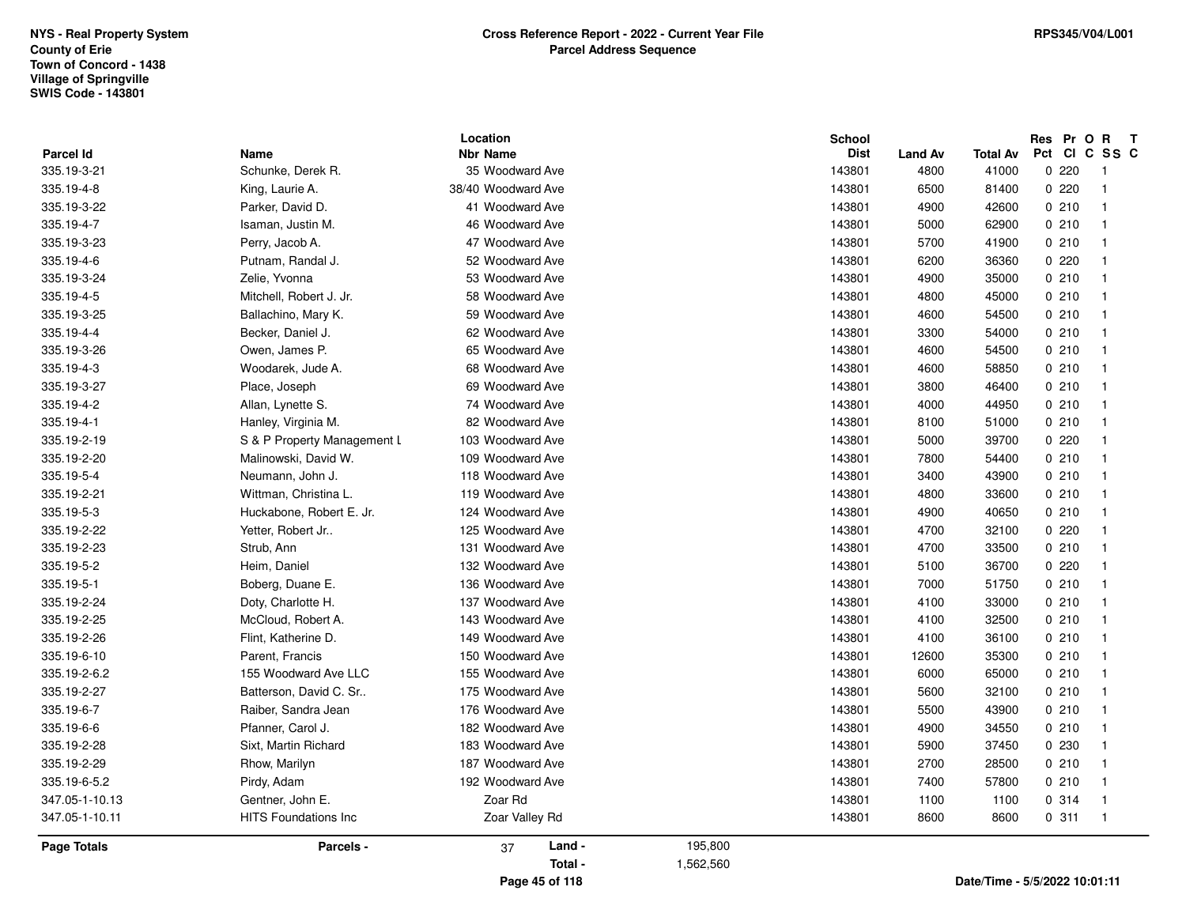**NYS - Real Property System**
**County of Erie**
**Town of Concord - 1438**
**Village of Springville**
**SWIS Code - 143801**

# Cross Reference Report - 2022 - Current Year File
## Parcel Address Sequence

RPS345/V04/L001

| Parcel Id | Name | Location Nbr | Location Name | School Dist | Land Av | Total Av | Res Pct | Pr Cl | O C | R SS | T C |
|---|---|---|---|---|---|---|---|---|---|---|---|
| 335.19-3-21 | Schunke, Derek R. | 35 | Woodward Ave | 143801 | 4800 | 41000 | 0 | 220 | | 1 | |
| 335.19-4-8 | King, Laurie A. | 38/40 | Woodward Ave | 143801 | 6500 | 81400 | 0 | 220 | | 1 | |
| 335.19-3-22 | Parker, David D. | 41 | Woodward Ave | 143801 | 4900 | 42600 | 0 | 210 | | 1 | |
| 335.19-4-7 | Isaman, Justin M. | 46 | Woodward Ave | 143801 | 5000 | 62900 | 0 | 210 | | 1 | |
| 335.19-3-23 | Perry, Jacob A. | 47 | Woodward Ave | 143801 | 5700 | 41900 | 0 | 210 | | 1 | |
| 335.19-4-6 | Putnam, Randal J. | 52 | Woodward Ave | 143801 | 6200 | 36360 | 0 | 220 | | 1 | |
| 335.19-3-24 | Zelie, Yvonna | 53 | Woodward Ave | 143801 | 4900 | 35000 | 0 | 210 | | 1 | |
| 335.19-4-5 | Mitchell, Robert J. Jr. | 58 | Woodward Ave | 143801 | 4800 | 45000 | 0 | 210 | | 1 | |
| 335.19-3-25 | Ballachino, Mary K. | 59 | Woodward Ave | 143801 | 4600 | 54500 | 0 | 210 | | 1 | |
| 335.19-4-4 | Becker, Daniel J. | 62 | Woodward Ave | 143801 | 3300 | 54000 | 0 | 210 | | 1 | |
| 335.19-3-26 | Owen, James P. | 65 | Woodward Ave | 143801 | 4600 | 54500 | 0 | 210 | | 1 | |
| 335.19-4-3 | Woodarek, Jude A. | 68 | Woodward Ave | 143801 | 4600 | 58850 | 0 | 210 | | 1 | |
| 335.19-3-27 | Place, Joseph | 69 | Woodward Ave | 143801 | 3800 | 46400 | 0 | 210 | | 1 | |
| 335.19-4-2 | Allan, Lynette S. | 74 | Woodward Ave | 143801 | 4000 | 44950 | 0 | 210 | | 1 | |
| 335.19-4-1 | Hanley, Virginia M. | 82 | Woodward Ave | 143801 | 8100 | 51000 | 0 | 210 | | 1 | |
| 335.19-2-19 | S & P Property Management L | 103 | Woodward Ave | 143801 | 5000 | 39700 | 0 | 220 | | 1 | |
| 335.19-2-20 | Malinowski, David W. | 109 | Woodward Ave | 143801 | 7800 | 54400 | 0 | 210 | | 1 | |
| 335.19-5-4 | Neumann, John J. | 118 | Woodward Ave | 143801 | 3400 | 43900 | 0 | 210 | | 1 | |
| 335.19-2-21 | Wittman, Christina L. | 119 | Woodward Ave | 143801 | 4800 | 33600 | 0 | 210 | | 1 | |
| 335.19-5-3 | Huckabone, Robert E. Jr. | 124 | Woodward Ave | 143801 | 4900 | 40650 | 0 | 210 | | 1 | |
| 335.19-2-22 | Yetter, Robert Jr.. | 125 | Woodward Ave | 143801 | 4700 | 32100 | 0 | 220 | | 1 | |
| 335.19-2-23 | Strub, Ann | 131 | Woodward Ave | 143801 | 4700 | 33500 | 0 | 210 | | 1 | |
| 335.19-5-2 | Heim, Daniel | 132 | Woodward Ave | 143801 | 5100 | 36700 | 0 | 220 | | 1 | |
| 335.19-5-1 | Boberg, Duane E. | 136 | Woodward Ave | 143801 | 7000 | 51750 | 0 | 210 | | 1 | |
| 335.19-2-24 | Doty, Charlotte H. | 137 | Woodward Ave | 143801 | 4100 | 33000 | 0 | 210 | | 1 | |
| 335.19-2-25 | McCloud, Robert A. | 143 | Woodward Ave | 143801 | 4100 | 32500 | 0 | 210 | | 1 | |
| 335.19-2-26 | Flint, Katherine D. | 149 | Woodward Ave | 143801 | 4100 | 36100 | 0 | 210 | | 1 | |
| 335.19-6-10 | Parent, Francis | 150 | Woodward Ave | 143801 | 12600 | 35300 | 0 | 210 | | 1 | |
| 335.19-2-6.2 | 155 Woodward Ave LLC | 155 | Woodward Ave | 143801 | 6000 | 65000 | 0 | 210 | | 1 | |
| 335.19-2-27 | Batterson, David C. Sr.. | 175 | Woodward Ave | 143801 | 5600 | 32100 | 0 | 210 | | 1 | |
| 335.19-6-7 | Raiber, Sandra Jean | 176 | Woodward Ave | 143801 | 5500 | 43900 | 0 | 210 | | 1 | |
| 335.19-6-6 | Pfanner, Carol J. | 182 | Woodward Ave | 143801 | 4900 | 34550 | 0 | 210 | | 1 | |
| 335.19-2-28 | Sixt, Martin Richard | 183 | Woodward Ave | 143801 | 5900 | 37450 | 0 | 230 | | 1 | |
| 335.19-2-29 | Rhow, Marilyn | 187 | Woodward Ave | 143801 | 2700 | 28500 | 0 | 210 | | 1 | |
| 335.19-6-5.2 | Pirdy, Adam | 192 | Woodward Ave | 143801 | 7400 | 57800 | 0 | 210 | | 1 | |
| 347.05-1-10.13 | Gentner, John E. | | Zoar Rd | 143801 | 1100 | 1100 | 0 | 314 | | 1 | |
| 347.05-1-10.11 | HITS Foundations Inc | | Zoar Valley Rd | 143801 | 8600 | 8600 | 0 | 311 | | 1 | |

| Page Totals | Parcels - | 37 | Land - | 195,800 |
|---|---|---|---|---|
| | | | Total - | 1,562,560 |

Date/Time - 5/5/2022 10:01:11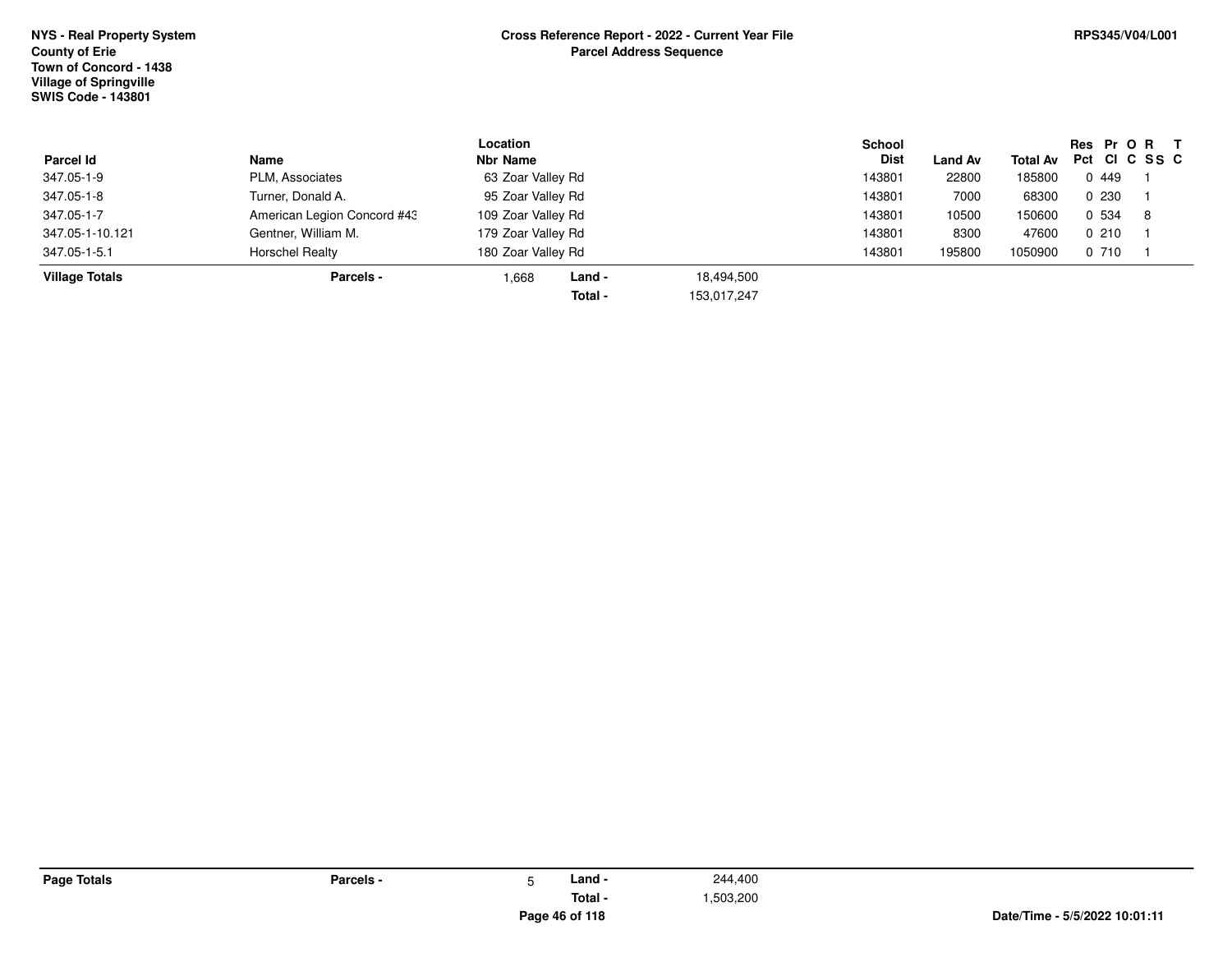**NYS - Real Property System**
**County of Erie**
**Town of Concord - 1438**
**Village of Springville**
**SWIS Code - 143801**

**Cross Reference Report - 2022 - Current Year File**
**Parcel Address Sequence**

**RPS345/V04/L001**

| Parcel Id | Name | Location Nbr | Location Name | School Dist | Land Av | Total Av | Res Pct | Pr Cl | O C | R SS | T C |
|---|---|---|---|---|---|---|---|---|---|---|---|
| 347.05-1-9 | PLM, Associates | 63 | Zoar Valley Rd | 143801 | 22800 | 185800 | 0 | 449 | | 1 | |
| 347.05-1-8 | Turner, Donald A. | 95 | Zoar Valley Rd | 143801 | 7000 | 68300 | 0 | 230 | | 1 | |
| 347.05-1-7 | American Legion Concord #43 | 109 | Zoar Valley Rd | 143801 | 10500 | 150600 | 0 | 534 | | 8 | |
| 347.05-1-10.121 | Gentner, William M. | 179 | Zoar Valley Rd | 143801 | 8300 | 47600 | 0 | 210 | | 1 | |
| 347.05-1-5.1 | Horschel Realty | 180 | Zoar Valley Rd | 143801 | 195800 | 1050900 | 0 | 710 | | 1 | |

| | | | | |
|---|---|---|---|---|
| **Village Totals** | **Parcels -** | 1,668 | **Land -** | 18,494,500 |
| | | | **Total -** | 153,017,247 |

| | | | | |
|---|---|---|---|---|
| **Page Totals** | **Parcels -** | 5 | **Land -** | 244,400 |
| | | | **Total -** | 1,503,200 |

**Date/Time - 5/5/2022 10:01:11**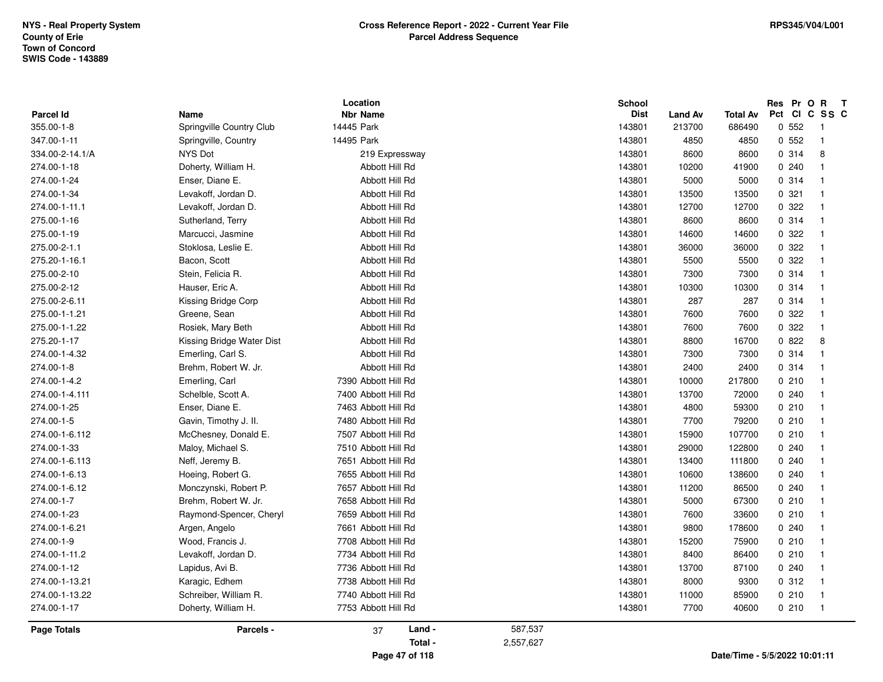NYS - Real Property System
County of Erie
Town of Concord
SWIS Code - 143889

**Cross Reference Report - 2022 - Current Year File**
**Parcel Address Sequence**

RPS345/V04/L001

| Parcel Id | Name | Location Nbr | Location Name | School Dist | Land Av | Total Av | Res Pct | Pr Cl | O C | R SS | T C |
|---|---|---|---|---|---|---|---|---|---|---|---|
| 355.00-1-8 | Springville Country Club | 14445 | Park | 143801 | 213700 | 686490 | 0 | 552 | | 1 | |
| 347.00-1-11 | Springville, Country | 14495 | Park | 143801 | 4850 | 4850 | 0 | 552 | | 1 | |
| 334.00-2-14.1/A | NYS Dot | | 219 Expressway | 143801 | 8600 | 8600 | 0 | 314 | | 8 | |
| 274.00-1-18 | Doherty, William H. | | Abbott Hill Rd | 143801 | 10200 | 41900 | 0 | 240 | | 1 | |
| 274.00-1-24 | Enser, Diane E. | | Abbott Hill Rd | 143801 | 5000 | 5000 | 0 | 314 | | 1 | |
| 274.00-1-34 | Levakoff, Jordan D. | | Abbott Hill Rd | 143801 | 13500 | 13500 | 0 | 321 | | 1 | |
| 274.00-1-11.1 | Levakoff, Jordan D. | | Abbott Hill Rd | 143801 | 12700 | 12700 | 0 | 322 | | 1 | |
| 275.00-1-16 | Sutherland, Terry | | Abbott Hill Rd | 143801 | 8600 | 8600 | 0 | 314 | | 1 | |
| 275.00-1-19 | Marcucci, Jasmine | | Abbott Hill Rd | 143801 | 14600 | 14600 | 0 | 322 | | 1 | |
| 275.00-2-1.1 | Stoklosa, Leslie E. | | Abbott Hill Rd | 143801 | 36000 | 36000 | 0 | 322 | | 1 | |
| 275.20-1-16.1 | Bacon, Scott | | Abbott Hill Rd | 143801 | 5500 | 5500 | 0 | 322 | | 1 | |
| 275.00-2-10 | Stein, Felicia R. | | Abbott Hill Rd | 143801 | 7300 | 7300 | 0 | 314 | | 1 | |
| 275.00-2-12 | Hauser, Eric A. | | Abbott Hill Rd | 143801 | 10300 | 10300 | 0 | 314 | | 1 | |
| 275.00-2-6.11 | Kissing Bridge Corp | | Abbott Hill Rd | 143801 | 287 | 287 | 0 | 314 | | 1 | |
| 275.00-1-1.21 | Greene, Sean | | Abbott Hill Rd | 143801 | 7600 | 7600 | 0 | 322 | | 1 | |
| 275.00-1-1.22 | Rosiek, Mary Beth | | Abbott Hill Rd | 143801 | 7600 | 7600 | 0 | 322 | | 1 | |
| 275.20-1-17 | Kissing Bridge Water Dist | | Abbott Hill Rd | 143801 | 8800 | 16700 | 0 | 822 | | 8 | |
| 274.00-1-4.32 | Emerling, Carl S. | | Abbott Hill Rd | 143801 | 7300 | 7300 | 0 | 314 | | 1 | |
| 274.00-1-8 | Brehm, Robert W. Jr. | | Abbott Hill Rd | 143801 | 2400 | 2400 | 0 | 314 | | 1 | |
| 274.00-1-4.2 | Emerling, Carl | 7390 | Abbott Hill Rd | 143801 | 10000 | 217800 | 0 | 210 | | 1 | |
| 274.00-1-4.111 | Schelble, Scott A. | 7400 | Abbott Hill Rd | 143801 | 13700 | 72000 | 0 | 240 | | 1 | |
| 274.00-1-25 | Enser, Diane E. | 7463 | Abbott Hill Rd | 143801 | 4800 | 59300 | 0 | 210 | | 1 | |
| 274.00-1-5 | Gavin, Timothy J. II. | 7480 | Abbott Hill Rd | 143801 | 7700 | 79200 | 0 | 210 | | 1 | |
| 274.00-1-6.112 | McChesney, Donald E. | 7507 | Abbott Hill Rd | 143801 | 15900 | 107700 | 0 | 210 | | 1 | |
| 274.00-1-33 | Maloy, Michael S. | 7510 | Abbott Hill Rd | 143801 | 29000 | 122800 | 0 | 240 | | 1 | |
| 274.00-1-6.113 | Neff, Jeremy B. | 7651 | Abbott Hill Rd | 143801 | 13400 | 111800 | 0 | 240 | | 1 | |
| 274.00-1-6.13 | Hoeing, Robert G. | 7655 | Abbott Hill Rd | 143801 | 10600 | 138600 | 0 | 240 | | 1 | |
| 274.00-1-6.12 | Monczynski, Robert P. | 7657 | Abbott Hill Rd | 143801 | 11200 | 86500 | 0 | 240 | | 1 | |
| 274.00-1-7 | Brehm, Robert W. Jr. | 7658 | Abbott Hill Rd | 143801 | 5000 | 67300 | 0 | 210 | | 1 | |
| 274.00-1-23 | Raymond-Spencer, Cheryl | 7659 | Abbott Hill Rd | 143801 | 7600 | 33600 | 0 | 210 | | 1 | |
| 274.00-1-6.21 | Argen, Angelo | 7661 | Abbott Hill Rd | 143801 | 9800 | 178600 | 0 | 240 | | 1 | |
| 274.00-1-9 | Wood, Francis J. | 7708 | Abbott Hill Rd | 143801 | 15200 | 75900 | 0 | 210 | | 1 | |
| 274.00-1-11.2 | Levakoff, Jordan D. | 7734 | Abbott Hill Rd | 143801 | 8400 | 86400 | 0 | 210 | | 1 | |
| 274.00-1-12 | Lapidus, Avi B. | 7736 | Abbott Hill Rd | 143801 | 13700 | 87100 | 0 | 240 | | 1 | |
| 274.00-1-13.21 | Karagic, Edhem | 7738 | Abbott Hill Rd | 143801 | 8000 | 9300 | 0 | 312 | | 1 | |
| 274.00-1-13.22 | Schreiber, William R. | 7740 | Abbott Hill Rd | 143801 | 11000 | 85900 | 0 | 210 | | 1 | |
| 274.00-1-17 | Doherty, William H. | 7753 | Abbott Hill Rd | 143801 | 7700 | 40600 | 0 | 210 | | 1 | |

**Page Totals** — Parcels - 37 — Land - 587,537 — Total - 2,557,627

Date/Time - 5/5/2022 10:01:11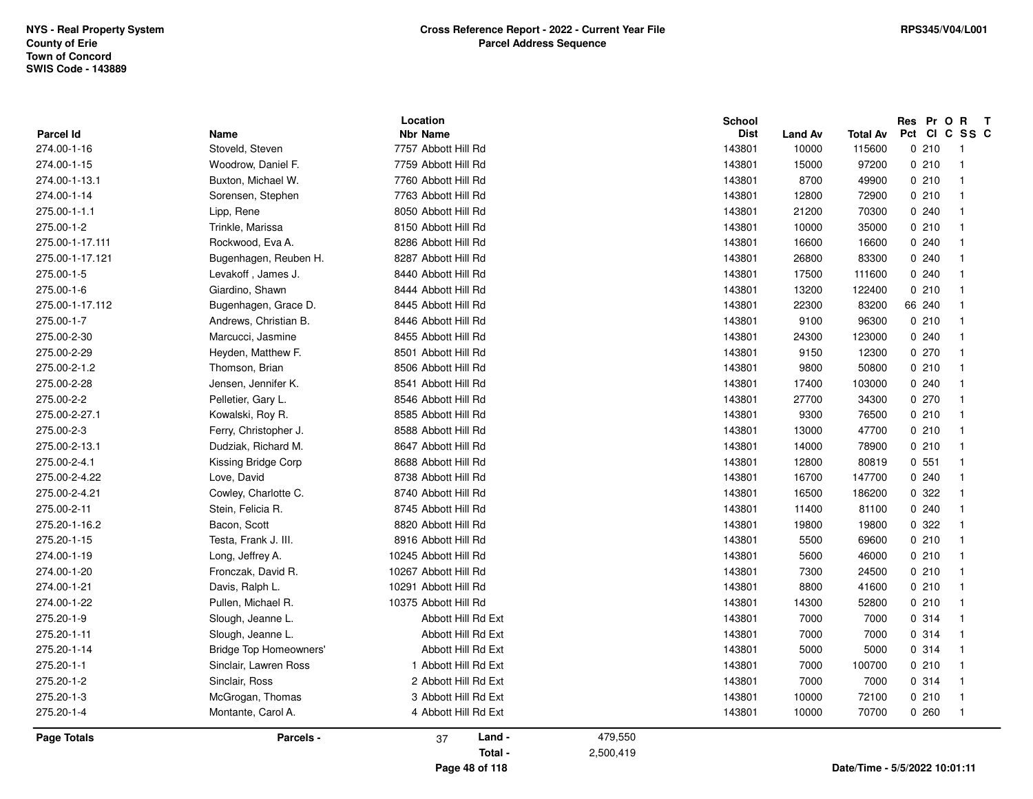NYS - Real Property System
County of Erie
Town of Concord
SWIS Code - 143889

**Cross Reference Report - 2022 - Current Year File**
**Parcel Address Sequence**

RPS345/V04/L001

| Parcel Id | Name | Location Nbr | Location Name | School Dist | Land Av | Total Av | Res Pct | Pr Cl | O C | R SS | T C |
|---|---|---|---|---|---|---|---|---|---|---|---|
| 274.00-1-16 | Stoveld, Steven | 7757 | Abbott Hill Rd | 143801 | 10000 | 115600 | 0 | 210 | | 1 | |
| 274.00-1-15 | Woodrow, Daniel F. | 7759 | Abbott Hill Rd | 143801 | 15000 | 97200 | 0 | 210 | | 1 | |
| 274.00-1-13.1 | Buxton, Michael W. | 7760 | Abbott Hill Rd | 143801 | 8700 | 49900 | 0 | 210 | | 1 | |
| 274.00-1-14 | Sorensen, Stephen | 7763 | Abbott Hill Rd | 143801 | 12800 | 72900 | 0 | 210 | | 1 | |
| 275.00-1-1.1 | Lipp, Rene | 8050 | Abbott Hill Rd | 143801 | 21200 | 70300 | 0 | 240 | | 1 | |
| 275.00-1-2 | Trinkle, Marissa | 8150 | Abbott Hill Rd | 143801 | 10000 | 35000 | 0 | 210 | | 1 | |
| 275.00-1-17.111 | Rockwood, Eva A. | 8286 | Abbott Hill Rd | 143801 | 16600 | 16600 | 0 | 240 | | 1 | |
| 275.00-1-17.121 | Bugenhagen, Reuben H. | 8287 | Abbott Hill Rd | 143801 | 26800 | 83300 | 0 | 240 | | 1 | |
| 275.00-1-5 | Levakoff , James J. | 8440 | Abbott Hill Rd | 143801 | 17500 | 111600 | 0 | 240 | | 1 | |
| 275.00-1-6 | Giardino, Shawn | 8444 | Abbott Hill Rd | 143801 | 13200 | 122400 | 0 | 210 | | 1 | |
| 275.00-1-17.112 | Bugenhagen, Grace D. | 8445 | Abbott Hill Rd | 143801 | 22300 | 83200 | 66 | 240 | | 1 | |
| 275.00-1-7 | Andrews, Christian B. | 8446 | Abbott Hill Rd | 143801 | 9100 | 96300 | 0 | 210 | | 1 | |
| 275.00-2-30 | Marcucci, Jasmine | 8455 | Abbott Hill Rd | 143801 | 24300 | 123000 | 0 | 240 | | 1 | |
| 275.00-2-29 | Heyden, Matthew F. | 8501 | Abbott Hill Rd | 143801 | 9150 | 12300 | 0 | 270 | | 1 | |
| 275.00-2-1.2 | Thomson, Brian | 8506 | Abbott Hill Rd | 143801 | 9800 | 50800 | 0 | 210 | | 1 | |
| 275.00-2-28 | Jensen, Jennifer K. | 8541 | Abbott Hill Rd | 143801 | 17400 | 103000 | 0 | 240 | | 1 | |
| 275.00-2-2 | Pelletier, Gary L. | 8546 | Abbott Hill Rd | 143801 | 27700 | 34300 | 0 | 270 | | 1 | |
| 275.00-2-27.1 | Kowalski, Roy R. | 8585 | Abbott Hill Rd | 143801 | 9300 | 76500 | 0 | 210 | | 1 | |
| 275.00-2-3 | Ferry, Christopher J. | 8588 | Abbott Hill Rd | 143801 | 13000 | 47700 | 0 | 210 | | 1 | |
| 275.00-2-13.1 | Dudziak, Richard M. | 8647 | Abbott Hill Rd | 143801 | 14000 | 78900 | 0 | 210 | | 1 | |
| 275.00-2-4.1 | Kissing Bridge Corp | 8688 | Abbott Hill Rd | 143801 | 12800 | 80819 | 0 | 551 | | 1 | |
| 275.00-2-4.22 | Love, David | 8738 | Abbott Hill Rd | 143801 | 16700 | 147700 | 0 | 240 | | 1 | |
| 275.00-2-4.21 | Cowley, Charlotte C. | 8740 | Abbott Hill Rd | 143801 | 16500 | 186200 | 0 | 322 | | 1 | |
| 275.00-2-11 | Stein, Felicia R. | 8745 | Abbott Hill Rd | 143801 | 11400 | 81100 | 0 | 240 | | 1 | |
| 275.20-1-16.2 | Bacon, Scott | 8820 | Abbott Hill Rd | 143801 | 19800 | 19800 | 0 | 322 | | 1 | |
| 275.20-1-15 | Testa, Frank J. III. | 8916 | Abbott Hill Rd | 143801 | 5500 | 69600 | 0 | 210 | | 1 | |
| 274.00-1-19 | Long, Jeffrey A. | 10245 | Abbott Hill Rd | 143801 | 5600 | 46000 | 0 | 210 | | 1 | |
| 274.00-1-20 | Fronczak, David R. | 10267 | Abbott Hill Rd | 143801 | 7300 | 24500 | 0 | 210 | | 1 | |
| 274.00-1-21 | Davis, Ralph L. | 10291 | Abbott Hill Rd | 143801 | 8800 | 41600 | 0 | 210 | | 1 | |
| 274.00-1-22 | Pullen, Michael R. | 10375 | Abbott Hill Rd | 143801 | 14300 | 52800 | 0 | 210 | | 1 | |
| 275.20-1-9 | Slough, Jeanne L. | | Abbott Hill Rd Ext | 143801 | 7000 | 7000 | 0 | 314 | | 1 | |
| 275.20-1-11 | Slough, Jeanne L. | | Abbott Hill Rd Ext | 143801 | 7000 | 7000 | 0 | 314 | | 1 | |
| 275.20-1-14 | Bridge Top Homeowners' | | Abbott Hill Rd Ext | 143801 | 5000 | 5000 | 0 | 314 | | 1 | |
| 275.20-1-1 | Sinclair, Lawren Ross | 1 | Abbott Hill Rd Ext | 143801 | 7000 | 100700 | 0 | 210 | | 1 | |
| 275.20-1-2 | Sinclair, Ross | 2 | Abbott Hill Rd Ext | 143801 | 7000 | 7000 | 0 | 314 | | 1 | |
| 275.20-1-3 | McGrogan, Thomas | 3 | Abbott Hill Rd Ext | 143801 | 10000 | 72100 | 0 | 210 | | 1 | |
| 275.20-1-4 | Montante, Carol A. | 4 | Abbott Hill Rd Ext | 143801 | 10000 | 70700 | 0 | 260 | | 1 | |

**Page Totals** — Parcels - 37 — Land - 479,550 — Total - 2,500,419

Date/Time - 5/5/2022 10:01:11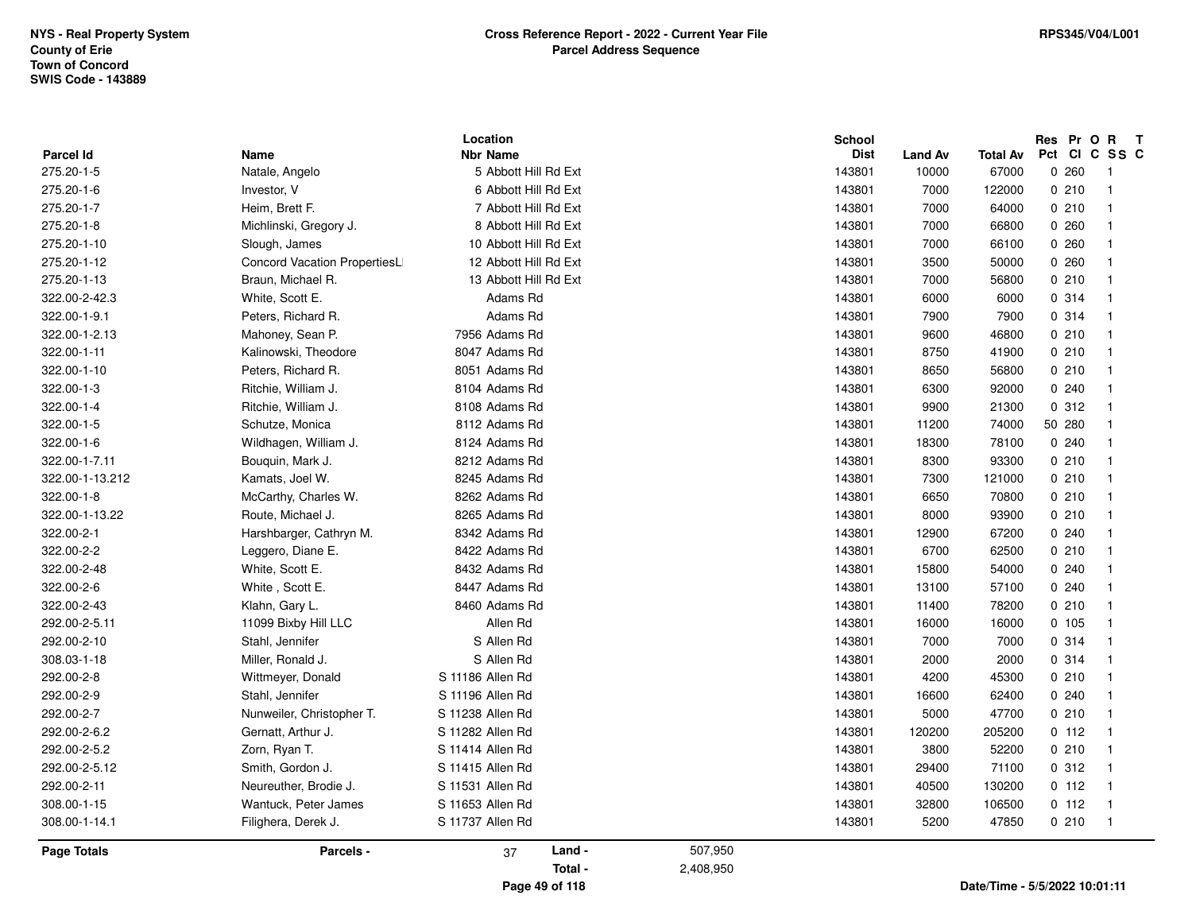NYS - Real Property System
County of Erie
Town of Concord
SWIS Code - 143889

**Cross Reference Report - 2022 - Current Year File**
**Parcel Address Sequence**

RPS345/V04/L001

| Parcel Id | Name | Location Nbr Name | School Dist | Land Av | Total Av | Res Pct | Pr Cl | O C | R SS | T C |
|---|---|---|---|---|---|---|---|---|---|---|
| 275.20-1-5 | Natale, Angelo | 5 Abbott Hill Rd Ext | 143801 | 10000 | 67000 | 0 | 260 | | 1 | |
| 275.20-1-6 | Investor, V | 6 Abbott Hill Rd Ext | 143801 | 7000 | 122000 | 0 | 210 | | 1 | |
| 275.20-1-7 | Heim, Brett F. | 7 Abbott Hill Rd Ext | 143801 | 7000 | 64000 | 0 | 210 | | 1 | |
| 275.20-1-8 | Michlinski, Gregory J. | 8 Abbott Hill Rd Ext | 143801 | 7000 | 66800 | 0 | 260 | | 1 | |
| 275.20-1-10 | Slough, James | 10 Abbott Hill Rd Ext | 143801 | 7000 | 66100 | 0 | 260 | | 1 | |
| 275.20-1-12 | Concord Vacation PropertiesL | 12 Abbott Hill Rd Ext | 143801 | 3500 | 50000 | 0 | 260 | | 1 | |
| 275.20-1-13 | Braun, Michael R. | 13 Abbott Hill Rd Ext | 143801 | 7000 | 56800 | 0 | 210 | | 1 | |
| 322.00-2-42.3 | White, Scott E. | Adams Rd | 143801 | 6000 | 6000 | 0 | 314 | | 1 | |
| 322.00-1-9.1 | Peters, Richard R. | Adams Rd | 143801 | 7900 | 7900 | 0 | 314 | | 1 | |
| 322.00-1-2.13 | Mahoney, Sean P. | 7956 Adams Rd | 143801 | 9600 | 46800 | 0 | 210 | | 1 | |
| 322.00-1-11 | Kalinowski, Theodore | 8047 Adams Rd | 143801 | 8750 | 41900 | 0 | 210 | | 1 | |
| 322.00-1-10 | Peters, Richard R. | 8051 Adams Rd | 143801 | 8650 | 56800 | 0 | 210 | | 1 | |
| 322.00-1-3 | Ritchie, William J. | 8104 Adams Rd | 143801 | 6300 | 92000 | 0 | 240 | | 1 | |
| 322.00-1-4 | Ritchie, William J. | 8108 Adams Rd | 143801 | 9900 | 21300 | 0 | 312 | | 1 | |
| 322.00-1-5 | Schutze, Monica | 8112 Adams Rd | 143801 | 11200 | 74000 | 50 | 280 | | 1 | |
| 322.00-1-6 | Wildhagen, William J. | 8124 Adams Rd | 143801 | 18300 | 78100 | 0 | 240 | | 1 | |
| 322.00-1-7.11 | Bouquin, Mark J. | 8212 Adams Rd | 143801 | 8300 | 93300 | 0 | 210 | | 1 | |
| 322.00-1-13.212 | Kamats, Joel W. | 8245 Adams Rd | 143801 | 7300 | 121000 | 0 | 210 | | 1 | |
| 322.00-1-8 | McCarthy, Charles W. | 8262 Adams Rd | 143801 | 6650 | 70800 | 0 | 210 | | 1 | |
| 322.00-1-13.22 | Route, Michael J. | 8265 Adams Rd | 143801 | 8000 | 93900 | 0 | 210 | | 1 | |
| 322.00-2-1 | Harshbarger, Cathryn M. | 8342 Adams Rd | 143801 | 12900 | 67200 | 0 | 240 | | 1 | |
| 322.00-2-2 | Leggero, Diane E. | 8422 Adams Rd | 143801 | 6700 | 62500 | 0 | 210 | | 1 | |
| 322.00-2-48 | White, Scott E. | 8432 Adams Rd | 143801 | 15800 | 54000 | 0 | 240 | | 1 | |
| 322.00-2-6 | White , Scott E. | 8447 Adams Rd | 143801 | 13100 | 57100 | 0 | 240 | | 1 | |
| 322.00-2-43 | Klahn, Gary L. | 8460 Adams Rd | 143801 | 11400 | 78200 | 0 | 210 | | 1 | |
| 292.00-2-5.11 | 11099 Bixby Hill LLC | Allen Rd | 143801 | 16000 | 16000 | 0 | 105 | | 1 | |
| 292.00-2-10 | Stahl, Jennifer | S Allen Rd | 143801 | 7000 | 7000 | 0 | 314 | | 1 | |
| 308.03-1-18 | Miller, Ronald J. | S Allen Rd | 143801 | 2000 | 2000 | 0 | 314 | | 1 | |
| 292.00-2-8 | Wittmeyer, Donald | S 11186 Allen Rd | 143801 | 4200 | 45300 | 0 | 210 | | 1 | |
| 292.00-2-9 | Stahl, Jennifer | S 11196 Allen Rd | 143801 | 16600 | 62400 | 0 | 240 | | 1 | |
| 292.00-2-7 | Nunweiler, Christopher T. | S 11238 Allen Rd | 143801 | 5000 | 47700 | 0 | 210 | | 1 | |
| 292.00-2-6.2 | Gernatt, Arthur J. | S 11282 Allen Rd | 143801 | 120200 | 205200 | 0 | 112 | | 1 | |
| 292.00-2-5.2 | Zorn, Ryan T. | S 11414 Allen Rd | 143801 | 3800 | 52200 | 0 | 210 | | 1 | |
| 292.00-2-5.12 | Smith, Gordon J. | S 11415 Allen Rd | 143801 | 29400 | 71100 | 0 | 312 | | 1 | |
| 292.00-2-11 | Neureuther, Brodie J. | S 11531 Allen Rd | 143801 | 40500 | 130200 | 0 | 112 | | 1 | |
| 308.00-1-15 | Wantuck, Peter James | S 11653 Allen Rd | 143801 | 32800 | 106500 | 0 | 112 | | 1 | |
| 308.00-1-14.1 | Filighera, Derek J. | S 11737 Allen Rd | 143801 | 5200 | 47850 | 0 | 210 | | 1 | |

**Page Totals** — Parcels - 37 — Land - 507,950 — Total - 2,408,950

Date/Time - 5/5/2022 10:01:11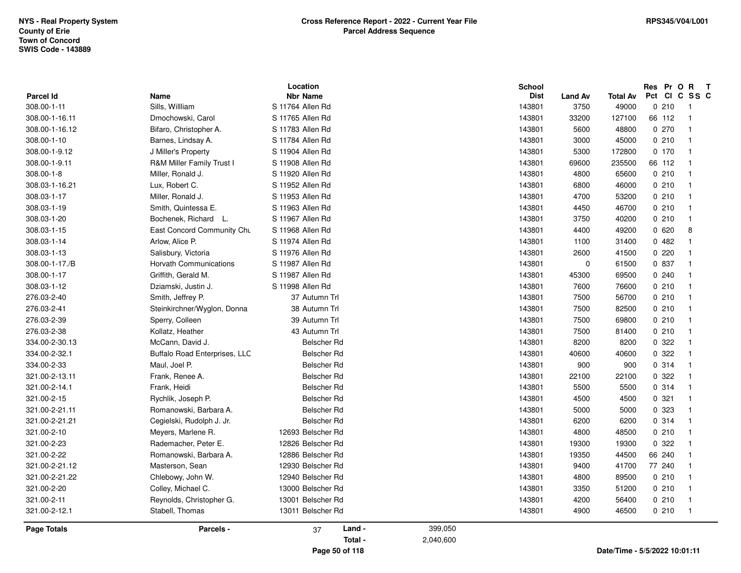NYS - Real Property System
County of Erie
Town of Concord
SWIS Code - 143889

# Cross Reference Report - 2022 - Current Year File
## Parcel Address Sequence

RPS345/V04/L001

| Parcel Id | Name | Location Nbr | Location Name | School Dist | Land Av | Total Av | Res Pct | Pr Cl | O C | R SS | T C |
|---|---|---|---|---|---|---|---|---|---|---|---|
| 308.00-1-11 | Sills, Willliam | S 11764 | Allen Rd | 143801 | 3750 | 49000 | 0 | 210 | | 1 | |
| 308.00-1-16.11 | Dmochowski, Carol | S 11765 | Allen Rd | 143801 | 33200 | 127100 | 66 | 112 | | 1 | |
| 308.00-1-16.12 | Bifaro, Christopher A. | S 11783 | Allen Rd | 143801 | 5600 | 48800 | 0 | 270 | | 1 | |
| 308.00-1-10 | Barnes, Lindsay A. | S 11784 | Allen Rd | 143801 | 3000 | 45000 | 0 | 210 | | 1 | |
| 308.00-1-9.12 | J Miller's Property | S 11904 | Allen Rd | 143801 | 5300 | 172800 | 0 | 170 | | 1 | |
| 308.00-1-9.11 | R&M Miller Family Trust I | S 11908 | Allen Rd | 143801 | 69600 | 235500 | 66 | 112 | | 1 | |
| 308.00-1-8 | Miller, Ronald J. | S 11920 | Allen Rd | 143801 | 4800 | 65600 | 0 | 210 | | 1 | |
| 308.03-1-16.21 | Lux, Robert C. | S 11952 | Allen Rd | 143801 | 6800 | 46000 | 0 | 210 | | 1 | |
| 308.03-1-17 | Miller, Ronald J. | S 11953 | Allen Rd | 143801 | 4700 | 53200 | 0 | 210 | | 1 | |
| 308.03-1-19 | Smith, Quintessa E. | S 11963 | Allen Rd | 143801 | 4450 | 46700 | 0 | 210 | | 1 | |
| 308.03-1-20 | Bochenek, Richard L. | S 11967 | Allen Rd | 143801 | 3750 | 40200 | 0 | 210 | | 1 | |
| 308.03-1-15 | East Concord Community Chu | S 11968 | Allen Rd | 143801 | 4400 | 49200 | 0 | 620 | | 8 | |
| 308.03-1-14 | Arlow, Alice P. | S 11974 | Allen Rd | 143801 | 1100 | 31400 | 0 | 482 | | 1 | |
| 308.03-1-13 | Salisbury, Victoria | S 11976 | Allen Rd | 143801 | 2600 | 41500 | 0 | 220 | | 1 | |
| 308.00-1-17./B | Horvath Communications | S 11987 | Allen Rd | 143801 | 0 | 61500 | 0 | 837 | | 1 | |
| 308.00-1-17 | Griffith, Gerald M. | S 11987 | Allen Rd | 143801 | 45300 | 69500 | 0 | 240 | | 1 | |
| 308.03-1-12 | Dziamski, Justin J. | S 11998 | Allen Rd | 143801 | 7600 | 76600 | 0 | 210 | | 1 | |
| 276.03-2-40 | Smith, Jeffrey P. | 37 | Autumn Trl | 143801 | 7500 | 56700 | 0 | 210 | | 1 | |
| 276.03-2-41 | Steinkirchner/Wyglon, Donna | 38 | Autumn Trl | 143801 | 7500 | 82500 | 0 | 210 | | 1 | |
| 276.03-2-39 | Sperry, Colleen | 39 | Autumn Trl | 143801 | 7500 | 69800 | 0 | 210 | | 1 | |
| 276.03-2-38 | Kollatz, Heather | 43 | Autumn Trl | 143801 | 7500 | 81400 | 0 | 210 | | 1 | |
| 334.00-2-30.13 | McCann, David J. | | Belscher Rd | 143801 | 8200 | 8200 | 0 | 322 | | 1 | |
| 334.00-2-32.1 | Buffalo Road Enterprises, LLC | | Belscher Rd | 143801 | 40600 | 40600 | 0 | 322 | | 1 | |
| 334.00-2-33 | Maul, Joel P. | | Belscher Rd | 143801 | 900 | 900 | 0 | 314 | | 1 | |
| 321.00-2-13.11 | Frank, Renee A. | | Belscher Rd | 143801 | 22100 | 22100 | 0 | 322 | | 1 | |
| 321.00-2-14.1 | Frank, Heidi | | Belscher Rd | 143801 | 5500 | 5500 | 0 | 314 | | 1 | |
| 321.00-2-15 | Rychlik, Joseph P. | | Belscher Rd | 143801 | 4500 | 4500 | 0 | 321 | | 1 | |
| 321.00-2-21.11 | Romanowski, Barbara A. | | Belscher Rd | 143801 | 5000 | 5000 | 0 | 323 | | 1 | |
| 321.00-2-21.21 | Cegielski, Rudolph J. Jr. | | Belscher Rd | 143801 | 6200 | 6200 | 0 | 314 | | 1 | |
| 321.00-2-10 | Meyers, Marlene R. | 12693 | Belscher Rd | 143801 | 4800 | 48500 | 0 | 210 | | 1 | |
| 321.00-2-23 | Rademacher, Peter E. | 12826 | Belscher Rd | 143801 | 19300 | 19300 | 0 | 322 | | 1 | |
| 321.00-2-22 | Romanowski, Barbara A. | 12886 | Belscher Rd | 143801 | 19350 | 44500 | 66 | 240 | | 1 | |
| 321.00-2-21.12 | Masterson, Sean | 12930 | Belscher Rd | 143801 | 9400 | 41700 | 77 | 240 | | 1 | |
| 321.00-2-21.22 | Chlebowy, John W. | 12940 | Belscher Rd | 143801 | 4800 | 89500 | 0 | 210 | | 1 | |
| 321.00-2-20 | Colley, Michael C. | 13000 | Belscher Rd | 143801 | 3350 | 51200 | 0 | 210 | | 1 | |
| 321.00-2-11 | Reynolds, Christopher G. | 13001 | Belscher Rd | 143801 | 4200 | 56400 | 0 | 210 | | 1 | |
| 321.00-2-12.1 | Stabell, Thomas | 13011 | Belscher Rd | 143801 | 4900 | 46500 | 0 | 210 | | 1 | |

| Page Totals | Parcels - | 37 | Land - | 399,050 |
|---|---|---|---|---|
| | | | Total - | 2,040,600 |

Date/Time - 5/5/2022 10:01:11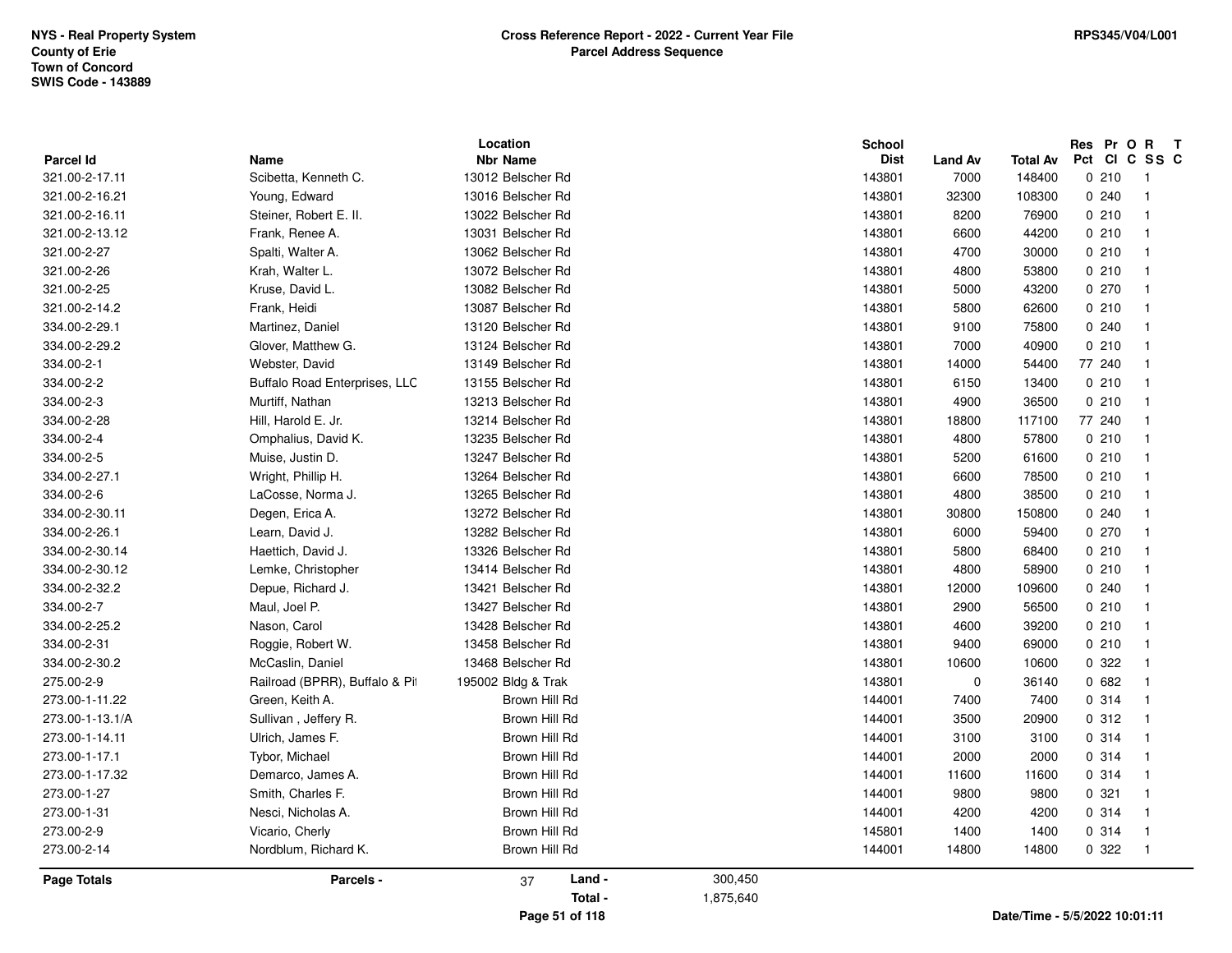NYS - Real Property System
County of Erie
Town of Concord
SWIS Code - 143889

**Cross Reference Report - 2022 - Current Year File**
**Parcel Address Sequence**

RPS345/V04/L001

| Parcel Id | Name | Location Nbr | Location Name | School Dist | Land Av | Total Av | Res Pct | Pr Cl | O C | R SS | T C |
|---|---|---|---|---|---|---|---|---|---|---|---|
| 321.00-2-17.11 | Scibetta, Kenneth C. | 13012 | Belscher Rd | 143801 | 7000 | 148400 | 0 | 210 | | 1 | |
| 321.00-2-16.21 | Young, Edward | 13016 | Belscher Rd | 143801 | 32300 | 108300 | 0 | 240 | | 1 | |
| 321.00-2-16.11 | Steiner, Robert E. II. | 13022 | Belscher Rd | 143801 | 8200 | 76900 | 0 | 210 | | 1 | |
| 321.00-2-13.12 | Frank, Renee A. | 13031 | Belscher Rd | 143801 | 6600 | 44200 | 0 | 210 | | 1 | |
| 321.00-2-27 | Spalti, Walter A. | 13062 | Belscher Rd | 143801 | 4700 | 30000 | 0 | 210 | | 1 | |
| 321.00-2-26 | Krah, Walter L. | 13072 | Belscher Rd | 143801 | 4800 | 53800 | 0 | 210 | | 1 | |
| 321.00-2-25 | Kruse, David L. | 13082 | Belscher Rd | 143801 | 5000 | 43200 | 0 | 270 | | 1 | |
| 321.00-2-14.2 | Frank, Heidi | 13087 | Belscher Rd | 143801 | 5800 | 62600 | 0 | 210 | | 1 | |
| 334.00-2-29.1 | Martinez, Daniel | 13120 | Belscher Rd | 143801 | 9100 | 75800 | 0 | 240 | | 1 | |
| 334.00-2-29.2 | Glover, Matthew G. | 13124 | Belscher Rd | 143801 | 7000 | 40900 | 0 | 210 | | 1 | |
| 334.00-2-1 | Webster, David | 13149 | Belscher Rd | 143801 | 14000 | 54400 | 77 | 240 | | 1 | |
| 334.00-2-2 | Buffalo Road Enterprises, LLC | 13155 | Belscher Rd | 143801 | 6150 | 13400 | 0 | 210 | | 1 | |
| 334.00-2-3 | Murtiff, Nathan | 13213 | Belscher Rd | 143801 | 4900 | 36500 | 0 | 210 | | 1 | |
| 334.00-2-28 | Hill, Harold E. Jr. | 13214 | Belscher Rd | 143801 | 18800 | 117100 | 77 | 240 | | 1 | |
| 334.00-2-4 | Omphalius, David K. | 13235 | Belscher Rd | 143801 | 4800 | 57800 | 0 | 210 | | 1 | |
| 334.00-2-5 | Muise, Justin D. | 13247 | Belscher Rd | 143801 | 5200 | 61600 | 0 | 210 | | 1 | |
| 334.00-2-27.1 | Wright, Phillip H. | 13264 | Belscher Rd | 143801 | 6600 | 78500 | 0 | 210 | | 1 | |
| 334.00-2-6 | LaCosse, Norma J. | 13265 | Belscher Rd | 143801 | 4800 | 38500 | 0 | 210 | | 1 | |
| 334.00-2-30.11 | Degen, Erica A. | 13272 | Belscher Rd | 143801 | 30800 | 150800 | 0 | 240 | | 1 | |
| 334.00-2-26.1 | Learn, David J. | 13282 | Belscher Rd | 143801 | 6000 | 59400 | 0 | 270 | | 1 | |
| 334.00-2-30.14 | Haettich, David J. | 13326 | Belscher Rd | 143801 | 5800 | 68400 | 0 | 210 | | 1 | |
| 334.00-2-30.12 | Lemke, Christopher | 13414 | Belscher Rd | 143801 | 4800 | 58900 | 0 | 210 | | 1 | |
| 334.00-2-32.2 | Depue, Richard J. | 13421 | Belscher Rd | 143801 | 12000 | 109600 | 0 | 240 | | 1 | |
| 334.00-2-7 | Maul, Joel P. | 13427 | Belscher Rd | 143801 | 2900 | 56500 | 0 | 210 | | 1 | |
| 334.00-2-25.2 | Nason, Carol | 13428 | Belscher Rd | 143801 | 4600 | 39200 | 0 | 210 | | 1 | |
| 334.00-2-31 | Roggie, Robert W. | 13458 | Belscher Rd | 143801 | 9400 | 69000 | 0 | 210 | | 1 | |
| 334.00-2-30.2 | McCaslin, Daniel | 13468 | Belscher Rd | 143801 | 10600 | 10600 | 0 | 322 | | 1 | |
| 275.00-2-9 | Railroad (BPRR), Buffalo & Pit | 195002 | Bldg & Trak | 143801 | 0 | 36140 | 0 | 682 | | 1 | |
| 273.00-1-11.22 | Green, Keith A. | | Brown Hill Rd | 144001 | 7400 | 7400 | 0 | 314 | | 1 | |
| 273.00-1-13.1/A | Sullivan , Jeffery R. | | Brown Hill Rd | 144001 | 3500 | 20900 | 0 | 312 | | 1 | |
| 273.00-1-14.11 | Ulrich, James F. | | Brown Hill Rd | 144001 | 3100 | 3100 | 0 | 314 | | 1 | |
| 273.00-1-17.1 | Tybor, Michael | | Brown Hill Rd | 144001 | 2000 | 2000 | 0 | 314 | | 1 | |
| 273.00-1-17.32 | Demarco, James A. | | Brown Hill Rd | 144001 | 11600 | 11600 | 0 | 314 | | 1 | |
| 273.00-1-27 | Smith, Charles F. | | Brown Hill Rd | 144001 | 9800 | 9800 | 0 | 321 | | 1 | |
| 273.00-1-31 | Nesci, Nicholas A. | | Brown Hill Rd | 144001 | 4200 | 4200 | 0 | 314 | | 1 | |
| 273.00-2-9 | Vicario, Cherly | | Brown Hill Rd | 145801 | 1400 | 1400 | 0 | 314 | | 1 | |
| 273.00-2-14 | Nordblum, Richard K. | | Brown Hill Rd | 144001 | 14800 | 14800 | 0 | 322 | | 1 | |

**Page Totals** — **Parcels -** 37 — **Land -** 300,450 — **Total -** 1,875,640

Date/Time - 5/5/2022 10:01:11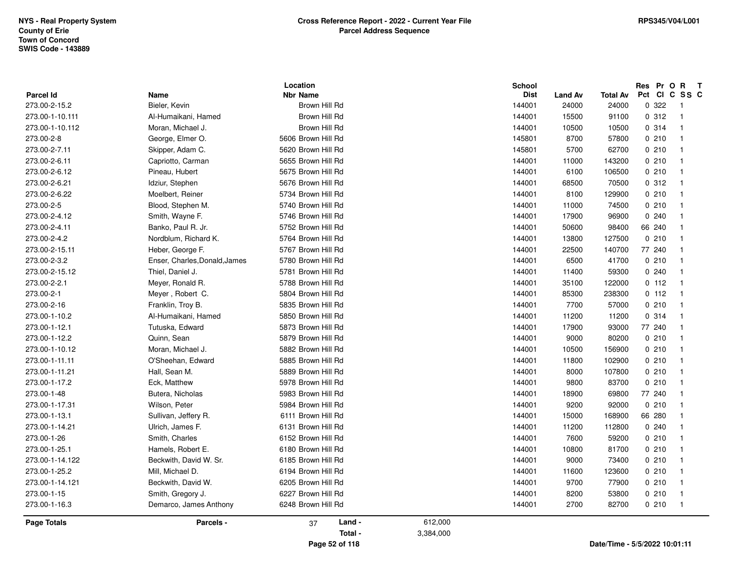**NYS - Real Property System**
**County of Erie**
**Town of Concord**
**SWIS Code - 143889**

**Cross Reference Report - 2022 - Current Year File**
**Parcel Address Sequence**

**RPS345/V04/L001**

| Parcel Id | Name | Location Nbr Name | School Dist | Land Av | Total Av | Res Pct | Pr Cl | O C | R SS | T C |
|---|---|---|---|---|---|---|---|---|---|---|
| 273.00-2-15.2 | Bieler, Kevin | Brown Hill Rd | 144001 | 24000 | 24000 | 0 | 322 | | 1 | |
| 273.00-1-10.111 | Al-Humaikani, Hamed | Brown Hill Rd | 144001 | 15500 | 91100 | 0 | 312 | | 1 | |
| 273.00-1-10.112 | Moran, Michael J. | Brown Hill Rd | 144001 | 10500 | 10500 | 0 | 314 | | 1 | |
| 273.00-2-8 | George, Elmer O. | 5606 Brown Hill Rd | 145801 | 8700 | 57800 | 0 | 210 | | 1 | |
| 273.00-2-7.11 | Skipper, Adam C. | 5620 Brown Hill Rd | 145801 | 5700 | 62700 | 0 | 210 | | 1 | |
| 273.00-2-6.11 | Capriotto, Carman | 5655 Brown Hill Rd | 144001 | 11000 | 143200 | 0 | 210 | | 1 | |
| 273.00-2-6.12 | Pineau, Hubert | 5675 Brown Hill Rd | 144001 | 6100 | 106500 | 0 | 210 | | 1 | |
| 273.00-2-6.21 | Idziur, Stephen | 5676 Brown Hill Rd | 144001 | 68500 | 70500 | 0 | 312 | | 1 | |
| 273.00-2-6.22 | Moelbert, Reiner | 5734 Brown Hill Rd | 144001 | 8100 | 129900 | 0 | 210 | | 1 | |
| 273.00-2-5 | Blood, Stephen M. | 5740 Brown Hill Rd | 144001 | 11000 | 74500 | 0 | 210 | | 1 | |
| 273.00-2-4.12 | Smith, Wayne F. | 5746 Brown Hill Rd | 144001 | 17900 | 96900 | 0 | 240 | | 1 | |
| 273.00-2-4.11 | Banko, Paul R. Jr. | 5752 Brown Hill Rd | 144001 | 50600 | 98400 | 66 | 240 | | 1 | |
| 273.00-2-4.2 | Nordblum, Richard K. | 5764 Brown Hill Rd | 144001 | 13800 | 127500 | 0 | 210 | | 1 | |
| 273.00-2-15.11 | Heber, George F. | 5767 Brown Hill Rd | 144001 | 22500 | 140700 | 77 | 240 | | 1 | |
| 273.00-2-3.2 | Enser, Charles,Donald,James | 5780 Brown Hill Rd | 144001 | 6500 | 41700 | 0 | 210 | | 1 | |
| 273.00-2-15.12 | Thiel, Daniel J. | 5781 Brown Hill Rd | 144001 | 11400 | 59300 | 0 | 240 | | 1 | |
| 273.00-2-2.1 | Meyer, Ronald R. | 5788 Brown Hill Rd | 144001 | 35100 | 122000 | 0 | 112 | | 1 | |
| 273.00-2-1 | Meyer , Robert C. | 5804 Brown Hill Rd | 144001 | 85300 | 238300 | 0 | 112 | | 1 | |
| 273.00-2-16 | Franklin, Troy B. | 5835 Brown Hill Rd | 144001 | 7700 | 57000 | 0 | 210 | | 1 | |
| 273.00-1-10.2 | Al-Humaikani, Hamed | 5850 Brown Hill Rd | 144001 | 11200 | 11200 | 0 | 314 | | 1 | |
| 273.00-1-12.1 | Tutuska, Edward | 5873 Brown Hill Rd | 144001 | 17900 | 93000 | 77 | 240 | | 1 | |
| 273.00-1-12.2 | Quinn, Sean | 5879 Brown Hill Rd | 144001 | 9000 | 80200 | 0 | 210 | | 1 | |
| 273.00-1-10.12 | Moran, Michael J. | 5882 Brown Hill Rd | 144001 | 10500 | 156900 | 0 | 210 | | 1 | |
| 273.00-1-11.11 | O'Sheehan, Edward | 5885 Brown Hill Rd | 144001 | 11800 | 102900 | 0 | 210 | | 1 | |
| 273.00-1-11.21 | Hall, Sean M. | 5889 Brown Hill Rd | 144001 | 8000 | 107800 | 0 | 210 | | 1 | |
| 273.00-1-17.2 | Eck, Matthew | 5978 Brown Hill Rd | 144001 | 9800 | 83700 | 0 | 210 | | 1 | |
| 273.00-1-48 | Butera, Nicholas | 5983 Brown Hill Rd | 144001 | 18900 | 69800 | 77 | 240 | | 1 | |
| 273.00-1-17.31 | Wilson, Peter | 5984 Brown Hill Rd | 144001 | 9200 | 92000 | 0 | 210 | | 1 | |
| 273.00-1-13.1 | Sullivan, Jeffery R. | 6111 Brown Hill Rd | 144001 | 15000 | 168900 | 66 | 280 | | 1 | |
| 273.00-1-14.21 | Ulrich, James F. | 6131 Brown Hill Rd | 144001 | 11200 | 112800 | 0 | 240 | | 1 | |
| 273.00-1-26 | Smith, Charles | 6152 Brown Hill Rd | 144001 | 7600 | 59200 | 0 | 210 | | 1 | |
| 273.00-1-25.1 | Hamels, Robert E. | 6180 Brown Hill Rd | 144001 | 10800 | 81700 | 0 | 210 | | 1 | |
| 273.00-1-14.122 | Beckwith, David W. Sr. | 6185 Brown Hill Rd | 144001 | 9000 | 73400 | 0 | 210 | | 1 | |
| 273.00-1-25.2 | Mill, Michael D. | 6194 Brown Hill Rd | 144001 | 11600 | 123600 | 0 | 210 | | 1 | |
| 273.00-1-14.121 | Beckwith, David W. | 6205 Brown Hill Rd | 144001 | 9700 | 77900 | 0 | 210 | | 1 | |
| 273.00-1-15 | Smith, Gregory J. | 6227 Brown Hill Rd | 144001 | 8200 | 53800 | 0 | 210 | | 1 | |
| 273.00-1-16.3 | Demarco, James Anthony | 6248 Brown Hill Rd | 144001 | 2700 | 82700 | 0 | 210 | | 1 | |

**Page Totals** **Parcels -** 37 **Land -** 612,000 **Total -** 3,384,000

**Date/Time - 5/5/2022 10:01:11**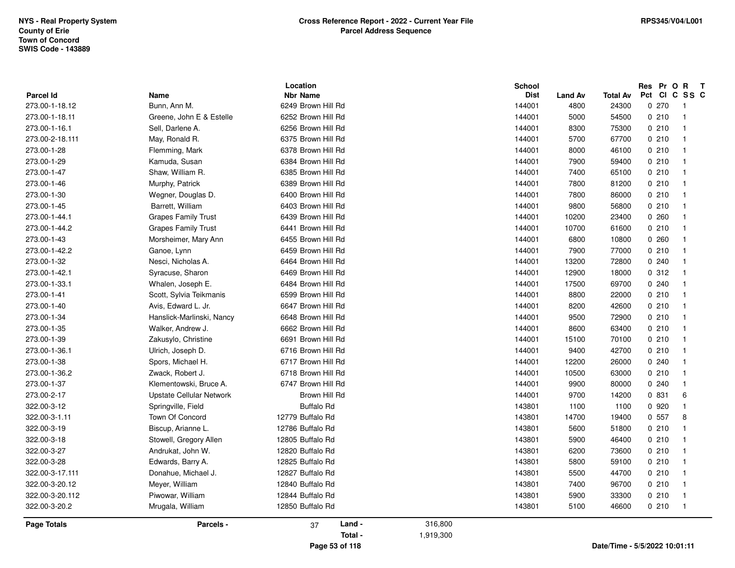NYS - Real Property System
County of Erie
Town of Concord
SWIS Code - 143889

**Cross Reference Report - 2022 - Current Year File**
**Parcel Address Sequence**

RPS345/V04/L001

| Parcel Id | Name | Location Nbr | Location Name | School Dist | Land Av | Total Av | Res Pct | Pr Cl | O C | R SS | T C |
|---|---|---|---|---|---|---|---|---|---|---|---|
| 273.00-1-18.12 | Bunn, Ann M. | 6249 | Brown Hill Rd | 144001 | 4800 | 24300 | 0 | 270 | | 1 | |
| 273.00-1-18.11 | Greene, John E & Estelle | 6252 | Brown Hill Rd | 144001 | 5000 | 54500 | 0 | 210 | | 1 | |
| 273.00-1-16.1 | Sell, Darlene A. | 6256 | Brown Hill Rd | 144001 | 8300 | 75300 | 0 | 210 | | 1 | |
| 273.00-2-18.111 | May, Ronald R. | 6375 | Brown Hill Rd | 144001 | 5700 | 67700 | 0 | 210 | | 1 | |
| 273.00-1-28 | Flemming, Mark | 6378 | Brown Hill Rd | 144001 | 8000 | 46100 | 0 | 210 | | 1 | |
| 273.00-1-29 | Kamuda, Susan | 6384 | Brown Hill Rd | 144001 | 7900 | 59400 | 0 | 210 | | 1 | |
| 273.00-1-47 | Shaw, William R. | 6385 | Brown Hill Rd | 144001 | 7400 | 65100 | 0 | 210 | | 1 | |
| 273.00-1-46 | Murphy, Patrick | 6389 | Brown Hill Rd | 144001 | 7800 | 81200 | 0 | 210 | | 1 | |
| 273.00-1-30 | Wegner, Douglas D. | 6400 | Brown Hill Rd | 144001 | 7800 | 86000 | 0 | 210 | | 1 | |
| 273.00-1-45 | Barrett, William | 6403 | Brown Hill Rd | 144001 | 9800 | 56800 | 0 | 210 | | 1 | |
| 273.00-1-44.1 | Grapes Family Trust | 6439 | Brown Hill Rd | 144001 | 10200 | 23400 | 0 | 260 | | 1 | |
| 273.00-1-44.2 | Grapes Family Trust | 6441 | Brown Hill Rd | 144001 | 10700 | 61600 | 0 | 210 | | 1 | |
| 273.00-1-43 | Morsheimer, Mary Ann | 6455 | Brown Hill Rd | 144001 | 6800 | 10800 | 0 | 260 | | 1 | |
| 273.00-1-42.2 | Ganoe, Lynn | 6459 | Brown Hill Rd | 144001 | 7900 | 77000 | 0 | 210 | | 1 | |
| 273.00-1-32 | Nesci, Nicholas A. | 6464 | Brown Hill Rd | 144001 | 13200 | 72800 | 0 | 240 | | 1 | |
| 273.00-1-42.1 | Syracuse, Sharon | 6469 | Brown Hill Rd | 144001 | 12900 | 18000 | 0 | 312 | | 1 | |
| 273.00-1-33.1 | Whalen, Joseph E. | 6484 | Brown Hill Rd | 144001 | 17500 | 69700 | 0 | 240 | | 1 | |
| 273.00-1-41 | Scott, Sylvia Teikmanis | 6599 | Brown Hill Rd | 144001 | 8800 | 22000 | 0 | 210 | | 1 | |
| 273.00-1-40 | Avis, Edward L. Jr. | 6647 | Brown Hill Rd | 144001 | 8200 | 42600 | 0 | 210 | | 1 | |
| 273.00-1-34 | Hanslick-Marlinski, Nancy | 6648 | Brown Hill Rd | 144001 | 9500 | 72900 | 0 | 210 | | 1 | |
| 273.00-1-35 | Walker, Andrew J. | 6662 | Brown Hill Rd | 144001 | 8600 | 63400 | 0 | 210 | | 1 | |
| 273.00-1-39 | Zakusylo, Christine | 6691 | Brown Hill Rd | 144001 | 15100 | 70100 | 0 | 210 | | 1 | |
| 273.00-1-36.1 | Ulrich, Joseph D. | 6716 | Brown Hill Rd | 144001 | 9400 | 42700 | 0 | 210 | | 1 | |
| 273.00-1-38 | Spors, Michael H. | 6717 | Brown Hill Rd | 144001 | 12200 | 26000 | 0 | 240 | | 1 | |
| 273.00-1-36.2 | Zwack, Robert J. | 6718 | Brown Hill Rd | 144001 | 10500 | 63000 | 0 | 210 | | 1 | |
| 273.00-1-37 | Klementowski, Bruce A. | 6747 | Brown Hill Rd | 144001 | 9900 | 80000 | 0 | 240 | | 1 | |
| 273.00-2-17 | Upstate Cellular Network | | Brown Hill Rd | 144001 | 9700 | 14200 | 0 | 831 | | 6 | |
| 322.00-3-12 | Springville, Field | | Buffalo Rd | 143801 | 1100 | 1100 | 0 | 920 | | 1 | |
| 322.00-3-1.11 | Town Of Concord | 12779 | Buffalo Rd | 143801 | 14700 | 19400 | 0 | 557 | | 8 | |
| 322.00-3-19 | Biscup, Arianne L. | 12786 | Buffalo Rd | 143801 | 5600 | 51800 | 0 | 210 | | 1 | |
| 322.00-3-18 | Stowell, Gregory Allen | 12805 | Buffalo Rd | 143801 | 5900 | 46400 | 0 | 210 | | 1 | |
| 322.00-3-27 | Andrukat, John W. | 12820 | Buffalo Rd | 143801 | 6200 | 73600 | 0 | 210 | | 1 | |
| 322.00-3-28 | Edwards, Barry A. | 12825 | Buffalo Rd | 143801 | 5800 | 59100 | 0 | 210 | | 1 | |
| 322.00-3-17.111 | Donahue, Michael J. | 12827 | Buffalo Rd | 143801 | 5500 | 44700 | 0 | 210 | | 1 | |
| 322.00-3-20.12 | Meyer, William | 12840 | Buffalo Rd | 143801 | 7400 | 96700 | 0 | 210 | | 1 | |
| 322.00-3-20.112 | Piwowar, William | 12844 | Buffalo Rd | 143801 | 5900 | 33300 | 0 | 210 | | 1 | |
| 322.00-3-20.2 | Mrugala, William | 12850 | Buffalo Rd | 143801 | 5100 | 46600 | 0 | 210 | | 1 | |

**Page Totals** — **Parcels -** 37 — **Land -** 316,800 — **Total -** 1,919,300

Date/Time - 5/5/2022 10:01:11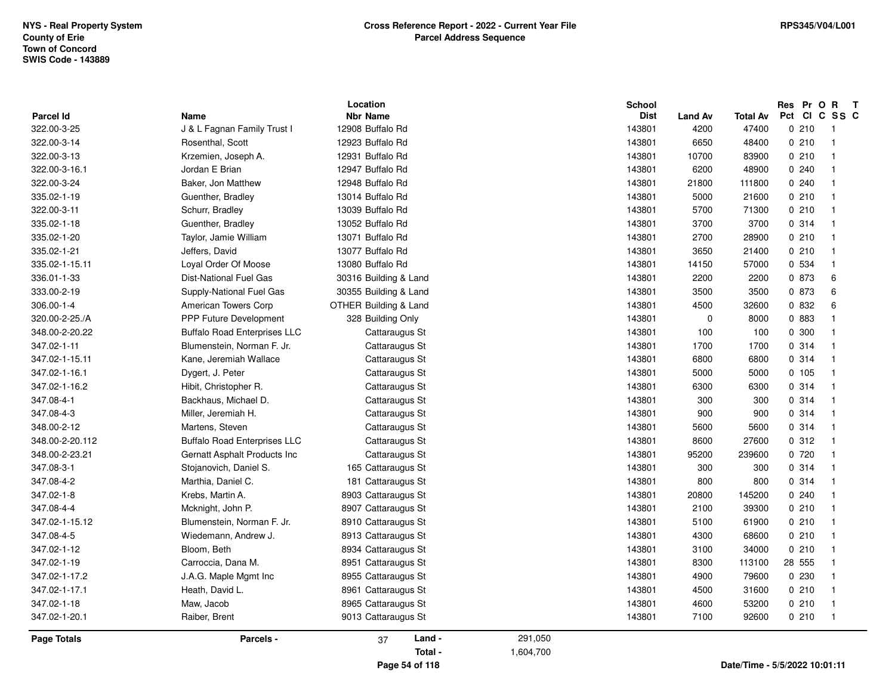NYS - Real Property System
County of Erie
Town of Concord
SWIS Code - 143889

**Cross Reference Report - 2022 - Current Year File**
**Parcel Address Sequence**

RPS345/V04/L001

| Parcel Id | Name | Location Nbr | Location Name | School Dist | Land Av | Total Av | Res Pct | Pr Cl | O C | R SS | T C |
|---|---|---|---|---|---|---|---|---|---|---|---|
| 322.00-3-25 | J & L Fagnan Family Trust I | 12908 | Buffalo Rd | 143801 | 4200 | 47400 | 0 | 210 | | 1 | |
| 322.00-3-14 | Rosenthal, Scott | 12923 | Buffalo Rd | 143801 | 6650 | 48400 | 0 | 210 | | 1 | |
| 322.00-3-13 | Krzemien, Joseph A. | 12931 | Buffalo Rd | 143801 | 10700 | 83900 | 0 | 210 | | 1 | |
| 322.00-3-16.1 | Jordan E Brian | 12947 | Buffalo Rd | 143801 | 6200 | 48900 | 0 | 240 | | 1 | |
| 322.00-3-24 | Baker, Jon Matthew | 12948 | Buffalo Rd | 143801 | 21800 | 111800 | 0 | 240 | | 1 | |
| 335.02-1-19 | Guenther, Bradley | 13014 | Buffalo Rd | 143801 | 5000 | 21600 | 0 | 210 | | 1 | |
| 322.00-3-11 | Schurr, Bradley | 13039 | Buffalo Rd | 143801 | 5700 | 71300 | 0 | 210 | | 1 | |
| 335.02-1-18 | Guenther, Bradley | 13052 | Buffalo Rd | 143801 | 3700 | 3700 | 0 | 314 | | 1 | |
| 335.02-1-20 | Taylor, Jamie William | 13071 | Buffalo Rd | 143801 | 2700 | 28900 | 0 | 210 | | 1 | |
| 335.02-1-21 | Jeffers, David | 13077 | Buffalo Rd | 143801 | 3650 | 21400 | 0 | 210 | | 1 | |
| 335.02-1-15.11 | Loyal Order Of Moose | 13080 | Buffalo Rd | 143801 | 14150 | 57000 | 0 | 534 | | 1 | |
| 336.01-1-33 | Dist-National Fuel Gas | 30316 | Building & Land | 143801 | 2200 | 2200 | 0 | 873 | | 6 | |
| 333.00-2-19 | Supply-National Fuel Gas | 30355 | Building & Land | 143801 | 3500 | 3500 | 0 | 873 | | 6 | |
| 306.00-1-4 | American Towers Corp | OTHER | Building & Land | 143801 | 4500 | 32600 | 0 | 832 | | 6 | |
| 320.00-2-25./A | PPP Future Development | 328 | Building Only | 143801 | 0 | 8000 | 0 | 883 | | 1 | |
| 348.00-2-20.22 | Buffalo Road Enterprises LLC | | Cattaraugus St | 143801 | 100 | 100 | 0 | 300 | | 1 | |
| 347.02-1-11 | Blumenstein, Norman F. Jr. | | Cattaraugus St | 143801 | 1700 | 1700 | 0 | 314 | | 1 | |
| 347.02-1-15.11 | Kane, Jeremiah Wallace | | Cattaraugus St | 143801 | 6800 | 6800 | 0 | 314 | | 1 | |
| 347.02-1-16.1 | Dygert, J. Peter | | Cattaraugus St | 143801 | 5000 | 5000 | 0 | 105 | | 1 | |
| 347.02-1-16.2 | Hibit, Christopher R. | | Cattaraugus St | 143801 | 6300 | 6300 | 0 | 314 | | 1 | |
| 347.08-4-1 | Backhaus, Michael D. | | Cattaraugus St | 143801 | 300 | 300 | 0 | 314 | | 1 | |
| 347.08-4-3 | Miller, Jeremiah H. | | Cattaraugus St | 143801 | 900 | 900 | 0 | 314 | | 1 | |
| 348.00-2-12 | Martens, Steven | | Cattaraugus St | 143801 | 5600 | 5600 | 0 | 314 | | 1 | |
| 348.00-2-20.112 | Buffalo Road Enterprises LLC | | Cattaraugus St | 143801 | 8600 | 27600 | 0 | 312 | | 1 | |
| 348.00-2-23.21 | Gernatt Asphalt Products Inc | | Cattaraugus St | 143801 | 95200 | 239600 | 0 | 720 | | 1 | |
| 347.08-3-1 | Stojanovich, Daniel S. | 165 | Cattaraugus St | 143801 | 300 | 300 | 0 | 314 | | 1 | |
| 347.08-4-2 | Marthia, Daniel C. | 181 | Cattaraugus St | 143801 | 800 | 800 | 0 | 314 | | 1 | |
| 347.02-1-8 | Krebs, Martin A. | 8903 | Cattaraugus St | 143801 | 20800 | 145200 | 0 | 240 | | 1 | |
| 347.08-4-4 | Mcknight, John P. | 8907 | Cattaraugus St | 143801 | 2100 | 39300 | 0 | 210 | | 1 | |
| 347.02-1-15.12 | Blumenstein, Norman F. Jr. | 8910 | Cattaraugus St | 143801 | 5100 | 61900 | 0 | 210 | | 1 | |
| 347.08-4-5 | Wiedemann, Andrew J. | 8913 | Cattaraugus St | 143801 | 4300 | 68600 | 0 | 210 | | 1 | |
| 347.02-1-12 | Bloom, Beth | 8934 | Cattaraugus St | 143801 | 3100 | 34000 | 0 | 210 | | 1 | |
| 347.02-1-19 | Carroccia, Dana M. | 8951 | Cattaraugus St | 143801 | 8300 | 113100 | 28 | 555 | | 1 | |
| 347.02-1-17.2 | J.A.G. Maple Mgmt Inc | 8955 | Cattaraugus St | 143801 | 4900 | 79600 | 0 | 230 | | 1 | |
| 347.02-1-17.1 | Heath, David L. | 8961 | Cattaraugus St | 143801 | 4500 | 31600 | 0 | 210 | | 1 | |
| 347.02-1-18 | Maw, Jacob | 8965 | Cattaraugus St | 143801 | 4600 | 53200 | 0 | 210 | | 1 | |
| 347.02-1-20.1 | Raiber, Brent | 9013 | Cattaraugus St | 143801 | 7100 | 92600 | 0 | 210 | | 1 | |

**Page Totals** — **Parcels -** 37 — **Land -** 291,050 — **Total -** 1,604,700

Date/Time - 5/5/2022 10:01:11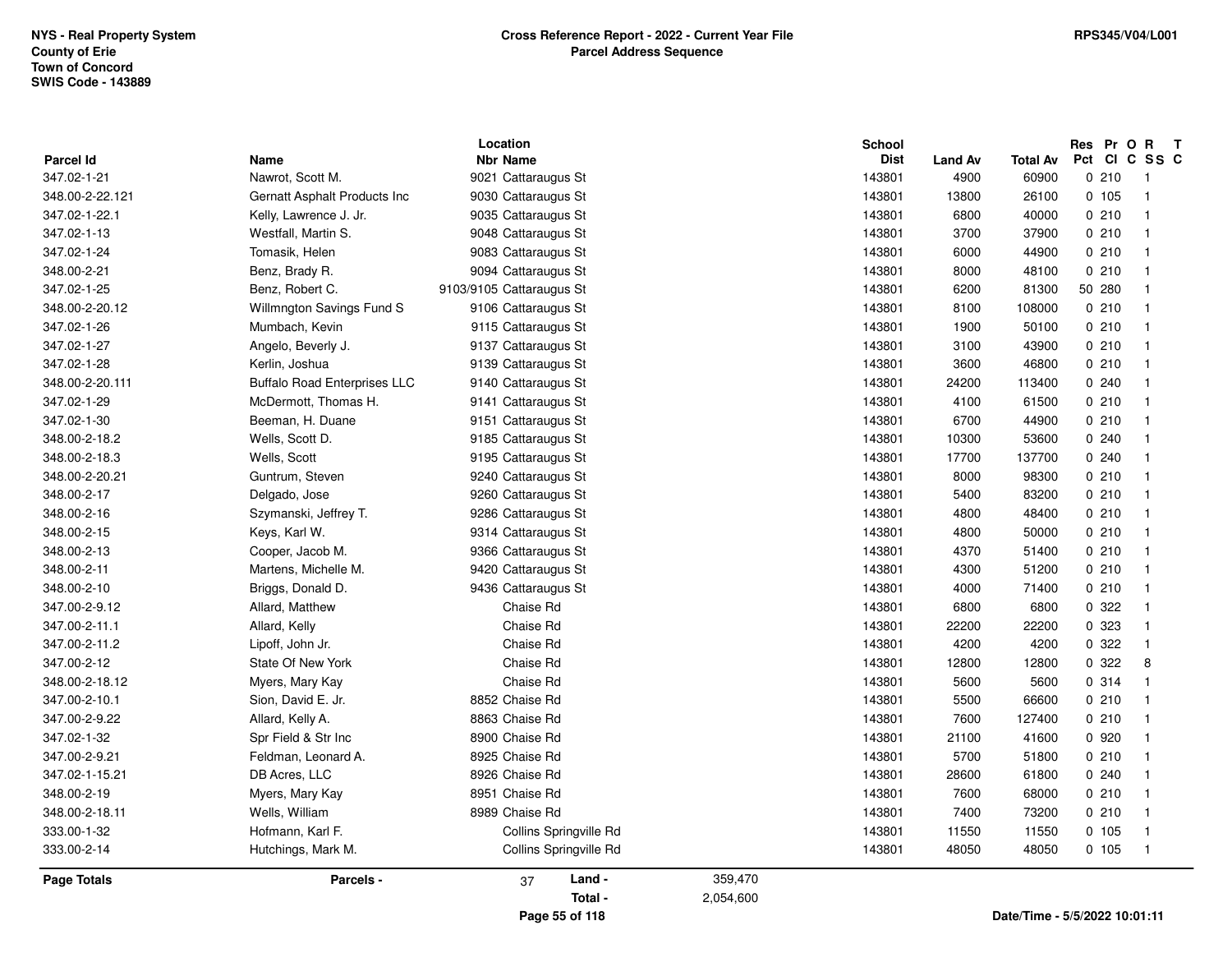NYS - Real Property System
County of Erie
Town of Concord
SWIS Code - 143889

**Cross Reference Report - 2022 - Current Year File**
**Parcel Address Sequence**

RPS345/V04/L001

| Parcel Id | Name | Location Nbr | Location Name | School Dist | Land Av | Total Av | Res Pct | Pr Cl | O C | R SS | T C |
|---|---|---|---|---|---|---|---|---|---|---|---|
| 347.02-1-21 | Nawrot, Scott M. | 9021 | Cattaraugus St | 143801 | 4900 | 60900 | 0 | 210 | | 1 | |
| 348.00-2-22.121 | Gernatt Asphalt Products Inc | 9030 | Cattaraugus St | 143801 | 13800 | 26100 | 0 | 105 | | 1 | |
| 347.02-1-22.1 | Kelly, Lawrence J. Jr. | 9035 | Cattaraugus St | 143801 | 6800 | 40000 | 0 | 210 | | 1 | |
| 347.02-1-13 | Westfall, Martin S. | 9048 | Cattaraugus St | 143801 | 3700 | 37900 | 0 | 210 | | 1 | |
| 347.02-1-24 | Tomasik, Helen | 9083 | Cattaraugus St | 143801 | 6000 | 44900 | 0 | 210 | | 1 | |
| 348.00-2-21 | Benz, Brady R. | 9094 | Cattaraugus St | 143801 | 8000 | 48100 | 0 | 210 | | 1 | |
| 347.02-1-25 | Benz, Robert C. | 9103/9105 | Cattaraugus St | 143801 | 6200 | 81300 | 50 | 280 | | 1 | |
| 348.00-2-20.12 | Willmngton Savings Fund S | 9106 | Cattaraugus St | 143801 | 8100 | 108000 | 0 | 210 | | 1 | |
| 347.02-1-26 | Mumbach, Kevin | 9115 | Cattaraugus St | 143801 | 1900 | 50100 | 0 | 210 | | 1 | |
| 347.02-1-27 | Angelo, Beverly J. | 9137 | Cattaraugus St | 143801 | 3100 | 43900 | 0 | 210 | | 1 | |
| 347.02-1-28 | Kerlin, Joshua | 9139 | Cattaraugus St | 143801 | 3600 | 46800 | 0 | 210 | | 1 | |
| 348.00-2-20.111 | Buffalo Road Enterprises LLC | 9140 | Cattaraugus St | 143801 | 24200 | 113400 | 0 | 240 | | 1 | |
| 347.02-1-29 | McDermott, Thomas H. | 9141 | Cattaraugus St | 143801 | 4100 | 61500 | 0 | 210 | | 1 | |
| 347.02-1-30 | Beeman, H. Duane | 9151 | Cattaraugus St | 143801 | 6700 | 44900 | 0 | 210 | | 1 | |
| 348.00-2-18.2 | Wells, Scott D. | 9185 | Cattaraugus St | 143801 | 10300 | 53600 | 0 | 240 | | 1 | |
| 348.00-2-18.3 | Wells, Scott | 9195 | Cattaraugus St | 143801 | 17700 | 137700 | 0 | 240 | | 1 | |
| 348.00-2-20.21 | Guntrum, Steven | 9240 | Cattaraugus St | 143801 | 8000 | 98300 | 0 | 210 | | 1 | |
| 348.00-2-17 | Delgado, Jose | 9260 | Cattaraugus St | 143801 | 5400 | 83200 | 0 | 210 | | 1 | |
| 348.00-2-16 | Szymanski, Jeffrey T. | 9286 | Cattaraugus St | 143801 | 4800 | 48400 | 0 | 210 | | 1 | |
| 348.00-2-15 | Keys, Karl W. | 9314 | Cattaraugus St | 143801 | 4800 | 50000 | 0 | 210 | | 1 | |
| 348.00-2-13 | Cooper, Jacob M. | 9366 | Cattaraugus St | 143801 | 4370 | 51400 | 0 | 210 | | 1 | |
| 348.00-2-11 | Martens, Michelle M. | 9420 | Cattaraugus St | 143801 | 4300 | 51200 | 0 | 210 | | 1 | |
| 348.00-2-10 | Briggs, Donald D. | 9436 | Cattaraugus St | 143801 | 4000 | 71400 | 0 | 210 | | 1 | |
| 347.00-2-9.12 | Allard, Matthew | | Chaise Rd | 143801 | 6800 | 6800 | 0 | 322 | | 1 | |
| 347.00-2-11.1 | Allard, Kelly | | Chaise Rd | 143801 | 22200 | 22200 | 0 | 323 | | 1 | |
| 347.00-2-11.2 | Lipoff, John Jr. | | Chaise Rd | 143801 | 4200 | 4200 | 0 | 322 | | 1 | |
| 347.00-2-12 | State Of New York | | Chaise Rd | 143801 | 12800 | 12800 | 0 | 322 | | 8 | |
| 348.00-2-18.12 | Myers, Mary Kay | | Chaise Rd | 143801 | 5600 | 5600 | 0 | 314 | | 1 | |
| 347.00-2-10.1 | Sion, David E. Jr. | 8852 | Chaise Rd | 143801 | 5500 | 66600 | 0 | 210 | | 1 | |
| 347.00-2-9.22 | Allard, Kelly A. | 8863 | Chaise Rd | 143801 | 7600 | 127400 | 0 | 210 | | 1 | |
| 347.02-1-32 | Spr Field & Str Inc | 8900 | Chaise Rd | 143801 | 21100 | 41600 | 0 | 920 | | 1 | |
| 347.00-2-9.21 | Feldman, Leonard A. | 8925 | Chaise Rd | 143801 | 5700 | 51800 | 0 | 210 | | 1 | |
| 347.02-1-15.21 | DB Acres, LLC | 8926 | Chaise Rd | 143801 | 28600 | 61800 | 0 | 240 | | 1 | |
| 348.00-2-19 | Myers, Mary Kay | 8951 | Chaise Rd | 143801 | 7600 | 68000 | 0 | 210 | | 1 | |
| 348.00-2-18.11 | Wells, William | 8989 | Chaise Rd | 143801 | 7400 | 73200 | 0 | 210 | | 1 | |
| 333.00-1-32 | Hofmann, Karl F. | | Collins Springville Rd | 143801 | 11550 | 11550 | 0 | 105 | | 1 | |
| 333.00-2-14 | Hutchings, Mark M. | | Collins Springville Rd | 143801 | 48050 | 48050 | 0 | 105 | | 1 | |

**Page Totals** — **Parcels -** 37 — **Land -** 359,470 — **Total -** 2,054,600

Date/Time - 5/5/2022 10:01:11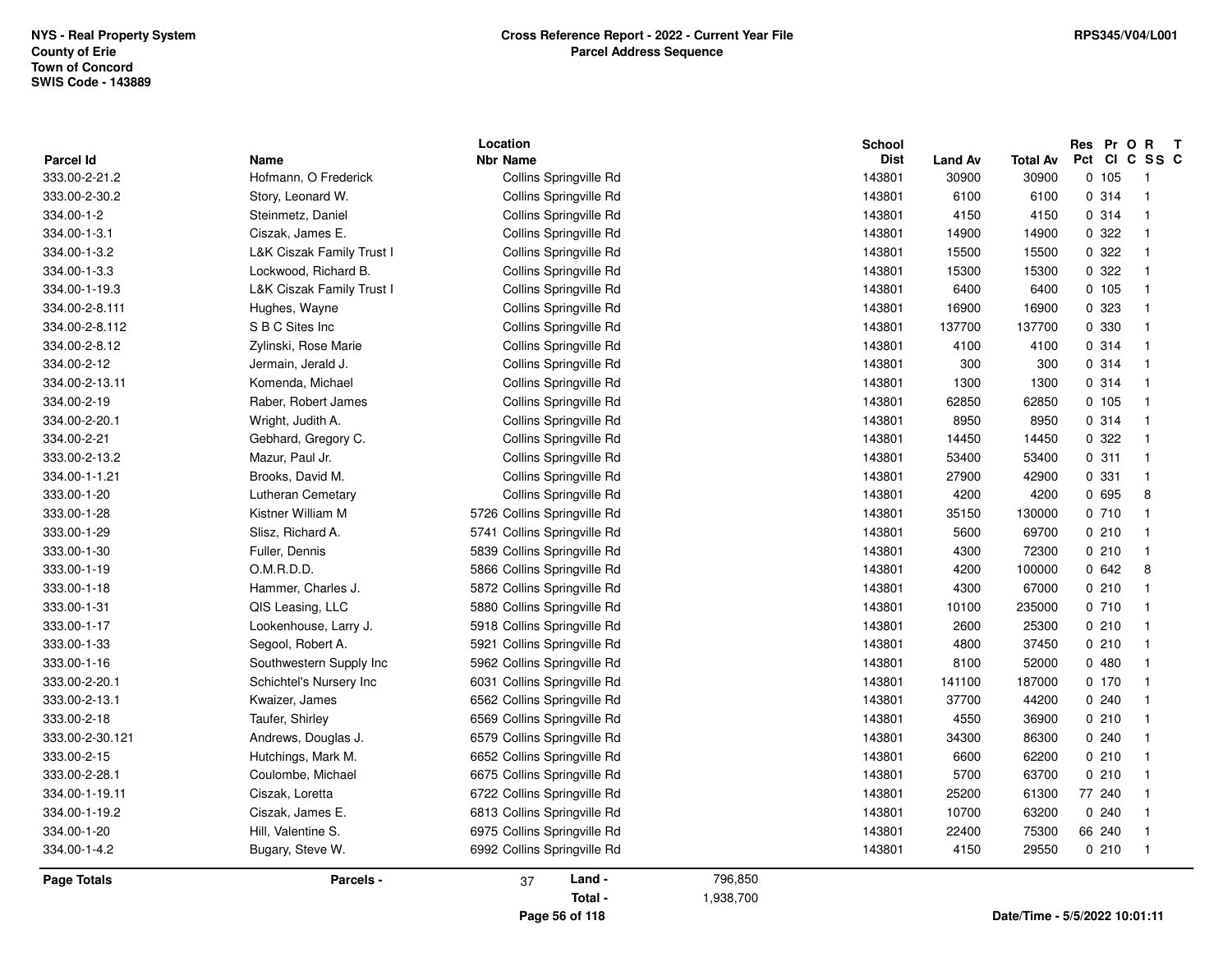NYS - Real Property System
County of Erie
Town of Concord
SWIS Code - 143889

**Cross Reference Report - 2022 - Current Year File**
**Parcel Address Sequence**

RPS345/V04/L001

| Parcel Id | Name | Location Nbr | Location Name | School Dist | Land Av | Total Av | Res Pct | Pr Cl | O C | R SS | T C |
|---|---|---|---|---|---|---|---|---|---|---|---|
| 333.00-2-21.2 | Hofmann, O Frederick | | Collins Springville Rd | 143801 | 30900 | 30900 | 0 | 105 | | 1 | |
| 333.00-2-30.2 | Story, Leonard W. | | Collins Springville Rd | 143801 | 6100 | 6100 | 0 | 314 | | 1 | |
| 334.00-1-2 | Steinmetz, Daniel | | Collins Springville Rd | 143801 | 4150 | 4150 | 0 | 314 | | 1 | |
| 334.00-1-3.1 | Ciszak, James E. | | Collins Springville Rd | 143801 | 14900 | 14900 | 0 | 322 | | 1 | |
| 334.00-1-3.2 | L&K Ciszak Family Trust I | | Collins Springville Rd | 143801 | 15500 | 15500 | 0 | 322 | | 1 | |
| 334.00-1-3.3 | Lockwood, Richard B. | | Collins Springville Rd | 143801 | 15300 | 15300 | 0 | 322 | | 1 | |
| 334.00-1-19.3 | L&K Ciszak Family Trust I | | Collins Springville Rd | 143801 | 6400 | 6400 | 0 | 105 | | 1 | |
| 334.00-2-8.111 | Hughes, Wayne | | Collins Springville Rd | 143801 | 16900 | 16900 | 0 | 323 | | 1 | |
| 334.00-2-8.112 | S B C Sites Inc | | Collins Springville Rd | 143801 | 137700 | 137700 | 0 | 330 | | 1 | |
| 334.00-2-8.12 | Zylinski, Rose Marie | | Collins Springville Rd | 143801 | 4100 | 4100 | 0 | 314 | | 1 | |
| 334.00-2-12 | Jermain, Jerald J. | | Collins Springville Rd | 143801 | 300 | 300 | 0 | 314 | | 1 | |
| 334.00-2-13.11 | Komenda, Michael | | Collins Springville Rd | 143801 | 1300 | 1300 | 0 | 314 | | 1 | |
| 334.00-2-19 | Raber, Robert James | | Collins Springville Rd | 143801 | 62850 | 62850 | 0 | 105 | | 1 | |
| 334.00-2-20.1 | Wright, Judith A. | | Collins Springville Rd | 143801 | 8950 | 8950 | 0 | 314 | | 1 | |
| 334.00-2-21 | Gebhard, Gregory C. | | Collins Springville Rd | 143801 | 14450 | 14450 | 0 | 322 | | 1 | |
| 333.00-2-13.2 | Mazur, Paul Jr. | | Collins Springville Rd | 143801 | 53400 | 53400 | 0 | 311 | | 1 | |
| 334.00-1-1.21 | Brooks, David M. | | Collins Springville Rd | 143801 | 27900 | 42900 | 0 | 331 | | 1 | |
| 333.00-1-20 | Lutheran Cemetary | | Collins Springville Rd | 143801 | 4200 | 4200 | 0 | 695 | | 8 | |
| 333.00-1-28 | Kistner William M | 5726 | Collins Springville Rd | 143801 | 35150 | 130000 | 0 | 710 | | 1 | |
| 333.00-1-29 | Slisz, Richard A. | 5741 | Collins Springville Rd | 143801 | 5600 | 69700 | 0 | 210 | | 1 | |
| 333.00-1-30 | Fuller, Dennis | 5839 | Collins Springville Rd | 143801 | 4300 | 72300 | 0 | 210 | | 1 | |
| 333.00-1-19 | O.M.R.D.D. | 5866 | Collins Springville Rd | 143801 | 4200 | 100000 | 0 | 642 | | 8 | |
| 333.00-1-18 | Hammer, Charles J. | 5872 | Collins Springville Rd | 143801 | 4300 | 67000 | 0 | 210 | | 1 | |
| 333.00-1-31 | QIS Leasing, LLC | 5880 | Collins Springville Rd | 143801 | 10100 | 235000 | 0 | 710 | | 1 | |
| 333.00-1-17 | Lookenhouse, Larry J. | 5918 | Collins Springville Rd | 143801 | 2600 | 25300 | 0 | 210 | | 1 | |
| 333.00-1-33 | Segool, Robert A. | 5921 | Collins Springville Rd | 143801 | 4800 | 37450 | 0 | 210 | | 1 | |
| 333.00-1-16 | Southwestern Supply Inc | 5962 | Collins Springville Rd | 143801 | 8100 | 52000 | 0 | 480 | | 1 | |
| 333.00-2-20.1 | Schichtel's Nursery Inc | 6031 | Collins Springville Rd | 143801 | 141100 | 187000 | 0 | 170 | | 1 | |
| 333.00-2-13.1 | Kwaizer, James | 6562 | Collins Springville Rd | 143801 | 37700 | 44200 | 0 | 240 | | 1 | |
| 333.00-2-18 | Taufer, Shirley | 6569 | Collins Springville Rd | 143801 | 4550 | 36900 | 0 | 210 | | 1 | |
| 333.00-2-30.121 | Andrews, Douglas J. | 6579 | Collins Springville Rd | 143801 | 34300 | 86300 | 0 | 240 | | 1 | |
| 333.00-2-15 | Hutchings, Mark M. | 6652 | Collins Springville Rd | 143801 | 6600 | 62200 | 0 | 210 | | 1 | |
| 333.00-2-28.1 | Coulombe, Michael | 6675 | Collins Springville Rd | 143801 | 5700 | 63700 | 0 | 210 | | 1 | |
| 334.00-1-19.11 | Ciszak, Loretta | 6722 | Collins Springville Rd | 143801 | 25200 | 61300 | 77 | 240 | | 1 | |
| 334.00-1-19.2 | Ciszak, James E. | 6813 | Collins Springville Rd | 143801 | 10700 | 63200 | 0 | 240 | | 1 | |
| 334.00-1-20 | Hill, Valentine S. | 6975 | Collins Springville Rd | 143801 | 22400 | 75300 | 66 | 240 | | 1 | |
| 334.00-1-4.2 | Bugary, Steve W. | 6992 | Collins Springville Rd | 143801 | 4150 | 29550 | 0 | 210 | | 1 | |

**Page Totals** — **Parcels -** 37 — **Land -** 796,850 — **Total -** 1,938,700

**Date/Time - 5/5/2022 10:01:11**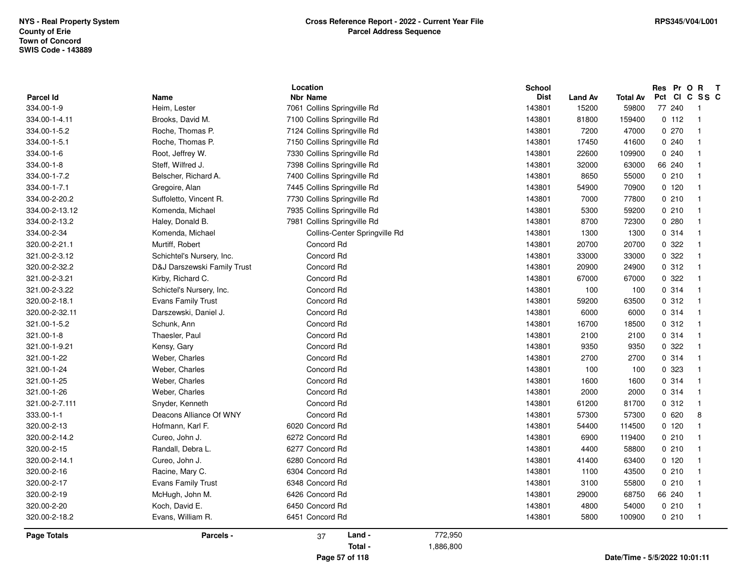NYS - Real Property System
County of Erie
Town of Concord
SWIS Code - 143889

**Cross Reference Report - 2022 - Current Year File**
**Parcel Address Sequence**

RPS345/V04/L001

| Parcel Id | Name | Location Nbr | Location Name | School Dist | Land Av | Total Av | Res Pct | Pr Cl | O C | R SS | T C |
|---|---|---|---|---|---|---|---|---|---|---|---|
| 334.00-1-9 | Heim, Lester | 7061 | Collins Springville Rd | 143801 | 15200 | 59800 | 77 | 240 | | 1 | |
| 334.00-1-4.11 | Brooks, David M. | 7100 | Collins Springville Rd | 143801 | 81800 | 159400 | 0 | 112 | | 1 | |
| 334.00-1-5.2 | Roche, Thomas P. | 7124 | Collins Springville Rd | 143801 | 7200 | 47000 | 0 | 270 | | 1 | |
| 334.00-1-5.1 | Roche, Thomas P. | 7150 | Collins Springville Rd | 143801 | 17450 | 41600 | 0 | 240 | | 1 | |
| 334.00-1-6 | Root, Jeffrey W. | 7330 | Collins Springville Rd | 143801 | 22600 | 109900 | 0 | 240 | | 1 | |
| 334.00-1-8 | Steff, Wilfred J. | 7398 | Collins Springville Rd | 143801 | 32000 | 63000 | 66 | 240 | | 1 | |
| 334.00-1-7.2 | Belscher, Richard A. | 7400 | Collins Springville Rd | 143801 | 8650 | 55000 | 0 | 210 | | 1 | |
| 334.00-1-7.1 | Gregoire, Alan | 7445 | Collins Springville Rd | 143801 | 54900 | 70900 | 0 | 120 | | 1 | |
| 334.00-2-20.2 | Suffoletto, Vincent R. | 7730 | Collins Springville Rd | 143801 | 7000 | 77800 | 0 | 210 | | 1 | |
| 334.00-2-13.12 | Komenda, Michael | 7935 | Collins Springville Rd | 143801 | 5300 | 59200 | 0 | 210 | | 1 | |
| 334.00-2-13.2 | Haley, Donald B. | 7981 | Collins Springville Rd | 143801 | 8700 | 72300 | 0 | 280 | | 1 | |
| 334.00-2-34 | Komenda, Michael | | Collins-Center Springville Rd | 143801 | 1300 | 1300 | 0 | 314 | | 1 | |
| 320.00-2-21.1 | Murtiff, Robert | | Concord Rd | 143801 | 20700 | 20700 | 0 | 322 | | 1 | |
| 321.00-2-3.12 | Schichtel's Nursery, Inc. | | Concord Rd | 143801 | 33000 | 33000 | 0 | 322 | | 1 | |
| 320.00-2-32.2 | D&J Darszewski Family Trust | | Concord Rd | 143801 | 20900 | 24900 | 0 | 312 | | 1 | |
| 321.00-2-3.21 | Kirby, Richard C. | | Concord Rd | 143801 | 67000 | 67000 | 0 | 322 | | 1 | |
| 321.00-2-3.22 | Schictel's Nursery, Inc. | | Concord Rd | 143801 | 100 | 100 | 0 | 314 | | 1 | |
| 320.00-2-18.1 | Evans Family Trust | | Concord Rd | 143801 | 59200 | 63500 | 0 | 312 | | 1 | |
| 320.00-2-32.11 | Darszewski, Daniel J. | | Concord Rd | 143801 | 6000 | 6000 | 0 | 314 | | 1 | |
| 321.00-1-5.2 | Schunk, Ann | | Concord Rd | 143801 | 16700 | 18500 | 0 | 312 | | 1 | |
| 321.00-1-8 | Thaesler, Paul | | Concord Rd | 143801 | 2100 | 2100 | 0 | 314 | | 1 | |
| 321.00-1-9.21 | Kensy, Gary | | Concord Rd | 143801 | 9350 | 9350 | 0 | 322 | | 1 | |
| 321.00-1-22 | Weber, Charles | | Concord Rd | 143801 | 2700 | 2700 | 0 | 314 | | 1 | |
| 321.00-1-24 | Weber, Charles | | Concord Rd | 143801 | 100 | 100 | 0 | 323 | | 1 | |
| 321.00-1-25 | Weber, Charles | | Concord Rd | 143801 | 1600 | 1600 | 0 | 314 | | 1 | |
| 321.00-1-26 | Weber, Charles | | Concord Rd | 143801 | 2000 | 2000 | 0 | 314 | | 1 | |
| 321.00-2-7.111 | Snyder, Kenneth | | Concord Rd | 143801 | 61200 | 81700 | 0 | 312 | | 1 | |
| 333.00-1-1 | Deacons Alliance Of WNY | | Concord Rd | 143801 | 57300 | 57300 | 0 | 620 | | 8 | |
| 320.00-2-13 | Hofmann, Karl F. | 6020 | Concord Rd | 143801 | 54400 | 114500 | 0 | 120 | | 1 | |
| 320.00-2-14.2 | Cureo, John J. | 6272 | Concord Rd | 143801 | 6900 | 119400 | 0 | 210 | | 1 | |
| 320.00-2-15 | Randall, Debra L. | 6277 | Concord Rd | 143801 | 4400 | 58800 | 0 | 210 | | 1 | |
| 320.00-2-14.1 | Cureo, John J. | 6280 | Concord Rd | 143801 | 41400 | 63400 | 0 | 120 | | 1 | |
| 320.00-2-16 | Racine, Mary C. | 6304 | Concord Rd | 143801 | 1100 | 43500 | 0 | 210 | | 1 | |
| 320.00-2-17 | Evans Family Trust | 6348 | Concord Rd | 143801 | 3100 | 55800 | 0 | 210 | | 1 | |
| 320.00-2-19 | McHugh, John M. | 6426 | Concord Rd | 143801 | 29000 | 68750 | 66 | 240 | | 1 | |
| 320.00-2-20 | Koch, David E. | 6450 | Concord Rd | 143801 | 4800 | 54000 | 0 | 210 | | 1 | |
| 320.00-2-18.2 | Evans, William R. | 6451 | Concord Rd | 143801 | 5800 | 100900 | 0 | 210 | | 1 | |

**Page Totals** | **Parcels -** 37 | **Land -** 772,950 | **Total -** 1,886,800

Date/Time - 5/5/2022 10:01:11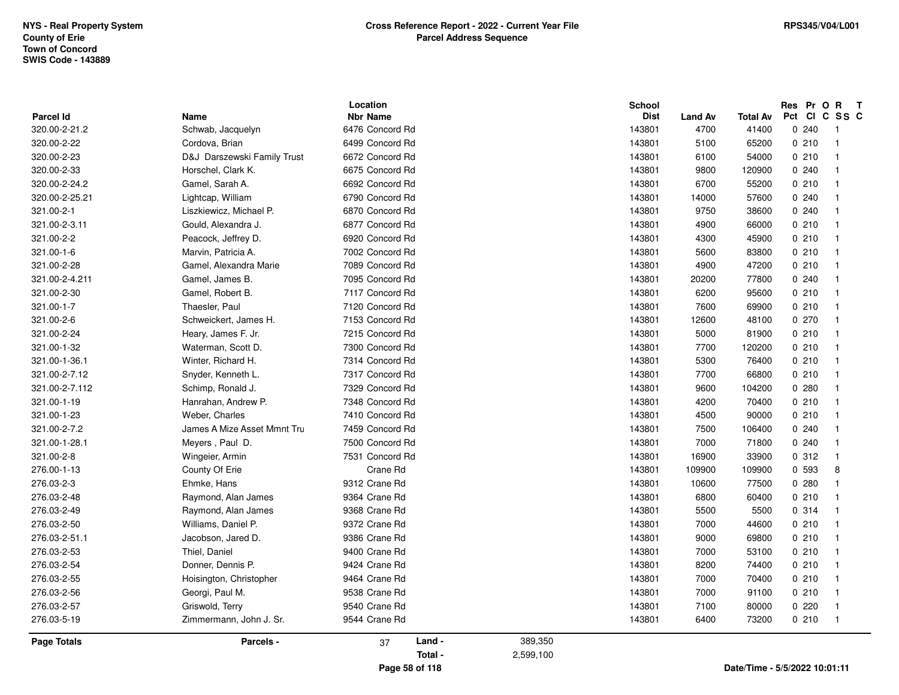NYS - Real Property System
County of Erie
Town of Concord
SWIS Code - 143889

**Cross Reference Report - 2022 - Current Year File**
**Parcel Address Sequence**

RPS345/V04/L001

| Parcel Id | Name | Location Nbr | Location Name | School Dist | Land Av | Total Av | Res Pct | Pr Cl | O C | R SS | T C |
|---|---|---|---|---|---|---|---|---|---|---|---|
| 320.00-2-21.2 | Schwab, Jacquelyn | 6476 | Concord Rd | 143801 | 4700 | 41400 | 0 | 240 | | 1 | |
| 320.00-2-22 | Cordova, Brian | 6499 | Concord Rd | 143801 | 5100 | 65200 | 0 | 210 | | 1 | |
| 320.00-2-23 | D&J Darszewski Family Trust | 6672 | Concord Rd | 143801 | 6100 | 54000 | 0 | 210 | | 1 | |
| 320.00-2-33 | Horschel, Clark K. | 6675 | Concord Rd | 143801 | 9800 | 120900 | 0 | 240 | | 1 | |
| 320.00-2-24.2 | Gamel, Sarah A. | 6692 | Concord Rd | 143801 | 6700 | 55200 | 0 | 210 | | 1 | |
| 320.00-2-25.21 | Lightcap, William | 6790 | Concord Rd | 143801 | 14000 | 57600 | 0 | 240 | | 1 | |
| 321.00-2-1 | Liszkiewicz, Michael P. | 6870 | Concord Rd | 143801 | 9750 | 38600 | 0 | 240 | | 1 | |
| 321.00-2-3.11 | Gould, Alexandra J. | 6877 | Concord Rd | 143801 | 4900 | 66000 | 0 | 210 | | 1 | |
| 321.00-2-2 | Peacock, Jeffrey D. | 6920 | Concord Rd | 143801 | 4300 | 45900 | 0 | 210 | | 1 | |
| 321.00-1-6 | Marvin, Patricia A. | 7002 | Concord Rd | 143801 | 5600 | 83800 | 0 | 210 | | 1 | |
| 321.00-2-28 | Gamel, Alexandra Marie | 7089 | Concord Rd | 143801 | 4900 | 47200 | 0 | 210 | | 1 | |
| 321.00-2-4.211 | Gamel, James B. | 7095 | Concord Rd | 143801 | 20200 | 77800 | 0 | 240 | | 1 | |
| 321.00-2-30 | Gamel, Robert B. | 7117 | Concord Rd | 143801 | 6200 | 95600 | 0 | 210 | | 1 | |
| 321.00-1-7 | Thaesler, Paul | 7120 | Concord Rd | 143801 | 7600 | 69900 | 0 | 210 | | 1 | |
| 321.00-2-6 | Schweickert, James H. | 7153 | Concord Rd | 143801 | 12600 | 48100 | 0 | 270 | | 1 | |
| 321.00-2-24 | Heary, James F. Jr. | 7215 | Concord Rd | 143801 | 5000 | 81900 | 0 | 210 | | 1 | |
| 321.00-1-32 | Waterman, Scott D. | 7300 | Concord Rd | 143801 | 7700 | 120200 | 0 | 210 | | 1 | |
| 321.00-1-36.1 | Winter, Richard H. | 7314 | Concord Rd | 143801 | 5300 | 76400 | 0 | 210 | | 1 | |
| 321.00-2-7.12 | Snyder, Kenneth L. | 7317 | Concord Rd | 143801 | 7700 | 66800 | 0 | 210 | | 1 | |
| 321.00-2-7.112 | Schimp, Ronald J. | 7329 | Concord Rd | 143801 | 9600 | 104200 | 0 | 280 | | 1 | |
| 321.00-1-19 | Hanrahan, Andrew P. | 7348 | Concord Rd | 143801 | 4200 | 70400 | 0 | 210 | | 1 | |
| 321.00-1-23 | Weber, Charles | 7410 | Concord Rd | 143801 | 4500 | 90000 | 0 | 210 | | 1 | |
| 321.00-2-7.2 | James A Mize Asset Mmnt Tru | 7459 | Concord Rd | 143801 | 7500 | 106400 | 0 | 240 | | 1 | |
| 321.00-1-28.1 | Meyers , Paul D. | 7500 | Concord Rd | 143801 | 7000 | 71800 | 0 | 240 | | 1 | |
| 321.00-2-8 | Wingeier, Armin | 7531 | Concord Rd | 143801 | 16900 | 33900 | 0 | 312 | | 1 | |
| 276.00-1-13 | County Of Erie | | Crane Rd | 143801 | 109900 | 109900 | 0 | 593 | | 8 | |
| 276.03-2-3 | Ehmke, Hans | 9312 | Crane Rd | 143801 | 10600 | 77500 | 0 | 280 | | 1 | |
| 276.03-2-48 | Raymond, Alan James | 9364 | Crane Rd | 143801 | 6800 | 60400 | 0 | 210 | | 1 | |
| 276.03-2-49 | Raymond, Alan James | 9368 | Crane Rd | 143801 | 5500 | 5500 | 0 | 314 | | 1 | |
| 276.03-2-50 | Williams, Daniel P. | 9372 | Crane Rd | 143801 | 7000 | 44600 | 0 | 210 | | 1 | |
| 276.03-2-51.1 | Jacobson, Jared D. | 9386 | Crane Rd | 143801 | 9000 | 69800 | 0 | 210 | | 1 | |
| 276.03-2-53 | Thiel, Daniel | 9400 | Crane Rd | 143801 | 7000 | 53100 | 0 | 210 | | 1 | |
| 276.03-2-54 | Donner, Dennis P. | 9424 | Crane Rd | 143801 | 8200 | 74400 | 0 | 210 | | 1 | |
| 276.03-2-55 | Hoisington, Christopher | 9464 | Crane Rd | 143801 | 7000 | 70400 | 0 | 210 | | 1 | |
| 276.03-2-56 | Georgi, Paul M. | 9538 | Crane Rd | 143801 | 7000 | 91100 | 0 | 210 | | 1 | |
| 276.03-2-57 | Griswold, Terry | 9540 | Crane Rd | 143801 | 7100 | 80000 | 0 | 220 | | 1 | |
| 276.03-5-19 | Zimmermann, John J. Sr. | 9544 | Crane Rd | 143801 | 6400 | 73200 | 0 | 210 | | 1 | |

**Page Totals** — Parcels - 37 — Land - 389,350 — Total - 2,599,100

Date/Time - 5/5/2022 10:01:11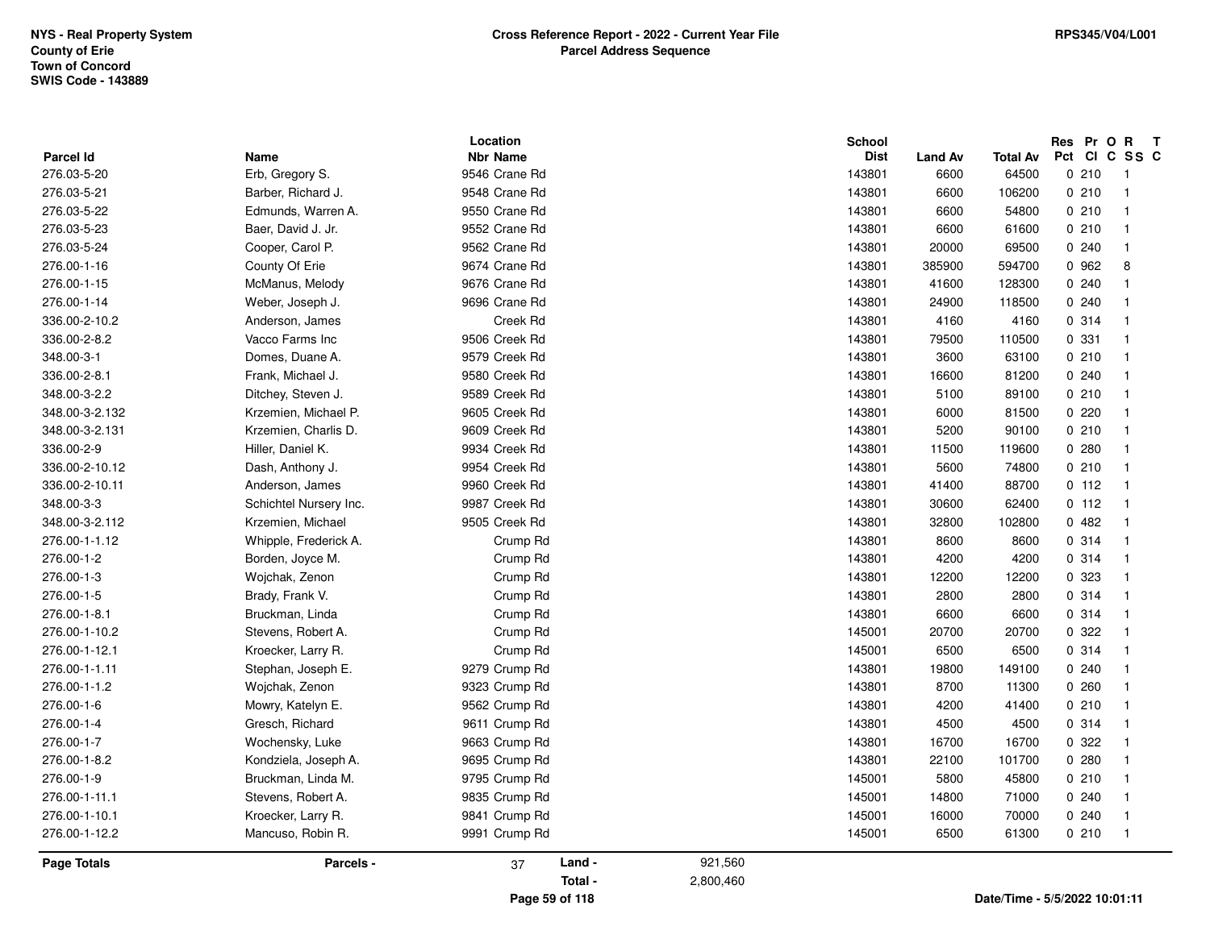NYS - Real Property System
County of Erie
Town of Concord
SWIS Code - 143889

**Cross Reference Report - 2022 - Current Year File**
**Parcel Address Sequence**

RPS345/V04/L001

| Parcel Id | Name | Location Nbr | Location Name | School Dist | Land Av | Total Av | Res Pct | Pr Cl | O C | R SS | T C |
|---|---|---|---|---|---|---|---|---|---|---|---|
| 276.03-5-20 | Erb, Gregory S. | 9546 | Crane Rd | 143801 | 6600 | 64500 | 0 | 210 | | 1 | |
| 276.03-5-21 | Barber, Richard J. | 9548 | Crane Rd | 143801 | 6600 | 106200 | 0 | 210 | | 1 | |
| 276.03-5-22 | Edmunds, Warren A. | 9550 | Crane Rd | 143801 | 6600 | 54800 | 0 | 210 | | 1 | |
| 276.03-5-23 | Baer, David J. Jr. | 9552 | Crane Rd | 143801 | 6600 | 61600 | 0 | 210 | | 1 | |
| 276.03-5-24 | Cooper, Carol P. | 9562 | Crane Rd | 143801 | 20000 | 69500 | 0 | 240 | | 1 | |
| 276.00-1-16 | County Of Erie | 9674 | Crane Rd | 143801 | 385900 | 594700 | 0 | 962 | | 8 | |
| 276.00-1-15 | McManus, Melody | 9676 | Crane Rd | 143801 | 41600 | 128300 | 0 | 240 | | 1 | |
| 276.00-1-14 | Weber, Joseph J. | 9696 | Crane Rd | 143801 | 24900 | 118500 | 0 | 240 | | 1 | |
| 336.00-2-10.2 | Anderson, James | | Creek Rd | 143801 | 4160 | 4160 | 0 | 314 | | 1 | |
| 336.00-2-8.2 | Vacco Farms Inc | 9506 | Creek Rd | 143801 | 79500 | 110500 | 0 | 331 | | 1 | |
| 348.00-3-1 | Domes, Duane A. | 9579 | Creek Rd | 143801 | 3600 | 63100 | 0 | 210 | | 1 | |
| 336.00-2-8.1 | Frank, Michael J. | 9580 | Creek Rd | 143801 | 16600 | 81200 | 0 | 240 | | 1 | |
| 348.00-3-2.2 | Ditchey, Steven J. | 9589 | Creek Rd | 143801 | 5100 | 89100 | 0 | 210 | | 1 | |
| 348.00-3-2.132 | Krzemien, Michael P. | 9605 | Creek Rd | 143801 | 6000 | 81500 | 0 | 220 | | 1 | |
| 348.00-3-2.131 | Krzemien, Charlis D. | 9609 | Creek Rd | 143801 | 5200 | 90100 | 0 | 210 | | 1 | |
| 336.00-2-9 | Hiller, Daniel K. | 9934 | Creek Rd | 143801 | 11500 | 119600 | 0 | 280 | | 1 | |
| 336.00-2-10.12 | Dash, Anthony J. | 9954 | Creek Rd | 143801 | 5600 | 74800 | 0 | 210 | | 1 | |
| 336.00-2-10.11 | Anderson, James | 9960 | Creek Rd | 143801 | 41400 | 88700 | 0 | 112 | | 1 | |
| 348.00-3-3 | Schichtel Nursery Inc. | 9987 | Creek Rd | 143801 | 30600 | 62400 | 0 | 112 | | 1 | |
| 348.00-3-2.112 | Krzemien, Michael | 9505 | Creek Rd | 143801 | 32800 | 102800 | 0 | 482 | | 1 | |
| 276.00-1-1.12 | Whipple, Frederick A. | | Crump Rd | 143801 | 8600 | 8600 | 0 | 314 | | 1 | |
| 276.00-1-2 | Borden, Joyce M. | | Crump Rd | 143801 | 4200 | 4200 | 0 | 314 | | 1 | |
| 276.00-1-3 | Wojchak, Zenon | | Crump Rd | 143801 | 12200 | 12200 | 0 | 323 | | 1 | |
| 276.00-1-5 | Brady, Frank V. | | Crump Rd | 143801 | 2800 | 2800 | 0 | 314 | | 1 | |
| 276.00-1-8.1 | Bruckman, Linda | | Crump Rd | 143801 | 6600 | 6600 | 0 | 314 | | 1 | |
| 276.00-1-10.2 | Stevens, Robert A. | | Crump Rd | 145001 | 20700 | 20700 | 0 | 322 | | 1 | |
| 276.00-1-12.1 | Kroecker, Larry R. | | Crump Rd | 145001 | 6500 | 6500 | 0 | 314 | | 1 | |
| 276.00-1-1.11 | Stephan, Joseph E. | 9279 | Crump Rd | 143801 | 19800 | 149100 | 0 | 240 | | 1 | |
| 276.00-1-1.2 | Wojchak, Zenon | 9323 | Crump Rd | 143801 | 8700 | 11300 | 0 | 260 | | 1 | |
| 276.00-1-6 | Mowry, Katelyn E. | 9562 | Crump Rd | 143801 | 4200 | 41400 | 0 | 210 | | 1 | |
| 276.00-1-4 | Gresch, Richard | 9611 | Crump Rd | 143801 | 4500 | 4500 | 0 | 314 | | 1 | |
| 276.00-1-7 | Wochensky, Luke | 9663 | Crump Rd | 143801 | 16700 | 16700 | 0 | 322 | | 1 | |
| 276.00-1-8.2 | Kondziela, Joseph A. | 9695 | Crump Rd | 143801 | 22100 | 101700 | 0 | 280 | | 1 | |
| 276.00-1-9 | Bruckman, Linda M. | 9795 | Crump Rd | 145001 | 5800 | 45800 | 0 | 210 | | 1 | |
| 276.00-1-11.1 | Stevens, Robert A. | 9835 | Crump Rd | 145001 | 14800 | 71000 | 0 | 240 | | 1 | |
| 276.00-1-10.1 | Kroecker, Larry R. | 9841 | Crump Rd | 145001 | 16000 | 70000 | 0 | 240 | | 1 | |
| 276.00-1-12.2 | Mancuso, Robin R. | 9991 | Crump Rd | 145001 | 6500 | 61300 | 0 | 210 | | 1 | |

**Page Totals** — **Parcels -** 37 — **Land -** 921,560 — **Total -** 2,800,460

Date/Time - 5/5/2022 10:01:11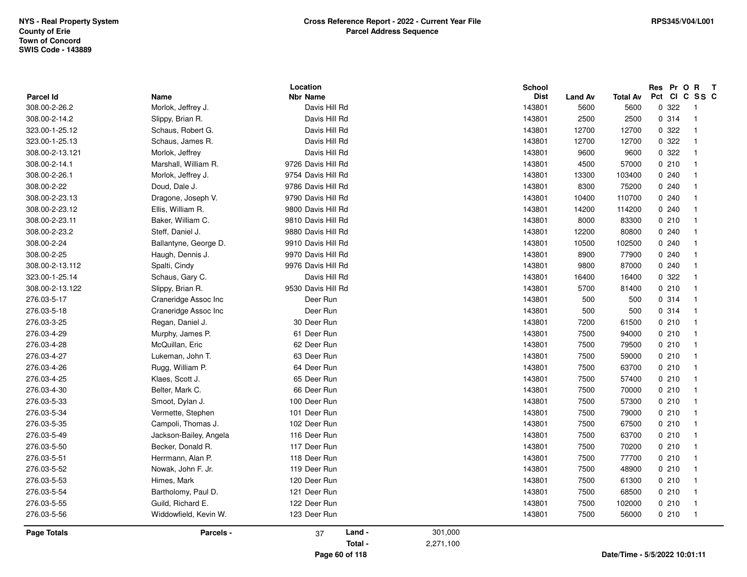NYS - Real Property System
County of Erie
Town of Concord
SWIS Code - 143889

**Cross Reference Report - 2022 - Current Year File**
**Parcel Address Sequence**

RPS345/V04/L001

| Parcel Id | Name | Location Nbr | Location Name | School Dist | Land Av | Total Av | Res Pct | Pr Cl | O C | R SS | T C |
|---|---|---|---|---|---|---|---|---|---|---|---|
| 308.00-2-26.2 | Morlok, Jeffrey J. | | Davis Hill Rd | 143801 | 5600 | 5600 | 0 | 322 | | 1 | |
| 308.00-2-14.2 | Slippy, Brian R. | | Davis Hill Rd | 143801 | 2500 | 2500 | 0 | 314 | | 1 | |
| 323.00-1-25.12 | Schaus, Robert G. | | Davis Hill Rd | 143801 | 12700 | 12700 | 0 | 322 | | 1 | |
| 323.00-1-25.13 | Schaus, James R. | | Davis Hill Rd | 143801 | 12700 | 12700 | 0 | 322 | | 1 | |
| 308.00-2-13.121 | Morlok, Jeffrey | | Davis Hill Rd | 143801 | 9600 | 9600 | 0 | 322 | | 1 | |
| 308.00-2-14.1 | Marshall, William R. | 9726 | Davis Hill Rd | 143801 | 4500 | 57000 | 0 | 210 | | 1 | |
| 308.00-2-26.1 | Morlok, Jeffrey J. | 9754 | Davis Hill Rd | 143801 | 13300 | 103400 | 0 | 240 | | 1 | |
| 308.00-2-22 | Doud, Dale J. | 9786 | Davis Hill Rd | 143801 | 8300 | 75200 | 0 | 240 | | 1 | |
| 308.00-2-23.13 | Dragone, Joseph V. | 9790 | Davis Hill Rd | 143801 | 10400 | 110700 | 0 | 240 | | 1 | |
| 308.00-2-23.12 | Ellis, William R. | 9800 | Davis Hill Rd | 143801 | 14200 | 114200 | 0 | 240 | | 1 | |
| 308.00-2-23.11 | Baker, William C. | 9810 | Davis Hill Rd | 143801 | 8000 | 83300 | 0 | 210 | | 1 | |
| 308.00-2-23.2 | Steff, Daniel J. | 9880 | Davis Hill Rd | 143801 | 12200 | 80800 | 0 | 240 | | 1 | |
| 308.00-2-24 | Ballantyne, George D. | 9910 | Davis Hill Rd | 143801 | 10500 | 102500 | 0 | 240 | | 1 | |
| 308.00-2-25 | Haugh, Dennis J. | 9970 | Davis Hill Rd | 143801 | 8900 | 77900 | 0 | 240 | | 1 | |
| 308.00-2-13.112 | Spalti, Cindy | 9976 | Davis Hill Rd | 143801 | 9800 | 87000 | 0 | 240 | | 1 | |
| 323.00-1-25.14 | Schaus, Gary C. | | Davis Hill Rd | 143801 | 16400 | 16400 | 0 | 322 | | 1 | |
| 308.00-2-13.122 | Slippy, Brian R. | 9530 | Davis Hill Rd | 143801 | 5700 | 81400 | 0 | 210 | | 1 | |
| 276.03-5-17 | Craneridge Assoc Inc | | Deer Run | 143801 | 500 | 500 | 0 | 314 | | 1 | |
| 276.03-5-18 | Craneridge Assoc Inc | | Deer Run | 143801 | 500 | 500 | 0 | 314 | | 1 | |
| 276.03-3-25 | Regan, Daniel J. | 30 | Deer Run | 143801 | 7200 | 61500 | 0 | 210 | | 1 | |
| 276.03-4-29 | Murphy, James P. | 61 | Deer Run | 143801 | 7500 | 94000 | 0 | 210 | | 1 | |
| 276.03-4-28 | McQuillan, Eric | 62 | Deer Run | 143801 | 7500 | 79500 | 0 | 210 | | 1 | |
| 276.03-4-27 | Lukeman, John T. | 63 | Deer Run | 143801 | 7500 | 59000 | 0 | 210 | | 1 | |
| 276.03-4-26 | Rugg, William P. | 64 | Deer Run | 143801 | 7500 | 63700 | 0 | 210 | | 1 | |
| 276.03-4-25 | Klaes, Scott J. | 65 | Deer Run | 143801 | 7500 | 57400 | 0 | 210 | | 1 | |
| 276.03-4-30 | Belter, Mark C. | 66 | Deer Run | 143801 | 7500 | 70000 | 0 | 210 | | 1 | |
| 276.03-5-33 | Smoot, Dylan J. | 100 | Deer Run | 143801 | 7500 | 57300 | 0 | 210 | | 1 | |
| 276.03-5-34 | Vermette, Stephen | 101 | Deer Run | 143801 | 7500 | 79000 | 0 | 210 | | 1 | |
| 276.03-5-35 | Campoli, Thomas J. | 102 | Deer Run | 143801 | 7500 | 67500 | 0 | 210 | | 1 | |
| 276.03-5-49 | Jackson-Bailey, Angela | 116 | Deer Run | 143801 | 7500 | 63700 | 0 | 210 | | 1 | |
| 276.03-5-50 | Becker, Donald R. | 117 | Deer Run | 143801 | 7500 | 70200 | 0 | 210 | | 1 | |
| 276.03-5-51 | Herrmann, Alan P. | 118 | Deer Run | 143801 | 7500 | 77700 | 0 | 210 | | 1 | |
| 276.03-5-52 | Nowak, John F. Jr. | 119 | Deer Run | 143801 | 7500 | 48900 | 0 | 210 | | 1 | |
| 276.03-5-53 | Himes, Mark | 120 | Deer Run | 143801 | 7500 | 61300 | 0 | 210 | | 1 | |
| 276.03-5-54 | Bartholomy, Paul D. | 121 | Deer Run | 143801 | 7500 | 68500 | 0 | 210 | | 1 | |
| 276.03-5-55 | Guild, Richard E. | 122 | Deer Run | 143801 | 7500 | 102000 | 0 | 210 | | 1 | |
| 276.03-5-56 | Widdowfield, Kevin W. | 123 | Deer Run | 143801 | 7500 | 56000 | 0 | 210 | | 1 | |

| Page Totals | Parcels - | 37 | Land - | 301,000 |
|---|---|---|---|---|
| | | | Total - | 2,271,100 |

Date/Time - 5/5/2022 10:01:11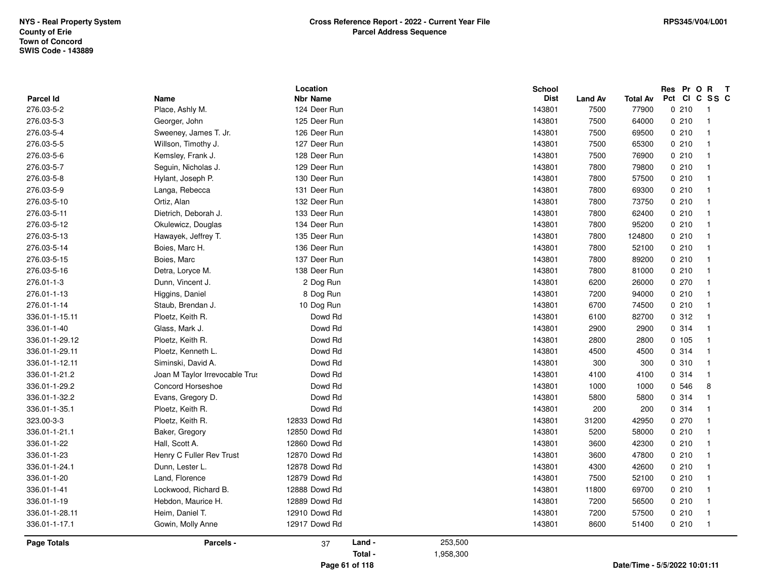NYS - Real Property System
County of Erie
Town of Concord
SWIS Code - 143889

**Cross Reference Report - 2022 - Current Year File**
**Parcel Address Sequence**

RPS345/V04/L001

| Parcel Id | Name | Location Nbr | Location Name | School Dist | Land Av | Total Av | Res Pct | Pr Cl | O C | R SS | T C |
|---|---|---|---|---|---|---|---|---|---|---|---|
| 276.03-5-2 | Place, Ashly M. | 124 | Deer Run | 143801 | 7500 | 77900 | 0 | 210 | | 1 | |
| 276.03-5-3 | Georger, John | 125 | Deer Run | 143801 | 7500 | 64000 | 0 | 210 | | 1 | |
| 276.03-5-4 | Sweeney, James T. Jr. | 126 | Deer Run | 143801 | 7500 | 69500 | 0 | 210 | | 1 | |
| 276.03-5-5 | Willson, Timothy J. | 127 | Deer Run | 143801 | 7500 | 65300 | 0 | 210 | | 1 | |
| 276.03-5-6 | Kemsley, Frank J. | 128 | Deer Run | 143801 | 7500 | 76900 | 0 | 210 | | 1 | |
| 276.03-5-7 | Seguin, Nicholas J. | 129 | Deer Run | 143801 | 7800 | 79800 | 0 | 210 | | 1 | |
| 276.03-5-8 | Hylant, Joseph P. | 130 | Deer Run | 143801 | 7800 | 57500 | 0 | 210 | | 1 | |
| 276.03-5-9 | Langa, Rebecca | 131 | Deer Run | 143801 | 7800 | 69300 | 0 | 210 | | 1 | |
| 276.03-5-10 | Ortiz, Alan | 132 | Deer Run | 143801 | 7800 | 73750 | 0 | 210 | | 1 | |
| 276.03-5-11 | Dietrich, Deborah J. | 133 | Deer Run | 143801 | 7800 | 62400 | 0 | 210 | | 1 | |
| 276.03-5-12 | Okulewicz, Douglas | 134 | Deer Run | 143801 | 7800 | 95200 | 0 | 210 | | 1 | |
| 276.03-5-13 | Hawayek, Jeffrey T. | 135 | Deer Run | 143801 | 7800 | 124800 | 0 | 210 | | 1 | |
| 276.03-5-14 | Boies, Marc H. | 136 | Deer Run | 143801 | 7800 | 52100 | 0 | 210 | | 1 | |
| 276.03-5-15 | Boies, Marc | 137 | Deer Run | 143801 | 7800 | 89200 | 0 | 210 | | 1 | |
| 276.03-5-16 | Detra, Loryce M. | 138 | Deer Run | 143801 | 7800 | 81000 | 0 | 210 | | 1 | |
| 276.01-1-3 | Dunn, Vincent J. | 2 | Dog Run | 143801 | 6200 | 26000 | 0 | 270 | | 1 | |
| 276.01-1-13 | Higgins, Daniel | 8 | Dog Run | 143801 | 7200 | 94000 | 0 | 210 | | 1 | |
| 276.01-1-14 | Staub, Brendan J. | 10 | Dog Run | 143801 | 6700 | 74500 | 0 | 210 | | 1 | |
| 336.01-1-15.11 | Ploetz, Keith R. | | Dowd Rd | 143801 | 6100 | 82700 | 0 | 312 | | 1 | |
| 336.01-1-40 | Glass, Mark J. | | Dowd Rd | 143801 | 2900 | 2900 | 0 | 314 | | 1 | |
| 336.01-1-29.12 | Ploetz, Keith R. | | Dowd Rd | 143801 | 2800 | 2800 | 0 | 105 | | 1 | |
| 336.01-1-29.11 | Ploetz, Kenneth L. | | Dowd Rd | 143801 | 4500 | 4500 | 0 | 314 | | 1 | |
| 336.01-1-12.11 | Siminski, David A. | | Dowd Rd | 143801 | 300 | 300 | 0 | 310 | | 1 | |
| 336.01-1-21.2 | Joan M Taylor Irrevocable Trus | | Dowd Rd | 143801 | 4100 | 4100 | 0 | 314 | | 1 | |
| 336.01-1-29.2 | Concord Horseshoe | | Dowd Rd | 143801 | 1000 | 1000 | 0 | 546 | | 8 | |
| 336.01-1-32.2 | Evans, Gregory D. | | Dowd Rd | 143801 | 5800 | 5800 | 0 | 314 | | 1 | |
| 336.01-1-35.1 | Ploetz, Keith R. | | Dowd Rd | 143801 | 200 | 200 | 0 | 314 | | 1 | |
| 323.00-3-3 | Ploetz, Keith R. | 12833 | Dowd Rd | 143801 | 31200 | 42950 | 0 | 270 | | 1 | |
| 336.01-1-21.1 | Baker, Gregory | 12850 | Dowd Rd | 143801 | 5200 | 58000 | 0 | 210 | | 1 | |
| 336.01-1-22 | Hall, Scott A. | 12860 | Dowd Rd | 143801 | 3600 | 42300 | 0 | 210 | | 1 | |
| 336.01-1-23 | Henry C Fuller Rev Trust | 12870 | Dowd Rd | 143801 | 3600 | 47800 | 0 | 210 | | 1 | |
| 336.01-1-24.1 | Dunn, Lester L. | 12878 | Dowd Rd | 143801 | 4300 | 42600 | 0 | 210 | | 1 | |
| 336.01-1-20 | Land, Florence | 12879 | Dowd Rd | 143801 | 7500 | 52100 | 0 | 210 | | 1 | |
| 336.01-1-41 | Lockwood, Richard B. | 12888 | Dowd Rd | 143801 | 11800 | 69700 | 0 | 210 | | 1 | |
| 336.01-1-19 | Hebdon, Maurice H. | 12889 | Dowd Rd | 143801 | 7200 | 56500 | 0 | 210 | | 1 | |
| 336.01-1-28.11 | Heim, Daniel T. | 12910 | Dowd Rd | 143801 | 7200 | 57500 | 0 | 210 | | 1 | |
| 336.01-1-17.1 | Gowin, Molly Anne | 12917 | Dowd Rd | 143801 | 8600 | 51400 | 0 | 210 | | 1 | |

**Page Totals** Parcels - 37 Land - 253,500 Total - 1,958,300

Date/Time - 5/5/2022 10:01:11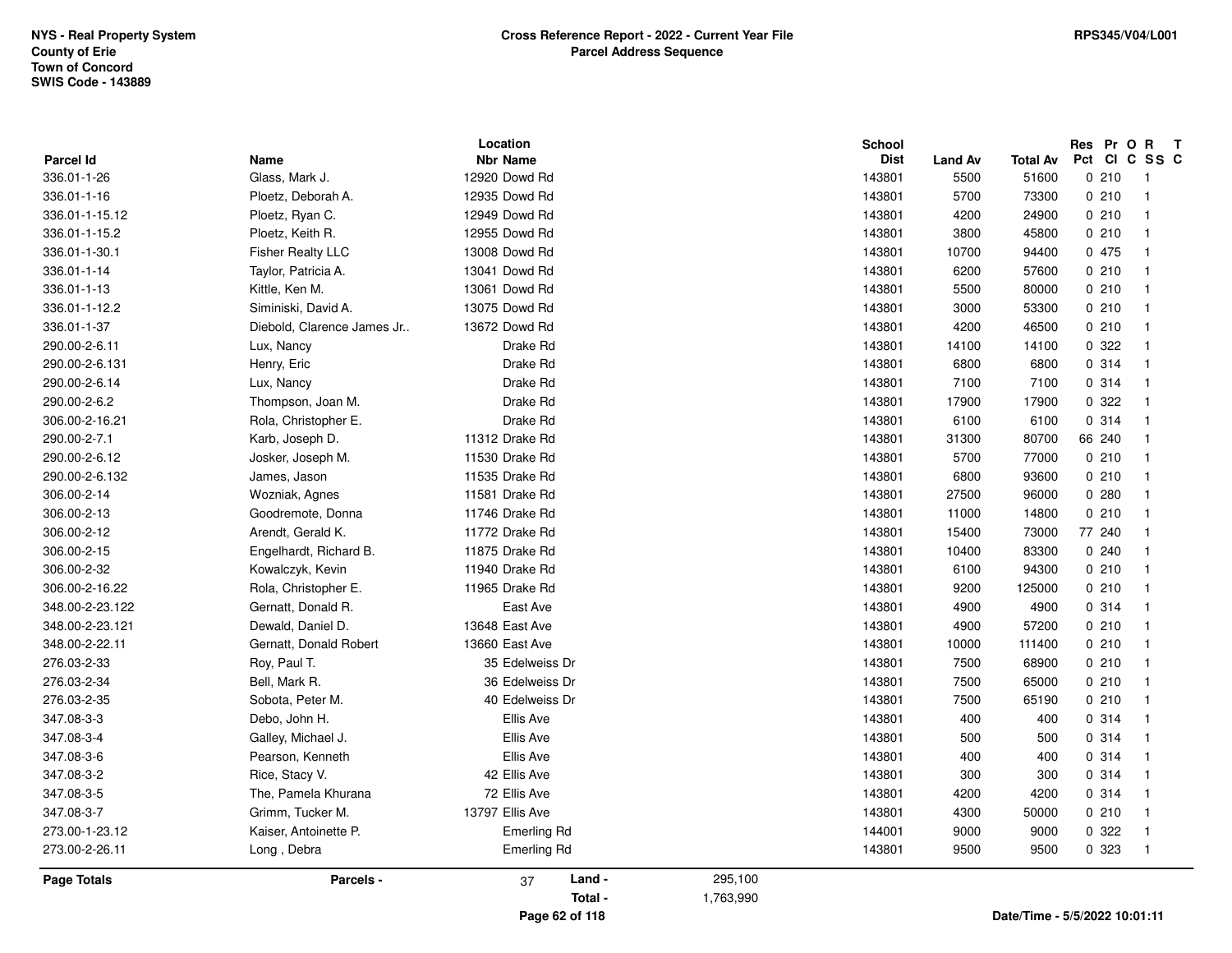NYS - Real Property System
County of Erie
Town of Concord
SWIS Code - 143889

**Cross Reference Report - 2022 - Current Year File**
**Parcel Address Sequence**

RPS345/V04/L001

| Parcel Id | Name | Location Nbr | Location Name | School Dist | Land Av | Total Av | Res Pct | Pr Cl | O C | R SS | T C |
|---|---|---|---|---|---|---|---|---|---|---|---|
| 336.01-1-26 | Glass, Mark J. | 12920 | Dowd Rd | 143801 | 5500 | 51600 | 0 | 210 | | 1 | |
| 336.01-1-16 | Ploetz, Deborah A. | 12935 | Dowd Rd | 143801 | 5700 | 73300 | 0 | 210 | | 1 | |
| 336.01-1-15.12 | Ploetz, Ryan C. | 12949 | Dowd Rd | 143801 | 4200 | 24900 | 0 | 210 | | 1 | |
| 336.01-1-15.2 | Ploetz, Keith R. | 12955 | Dowd Rd | 143801 | 3800 | 45800 | 0 | 210 | | 1 | |
| 336.01-1-30.1 | Fisher Realty LLC | 13008 | Dowd Rd | 143801 | 10700 | 94400 | 0 | 475 | | 1 | |
| 336.01-1-14 | Taylor, Patricia A. | 13041 | Dowd Rd | 143801 | 6200 | 57600 | 0 | 210 | | 1 | |
| 336.01-1-13 | Kittle, Ken M. | 13061 | Dowd Rd | 143801 | 5500 | 80000 | 0 | 210 | | 1 | |
| 336.01-1-12.2 | Siminiski, David A. | 13075 | Dowd Rd | 143801 | 3000 | 53300 | 0 | 210 | | 1 | |
| 336.01-1-37 | Diebold, Clarence James Jr.. | 13672 | Dowd Rd | 143801 | 4200 | 46500 | 0 | 210 | | 1 | |
| 290.00-2-6.11 | Lux, Nancy | | Drake Rd | 143801 | 14100 | 14100 | 0 | 322 | | 1 | |
| 290.00-2-6.131 | Henry, Eric | | Drake Rd | 143801 | 6800 | 6800 | 0 | 314 | | 1 | |
| 290.00-2-6.14 | Lux, Nancy | | Drake Rd | 143801 | 7100 | 7100 | 0 | 314 | | 1 | |
| 290.00-2-6.2 | Thompson, Joan M. | | Drake Rd | 143801 | 17900 | 17900 | 0 | 322 | | 1 | |
| 306.00-2-16.21 | Rola, Christopher E. | | Drake Rd | 143801 | 6100 | 6100 | 0 | 314 | | 1 | |
| 290.00-2-7.1 | Karb, Joseph D. | 11312 | Drake Rd | 143801 | 31300 | 80700 | 66 | 240 | | 1 | |
| 290.00-2-6.12 | Josker, Joseph M. | 11530 | Drake Rd | 143801 | 5700 | 77000 | 0 | 210 | | 1 | |
| 290.00-2-6.132 | James, Jason | 11535 | Drake Rd | 143801 | 6800 | 93600 | 0 | 210 | | 1 | |
| 306.00-2-14 | Wozniak, Agnes | 11581 | Drake Rd | 143801 | 27500 | 96000 | 0 | 280 | | 1 | |
| 306.00-2-13 | Goodremote, Donna | 11746 | Drake Rd | 143801 | 11000 | 14800 | 0 | 210 | | 1 | |
| 306.00-2-12 | Arendt, Gerald K. | 11772 | Drake Rd | 143801 | 15400 | 73000 | 77 | 240 | | 1 | |
| 306.00-2-15 | Engelhardt, Richard B. | 11875 | Drake Rd | 143801 | 10400 | 83300 | 0 | 240 | | 1 | |
| 306.00-2-32 | Kowalczyk, Kevin | 11940 | Drake Rd | 143801 | 6100 | 94300 | 0 | 210 | | 1 | |
| 306.00-2-16.22 | Rola, Christopher E. | 11965 | Drake Rd | 143801 | 9200 | 125000 | 0 | 210 | | 1 | |
| 348.00-2-23.122 | Gernatt, Donald R. | | East Ave | 143801 | 4900 | 4900 | 0 | 314 | | 1 | |
| 348.00-2-23.121 | Dewald, Daniel D. | 13648 | East Ave | 143801 | 4900 | 57200 | 0 | 210 | | 1 | |
| 348.00-2-22.11 | Gernatt, Donald Robert | 13660 | East Ave | 143801 | 10000 | 111400 | 0 | 210 | | 1 | |
| 276.03-2-33 | Roy, Paul T. | 35 | Edelweiss Dr | 143801 | 7500 | 68900 | 0 | 210 | | 1 | |
| 276.03-2-34 | Bell, Mark R. | 36 | Edelweiss Dr | 143801 | 7500 | 65000 | 0 | 210 | | 1 | |
| 276.03-2-35 | Sobota, Peter M. | 40 | Edelweiss Dr | 143801 | 7500 | 65190 | 0 | 210 | | 1 | |
| 347.08-3-3 | Debo, John H. | | Ellis Ave | 143801 | 400 | 400 | 0 | 314 | | 1 | |
| 347.08-3-4 | Galley, Michael J. | | Ellis Ave | 143801 | 500 | 500 | 0 | 314 | | 1 | |
| 347.08-3-6 | Pearson, Kenneth | | Ellis Ave | 143801 | 400 | 400 | 0 | 314 | | 1 | |
| 347.08-3-2 | Rice, Stacy V. | 42 | Ellis Ave | 143801 | 300 | 300 | 0 | 314 | | 1 | |
| 347.08-3-5 | The, Pamela Khurana | 72 | Ellis Ave | 143801 | 4200 | 4200 | 0 | 314 | | 1 | |
| 347.08-3-7 | Grimm, Tucker M. | 13797 | Ellis Ave | 143801 | 4300 | 50000 | 0 | 210 | | 1 | |
| 273.00-1-23.12 | Kaiser, Antoinette P. | | Emerling Rd | 144001 | 9000 | 9000 | 0 | 322 | | 1 | |
| 273.00-2-26.11 | Long , Debra | | Emerling Rd | 143801 | 9500 | 9500 | 0 | 323 | | 1 | |

**Page Totals** Parcels - 37 Land - 295,100 Total - 1,763,990

Date/Time - 5/5/2022 10:01:11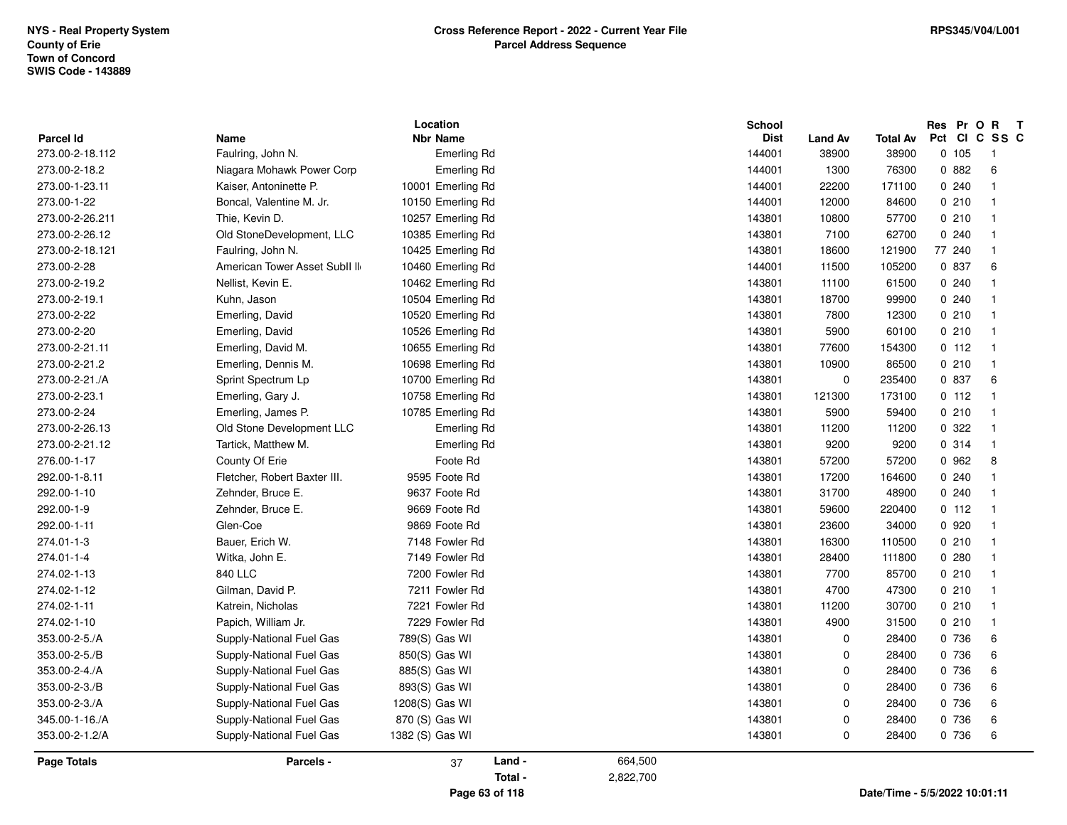**NYS - Real Property System**
**County of Erie**
**Town of Concord**
**SWIS Code - 143889**

**Cross Reference Report - 2022 - Current Year File**
**Parcel Address Sequence**

**RPS345/V04/L001**

| Parcel Id | Name | Location Nbr | Location Name | School Dist | Land Av | Total Av | Res Pct | Pr Cl | O C | R SS | T C |
|---|---|---|---|---|---|---|---|---|---|---|---|
| 273.00-2-18.112 | Faulring, John N. | | Emerling Rd | 144001 | 38900 | 38900 | 0 | 105 | | 1 | |
| 273.00-2-18.2 | Niagara Mohawk Power Corp | | Emerling Rd | 144001 | 1300 | 76300 | 0 | 882 | | 6 | |
| 273.00-1-23.11 | Kaiser, Antoninette P. | 10001 | Emerling Rd | 144001 | 22200 | 171100 | 0 | 240 | | 1 | |
| 273.00-1-22 | Boncal, Valentine M. Jr. | 10150 | Emerling Rd | 144001 | 12000 | 84600 | 0 | 210 | | 1 | |
| 273.00-2-26.211 | Thie, Kevin D. | 10257 | Emerling Rd | 143801 | 10800 | 57700 | 0 | 210 | | 1 | |
| 273.00-2-26.12 | Old StoneDevelopment, LLC | 10385 | Emerling Rd | 143801 | 7100 | 62700 | 0 | 240 | | 1 | |
| 273.00-2-18.121 | Faulring, John N. | 10425 | Emerling Rd | 143801 | 18600 | 121900 | 77 | 240 | | 1 | |
| 273.00-2-28 | American Tower Asset SubII ll | 10460 | Emerling Rd | 144001 | 11500 | 105200 | 0 | 837 | | 6 | |
| 273.00-2-19.2 | Nellist, Kevin E. | 10462 | Emerling Rd | 143801 | 11100 | 61500 | 0 | 240 | | 1 | |
| 273.00-2-19.1 | Kuhn, Jason | 10504 | Emerling Rd | 143801 | 18700 | 99900 | 0 | 240 | | 1 | |
| 273.00-2-22 | Emerling, David | 10520 | Emerling Rd | 143801 | 7800 | 12300 | 0 | 210 | | 1 | |
| 273.00-2-20 | Emerling, David | 10526 | Emerling Rd | 143801 | 5900 | 60100 | 0 | 210 | | 1 | |
| 273.00-2-21.11 | Emerling, David M. | 10655 | Emerling Rd | 143801 | 77600 | 154300 | 0 | 112 | | 1 | |
| 273.00-2-21.2 | Emerling, Dennis M. | 10698 | Emerling Rd | 143801 | 10900 | 86500 | 0 | 210 | | 1 | |
| 273.00-2-21./A | Sprint Spectrum Lp | 10700 | Emerling Rd | 143801 | 0 | 235400 | 0 | 837 | | 6 | |
| 273.00-2-23.1 | Emerling, Gary J. | 10758 | Emerling Rd | 143801 | 121300 | 173100 | 0 | 112 | | 1 | |
| 273.00-2-24 | Emerling, James P. | 10785 | Emerling Rd | 143801 | 5900 | 59400 | 0 | 210 | | 1 | |
| 273.00-2-26.13 | Old Stone Development LLC | | Emerling Rd | 143801 | 11200 | 11200 | 0 | 322 | | 1 | |
| 273.00-2-21.12 | Tartick, Matthew M. | | Emerling Rd | 143801 | 9200 | 9200 | 0 | 314 | | 1 | |
| 276.00-1-17 | County Of Erie | | Foote Rd | 143801 | 57200 | 57200 | 0 | 962 | | 8 | |
| 292.00-1-8.11 | Fletcher, Robert Baxter III. | 9595 | Foote Rd | 143801 | 17200 | 164600 | 0 | 240 | | 1 | |
| 292.00-1-10 | Zehnder, Bruce E. | 9637 | Foote Rd | 143801 | 31700 | 48900 | 0 | 240 | | 1 | |
| 292.00-1-9 | Zehnder, Bruce E. | 9669 | Foote Rd | 143801 | 59600 | 220400 | 0 | 112 | | 1 | |
| 292.00-1-11 | Glen-Coe | 9869 | Foote Rd | 143801 | 23600 | 34000 | 0 | 920 | | 1 | |
| 274.01-1-3 | Bauer, Erich W. | 7148 | Fowler Rd | 143801 | 16300 | 110500 | 0 | 210 | | 1 | |
| 274.01-1-4 | Witka, John E. | 7149 | Fowler Rd | 143801 | 28400 | 111800 | 0 | 280 | | 1 | |
| 274.02-1-13 | 840 LLC | 7200 | Fowler Rd | 143801 | 7700 | 85700 | 0 | 210 | | 1 | |
| 274.02-1-12 | Gilman, David P. | 7211 | Fowler Rd | 143801 | 4700 | 47300 | 0 | 210 | | 1 | |
| 274.02-1-11 | Katrein, Nicholas | 7221 | Fowler Rd | 143801 | 11200 | 30700 | 0 | 210 | | 1 | |
| 274.02-1-10 | Papich, William Jr. | 7229 | Fowler Rd | 143801 | 4900 | 31500 | 0 | 210 | | 1 | |
| 353.00-2-5./A | Supply-National Fuel Gas | 789(S) | Gas Wl | 143801 | 0 | 28400 | 0 | 736 | | 6 | |
| 353.00-2-5./B | Supply-National Fuel Gas | 850(S) | Gas Wl | 143801 | 0 | 28400 | 0 | 736 | | 6 | |
| 353.00-2-4./A | Supply-National Fuel Gas | 885(S) | Gas Wl | 143801 | 0 | 28400 | 0 | 736 | | 6 | |
| 353.00-2-3./B | Supply-National Fuel Gas | 893(S) | Gas Wl | 143801 | 0 | 28400 | 0 | 736 | | 6 | |
| 353.00-2-3./A | Supply-National Fuel Gas | 1208(S) | Gas Wl | 143801 | 0 | 28400 | 0 | 736 | | 6 | |
| 345.00-1-16./A | Supply-National Fuel Gas | 870 (S) | Gas Wl | 143801 | 0 | 28400 | 0 | 736 | | 6 | |
| 353.00-2-1.2/A | Supply-National Fuel Gas | 1382 (S) | Gas Wl | 143801 | 0 | 28400 | 0 | 736 | | 6 | |

**Page Totals** — **Parcels -** 37 — **Land -** 664,500 — **Total -** 2,822,700

Date/Time - 5/5/2022 10:01:11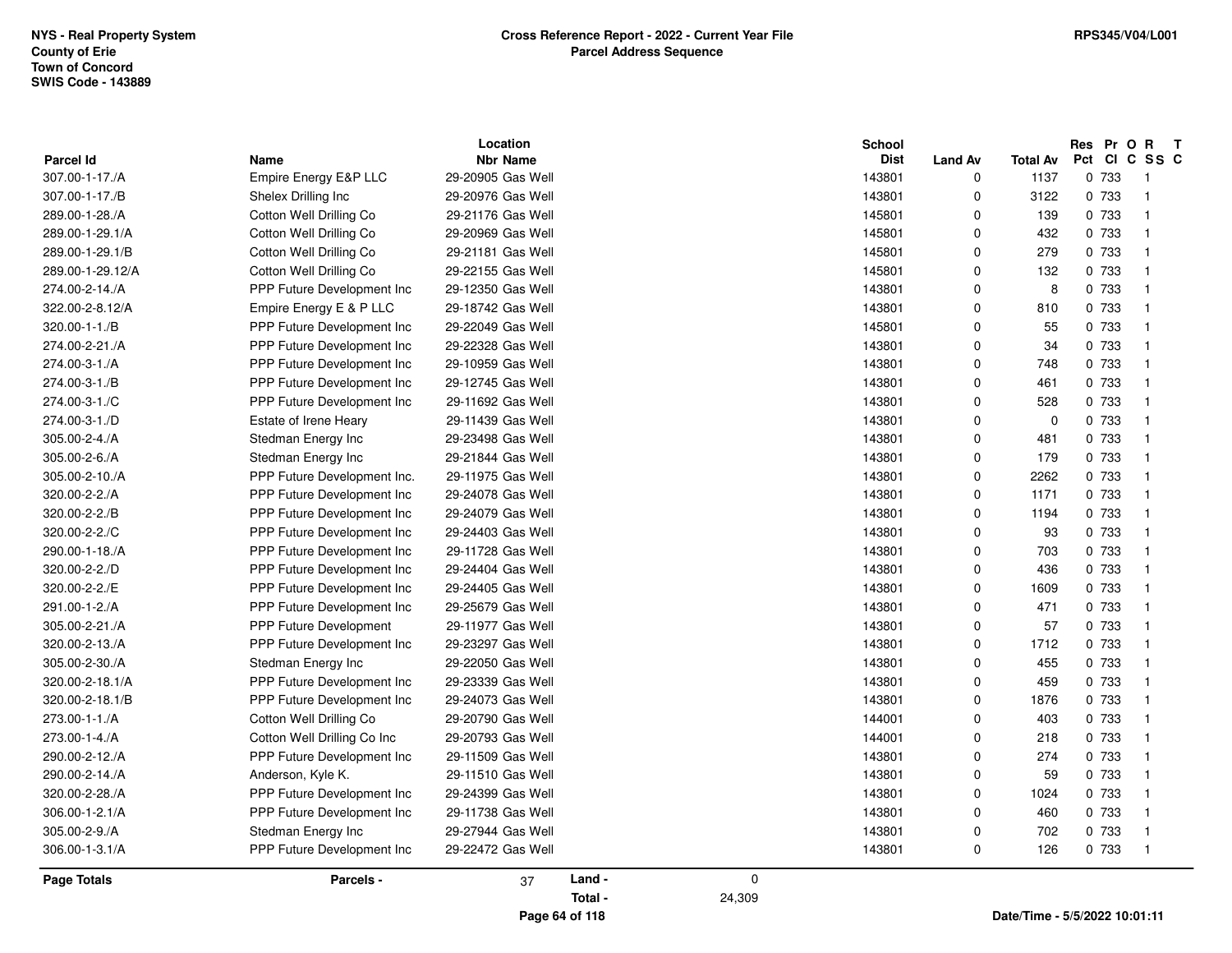NYS - Real Property System
County of Erie
Town of Concord
SWIS Code - 143889

**Cross Reference Report - 2022 - Current Year File**
**Parcel Address Sequence**

RPS345/V04/L001

| Parcel Id | Name | Location Nbr | Location Name | School Dist | Land Av | Total Av | Res Pct | Pr Cl | O C | R SS | T C |
|---|---|---|---|---|---|---|---|---|---|---|---|
| 307.00-1-17./A | Empire Energy E&P LLC | 29-20905 | Gas Well | 143801 | 0 | 1137 | 0 | 733 | | 1 | |
| 307.00-1-17./B | Shelex Drilling Inc | 29-20976 | Gas Well | 143801 | 0 | 3122 | 0 | 733 | | 1 | |
| 289.00-1-28./A | Cotton Well Drilling Co | 29-21176 | Gas Well | 145801 | 0 | 139 | 0 | 733 | | 1 | |
| 289.00-1-29.1/A | Cotton Well Drilling Co | 29-20969 | Gas Well | 145801 | 0 | 432 | 0 | 733 | | 1 | |
| 289.00-1-29.1/B | Cotton Well Drilling Co | 29-21181 | Gas Well | 145801 | 0 | 279 | 0 | 733 | | 1 | |
| 289.00-1-29.12/A | Cotton Well Drilling Co | 29-22155 | Gas Well | 145801 | 0 | 132 | 0 | 733 | | 1 | |
| 274.00-2-14./A | PPP Future Development Inc | 29-12350 | Gas Well | 143801 | 0 | 8 | 0 | 733 | | 1 | |
| 322.00-2-8.12/A | Empire Energy E & P LLC | 29-18742 | Gas Well | 143801 | 0 | 810 | 0 | 733 | | 1 | |
| 320.00-1-1./B | PPP Future Development Inc | 29-22049 | Gas Well | 145801 | 0 | 55 | 0 | 733 | | 1 | |
| 274.00-2-21./A | PPP Future Development Inc | 29-22328 | Gas Well | 143801 | 0 | 34 | 0 | 733 | | 1 | |
| 274.00-3-1./A | PPP Future Development Inc | 29-10959 | Gas Well | 143801 | 0 | 748 | 0 | 733 | | 1 | |
| 274.00-3-1./B | PPP Future Development Inc | 29-12745 | Gas Well | 143801 | 0 | 461 | 0 | 733 | | 1 | |
| 274.00-3-1./C | PPP Future Development Inc | 29-11692 | Gas Well | 143801 | 0 | 528 | 0 | 733 | | 1 | |
| 274.00-3-1./D | Estate of Irene Heary | 29-11439 | Gas Well | 143801 | 0 | 0 | 0 | 733 | | 1 | |
| 305.00-2-4./A | Stedman Energy Inc | 29-23498 | Gas Well | 143801 | 0 | 481 | 0 | 733 | | 1 | |
| 305.00-2-6./A | Stedman Energy Inc | 29-21844 | Gas Well | 143801 | 0 | 179 | 0 | 733 | | 1 | |
| 305.00-2-10./A | PPP Future Development Inc. | 29-11975 | Gas Well | 143801 | 0 | 2262 | 0 | 733 | | 1 | |
| 320.00-2-2./A | PPP Future Development Inc | 29-24078 | Gas Well | 143801 | 0 | 1171 | 0 | 733 | | 1 | |
| 320.00-2-2./B | PPP Future Development Inc | 29-24079 | Gas Well | 143801 | 0 | 1194 | 0 | 733 | | 1 | |
| 320.00-2-2./C | PPP Future Development Inc | 29-24403 | Gas Well | 143801 | 0 | 93 | 0 | 733 | | 1 | |
| 290.00-1-18./A | PPP Future Development Inc | 29-11728 | Gas Well | 143801 | 0 | 703 | 0 | 733 | | 1 | |
| 320.00-2-2./D | PPP Future Development Inc | 29-24404 | Gas Well | 143801 | 0 | 436 | 0 | 733 | | 1 | |
| 320.00-2-2./E | PPP Future Development Inc | 29-24405 | Gas Well | 143801 | 0 | 1609 | 0 | 733 | | 1 | |
| 291.00-1-2./A | PPP Future Development Inc | 29-25679 | Gas Well | 143801 | 0 | 471 | 0 | 733 | | 1 | |
| 305.00-2-21./A | PPP Future Development | 29-11977 | Gas Well | 143801 | 0 | 57 | 0 | 733 | | 1 | |
| 320.00-2-13./A | PPP Future Development Inc | 29-23297 | Gas Well | 143801 | 0 | 1712 | 0 | 733 | | 1 | |
| 305.00-2-30./A | Stedman Energy Inc | 29-22050 | Gas Well | 143801 | 0 | 455 | 0 | 733 | | 1 | |
| 320.00-2-18.1/A | PPP Future Development Inc | 29-23339 | Gas Well | 143801 | 0 | 459 | 0 | 733 | | 1 | |
| 320.00-2-18.1/B | PPP Future Development Inc | 29-24073 | Gas Well | 143801 | 0 | 1876 | 0 | 733 | | 1 | |
| 273.00-1-1./A | Cotton Well Drilling Co | 29-20790 | Gas Well | 144001 | 0 | 403 | 0 | 733 | | 1 | |
| 273.00-1-4./A | Cotton Well Drilling Co Inc | 29-20793 | Gas Well | 144001 | 0 | 218 | 0 | 733 | | 1 | |
| 290.00-2-12./A | PPP Future Development Inc | 29-11509 | Gas Well | 143801 | 0 | 274 | 0 | 733 | | 1 | |
| 290.00-2-14./A | Anderson, Kyle K. | 29-11510 | Gas Well | 143801 | 0 | 59 | 0 | 733 | | 1 | |
| 320.00-2-28./A | PPP Future Development Inc | 29-24399 | Gas Well | 143801 | 0 | 1024 | 0 | 733 | | 1 | |
| 306.00-1-2.1/A | PPP Future Development Inc | 29-11738 | Gas Well | 143801 | 0 | 460 | 0 | 733 | | 1 | |
| 305.00-2-9./A | Stedman Energy Inc | 29-27944 | Gas Well | 143801 | 0 | 702 | 0 | 733 | | 1 | |
| 306.00-1-3.1/A | PPP Future Development Inc | 29-22472 | Gas Well | 143801 | 0 | 126 | 0 | 733 | | 1 | |

**Page Totals** Parcels - 37 Land - 0 Total - 24,309

Date/Time - 5/5/2022 10:01:11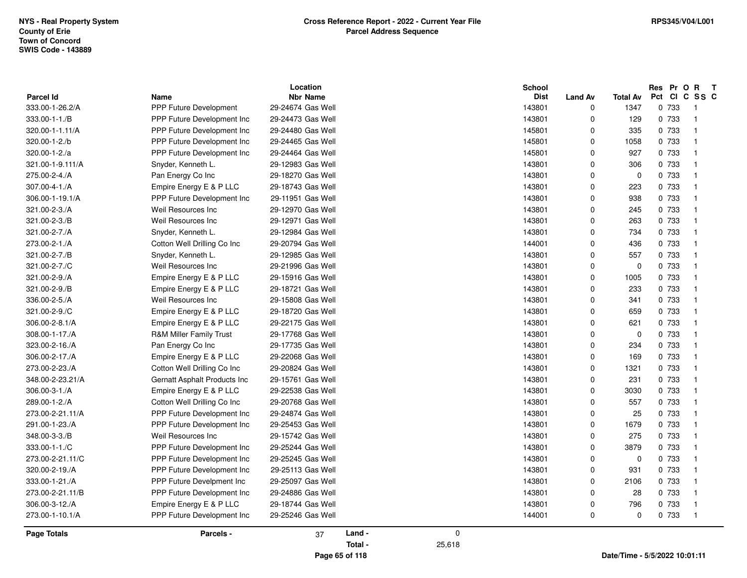NYS - Real Property System
County of Erie
Town of Concord
SWIS Code - 143889

**Cross Reference Report - 2022 - Current Year File**
**Parcel Address Sequence**

RPS345/V04/L001

| Parcel Id | Name | Location Nbr Name | School Dist | Land Av | Total Av | Res Pct | Pr Cl | O C | R SS | T C |
|---|---|---|---|---|---|---|---|---|---|---|
| 333.00-1-26.2/A | PPP Future Development | 29-24674 Gas Well | 143801 | 0 | 1347 | 0 | 733 | | 1 | |
| 333.00-1-1./B | PPP Future Development Inc | 29-24473 Gas Well | 143801 | 0 | 129 | 0 | 733 | | 1 | |
| 320.00-1-1.11/A | PPP Future Development Inc | 29-24480 Gas Well | 145801 | 0 | 335 | 0 | 733 | | 1 | |
| 320.00-1-2./b | PPP Future Development Inc | 29-24465 Gas Well | 145801 | 0 | 1058 | 0 | 733 | | 1 | |
| 320.00-1-2./a | PPP Future Development Inc | 29-24464 Gas Well | 145801 | 0 | 927 | 0 | 733 | | 1 | |
| 321.00-1-9.111/A | Snyder, Kenneth L. | 29-12983 Gas Well | 143801 | 0 | 306 | 0 | 733 | | 1 | |
| 275.00-2-4./A | Pan Energy Co Inc | 29-18270 Gas Well | 143801 | 0 | 0 | 0 | 733 | | 1 | |
| 307.00-4-1./A | Empire Energy E & P LLC | 29-18743 Gas Well | 143801 | 0 | 223 | 0 | 733 | | 1 | |
| 306.00-1-19.1/A | PPP Future Development Inc | 29-11951 Gas Well | 143801 | 0 | 938 | 0 | 733 | | 1 | |
| 321.00-2-3./A | Weil Resources Inc | 29-12970 Gas Well | 143801 | 0 | 245 | 0 | 733 | | 1 | |
| 321.00-2-3./B | Weil Resources Inc | 29-12971 Gas Well | 143801 | 0 | 263 | 0 | 733 | | 1 | |
| 321.00-2-7./A | Snyder, Kenneth L. | 29-12984 Gas Well | 143801 | 0 | 734 | 0 | 733 | | 1 | |
| 273.00-2-1./A | Cotton Well Drilling Co Inc | 29-20794 Gas Well | 144001 | 0 | 436 | 0 | 733 | | 1 | |
| 321.00-2-7./B | Snyder, Kenneth L. | 29-12985 Gas Well | 143801 | 0 | 557 | 0 | 733 | | 1 | |
| 321.00-2-7./C | Weil Resources Inc | 29-21996 Gas Well | 143801 | 0 | 0 | 0 | 733 | | 1 | |
| 321.00-2-9./A | Empire Energy E & P LLC | 29-15916 Gas Well | 143801 | 0 | 1005 | 0 | 733 | | 1 | |
| 321.00-2-9./B | Empire Energy E & P LLC | 29-18721 Gas Well | 143801 | 0 | 233 | 0 | 733 | | 1 | |
| 336.00-2-5./A | Weil Resources Inc | 29-15808 Gas Well | 143801 | 0 | 341 | 0 | 733 | | 1 | |
| 321.00-2-9./C | Empire Energy E & P LLC | 29-18720 Gas Well | 143801 | 0 | 659 | 0 | 733 | | 1 | |
| 306.00-2-8.1/A | Empire Energy E & P LLC | 29-22175 Gas Well | 143801 | 0 | 621 | 0 | 733 | | 1 | |
| 308.00-1-17./A | R&M Miller Family Trust | 29-17768 Gas Well | 143801 | 0 | 0 | 0 | 733 | | 1 | |
| 323.00-2-16./A | Pan Energy Co Inc | 29-17735 Gas Well | 143801 | 0 | 234 | 0 | 733 | | 1 | |
| 306.00-2-17./A | Empire Energy E & P LLC | 29-22068 Gas Well | 143801 | 0 | 169 | 0 | 733 | | 1 | |
| 273.00-2-23./A | Cotton Well Drilling Co Inc | 29-20824 Gas Well | 143801 | 0 | 1321 | 0 | 733 | | 1 | |
| 348.00-2-23.21/A | Gernatt Asphalt Products Inc | 29-15761 Gas Well | 143801 | 0 | 231 | 0 | 733 | | 1 | |
| 306.00-3-1./A | Empire Energy E & P LLC | 29-22538 Gas Well | 143801 | 0 | 3030 | 0 | 733 | | 1 | |
| 289.00-1-2./A | Cotton Well Drilling Co Inc | 29-20768 Gas Well | 143801 | 0 | 557 | 0 | 733 | | 1 | |
| 273.00-2-21.11/A | PPP Future Development Inc | 29-24874 Gas Well | 143801 | 0 | 25 | 0 | 733 | | 1 | |
| 291.00-1-23./A | PPP Future Development Inc | 29-25453 Gas Well | 143801 | 0 | 1679 | 0 | 733 | | 1 | |
| 348.00-3-3./B | Weil Resources Inc | 29-15742 Gas Well | 143801 | 0 | 275 | 0 | 733 | | 1 | |
| 333.00-1-1./C | PPP Future Development Inc | 29-25244 Gas Well | 143801 | 0 | 3879 | 0 | 733 | | 1 | |
| 273.00-2-21.11/C | PPP Future Development Inc | 29-25245 Gas Well | 143801 | 0 | 0 | 0 | 733 | | 1 | |
| 320.00-2-19./A | PPP Future Development Inc | 29-25113 Gas Well | 143801 | 0 | 931 | 0 | 733 | | 1 | |
| 333.00-1-21./A | PPP Future Develpment Inc | 29-25097 Gas Well | 143801 | 0 | 2106 | 0 | 733 | | 1 | |
| 273.00-2-21.11/B | PPP Future Development Inc | 29-24886 Gas Well | 143801 | 0 | 28 | 0 | 733 | | 1 | |
| 306.00-3-12./A | Empire Energy E & P LLC | 29-18744 Gas Well | 143801 | 0 | 796 | 0 | 733 | | 1 | |
| 273.00-1-10.1/A | PPP Future Development Inc | 29-25246 Gas Well | 144001 | 0 | 0 | 0 | 733 | | 1 | |

| Page Totals | Parcels - | 37 | Land - | 0 |
|---|---|---|---|---|
| | | | Total - | 25,618 |

Date/Time - 5/5/2022 10:01:11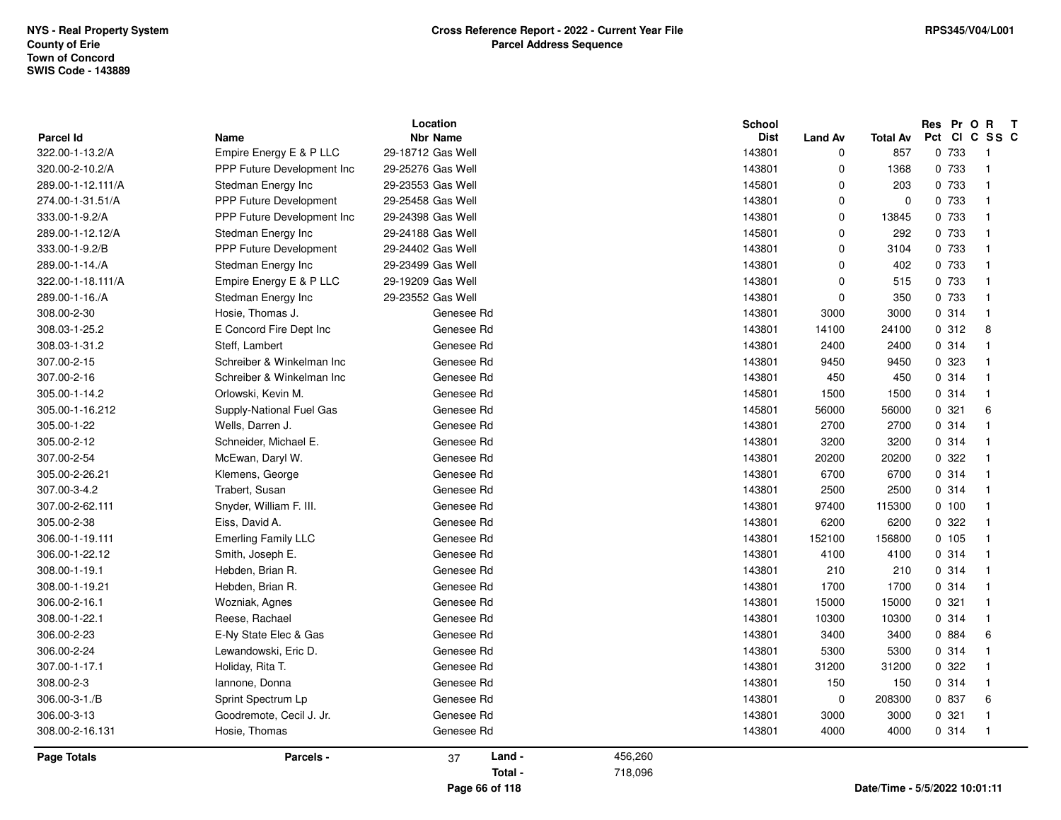NYS - Real Property System
County of Erie
Town of Concord
SWIS Code - 143889

**Cross Reference Report - 2022 - Current Year File**
**Parcel Address Sequence**

RPS345/V04/L001

| Parcel Id | Name | Location Nbr | Location Name | School Dist | Land Av | Total Av | Res Pct | Pr Cl | O C | R SS | T C |
|---|---|---|---|---|---|---|---|---|---|---|---|
| 322.00-1-13.2/A | Empire Energy E & P LLC | 29-18712 | Gas Well | 143801 | 0 | 857 | 0 | 733 | | 1 | |
| 320.00-2-10.2/A | PPP Future Development Inc | 29-25276 | Gas Well | 143801 | 0 | 1368 | 0 | 733 | | 1 | |
| 289.00-1-12.111/A | Stedman Energy Inc | 29-23553 | Gas Well | 145801 | 0 | 203 | 0 | 733 | | 1 | |
| 274.00-1-31.51/A | PPP Future Development | 29-25458 | Gas Well | 143801 | 0 | 0 | 0 | 733 | | 1 | |
| 333.00-1-9.2/A | PPP Future Development Inc | 29-24398 | Gas Well | 143801 | 0 | 13845 | 0 | 733 | | 1 | |
| 289.00-1-12.12/A | Stedman Energy Inc | 29-24188 | Gas Well | 145801 | 0 | 292 | 0 | 733 | | 1 | |
| 333.00-1-9.2/B | PPP Future Development | 29-24402 | Gas Well | 143801 | 0 | 3104 | 0 | 733 | | 1 | |
| 289.00-1-14./A | Stedman Energy Inc | 29-23499 | Gas Well | 143801 | 0 | 402 | 0 | 733 | | 1 | |
| 322.00-1-18.111/A | Empire Energy E & P LLC | 29-19209 | Gas Well | 143801 | 0 | 515 | 0 | 733 | | 1 | |
| 289.00-1-16./A | Stedman Energy Inc | 29-23552 | Gas Well | 143801 | 0 | 350 | 0 | 733 | | 1 | |
| 308.00-2-30 | Hosie, Thomas J. | | Genesee Rd | 143801 | 3000 | 3000 | 0 | 314 | | 1 | |
| 308.03-1-25.2 | E Concord Fire Dept Inc | | Genesee Rd | 143801 | 14100 | 24100 | 0 | 312 | | 8 | |
| 308.03-1-31.2 | Steff, Lambert | | Genesee Rd | 143801 | 2400 | 2400 | 0 | 314 | | 1 | |
| 307.00-2-15 | Schreiber & Winkelman Inc | | Genesee Rd | 143801 | 9450 | 9450 | 0 | 323 | | 1 | |
| 307.00-2-16 | Schreiber & Winkelman Inc | | Genesee Rd | 143801 | 450 | 450 | 0 | 314 | | 1 | |
| 305.00-1-14.2 | Orlowski, Kevin M. | | Genesee Rd | 145801 | 1500 | 1500 | 0 | 314 | | 1 | |
| 305.00-1-16.212 | Supply-National Fuel Gas | | Genesee Rd | 145801 | 56000 | 56000 | 0 | 321 | | 6 | |
| 305.00-1-22 | Wells, Darren J. | | Genesee Rd | 143801 | 2700 | 2700 | 0 | 314 | | 1 | |
| 305.00-2-12 | Schneider, Michael E. | | Genesee Rd | 143801 | 3200 | 3200 | 0 | 314 | | 1 | |
| 307.00-2-54 | McEwan, Daryl W. | | Genesee Rd | 143801 | 20200 | 20200 | 0 | 322 | | 1 | |
| 305.00-2-26.21 | Klemens, George | | Genesee Rd | 143801 | 6700 | 6700 | 0 | 314 | | 1 | |
| 307.00-3-4.2 | Trabert, Susan | | Genesee Rd | 143801 | 2500 | 2500 | 0 | 314 | | 1 | |
| 307.00-2-62.111 | Snyder, William F. III. | | Genesee Rd | 143801 | 97400 | 115300 | 0 | 100 | | 1 | |
| 305.00-2-38 | Eiss, David A. | | Genesee Rd | 143801 | 6200 | 6200 | 0 | 322 | | 1 | |
| 306.00-1-19.111 | Emerling Family LLC | | Genesee Rd | 143801 | 152100 | 156800 | 0 | 105 | | 1 | |
| 306.00-1-22.12 | Smith, Joseph E. | | Genesee Rd | 143801 | 4100 | 4100 | 0 | 314 | | 1 | |
| 308.00-1-19.1 | Hebden, Brian R. | | Genesee Rd | 143801 | 210 | 210 | 0 | 314 | | 1 | |
| 308.00-1-19.21 | Hebden, Brian R. | | Genesee Rd | 143801 | 1700 | 1700 | 0 | 314 | | 1 | |
| 306.00-2-16.1 | Wozniak, Agnes | | Genesee Rd | 143801 | 15000 | 15000 | 0 | 321 | | 1 | |
| 308.00-1-22.1 | Reese, Rachael | | Genesee Rd | 143801 | 10300 | 10300 | 0 | 314 | | 1 | |
| 306.00-2-23 | E-Ny State Elec & Gas | | Genesee Rd | 143801 | 3400 | 3400 | 0 | 884 | | 6 | |
| 306.00-2-24 | Lewandowski, Eric D. | | Genesee Rd | 143801 | 5300 | 5300 | 0 | 314 | | 1 | |
| 307.00-1-17.1 | Holiday, Rita T. | | Genesee Rd | 143801 | 31200 | 31200 | 0 | 322 | | 1 | |
| 308.00-2-3 | Iannone, Donna | | Genesee Rd | 143801 | 150 | 150 | 0 | 314 | | 1 | |
| 306.00-3-1./B | Sprint Spectrum Lp | | Genesee Rd | 143801 | 0 | 208300 | 0 | 837 | | 6 | |
| 306.00-3-13 | Goodremote, Cecil J. Jr. | | Genesee Rd | 143801 | 3000 | 3000 | 0 | 321 | | 1 | |
| 308.00-2-16.131 | Hosie, Thomas | | Genesee Rd | 143801 | 4000 | 4000 | 0 | 314 | | 1 | |

**Page Totals** Parcels - 37 Land - 456,260 Total - 718,096

Date/Time - 5/5/2022 10:01:11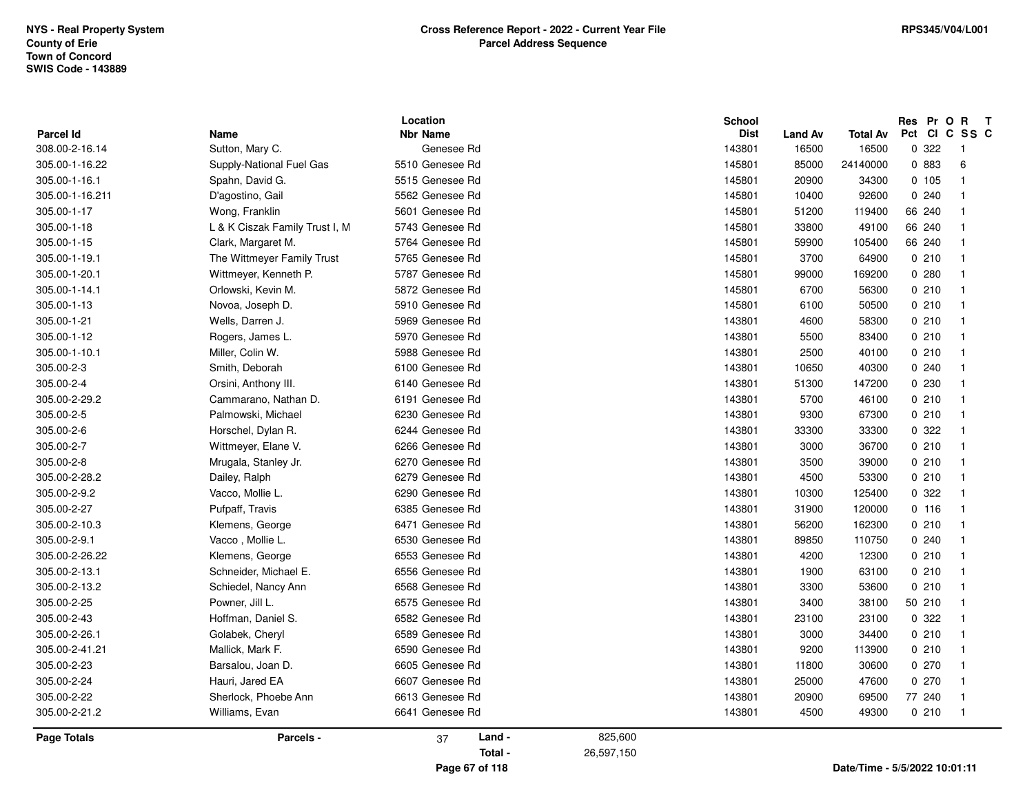NYS - Real Property System
County of Erie
Town of Concord
SWIS Code - 143889

**Cross Reference Report - 2022 - Current Year File**
**Parcel Address Sequence**

RPS345/V04/L001

| Parcel Id | Name | Location Nbr | Location Name | School Dist | Land Av | Total Av | Res Pct | Pr Cl | O C | R SS | T C |
|---|---|---|---|---|---|---|---|---|---|---|---|
| 308.00-2-16.14 | Sutton, Mary C. | | Genesee Rd | 143801 | 16500 | 16500 | 0 | 322 | | 1 | |
| 305.00-1-16.22 | Supply-National Fuel Gas | 5510 | Genesee Rd | 145801 | 85000 | 24140000 | 0 | 883 | | 6 | |
| 305.00-1-16.1 | Spahn, David G. | 5515 | Genesee Rd | 145801 | 20900 | 34300 | 0 | 105 | | 1 | |
| 305.00-1-16.211 | D'agostino, Gail | 5562 | Genesee Rd | 145801 | 10400 | 92600 | 0 | 240 | | 1 | |
| 305.00-1-17 | Wong, Franklin | 5601 | Genesee Rd | 145801 | 51200 | 119400 | 66 | 240 | | 1 | |
| 305.00-1-18 | L & K Ciszak Family Trust I, M | 5743 | Genesee Rd | 145801 | 33800 | 49100 | 66 | 240 | | 1 | |
| 305.00-1-15 | Clark, Margaret M. | 5764 | Genesee Rd | 145801 | 59900 | 105400 | 66 | 240 | | 1 | |
| 305.00-1-19.1 | The Wittmeyer Family Trust | 5765 | Genesee Rd | 145801 | 3700 | 64900 | 0 | 210 | | 1 | |
| 305.00-1-20.1 | Wittmeyer, Kenneth P. | 5787 | Genesee Rd | 145801 | 99000 | 169200 | 0 | 280 | | 1 | |
| 305.00-1-14.1 | Orlowski, Kevin M. | 5872 | Genesee Rd | 145801 | 6700 | 56300 | 0 | 210 | | 1 | |
| 305.00-1-13 | Novoa, Joseph D. | 5910 | Genesee Rd | 145801 | 6100 | 50500 | 0 | 210 | | 1 | |
| 305.00-1-21 | Wells, Darren J. | 5969 | Genesee Rd | 143801 | 4600 | 58300 | 0 | 210 | | 1 | |
| 305.00-1-12 | Rogers, James L. | 5970 | Genesee Rd | 143801 | 5500 | 83400 | 0 | 210 | | 1 | |
| 305.00-1-10.1 | Miller, Colin W. | 5988 | Genesee Rd | 143801 | 2500 | 40100 | 0 | 210 | | 1 | |
| 305.00-2-3 | Smith, Deborah | 6100 | Genesee Rd | 143801 | 10650 | 40300 | 0 | 240 | | 1 | |
| 305.00-2-4 | Orsini, Anthony III. | 6140 | Genesee Rd | 143801 | 51300 | 147200 | 0 | 230 | | 1 | |
| 305.00-2-29.2 | Cammarano, Nathan D. | 6191 | Genesee Rd | 143801 | 5700 | 46100 | 0 | 210 | | 1 | |
| 305.00-2-5 | Palmowski, Michael | 6230 | Genesee Rd | 143801 | 9300 | 67300 | 0 | 210 | | 1 | |
| 305.00-2-6 | Horschel, Dylan R. | 6244 | Genesee Rd | 143801 | 33300 | 33300 | 0 | 322 | | 1 | |
| 305.00-2-7 | Wittmeyer, Elane V. | 6266 | Genesee Rd | 143801 | 3000 | 36700 | 0 | 210 | | 1 | |
| 305.00-2-8 | Mrugala, Stanley Jr. | 6270 | Genesee Rd | 143801 | 3500 | 39000 | 0 | 210 | | 1 | |
| 305.00-2-28.2 | Dailey, Ralph | 6279 | Genesee Rd | 143801 | 4500 | 53300 | 0 | 210 | | 1 | |
| 305.00-2-9.2 | Vacco, Mollie L. | 6290 | Genesee Rd | 143801 | 10300 | 125400 | 0 | 322 | | 1 | |
| 305.00-2-27 | Pufpaff, Travis | 6385 | Genesee Rd | 143801 | 31900 | 120000 | 0 | 116 | | 1 | |
| 305.00-2-10.3 | Klemens, George | 6471 | Genesee Rd | 143801 | 56200 | 162300 | 0 | 210 | | 1 | |
| 305.00-2-9.1 | Vacco , Mollie L. | 6530 | Genesee Rd | 143801 | 89850 | 110750 | 0 | 240 | | 1 | |
| 305.00-2-26.22 | Klemens, George | 6553 | Genesee Rd | 143801 | 4200 | 12300 | 0 | 210 | | 1 | |
| 305.00-2-13.1 | Schneider, Michael E. | 6556 | Genesee Rd | 143801 | 1900 | 63100 | 0 | 210 | | 1 | |
| 305.00-2-13.2 | Schiedel, Nancy Ann | 6568 | Genesee Rd | 143801 | 3300 | 53600 | 0 | 210 | | 1 | |
| 305.00-2-25 | Powner, Jill L. | 6575 | Genesee Rd | 143801 | 3400 | 38100 | 50 | 210 | | 1 | |
| 305.00-2-43 | Hoffman, Daniel S. | 6582 | Genesee Rd | 143801 | 23100 | 23100 | 0 | 322 | | 1 | |
| 305.00-2-26.1 | Golabek, Cheryl | 6589 | Genesee Rd | 143801 | 3000 | 34400 | 0 | 210 | | 1 | |
| 305.00-2-41.21 | Mallick, Mark F. | 6590 | Genesee Rd | 143801 | 9200 | 113900 | 0 | 210 | | 1 | |
| 305.00-2-23 | Barsalou, Joan D. | 6605 | Genesee Rd | 143801 | 11800 | 30600 | 0 | 270 | | 1 | |
| 305.00-2-24 | Hauri, Jared EA | 6607 | Genesee Rd | 143801 | 25000 | 47600 | 0 | 270 | | 1 | |
| 305.00-2-22 | Sherlock, Phoebe Ann | 6613 | Genesee Rd | 143801 | 20900 | 69500 | 77 | 240 | | 1 | |
| 305.00-2-21.2 | Williams, Evan | 6641 | Genesee Rd | 143801 | 4500 | 49300 | 0 | 210 | | 1 | |

| Page Totals | Parcels - | 37 | Land - | 825,600 |
|---|---|---|---|---|
| | | | Total - | 26,597,150 |

Date/Time - 5/5/2022 10:01:11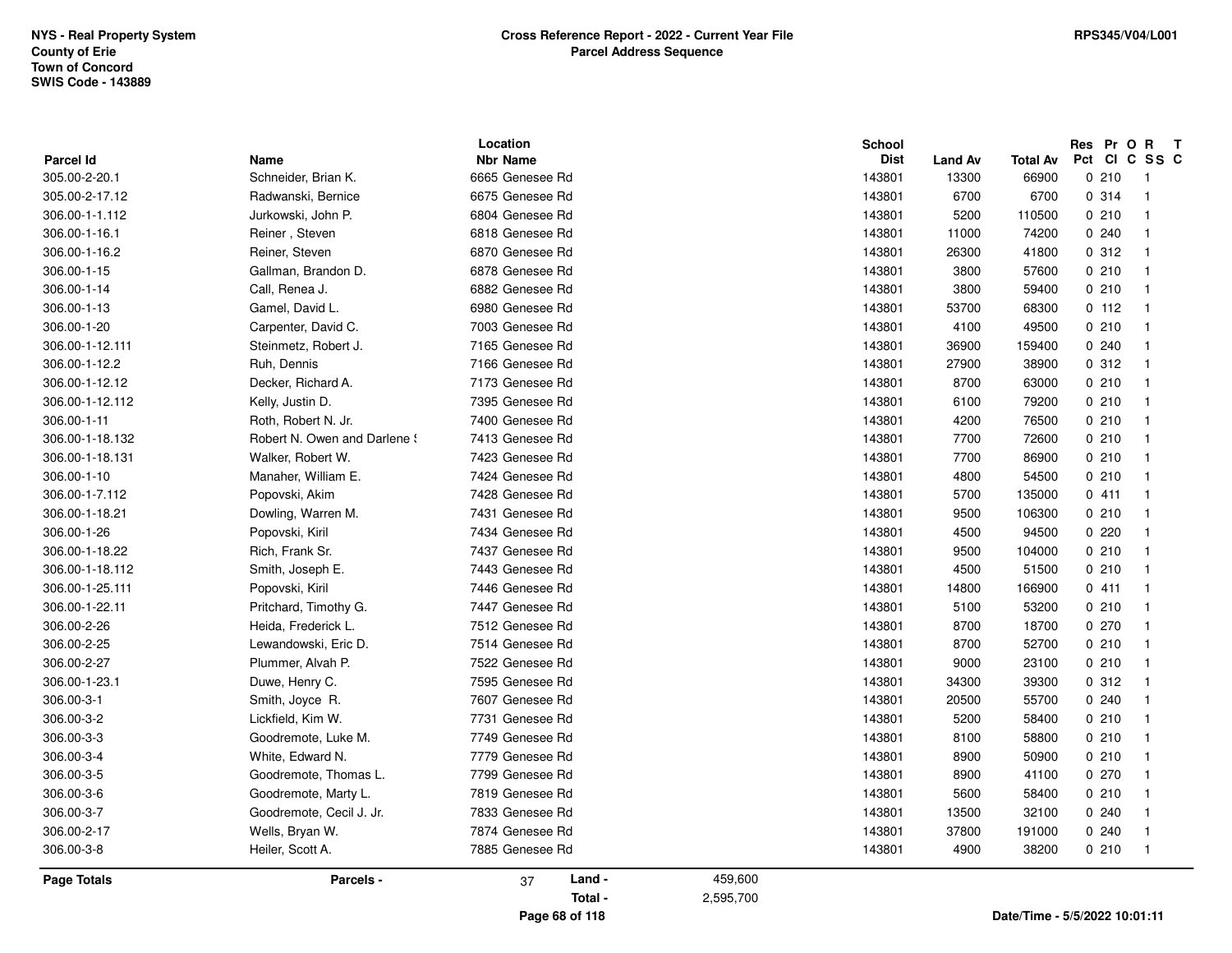NYS - Real Property System
County of Erie
Town of Concord
SWIS Code - 143889

**Cross Reference Report - 2022 - Current Year File**
**Parcel Address Sequence**

RPS345/V04/L001

| Parcel Id | Name | Location Nbr Name | School Dist | Land Av | Total Av | Res Pct | Pr Cl | O C | R SS | T C |
|---|---|---|---|---|---|---|---|---|---|---|
| 305.00-2-20.1 | Schneider, Brian K. | 6665 Genesee Rd | 143801 | 13300 | 66900 | 0 | 210 | | 1 | |
| 305.00-2-17.12 | Radwanski, Bernice | 6675 Genesee Rd | 143801 | 6700 | 6700 | 0 | 314 | | 1 | |
| 306.00-1-1.112 | Jurkowski, John P. | 6804 Genesee Rd | 143801 | 5200 | 110500 | 0 | 210 | | 1 | |
| 306.00-1-16.1 | Reiner , Steven | 6818 Genesee Rd | 143801 | 11000 | 74200 | 0 | 240 | | 1 | |
| 306.00-1-16.2 | Reiner, Steven | 6870 Genesee Rd | 143801 | 26300 | 41800 | 0 | 312 | | 1 | |
| 306.00-1-15 | Gallman, Brandon D. | 6878 Genesee Rd | 143801 | 3800 | 57600 | 0 | 210 | | 1 | |
| 306.00-1-14 | Call, Renea J. | 6882 Genesee Rd | 143801 | 3800 | 59400 | 0 | 210 | | 1 | |
| 306.00-1-13 | Gamel, David L. | 6980 Genesee Rd | 143801 | 53700 | 68300 | 0 | 112 | | 1 | |
| 306.00-1-20 | Carpenter, David C. | 7003 Genesee Rd | 143801 | 4100 | 49500 | 0 | 210 | | 1 | |
| 306.00-1-12.111 | Steinmetz, Robert J. | 7165 Genesee Rd | 143801 | 36900 | 159400 | 0 | 240 | | 1 | |
| 306.00-1-12.2 | Ruh, Dennis | 7166 Genesee Rd | 143801 | 27900 | 38900 | 0 | 312 | | 1 | |
| 306.00-1-12.12 | Decker, Richard A. | 7173 Genesee Rd | 143801 | 8700 | 63000 | 0 | 210 | | 1 | |
| 306.00-1-12.112 | Kelly, Justin D. | 7395 Genesee Rd | 143801 | 6100 | 79200 | 0 | 210 | | 1 | |
| 306.00-1-11 | Roth, Robert N. Jr. | 7400 Genesee Rd | 143801 | 4200 | 76500 | 0 | 210 | | 1 | |
| 306.00-1-18.132 | Robert N. Owen and Darlene S | 7413 Genesee Rd | 143801 | 7700 | 72600 | 0 | 210 | | 1 | |
| 306.00-1-18.131 | Walker, Robert W. | 7423 Genesee Rd | 143801 | 7700 | 86900 | 0 | 210 | | 1 | |
| 306.00-1-10 | Manaher, William E. | 7424 Genesee Rd | 143801 | 4800 | 54500 | 0 | 210 | | 1 | |
| 306.00-1-7.112 | Popovski, Akim | 7428 Genesee Rd | 143801 | 5700 | 135000 | 0 | 411 | | 1 | |
| 306.00-1-18.21 | Dowling, Warren M. | 7431 Genesee Rd | 143801 | 9500 | 106300 | 0 | 210 | | 1 | |
| 306.00-1-26 | Popovski, Kiril | 7434 Genesee Rd | 143801 | 4500 | 94500 | 0 | 220 | | 1 | |
| 306.00-1-18.22 | Rich, Frank Sr. | 7437 Genesee Rd | 143801 | 9500 | 104000 | 0 | 210 | | 1 | |
| 306.00-1-18.112 | Smith, Joseph E. | 7443 Genesee Rd | 143801 | 4500 | 51500 | 0 | 210 | | 1 | |
| 306.00-1-25.111 | Popovski, Kiril | 7446 Genesee Rd | 143801 | 14800 | 166900 | 0 | 411 | | 1 | |
| 306.00-1-22.11 | Pritchard, Timothy G. | 7447 Genesee Rd | 143801 | 5100 | 53200 | 0 | 210 | | 1 | |
| 306.00-2-26 | Heida, Frederick L. | 7512 Genesee Rd | 143801 | 8700 | 18700 | 0 | 270 | | 1 | |
| 306.00-2-25 | Lewandowski, Eric D. | 7514 Genesee Rd | 143801 | 8700 | 52700 | 0 | 210 | | 1 | |
| 306.00-2-27 | Plummer, Alvah P. | 7522 Genesee Rd | 143801 | 9000 | 23100 | 0 | 210 | | 1 | |
| 306.00-1-23.1 | Duwe, Henry C. | 7595 Genesee Rd | 143801 | 34300 | 39300 | 0 | 312 | | 1 | |
| 306.00-3-1 | Smith, Joyce R. | 7607 Genesee Rd | 143801 | 20500 | 55700 | 0 | 240 | | 1 | |
| 306.00-3-2 | Lickfield, Kim W. | 7731 Genesee Rd | 143801 | 5200 | 58400 | 0 | 210 | | 1 | |
| 306.00-3-3 | Goodremote, Luke M. | 7749 Genesee Rd | 143801 | 8100 | 58800 | 0 | 210 | | 1 | |
| 306.00-3-4 | White, Edward N. | 7779 Genesee Rd | 143801 | 8900 | 50900 | 0 | 210 | | 1 | |
| 306.00-3-5 | Goodremote, Thomas L. | 7799 Genesee Rd | 143801 | 8900 | 41100 | 0 | 270 | | 1 | |
| 306.00-3-6 | Goodremote, Marty L. | 7819 Genesee Rd | 143801 | 5600 | 58400 | 0 | 210 | | 1 | |
| 306.00-3-7 | Goodremote, Cecil J. Jr. | 7833 Genesee Rd | 143801 | 13500 | 32100 | 0 | 240 | | 1 | |
| 306.00-2-17 | Wells, Bryan W. | 7874 Genesee Rd | 143801 | 37800 | 191000 | 0 | 240 | | 1 | |
| 306.00-3-8 | Heiler, Scott A. | 7885 Genesee Rd | 143801 | 4900 | 38200 | 0 | 210 | | 1 | |

**Page Totals** — **Parcels -** 37 — **Land -** 459,600 — **Total -** 2,595,700

Date/Time - 5/5/2022 10:01:11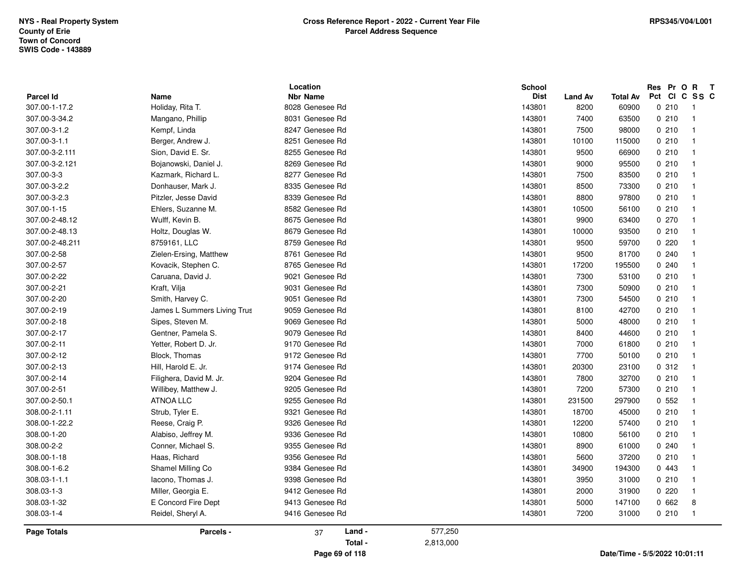NYS - Real Property System
County of Erie
Town of Concord
SWIS Code - 143889

**Cross Reference Report - 2022 - Current Year File**
**Parcel Address Sequence**

RPS345/V04/L001

| Parcel Id | Name | Location Nbr | Location Name | School Dist | Land Av | Total Av | Res Pct | Pr Cl | O C | R SS | T C |
|---|---|---|---|---|---|---|---|---|---|---|---|
| 307.00-1-17.2 | Holiday, Rita T. | 8028 | Genesee Rd | 143801 | 8200 | 60900 | 0 | 210 | | 1 | |
| 307.00-3-34.2 | Mangano, Phillip | 8031 | Genesee Rd | 143801 | 7400 | 63500 | 0 | 210 | | 1 | |
| 307.00-3-1.2 | Kempf, Linda | 8247 | Genesee Rd | 143801 | 7500 | 98000 | 0 | 210 | | 1 | |
| 307.00-3-1.1 | Berger, Andrew J. | 8251 | Genesee Rd | 143801 | 10100 | 115000 | 0 | 210 | | 1 | |
| 307.00-3-2.111 | Sion, David E. Sr. | 8255 | Genesee Rd | 143801 | 9500 | 66900 | 0 | 210 | | 1 | |
| 307.00-3-2.121 | Bojanowski, Daniel J. | 8269 | Genesee Rd | 143801 | 9000 | 95500 | 0 | 210 | | 1 | |
| 307.00-3-3 | Kazmark, Richard L. | 8277 | Genesee Rd | 143801 | 7500 | 83500 | 0 | 210 | | 1 | |
| 307.00-3-2.2 | Donhauser, Mark J. | 8335 | Genesee Rd | 143801 | 8500 | 73300 | 0 | 210 | | 1 | |
| 307.00-3-2.3 | Pitzler, Jesse David | 8339 | Genesee Rd | 143801 | 8800 | 97800 | 0 | 210 | | 1 | |
| 307.00-1-15 | Ehlers, Suzanne M. | 8582 | Genesee Rd | 143801 | 10500 | 56100 | 0 | 210 | | 1 | |
| 307.00-2-48.12 | Wulff, Kevin B. | 8675 | Genesee Rd | 143801 | 9900 | 63400 | 0 | 270 | | 1 | |
| 307.00-2-48.13 | Holtz, Douglas W. | 8679 | Genesee Rd | 143801 | 10000 | 93500 | 0 | 210 | | 1 | |
| 307.00-2-48.211 | 8759161, LLC | 8759 | Genesee Rd | 143801 | 9500 | 59700 | 0 | 220 | | 1 | |
| 307.00-2-58 | Zielen-Ersing, Matthew | 8761 | Genesee Rd | 143801 | 9500 | 81700 | 0 | 240 | | 1 | |
| 307.00-2-57 | Kovacik, Stephen C. | 8765 | Genesee Rd | 143801 | 17200 | 195500 | 0 | 240 | | 1 | |
| 307.00-2-22 | Caruana, David J. | 9021 | Genesee Rd | 143801 | 7300 | 53100 | 0 | 210 | | 1 | |
| 307.00-2-21 | Kraft, Vilja | 9031 | Genesee Rd | 143801 | 7300 | 50900 | 0 | 210 | | 1 | |
| 307.00-2-20 | Smith, Harvey C. | 9051 | Genesee Rd | 143801 | 7300 | 54500 | 0 | 210 | | 1 | |
| 307.00-2-19 | James L Summers Living Trus | 9059 | Genesee Rd | 143801 | 8100 | 42700 | 0 | 210 | | 1 | |
| 307.00-2-18 | Sipes, Steven M. | 9069 | Genesee Rd | 143801 | 5000 | 48000 | 0 | 210 | | 1 | |
| 307.00-2-17 | Gentner, Pamela S. | 9079 | Genesee Rd | 143801 | 8400 | 44600 | 0 | 210 | | 1 | |
| 307.00-2-11 | Yetter, Robert D. Jr. | 9170 | Genesee Rd | 143801 | 7000 | 61800 | 0 | 210 | | 1 | |
| 307.00-2-12 | Block, Thomas | 9172 | Genesee Rd | 143801 | 7700 | 50100 | 0 | 210 | | 1 | |
| 307.00-2-13 | Hill, Harold E. Jr. | 9174 | Genesee Rd | 143801 | 20300 | 23100 | 0 | 312 | | 1 | |
| 307.00-2-14 | Filighera, David M. Jr. | 9204 | Genesee Rd | 143801 | 7800 | 32700 | 0 | 210 | | 1 | |
| 307.00-2-51 | Willibey, Matthew J. | 9205 | Genesee Rd | 143801 | 7200 | 57300 | 0 | 210 | | 1 | |
| 307.00-2-50.1 | ATNOA LLC | 9255 | Genesee Rd | 143801 | 231500 | 297900 | 0 | 552 | | 1 | |
| 308.00-2-1.11 | Strub, Tyler E. | 9321 | Genesee Rd | 143801 | 18700 | 45000 | 0 | 210 | | 1 | |
| 308.00-1-22.2 | Reese, Craig P. | 9326 | Genesee Rd | 143801 | 12200 | 57400 | 0 | 210 | | 1 | |
| 308.00-1-20 | Alabiso, Jeffrey M. | 9336 | Genesee Rd | 143801 | 10800 | 56100 | 0 | 210 | | 1 | |
| 308.00-2-2 | Conner, Michael S. | 9355 | Genesee Rd | 143801 | 8900 | 61000 | 0 | 240 | | 1 | |
| 308.00-1-18 | Haas, Richard | 9356 | Genesee Rd | 143801 | 5600 | 37200 | 0 | 210 | | 1 | |
| 308.00-1-6.2 | Shamel Milling Co | 9384 | Genesee Rd | 143801 | 34900 | 194300 | 0 | 443 | | 1 | |
| 308.03-1-1.1 | Iacono, Thomas J. | 9398 | Genesee Rd | 143801 | 3950 | 31000 | 0 | 210 | | 1 | |
| 308.03-1-3 | Miller, Georgia E. | 9412 | Genesee Rd | 143801 | 2000 | 31900 | 0 | 220 | | 1 | |
| 308.03-1-32 | E Concord Fire Dept | 9413 | Genesee Rd | 143801 | 5000 | 147100 | 0 | 662 | | 8 | |
| 308.03-1-4 | Reidel, Sheryl A. | 9416 | Genesee Rd | 143801 | 7200 | 31000 | 0 | 210 | | 1 | |

**Page Totals** — **Parcels -** 37 — **Land -** 577,250 — **Total -** 2,813,000

Date/Time - 5/5/2022 10:01:11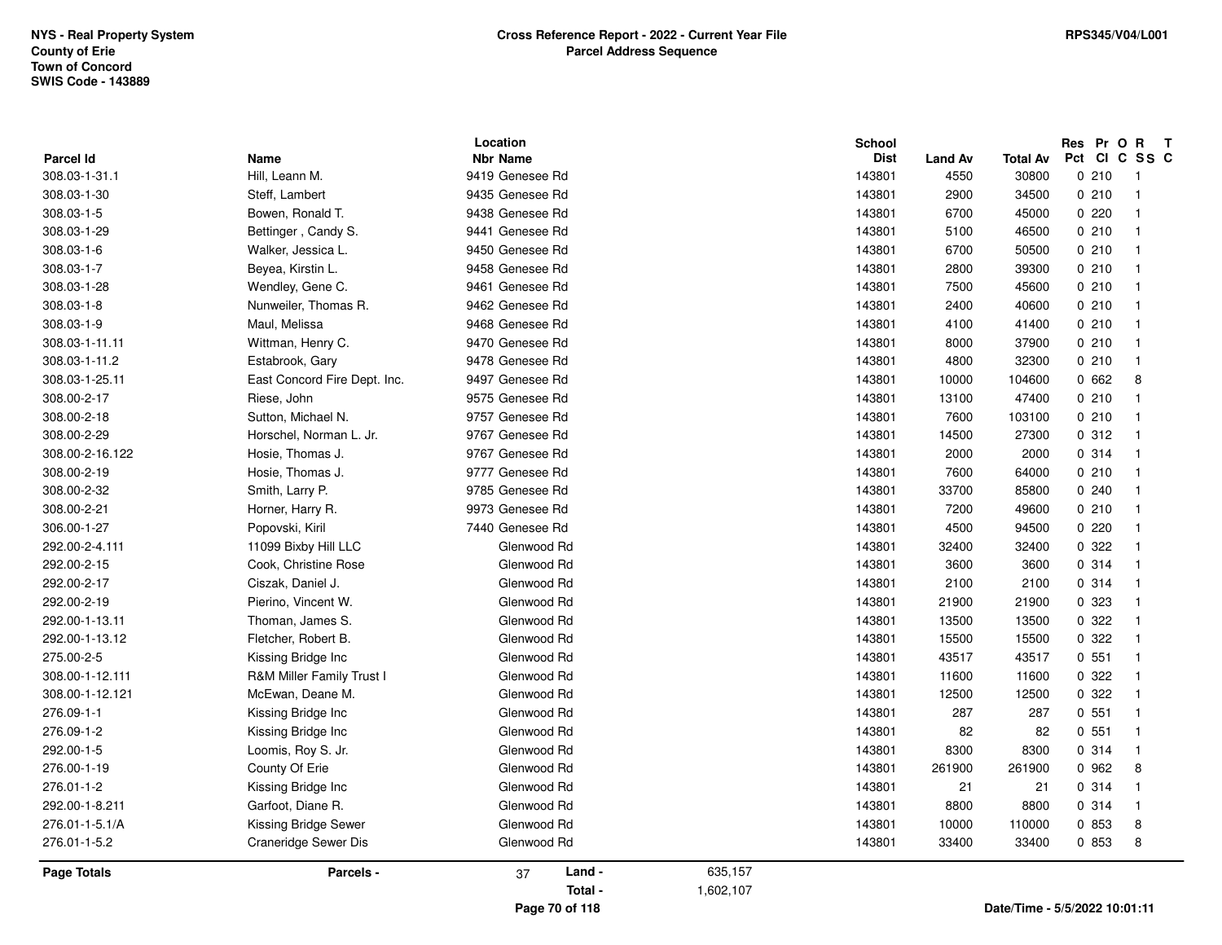NYS - Real Property System
County of Erie
Town of Concord
SWIS Code - 143889

**Cross Reference Report - 2022 - Current Year File**
**Parcel Address Sequence**

RPS345/V04/L001

| Parcel Id | Name | Location Nbr | Location Name | School Dist | Land Av | Total Av | Res Pct | Pr Cl | O C | R SS | T C |
|---|---|---|---|---|---|---|---|---|---|---|---|
| 308.03-1-31.1 | Hill, Leann M. | 9419 | Genesee Rd | 143801 | 4550 | 30800 | 0 | 210 | | 1 | |
| 308.03-1-30 | Steff, Lambert | 9435 | Genesee Rd | 143801 | 2900 | 34500 | 0 | 210 | | 1 | |
| 308.03-1-5 | Bowen, Ronald T. | 9438 | Genesee Rd | 143801 | 6700 | 45000 | 0 | 220 | | 1 | |
| 308.03-1-29 | Bettinger , Candy S. | 9441 | Genesee Rd | 143801 | 5100 | 46500 | 0 | 210 | | 1 | |
| 308.03-1-6 | Walker, Jessica L. | 9450 | Genesee Rd | 143801 | 6700 | 50500 | 0 | 210 | | 1 | |
| 308.03-1-7 | Beyea, Kirstin L. | 9458 | Genesee Rd | 143801 | 2800 | 39300 | 0 | 210 | | 1 | |
| 308.03-1-28 | Wendley, Gene C. | 9461 | Genesee Rd | 143801 | 7500 | 45600 | 0 | 210 | | 1 | |
| 308.03-1-8 | Nunweiler, Thomas R. | 9462 | Genesee Rd | 143801 | 2400 | 40600 | 0 | 210 | | 1 | |
| 308.03-1-9 | Maul, Melissa | 9468 | Genesee Rd | 143801 | 4100 | 41400 | 0 | 210 | | 1 | |
| 308.03-1-11.11 | Wittman, Henry C. | 9470 | Genesee Rd | 143801 | 8000 | 37900 | 0 | 210 | | 1 | |
| 308.03-1-11.2 | Estabrook, Gary | 9478 | Genesee Rd | 143801 | 4800 | 32300 | 0 | 210 | | 1 | |
| 308.03-1-25.11 | East Concord Fire Dept. Inc. | 9497 | Genesee Rd | 143801 | 10000 | 104600 | 0 | 662 | | 8 | |
| 308.00-2-17 | Riese, John | 9575 | Genesee Rd | 143801 | 13100 | 47400 | 0 | 210 | | 1 | |
| 308.00-2-18 | Sutton, Michael N. | 9757 | Genesee Rd | 143801 | 7600 | 103100 | 0 | 210 | | 1 | |
| 308.00-2-29 | Horschel, Norman L. Jr. | 9767 | Genesee Rd | 143801 | 14500 | 27300 | 0 | 312 | | 1 | |
| 308.00-2-16.122 | Hosie, Thomas J. | 9767 | Genesee Rd | 143801 | 2000 | 2000 | 0 | 314 | | 1 | |
| 308.00-2-19 | Hosie, Thomas J. | 9777 | Genesee Rd | 143801 | 7600 | 64000 | 0 | 210 | | 1 | |
| 308.00-2-32 | Smith, Larry P. | 9785 | Genesee Rd | 143801 | 33700 | 85800 | 0 | 240 | | 1 | |
| 308.00-2-21 | Horner, Harry R. | 9973 | Genesee Rd | 143801 | 7200 | 49600 | 0 | 210 | | 1 | |
| 306.00-1-27 | Popovski, Kiril | 7440 | Genesee Rd | 143801 | 4500 | 94500 | 0 | 220 | | 1 | |
| 292.00-2-4.111 | 11099 Bixby Hill LLC | | Glenwood Rd | 143801 | 32400 | 32400 | 0 | 322 | | 1 | |
| 292.00-2-15 | Cook, Christine Rose | | Glenwood Rd | 143801 | 3600 | 3600 | 0 | 314 | | 1 | |
| 292.00-2-17 | Ciszak, Daniel J. | | Glenwood Rd | 143801 | 2100 | 2100 | 0 | 314 | | 1 | |
| 292.00-2-19 | Pierino, Vincent W. | | Glenwood Rd | 143801 | 21900 | 21900 | 0 | 323 | | 1 | |
| 292.00-1-13.11 | Thoman, James S. | | Glenwood Rd | 143801 | 13500 | 13500 | 0 | 322 | | 1 | |
| 292.00-1-13.12 | Fletcher, Robert B. | | Glenwood Rd | 143801 | 15500 | 15500 | 0 | 322 | | 1 | |
| 275.00-2-5 | Kissing Bridge Inc | | Glenwood Rd | 143801 | 43517 | 43517 | 0 | 551 | | 1 | |
| 308.00-1-12.111 | R&M Miller Family Trust I | | Glenwood Rd | 143801 | 11600 | 11600 | 0 | 322 | | 1 | |
| 308.00-1-12.121 | McEwan, Deane M. | | Glenwood Rd | 143801 | 12500 | 12500 | 0 | 322 | | 1 | |
| 276.09-1-1 | Kissing Bridge Inc | | Glenwood Rd | 143801 | 287 | 287 | 0 | 551 | | 1 | |
| 276.09-1-2 | Kissing Bridge Inc | | Glenwood Rd | 143801 | 82 | 82 | 0 | 551 | | 1 | |
| 292.00-1-5 | Loomis, Roy S. Jr. | | Glenwood Rd | 143801 | 8300 | 8300 | 0 | 314 | | 1 | |
| 276.00-1-19 | County Of Erie | | Glenwood Rd | 143801 | 261900 | 261900 | 0 | 962 | | 8 | |
| 276.01-1-2 | Kissing Bridge Inc | | Glenwood Rd | 143801 | 21 | 21 | 0 | 314 | | 1 | |
| 292.00-1-8.211 | Garfoot, Diane R. | | Glenwood Rd | 143801 | 8800 | 8800 | 0 | 314 | | 1 | |
| 276.01-1-5.1/A | Kissing Bridge Sewer | | Glenwood Rd | 143801 | 10000 | 110000 | 0 | 853 | | 8 | |
| 276.01-1-5.2 | Craneridge Sewer Dis | | Glenwood Rd | 143801 | 33400 | 33400 | 0 | 853 | | 8 | |

**Page Totals** **Parcels -** 37 **Land -** 635,157 **Total -** 1,602,107

**Date/Time - 5/5/2022 10:01:11**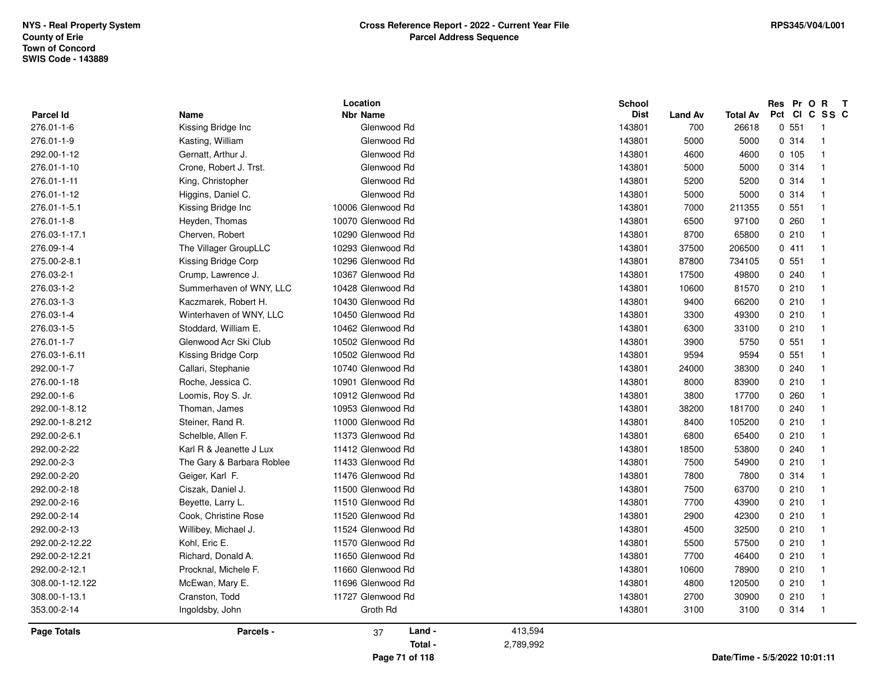NYS - Real Property System
County of Erie
Town of Concord
SWIS Code - 143889

**Cross Reference Report - 2022 - Current Year File**
**Parcel Address Sequence**

RPS345/V04/L001

| Parcel Id | Name | Location Nbr | Location Name | School Dist | Land Av | Total Av | Res Pct | Pr Cl | O C | R SS | T C |
|---|---|---|---|---|---|---|---|---|---|---|---|
| 276.01-1-6 | Kissing Bridge Inc | | Glenwood Rd | 143801 | 700 | 26618 | 0 | 551 | | 1 | |
| 276.01-1-9 | Kasting, William | | Glenwood Rd | 143801 | 5000 | 5000 | 0 | 314 | | 1 | |
| 292.00-1-12 | Gernatt, Arthur J. | | Glenwood Rd | 143801 | 4600 | 4600 | 0 | 105 | | 1 | |
| 276.01-1-10 | Crone, Robert J. Trst. | | Glenwood Rd | 143801 | 5000 | 5000 | 0 | 314 | | 1 | |
| 276.01-1-11 | King, Christopher | | Glenwood Rd | 143801 | 5200 | 5200 | 0 | 314 | | 1 | |
| 276.01-1-12 | Higgins, Daniel C. | | Glenwood Rd | 143801 | 5000 | 5000 | 0 | 314 | | 1 | |
| 276.01-1-5.1 | Kissing Bridge Inc | 10006 | Glenwood Rd | 143801 | 7000 | 211355 | 0 | 551 | | 1 | |
| 276.01-1-8 | Heyden, Thomas | 10070 | Glenwood Rd | 143801 | 6500 | 97100 | 0 | 260 | | 1 | |
| 276.03-1-17.1 | Cherven, Robert | 10290 | Glenwood Rd | 143801 | 8700 | 65800 | 0 | 210 | | 1 | |
| 276.09-1-4 | The Villager GroupLLC | 10293 | Glenwood Rd | 143801 | 37500 | 206500 | 0 | 411 | | 1 | |
| 275.00-2-8.1 | Kissing Bridge Corp | 10296 | Glenwood Rd | 143801 | 87800 | 734105 | 0 | 551 | | 1 | |
| 276.03-2-1 | Crump, Lawrence J. | 10367 | Glenwood Rd | 143801 | 17500 | 49800 | 0 | 240 | | 1 | |
| 276.03-1-2 | Summerhaven of WNY, LLC | 10428 | Glenwood Rd | 143801 | 10600 | 81570 | 0 | 210 | | 1 | |
| 276.03-1-3 | Kaczmarek, Robert H. | 10430 | Glenwood Rd | 143801 | 9400 | 66200 | 0 | 210 | | 1 | |
| 276.03-1-4 | Winterhaven of WNY, LLC | 10450 | Glenwood Rd | 143801 | 3300 | 49300 | 0 | 210 | | 1 | |
| 276.03-1-5 | Stoddard, William E. | 10462 | Glenwood Rd | 143801 | 6300 | 33100 | 0 | 210 | | 1 | |
| 276.01-1-7 | Glenwood Acr Ski Club | 10502 | Glenwood Rd | 143801 | 3900 | 5750 | 0 | 551 | | 1 | |
| 276.03-1-6.11 | Kissing Bridge Corp | 10502 | Glenwood Rd | 143801 | 9594 | 9594 | 0 | 551 | | 1 | |
| 292.00-1-7 | Callari, Stephanie | 10740 | Glenwood Rd | 143801 | 24000 | 38300 | 0 | 240 | | 1 | |
| 276.00-1-18 | Roche, Jessica C. | 10901 | Glenwood Rd | 143801 | 8000 | 83900 | 0 | 210 | | 1 | |
| 292.00-1-6 | Loomis, Roy S. Jr. | 10912 | Glenwood Rd | 143801 | 3800 | 17700 | 0 | 260 | | 1 | |
| 292.00-1-8.12 | Thoman, James | 10953 | Glenwood Rd | 143801 | 38200 | 181700 | 0 | 240 | | 1 | |
| 292.00-1-8.212 | Steiner, Rand R. | 11000 | Glenwood Rd | 143801 | 8400 | 105200 | 0 | 210 | | 1 | |
| 292.00-2-6.1 | Schelble, Allen F. | 11373 | Glenwood Rd | 143801 | 6800 | 65400 | 0 | 210 | | 1 | |
| 292.00-2-22 | Karl R & Jeanette J Lux | 11412 | Glenwood Rd | 143801 | 18500 | 53800 | 0 | 240 | | 1 | |
| 292.00-2-3 | The Gary & Barbara Roblee | 11433 | Glenwood Rd | 143801 | 7500 | 54900 | 0 | 210 | | 1 | |
| 292.00-2-20 | Geiger, Karl F. | 11476 | Glenwood Rd | 143801 | 7800 | 7800 | 0 | 314 | | 1 | |
| 292.00-2-18 | Ciszak, Daniel J. | 11500 | Glenwood Rd | 143801 | 7500 | 63700 | 0 | 210 | | 1 | |
| 292.00-2-16 | Beyette, Larry L. | 11510 | Glenwood Rd | 143801 | 7700 | 43900 | 0 | 210 | | 1 | |
| 292.00-2-14 | Cook, Christine Rose | 11520 | Glenwood Rd | 143801 | 2900 | 42300 | 0 | 210 | | 1 | |
| 292.00-2-13 | Willibey, Michael J. | 11524 | Glenwood Rd | 143801 | 4500 | 32500 | 0 | 210 | | 1 | |
| 292.00-2-12.22 | Kohl, Eric E. | 11570 | Glenwood Rd | 143801 | 5500 | 57500 | 0 | 210 | | 1 | |
| 292.00-2-12.21 | Richard, Donald A. | 11650 | Glenwood Rd | 143801 | 7700 | 46400 | 0 | 210 | | 1 | |
| 292.00-2-12.1 | Procknal, Michele F. | 11660 | Glenwood Rd | 143801 | 10600 | 78900 | 0 | 210 | | 1 | |
| 308.00-1-12.122 | McEwan, Mary E. | 11696 | Glenwood Rd | 143801 | 4800 | 120500 | 0 | 210 | | 1 | |
| 308.00-1-13.1 | Cranston, Todd | 11727 | Glenwood Rd | 143801 | 2700 | 30900 | 0 | 210 | | 1 | |
| 353.00-2-14 | Ingoldsby, John | | Groth Rd | 143801 | 3100 | 3100 | 0 | 314 | | 1 | |

**Page Totals** **Parcels -** 37 **Land -** 413,594
**Total -** 2,789,992

Date/Time - 5/5/2022 10:01:11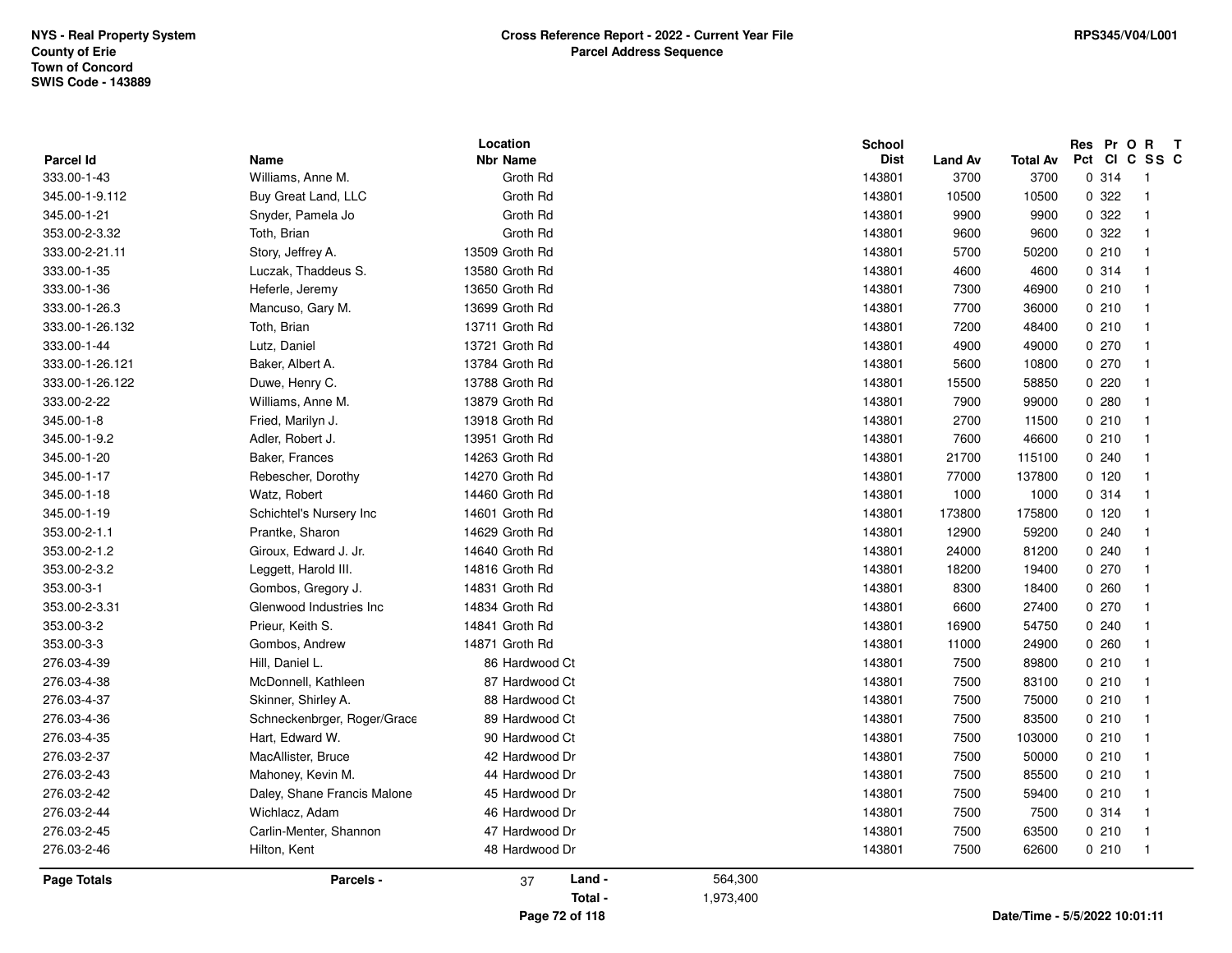NYS - Real Property System
County of Erie
Town of Concord
SWIS Code - 143889

**Cross Reference Report - 2022 - Current Year File**
**Parcel Address Sequence**

RPS345/V04/L001

| Parcel Id | Name | Location Nbr | Location Name | School Dist | Land Av | Total Av | Res Pct | Pr Cl | O C | R SS | T C |
|---|---|---|---|---|---|---|---|---|---|---|---|
| 333.00-1-43 | Williams, Anne M. | | Groth Rd | 143801 | 3700 | 3700 | 0 | 314 | | 1 | |
| 345.00-1-9.112 | Buy Great Land, LLC | | Groth Rd | 143801 | 10500 | 10500 | 0 | 322 | | 1 | |
| 345.00-1-21 | Snyder, Pamela Jo | | Groth Rd | 143801 | 9900 | 9900 | 0 | 322 | | 1 | |
| 353.00-2-3.32 | Toth, Brian | | Groth Rd | 143801 | 9600 | 9600 | 0 | 322 | | 1 | |
| 333.00-2-21.11 | Story, Jeffrey A. | 13509 | Groth Rd | 143801 | 5700 | 50200 | 0 | 210 | | 1 | |
| 333.00-1-35 | Luczak, Thaddeus S. | 13580 | Groth Rd | 143801 | 4600 | 4600 | 0 | 314 | | 1 | |
| 333.00-1-36 | Heferle, Jeremy | 13650 | Groth Rd | 143801 | 7300 | 46900 | 0 | 210 | | 1 | |
| 333.00-1-26.3 | Mancuso, Gary M. | 13699 | Groth Rd | 143801 | 7700 | 36000 | 0 | 210 | | 1 | |
| 333.00-1-26.132 | Toth, Brian | 13711 | Groth Rd | 143801 | 7200 | 48400 | 0 | 210 | | 1 | |
| 333.00-1-44 | Lutz, Daniel | 13721 | Groth Rd | 143801 | 4900 | 49000 | 0 | 270 | | 1 | |
| 333.00-1-26.121 | Baker, Albert A. | 13784 | Groth Rd | 143801 | 5600 | 10800 | 0 | 270 | | 1 | |
| 333.00-1-26.122 | Duwe, Henry C. | 13788 | Groth Rd | 143801 | 15500 | 58850 | 0 | 220 | | 1 | |
| 333.00-2-22 | Williams, Anne M. | 13879 | Groth Rd | 143801 | 7900 | 99000 | 0 | 280 | | 1 | |
| 345.00-1-8 | Fried, Marilyn J. | 13918 | Groth Rd | 143801 | 2700 | 11500 | 0 | 210 | | 1 | |
| 345.00-1-9.2 | Adler, Robert J. | 13951 | Groth Rd | 143801 | 7600 | 46600 | 0 | 210 | | 1 | |
| 345.00-1-20 | Baker, Frances | 14263 | Groth Rd | 143801 | 21700 | 115100 | 0 | 240 | | 1 | |
| 345.00-1-17 | Rebescher, Dorothy | 14270 | Groth Rd | 143801 | 77000 | 137800 | 0 | 120 | | 1 | |
| 345.00-1-18 | Watz, Robert | 14460 | Groth Rd | 143801 | 1000 | 1000 | 0 | 314 | | 1 | |
| 345.00-1-19 | Schichtel's Nursery Inc | 14601 | Groth Rd | 143801 | 173800 | 175800 | 0 | 120 | | 1 | |
| 353.00-2-1.1 | Prantke, Sharon | 14629 | Groth Rd | 143801 | 12900 | 59200 | 0 | 240 | | 1 | |
| 353.00-2-1.2 | Giroux, Edward J. Jr. | 14640 | Groth Rd | 143801 | 24000 | 81200 | 0 | 240 | | 1 | |
| 353.00-2-3.2 | Leggett, Harold III. | 14816 | Groth Rd | 143801 | 18200 | 19400 | 0 | 270 | | 1 | |
| 353.00-3-1 | Gombos, Gregory J. | 14831 | Groth Rd | 143801 | 8300 | 18400 | 0 | 260 | | 1 | |
| 353.00-2-3.31 | Glenwood Industries Inc | 14834 | Groth Rd | 143801 | 6600 | 27400 | 0 | 270 | | 1 | |
| 353.00-3-2 | Prieur, Keith S. | 14841 | Groth Rd | 143801 | 16900 | 54750 | 0 | 240 | | 1 | |
| 353.00-3-3 | Gombos, Andrew | 14871 | Groth Rd | 143801 | 11000 | 24900 | 0 | 260 | | 1 | |
| 276.03-4-39 | Hill, Daniel L. | 86 | Hardwood Ct | 143801 | 7500 | 89800 | 0 | 210 | | 1 | |
| 276.03-4-38 | McDonnell, Kathleen | 87 | Hardwood Ct | 143801 | 7500 | 83100 | 0 | 210 | | 1 | |
| 276.03-4-37 | Skinner, Shirley A. | 88 | Hardwood Ct | 143801 | 7500 | 75000 | 0 | 210 | | 1 | |
| 276.03-4-36 | Schneckenbrger, Roger/Grace | 89 | Hardwood Ct | 143801 | 7500 | 83500 | 0 | 210 | | 1 | |
| 276.03-4-35 | Hart, Edward W. | 90 | Hardwood Ct | 143801 | 7500 | 103000 | 0 | 210 | | 1 | |
| 276.03-2-37 | MacAllister, Bruce | 42 | Hardwood Dr | 143801 | 7500 | 50000 | 0 | 210 | | 1 | |
| 276.03-2-43 | Mahoney, Kevin M. | 44 | Hardwood Dr | 143801 | 7500 | 85500 | 0 | 210 | | 1 | |
| 276.03-2-42 | Daley, Shane Francis Malone | 45 | Hardwood Dr | 143801 | 7500 | 59400 | 0 | 210 | | 1 | |
| 276.03-2-44 | Wichlacz, Adam | 46 | Hardwood Dr | 143801 | 7500 | 7500 | 0 | 314 | | 1 | |
| 276.03-2-45 | Carlin-Menter, Shannon | 47 | Hardwood Dr | 143801 | 7500 | 63500 | 0 | 210 | | 1 | |
| 276.03-2-46 | Hilton, Kent | 48 | Hardwood Dr | 143801 | 7500 | 62600 | 0 | 210 | | 1 | |

**Page Totals** — **Parcels -** 37 — **Land -** 564,300 — **Total -** 1,973,400

Date/Time - 5/5/2022 10:01:11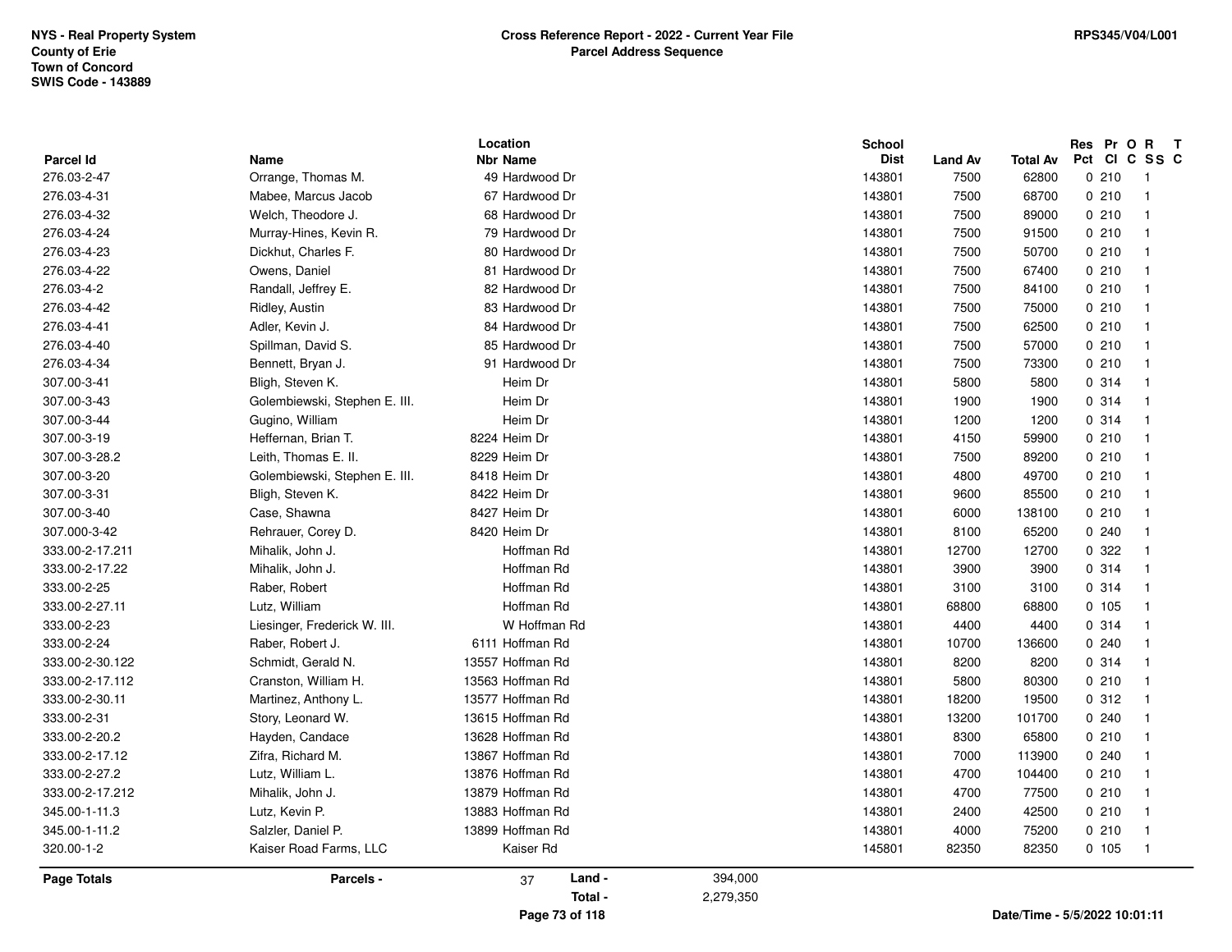NYS - Real Property System
County of Erie
Town of Concord
SWIS Code - 143889

**Cross Reference Report - 2022 - Current Year File**
**Parcel Address Sequence**

RPS345/V04/L001

| Parcel Id | Name | Location Nbr | Location Name | School Dist | Land Av | Total Av | Res Pct | Pr Cl | O C | R SS | T C |
|---|---|---|---|---|---|---|---|---|---|---|---|
| 276.03-2-47 | Orrange, Thomas M. | 49 | Hardwood Dr | 143801 | 7500 | 62800 | 0 | 210 | | 1 | |
| 276.03-4-31 | Mabee, Marcus Jacob | 67 | Hardwood Dr | 143801 | 7500 | 68700 | 0 | 210 | | 1 | |
| 276.03-4-32 | Welch, Theodore J. | 68 | Hardwood Dr | 143801 | 7500 | 89000 | 0 | 210 | | 1 | |
| 276.03-4-24 | Murray-Hines, Kevin R. | 79 | Hardwood Dr | 143801 | 7500 | 91500 | 0 | 210 | | 1 | |
| 276.03-4-23 | Dickhut, Charles F. | 80 | Hardwood Dr | 143801 | 7500 | 50700 | 0 | 210 | | 1 | |
| 276.03-4-22 | Owens, Daniel | 81 | Hardwood Dr | 143801 | 7500 | 67400 | 0 | 210 | | 1 | |
| 276.03-4-2 | Randall, Jeffrey E. | 82 | Hardwood Dr | 143801 | 7500 | 84100 | 0 | 210 | | 1 | |
| 276.03-4-42 | Ridley, Austin | 83 | Hardwood Dr | 143801 | 7500 | 75000 | 0 | 210 | | 1 | |
| 276.03-4-41 | Adler, Kevin J. | 84 | Hardwood Dr | 143801 | 7500 | 62500 | 0 | 210 | | 1 | |
| 276.03-4-40 | Spillman, David S. | 85 | Hardwood Dr | 143801 | 7500 | 57000 | 0 | 210 | | 1 | |
| 276.03-4-34 | Bennett, Bryan J. | 91 | Hardwood Dr | 143801 | 7500 | 73300 | 0 | 210 | | 1 | |
| 307.00-3-41 | Bligh, Steven K. | | Heim Dr | 143801 | 5800 | 5800 | 0 | 314 | | 1 | |
| 307.00-3-43 | Golembiewski, Stephen E. III. | | Heim Dr | 143801 | 1900 | 1900 | 0 | 314 | | 1 | |
| 307.00-3-44 | Gugino, William | | Heim Dr | 143801 | 1200 | 1200 | 0 | 314 | | 1 | |
| 307.00-3-19 | Heffernan, Brian T. | 8224 | Heim Dr | 143801 | 4150 | 59900 | 0 | 210 | | 1 | |
| 307.00-3-28.2 | Leith, Thomas E. II. | 8229 | Heim Dr | 143801 | 7500 | 89200 | 0 | 210 | | 1 | |
| 307.00-3-20 | Golembiewski, Stephen E. III. | 8418 | Heim Dr | 143801 | 4800 | 49700 | 0 | 210 | | 1 | |
| 307.00-3-31 | Bligh, Steven K. | 8422 | Heim Dr | 143801 | 9600 | 85500 | 0 | 210 | | 1 | |
| 307.00-3-40 | Case, Shawna | 8427 | Heim Dr | 143801 | 6000 | 138100 | 0 | 210 | | 1 | |
| 307.000-3-42 | Rehrauer, Corey D. | 8420 | Heim Dr | 143801 | 8100 | 65200 | 0 | 240 | | 1 | |
| 333.00-2-17.211 | Mihalik, John J. | | Hoffman Rd | 143801 | 12700 | 12700 | 0 | 322 | | 1 | |
| 333.00-2-17.22 | Mihalik, John J. | | Hoffman Rd | 143801 | 3900 | 3900 | 0 | 314 | | 1 | |
| 333.00-2-25 | Raber, Robert | | Hoffman Rd | 143801 | 3100 | 3100 | 0 | 314 | | 1 | |
| 333.00-2-27.11 | Lutz, William | | Hoffman Rd | 143801 | 68800 | 68800 | 0 | 105 | | 1 | |
| 333.00-2-23 | Liesinger, Frederick W. III. | | W Hoffman Rd | 143801 | 4400 | 4400 | 0 | 314 | | 1 | |
| 333.00-2-24 | Raber, Robert J. | 6111 | Hoffman Rd | 143801 | 10700 | 136600 | 0 | 240 | | 1 | |
| 333.00-2-30.122 | Schmidt, Gerald N. | 13557 | Hoffman Rd | 143801 | 8200 | 8200 | 0 | 314 | | 1 | |
| 333.00-2-17.112 | Cranston, William H. | 13563 | Hoffman Rd | 143801 | 5800 | 80300 | 0 | 210 | | 1 | |
| 333.00-2-30.11 | Martinez, Anthony L. | 13577 | Hoffman Rd | 143801 | 18200 | 19500 | 0 | 312 | | 1 | |
| 333.00-2-31 | Story, Leonard W. | 13615 | Hoffman Rd | 143801 | 13200 | 101700 | 0 | 240 | | 1 | |
| 333.00-2-20.2 | Hayden, Candace | 13628 | Hoffman Rd | 143801 | 8300 | 65800 | 0 | 210 | | 1 | |
| 333.00-2-17.12 | Zifra, Richard M. | 13867 | Hoffman Rd | 143801 | 7000 | 113900 | 0 | 240 | | 1 | |
| 333.00-2-27.2 | Lutz, William L. | 13876 | Hoffman Rd | 143801 | 4700 | 104400 | 0 | 210 | | 1 | |
| 333.00-2-17.212 | Mihalik, John J. | 13879 | Hoffman Rd | 143801 | 4700 | 77500 | 0 | 210 | | 1 | |
| 345.00-1-11.3 | Lutz, Kevin P. | 13883 | Hoffman Rd | 143801 | 2400 | 42500 | 0 | 210 | | 1 | |
| 345.00-1-11.2 | Salzler, Daniel P. | 13899 | Hoffman Rd | 143801 | 4000 | 75200 | 0 | 210 | | 1 | |
| 320.00-1-2 | Kaiser Road Farms, LLC | | Kaiser Rd | 145801 | 82350 | 82350 | 0 | 105 | | 1 | |

**Page Totals** — **Parcels -** 37 — **Land -** 394,000 — **Total -** 2,279,350

Date/Time - 5/5/2022 10:01:11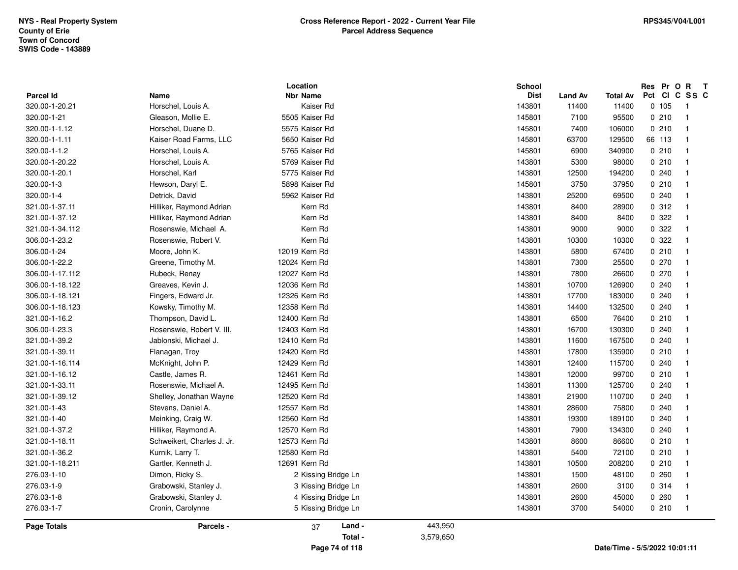NYS - Real Property System
County of Erie
Town of Concord
SWIS Code - 143889

**Cross Reference Report - 2022 - Current Year File**
**Parcel Address Sequence**

RPS345/V04/L001

| Parcel Id | Name | Location Nbr | Location Name | School Dist | Land Av | Total Av | Res Pct | Pr Cl | O C | R SS | T C |
|---|---|---|---|---|---|---|---|---|---|---|---|
| 320.00-1-20.21 | Horschel, Louis A. | | Kaiser Rd | 143801 | 11400 | 11400 | 0 | 105 | | 1 | |
| 320.00-1-21 | Gleason, Mollie E. | 5505 | Kaiser Rd | 145801 | 7100 | 95500 | 0 | 210 | | 1 | |
| 320.00-1-1.12 | Horschel, Duane D. | 5575 | Kaiser Rd | 145801 | 7400 | 106000 | 0 | 210 | | 1 | |
| 320.00-1-1.11 | Kaiser Road Farms, LLC | 5650 | Kaiser Rd | 145801 | 63700 | 129500 | 66 | 113 | | 1 | |
| 320.00-1-1.2 | Horschel, Louis A. | 5765 | Kaiser Rd | 145801 | 6900 | 340900 | 0 | 210 | | 1 | |
| 320.00-1-20.22 | Horschel, Louis A. | 5769 | Kaiser Rd | 143801 | 5300 | 98000 | 0 | 210 | | 1 | |
| 320.00-1-20.1 | Horschel, Karl | 5775 | Kaiser Rd | 143801 | 12500 | 194200 | 0 | 240 | | 1 | |
| 320.00-1-3 | Hewson, Daryl E. | 5898 | Kaiser Rd | 145801 | 3750 | 37950 | 0 | 210 | | 1 | |
| 320.00-1-4 | Detrick, David | 5962 | Kaiser Rd | 143801 | 25200 | 69500 | 0 | 240 | | 1 | |
| 321.00-1-37.11 | Hilliker, Raymond Adrian | | Kern Rd | 143801 | 8400 | 28900 | 0 | 312 | | 1 | |
| 321.00-1-37.12 | Hilliker, Raymond Adrian | | Kern Rd | 143801 | 8400 | 8400 | 0 | 322 | | 1 | |
| 321.00-1-34.112 | Rosenswie, Michael A. | | Kern Rd | 143801 | 9000 | 9000 | 0 | 322 | | 1 | |
| 306.00-1-23.2 | Rosenswie, Robert V. | | Kern Rd | 143801 | 10300 | 10300 | 0 | 322 | | 1 | |
| 306.00-1-24 | Moore, John K. | 12019 | Kern Rd | 143801 | 5800 | 67400 | 0 | 210 | | 1 | |
| 306.00-1-22.2 | Greene, Timothy M. | 12024 | Kern Rd | 143801 | 7300 | 25500 | 0 | 270 | | 1 | |
| 306.00-1-17.112 | Rubeck, Renay | 12027 | Kern Rd | 143801 | 7800 | 26600 | 0 | 270 | | 1 | |
| 306.00-1-18.122 | Greaves, Kevin J. | 12036 | Kern Rd | 143801 | 10700 | 126900 | 0 | 240 | | 1 | |
| 306.00-1-18.121 | Fingers, Edward Jr. | 12326 | Kern Rd | 143801 | 17700 | 183000 | 0 | 240 | | 1 | |
| 306.00-1-18.123 | Kowsky, Timothy M. | 12358 | Kern Rd | 143801 | 14400 | 132500 | 0 | 240 | | 1 | |
| 321.00-1-16.2 | Thompson, David L. | 12400 | Kern Rd | 143801 | 6500 | 76400 | 0 | 210 | | 1 | |
| 306.00-1-23.3 | Rosenswie, Robert V. III. | 12403 | Kern Rd | 143801 | 16700 | 130300 | 0 | 240 | | 1 | |
| 321.00-1-39.2 | Jablonski, Michael J. | 12410 | Kern Rd | 143801 | 11600 | 167500 | 0 | 240 | | 1 | |
| 321.00-1-39.11 | Flanagan, Troy | 12420 | Kern Rd | 143801 | 17800 | 135900 | 0 | 210 | | 1 | |
| 321.00-1-16.114 | McKnight, John P. | 12429 | Kern Rd | 143801 | 12400 | 115700 | 0 | 240 | | 1 | |
| 321.00-1-16.12 | Castle, James R. | 12461 | Kern Rd | 143801 | 12000 | 99700 | 0 | 210 | | 1 | |
| 321.00-1-33.11 | Rosenswie, Michael A. | 12495 | Kern Rd | 143801 | 11300 | 125700 | 0 | 240 | | 1 | |
| 321.00-1-39.12 | Shelley, Jonathan Wayne | 12520 | Kern Rd | 143801 | 21900 | 110700 | 0 | 240 | | 1 | |
| 321.00-1-43 | Stevens, Daniel A. | 12557 | Kern Rd | 143801 | 28600 | 75800 | 0 | 240 | | 1 | |
| 321.00-1-40 | Meinking, Craig W. | 12560 | Kern Rd | 143801 | 19300 | 189100 | 0 | 240 | | 1 | |
| 321.00-1-37.2 | Hilliker, Raymond A. | 12570 | Kern Rd | 143801 | 7900 | 134300 | 0 | 240 | | 1 | |
| 321.00-1-18.11 | Schweikert, Charles J. Jr. | 12573 | Kern Rd | 143801 | 8600 | 86600 | 0 | 210 | | 1 | |
| 321.00-1-36.2 | Kurnik, Larry T. | 12580 | Kern Rd | 143801 | 5400 | 72100 | 0 | 210 | | 1 | |
| 321.00-1-18.211 | Gartler, Kenneth J. | 12691 | Kern Rd | 143801 | 10500 | 208200 | 0 | 210 | | 1 | |
| 276.03-1-10 | Dimon, Ricky S. | 2 | Kissing Bridge Ln | 143801 | 1500 | 48100 | 0 | 260 | | 1 | |
| 276.03-1-9 | Grabowski, Stanley J. | 3 | Kissing Bridge Ln | 143801 | 2600 | 3100 | 0 | 314 | | 1 | |
| 276.03-1-8 | Grabowski, Stanley J. | 4 | Kissing Bridge Ln | 143801 | 2600 | 45000 | 0 | 260 | | 1 | |
| 276.03-1-7 | Cronin, Carolynne | 5 | Kissing Bridge Ln | 143801 | 3700 | 54000 | 0 | 210 | | 1 | |

**Page Totals** | **Parcels -** 37 | **Land -** 443,950 | **Total -** 3,579,650

**Date/Time - 5/5/2022 10:01:11**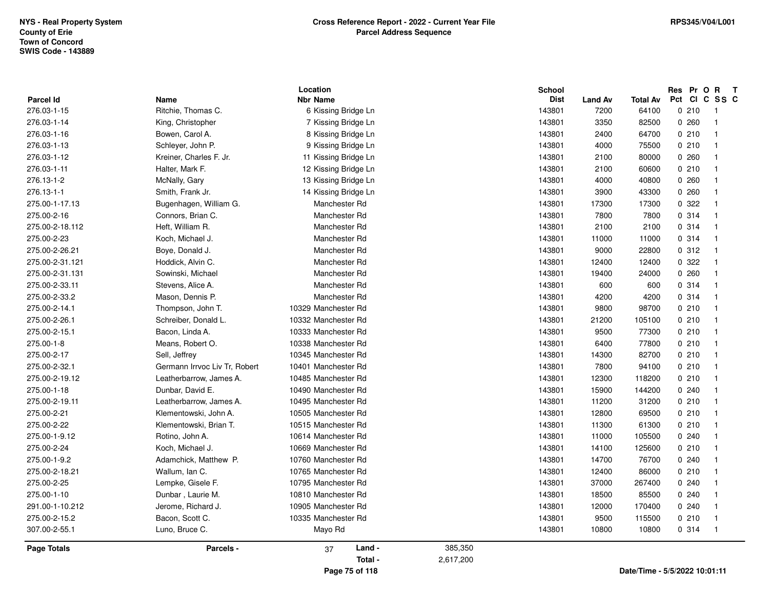**NYS - Real Property System**
**County of Erie**
**Town of Concord**
**SWIS Code - 143889**

**Cross Reference Report - 2022 - Current Year File**
**Parcel Address Sequence**

**RPS345/V04/L001**

| Parcel Id | Name | Location Nbr | Location Name | School Dist | Land Av | Total Av | Res Pct | Pr Cl | O C | R SS | T C |
|---|---|---|---|---|---|---|---|---|---|---|---|
| 276.03-1-15 | Ritchie, Thomas C. | 6 | Kissing Bridge Ln | 143801 | 7200 | 64100 | 0 | 210 | | 1 | |
| 276.03-1-14 | King, Christopher | 7 | Kissing Bridge Ln | 143801 | 3350 | 82500 | 0 | 260 | | 1 | |
| 276.03-1-16 | Bowen, Carol A. | 8 | Kissing Bridge Ln | 143801 | 2400 | 64700 | 0 | 210 | | 1 | |
| 276.03-1-13 | Schleyer, John P. | 9 | Kissing Bridge Ln | 143801 | 4000 | 75500 | 0 | 210 | | 1 | |
| 276.03-1-12 | Kreiner, Charles F. Jr. | 11 | Kissing Bridge Ln | 143801 | 2100 | 80000 | 0 | 260 | | 1 | |
| 276.03-1-11 | Halter, Mark F. | 12 | Kissing Bridge Ln | 143801 | 2100 | 60600 | 0 | 210 | | 1 | |
| 276.13-1-2 | McNally, Gary | 13 | Kissing Bridge Ln | 143801 | 4000 | 40800 | 0 | 260 | | 1 | |
| 276.13-1-1 | Smith, Frank Jr. | 14 | Kissing Bridge Ln | 143801 | 3900 | 43300 | 0 | 260 | | 1 | |
| 275.00-1-17.13 | Bugenhagen, William G. | | Manchester Rd | 143801 | 17300 | 17300 | 0 | 322 | | 1 | |
| 275.00-2-16 | Connors, Brian C. | | Manchester Rd | 143801 | 7800 | 7800 | 0 | 314 | | 1 | |
| 275.00-2-18.112 | Heft, William R. | | Manchester Rd | 143801 | 2100 | 2100 | 0 | 314 | | 1 | |
| 275.00-2-23 | Koch, Michael J. | | Manchester Rd | 143801 | 11000 | 11000 | 0 | 314 | | 1 | |
| 275.00-2-26.21 | Boye, Donald J. | | Manchester Rd | 143801 | 9000 | 22800 | 0 | 312 | | 1 | |
| 275.00-2-31.121 | Hoddick, Alvin C. | | Manchester Rd | 143801 | 12400 | 12400 | 0 | 322 | | 1 | |
| 275.00-2-31.131 | Sowinski, Michael | | Manchester Rd | 143801 | 19400 | 24000 | 0 | 260 | | 1 | |
| 275.00-2-33.11 | Stevens, Alice A. | | Manchester Rd | 143801 | 600 | 600 | 0 | 314 | | 1 | |
| 275.00-2-33.2 | Mason, Dennis P. | | Manchester Rd | 143801 | 4200 | 4200 | 0 | 314 | | 1 | |
| 275.00-2-14.1 | Thompson, John T. | 10329 | Manchester Rd | 143801 | 9800 | 98700 | 0 | 210 | | 1 | |
| 275.00-2-26.1 | Schreiber, Donald L. | 10332 | Manchester Rd | 143801 | 21200 | 105100 | 0 | 210 | | 1 | |
| 275.00-2-15.1 | Bacon, Linda A. | 10333 | Manchester Rd | 143801 | 9500 | 77300 | 0 | 210 | | 1 | |
| 275.00-1-8 | Means, Robert O. | 10338 | Manchester Rd | 143801 | 6400 | 77800 | 0 | 210 | | 1 | |
| 275.00-2-17 | Sell, Jeffrey | 10345 | Manchester Rd | 143801 | 14300 | 82700 | 0 | 210 | | 1 | |
| 275.00-2-32.1 | Germann Irrvoc Liv Tr, Robert | 10401 | Manchester Rd | 143801 | 7800 | 94100 | 0 | 210 | | 1 | |
| 275.00-2-19.12 | Leatherbarrow, James A. | 10485 | Manchester Rd | 143801 | 12300 | 118200 | 0 | 210 | | 1 | |
| 275.00-1-18 | Dunbar, David E. | 10490 | Manchester Rd | 143801 | 15900 | 144200 | 0 | 240 | | 1 | |
| 275.00-2-19.11 | Leatherbarrow, James A. | 10495 | Manchester Rd | 143801 | 11200 | 31200 | 0 | 210 | | 1 | |
| 275.00-2-21 | Klementowski, John A. | 10505 | Manchester Rd | 143801 | 12800 | 69500 | 0 | 210 | | 1 | |
| 275.00-2-22 | Klementowski, Brian T. | 10515 | Manchester Rd | 143801 | 11300 | 61300 | 0 | 210 | | 1 | |
| 275.00-1-9.12 | Rotino, John A. | 10614 | Manchester Rd | 143801 | 11000 | 105500 | 0 | 240 | | 1 | |
| 275.00-2-24 | Koch, Michael J. | 10669 | Manchester Rd | 143801 | 14100 | 125600 | 0 | 210 | | 1 | |
| 275.00-1-9.2 | Adamchick, Matthew P. | 10760 | Manchester Rd | 143801 | 14700 | 76700 | 0 | 240 | | 1 | |
| 275.00-2-18.21 | Wallum, Ian C. | 10765 | Manchester Rd | 143801 | 12400 | 86000 | 0 | 210 | | 1 | |
| 275.00-2-25 | Lempke, Gisele F. | 10795 | Manchester Rd | 143801 | 37000 | 267400 | 0 | 240 | | 1 | |
| 275.00-1-10 | Dunbar , Laurie M. | 10810 | Manchester Rd | 143801 | 18500 | 85500 | 0 | 240 | | 1 | |
| 291.00-1-10.212 | Jerome, Richard J. | 10905 | Manchester Rd | 143801 | 12000 | 170400 | 0 | 240 | | 1 | |
| 275.00-2-15.2 | Bacon, Scott C. | 10335 | Manchester Rd | 143801 | 9500 | 115500 | 0 | 210 | | 1 | |
| 307.00-2-55.1 | Luno, Bruce C. | | Mayo Rd | 143801 | 10800 | 10800 | 0 | 314 | | 1 | |

**Page Totals** — **Parcels -** 37 — **Land -** 385,350 — **Total -** 2,617,200

Date/Time - 5/5/2022 10:01:11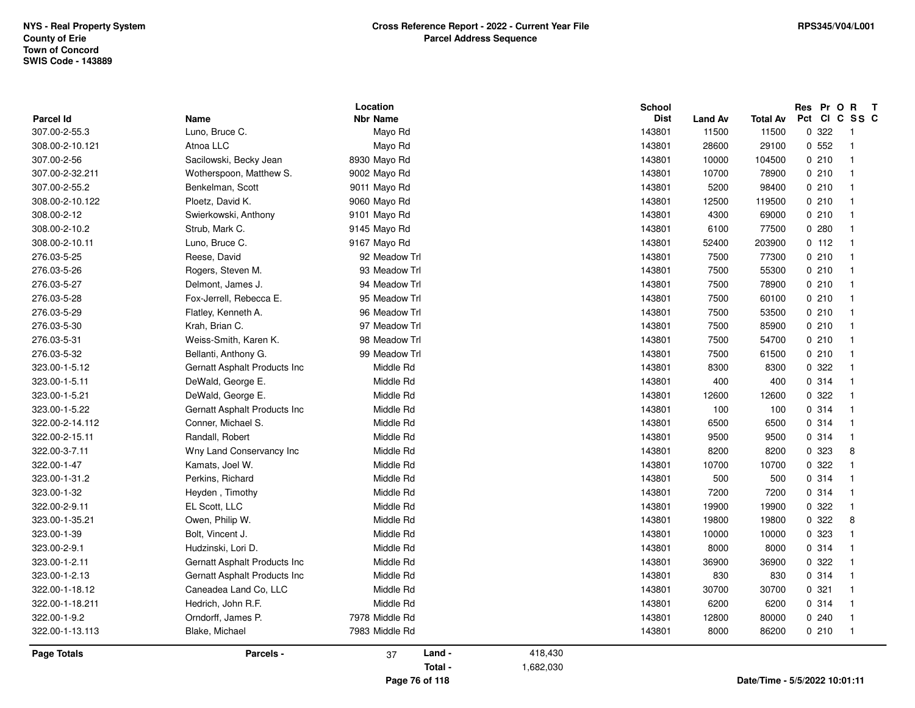NYS - Real Property System
County of Erie
Town of Concord
SWIS Code - 143889

**Cross Reference Report - 2022 - Current Year File**
**Parcel Address Sequence**

RPS345/V04/L001

| Parcel Id | Name | Location Nbr Name | School Dist | Land Av | Total Av | Res Pct | Pr Cl | O C | R SS | T C |
|---|---|---|---|---|---|---|---|---|---|---|
| 307.00-2-55.3 | Luno, Bruce C. | Mayo Rd | 143801 | 11500 | 11500 | 0 | 322 | | 1 | |
| 308.00-2-10.121 | Atnoa LLC | Mayo Rd | 143801 | 28600 | 29100 | 0 | 552 | | 1 | |
| 307.00-2-56 | Sacilowski, Becky Jean | 8930 Mayo Rd | 143801 | 10000 | 104500 | 0 | 210 | | 1 | |
| 307.00-2-32.211 | Wotherspoon, Matthew S. | 9002 Mayo Rd | 143801 | 10700 | 78900 | 0 | 210 | | 1 | |
| 307.00-2-55.2 | Benkelman, Scott | 9011 Mayo Rd | 143801 | 5200 | 98400 | 0 | 210 | | 1 | |
| 308.00-2-10.122 | Ploetz, David K. | 9060 Mayo Rd | 143801 | 12500 | 119500 | 0 | 210 | | 1 | |
| 308.00-2-12 | Swierkowski, Anthony | 9101 Mayo Rd | 143801 | 4300 | 69000 | 0 | 210 | | 1 | |
| 308.00-2-10.2 | Strub, Mark C. | 9145 Mayo Rd | 143801 | 6100 | 77500 | 0 | 280 | | 1 | |
| 308.00-2-10.11 | Luno, Bruce C. | 9167 Mayo Rd | 143801 | 52400 | 203900 | 0 | 112 | | 1 | |
| 276.03-5-25 | Reese, David | 92 Meadow Trl | 143801 | 7500 | 77300 | 0 | 210 | | 1 | |
| 276.03-5-26 | Rogers, Steven M. | 93 Meadow Trl | 143801 | 7500 | 55300 | 0 | 210 | | 1 | |
| 276.03-5-27 | Delmont, James J. | 94 Meadow Trl | 143801 | 7500 | 78900 | 0 | 210 | | 1 | |
| 276.03-5-28 | Fox-Jerrell, Rebecca E. | 95 Meadow Trl | 143801 | 7500 | 60100 | 0 | 210 | | 1 | |
| 276.03-5-29 | Flatley, Kenneth A. | 96 Meadow Trl | 143801 | 7500 | 53500 | 0 | 210 | | 1 | |
| 276.03-5-30 | Krah, Brian C. | 97 Meadow Trl | 143801 | 7500 | 85900 | 0 | 210 | | 1 | |
| 276.03-5-31 | Weiss-Smith, Karen K. | 98 Meadow Trl | 143801 | 7500 | 54700 | 0 | 210 | | 1 | |
| 276.03-5-32 | Bellanti, Anthony G. | 99 Meadow Trl | 143801 | 7500 | 61500 | 0 | 210 | | 1 | |
| 323.00-1-5.12 | Gernatt Asphalt Products Inc | Middle Rd | 143801 | 8300 | 8300 | 0 | 322 | | 1 | |
| 323.00-1-5.11 | DeWald, George E. | Middle Rd | 143801 | 400 | 400 | 0 | 314 | | 1 | |
| 323.00-1-5.21 | DeWald, George E. | Middle Rd | 143801 | 12600 | 12600 | 0 | 322 | | 1 | |
| 323.00-1-5.22 | Gernatt Asphalt Products Inc | Middle Rd | 143801 | 100 | 100 | 0 | 314 | | 1 | |
| 322.00-2-14.112 | Conner, Michael S. | Middle Rd | 143801 | 6500 | 6500 | 0 | 314 | | 1 | |
| 322.00-2-15.11 | Randall, Robert | Middle Rd | 143801 | 9500 | 9500 | 0 | 314 | | 1 | |
| 322.00-3-7.11 | Wny Land Conservancy Inc | Middle Rd | 143801 | 8200 | 8200 | 0 | 323 | | 8 | |
| 322.00-1-47 | Kamats, Joel W. | Middle Rd | 143801 | 10700 | 10700 | 0 | 322 | | 1 | |
| 323.00-1-31.2 | Perkins, Richard | Middle Rd | 143801 | 500 | 500 | 0 | 314 | | 1 | |
| 323.00-1-32 | Heyden , Timothy | Middle Rd | 143801 | 7200 | 7200 | 0 | 314 | | 1 | |
| 322.00-2-9.11 | EL Scott, LLC | Middle Rd | 143801 | 19900 | 19900 | 0 | 322 | | 1 | |
| 323.00-1-35.21 | Owen, Philip W. | Middle Rd | 143801 | 19800 | 19800 | 0 | 322 | | 8 | |
| 323.00-1-39 | Bolt, Vincent J. | Middle Rd | 143801 | 10000 | 10000 | 0 | 323 | | 1 | |
| 323.00-2-9.1 | Hudzinski, Lori D. | Middle Rd | 143801 | 8000 | 8000 | 0 | 314 | | 1 | |
| 323.00-1-2.11 | Gernatt Asphalt Products Inc | Middle Rd | 143801 | 36900 | 36900 | 0 | 322 | | 1 | |
| 323.00-1-2.13 | Gernatt Asphalt Products Inc | Middle Rd | 143801 | 830 | 830 | 0 | 314 | | 1 | |
| 322.00-1-18.12 | Caneadea Land Co, LLC | Middle Rd | 143801 | 30700 | 30700 | 0 | 321 | | 1 | |
| 322.00-1-18.211 | Hedrich, John R.F. | Middle Rd | 143801 | 6200 | 6200 | 0 | 314 | | 1 | |
| 322.00-1-9.2 | Orndorff, James P. | 7978 Middle Rd | 143801 | 12800 | 80000 | 0 | 240 | | 1 | |
| 322.00-1-13.113 | Blake, Michael | 7983 Middle Rd | 143801 | 8000 | 86200 | 0 | 210 | | 1 | |

**Page Totals** — Parcels - 37 — Land - 418,430 — Total - 1,682,030

Date/Time - 5/5/2022 10:01:11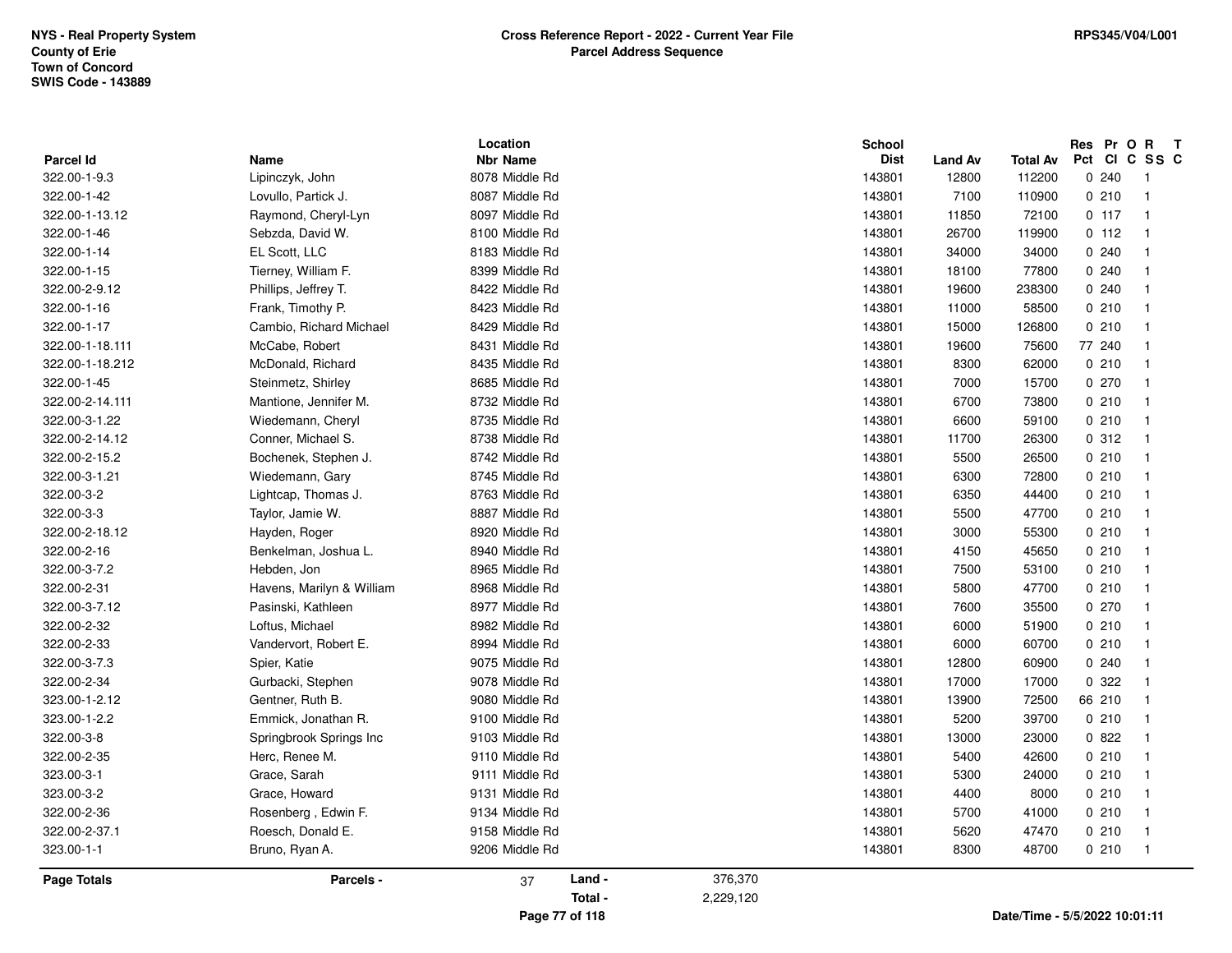NYS - Real Property System
County of Erie
Town of Concord
SWIS Code - 143889

**Cross Reference Report - 2022 - Current Year File**
**Parcel Address Sequence**

RPS345/V04/L001

| Parcel Id | Name | Location Nbr Name | School Dist | Land Av | Total Av | Res Pct | Pr Cl | O C | R SS | T C |
|---|---|---|---|---|---|---|---|---|---|---|
| 322.00-1-9.3 | Lipinczyk, John | 8078 Middle Rd | 143801 | 12800 | 112200 | 0 | 240 | | 1 | |
| 322.00-1-42 | Lovullo, Partick J. | 8087 Middle Rd | 143801 | 7100 | 110900 | 0 | 210 | | 1 | |
| 322.00-1-13.12 | Raymond, Cheryl-Lyn | 8097 Middle Rd | 143801 | 11850 | 72100 | 0 | 117 | | 1 | |
| 322.00-1-46 | Sebzda, David W. | 8100 Middle Rd | 143801 | 26700 | 119900 | 0 | 112 | | 1 | |
| 322.00-1-14 | EL Scott, LLC | 8183 Middle Rd | 143801 | 34000 | 34000 | 0 | 240 | | 1 | |
| 322.00-1-15 | Tierney, William F. | 8399 Middle Rd | 143801 | 18100 | 77800 | 0 | 240 | | 1 | |
| 322.00-2-9.12 | Phillips, Jeffrey T. | 8422 Middle Rd | 143801 | 19600 | 238300 | 0 | 240 | | 1 | |
| 322.00-1-16 | Frank, Timothy P. | 8423 Middle Rd | 143801 | 11000 | 58500 | 0 | 210 | | 1 | |
| 322.00-1-17 | Cambio, Richard Michael | 8429 Middle Rd | 143801 | 15000 | 126800 | 0 | 210 | | 1 | |
| 322.00-1-18.111 | McCabe, Robert | 8431 Middle Rd | 143801 | 19600 | 75600 | 77 | 240 | | 1 | |
| 322.00-1-18.212 | McDonald, Richard | 8435 Middle Rd | 143801 | 8300 | 62000 | 0 | 210 | | 1 | |
| 322.00-1-45 | Steinmetz, Shirley | 8685 Middle Rd | 143801 | 7000 | 15700 | 0 | 270 | | 1 | |
| 322.00-2-14.111 | Mantione, Jennifer M. | 8732 Middle Rd | 143801 | 6700 | 73800 | 0 | 210 | | 1 | |
| 322.00-3-1.22 | Wiedemann, Cheryl | 8735 Middle Rd | 143801 | 6600 | 59100 | 0 | 210 | | 1 | |
| 322.00-2-14.12 | Conner, Michael S. | 8738 Middle Rd | 143801 | 11700 | 26300 | 0 | 312 | | 1 | |
| 322.00-2-15.2 | Bochenek, Stephen J. | 8742 Middle Rd | 143801 | 5500 | 26500 | 0 | 210 | | 1 | |
| 322.00-3-1.21 | Wiedemann, Gary | 8745 Middle Rd | 143801 | 6300 | 72800 | 0 | 210 | | 1 | |
| 322.00-3-2 | Lightcap, Thomas J. | 8763 Middle Rd | 143801 | 6350 | 44400 | 0 | 210 | | 1 | |
| 322.00-3-3 | Taylor, Jamie W. | 8887 Middle Rd | 143801 | 5500 | 47700 | 0 | 210 | | 1 | |
| 322.00-2-18.12 | Hayden, Roger | 8920 Middle Rd | 143801 | 3000 | 55300 | 0 | 210 | | 1 | |
| 322.00-2-16 | Benkelman, Joshua L. | 8940 Middle Rd | 143801 | 4150 | 45650 | 0 | 210 | | 1 | |
| 322.00-3-7.2 | Hebden, Jon | 8965 Middle Rd | 143801 | 7500 | 53100 | 0 | 210 | | 1 | |
| 322.00-2-31 | Havens, Marilyn & William | 8968 Middle Rd | 143801 | 5800 | 47700 | 0 | 210 | | 1 | |
| 322.00-3-7.12 | Pasinski, Kathleen | 8977 Middle Rd | 143801 | 7600 | 35500 | 0 | 270 | | 1 | |
| 322.00-2-32 | Loftus, Michael | 8982 Middle Rd | 143801 | 6000 | 51900 | 0 | 210 | | 1 | |
| 322.00-2-33 | Vandervort, Robert E. | 8994 Middle Rd | 143801 | 6000 | 60700 | 0 | 210 | | 1 | |
| 322.00-3-7.3 | Spier, Katie | 9075 Middle Rd | 143801 | 12800 | 60900 | 0 | 240 | | 1 | |
| 322.00-2-34 | Gurbacki, Stephen | 9078 Middle Rd | 143801 | 17000 | 17000 | 0 | 322 | | 1 | |
| 323.00-1-2.12 | Gentner, Ruth B. | 9080 Middle Rd | 143801 | 13900 | 72500 | 66 | 210 | | 1 | |
| 323.00-1-2.2 | Emmick, Jonathan R. | 9100 Middle Rd | 143801 | 5200 | 39700 | 0 | 210 | | 1 | |
| 322.00-3-8 | Springbrook Springs Inc | 9103 Middle Rd | 143801 | 13000 | 23000 | 0 | 822 | | 1 | |
| 322.00-2-35 | Herc, Renee M. | 9110 Middle Rd | 143801 | 5400 | 42600 | 0 | 210 | | 1 | |
| 323.00-3-1 | Grace, Sarah | 9111 Middle Rd | 143801 | 5300 | 24000 | 0 | 210 | | 1 | |
| 323.00-3-2 | Grace, Howard | 9131 Middle Rd | 143801 | 4400 | 8000 | 0 | 210 | | 1 | |
| 322.00-2-36 | Rosenberg , Edwin F. | 9134 Middle Rd | 143801 | 5700 | 41000 | 0 | 210 | | 1 | |
| 322.00-2-37.1 | Roesch, Donald E. | 9158 Middle Rd | 143801 | 5620 | 47470 | 0 | 210 | | 1 | |
| 323.00-1-1 | Bruno, Ryan A. | 9206 Middle Rd | 143801 | 8300 | 48700 | 0 | 210 | | 1 | |

**Page Totals** — **Parcels -** 37 — **Land -** 376,370 — **Total -** 2,229,120

Date/Time - 5/5/2022 10:01:11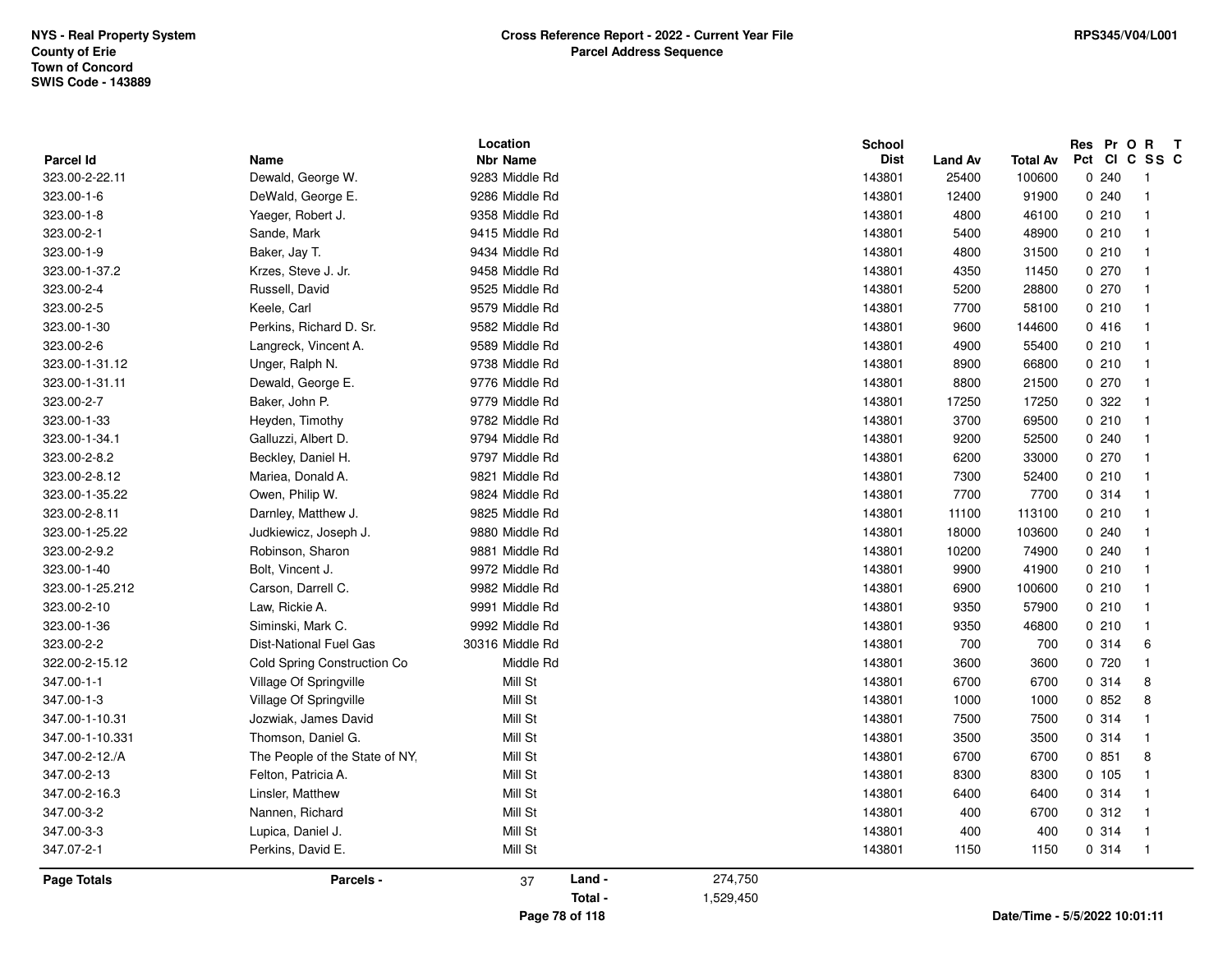NYS - Real Property System
County of Erie
Town of Concord
SWIS Code - 143889

**Cross Reference Report - 2022 - Current Year File**
**Parcel Address Sequence**

RPS345/V04/L001

| Parcel Id | Name | Location Nbr | Location Name | School Dist | Land Av | Total Av | Res Pct | Pr Cl | O C | R SS | T C |
|---|---|---|---|---|---|---|---|---|---|---|---|
| 323.00-2-22.11 | Dewald, George W. | 9283 | Middle Rd | 143801 | 25400 | 100600 | 0 | 240 | | 1 | |
| 323.00-1-6 | DeWald, George E. | 9286 | Middle Rd | 143801 | 12400 | 91900 | 0 | 240 | | 1 | |
| 323.00-1-8 | Yaeger, Robert J. | 9358 | Middle Rd | 143801 | 4800 | 46100 | 0 | 210 | | 1 | |
| 323.00-2-1 | Sande, Mark | 9415 | Middle Rd | 143801 | 5400 | 48900 | 0 | 210 | | 1 | |
| 323.00-1-9 | Baker, Jay T. | 9434 | Middle Rd | 143801 | 4800 | 31500 | 0 | 210 | | 1 | |
| 323.00-1-37.2 | Krzes, Steve J. Jr. | 9458 | Middle Rd | 143801 | 4350 | 11450 | 0 | 270 | | 1 | |
| 323.00-2-4 | Russell, David | 9525 | Middle Rd | 143801 | 5200 | 28800 | 0 | 270 | | 1 | |
| 323.00-2-5 | Keele, Carl | 9579 | Middle Rd | 143801 | 7700 | 58100 | 0 | 210 | | 1 | |
| 323.00-1-30 | Perkins, Richard D. Sr. | 9582 | Middle Rd | 143801 | 9600 | 144600 | 0 | 416 | | 1 | |
| 323.00-2-6 | Langreck, Vincent A. | 9589 | Middle Rd | 143801 | 4900 | 55400 | 0 | 210 | | 1 | |
| 323.00-1-31.12 | Unger, Ralph N. | 9738 | Middle Rd | 143801 | 8900 | 66800 | 0 | 210 | | 1 | |
| 323.00-1-31.11 | Dewald, George E. | 9776 | Middle Rd | 143801 | 8800 | 21500 | 0 | 270 | | 1 | |
| 323.00-2-7 | Baker, John P. | 9779 | Middle Rd | 143801 | 17250 | 17250 | 0 | 322 | | 1 | |
| 323.00-1-33 | Heyden, Timothy | 9782 | Middle Rd | 143801 | 3700 | 69500 | 0 | 210 | | 1 | |
| 323.00-1-34.1 | Galluzzi, Albert D. | 9794 | Middle Rd | 143801 | 9200 | 52500 | 0 | 240 | | 1 | |
| 323.00-2-8.2 | Beckley, Daniel H. | 9797 | Middle Rd | 143801 | 6200 | 33000 | 0 | 270 | | 1 | |
| 323.00-2-8.12 | Mariea, Donald A. | 9821 | Middle Rd | 143801 | 7300 | 52400 | 0 | 210 | | 1 | |
| 323.00-1-35.22 | Owen, Philip W. | 9824 | Middle Rd | 143801 | 7700 | 7700 | 0 | 314 | | 1 | |
| 323.00-2-8.11 | Darnley, Matthew J. | 9825 | Middle Rd | 143801 | 11100 | 113100 | 0 | 210 | | 1 | |
| 323.00-1-25.22 | Judkiewicz, Joseph J. | 9880 | Middle Rd | 143801 | 18000 | 103600 | 0 | 240 | | 1 | |
| 323.00-2-9.2 | Robinson, Sharon | 9881 | Middle Rd | 143801 | 10200 | 74900 | 0 | 240 | | 1 | |
| 323.00-1-40 | Bolt, Vincent J. | 9972 | Middle Rd | 143801 | 9900 | 41900 | 0 | 210 | | 1 | |
| 323.00-1-25.212 | Carson, Darrell C. | 9982 | Middle Rd | 143801 | 6900 | 100600 | 0 | 210 | | 1 | |
| 323.00-2-10 | Law, Rickie A. | 9991 | Middle Rd | 143801 | 9350 | 57900 | 0 | 210 | | 1 | |
| 323.00-1-36 | Siminski, Mark C. | 9992 | Middle Rd | 143801 | 9350 | 46800 | 0 | 210 | | 1 | |
| 323.00-2-2 | Dist-National Fuel Gas | 30316 | Middle Rd | 143801 | 700 | 700 | 0 | 314 | | 6 | |
| 322.00-2-15.12 | Cold Spring Construction Co | | Middle Rd | 143801 | 3600 | 3600 | 0 | 720 | | 1 | |
| 347.00-1-1 | Village Of Springville | | Mill St | 143801 | 6700 | 6700 | 0 | 314 | | 8 | |
| 347.00-1-3 | Village Of Springville | | Mill St | 143801 | 1000 | 1000 | 0 | 852 | | 8 | |
| 347.00-1-10.31 | Jozwiak, James David | | Mill St | 143801 | 7500 | 7500 | 0 | 314 | | 1 | |
| 347.00-1-10.331 | Thomson, Daniel G. | | Mill St | 143801 | 3500 | 3500 | 0 | 314 | | 1 | |
| 347.00-2-12./A | The People of the State of NY, | | Mill St | 143801 | 6700 | 6700 | 0 | 851 | | 8 | |
| 347.00-2-13 | Felton, Patricia A. | | Mill St | 143801 | 8300 | 8300 | 0 | 105 | | 1 | |
| 347.00-2-16.3 | Linsler, Matthew | | Mill St | 143801 | 6400 | 6400 | 0 | 314 | | 1 | |
| 347.00-3-2 | Nannen, Richard | | Mill St | 143801 | 400 | 6700 | 0 | 312 | | 1 | |
| 347.00-3-3 | Lupica, Daniel J. | | Mill St | 143801 | 400 | 400 | 0 | 314 | | 1 | |
| 347.07-2-1 | Perkins, David E. | | Mill St | 143801 | 1150 | 1150 | 0 | 314 | | 1 | |

**Page Totals** | **Parcels -** 37 | **Land -** 274,750 | **Total -** 1,529,450

Date/Time - 5/5/2022 10:01:11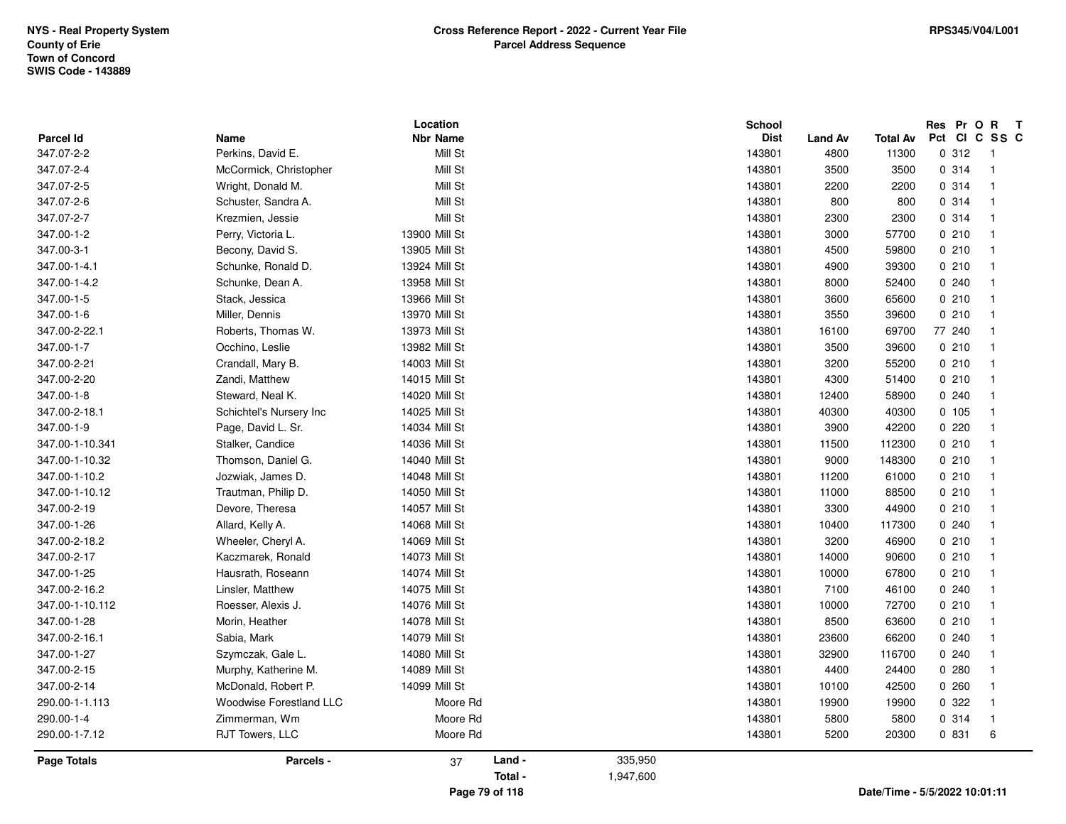NYS - Real Property System
County of Erie
Town of Concord
SWIS Code - 143889

**Cross Reference Report - 2022 - Current Year File**
**Parcel Address Sequence**

RPS345/V04/L001

| Parcel Id | Name | Location Nbr | Location Name | School Dist | Land Av | Total Av | Res Pct | Pr Cl | O C | R SS | T C |
|---|---|---|---|---|---|---|---|---|---|---|---|
| 347.07-2-2 | Perkins, David E. | | Mill St | 143801 | 4800 | 11300 | 0 | 312 | | 1 | |
| 347.07-2-4 | McCormick, Christopher | | Mill St | 143801 | 3500 | 3500 | 0 | 314 | | 1 | |
| 347.07-2-5 | Wright, Donald M. | | Mill St | 143801 | 2200 | 2200 | 0 | 314 | | 1 | |
| 347.07-2-6 | Schuster, Sandra A. | | Mill St | 143801 | 800 | 800 | 0 | 314 | | 1 | |
| 347.07-2-7 | Krezmien, Jessie | | Mill St | 143801 | 2300 | 2300 | 0 | 314 | | 1 | |
| 347.00-1-2 | Perry, Victoria L. | 13900 | Mill St | 143801 | 3000 | 57700 | 0 | 210 | | 1 | |
| 347.00-3-1 | Becony, David S. | 13905 | Mill St | 143801 | 4500 | 59800 | 0 | 210 | | 1 | |
| 347.00-1-4.1 | Schunke, Ronald D. | 13924 | Mill St | 143801 | 4900 | 39300 | 0 | 210 | | 1 | |
| 347.00-1-4.2 | Schunke, Dean A. | 13958 | Mill St | 143801 | 8000 | 52400 | 0 | 240 | | 1 | |
| 347.00-1-5 | Stack, Jessica | 13966 | Mill St | 143801 | 3600 | 65600 | 0 | 210 | | 1 | |
| 347.00-1-6 | Miller, Dennis | 13970 | Mill St | 143801 | 3550 | 39600 | 0 | 210 | | 1 | |
| 347.00-2-22.1 | Roberts, Thomas W. | 13973 | Mill St | 143801 | 16100 | 69700 | 77 | 240 | | 1 | |
| 347.00-1-7 | Occhino, Leslie | 13982 | Mill St | 143801 | 3500 | 39600 | 0 | 210 | | 1 | |
| 347.00-2-21 | Crandall, Mary B. | 14003 | Mill St | 143801 | 3200 | 55200 | 0 | 210 | | 1 | |
| 347.00-2-20 | Zandi, Matthew | 14015 | Mill St | 143801 | 4300 | 51400 | 0 | 210 | | 1 | |
| 347.00-1-8 | Steward, Neal K. | 14020 | Mill St | 143801 | 12400 | 58900 | 0 | 240 | | 1 | |
| 347.00-2-18.1 | Schichtel's Nursery Inc | 14025 | Mill St | 143801 | 40300 | 40300 | 0 | 105 | | 1 | |
| 347.00-1-9 | Page, David L. Sr. | 14034 | Mill St | 143801 | 3900 | 42200 | 0 | 220 | | 1 | |
| 347.00-1-10.341 | Stalker, Candice | 14036 | Mill St | 143801 | 11500 | 112300 | 0 | 210 | | 1 | |
| 347.00-1-10.32 | Thomson, Daniel G. | 14040 | Mill St | 143801 | 9000 | 148300 | 0 | 210 | | 1 | |
| 347.00-1-10.2 | Jozwiak, James D. | 14048 | Mill St | 143801 | 11200 | 61000 | 0 | 210 | | 1 | |
| 347.00-1-10.12 | Trautman, Philip D. | 14050 | Mill St | 143801 | 11000 | 88500 | 0 | 210 | | 1 | |
| 347.00-2-19 | Devore, Theresa | 14057 | Mill St | 143801 | 3300 | 44900 | 0 | 210 | | 1 | |
| 347.00-1-26 | Allard, Kelly A. | 14068 | Mill St | 143801 | 10400 | 117300 | 0 | 240 | | 1 | |
| 347.00-2-18.2 | Wheeler, Cheryl A. | 14069 | Mill St | 143801 | 3200 | 46900 | 0 | 210 | | 1 | |
| 347.00-2-17 | Kaczmarek, Ronald | 14073 | Mill St | 143801 | 14000 | 90600 | 0 | 210 | | 1 | |
| 347.00-1-25 | Hausrath, Roseann | 14074 | Mill St | 143801 | 10000 | 67800 | 0 | 210 | | 1 | |
| 347.00-2-16.2 | Linsler, Matthew | 14075 | Mill St | 143801 | 7100 | 46100 | 0 | 240 | | 1 | |
| 347.00-1-10.112 | Roesser, Alexis J. | 14076 | Mill St | 143801 | 10000 | 72700 | 0 | 210 | | 1 | |
| 347.00-1-28 | Morin, Heather | 14078 | Mill St | 143801 | 8500 | 63600 | 0 | 210 | | 1 | |
| 347.00-2-16.1 | Sabia, Mark | 14079 | Mill St | 143801 | 23600 | 66200 | 0 | 240 | | 1 | |
| 347.00-1-27 | Szymczak, Gale L. | 14080 | Mill St | 143801 | 32900 | 116700 | 0 | 240 | | 1 | |
| 347.00-2-15 | Murphy, Katherine M. | 14089 | Mill St | 143801 | 4400 | 24400 | 0 | 280 | | 1 | |
| 347.00-2-14 | McDonald, Robert P. | 14099 | Mill St | 143801 | 10100 | 42500 | 0 | 260 | | 1 | |
| 290.00-1-1.113 | Woodwise Forestland LLC | | Moore Rd | 143801 | 19900 | 19900 | 0 | 322 | | 1 | |
| 290.00-1-4 | Zimmerman, Wm | | Moore Rd | 143801 | 5800 | 5800 | 0 | 314 | | 1 | |
| 290.00-1-7.12 | RJT Towers, LLC | | Moore Rd | 143801 | 5200 | 20300 | 0 | 831 | | 6 | |

| Page Totals | Parcels - | 37 | Land - | 335,950 |
|---|---|---|---|---|
| | | | Total - | 1,947,600 |

Date/Time - 5/5/2022 10:01:11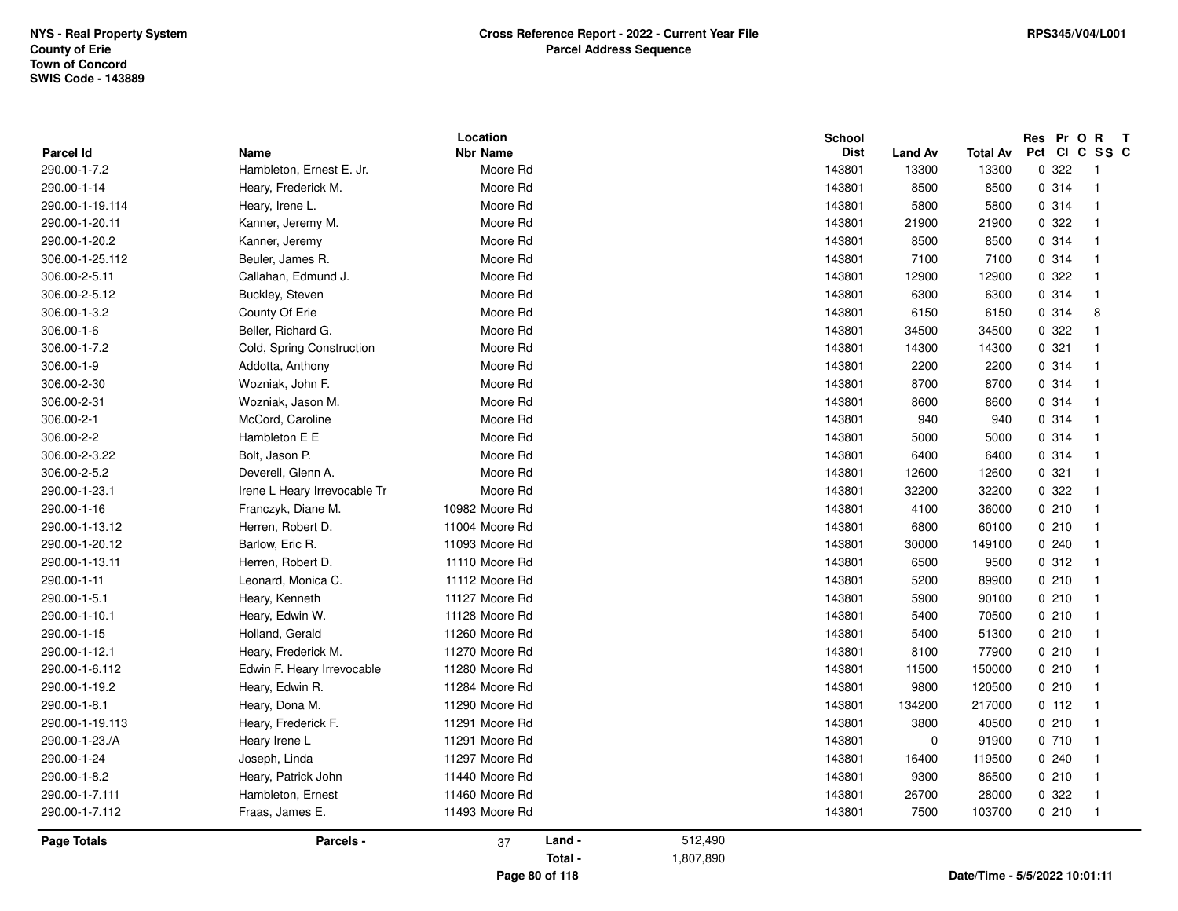NYS - Real Property System
County of Erie
Town of Concord
SWIS Code - 143889

# Cross Reference Report - 2022 - Current Year File
## Parcel Address Sequence

RPS345/V04/L001

| Parcel Id | Name | Location Nbr Name | School Dist | Land Av | Total Av | Res Pct | Pr Cl | O C | R SS | T C |
|---|---|---|---|---|---|---|---|---|---|---|
| 290.00-1-7.2 | Hambleton, Ernest E. Jr. | Moore Rd | 143801 | 13300 | 13300 | 0 | 322 | | 1 | |
| 290.00-1-14 | Heary, Frederick M. | Moore Rd | 143801 | 8500 | 8500 | 0 | 314 | | 1 | |
| 290.00-1-19.114 | Heary, Irene L. | Moore Rd | 143801 | 5800 | 5800 | 0 | 314 | | 1 | |
| 290.00-1-20.11 | Kanner, Jeremy M. | Moore Rd | 143801 | 21900 | 21900 | 0 | 322 | | 1 | |
| 290.00-1-20.2 | Kanner, Jeremy | Moore Rd | 143801 | 8500 | 8500 | 0 | 314 | | 1 | |
| 306.00-1-25.112 | Beuler, James R. | Moore Rd | 143801 | 7100 | 7100 | 0 | 314 | | 1 | |
| 306.00-2-5.11 | Callahan, Edmund J. | Moore Rd | 143801 | 12900 | 12900 | 0 | 322 | | 1 | |
| 306.00-2-5.12 | Buckley, Steven | Moore Rd | 143801 | 6300 | 6300 | 0 | 314 | | 1 | |
| 306.00-1-3.2 | County Of Erie | Moore Rd | 143801 | 6150 | 6150 | 0 | 314 | | 8 | |
| 306.00-1-6 | Beller, Richard G. | Moore Rd | 143801 | 34500 | 34500 | 0 | 322 | | 1 | |
| 306.00-1-7.2 | Cold, Spring Construction | Moore Rd | 143801 | 14300 | 14300 | 0 | 321 | | 1 | |
| 306.00-1-9 | Addotta, Anthony | Moore Rd | 143801 | 2200 | 2200 | 0 | 314 | | 1 | |
| 306.00-2-30 | Wozniak, John F. | Moore Rd | 143801 | 8700 | 8700 | 0 | 314 | | 1 | |
| 306.00-2-31 | Wozniak, Jason M. | Moore Rd | 143801 | 8600 | 8600 | 0 | 314 | | 1 | |
| 306.00-2-1 | McCord, Caroline | Moore Rd | 143801 | 940 | 940 | 0 | 314 | | 1 | |
| 306.00-2-2 | Hambleton E E | Moore Rd | 143801 | 5000 | 5000 | 0 | 314 | | 1 | |
| 306.00-2-3.22 | Bolt, Jason P. | Moore Rd | 143801 | 6400 | 6400 | 0 | 314 | | 1 | |
| 306.00-2-5.2 | Deverell, Glenn A. | Moore Rd | 143801 | 12600 | 12600 | 0 | 321 | | 1 | |
| 290.00-1-23.1 | Irene L Heary Irrevocable Tr | Moore Rd | 143801 | 32200 | 32200 | 0 | 322 | | 1 | |
| 290.00-1-16 | Franczyk, Diane M. | 10982 Moore Rd | 143801 | 4100 | 36000 | 0 | 210 | | 1 | |
| 290.00-1-13.12 | Herren, Robert D. | 11004 Moore Rd | 143801 | 6800 | 60100 | 0 | 210 | | 1 | |
| 290.00-1-20.12 | Barlow, Eric R. | 11093 Moore Rd | 143801 | 30000 | 149100 | 0 | 240 | | 1 | |
| 290.00-1-13.11 | Herren, Robert D. | 11110 Moore Rd | 143801 | 6500 | 9500 | 0 | 312 | | 1 | |
| 290.00-1-11 | Leonard, Monica C. | 11112 Moore Rd | 143801 | 5200 | 89900 | 0 | 210 | | 1 | |
| 290.00-1-5.1 | Heary, Kenneth | 11127 Moore Rd | 143801 | 5900 | 90100 | 0 | 210 | | 1 | |
| 290.00-1-10.1 | Heary, Edwin W. | 11128 Moore Rd | 143801 | 5400 | 70500 | 0 | 210 | | 1 | |
| 290.00-1-15 | Holland, Gerald | 11260 Moore Rd | 143801 | 5400 | 51300 | 0 | 210 | | 1 | |
| 290.00-1-12.1 | Heary, Frederick M. | 11270 Moore Rd | 143801 | 8100 | 77900 | 0 | 210 | | 1 | |
| 290.00-1-6.112 | Edwin F. Heary Irrevocable | 11280 Moore Rd | 143801 | 11500 | 150000 | 0 | 210 | | 1 | |
| 290.00-1-19.2 | Heary, Edwin R. | 11284 Moore Rd | 143801 | 9800 | 120500 | 0 | 210 | | 1 | |
| 290.00-1-8.1 | Heary, Dona M. | 11290 Moore Rd | 143801 | 134200 | 217000 | 0 | 112 | | 1 | |
| 290.00-1-19.113 | Heary, Frederick F. | 11291 Moore Rd | 143801 | 3800 | 40500 | 0 | 210 | | 1 | |
| 290.00-1-23./A | Heary Irene L | 11291 Moore Rd | 143801 | 0 | 91900 | 0 | 710 | | 1 | |
| 290.00-1-24 | Joseph, Linda | 11297 Moore Rd | 143801 | 16400 | 119500 | 0 | 240 | | 1 | |
| 290.00-1-8.2 | Heary, Patrick John | 11440 Moore Rd | 143801 | 9300 | 86500 | 0 | 210 | | 1 | |
| 290.00-1-7.111 | Hambleton, Ernest | 11460 Moore Rd | 143801 | 26700 | 28000 | 0 | 322 | | 1 | |
| 290.00-1-7.112 | Fraas, James E. | 11493 Moore Rd | 143801 | 7500 | 103700 | 0 | 210 | | 1 | |

| Page Totals | Parcels - | 37 | Land - | 512,490 |
|---|---|---|---|---|
| | | | Total - | 1,807,890 |

Date/Time - 5/5/2022 10:01:11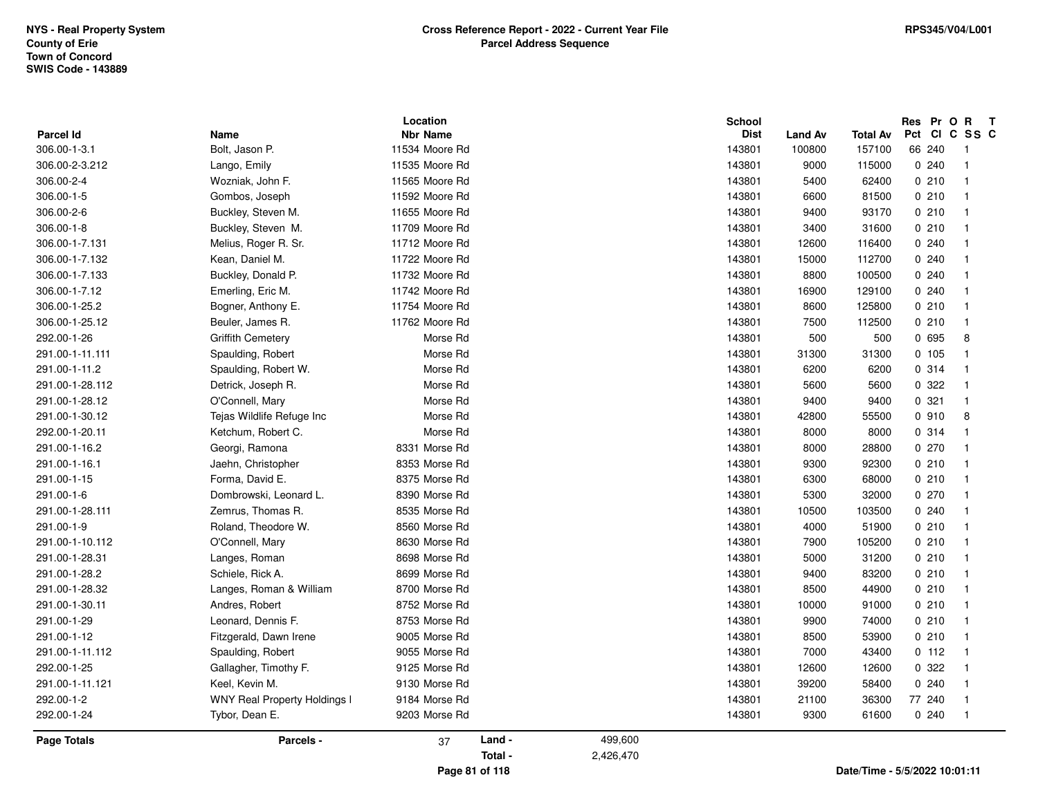NYS - Real Property System
County of Erie
Town of Concord
SWIS Code - 143889

**Cross Reference Report - 2022 - Current Year File**
**Parcel Address Sequence**

RPS345/V04/L001

| Parcel Id | Name | Location Nbr | Location Name | School Dist | Land Av | Total Av | Res Pct | Pr Cl | O C | R SS | T C |
|---|---|---|---|---|---|---|---|---|---|---|---|
| 306.00-1-3.1 | Bolt, Jason P. | 11534 | Moore Rd | 143801 | 100800 | 157100 | 66 | 240 | | 1 | |
| 306.00-2-3.212 | Lango, Emily | 11535 | Moore Rd | 143801 | 9000 | 115000 | 0 | 240 | | 1 | |
| 306.00-2-4 | Wozniak, John F. | 11565 | Moore Rd | 143801 | 5400 | 62400 | 0 | 210 | | 1 | |
| 306.00-1-5 | Gombos, Joseph | 11592 | Moore Rd | 143801 | 6600 | 81500 | 0 | 210 | | 1 | |
| 306.00-2-6 | Buckley, Steven M. | 11655 | Moore Rd | 143801 | 9400 | 93170 | 0 | 210 | | 1 | |
| 306.00-1-8 | Buckley, Steven M. | 11709 | Moore Rd | 143801 | 3400 | 31600 | 0 | 210 | | 1 | |
| 306.00-1-7.131 | Melius, Roger R. Sr. | 11712 | Moore Rd | 143801 | 12600 | 116400 | 0 | 240 | | 1 | |
| 306.00-1-7.132 | Kean, Daniel M. | 11722 | Moore Rd | 143801 | 15000 | 112700 | 0 | 240 | | 1 | |
| 306.00-1-7.133 | Buckley, Donald P. | 11732 | Moore Rd | 143801 | 8800 | 100500 | 0 | 240 | | 1 | |
| 306.00-1-7.12 | Emerling, Eric M. | 11742 | Moore Rd | 143801 | 16900 | 129100 | 0 | 240 | | 1 | |
| 306.00-1-25.2 | Bogner, Anthony E. | 11754 | Moore Rd | 143801 | 8600 | 125800 | 0 | 210 | | 1 | |
| 306.00-1-25.12 | Beuler, James R. | 11762 | Moore Rd | 143801 | 7500 | 112500 | 0 | 210 | | 1 | |
| 292.00-1-26 | Griffith Cemetery | | Morse Rd | 143801 | 500 | 500 | 0 | 695 | | 8 | |
| 291.00-1-11.111 | Spaulding, Robert | | Morse Rd | 143801 | 31300 | 31300 | 0 | 105 | | 1 | |
| 291.00-1-11.2 | Spaulding, Robert W. | | Morse Rd | 143801 | 6200 | 6200 | 0 | 314 | | 1 | |
| 291.00-1-28.112 | Detrick, Joseph R. | | Morse Rd | 143801 | 5600 | 5600 | 0 | 322 | | 1 | |
| 291.00-1-28.12 | O'Connell, Mary | | Morse Rd | 143801 | 9400 | 9400 | 0 | 321 | | 1 | |
| 291.00-1-30.12 | Tejas Wildlife Refuge Inc | | Morse Rd | 143801 | 42800 | 55500 | 0 | 910 | | 8 | |
| 292.00-1-20.11 | Ketchum, Robert C. | | Morse Rd | 143801 | 8000 | 8000 | 0 | 314 | | 1 | |
| 291.00-1-16.2 | Georgi, Ramona | 8331 | Morse Rd | 143801 | 8000 | 28800 | 0 | 270 | | 1 | |
| 291.00-1-16.1 | Jaehn, Christopher | 8353 | Morse Rd | 143801 | 9300 | 92300 | 0 | 210 | | 1 | |
| 291.00-1-15 | Forma, David E. | 8375 | Morse Rd | 143801 | 6300 | 68000 | 0 | 210 | | 1 | |
| 291.00-1-6 | Dombrowski, Leonard L. | 8390 | Morse Rd | 143801 | 5300 | 32000 | 0 | 270 | | 1 | |
| 291.00-1-28.111 | Zemrus, Thomas R. | 8535 | Morse Rd | 143801 | 10500 | 103500 | 0 | 240 | | 1 | |
| 291.00-1-9 | Roland, Theodore W. | 8560 | Morse Rd | 143801 | 4000 | 51900 | 0 | 210 | | 1 | |
| 291.00-1-10.112 | O'Connell, Mary | 8630 | Morse Rd | 143801 | 7900 | 105200 | 0 | 210 | | 1 | |
| 291.00-1-28.31 | Langes, Roman | 8698 | Morse Rd | 143801 | 5000 | 31200 | 0 | 210 | | 1 | |
| 291.00-1-28.2 | Schiele, Rick A. | 8699 | Morse Rd | 143801 | 9400 | 83200 | 0 | 210 | | 1 | |
| 291.00-1-28.32 | Langes, Roman & William | 8700 | Morse Rd | 143801 | 8500 | 44900 | 0 | 210 | | 1 | |
| 291.00-1-30.11 | Andres, Robert | 8752 | Morse Rd | 143801 | 10000 | 91000 | 0 | 210 | | 1 | |
| 291.00-1-29 | Leonard, Dennis F. | 8753 | Morse Rd | 143801 | 9900 | 74000 | 0 | 210 | | 1 | |
| 291.00-1-12 | Fitzgerald, Dawn Irene | 9005 | Morse Rd | 143801 | 8500 | 53900 | 0 | 210 | | 1 | |
| 291.00-1-11.112 | Spaulding, Robert | 9055 | Morse Rd | 143801 | 7000 | 43400 | 0 | 112 | | 1 | |
| 292.00-1-25 | Gallagher, Timothy F. | 9125 | Morse Rd | 143801 | 12600 | 12600 | 0 | 322 | | 1 | |
| 291.00-1-11.121 | Keel, Kevin M. | 9130 | Morse Rd | 143801 | 39200 | 58400 | 0 | 240 | | 1 | |
| 292.00-1-2 | WNY Real Property Holdings I | 9184 | Morse Rd | 143801 | 21100 | 36300 | 77 | 240 | | 1 | |
| 292.00-1-24 | Tybor, Dean E. | 9203 | Morse Rd | 143801 | 9300 | 61600 | 0 | 240 | | 1 | |

**Page Totals** — **Parcels -** 37 — **Land -** 499,600 — **Total -** 2,426,470

Date/Time - 5/5/2022 10:01:11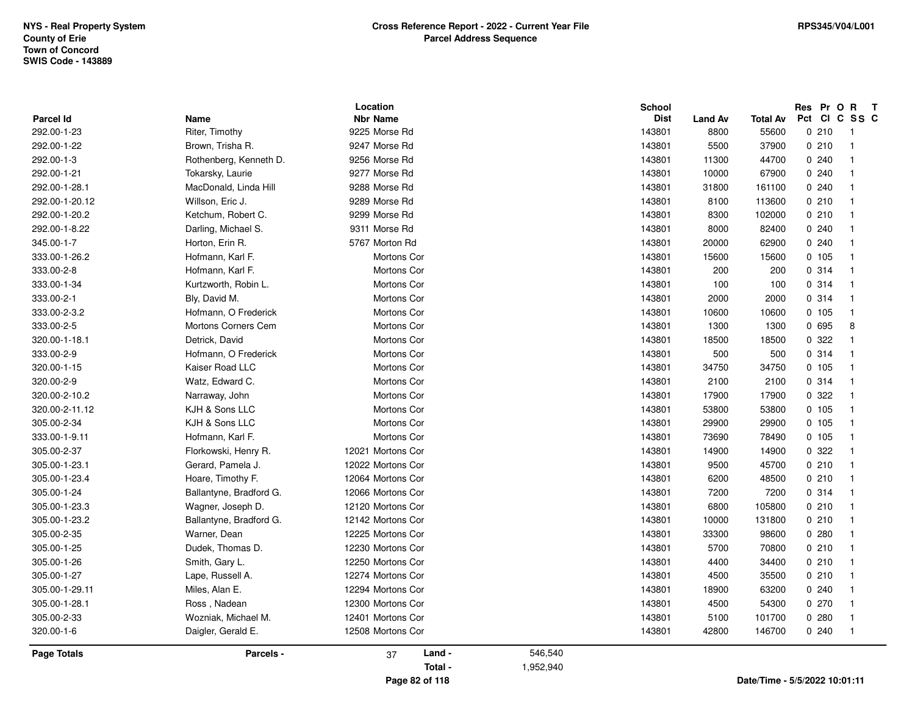NYS - Real Property System
County of Erie
Town of Concord
SWIS Code - 143889

**Cross Reference Report - 2022 - Current Year File**
**Parcel Address Sequence**

RPS345/V04/L001

| Parcel Id | Name | Location Nbr | Location Name | School Dist | Land Av | Total Av | Res Pct | Pr Cl | O C | R SS | T C |
|---|---|---|---|---|---|---|---|---|---|---|---|
| 292.00-1-23 | Riter, Timothy | 9225 | Morse Rd | 143801 | 8800 | 55600 | 0 | 210 | | 1 | |
| 292.00-1-22 | Brown, Trisha R. | 9247 | Morse Rd | 143801 | 5500 | 37900 | 0 | 210 | | 1 | |
| 292.00-1-3 | Rothenberg, Kenneth D. | 9256 | Morse Rd | 143801 | 11300 | 44700 | 0 | 240 | | 1 | |
| 292.00-1-21 | Tokarsky, Laurie | 9277 | Morse Rd | 143801 | 10000 | 67900 | 0 | 240 | | 1 | |
| 292.00-1-28.1 | MacDonald, Linda Hill | 9288 | Morse Rd | 143801 | 31800 | 161100 | 0 | 240 | | 1 | |
| 292.00-1-20.12 | Willson, Eric J. | 9289 | Morse Rd | 143801 | 8100 | 113600 | 0 | 210 | | 1 | |
| 292.00-1-20.2 | Ketchum, Robert C. | 9299 | Morse Rd | 143801 | 8300 | 102000 | 0 | 210 | | 1 | |
| 292.00-1-8.22 | Darling, Michael S. | 9311 | Morse Rd | 143801 | 8000 | 82400 | 0 | 240 | | 1 | |
| 345.00-1-7 | Horton, Erin R. | 5767 | Morton Rd | 143801 | 20000 | 62900 | 0 | 240 | | 1 | |
| 333.00-1-26.2 | Hofmann, Karl F. | | Mortons Cor | 143801 | 15600 | 15600 | 0 | 105 | | 1 | |
| 333.00-2-8 | Hofmann, Karl F. | | Mortons Cor | 143801 | 200 | 200 | 0 | 314 | | 1 | |
| 333.00-1-34 | Kurtzworth, Robin L. | | Mortons Cor | 143801 | 100 | 100 | 0 | 314 | | 1 | |
| 333.00-2-1 | Bly, David M. | | Mortons Cor | 143801 | 2000 | 2000 | 0 | 314 | | 1 | |
| 333.00-2-3.2 | Hofmann, O Frederick | | Mortons Cor | 143801 | 10600 | 10600 | 0 | 105 | | 1 | |
| 333.00-2-5 | Mortons Corners Cem | | Mortons Cor | 143801 | 1300 | 1300 | 0 | 695 | | 8 | |
| 320.00-1-18.1 | Detrick, David | | Mortons Cor | 143801 | 18500 | 18500 | 0 | 322 | | 1 | |
| 333.00-2-9 | Hofmann, O Frederick | | Mortons Cor | 143801 | 500 | 500 | 0 | 314 | | 1 | |
| 320.00-1-15 | Kaiser Road LLC | | Mortons Cor | 143801 | 34750 | 34750 | 0 | 105 | | 1 | |
| 320.00-2-9 | Watz, Edward C. | | Mortons Cor | 143801 | 2100 | 2100 | 0 | 314 | | 1 | |
| 320.00-2-10.2 | Narraway, John | | Mortons Cor | 143801 | 17900 | 17900 | 0 | 322 | | 1 | |
| 320.00-2-11.12 | KJH & Sons LLC | | Mortons Cor | 143801 | 53800 | 53800 | 0 | 105 | | 1 | |
| 305.00-2-34 | KJH & Sons LLC | | Mortons Cor | 143801 | 29900 | 29900 | 0 | 105 | | 1 | |
| 333.00-1-9.11 | Hofmann, Karl F. | | Mortons Cor | 143801 | 73690 | 78490 | 0 | 105 | | 1 | |
| 305.00-2-37 | Florkowski, Henry R. | 12021 | Mortons Cor | 143801 | 14900 | 14900 | 0 | 322 | | 1 | |
| 305.00-1-23.1 | Gerard, Pamela J. | 12022 | Mortons Cor | 143801 | 9500 | 45700 | 0 | 210 | | 1 | |
| 305.00-1-23.4 | Hoare, Timothy F. | 12064 | Mortons Cor | 143801 | 6200 | 48500 | 0 | 210 | | 1 | |
| 305.00-1-24 | Ballantyne, Bradford G. | 12066 | Mortons Cor | 143801 | 7200 | 7200 | 0 | 314 | | 1 | |
| 305.00-1-23.3 | Wagner, Joseph D. | 12120 | Mortons Cor | 143801 | 6800 | 105800 | 0 | 210 | | 1 | |
| 305.00-1-23.2 | Ballantyne, Bradford G. | 12142 | Mortons Cor | 143801 | 10000 | 131800 | 0 | 210 | | 1 | |
| 305.00-2-35 | Warner, Dean | 12225 | Mortons Cor | 143801 | 33300 | 98600 | 0 | 280 | | 1 | |
| 305.00-1-25 | Dudek, Thomas D. | 12230 | Mortons Cor | 143801 | 5700 | 70800 | 0 | 210 | | 1 | |
| 305.00-1-26 | Smith, Gary L. | 12250 | Mortons Cor | 143801 | 4400 | 34400 | 0 | 210 | | 1 | |
| 305.00-1-27 | Lape, Russell A. | 12274 | Mortons Cor | 143801 | 4500 | 35500 | 0 | 210 | | 1 | |
| 305.00-1-29.11 | Miles, Alan E. | 12294 | Mortons Cor | 143801 | 18900 | 63200 | 0 | 240 | | 1 | |
| 305.00-1-28.1 | Ross , Nadean | 12300 | Mortons Cor | 143801 | 4500 | 54300 | 0 | 270 | | 1 | |
| 305.00-2-33 | Wozniak, Michael M. | 12401 | Mortons Cor | 143801 | 5100 | 101700 | 0 | 280 | | 1 | |
| 320.00-1-6 | Daigler, Gerald E. | 12508 | Mortons Cor | 143801 | 42800 | 146700 | 0 | 240 | | 1 | |

**Page Totals** — Parcels - 37 — Land - 546,540 — Total - 1,952,940

Date/Time - 5/5/2022 10:01:11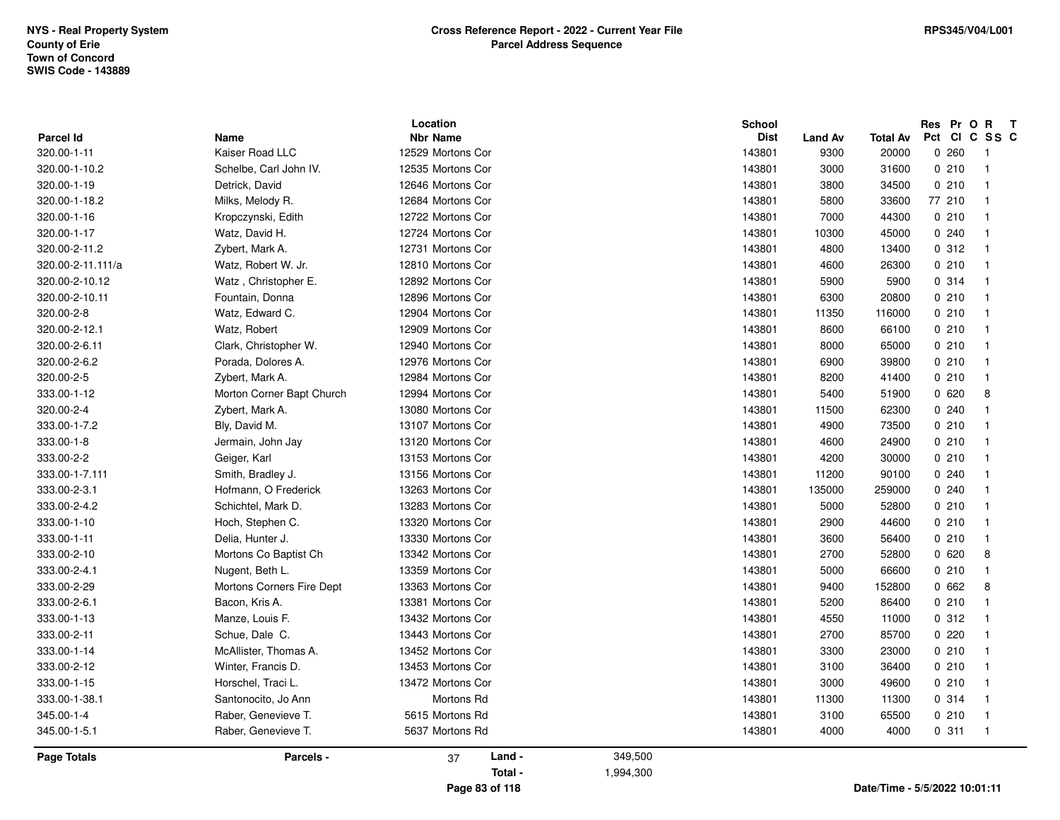NYS - Real Property System
County of Erie
Town of Concord
SWIS Code - 143889

**Cross Reference Report - 2022 - Current Year File**
**Parcel Address Sequence**

RPS345/V04/L001

| Parcel Id | Name | Location Nbr | Location Name | School Dist | Land Av | Total Av | Res Pct | Pr Cl | O C | R SS | T C |
|---|---|---|---|---|---|---|---|---|---|---|---|
| 320.00-1-11 | Kaiser Road LLC | 12529 | Mortons Cor | 143801 | 9300 | 20000 | 0 | 260 | | 1 | |
| 320.00-1-10.2 | Schelbe, Carl John IV. | 12535 | Mortons Cor | 143801 | 3000 | 31600 | 0 | 210 | | 1 | |
| 320.00-1-19 | Detrick, David | 12646 | Mortons Cor | 143801 | 3800 | 34500 | 0 | 210 | | 1 | |
| 320.00-1-18.2 | Milks, Melody R. | 12684 | Mortons Cor | 143801 | 5800 | 33600 | 77 | 210 | | 1 | |
| 320.00-1-16 | Kropczynski, Edith | 12722 | Mortons Cor | 143801 | 7000 | 44300 | 0 | 210 | | 1 | |
| 320.00-1-17 | Watz, David H. | 12724 | Mortons Cor | 143801 | 10300 | 45000 | 0 | 240 | | 1 | |
| 320.00-2-11.2 | Zybert, Mark A. | 12731 | Mortons Cor | 143801 | 4800 | 13400 | 0 | 312 | | 1 | |
| 320.00-2-11.111/a | Watz, Robert W. Jr. | 12810 | Mortons Cor | 143801 | 4600 | 26300 | 0 | 210 | | 1 | |
| 320.00-2-10.12 | Watz , Christopher E. | 12892 | Mortons Cor | 143801 | 5900 | 5900 | 0 | 314 | | 1 | |
| 320.00-2-10.11 | Fountain, Donna | 12896 | Mortons Cor | 143801 | 6300 | 20800 | 0 | 210 | | 1 | |
| 320.00-2-8 | Watz, Edward C. | 12904 | Mortons Cor | 143801 | 11350 | 116000 | 0 | 210 | | 1 | |
| 320.00-2-12.1 | Watz, Robert | 12909 | Mortons Cor | 143801 | 8600 | 66100 | 0 | 210 | | 1 | |
| 320.00-2-6.11 | Clark, Christopher W. | 12940 | Mortons Cor | 143801 | 8000 | 65000 | 0 | 210 | | 1 | |
| 320.00-2-6.2 | Porada, Dolores A. | 12976 | Mortons Cor | 143801 | 6900 | 39800 | 0 | 210 | | 1 | |
| 320.00-2-5 | Zybert, Mark A. | 12984 | Mortons Cor | 143801 | 8200 | 41400 | 0 | 210 | | 1 | |
| 333.00-1-12 | Morton Corner Bapt Church | 12994 | Mortons Cor | 143801 | 5400 | 51900 | 0 | 620 | | 8 | |
| 320.00-2-4 | Zybert, Mark A. | 13080 | Mortons Cor | 143801 | 11500 | 62300 | 0 | 240 | | 1 | |
| 333.00-1-7.2 | Bly, David M. | 13107 | Mortons Cor | 143801 | 4900 | 73500 | 0 | 210 | | 1 | |
| 333.00-1-8 | Jermain, John Jay | 13120 | Mortons Cor | 143801 | 4600 | 24900 | 0 | 210 | | 1 | |
| 333.00-2-2 | Geiger, Karl | 13153 | Mortons Cor | 143801 | 4200 | 30000 | 0 | 210 | | 1 | |
| 333.00-1-7.111 | Smith, Bradley J. | 13156 | Mortons Cor | 143801 | 11200 | 90100 | 0 | 240 | | 1 | |
| 333.00-2-3.1 | Hofmann, O Frederick | 13263 | Mortons Cor | 143801 | 135000 | 259000 | 0 | 240 | | 1 | |
| 333.00-2-4.2 | Schichtel, Mark D. | 13283 | Mortons Cor | 143801 | 5000 | 52800 | 0 | 210 | | 1 | |
| 333.00-1-10 | Hoch, Stephen C. | 13320 | Mortons Cor | 143801 | 2900 | 44600 | 0 | 210 | | 1 | |
| 333.00-1-11 | Delia, Hunter J. | 13330 | Mortons Cor | 143801 | 3600 | 56400 | 0 | 210 | | 1 | |
| 333.00-2-10 | Mortons Co Baptist Ch | 13342 | Mortons Cor | 143801 | 2700 | 52800 | 0 | 620 | | 8 | |
| 333.00-2-4.1 | Nugent, Beth L. | 13359 | Mortons Cor | 143801 | 5000 | 66600 | 0 | 210 | | 1 | |
| 333.00-2-29 | Mortons Corners Fire Dept | 13363 | Mortons Cor | 143801 | 9400 | 152800 | 0 | 662 | | 8 | |
| 333.00-2-6.1 | Bacon, Kris A. | 13381 | Mortons Cor | 143801 | 5200 | 86400 | 0 | 210 | | 1 | |
| 333.00-1-13 | Manze, Louis F. | 13432 | Mortons Cor | 143801 | 4550 | 11000 | 0 | 312 | | 1 | |
| 333.00-2-11 | Schue, Dale C. | 13443 | Mortons Cor | 143801 | 2700 | 85700 | 0 | 220 | | 1 | |
| 333.00-1-14 | McAllister, Thomas A. | 13452 | Mortons Cor | 143801 | 3300 | 23000 | 0 | 210 | | 1 | |
| 333.00-2-12 | Winter, Francis D. | 13453 | Mortons Cor | 143801 | 3100 | 36400 | 0 | 210 | | 1 | |
| 333.00-1-15 | Horschel, Traci L. | 13472 | Mortons Cor | 143801 | 3000 | 49600 | 0 | 210 | | 1 | |
| 333.00-1-38.1 | Santonocito, Jo Ann | | Mortons Rd | 143801 | 11300 | 11300 | 0 | 314 | | 1 | |
| 345.00-1-4 | Raber, Genevieve T. | 5615 | Mortons Rd | 143801 | 3100 | 65500 | 0 | 210 | | 1 | |
| 345.00-1-5.1 | Raber, Genevieve T. | 5637 | Mortons Rd | 143801 | 4000 | 4000 | 0 | 311 | | 1 | |

**Page Totals** | **Parcels -** 37 | **Land -** 349,500 | **Total -** 1,994,300

Date/Time - 5/5/2022 10:01:11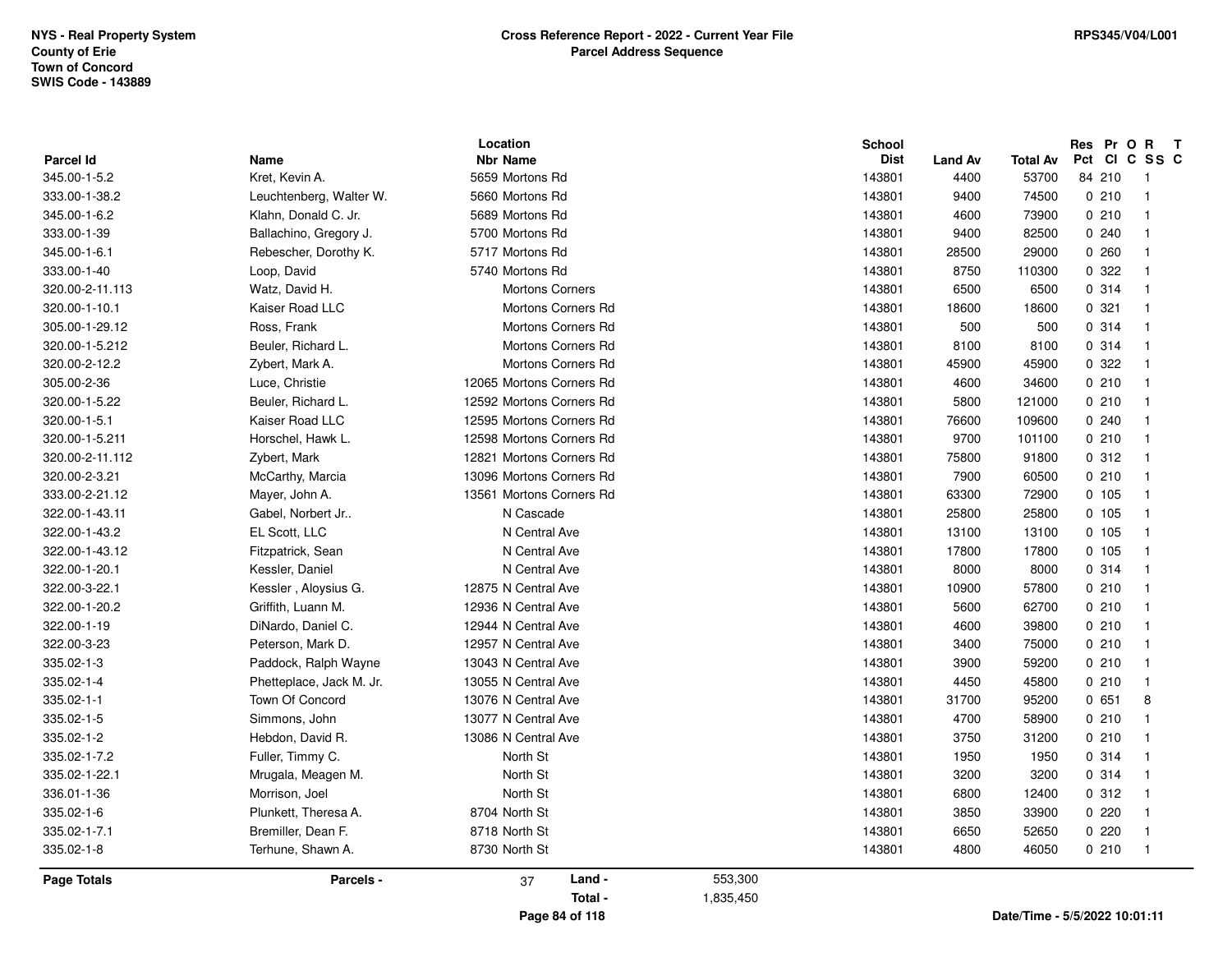NYS - Real Property System
County of Erie
Town of Concord
SWIS Code - 143889

**Cross Reference Report - 2022 - Current Year File**
**Parcel Address Sequence**

RPS345/V04/L001

| Parcel Id | Name | Location Nbr | Location Name | School Dist | Land Av | Total Av | Res Pct | Pr Cl | O C | R SS | T C |
|---|---|---|---|---|---|---|---|---|---|---|---|
| 345.00-1-5.2 | Kret, Kevin A. | 5659 | Mortons Rd | 143801 | 4400 | 53700 | 84 | 210 | | 1 | |
| 333.00-1-38.2 | Leuchtenberg, Walter W. | 5660 | Mortons Rd | 143801 | 9400 | 74500 | 0 | 210 | | 1 | |
| 345.00-1-6.2 | Klahn, Donald C. Jr. | 5689 | Mortons Rd | 143801 | 4600 | 73900 | 0 | 210 | | 1 | |
| 333.00-1-39 | Ballachino, Gregory J. | 5700 | Mortons Rd | 143801 | 9400 | 82500 | 0 | 240 | | 1 | |
| 345.00-1-6.1 | Rebescher, Dorothy K. | 5717 | Mortons Rd | 143801 | 28500 | 29000 | 0 | 260 | | 1 | |
| 333.00-1-40 | Loop, David | 5740 | Mortons Rd | 143801 | 8750 | 110300 | 0 | 322 | | 1 | |
| 320.00-2-11.113 | Watz, David H. | | Mortons Corners | 143801 | 6500 | 6500 | 0 | 314 | | 1 | |
| 320.00-1-10.1 | Kaiser Road LLC | | Mortons Corners Rd | 143801 | 18600 | 18600 | 0 | 321 | | 1 | |
| 305.00-1-29.12 | Ross, Frank | | Mortons Corners Rd | 143801 | 500 | 500 | 0 | 314 | | 1 | |
| 320.00-1-5.212 | Beuler, Richard L. | | Mortons Corners Rd | 143801 | 8100 | 8100 | 0 | 314 | | 1 | |
| 320.00-2-12.2 | Zybert, Mark A. | | Mortons Corners Rd | 143801 | 45900 | 45900 | 0 | 322 | | 1 | |
| 305.00-2-36 | Luce, Christie | 12065 | Mortons Corners Rd | 143801 | 4600 | 34600 | 0 | 210 | | 1 | |
| 320.00-1-5.22 | Beuler, Richard L. | 12592 | Mortons Corners Rd | 143801 | 5800 | 121000 | 0 | 210 | | 1 | |
| 320.00-1-5.1 | Kaiser Road LLC | 12595 | Mortons Corners Rd | 143801 | 76600 | 109600 | 0 | 240 | | 1 | |
| 320.00-1-5.211 | Horschel, Hawk L. | 12598 | Mortons Corners Rd | 143801 | 9700 | 101100 | 0 | 210 | | 1 | |
| 320.00-2-11.112 | Zybert, Mark | 12821 | Mortons Corners Rd | 143801 | 75800 | 91800 | 0 | 312 | | 1 | |
| 320.00-2-3.21 | McCarthy, Marcia | 13096 | Mortons Corners Rd | 143801 | 7900 | 60500 | 0 | 210 | | 1 | |
| 333.00-2-21.12 | Mayer, John A. | 13561 | Mortons Corners Rd | 143801 | 63300 | 72900 | 0 | 105 | | 1 | |
| 322.00-1-43.11 | Gabel, Norbert Jr.. | | N Cascade | 143801 | 25800 | 25800 | 0 | 105 | | 1 | |
| 322.00-1-43.2 | EL Scott, LLC | | N Central Ave | 143801 | 13100 | 13100 | 0 | 105 | | 1 | |
| 322.00-1-43.12 | Fitzpatrick, Sean | | N Central Ave | 143801 | 17800 | 17800 | 0 | 105 | | 1 | |
| 322.00-1-20.1 | Kessler, Daniel | | N Central Ave | 143801 | 8000 | 8000 | 0 | 314 | | 1 | |
| 322.00-3-22.1 | Kessler , Aloysius G. | 12875 | N Central Ave | 143801 | 10900 | 57800 | 0 | 210 | | 1 | |
| 322.00-1-20.2 | Griffith, Luann M. | 12936 | N Central Ave | 143801 | 5600 | 62700 | 0 | 210 | | 1 | |
| 322.00-1-19 | DiNardo, Daniel C. | 12944 | N Central Ave | 143801 | 4600 | 39800 | 0 | 210 | | 1 | |
| 322.00-3-23 | Peterson, Mark D. | 12957 | N Central Ave | 143801 | 3400 | 75000 | 0 | 210 | | 1 | |
| 335.02-1-3 | Paddock, Ralph Wayne | 13043 | N Central Ave | 143801 | 3900 | 59200 | 0 | 210 | | 1 | |
| 335.02-1-4 | Phetteplace, Jack M. Jr. | 13055 | N Central Ave | 143801 | 4450 | 45800 | 0 | 210 | | 1 | |
| 335.02-1-1 | Town Of Concord | 13076 | N Central Ave | 143801 | 31700 | 95200 | 0 | 651 | | 8 | |
| 335.02-1-5 | Simmons, John | 13077 | N Central Ave | 143801 | 4700 | 58900 | 0 | 210 | | 1 | |
| 335.02-1-2 | Hebdon, David R. | 13086 | N Central Ave | 143801 | 3750 | 31200 | 0 | 210 | | 1 | |
| 335.02-1-7.2 | Fuller, Timmy C. | | North St | 143801 | 1950 | 1950 | 0 | 314 | | 1 | |
| 335.02-1-22.1 | Mrugala, Meagen M. | | North St | 143801 | 3200 | 3200 | 0 | 314 | | 1 | |
| 336.01-1-36 | Morrison, Joel | | North St | 143801 | 6800 | 12400 | 0 | 312 | | 1 | |
| 335.02-1-6 | Plunkett, Theresa A. | 8704 | North St | 143801 | 3850 | 33900 | 0 | 220 | | 1 | |
| 335.02-1-7.1 | Bremiller, Dean F. | 8718 | North St | 143801 | 6650 | 52650 | 0 | 220 | | 1 | |
| 335.02-1-8 | Terhune, Shawn A. | 8730 | North St | 143801 | 4800 | 46050 | 0 | 210 | | 1 | |

**Page Totals** | **Parcels -** 37 | **Land -** 553,300 | **Total -** 1,835,450

Date/Time - 5/5/2022 10:01:11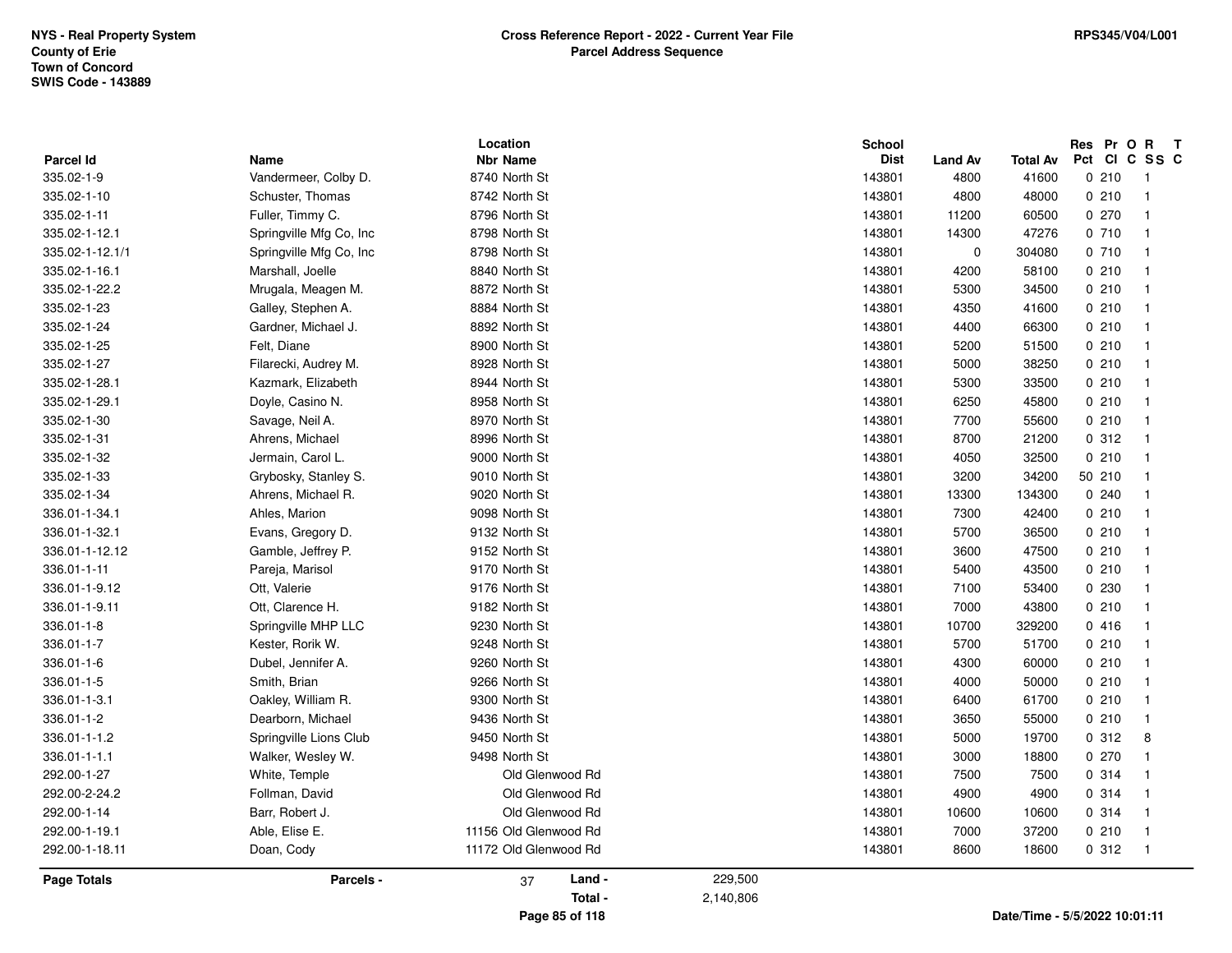NYS - Real Property System
County of Erie
Town of Concord
SWIS Code - 143889

**Cross Reference Report - 2022 - Current Year File**
**Parcel Address Sequence**

RPS345/V04/L001

| Parcel Id | Name | Location Nbr | Location Name | School Dist | Land Av | Total Av | Res Pct | Pr Cl | O C | R SS | T C |
|---|---|---|---|---|---|---|---|---|---|---|---|
| 335.02-1-9 | Vandermeer, Colby D. | 8740 | North St | 143801 | 4800 | 41600 | 0 | 210 | | 1 | |
| 335.02-1-10 | Schuster, Thomas | 8742 | North St | 143801 | 4800 | 48000 | 0 | 210 | | 1 | |
| 335.02-1-11 | Fuller, Timmy C. | 8796 | North St | 143801 | 11200 | 60500 | 0 | 270 | | 1 | |
| 335.02-1-12.1 | Springville Mfg Co, Inc | 8798 | North St | 143801 | 14300 | 47276 | 0 | 710 | | 1 | |
| 335.02-1-12.1/1 | Springville Mfg Co, Inc | 8798 | North St | 143801 | 0 | 304080 | 0 | 710 | | 1 | |
| 335.02-1-16.1 | Marshall, Joelle | 8840 | North St | 143801 | 4200 | 58100 | 0 | 210 | | 1 | |
| 335.02-1-22.2 | Mrugala, Meagen M. | 8872 | North St | 143801 | 5300 | 34500 | 0 | 210 | | 1 | |
| 335.02-1-23 | Galley, Stephen A. | 8884 | North St | 143801 | 4350 | 41600 | 0 | 210 | | 1 | |
| 335.02-1-24 | Gardner, Michael J. | 8892 | North St | 143801 | 4400 | 66300 | 0 | 210 | | 1 | |
| 335.02-1-25 | Felt, Diane | 8900 | North St | 143801 | 5200 | 51500 | 0 | 210 | | 1 | |
| 335.02-1-27 | Filarecki, Audrey M. | 8928 | North St | 143801 | 5000 | 38250 | 0 | 210 | | 1 | |
| 335.02-1-28.1 | Kazmark, Elizabeth | 8944 | North St | 143801 | 5300 | 33500 | 0 | 210 | | 1 | |
| 335.02-1-29.1 | Doyle, Casino N. | 8958 | North St | 143801 | 6250 | 45800 | 0 | 210 | | 1 | |
| 335.02-1-30 | Savage, Neil A. | 8970 | North St | 143801 | 7700 | 55600 | 0 | 210 | | 1 | |
| 335.02-1-31 | Ahrens, Michael | 8996 | North St | 143801 | 8700 | 21200 | 0 | 312 | | 1 | |
| 335.02-1-32 | Jermain, Carol L. | 9000 | North St | 143801 | 4050 | 32500 | 0 | 210 | | 1 | |
| 335.02-1-33 | Grybosky, Stanley S. | 9010 | North St | 143801 | 3200 | 34200 | 50 | 210 | | 1 | |
| 335.02-1-34 | Ahrens, Michael R. | 9020 | North St | 143801 | 13300 | 134300 | 0 | 240 | | 1 | |
| 336.01-1-34.1 | Ahles, Marion | 9098 | North St | 143801 | 7300 | 42400 | 0 | 210 | | 1 | |
| 336.01-1-32.1 | Evans, Gregory D. | 9132 | North St | 143801 | 5700 | 36500 | 0 | 210 | | 1 | |
| 336.01-1-12.12 | Gamble, Jeffrey P. | 9152 | North St | 143801 | 3600 | 47500 | 0 | 210 | | 1 | |
| 336.01-1-11 | Pareja, Marisol | 9170 | North St | 143801 | 5400 | 43500 | 0 | 210 | | 1 | |
| 336.01-1-9.12 | Ott, Valerie | 9176 | North St | 143801 | 7100 | 53400 | 0 | 230 | | 1 | |
| 336.01-1-9.11 | Ott, Clarence H. | 9182 | North St | 143801 | 7000 | 43800 | 0 | 210 | | 1 | |
| 336.01-1-8 | Springville MHP LLC | 9230 | North St | 143801 | 10700 | 329200 | 0 | 416 | | 1 | |
| 336.01-1-7 | Kester, Rorik W. | 9248 | North St | 143801 | 5700 | 51700 | 0 | 210 | | 1 | |
| 336.01-1-6 | Dubel, Jennifer A. | 9260 | North St | 143801 | 4300 | 60000 | 0 | 210 | | 1 | |
| 336.01-1-5 | Smith, Brian | 9266 | North St | 143801 | 4000 | 50000 | 0 | 210 | | 1 | |
| 336.01-1-3.1 | Oakley, William R. | 9300 | North St | 143801 | 6400 | 61700 | 0 | 210 | | 1 | |
| 336.01-1-2 | Dearborn, Michael | 9436 | North St | 143801 | 3650 | 55000 | 0 | 210 | | 1 | |
| 336.01-1-1.2 | Springville Lions Club | 9450 | North St | 143801 | 5000 | 19700 | 0 | 312 | | 8 | |
| 336.01-1-1.1 | Walker, Wesley W. | 9498 | North St | 143801 | 3000 | 18800 | 0 | 270 | | 1 | |
| 292.00-1-27 | White, Temple | | Old Glenwood Rd | 143801 | 7500 | 7500 | 0 | 314 | | 1 | |
| 292.00-2-24.2 | Follman, David | | Old Glenwood Rd | 143801 | 4900 | 4900 | 0 | 314 | | 1 | |
| 292.00-1-14 | Barr, Robert J. | | Old Glenwood Rd | 143801 | 10600 | 10600 | 0 | 314 | | 1 | |
| 292.00-1-19.1 | Able, Elise E. | 11156 | Old Glenwood Rd | 143801 | 7000 | 37200 | 0 | 210 | | 1 | |
| 292.00-1-18.11 | Doan, Cody | 11172 | Old Glenwood Rd | 143801 | 8600 | 18600 | 0 | 312 | | 1 | |

**Page Totals** | **Parcels -** 37 | **Land -** 229,500 | **Total -** 2,140,806

Date/Time - 5/5/2022 10:01:11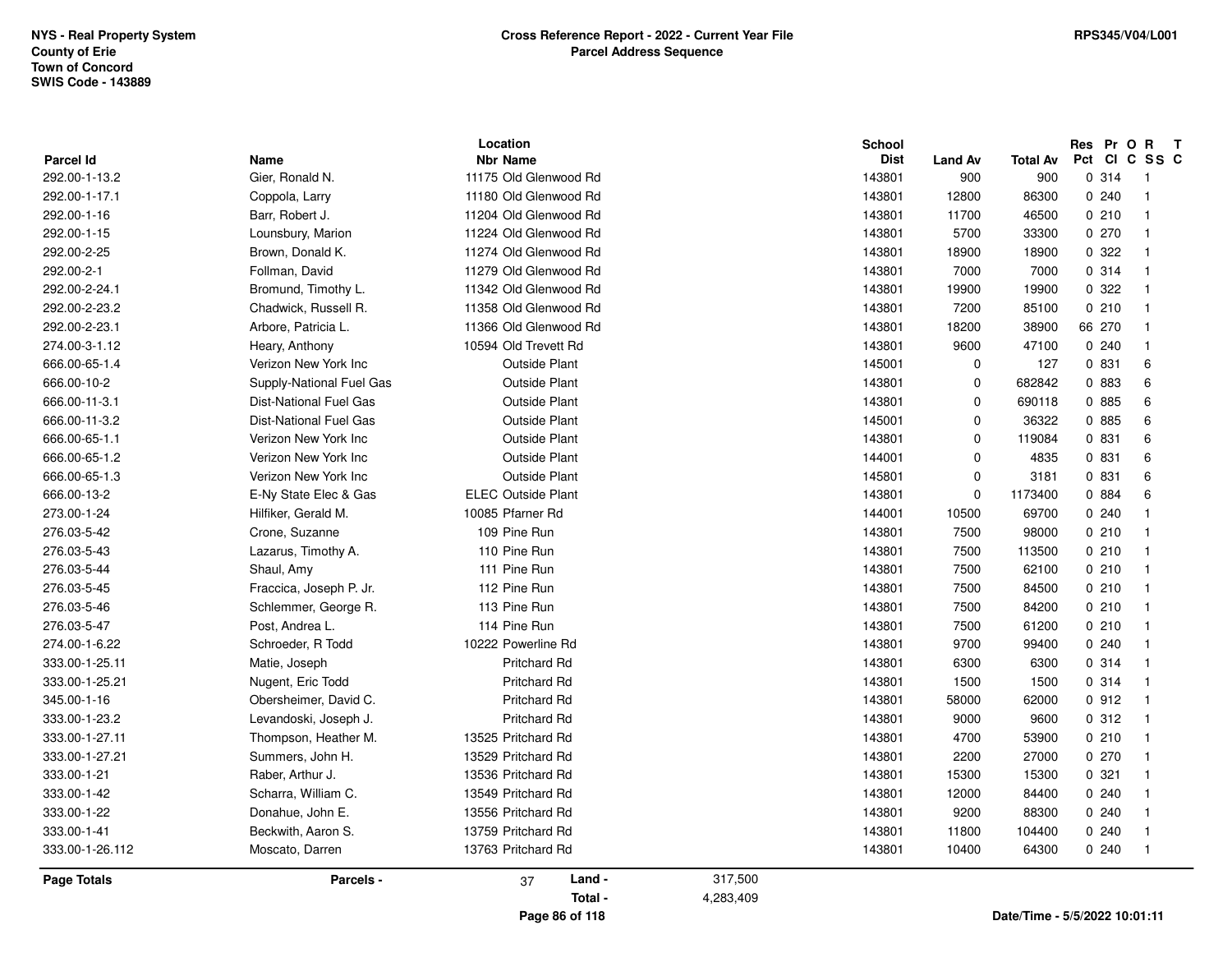NYS - Real Property System
County of Erie
Town of Concord
SWIS Code - 143889

**Cross Reference Report - 2022 - Current Year File**
**Parcel Address Sequence**

RPS345/V04/L001

| Parcel Id | Name | Location Nbr | Location Name | School Dist | Land Av | Total Av | Res Pct | Pr Cl | O C | R SS | T C |
|---|---|---|---|---|---|---|---|---|---|---|---|
| 292.00-1-13.2 | Gier, Ronald N. | 11175 | Old Glenwood Rd | 143801 | 900 | 900 | 0 | 314 | | 1 | |
| 292.00-1-17.1 | Coppola, Larry | 11180 | Old Glenwood Rd | 143801 | 12800 | 86300 | 0 | 240 | | 1 | |
| 292.00-1-16 | Barr, Robert J. | 11204 | Old Glenwood Rd | 143801 | 11700 | 46500 | 0 | 210 | | 1 | |
| 292.00-1-15 | Lounsbury, Marion | 11224 | Old Glenwood Rd | 143801 | 5700 | 33300 | 0 | 270 | | 1 | |
| 292.00-2-25 | Brown, Donald K. | 11274 | Old Glenwood Rd | 143801 | 18900 | 18900 | 0 | 322 | | 1 | |
| 292.00-2-1 | Follman, David | 11279 | Old Glenwood Rd | 143801 | 7000 | 7000 | 0 | 314 | | 1 | |
| 292.00-2-24.1 | Bromund, Timothy L. | 11342 | Old Glenwood Rd | 143801 | 19900 | 19900 | 0 | 322 | | 1 | |
| 292.00-2-23.2 | Chadwick, Russell R. | 11358 | Old Glenwood Rd | 143801 | 7200 | 85100 | 0 | 210 | | 1 | |
| 292.00-2-23.1 | Arbore, Patricia L. | 11366 | Old Glenwood Rd | 143801 | 18200 | 38900 | 66 | 270 | | 1 | |
| 274.00-3-1.12 | Heary, Anthony | 10594 | Old Trevett Rd | 143801 | 9600 | 47100 | 0 | 240 | | 1 | |
| 666.00-65-1.4 | Verizon New York Inc | | Outside Plant | 145001 | 0 | 127 | 0 | 831 | | 6 | |
| 666.00-10-2 | Supply-National Fuel Gas | | Outside Plant | 143801 | 0 | 682842 | 0 | 883 | | 6 | |
| 666.00-11-3.1 | Dist-National Fuel Gas | | Outside Plant | 143801 | 0 | 690118 | 0 | 885 | | 6 | |
| 666.00-11-3.2 | Dist-National Fuel Gas | | Outside Plant | 145001 | 0 | 36322 | 0 | 885 | | 6 | |
| 666.00-65-1.1 | Verizon New York Inc | | Outside Plant | 143801 | 0 | 119084 | 0 | 831 | | 6 | |
| 666.00-65-1.2 | Verizon New York Inc | | Outside Plant | 144001 | 0 | 4835 | 0 | 831 | | 6 | |
| 666.00-65-1.3 | Verizon New York Inc | | Outside Plant | 145801 | 0 | 3181 | 0 | 831 | | 6 | |
| 666.00-13-2 | E-Ny State Elec & Gas | ELEC | Outside Plant | 143801 | 0 | 1173400 | 0 | 884 | | 6 | |
| 273.00-1-24 | Hilfiker, Gerald M. | 10085 | Pfarner Rd | 144001 | 10500 | 69700 | 0 | 240 | | 1 | |
| 276.03-5-42 | Crone, Suzanne | 109 | Pine Run | 143801 | 7500 | 98000 | 0 | 210 | | 1 | |
| 276.03-5-43 | Lazarus, Timothy A. | 110 | Pine Run | 143801 | 7500 | 113500 | 0 | 210 | | 1 | |
| 276.03-5-44 | Shaul, Amy | 111 | Pine Run | 143801 | 7500 | 62100 | 0 | 210 | | 1 | |
| 276.03-5-45 | Fraccica, Joseph P. Jr. | 112 | Pine Run | 143801 | 7500 | 84500 | 0 | 210 | | 1 | |
| 276.03-5-46 | Schlemmer, George R. | 113 | Pine Run | 143801 | 7500 | 84200 | 0 | 210 | | 1 | |
| 276.03-5-47 | Post, Andrea L. | 114 | Pine Run | 143801 | 7500 | 61200 | 0 | 210 | | 1 | |
| 274.00-1-6.22 | Schroeder, R Todd | 10222 | Powerline Rd | 143801 | 9700 | 99400 | 0 | 240 | | 1 | |
| 333.00-1-25.11 | Matie, Joseph | | Pritchard Rd | 143801 | 6300 | 6300 | 0 | 314 | | 1 | |
| 333.00-1-25.21 | Nugent, Eric Todd | | Pritchard Rd | 143801 | 1500 | 1500 | 0 | 314 | | 1 | |
| 345.00-1-16 | Obersheimer, David C. | | Pritchard Rd | 143801 | 58000 | 62000 | 0 | 912 | | 1 | |
| 333.00-1-23.2 | Levandoski, Joseph J. | | Pritchard Rd | 143801 | 9000 | 9600 | 0 | 312 | | 1 | |
| 333.00-1-27.11 | Thompson, Heather M. | 13525 | Pritchard Rd | 143801 | 4700 | 53900 | 0 | 210 | | 1 | |
| 333.00-1-27.21 | Summers, John H. | 13529 | Pritchard Rd | 143801 | 2200 | 27000 | 0 | 270 | | 1 | |
| 333.00-1-21 | Raber, Arthur J. | 13536 | Pritchard Rd | 143801 | 15300 | 15300 | 0 | 321 | | 1 | |
| 333.00-1-42 | Scharra, William C. | 13549 | Pritchard Rd | 143801 | 12000 | 84400 | 0 | 240 | | 1 | |
| 333.00-1-22 | Donahue, John E. | 13556 | Pritchard Rd | 143801 | 9200 | 88300 | 0 | 240 | | 1 | |
| 333.00-1-41 | Beckwith, Aaron S. | 13759 | Pritchard Rd | 143801 | 11800 | 104400 | 0 | 240 | | 1 | |
| 333.00-1-26.112 | Moscato, Darren | 13763 | Pritchard Rd | 143801 | 10400 | 64300 | 0 | 240 | | 1 | |

**Page Totals** — **Parcels -** 37 — **Land -** 317,500 — **Total -** 4,283,409

Date/Time - 5/5/2022 10:01:11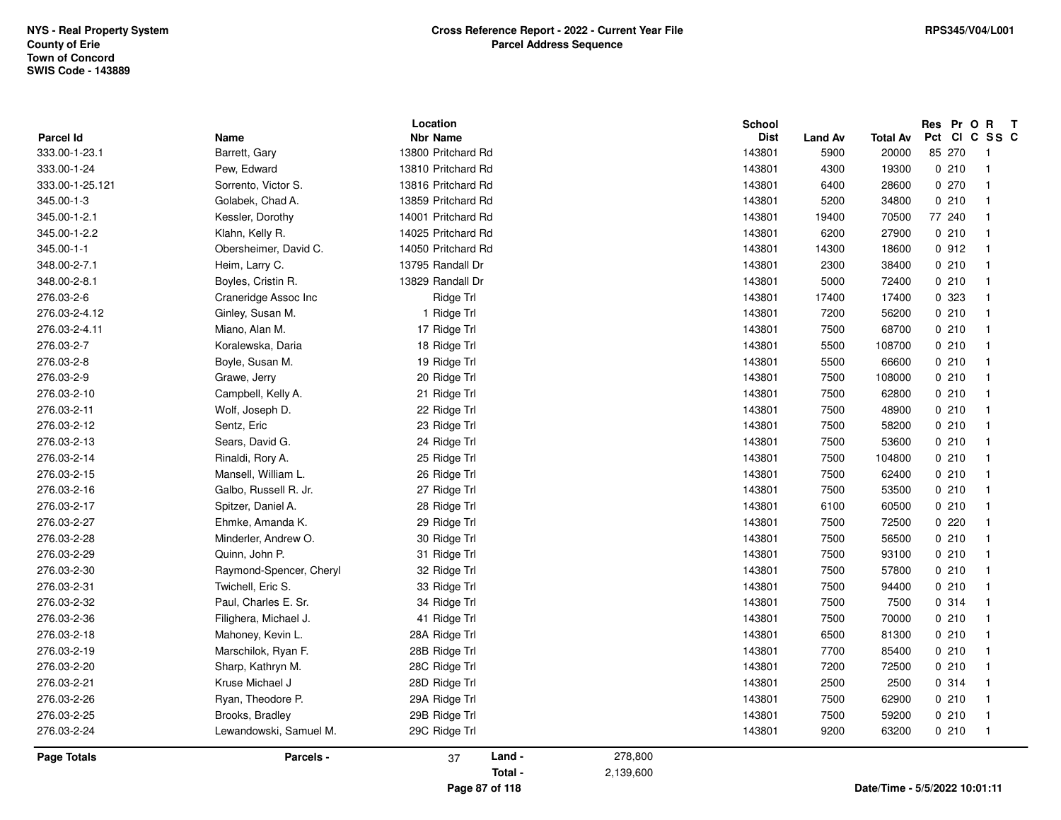**NYS - Real Property System**
**County of Erie**
**Town of Concord**
**SWIS Code - 143889**

**Cross Reference Report - 2022 - Current Year File**
**Parcel Address Sequence**

**RPS345/V04/L001**

| Parcel Id | Name | Location Nbr | Location Name | School Dist | Land Av | Total Av | Res Pct | Pr Cl | O C | R SS | T C |
|---|---|---|---|---|---|---|---|---|---|---|---|
| 333.00-1-23.1 | Barrett, Gary | 13800 | Pritchard Rd | 143801 | 5900 | 20000 | 85 | 270 | | 1 | |
| 333.00-1-24 | Pew, Edward | 13810 | Pritchard Rd | 143801 | 4300 | 19300 | 0 | 210 | | 1 | |
| 333.00-1-25.121 | Sorrento, Victor S. | 13816 | Pritchard Rd | 143801 | 6400 | 28600 | 0 | 270 | | 1 | |
| 345.00-1-3 | Golabek, Chad A. | 13859 | Pritchard Rd | 143801 | 5200 | 34800 | 0 | 210 | | 1 | |
| 345.00-1-2.1 | Kessler, Dorothy | 14001 | Pritchard Rd | 143801 | 19400 | 70500 | 77 | 240 | | 1 | |
| 345.00-1-2.2 | Klahn, Kelly R. | 14025 | Pritchard Rd | 143801 | 6200 | 27900 | 0 | 210 | | 1 | |
| 345.00-1-1 | Obersheimer, David C. | 14050 | Pritchard Rd | 143801 | 14300 | 18600 | 0 | 912 | | 1 | |
| 348.00-2-7.1 | Heim, Larry C. | 13795 | Randall Dr | 143801 | 2300 | 38400 | 0 | 210 | | 1 | |
| 348.00-2-8.1 | Boyles, Cristin R. | 13829 | Randall Dr | 143801 | 5000 | 72400 | 0 | 210 | | 1 | |
| 276.03-2-6 | Craneridge Assoc Inc | | Ridge Trl | 143801 | 17400 | 17400 | 0 | 323 | | 1 | |
| 276.03-2-4.12 | Ginley, Susan M. | 1 | Ridge Trl | 143801 | 7200 | 56200 | 0 | 210 | | 1 | |
| 276.03-2-4.11 | Miano, Alan M. | 17 | Ridge Trl | 143801 | 7500 | 68700 | 0 | 210 | | 1 | |
| 276.03-2-7 | Koralewska, Daria | 18 | Ridge Trl | 143801 | 5500 | 108700 | 0 | 210 | | 1 | |
| 276.03-2-8 | Boyle, Susan M. | 19 | Ridge Trl | 143801 | 5500 | 66600 | 0 | 210 | | 1 | |
| 276.03-2-9 | Grawe, Jerry | 20 | Ridge Trl | 143801 | 7500 | 108000 | 0 | 210 | | 1 | |
| 276.03-2-10 | Campbell, Kelly A. | 21 | Ridge Trl | 143801 | 7500 | 62800 | 0 | 210 | | 1 | |
| 276.03-2-11 | Wolf, Joseph D. | 22 | Ridge Trl | 143801 | 7500 | 48900 | 0 | 210 | | 1 | |
| 276.03-2-12 | Sentz, Eric | 23 | Ridge Trl | 143801 | 7500 | 58200 | 0 | 210 | | 1 | |
| 276.03-2-13 | Sears, David G. | 24 | Ridge Trl | 143801 | 7500 | 53600 | 0 | 210 | | 1 | |
| 276.03-2-14 | Rinaldi, Rory A. | 25 | Ridge Trl | 143801 | 7500 | 104800 | 0 | 210 | | 1 | |
| 276.03-2-15 | Mansell, William L. | 26 | Ridge Trl | 143801 | 7500 | 62400 | 0 | 210 | | 1 | |
| 276.03-2-16 | Galbo, Russell R. Jr. | 27 | Ridge Trl | 143801 | 7500 | 53500 | 0 | 210 | | 1 | |
| 276.03-2-17 | Spitzer, Daniel A. | 28 | Ridge Trl | 143801 | 6100 | 60500 | 0 | 210 | | 1 | |
| 276.03-2-27 | Ehmke, Amanda K. | 29 | Ridge Trl | 143801 | 7500 | 72500 | 0 | 220 | | 1 | |
| 276.03-2-28 | Minderler, Andrew O. | 30 | Ridge Trl | 143801 | 7500 | 56500 | 0 | 210 | | 1 | |
| 276.03-2-29 | Quinn, John P. | 31 | Ridge Trl | 143801 | 7500 | 93100 | 0 | 210 | | 1 | |
| 276.03-2-30 | Raymond-Spencer, Cheryl | 32 | Ridge Trl | 143801 | 7500 | 57800 | 0 | 210 | | 1 | |
| 276.03-2-31 | Twichell, Eric S. | 33 | Ridge Trl | 143801 | 7500 | 94400 | 0 | 210 | | 1 | |
| 276.03-2-32 | Paul, Charles E. Sr. | 34 | Ridge Trl | 143801 | 7500 | 7500 | 0 | 314 | | 1 | |
| 276.03-2-36 | Filighera, Michael J. | 41 | Ridge Trl | 143801 | 7500 | 70000 | 0 | 210 | | 1 | |
| 276.03-2-18 | Mahoney, Kevin L. | 28A | Ridge Trl | 143801 | 6500 | 81300 | 0 | 210 | | 1 | |
| 276.03-2-19 | Marschilok, Ryan F. | 28B | Ridge Trl | 143801 | 7700 | 85400 | 0 | 210 | | 1 | |
| 276.03-2-20 | Sharp, Kathryn M. | 28C | Ridge Trl | 143801 | 7200 | 72500 | 0 | 210 | | 1 | |
| 276.03-2-21 | Kruse Michael J | 28D | Ridge Trl | 143801 | 2500 | 2500 | 0 | 314 | | 1 | |
| 276.03-2-26 | Ryan, Theodore P. | 29A | Ridge Trl | 143801 | 7500 | 62900 | 0 | 210 | | 1 | |
| 276.03-2-25 | Brooks, Bradley | 29B | Ridge Trl | 143801 | 7500 | 59200 | 0 | 210 | | 1 | |
| 276.03-2-24 | Lewandowski, Samuel M. | 29C | Ridge Trl | 143801 | 9200 | 63200 | 0 | 210 | | 1 | |

**Page Totals** | **Parcels -** 37 | **Land -** 278,800 | **Total -** 2,139,600

**Date/Time - 5/5/2022 10:01:11**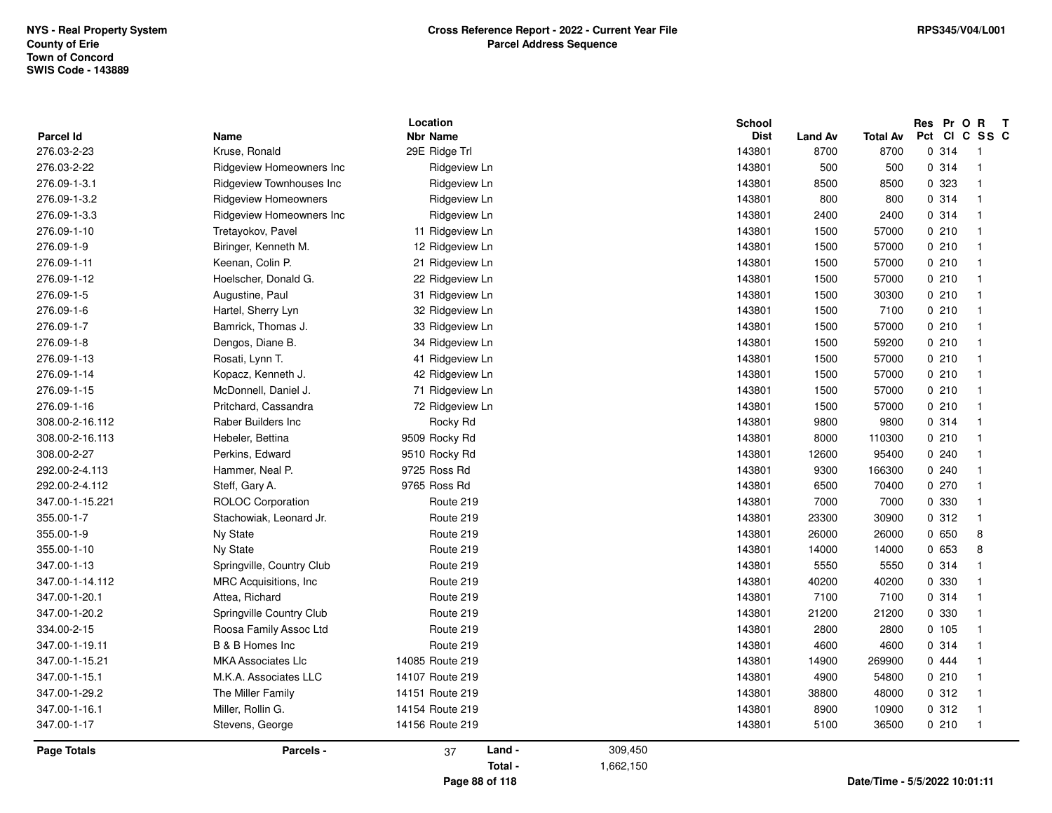NYS - Real Property System
County of Erie
Town of Concord
SWIS Code - 143889

**Cross Reference Report - 2022 - Current Year File**
**Parcel Address Sequence**

RPS345/V04/L001

| Parcel Id | Name | Location Nbr | Location Name | School Dist | Land Av | Total Av | Res Pct | Pr Cl | O C | R SS | T C |
|---|---|---|---|---|---|---|---|---|---|---|---|
| 276.03-2-23 | Kruse, Ronald | 29E | Ridge Trl | 143801 | 8700 | 8700 | 0 | 314 | | 1 | |
| 276.03-2-22 | Ridgeview Homeowners Inc | | Ridgeview Ln | 143801 | 500 | 500 | 0 | 314 | | 1 | |
| 276.09-1-3.1 | Ridgeview Townhouses Inc | | Ridgeview Ln | 143801 | 8500 | 8500 | 0 | 323 | | 1 | |
| 276.09-1-3.2 | Ridgeview Homeowners | | Ridgeview Ln | 143801 | 800 | 800 | 0 | 314 | | 1 | |
| 276.09-1-3.3 | Ridgeview Homeowners Inc | | Ridgeview Ln | 143801 | 2400 | 2400 | 0 | 314 | | 1 | |
| 276.09-1-10 | Tretayokov, Pavel | 11 | Ridgeview Ln | 143801 | 1500 | 57000 | 0 | 210 | | 1 | |
| 276.09-1-9 | Biringer, Kenneth M. | 12 | Ridgeview Ln | 143801 | 1500 | 57000 | 0 | 210 | | 1 | |
| 276.09-1-11 | Keenan, Colin P. | 21 | Ridgeview Ln | 143801 | 1500 | 57000 | 0 | 210 | | 1 | |
| 276.09-1-12 | Hoelscher, Donald G. | 22 | Ridgeview Ln | 143801 | 1500 | 57000 | 0 | 210 | | 1 | |
| 276.09-1-5 | Augustine, Paul | 31 | Ridgeview Ln | 143801 | 1500 | 30300 | 0 | 210 | | 1 | |
| 276.09-1-6 | Hartel, Sherry Lyn | 32 | Ridgeview Ln | 143801 | 1500 | 7100 | 0 | 210 | | 1 | |
| 276.09-1-7 | Bamrick, Thomas J. | 33 | Ridgeview Ln | 143801 | 1500 | 57000 | 0 | 210 | | 1 | |
| 276.09-1-8 | Dengos, Diane B. | 34 | Ridgeview Ln | 143801 | 1500 | 59200 | 0 | 210 | | 1 | |
| 276.09-1-13 | Rosati, Lynn T. | 41 | Ridgeview Ln | 143801 | 1500 | 57000 | 0 | 210 | | 1 | |
| 276.09-1-14 | Kopacz, Kenneth J. | 42 | Ridgeview Ln | 143801 | 1500 | 57000 | 0 | 210 | | 1 | |
| 276.09-1-15 | McDonnell, Daniel J. | 71 | Ridgeview Ln | 143801 | 1500 | 57000 | 0 | 210 | | 1 | |
| 276.09-1-16 | Pritchard, Cassandra | 72 | Ridgeview Ln | 143801 | 1500 | 57000 | 0 | 210 | | 1 | |
| 308.00-2-16.112 | Raber Builders Inc | | Rocky Rd | 143801 | 9800 | 9800 | 0 | 314 | | 1 | |
| 308.00-2-16.113 | Hebeler, Bettina | 9509 | Rocky Rd | 143801 | 8000 | 110300 | 0 | 210 | | 1 | |
| 308.00-2-27 | Perkins, Edward | 9510 | Rocky Rd | 143801 | 12600 | 95400 | 0 | 240 | | 1 | |
| 292.00-2-4.113 | Hammer, Neal P. | 9725 | Ross Rd | 143801 | 9300 | 166300 | 0 | 240 | | 1 | |
| 292.00-2-4.112 | Steff, Gary A. | 9765 | Ross Rd | 143801 | 6500 | 70400 | 0 | 270 | | 1 | |
| 347.00-1-15.221 | ROLOC Corporation | | Route 219 | 143801 | 7000 | 7000 | 0 | 330 | | 1 | |
| 355.00-1-7 | Stachowiak, Leonard Jr. | | Route 219 | 143801 | 23300 | 30900 | 0 | 312 | | 1 | |
| 355.00-1-9 | Ny State | | Route 219 | 143801 | 26000 | 26000 | 0 | 650 | | 8 | |
| 355.00-1-10 | Ny State | | Route 219 | 143801 | 14000 | 14000 | 0 | 653 | | 8 | |
| 347.00-1-13 | Springville, Country Club | | Route 219 | 143801 | 5550 | 5550 | 0 | 314 | | 1 | |
| 347.00-1-14.112 | MRC Acquisitions, Inc | | Route 219 | 143801 | 40200 | 40200 | 0 | 330 | | 1 | |
| 347.00-1-20.1 | Attea, Richard | | Route 219 | 143801 | 7100 | 7100 | 0 | 314 | | 1 | |
| 347.00-1-20.2 | Springville Country Club | | Route 219 | 143801 | 21200 | 21200 | 0 | 330 | | 1 | |
| 334.00-2-15 | Roosa Family Assoc Ltd | | Route 219 | 143801 | 2800 | 2800 | 0 | 105 | | 1 | |
| 347.00-1-19.11 | B & B Homes Inc | | Route 219 | 143801 | 4600 | 4600 | 0 | 314 | | 1 | |
| 347.00-1-15.21 | MKA Associates Llc | 14085 | Route 219 | 143801 | 14900 | 269900 | 0 | 444 | | 1 | |
| 347.00-1-15.1 | M.K.A. Associates LLC | 14107 | Route 219 | 143801 | 4900 | 54800 | 0 | 210 | | 1 | |
| 347.00-1-29.2 | The Miller Family | 14151 | Route 219 | 143801 | 38800 | 48000 | 0 | 312 | | 1 | |
| 347.00-1-16.1 | Miller, Rollin G. | 14154 | Route 219 | 143801 | 8900 | 10900 | 0 | 312 | | 1 | |
| 347.00-1-17 | Stevens, George | 14156 | Route 219 | 143801 | 5100 | 36500 | 0 | 210 | | 1 | |

**Page Totals** | **Parcels -** 37 | **Land -** 309,450 | **Total -** 1,662,150

Date/Time - 5/5/2022 10:01:11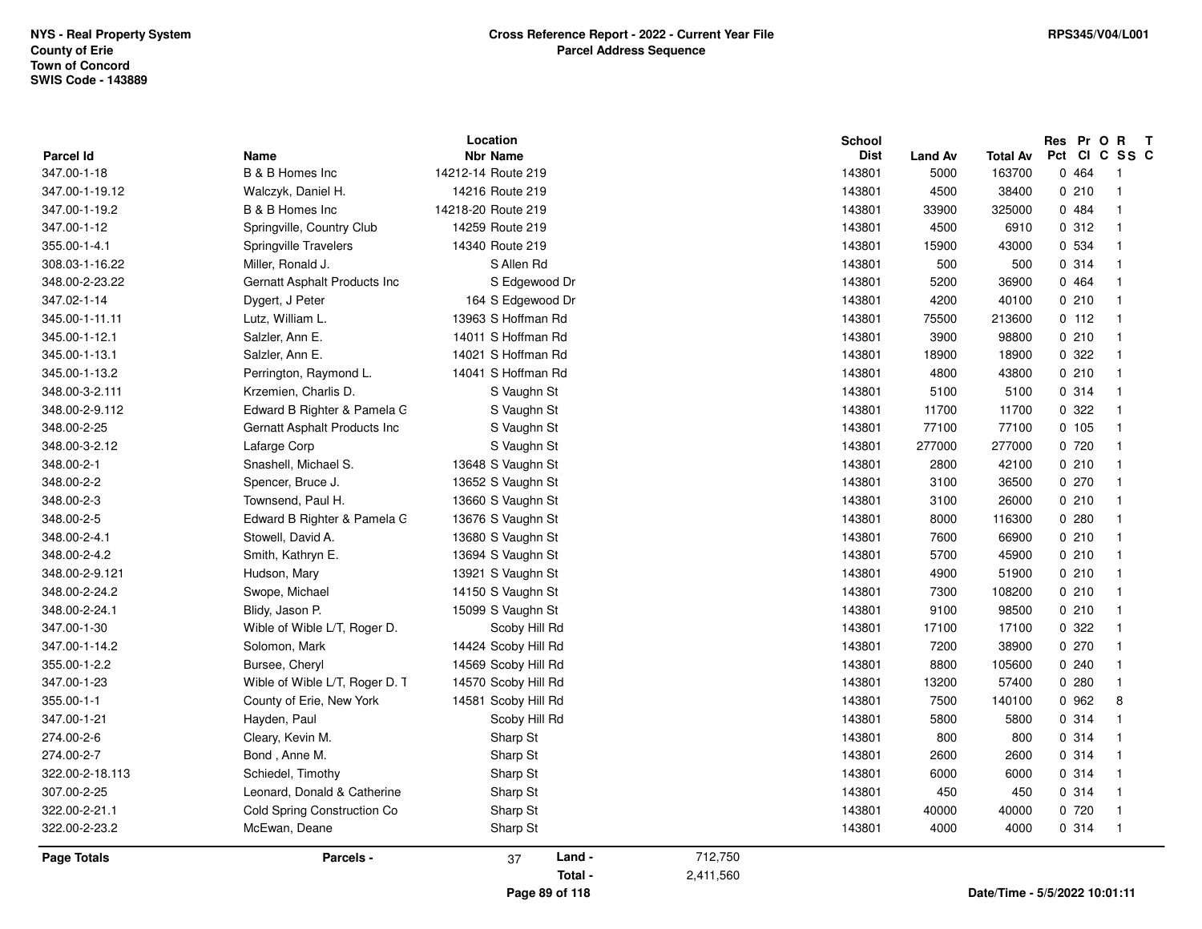**NYS - Real Property System**
**County of Erie**
**Town of Concord**
**SWIS Code - 143889**

**Cross Reference Report - 2022 - Current Year File**
**Parcel Address Sequence**

**RPS345/V04/L001**

| Parcel Id | Name | Location Nbr | Location Name | School Dist | Land Av | Total Av | Res Pct | Pr Cl | O C | R SS | T C |
|---|---|---|---|---|---|---|---|---|---|---|---|
| 347.00-1-18 | B & B Homes Inc | 14212-14 | Route 219 | 143801 | 5000 | 163700 | 0 | 464 | | 1 | |
| 347.00-1-19.12 | Walczyk, Daniel H. | 14216 | Route 219 | 143801 | 4500 | 38400 | 0 | 210 | | 1 | |
| 347.00-1-19.2 | B & B Homes Inc | 14218-20 | Route 219 | 143801 | 33900 | 325000 | 0 | 484 | | 1 | |
| 347.00-1-12 | Springville, Country Club | 14259 | Route 219 | 143801 | 4500 | 6910 | 0 | 312 | | 1 | |
| 355.00-1-4.1 | Springville Travelers | 14340 | Route 219 | 143801 | 15900 | 43000 | 0 | 534 | | 1 | |
| 308.03-1-16.22 | Miller, Ronald J. | | S Allen Rd | 143801 | 500 | 500 | 0 | 314 | | 1 | |
| 348.00-2-23.22 | Gernatt Asphalt Products Inc | | S Edgewood Dr | 143801 | 5200 | 36900 | 0 | 464 | | 1 | |
| 347.02-1-14 | Dygert, J Peter | 164 | S Edgewood Dr | 143801 | 4200 | 40100 | 0 | 210 | | 1 | |
| 345.00-1-11.11 | Lutz, William L. | 13963 | S Hoffman Rd | 143801 | 75500 | 213600 | 0 | 112 | | 1 | |
| 345.00-1-12.1 | Salzler, Ann E. | 14011 | S Hoffman Rd | 143801 | 3900 | 98800 | 0 | 210 | | 1 | |
| 345.00-1-13.1 | Salzler, Ann E. | 14021 | S Hoffman Rd | 143801 | 18900 | 18900 | 0 | 322 | | 1 | |
| 345.00-1-13.2 | Perrington, Raymond L. | 14041 | S Hoffman Rd | 143801 | 4800 | 43800 | 0 | 210 | | 1 | |
| 348.00-3-2.111 | Krzemien, Charlis D. | | S Vaughn St | 143801 | 5100 | 5100 | 0 | 314 | | 1 | |
| 348.00-2-9.112 | Edward B Righter & Pamela G | | S Vaughn St | 143801 | 11700 | 11700 | 0 | 322 | | 1 | |
| 348.00-2-25 | Gernatt Asphalt Products Inc | | S Vaughn St | 143801 | 77100 | 77100 | 0 | 105 | | 1 | |
| 348.00-3-2.12 | Lafarge Corp | | S Vaughn St | 143801 | 277000 | 277000 | 0 | 720 | | 1 | |
| 348.00-2-1 | Snashell, Michael S. | 13648 | S Vaughn St | 143801 | 2800 | 42100 | 0 | 210 | | 1 | |
| 348.00-2-2 | Spencer, Bruce J. | 13652 | S Vaughn St | 143801 | 3100 | 36500 | 0 | 270 | | 1 | |
| 348.00-2-3 | Townsend, Paul H. | 13660 | S Vaughn St | 143801 | 3100 | 26000 | 0 | 210 | | 1 | |
| 348.00-2-5 | Edward B Righter & Pamela G | 13676 | S Vaughn St | 143801 | 8000 | 116300 | 0 | 280 | | 1 | |
| 348.00-2-4.1 | Stowell, David A. | 13680 | S Vaughn St | 143801 | 7600 | 66900 | 0 | 210 | | 1 | |
| 348.00-2-4.2 | Smith, Kathryn E. | 13694 | S Vaughn St | 143801 | 5700 | 45900 | 0 | 210 | | 1 | |
| 348.00-2-9.121 | Hudson, Mary | 13921 | S Vaughn St | 143801 | 4900 | 51900 | 0 | 210 | | 1 | |
| 348.00-2-24.2 | Swope, Michael | 14150 | S Vaughn St | 143801 | 7300 | 108200 | 0 | 210 | | 1 | |
| 348.00-2-24.1 | Blidy, Jason P. | 15099 | S Vaughn St | 143801 | 9100 | 98500 | 0 | 210 | | 1 | |
| 347.00-1-30 | Wible of Wible L/T, Roger D. | | Scoby Hill Rd | 143801 | 17100 | 17100 | 0 | 322 | | 1 | |
| 347.00-1-14.2 | Solomon, Mark | 14424 | Scoby Hill Rd | 143801 | 7200 | 38900 | 0 | 270 | | 1 | |
| 355.00-1-2.2 | Bursee, Cheryl | 14569 | Scoby Hill Rd | 143801 | 8800 | 105600 | 0 | 240 | | 1 | |
| 347.00-1-23 | Wible of Wible L/T, Roger D. T | 14570 | Scoby Hill Rd | 143801 | 13200 | 57400 | 0 | 280 | | 1 | |
| 355.00-1-1 | County of Erie, New York | 14581 | Scoby Hill Rd | 143801 | 7500 | 140100 | 0 | 962 | | 8 | |
| 347.00-1-21 | Hayden, Paul | | Scoby Hill Rd | 143801 | 5800 | 5800 | 0 | 314 | | 1 | |
| 274.00-2-6 | Cleary, Kevin M. | | Sharp St | 143801 | 800 | 800 | 0 | 314 | | 1 | |
| 274.00-2-7 | Bond , Anne M. | | Sharp St | 143801 | 2600 | 2600 | 0 | 314 | | 1 | |
| 322.00-2-18.113 | Schiedel, Timothy | | Sharp St | 143801 | 6000 | 6000 | 0 | 314 | | 1 | |
| 307.00-2-25 | Leonard, Donald & Catherine | | Sharp St | 143801 | 450 | 450 | 0 | 314 | | 1 | |
| 322.00-2-21.1 | Cold Spring Construction Co | | Sharp St | 143801 | 40000 | 40000 | 0 | 720 | | 1 | |
| 322.00-2-23.2 | McEwan, Deane | | Sharp St | 143801 | 4000 | 4000 | 0 | 314 | | 1 | |

**Page Totals** — **Parcels -** 37 — **Land -** 712,750 — **Total -** 2,411,560

**Date/Time - 5/5/2022 10:01:11**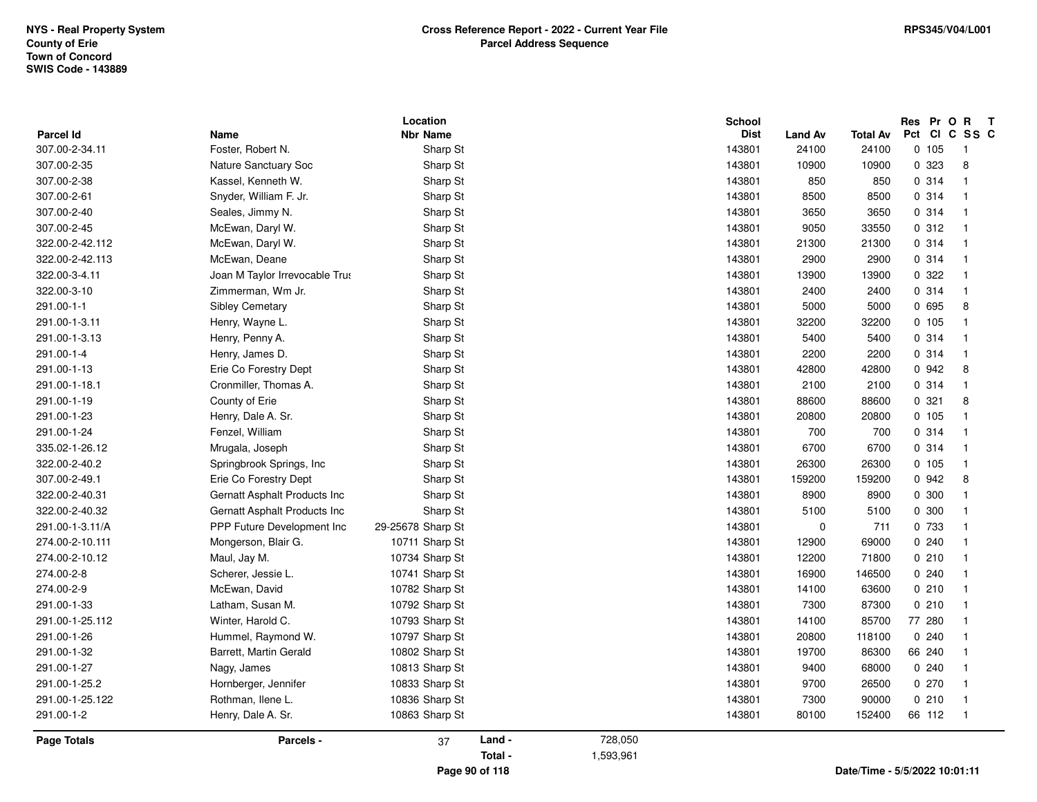NYS - Real Property System
County of Erie
Town of Concord
SWIS Code - 143889

**Cross Reference Report - 2022 - Current Year File**
**Parcel Address Sequence**

RPS345/V04/L001

| Parcel Id | Name | Location Nbr | Location Name | School Dist | Land Av | Total Av | Res Pct | Pr Cl | O C | R SS | T C |
|---|---|---|---|---|---|---|---|---|---|---|---|
| 307.00-2-34.11 | Foster, Robert N. | | Sharp St | 143801 | 24100 | 24100 | 0 | 105 | | 1 | |
| 307.00-2-35 | Nature Sanctuary Soc | | Sharp St | 143801 | 10900 | 10900 | 0 | 323 | | 8 | |
| 307.00-2-38 | Kassel, Kenneth W. | | Sharp St | 143801 | 850 | 850 | 0 | 314 | | 1 | |
| 307.00-2-61 | Snyder, William F. Jr. | | Sharp St | 143801 | 8500 | 8500 | 0 | 314 | | 1 | |
| 307.00-2-40 | Seales, Jimmy N. | | Sharp St | 143801 | 3650 | 3650 | 0 | 314 | | 1 | |
| 307.00-2-45 | McEwan, Daryl W. | | Sharp St | 143801 | 9050 | 33550 | 0 | 312 | | 1 | |
| 322.00-2-42.112 | McEwan, Daryl W. | | Sharp St | 143801 | 21300 | 21300 | 0 | 314 | | 1 | |
| 322.00-2-42.113 | McEwan, Deane | | Sharp St | 143801 | 2900 | 2900 | 0 | 314 | | 1 | |
| 322.00-3-4.11 | Joan M Taylor Irrevocable Trus | | Sharp St | 143801 | 13900 | 13900 | 0 | 322 | | 1 | |
| 322.00-3-10 | Zimmerman, Wm Jr. | | Sharp St | 143801 | 2400 | 2400 | 0 | 314 | | 1 | |
| 291.00-1-1 | Sibley Cemetary | | Sharp St | 143801 | 5000 | 5000 | 0 | 695 | | 8 | |
| 291.00-1-3.11 | Henry, Wayne L. | | Sharp St | 143801 | 32200 | 32200 | 0 | 105 | | 1 | |
| 291.00-1-3.13 | Henry, Penny A. | | Sharp St | 143801 | 5400 | 5400 | 0 | 314 | | 1 | |
| 291.00-1-4 | Henry, James D. | | Sharp St | 143801 | 2200 | 2200 | 0 | 314 | | 1 | |
| 291.00-1-13 | Erie Co Forestry Dept | | Sharp St | 143801 | 42800 | 42800 | 0 | 942 | | 8 | |
| 291.00-1-18.1 | Cronmiller, Thomas A. | | Sharp St | 143801 | 2100 | 2100 | 0 | 314 | | 1 | |
| 291.00-1-19 | County of Erie | | Sharp St | 143801 | 88600 | 88600 | 0 | 321 | | 8 | |
| 291.00-1-23 | Henry, Dale A. Sr. | | Sharp St | 143801 | 20800 | 20800 | 0 | 105 | | 1 | |
| 291.00-1-24 | Fenzel, William | | Sharp St | 143801 | 700 | 700 | 0 | 314 | | 1 | |
| 335.02-1-26.12 | Mrugala, Joseph | | Sharp St | 143801 | 6700 | 6700 | 0 | 314 | | 1 | |
| 322.00-2-40.2 | Springbrook Springs, Inc | | Sharp St | 143801 | 26300 | 26300 | 0 | 105 | | 1 | |
| 307.00-2-49.1 | Erie Co Forestry Dept | | Sharp St | 143801 | 159200 | 159200 | 0 | 942 | | 8 | |
| 322.00-2-40.31 | Gernatt Asphalt Products Inc | | Sharp St | 143801 | 8900 | 8900 | 0 | 300 | | 1 | |
| 322.00-2-40.32 | Gernatt Asphalt Products Inc | | Sharp St | 143801 | 5100 | 5100 | 0 | 300 | | 1 | |
| 291.00-1-3.11/A | PPP Future Development Inc | 29-25678 | Sharp St | 143801 | 0 | 711 | 0 | 733 | | 1 | |
| 274.00-2-10.111 | Mongerson, Blair G. | 10711 | Sharp St | 143801 | 12900 | 69000 | 0 | 240 | | 1 | |
| 274.00-2-10.12 | Maul, Jay M. | 10734 | Sharp St | 143801 | 12200 | 71800 | 0 | 210 | | 1 | |
| 274.00-2-8 | Scherer, Jessie L. | 10741 | Sharp St | 143801 | 16900 | 146500 | 0 | 240 | | 1 | |
| 274.00-2-9 | McEwan, David | 10782 | Sharp St | 143801 | 14100 | 63600 | 0 | 210 | | 1 | |
| 291.00-1-33 | Latham, Susan M. | 10792 | Sharp St | 143801 | 7300 | 87300 | 0 | 210 | | 1 | |
| 291.00-1-25.112 | Winter, Harold C. | 10793 | Sharp St | 143801 | 14100 | 85700 | 77 | 280 | | 1 | |
| 291.00-1-26 | Hummel, Raymond W. | 10797 | Sharp St | 143801 | 20800 | 118100 | 0 | 240 | | 1 | |
| 291.00-1-32 | Barrett, Martin Gerald | 10802 | Sharp St | 143801 | 19700 | 86300 | 66 | 240 | | 1 | |
| 291.00-1-27 | Nagy, James | 10813 | Sharp St | 143801 | 9400 | 68000 | 0 | 240 | | 1 | |
| 291.00-1-25.2 | Hornberger, Jennifer | 10833 | Sharp St | 143801 | 9700 | 26500 | 0 | 270 | | 1 | |
| 291.00-1-25.122 | Rothman, Ilene L. | 10836 | Sharp St | 143801 | 7300 | 90000 | 0 | 210 | | 1 | |
| 291.00-1-2 | Henry, Dale A. Sr. | 10863 | Sharp St | 143801 | 80100 | 152400 | 66 | 112 | | 1 | |

| Page Totals | Parcels - | 37 | Land - | 728,050 |
|---|---|---|---|---|
| | | | Total - | 1,593,961 |

Date/Time - 5/5/2022 10:01:11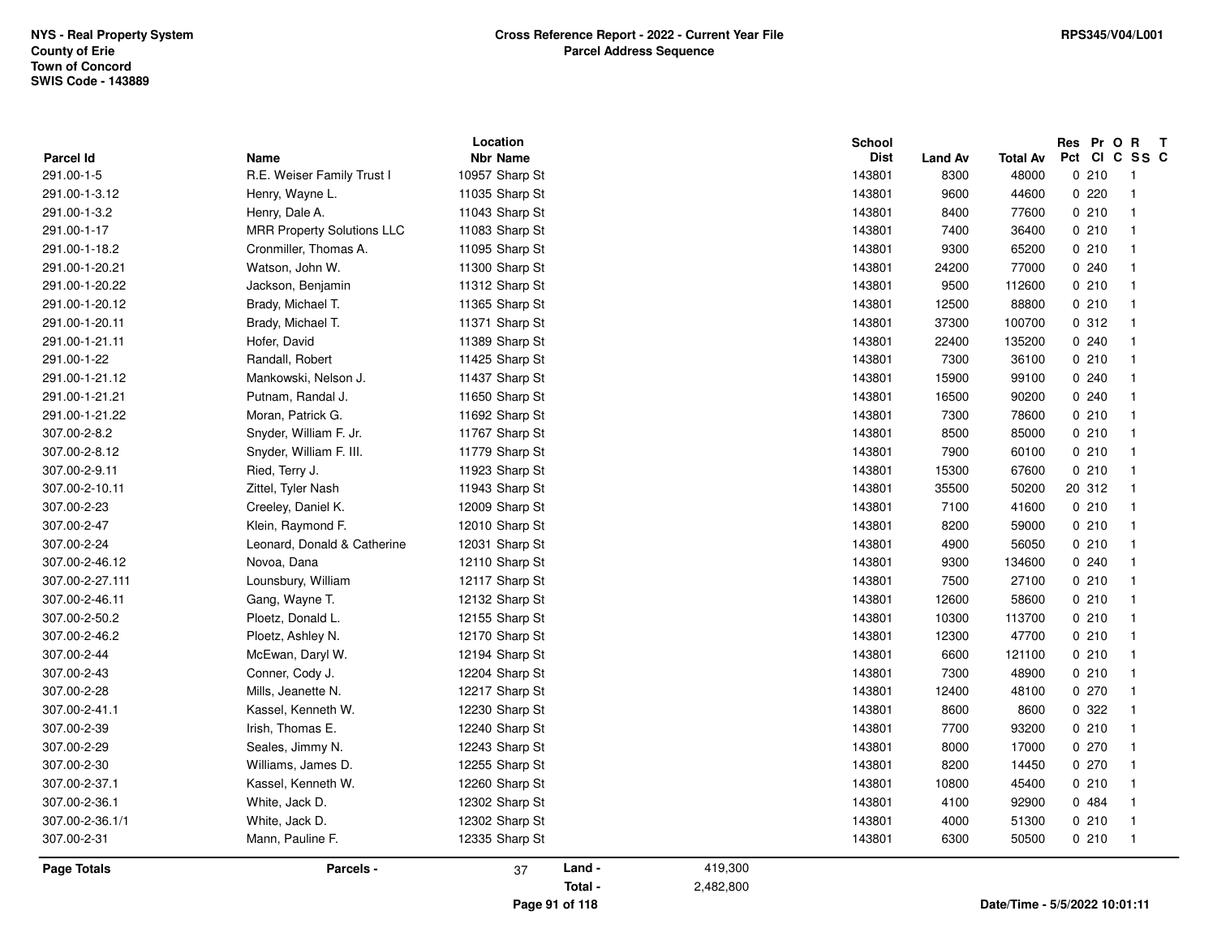**NYS - Real Property System**
**County of Erie**
**Town of Concord**
**SWIS Code - 143889**

# Cross Reference Report - 2022 - Current Year File
## Parcel Address Sequence

RPS345/V04/L001

| Parcel Id | Name | Location Nbr Name | School Dist | Land Av | Total Av | Res Pct | Pr Cl | O C | R SS | T C |
|---|---|---|---|---|---|---|---|---|---|---|
| 291.00-1-5 | R.E. Weiser Family Trust I | 10957 Sharp St | 143801 | 8300 | 48000 | 0 | 210 | | 1 | |
| 291.00-1-3.12 | Henry, Wayne L. | 11035 Sharp St | 143801 | 9600 | 44600 | 0 | 220 | | 1 | |
| 291.00-1-3.2 | Henry, Dale A. | 11043 Sharp St | 143801 | 8400 | 77600 | 0 | 210 | | 1 | |
| 291.00-1-17 | MRR Property Solutions LLC | 11083 Sharp St | 143801 | 7400 | 36400 | 0 | 210 | | 1 | |
| 291.00-1-18.2 | Cronmiller, Thomas A. | 11095 Sharp St | 143801 | 9300 | 65200 | 0 | 210 | | 1 | |
| 291.00-1-20.21 | Watson, John W. | 11300 Sharp St | 143801 | 24200 | 77000 | 0 | 240 | | 1 | |
| 291.00-1-20.22 | Jackson, Benjamin | 11312 Sharp St | 143801 | 9500 | 112600 | 0 | 210 | | 1 | |
| 291.00-1-20.12 | Brady, Michael T. | 11365 Sharp St | 143801 | 12500 | 88800 | 0 | 210 | | 1 | |
| 291.00-1-20.11 | Brady, Michael T. | 11371 Sharp St | 143801 | 37300 | 100700 | 0 | 312 | | 1 | |
| 291.00-1-21.11 | Hofer, David | 11389 Sharp St | 143801 | 22400 | 135200 | 0 | 240 | | 1 | |
| 291.00-1-22 | Randall, Robert | 11425 Sharp St | 143801 | 7300 | 36100 | 0 | 210 | | 1 | |
| 291.00-1-21.12 | Mankowski, Nelson J. | 11437 Sharp St | 143801 | 15900 | 99100 | 0 | 240 | | 1 | |
| 291.00-1-21.21 | Putnam, Randal J. | 11650 Sharp St | 143801 | 16500 | 90200 | 0 | 240 | | 1 | |
| 291.00-1-21.22 | Moran, Patrick G. | 11692 Sharp St | 143801 | 7300 | 78600 | 0 | 210 | | 1 | |
| 307.00-2-8.2 | Snyder, William F. Jr. | 11767 Sharp St | 143801 | 8500 | 85000 | 0 | 210 | | 1 | |
| 307.00-2-8.12 | Snyder, William F. III. | 11779 Sharp St | 143801 | 7900 | 60100 | 0 | 210 | | 1 | |
| 307.00-2-9.11 | Ried, Terry J. | 11923 Sharp St | 143801 | 15300 | 67600 | 0 | 210 | | 1 | |
| 307.00-2-10.11 | Zittel, Tyler Nash | 11943 Sharp St | 143801 | 35500 | 50200 | 20 | 312 | | 1 | |
| 307.00-2-23 | Creeley, Daniel K. | 12009 Sharp St | 143801 | 7100 | 41600 | 0 | 210 | | 1 | |
| 307.00-2-47 | Klein, Raymond F. | 12010 Sharp St | 143801 | 8200 | 59000 | 0 | 210 | | 1 | |
| 307.00-2-24 | Leonard, Donald & Catherine | 12031 Sharp St | 143801 | 4900 | 56050 | 0 | 210 | | 1 | |
| 307.00-2-46.12 | Novoa, Dana | 12110 Sharp St | 143801 | 9300 | 134600 | 0 | 240 | | 1 | |
| 307.00-2-27.111 | Lounsbury, William | 12117 Sharp St | 143801 | 7500 | 27100 | 0 | 210 | | 1 | |
| 307.00-2-46.11 | Gang, Wayne T. | 12132 Sharp St | 143801 | 12600 | 58600 | 0 | 210 | | 1 | |
| 307.00-2-50.2 | Ploetz, Donald L. | 12155 Sharp St | 143801 | 10300 | 113700 | 0 | 210 | | 1 | |
| 307.00-2-46.2 | Ploetz, Ashley N. | 12170 Sharp St | 143801 | 12300 | 47700 | 0 | 210 | | 1 | |
| 307.00-2-44 | McEwan, Daryl W. | 12194 Sharp St | 143801 | 6600 | 121100 | 0 | 210 | | 1 | |
| 307.00-2-43 | Conner, Cody J. | 12204 Sharp St | 143801 | 7300 | 48900 | 0 | 210 | | 1 | |
| 307.00-2-28 | Mills, Jeanette N. | 12217 Sharp St | 143801 | 12400 | 48100 | 0 | 270 | | 1 | |
| 307.00-2-41.1 | Kassel, Kenneth W. | 12230 Sharp St | 143801 | 8600 | 8600 | 0 | 322 | | 1 | |
| 307.00-2-39 | Irish, Thomas E. | 12240 Sharp St | 143801 | 7700 | 93200 | 0 | 210 | | 1 | |
| 307.00-2-29 | Seales, Jimmy N. | 12243 Sharp St | 143801 | 8000 | 17000 | 0 | 270 | | 1 | |
| 307.00-2-30 | Williams, James D. | 12255 Sharp St | 143801 | 8200 | 14450 | 0 | 270 | | 1 | |
| 307.00-2-37.1 | Kassel, Kenneth W. | 12260 Sharp St | 143801 | 10800 | 45400 | 0 | 210 | | 1 | |
| 307.00-2-36.1 | White, Jack D. | 12302 Sharp St | 143801 | 4100 | 92900 | 0 | 484 | | 1 | |
| 307.00-2-36.1/1 | White, Jack D. | 12302 Sharp St | 143801 | 4000 | 51300 | 0 | 210 | | 1 | |
| 307.00-2-31 | Mann, Pauline F. | 12335 Sharp St | 143801 | 6300 | 50500 | 0 | 210 | | 1 | |

**Page Totals** — **Parcels -** 37 — **Land -** 419,300 — **Total -** 2,482,800

Date/Time - 5/5/2022 10:01:11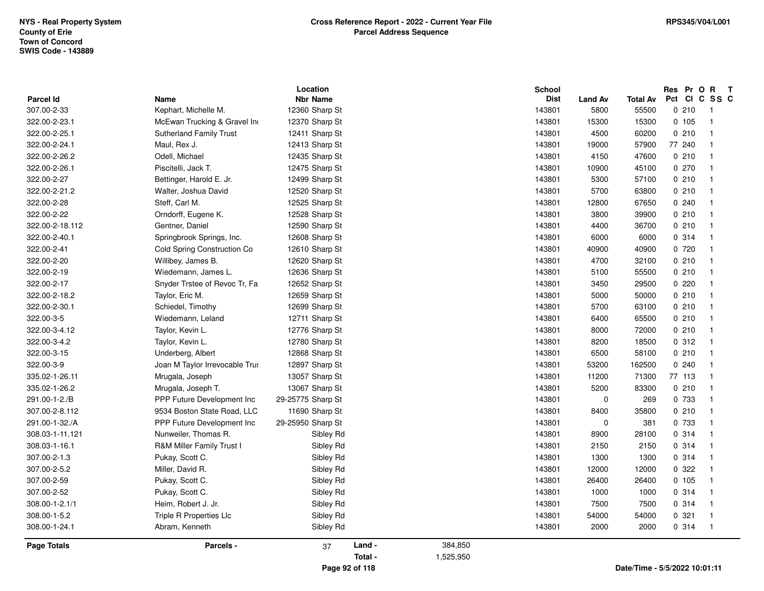NYS - Real Property System
County of Erie
Town of Concord
SWIS Code - 143889

**Cross Reference Report - 2022 - Current Year File**
**Parcel Address Sequence**

RPS345/V04/L001

| Parcel Id | Name | Location Nbr | Name | School Dist | Land Av | Total Av | Res Pct | Pr Cl | O C | R SS | T C |
|---|---|---|---|---|---|---|---|---|---|---|---|
| 307.00-2-33 | Kephart, Michelle M. | 12360 | Sharp St | 143801 | 5800 | 55500 | 0 | 210 | | 1 | |
| 322.00-2-23.1 | McEwan Trucking & Gravel Inc | 12370 | Sharp St | 143801 | 15300 | 15300 | 0 | 105 | | 1 | |
| 322.00-2-25.1 | Sutherland Family Trust | 12411 | Sharp St | 143801 | 4500 | 60200 | 0 | 210 | | 1 | |
| 322.00-2-24.1 | Maul, Rex J. | 12413 | Sharp St | 143801 | 19000 | 57900 | 77 | 240 | | 1 | |
| 322.00-2-26.2 | Odell, Michael | 12435 | Sharp St | 143801 | 4150 | 47600 | 0 | 210 | | 1 | |
| 322.00-2-26.1 | Piscitelli, Jack T. | 12475 | Sharp St | 143801 | 10900 | 45100 | 0 | 270 | | 1 | |
| 322.00-2-27 | Bettinger, Harold E. Jr. | 12499 | Sharp St | 143801 | 5300 | 57100 | 0 | 210 | | 1 | |
| 322.00-2-21.2 | Walter, Joshua David | 12520 | Sharp St | 143801 | 5700 | 63800 | 0 | 210 | | 1 | |
| 322.00-2-28 | Steff, Carl M. | 12525 | Sharp St | 143801 | 12800 | 67650 | 0 | 240 | | 1 | |
| 322.00-2-22 | Orndorff, Eugene K. | 12528 | Sharp St | 143801 | 3800 | 39900 | 0 | 210 | | 1 | |
| 322.00-2-18.112 | Gentner, Daniel | 12590 | Sharp St | 143801 | 4400 | 36700 | 0 | 210 | | 1 | |
| 322.00-2-40.1 | Springbrook Springs, Inc. | 12608 | Sharp St | 143801 | 6000 | 6000 | 0 | 314 | | 1 | |
| 322.00-2-41 | Cold Spring Construction Co | 12610 | Sharp St | 143801 | 40900 | 40900 | 0 | 720 | | 1 | |
| 322.00-2-20 | Willibey, James B. | 12620 | Sharp St | 143801 | 4700 | 32100 | 0 | 210 | | 1 | |
| 322.00-2-19 | Wiedemann, James L. | 12636 | Sharp St | 143801 | 5100 | 55500 | 0 | 210 | | 1 | |
| 322.00-2-17 | Snyder Trstee of Revoc Tr, Fa | 12652 | Sharp St | 143801 | 3450 | 29500 | 0 | 220 | | 1 | |
| 322.00-2-18.2 | Taylor, Eric M. | 12659 | Sharp St | 143801 | 5000 | 50000 | 0 | 210 | | 1 | |
| 322.00-2-30.1 | Schiedel, Timothy | 12699 | Sharp St | 143801 | 5700 | 63100 | 0 | 210 | | 1 | |
| 322.00-3-5 | Wiedemann, Leland | 12711 | Sharp St | 143801 | 6400 | 65500 | 0 | 210 | | 1 | |
| 322.00-3-4.12 | Taylor, Kevin L. | 12776 | Sharp St | 143801 | 8000 | 72000 | 0 | 210 | | 1 | |
| 322.00-3-4.2 | Taylor, Kevin L. | 12780 | Sharp St | 143801 | 8200 | 18500 | 0 | 312 | | 1 | |
| 322.00-3-15 | Underberg, Albert | 12868 | Sharp St | 143801 | 6500 | 58100 | 0 | 210 | | 1 | |
| 322.00-3-9 | Joan M Taylor Irrevocable Trus | 12897 | Sharp St | 143801 | 53200 | 162500 | 0 | 240 | | 1 | |
| 335.02-1-26.11 | Mrugala, Joseph | 13057 | Sharp St | 143801 | 11200 | 71300 | 77 | 113 | | 1 | |
| 335.02-1-26.2 | Mrugala, Joseph T. | 13067 | Sharp St | 143801 | 5200 | 83300 | 0 | 210 | | 1 | |
| 291.00-1-2./B | PPP Future Development Inc | 29-25775 | Sharp St | 143801 | 0 | 269 | 0 | 733 | | 1 | |
| 307.00-2-8.112 | 9534 Boston State Road, LLC | 11690 | Sharp St | 143801 | 8400 | 35800 | 0 | 210 | | 1 | |
| 291.00-1-32./A | PPP Future Development Inc | 29-25950 | Sharp St | 143801 | 0 | 381 | 0 | 733 | | 1 | |
| 308.03-1-11.121 | Nunweiler, Thomas R. | | Sibley Rd | 143801 | 8900 | 28100 | 0 | 314 | | 1 | |
| 308.03-1-16.1 | R&M Miller Family Trust I | | Sibley Rd | 143801 | 2150 | 2150 | 0 | 314 | | 1 | |
| 307.00-2-1.3 | Pukay, Scott C. | | Sibley Rd | 143801 | 1300 | 1300 | 0 | 314 | | 1 | |
| 307.00-2-5.2 | Miller, David R. | | Sibley Rd | 143801 | 12000 | 12000 | 0 | 322 | | 1 | |
| 307.00-2-59 | Pukay, Scott C. | | Sibley Rd | 143801 | 26400 | 26400 | 0 | 105 | | 1 | |
| 307.00-2-52 | Pukay, Scott C. | | Sibley Rd | 143801 | 1000 | 1000 | 0 | 314 | | 1 | |
| 308.00-1-2.1/1 | Heim, Robert J. Jr. | | Sibley Rd | 143801 | 7500 | 7500 | 0 | 314 | | 1 | |
| 308.00-1-5.2 | Triple R Properties Llc | | Sibley Rd | 143801 | 54000 | 54000 | 0 | 321 | | 1 | |
| 308.00-1-24.1 | Abram, Kenneth | | Sibley Rd | 143801 | 2000 | 2000 | 0 | 314 | | 1 | |

| **Page Totals** | **Parcels -** | 37 | **Land -** | 384,850 |
|---|---|---|---|---|
| | | | **Total -** | 1,525,950 |

Date/Time - 5/5/2022 10:01:11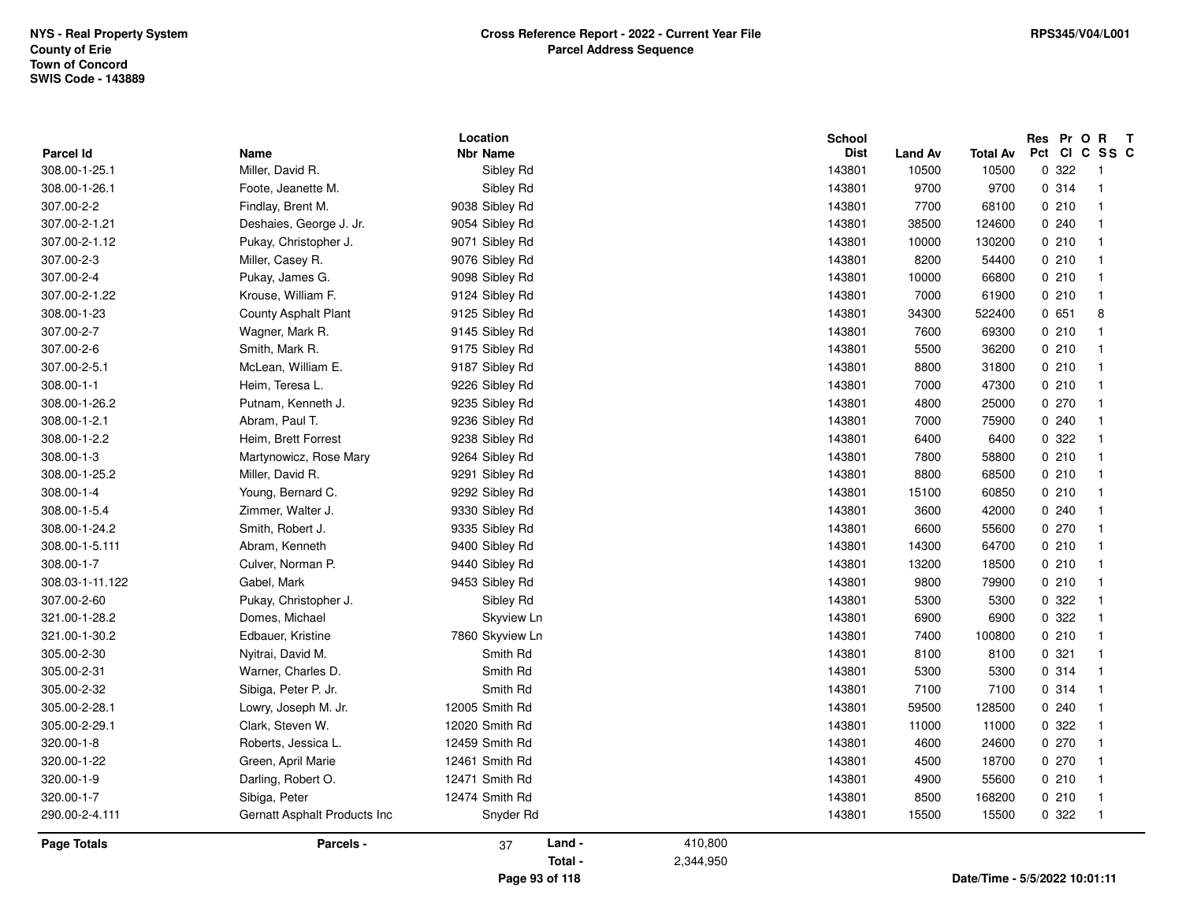NYS - Real Property System
County of Erie
Town of Concord
SWIS Code - 143889

**Cross Reference Report - 2022 - Current Year File**
**Parcel Address Sequence**

RPS345/V04/L001

| Parcel Id | Name | Location Nbr | Location Name | School Dist | Land Av | Total Av | Res Pct | Pr Cl | O C | R SS | T C |
|---|---|---|---|---|---|---|---|---|---|---|---|
| 308.00-1-25.1 | Miller, David R. | | Sibley Rd | 143801 | 10500 | 10500 | 0 | 322 | | 1 | |
| 308.00-1-26.1 | Foote, Jeanette M. | | Sibley Rd | 143801 | 9700 | 9700 | 0 | 314 | | 1 | |
| 307.00-2-2 | Findlay, Brent M. | 9038 | Sibley Rd | 143801 | 7700 | 68100 | 0 | 210 | | 1 | |
| 307.00-2-1.21 | Deshaies, George J. Jr. | 9054 | Sibley Rd | 143801 | 38500 | 124600 | 0 | 240 | | 1 | |
| 307.00-2-1.12 | Pukay, Christopher J. | 9071 | Sibley Rd | 143801 | 10000 | 130200 | 0 | 210 | | 1 | |
| 307.00-2-3 | Miller, Casey R. | 9076 | Sibley Rd | 143801 | 8200 | 54400 | 0 | 210 | | 1 | |
| 307.00-2-4 | Pukay, James G. | 9098 | Sibley Rd | 143801 | 10000 | 66800 | 0 | 210 | | 1 | |
| 307.00-2-1.22 | Krouse, William F. | 9124 | Sibley Rd | 143801 | 7000 | 61900 | 0 | 210 | | 1 | |
| 308.00-1-23 | County Asphalt Plant | 9125 | Sibley Rd | 143801 | 34300 | 522400 | 0 | 651 | | 8 | |
| 307.00-2-7 | Wagner, Mark R. | 9145 | Sibley Rd | 143801 | 7600 | 69300 | 0 | 210 | | 1 | |
| 307.00-2-6 | Smith, Mark R. | 9175 | Sibley Rd | 143801 | 5500 | 36200 | 0 | 210 | | 1 | |
| 307.00-2-5.1 | McLean, William E. | 9187 | Sibley Rd | 143801 | 8800 | 31800 | 0 | 210 | | 1 | |
| 308.00-1-1 | Heim, Teresa L. | 9226 | Sibley Rd | 143801 | 7000 | 47300 | 0 | 210 | | 1 | |
| 308.00-1-26.2 | Putnam, Kenneth J. | 9235 | Sibley Rd | 143801 | 4800 | 25000 | 0 | 270 | | 1 | |
| 308.00-1-2.1 | Abram, Paul T. | 9236 | Sibley Rd | 143801 | 7000 | 75900 | 0 | 240 | | 1 | |
| 308.00-1-2.2 | Heim, Brett Forrest | 9238 | Sibley Rd | 143801 | 6400 | 6400 | 0 | 322 | | 1 | |
| 308.00-1-3 | Martynowicz, Rose Mary | 9264 | Sibley Rd | 143801 | 7800 | 58800 | 0 | 210 | | 1 | |
| 308.00-1-25.2 | Miller, David R. | 9291 | Sibley Rd | 143801 | 8800 | 68500 | 0 | 210 | | 1 | |
| 308.00-1-4 | Young, Bernard C. | 9292 | Sibley Rd | 143801 | 15100 | 60850 | 0 | 210 | | 1 | |
| 308.00-1-5.4 | Zimmer, Walter J. | 9330 | Sibley Rd | 143801 | 3600 | 42000 | 0 | 240 | | 1 | |
| 308.00-1-24.2 | Smith, Robert J. | 9335 | Sibley Rd | 143801 | 6600 | 55600 | 0 | 270 | | 1 | |
| 308.00-1-5.111 | Abram, Kenneth | 9400 | Sibley Rd | 143801 | 14300 | 64700 | 0 | 210 | | 1 | |
| 308.00-1-7 | Culver, Norman P. | 9440 | Sibley Rd | 143801 | 13200 | 18500 | 0 | 210 | | 1 | |
| 308.03-1-11.122 | Gabel, Mark | 9453 | Sibley Rd | 143801 | 9800 | 79900 | 0 | 210 | | 1 | |
| 307.00-2-60 | Pukay, Christopher J. | | Sibley Rd | 143801 | 5300 | 5300 | 0 | 322 | | 1 | |
| 321.00-1-28.2 | Domes, Michael | | Skyview Ln | 143801 | 6900 | 6900 | 0 | 322 | | 1 | |
| 321.00-1-30.2 | Edbauer, Kristine | 7860 | Skyview Ln | 143801 | 7400 | 100800 | 0 | 210 | | 1 | |
| 305.00-2-30 | Nyitrai, David M. | | Smith Rd | 143801 | 8100 | 8100 | 0 | 321 | | 1 | |
| 305.00-2-31 | Warner, Charles D. | | Smith Rd | 143801 | 5300 | 5300 | 0 | 314 | | 1 | |
| 305.00-2-32 | Sibiga, Peter P. Jr. | | Smith Rd | 143801 | 7100 | 7100 | 0 | 314 | | 1 | |
| 305.00-2-28.1 | Lowry, Joseph M. Jr. | 12005 | Smith Rd | 143801 | 59500 | 128500 | 0 | 240 | | 1 | |
| 305.00-2-29.1 | Clark, Steven W. | 12020 | Smith Rd | 143801 | 11000 | 11000 | 0 | 322 | | 1 | |
| 320.00-1-8 | Roberts, Jessica L. | 12459 | Smith Rd | 143801 | 4600 | 24600 | 0 | 270 | | 1 | |
| 320.00-1-22 | Green, April Marie | 12461 | Smith Rd | 143801 | 4500 | 18700 | 0 | 270 | | 1 | |
| 320.00-1-9 | Darling, Robert O. | 12471 | Smith Rd | 143801 | 4900 | 55600 | 0 | 210 | | 1 | |
| 320.00-1-7 | Sibiga, Peter | 12474 | Smith Rd | 143801 | 8500 | 168200 | 0 | 210 | | 1 | |
| 290.00-2-4.111 | Gernatt Asphalt Products Inc | | Snyder Rd | 143801 | 15500 | 15500 | 0 | 322 | | 1 | |

**Page Totals** Parcels - 37 Land - 410,800 Total - 2,344,950

Date/Time - 5/5/2022 10:01:11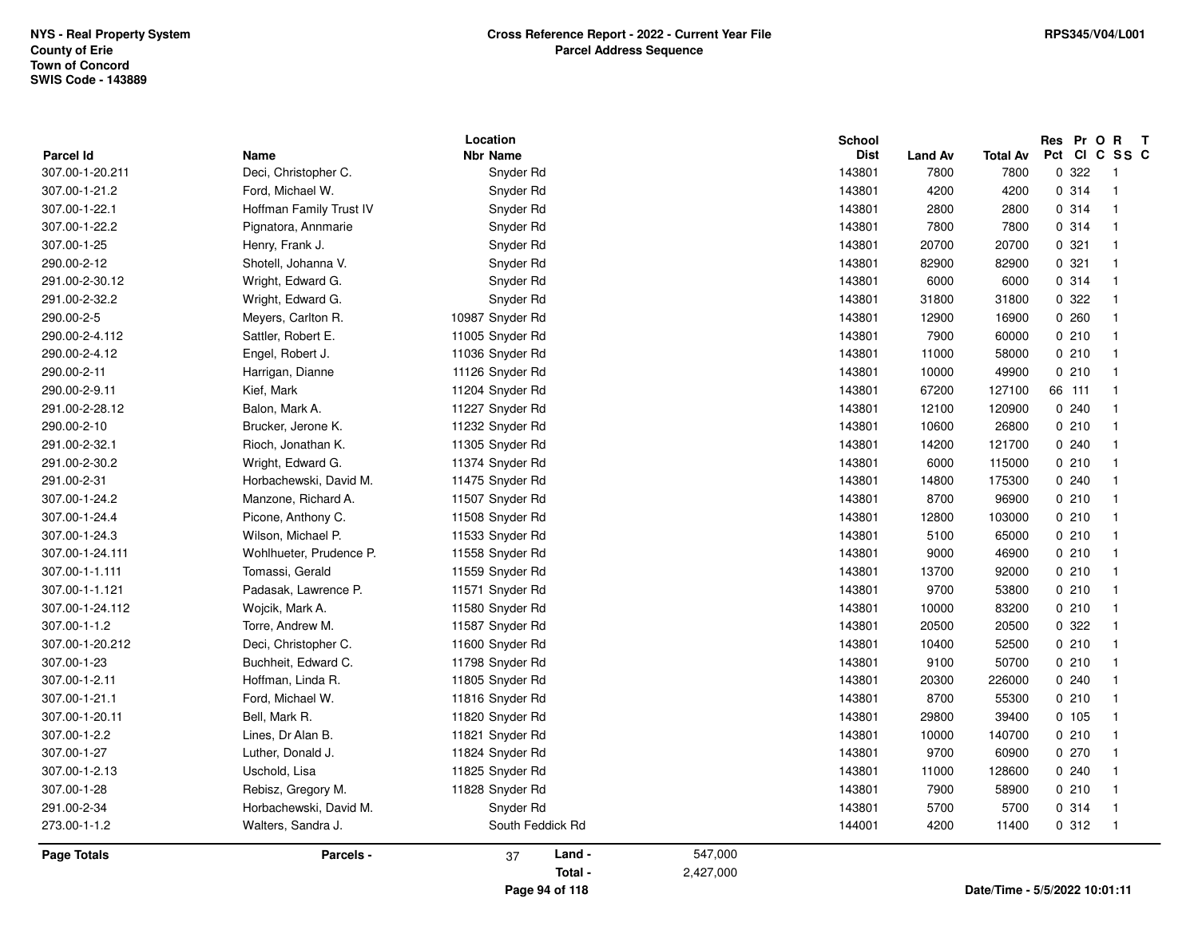NYS - Real Property System
County of Erie
Town of Concord
SWIS Code - 143889

**Cross Reference Report - 2022 - Current Year File**
**Parcel Address Sequence**

RPS345/V04/L001

| Parcel Id | Name | Location Nbr | Location Name | School Dist | Land Av | Total Av | Res Pct | Pr Cl | O C | R SS | T C |
|---|---|---|---|---|---|---|---|---|---|---|---|
| 307.00-1-20.211 | Deci, Christopher C. | | Snyder Rd | 143801 | 7800 | 7800 | 0 | 322 | | 1 | |
| 307.00-1-21.2 | Ford, Michael W. | | Snyder Rd | 143801 | 4200 | 4200 | 0 | 314 | | 1 | |
| 307.00-1-22.1 | Hoffman Family Trust IV | | Snyder Rd | 143801 | 2800 | 2800 | 0 | 314 | | 1 | |
| 307.00-1-22.2 | Pignatora, Annmarie | | Snyder Rd | 143801 | 7800 | 7800 | 0 | 314 | | 1 | |
| 307.00-1-25 | Henry, Frank J. | | Snyder Rd | 143801 | 20700 | 20700 | 0 | 321 | | 1 | |
| 290.00-2-12 | Shotell, Johanna V. | | Snyder Rd | 143801 | 82900 | 82900 | 0 | 321 | | 1 | |
| 291.00-2-30.12 | Wright, Edward G. | | Snyder Rd | 143801 | 6000 | 6000 | 0 | 314 | | 1 | |
| 291.00-2-32.2 | Wright, Edward G. | | Snyder Rd | 143801 | 31800 | 31800 | 0 | 322 | | 1 | |
| 290.00-2-5 | Meyers, Carlton R. | 10987 | Snyder Rd | 143801 | 12900 | 16900 | 0 | 260 | | 1 | |
| 290.00-2-4.112 | Sattler, Robert E. | 11005 | Snyder Rd | 143801 | 7900 | 60000 | 0 | 210 | | 1 | |
| 290.00-2-4.12 | Engel, Robert J. | 11036 | Snyder Rd | 143801 | 11000 | 58000 | 0 | 210 | | 1 | |
| 290.00-2-11 | Harrigan, Dianne | 11126 | Snyder Rd | 143801 | 10000 | 49900 | 0 | 210 | | 1 | |
| 290.00-2-9.11 | Kief, Mark | 11204 | Snyder Rd | 143801 | 67200 | 127100 | 66 | 111 | | 1 | |
| 291.00-2-28.12 | Balon, Mark A. | 11227 | Snyder Rd | 143801 | 12100 | 120900 | 0 | 240 | | 1 | |
| 290.00-2-10 | Brucker, Jerone K. | 11232 | Snyder Rd | 143801 | 10600 | 26800 | 0 | 210 | | 1 | |
| 291.00-2-32.1 | Rioch, Jonathan K. | 11305 | Snyder Rd | 143801 | 14200 | 121700 | 0 | 240 | | 1 | |
| 291.00-2-30.2 | Wright, Edward G. | 11374 | Snyder Rd | 143801 | 6000 | 115000 | 0 | 210 | | 1 | |
| 291.00-2-31 | Horbachewski, David M. | 11475 | Snyder Rd | 143801 | 14800 | 175300 | 0 | 240 | | 1 | |
| 307.00-1-24.2 | Manzone, Richard A. | 11507 | Snyder Rd | 143801 | 8700 | 96900 | 0 | 210 | | 1 | |
| 307.00-1-24.4 | Picone, Anthony C. | 11508 | Snyder Rd | 143801 | 12800 | 103000 | 0 | 210 | | 1 | |
| 307.00-1-24.3 | Wilson, Michael P. | 11533 | Snyder Rd | 143801 | 5100 | 65000 | 0 | 210 | | 1 | |
| 307.00-1-24.111 | Wohlhueter, Prudence P. | 11558 | Snyder Rd | 143801 | 9000 | 46900 | 0 | 210 | | 1 | |
| 307.00-1-1.111 | Tomassi, Gerald | 11559 | Snyder Rd | 143801 | 13700 | 92000 | 0 | 210 | | 1 | |
| 307.00-1-1.121 | Padasak, Lawrence P. | 11571 | Snyder Rd | 143801 | 9700 | 53800 | 0 | 210 | | 1 | |
| 307.00-1-24.112 | Wojcik, Mark A. | 11580 | Snyder Rd | 143801 | 10000 | 83200 | 0 | 210 | | 1 | |
| 307.00-1-1.2 | Torre, Andrew M. | 11587 | Snyder Rd | 143801 | 20500 | 20500 | 0 | 322 | | 1 | |
| 307.00-1-20.212 | Deci, Christopher C. | 11600 | Snyder Rd | 143801 | 10400 | 52500 | 0 | 210 | | 1 | |
| 307.00-1-23 | Buchheit, Edward C. | 11798 | Snyder Rd | 143801 | 9100 | 50700 | 0 | 210 | | 1 | |
| 307.00-1-2.11 | Hoffman, Linda R. | 11805 | Snyder Rd | 143801 | 20300 | 226000 | 0 | 240 | | 1 | |
| 307.00-1-21.1 | Ford, Michael W. | 11816 | Snyder Rd | 143801 | 8700 | 55300 | 0 | 210 | | 1 | |
| 307.00-1-20.11 | Bell, Mark R. | 11820 | Snyder Rd | 143801 | 29800 | 39400 | 0 | 105 | | 1 | |
| 307.00-1-2.2 | Lines, Dr Alan B. | 11821 | Snyder Rd | 143801 | 10000 | 140700 | 0 | 210 | | 1 | |
| 307.00-1-27 | Luther, Donald J. | 11824 | Snyder Rd | 143801 | 9700 | 60900 | 0 | 270 | | 1 | |
| 307.00-1-2.13 | Uschold, Lisa | 11825 | Snyder Rd | 143801 | 11000 | 128600 | 0 | 240 | | 1 | |
| 307.00-1-28 | Rebisz, Gregory M. | 11828 | Snyder Rd | 143801 | 7900 | 58900 | 0 | 210 | | 1 | |
| 291.00-2-34 | Horbachewski, David M. | | Snyder Rd | 143801 | 5700 | 5700 | 0 | 314 | | 1 | |
| 273.00-1-1.2 | Walters, Sandra J. | | South Feddick Rd | 144001 | 4200 | 11400 | 0 | 312 | | 1 | |

**Page Totals** — **Parcels -** 37 — **Land -** 547,000 — **Total -** 2,427,000

Date/Time - 5/5/2022 10:01:11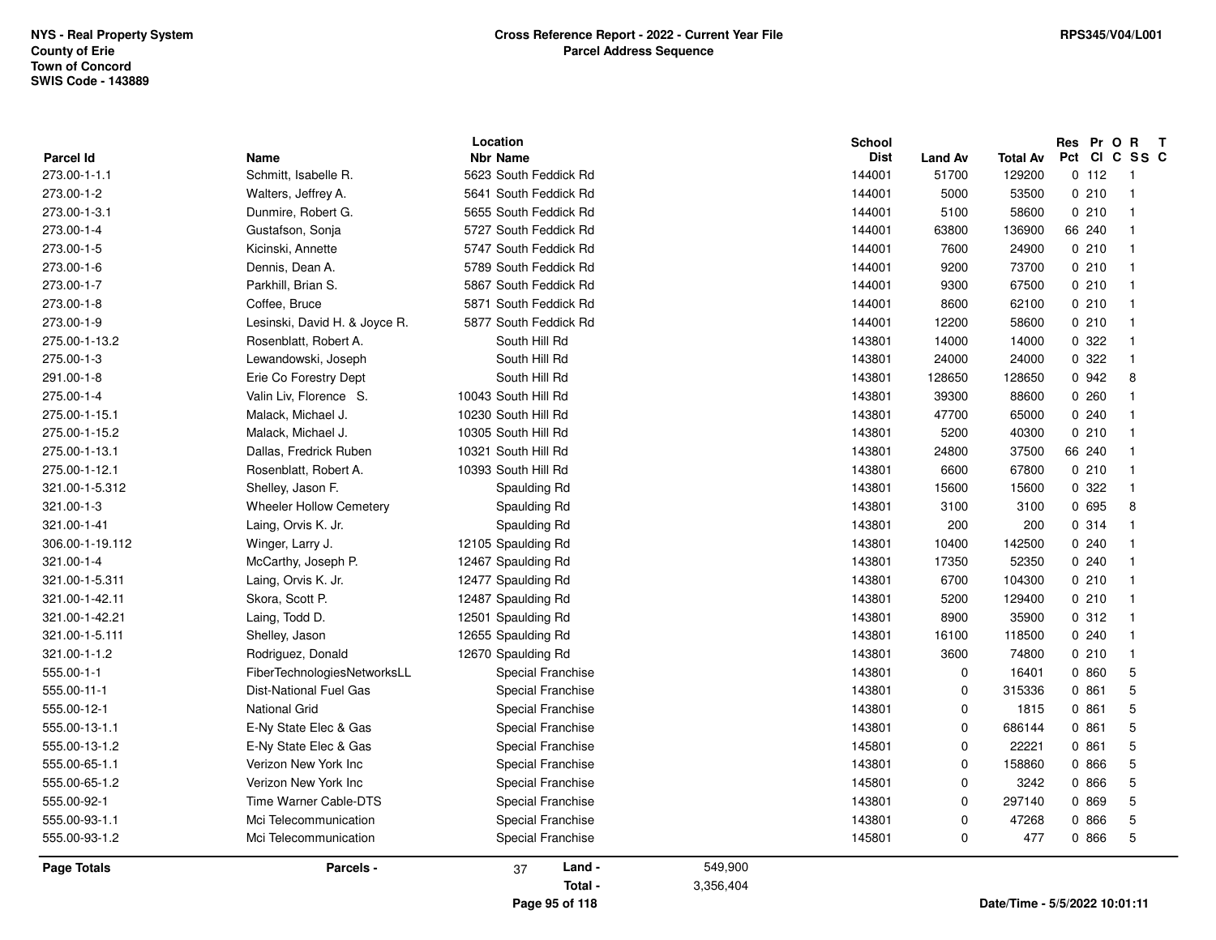NYS - Real Property System
County of Erie
Town of Concord
SWIS Code - 143889

**Cross Reference Report - 2022 - Current Year File**
**Parcel Address Sequence**

RPS345/V04/L001

| Parcel Id | Name | Location Nbr | Location Name | School Dist | Land Av | Total Av | Res Pct | Pr Cl | O C | R SS | T C |
|---|---|---|---|---|---|---|---|---|---|---|---|
| 273.00-1-1.1 | Schmitt, Isabelle R. | 5623 | South Feddick Rd | 144001 | 51700 | 129200 | 0 | 112 | | 1 | |
| 273.00-1-2 | Walters, Jeffrey A. | 5641 | South Feddick Rd | 144001 | 5000 | 53500 | 0 | 210 | | 1 | |
| 273.00-1-3.1 | Dunmire, Robert G. | 5655 | South Feddick Rd | 144001 | 5100 | 58600 | 0 | 210 | | 1 | |
| 273.00-1-4 | Gustafson, Sonja | 5727 | South Feddick Rd | 144001 | 63800 | 136900 | 66 | 240 | | 1 | |
| 273.00-1-5 | Kicinski, Annette | 5747 | South Feddick Rd | 144001 | 7600 | 24900 | 0 | 210 | | 1 | |
| 273.00-1-6 | Dennis, Dean A. | 5789 | South Feddick Rd | 144001 | 9200 | 73700 | 0 | 210 | | 1 | |
| 273.00-1-7 | Parkhill, Brian S. | 5867 | South Feddick Rd | 144001 | 9300 | 67500 | 0 | 210 | | 1 | |
| 273.00-1-8 | Coffee, Bruce | 5871 | South Feddick Rd | 144001 | 8600 | 62100 | 0 | 210 | | 1 | |
| 273.00-1-9 | Lesinski, David H. & Joyce R. | 5877 | South Feddick Rd | 144001 | 12200 | 58600 | 0 | 210 | | 1 | |
| 275.00-1-13.2 | Rosenblatt, Robert A. | | South Hill Rd | 143801 | 14000 | 14000 | 0 | 322 | | 1 | |
| 275.00-1-3 | Lewandowski, Joseph | | South Hill Rd | 143801 | 24000 | 24000 | 0 | 322 | | 1 | |
| 291.00-1-8 | Erie Co Forestry Dept | | South Hill Rd | 143801 | 128650 | 128650 | 0 | 942 | | 8 | |
| 275.00-1-4 | Valin Liv, Florence S. | 10043 | South Hill Rd | 143801 | 39300 | 88600 | 0 | 260 | | 1 | |
| 275.00-1-15.1 | Malack, Michael J. | 10230 | South Hill Rd | 143801 | 47700 | 65000 | 0 | 240 | | 1 | |
| 275.00-1-15.2 | Malack, Michael J. | 10305 | South Hill Rd | 143801 | 5200 | 40300 | 0 | 210 | | 1 | |
| 275.00-1-13.1 | Dallas, Fredrick Ruben | 10321 | South Hill Rd | 143801 | 24800 | 37500 | 66 | 240 | | 1 | |
| 275.00-1-12.1 | Rosenblatt, Robert A. | 10393 | South Hill Rd | 143801 | 6600 | 67800 | 0 | 210 | | 1 | |
| 321.00-1-5.312 | Shelley, Jason F. | | Spaulding Rd | 143801 | 15600 | 15600 | 0 | 322 | | 1 | |
| 321.00-1-3 | Wheeler Hollow Cemetery | | Spaulding Rd | 143801 | 3100 | 3100 | 0 | 695 | | 8 | |
| 321.00-1-41 | Laing, Orvis K. Jr. | | Spaulding Rd | 143801 | 200 | 200 | 0 | 314 | | 1 | |
| 306.00-1-19.112 | Winger, Larry J. | 12105 | Spaulding Rd | 143801 | 10400 | 142500 | 0 | 240 | | 1 | |
| 321.00-1-4 | McCarthy, Joseph P. | 12467 | Spaulding Rd | 143801 | 17350 | 52350 | 0 | 240 | | 1 | |
| 321.00-1-5.311 | Laing, Orvis K. Jr. | 12477 | Spaulding Rd | 143801 | 6700 | 104300 | 0 | 210 | | 1 | |
| 321.00-1-42.11 | Skora, Scott P. | 12487 | Spaulding Rd | 143801 | 5200 | 129400 | 0 | 210 | | 1 | |
| 321.00-1-42.21 | Laing, Todd D. | 12501 | Spaulding Rd | 143801 | 8900 | 35900 | 0 | 312 | | 1 | |
| 321.00-1-5.111 | Shelley, Jason | 12655 | Spaulding Rd | 143801 | 16100 | 118500 | 0 | 240 | | 1 | |
| 321.00-1-1.2 | Rodriguez, Donald | 12670 | Spaulding Rd | 143801 | 3600 | 74800 | 0 | 210 | | 1 | |
| 555.00-1-1 | FiberTechnologiesNetworksLL | | Special Franchise | 143801 | 0 | 16401 | 0 | 860 | | 5 | |
| 555.00-11-1 | Dist-National Fuel Gas | | Special Franchise | 143801 | 0 | 315336 | 0 | 861 | | 5 | |
| 555.00-12-1 | National Grid | | Special Franchise | 143801 | 0 | 1815 | 0 | 861 | | 5 | |
| 555.00-13-1.1 | E-Ny State Elec & Gas | | Special Franchise | 143801 | 0 | 686144 | 0 | 861 | | 5 | |
| 555.00-13-1.2 | E-Ny State Elec & Gas | | Special Franchise | 145801 | 0 | 22221 | 0 | 861 | | 5 | |
| 555.00-65-1.1 | Verizon New York Inc | | Special Franchise | 143801 | 0 | 158860 | 0 | 866 | | 5 | |
| 555.00-65-1.2 | Verizon New York Inc | | Special Franchise | 145801 | 0 | 3242 | 0 | 866 | | 5 | |
| 555.00-92-1 | Time Warner Cable-DTS | | Special Franchise | 143801 | 0 | 297140 | 0 | 869 | | 5 | |
| 555.00-93-1.1 | Mci Telecommunication | | Special Franchise | 143801 | 0 | 47268 | 0 | 866 | | 5 | |
| 555.00-93-1.2 | Mci Telecommunication | | Special Franchise | 145801 | 0 | 477 | 0 | 866 | | 5 | |

**Page Totals** | **Parcels -** 37 | **Land -** 549,900 | **Total -** 3,356,404

Date/Time - 5/5/2022 10:01:11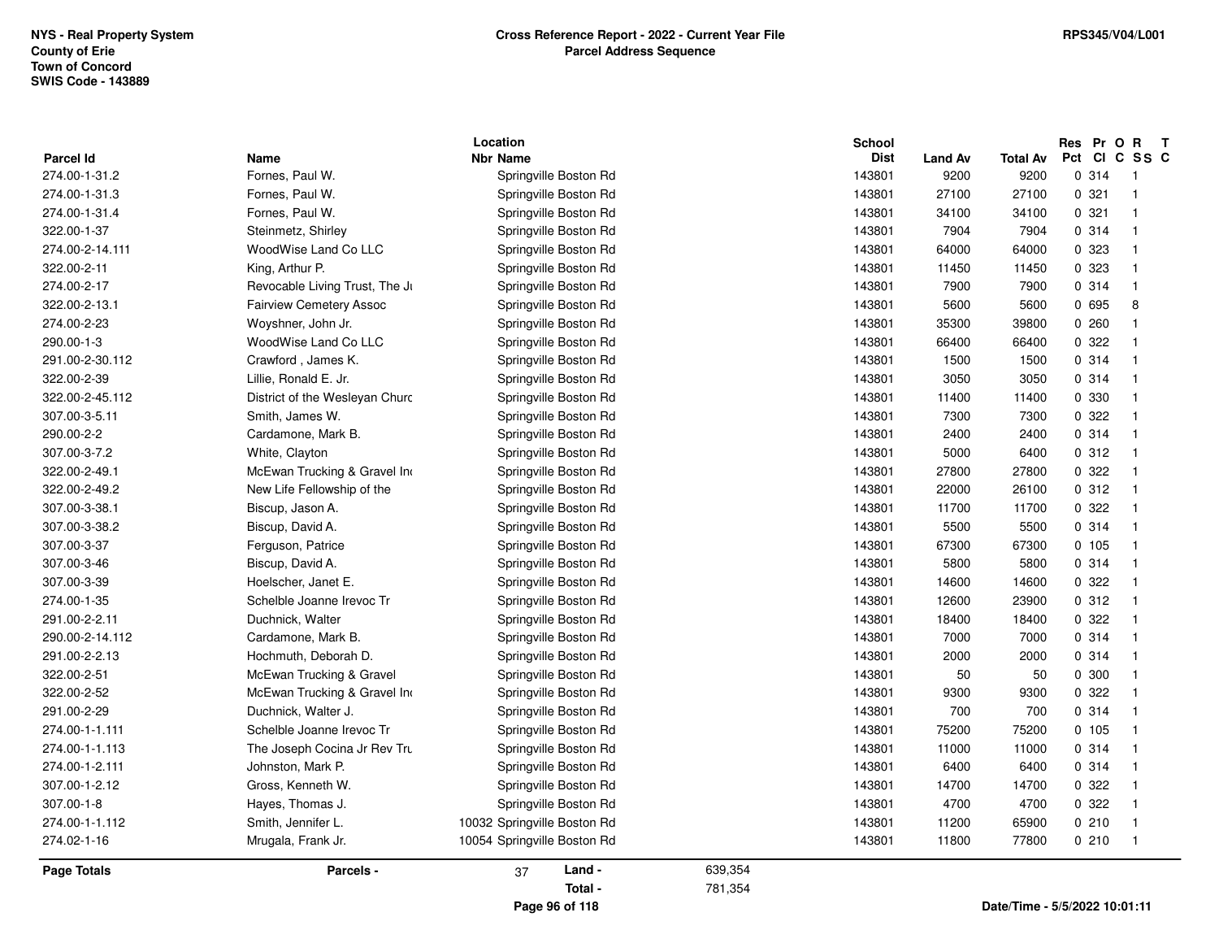NYS - Real Property System
County of Erie
Town of Concord
SWIS Code - 143889

**Cross Reference Report - 2022 - Current Year File**
**Parcel Address Sequence**

RPS345/V04/L001

| Parcel Id | Name | Location Nbr | Location Name | School Dist | Land Av | Total Av | Res Pct | Pr Cl | O C | R SS | T C |
|---|---|---|---|---|---|---|---|---|---|---|---|
| 274.00-1-31.2 | Fornes, Paul W. | | Springville Boston Rd | 143801 | 9200 | 9200 | 0 | 314 | | 1 | |
| 274.00-1-31.3 | Fornes, Paul W. | | Springville Boston Rd | 143801 | 27100 | 27100 | 0 | 321 | | 1 | |
| 274.00-1-31.4 | Fornes, Paul W. | | Springville Boston Rd | 143801 | 34100 | 34100 | 0 | 321 | | 1 | |
| 322.00-1-37 | Steinmetz, Shirley | | Springville Boston Rd | 143801 | 7904 | 7904 | 0 | 314 | | 1 | |
| 274.00-2-14.111 | WoodWise Land Co LLC | | Springville Boston Rd | 143801 | 64000 | 64000 | 0 | 323 | | 1 | |
| 322.00-2-11 | King, Arthur P. | | Springville Boston Rd | 143801 | 11450 | 11450 | 0 | 323 | | 1 | |
| 274.00-2-17 | Revocable Living Trust, The Ju | | Springville Boston Rd | 143801 | 7900 | 7900 | 0 | 314 | | 1 | |
| 322.00-2-13.1 | Fairview Cemetery Assoc | | Springville Boston Rd | 143801 | 5600 | 5600 | 0 | 695 | | 8 | |
| 274.00-2-23 | Woyshner, John Jr. | | Springville Boston Rd | 143801 | 35300 | 39800 | 0 | 260 | | 1 | |
| 290.00-1-3 | WoodWise Land Co LLC | | Springville Boston Rd | 143801 | 66400 | 66400 | 0 | 322 | | 1 | |
| 291.00-2-30.112 | Crawford , James K. | | Springville Boston Rd | 143801 | 1500 | 1500 | 0 | 314 | | 1 | |
| 322.00-2-39 | Lillie, Ronald E. Jr. | | Springville Boston Rd | 143801 | 3050 | 3050 | 0 | 314 | | 1 | |
| 322.00-2-45.112 | District of the Wesleyan Churc | | Springville Boston Rd | 143801 | 11400 | 11400 | 0 | 330 | | 1 | |
| 307.00-3-5.11 | Smith, James W. | | Springville Boston Rd | 143801 | 7300 | 7300 | 0 | 322 | | 1 | |
| 290.00-2-2 | Cardamone, Mark B. | | Springville Boston Rd | 143801 | 2400 | 2400 | 0 | 314 | | 1 | |
| 307.00-3-7.2 | White, Clayton | | Springville Boston Rd | 143801 | 5000 | 6400 | 0 | 312 | | 1 | |
| 322.00-2-49.1 | McEwan Trucking & Gravel Inc | | Springville Boston Rd | 143801 | 27800 | 27800 | 0 | 322 | | 1 | |
| 322.00-2-49.2 | New Life Fellowship of the | | Springville Boston Rd | 143801 | 22000 | 26100 | 0 | 312 | | 1 | |
| 307.00-3-38.1 | Biscup, Jason A. | | Springville Boston Rd | 143801 | 11700 | 11700 | 0 | 322 | | 1 | |
| 307.00-3-38.2 | Biscup, David A. | | Springville Boston Rd | 143801 | 5500 | 5500 | 0 | 314 | | 1 | |
| 307.00-3-37 | Ferguson, Patrice | | Springville Boston Rd | 143801 | 67300 | 67300 | 0 | 105 | | 1 | |
| 307.00-3-46 | Biscup, David A. | | Springville Boston Rd | 143801 | 5800 | 5800 | 0 | 314 | | 1 | |
| 307.00-3-39 | Hoelscher, Janet E. | | Springville Boston Rd | 143801 | 14600 | 14600 | 0 | 322 | | 1 | |
| 274.00-1-35 | Schelble Joanne Irevoc Tr | | Springville Boston Rd | 143801 | 12600 | 23900 | 0 | 312 | | 1 | |
| 291.00-2-2.11 | Duchnick, Walter | | Springville Boston Rd | 143801 | 18400 | 18400 | 0 | 322 | | 1 | |
| 290.00-2-14.112 | Cardamone, Mark B. | | Springville Boston Rd | 143801 | 7000 | 7000 | 0 | 314 | | 1 | |
| 291.00-2-2.13 | Hochmuth, Deborah D. | | Springville Boston Rd | 143801 | 2000 | 2000 | 0 | 314 | | 1 | |
| 322.00-2-51 | McEwan Trucking & Gravel | | Springville Boston Rd | 143801 | 50 | 50 | 0 | 300 | | 1 | |
| 322.00-2-52 | McEwan Trucking & Gravel Inc | | Springville Boston Rd | 143801 | 9300 | 9300 | 0 | 322 | | 1 | |
| 291.00-2-29 | Duchnick, Walter J. | | Springville Boston Rd | 143801 | 700 | 700 | 0 | 314 | | 1 | |
| 274.00-1-1.111 | Schelble Joanne Irevoc Tr | | Springville Boston Rd | 143801 | 75200 | 75200 | 0 | 105 | | 1 | |
| 274.00-1-1.113 | The Joseph Cocina Jr Rev Tru | | Springville Boston Rd | 143801 | 11000 | 11000 | 0 | 314 | | 1 | |
| 274.00-1-2.111 | Johnston, Mark P. | | Springville Boston Rd | 143801 | 6400 | 6400 | 0 | 314 | | 1 | |
| 307.00-1-2.12 | Gross, Kenneth W. | | Springville Boston Rd | 143801 | 14700 | 14700 | 0 | 322 | | 1 | |
| 307.00-1-8 | Hayes, Thomas J. | | Springville Boston Rd | 143801 | 4700 | 4700 | 0 | 322 | | 1 | |
| 274.00-1-1.112 | Smith, Jennifer L. | 10032 | Springville Boston Rd | 143801 | 11200 | 65900 | 0 | 210 | | 1 | |
| 274.02-1-16 | Mrugala, Frank Jr. | 10054 | Springville Boston Rd | 143801 | 11800 | 77800 | 0 | 210 | | 1 | |

**Page Totals** Parcels - 37 Land - 639,354 Total - 781,354

Date/Time - 5/5/2022 10:01:11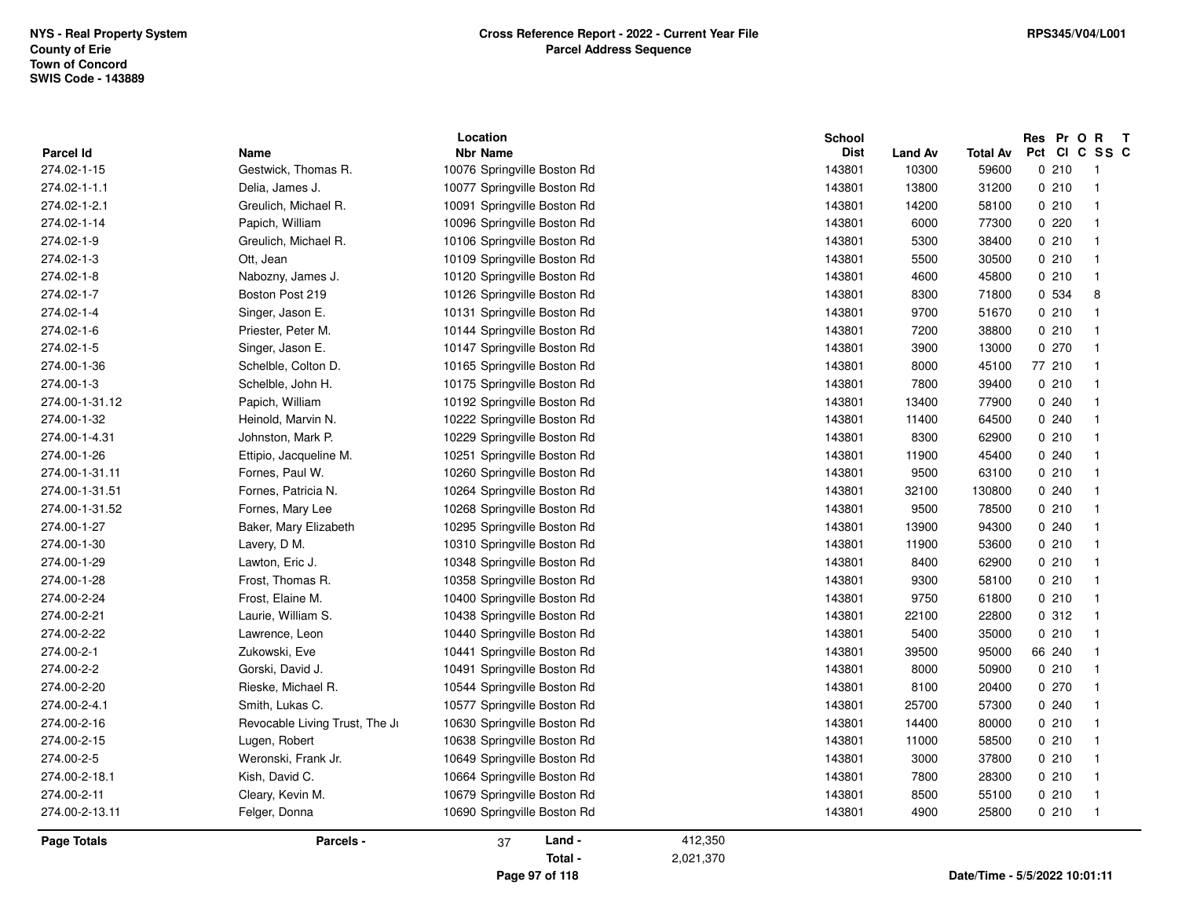NYS - Real Property System
County of Erie
Town of Concord
SWIS Code - 143889

**Cross Reference Report - 2022 - Current Year File**
**Parcel Address Sequence**

RPS345/V04/L001

| Parcel Id | Name | Location Nbr | Location Name | School Dist | Land Av | Total Av | Res Pct | Pr Cl | O C | R SS | T C |
|---|---|---|---|---|---|---|---|---|---|---|---|
| 274.02-1-15 | Gestwick, Thomas R. | 10076 | Springville Boston Rd | 143801 | 10300 | 59600 | 0 | 210 | | 1 | |
| 274.02-1-1.1 | Delia, James J. | 10077 | Springville Boston Rd | 143801 | 13800 | 31200 | 0 | 210 | | 1 | |
| 274.02-1-2.1 | Greulich, Michael R. | 10091 | Springville Boston Rd | 143801 | 14200 | 58100 | 0 | 210 | | 1 | |
| 274.02-1-14 | Papich, William | 10096 | Springville Boston Rd | 143801 | 6000 | 77300 | 0 | 220 | | 1 | |
| 274.02-1-9 | Greulich, Michael R. | 10106 | Springville Boston Rd | 143801 | 5300 | 38400 | 0 | 210 | | 1 | |
| 274.02-1-3 | Ott, Jean | 10109 | Springville Boston Rd | 143801 | 5500 | 30500 | 0 | 210 | | 1 | |
| 274.02-1-8 | Nabozny, James J. | 10120 | Springville Boston Rd | 143801 | 4600 | 45800 | 0 | 210 | | 1 | |
| 274.02-1-7 | Boston Post 219 | 10126 | Springville Boston Rd | 143801 | 8300 | 71800 | 0 | 534 | | 8 | |
| 274.02-1-4 | Singer, Jason E. | 10131 | Springville Boston Rd | 143801 | 9700 | 51670 | 0 | 210 | | 1 | |
| 274.02-1-6 | Priester, Peter M. | 10144 | Springville Boston Rd | 143801 | 7200 | 38800 | 0 | 210 | | 1 | |
| 274.02-1-5 | Singer, Jason E. | 10147 | Springville Boston Rd | 143801 | 3900 | 13000 | 0 | 270 | | 1 | |
| 274.00-1-36 | Schelble, Colton D. | 10165 | Springville Boston Rd | 143801 | 8000 | 45100 | 77 | 210 | | 1 | |
| 274.00-1-3 | Schelble, John H. | 10175 | Springville Boston Rd | 143801 | 7800 | 39400 | 0 | 210 | | 1 | |
| 274.00-1-31.12 | Papich, William | 10192 | Springville Boston Rd | 143801 | 13400 | 77900 | 0 | 240 | | 1 | |
| 274.00-1-32 | Heinold, Marvin N. | 10222 | Springville Boston Rd | 143801 | 11400 | 64500 | 0 | 240 | | 1 | |
| 274.00-1-4.31 | Johnston, Mark P. | 10229 | Springville Boston Rd | 143801 | 8300 | 62900 | 0 | 210 | | 1 | |
| 274.00-1-26 | Ettipio, Jacqueline M. | 10251 | Springville Boston Rd | 143801 | 11900 | 45400 | 0 | 240 | | 1 | |
| 274.00-1-31.11 | Fornes, Paul W. | 10260 | Springville Boston Rd | 143801 | 9500 | 63100 | 0 | 210 | | 1 | |
| 274.00-1-31.51 | Fornes, Patricia N. | 10264 | Springville Boston Rd | 143801 | 32100 | 130800 | 0 | 240 | | 1 | |
| 274.00-1-31.52 | Fornes, Mary Lee | 10268 | Springville Boston Rd | 143801 | 9500 | 78500 | 0 | 210 | | 1 | |
| 274.00-1-27 | Baker, Mary Elizabeth | 10295 | Springville Boston Rd | 143801 | 13900 | 94300 | 0 | 240 | | 1 | |
| 274.00-1-30 | Lavery, D M. | 10310 | Springville Boston Rd | 143801 | 11900 | 53600 | 0 | 210 | | 1 | |
| 274.00-1-29 | Lawton, Eric J. | 10348 | Springville Boston Rd | 143801 | 8400 | 62900 | 0 | 210 | | 1 | |
| 274.00-1-28 | Frost, Thomas R. | 10358 | Springville Boston Rd | 143801 | 9300 | 58100 | 0 | 210 | | 1 | |
| 274.00-2-24 | Frost, Elaine M. | 10400 | Springville Boston Rd | 143801 | 9750 | 61800 | 0 | 210 | | 1 | |
| 274.00-2-21 | Laurie, William S. | 10438 | Springville Boston Rd | 143801 | 22100 | 22800 | 0 | 312 | | 1 | |
| 274.00-2-22 | Lawrence, Leon | 10440 | Springville Boston Rd | 143801 | 5400 | 35000 | 0 | 210 | | 1 | |
| 274.00-2-1 | Zukowski, Eve | 10441 | Springville Boston Rd | 143801 | 39500 | 95000 | 66 | 240 | | 1 | |
| 274.00-2-2 | Gorski, David J. | 10491 | Springville Boston Rd | 143801 | 8000 | 50900 | 0 | 210 | | 1 | |
| 274.00-2-20 | Rieske, Michael R. | 10544 | Springville Boston Rd | 143801 | 8100 | 20400 | 0 | 270 | | 1 | |
| 274.00-2-4.1 | Smith, Lukas C. | 10577 | Springville Boston Rd | 143801 | 25700 | 57300 | 0 | 240 | | 1 | |
| 274.00-2-16 | Revocable Living Trust, The Ju | 10630 | Springville Boston Rd | 143801 | 14400 | 80000 | 0 | 210 | | 1 | |
| 274.00-2-15 | Lugen, Robert | 10638 | Springville Boston Rd | 143801 | 11000 | 58500 | 0 | 210 | | 1 | |
| 274.00-2-5 | Weronski, Frank Jr. | 10649 | Springville Boston Rd | 143801 | 3000 | 37800 | 0 | 210 | | 1 | |
| 274.00-2-18.1 | Kish, David C. | 10664 | Springville Boston Rd | 143801 | 7800 | 28300 | 0 | 210 | | 1 | |
| 274.00-2-11 | Cleary, Kevin M. | 10679 | Springville Boston Rd | 143801 | 8500 | 55100 | 0 | 210 | | 1 | |
| 274.00-2-13.11 | Felger, Donna | 10690 | Springville Boston Rd | 143801 | 4900 | 25800 | 0 | 210 | | 1 | |

**Page Totals** | **Parcels -** 37 | **Land -** 412,350 | **Total -** 2,021,370

Date/Time - 5/5/2022 10:01:11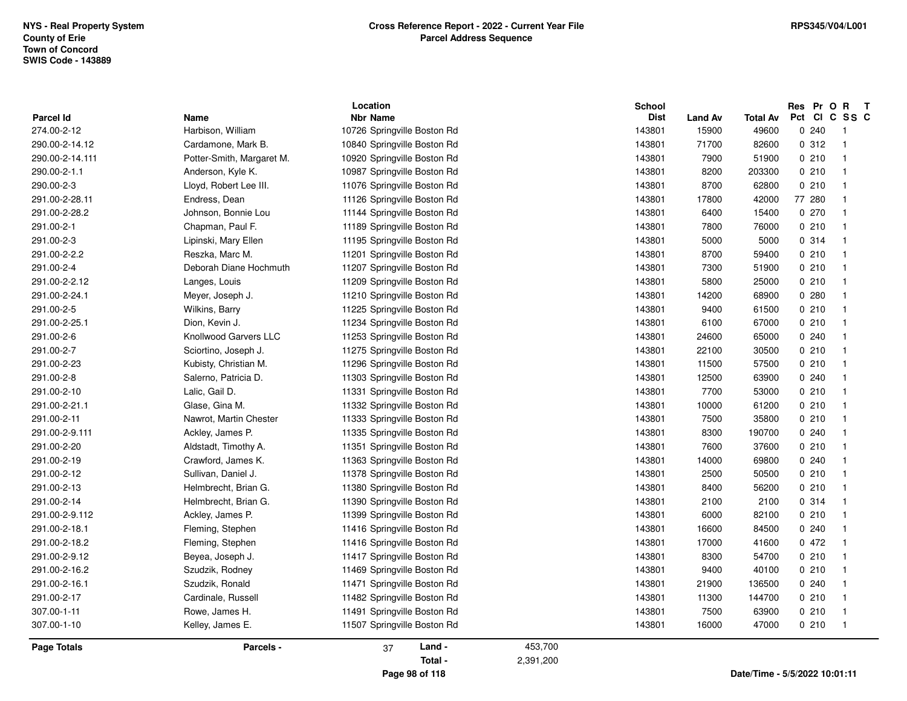NYS - Real Property System
County of Erie
Town of Concord
SWIS Code - 143889

**Cross Reference Report - 2022 - Current Year File**
**Parcel Address Sequence**

RPS345/V04/L001

| Parcel Id | Name | Location Nbr Name | School Dist | Land Av | Total Av | Res Pct | Pr Cl | O C | R SS | T C |
|---|---|---|---|---|---|---|---|---|---|---|
| 274.00-2-12 | Harbison, William | 10726 Springville Boston Rd | 143801 | 15900 | 49600 | 0 | 240 | | 1 | |
| 290.00-2-14.12 | Cardamone, Mark B. | 10840 Springville Boston Rd | 143801 | 71700 | 82600 | 0 | 312 | | 1 | |
| 290.00-2-14.111 | Potter-Smith, Margaret M. | 10920 Springville Boston Rd | 143801 | 7900 | 51900 | 0 | 210 | | 1 | |
| 290.00-2-1.1 | Anderson, Kyle K. | 10987 Springville Boston Rd | 143801 | 8200 | 203300 | 0 | 210 | | 1 | |
| 290.00-2-3 | Lloyd, Robert Lee III. | 11076 Springville Boston Rd | 143801 | 8700 | 62800 | 0 | 210 | | 1 | |
| 291.00-2-28.11 | Endress, Dean | 11126 Springville Boston Rd | 143801 | 17800 | 42000 | 77 | 280 | | 1 | |
| 291.00-2-28.2 | Johnson, Bonnie Lou | 11144 Springville Boston Rd | 143801 | 6400 | 15400 | 0 | 270 | | 1 | |
| 291.00-2-1 | Chapman, Paul F. | 11189 Springville Boston Rd | 143801 | 7800 | 76000 | 0 | 210 | | 1 | |
| 291.00-2-3 | Lipinski, Mary Ellen | 11195 Springville Boston Rd | 143801 | 5000 | 5000 | 0 | 314 | | 1 | |
| 291.00-2-2.2 | Reszka, Marc M. | 11201 Springville Boston Rd | 143801 | 8700 | 59400 | 0 | 210 | | 1 | |
| 291.00-2-4 | Deborah Diane Hochmuth | 11207 Springville Boston Rd | 143801 | 7300 | 51900 | 0 | 210 | | 1 | |
| 291.00-2-2.12 | Langes, Louis | 11209 Springville Boston Rd | 143801 | 5800 | 25000 | 0 | 210 | | 1 | |
| 291.00-2-24.1 | Meyer, Joseph J. | 11210 Springville Boston Rd | 143801 | 14200 | 68900 | 0 | 280 | | 1 | |
| 291.00-2-5 | Wilkins, Barry | 11225 Springville Boston Rd | 143801 | 9400 | 61500 | 0 | 210 | | 1 | |
| 291.00-2-25.1 | Dion, Kevin J. | 11234 Springville Boston Rd | 143801 | 6100 | 67000 | 0 | 210 | | 1 | |
| 291.00-2-6 | Knollwood Garvers LLC | 11253 Springville Boston Rd | 143801 | 24600 | 65000 | 0 | 240 | | 1 | |
| 291.00-2-7 | Sciortino, Joseph J. | 11275 Springville Boston Rd | 143801 | 22100 | 30500 | 0 | 210 | | 1 | |
| 291.00-2-23 | Kubisty, Christian M. | 11296 Springville Boston Rd | 143801 | 11500 | 57500 | 0 | 210 | | 1 | |
| 291.00-2-8 | Salerno, Patricia D. | 11303 Springville Boston Rd | 143801 | 12500 | 63900 | 0 | 240 | | 1 | |
| 291.00-2-10 | Lalic, Gail D. | 11331 Springville Boston Rd | 143801 | 7700 | 53000 | 0 | 210 | | 1 | |
| 291.00-2-21.1 | Glase, Gina M. | 11332 Springville Boston Rd | 143801 | 10000 | 61200 | 0 | 210 | | 1 | |
| 291.00-2-11 | Nawrot, Martin Chester | 11333 Springville Boston Rd | 143801 | 7500 | 35800 | 0 | 210 | | 1 | |
| 291.00-2-9.111 | Ackley, James P. | 11335 Springville Boston Rd | 143801 | 8300 | 190700 | 0 | 240 | | 1 | |
| 291.00-2-20 | Aldstadt, Timothy A. | 11351 Springville Boston Rd | 143801 | 7600 | 37600 | 0 | 210 | | 1 | |
| 291.00-2-19 | Crawford, James K. | 11363 Springville Boston Rd | 143801 | 14000 | 69800 | 0 | 240 | | 1 | |
| 291.00-2-12 | Sullivan, Daniel J. | 11378 Springville Boston Rd | 143801 | 2500 | 50500 | 0 | 210 | | 1 | |
| 291.00-2-13 | Helmbrecht, Brian G. | 11380 Springville Boston Rd | 143801 | 8400 | 56200 | 0 | 210 | | 1 | |
| 291.00-2-14 | Helmbrecht, Brian G. | 11390 Springville Boston Rd | 143801 | 2100 | 2100 | 0 | 314 | | 1 | |
| 291.00-2-9.112 | Ackley, James P. | 11399 Springville Boston Rd | 143801 | 6000 | 82100 | 0 | 210 | | 1 | |
| 291.00-2-18.1 | Fleming, Stephen | 11416 Springville Boston Rd | 143801 | 16600 | 84500 | 0 | 240 | | 1 | |
| 291.00-2-18.2 | Fleming, Stephen | 11416 Springville Boston Rd | 143801 | 17000 | 41600 | 0 | 472 | | 1 | |
| 291.00-2-9.12 | Beyea, Joseph J. | 11417 Springville Boston Rd | 143801 | 8300 | 54700 | 0 | 210 | | 1 | |
| 291.00-2-16.2 | Szudzik, Rodney | 11469 Springville Boston Rd | 143801 | 9400 | 40100 | 0 | 210 | | 1 | |
| 291.00-2-16.1 | Szudzik, Ronald | 11471 Springville Boston Rd | 143801 | 21900 | 136500 | 0 | 240 | | 1 | |
| 291.00-2-17 | Cardinale, Russell | 11482 Springville Boston Rd | 143801 | 11300 | 144700 | 0 | 210 | | 1 | |
| 307.00-1-11 | Rowe, James H. | 11491 Springville Boston Rd | 143801 | 7500 | 63900 | 0 | 210 | | 1 | |
| 307.00-1-10 | Kelley, James E. | 11507 Springville Boston Rd | 143801 | 16000 | 47000 | 0 | 210 | | 1 | |

**Page Totals** **Parcels -** 37 **Land -** 453,700
**Total -** 2,391,200

Date/Time - 5/5/2022 10:01:11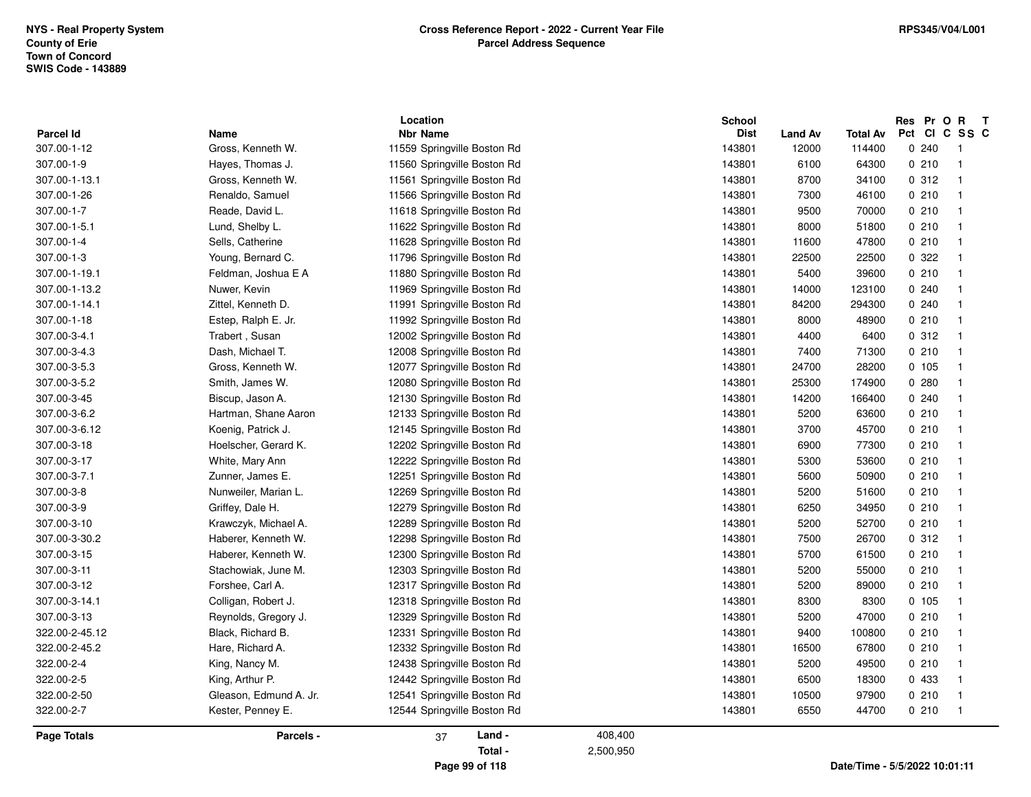NYS - Real Property System
County of Erie
Town of Concord
SWIS Code - 143889

**Cross Reference Report - 2022 - Current Year File**
**Parcel Address Sequence**

RPS345/V04/L001

| Parcel Id | Name | Location Nbr Name | School Dist | Land Av | Total Av | Res Pct | Pr Cl | O C | R SS | T C |
|---|---|---|---|---|---|---|---|---|---|---|
| 307.00-1-12 | Gross, Kenneth W. | 11559 Springville Boston Rd | 143801 | 12000 | 114400 | 0 | 240 | | 1 | |
| 307.00-1-9 | Hayes, Thomas J. | 11560 Springville Boston Rd | 143801 | 6100 | 64300 | 0 | 210 | | 1 | |
| 307.00-1-13.1 | Gross, Kenneth W. | 11561 Springville Boston Rd | 143801 | 8700 | 34100 | 0 | 312 | | 1 | |
| 307.00-1-26 | Renaldo, Samuel | 11566 Springville Boston Rd | 143801 | 7300 | 46100 | 0 | 210 | | 1 | |
| 307.00-1-7 | Reade, David L. | 11618 Springville Boston Rd | 143801 | 9500 | 70000 | 0 | 210 | | 1 | |
| 307.00-1-5.1 | Lund, Shelby L. | 11622 Springville Boston Rd | 143801 | 8000 | 51800 | 0 | 210 | | 1 | |
| 307.00-1-4 | Sells, Catherine | 11628 Springville Boston Rd | 143801 | 11600 | 47800 | 0 | 210 | | 1 | |
| 307.00-1-3 | Young, Bernard C. | 11796 Springville Boston Rd | 143801 | 22500 | 22500 | 0 | 322 | | 1 | |
| 307.00-1-19.1 | Feldman, Joshua E A | 11880 Springville Boston Rd | 143801 | 5400 | 39600 | 0 | 210 | | 1 | |
| 307.00-1-13.2 | Nuwer, Kevin | 11969 Springville Boston Rd | 143801 | 14000 | 123100 | 0 | 240 | | 1 | |
| 307.00-1-14.1 | Zittel, Kenneth D. | 11991 Springville Boston Rd | 143801 | 84200 | 294300 | 0 | 240 | | 1 | |
| 307.00-1-18 | Estep, Ralph E. Jr. | 11992 Springville Boston Rd | 143801 | 8000 | 48900 | 0 | 210 | | 1 | |
| 307.00-3-4.1 | Trabert , Susan | 12002 Springville Boston Rd | 143801 | 4400 | 6400 | 0 | 312 | | 1 | |
| 307.00-3-4.3 | Dash, Michael T. | 12008 Springville Boston Rd | 143801 | 7400 | 71300 | 0 | 210 | | 1 | |
| 307.00-3-5.3 | Gross, Kenneth W. | 12077 Springville Boston Rd | 143801 | 24700 | 28200 | 0 | 105 | | 1 | |
| 307.00-3-5.2 | Smith, James W. | 12080 Springville Boston Rd | 143801 | 25300 | 174900 | 0 | 280 | | 1 | |
| 307.00-3-45 | Biscup, Jason A. | 12130 Springville Boston Rd | 143801 | 14200 | 166400 | 0 | 240 | | 1 | |
| 307.00-3-6.2 | Hartman, Shane Aaron | 12133 Springville Boston Rd | 143801 | 5200 | 63600 | 0 | 210 | | 1 | |
| 307.00-3-6.12 | Koenig, Patrick J. | 12145 Springville Boston Rd | 143801 | 3700 | 45700 | 0 | 210 | | 1 | |
| 307.00-3-18 | Hoelscher, Gerard K. | 12202 Springville Boston Rd | 143801 | 6900 | 77300 | 0 | 210 | | 1 | |
| 307.00-3-17 | White, Mary Ann | 12222 Springville Boston Rd | 143801 | 5300 | 53600 | 0 | 210 | | 1 | |
| 307.00-3-7.1 | Zunner, James E. | 12251 Springville Boston Rd | 143801 | 5600 | 50900 | 0 | 210 | | 1 | |
| 307.00-3-8 | Nunweiler, Marian L. | 12269 Springville Boston Rd | 143801 | 5200 | 51600 | 0 | 210 | | 1 | |
| 307.00-3-9 | Griffey, Dale H. | 12279 Springville Boston Rd | 143801 | 6250 | 34950 | 0 | 210 | | 1 | |
| 307.00-3-10 | Krawczyk, Michael A. | 12289 Springville Boston Rd | 143801 | 5200 | 52700 | 0 | 210 | | 1 | |
| 307.00-3-30.2 | Haberer, Kenneth W. | 12298 Springville Boston Rd | 143801 | 7500 | 26700 | 0 | 312 | | 1 | |
| 307.00-3-15 | Haberer, Kenneth W. | 12300 Springville Boston Rd | 143801 | 5700 | 61500 | 0 | 210 | | 1 | |
| 307.00-3-11 | Stachowiak, June M. | 12303 Springville Boston Rd | 143801 | 5200 | 55000 | 0 | 210 | | 1 | |
| 307.00-3-12 | Forshee, Carl A. | 12317 Springville Boston Rd | 143801 | 5200 | 89000 | 0 | 210 | | 1 | |
| 307.00-3-14.1 | Colligan, Robert J. | 12318 Springville Boston Rd | 143801 | 8300 | 8300 | 0 | 105 | | 1 | |
| 307.00-3-13 | Reynolds, Gregory J. | 12329 Springville Boston Rd | 143801 | 5200 | 47000 | 0 | 210 | | 1 | |
| 322.00-2-45.12 | Black, Richard B. | 12331 Springville Boston Rd | 143801 | 9400 | 100800 | 0 | 210 | | 1 | |
| 322.00-2-45.2 | Hare, Richard A. | 12332 Springville Boston Rd | 143801 | 16500 | 67800 | 0 | 210 | | 1 | |
| 322.00-2-4 | King, Nancy M. | 12438 Springville Boston Rd | 143801 | 5200 | 49500 | 0 | 210 | | 1 | |
| 322.00-2-5 | King, Arthur P. | 12442 Springville Boston Rd | 143801 | 6500 | 18300 | 0 | 433 | | 1 | |
| 322.00-2-50 | Gleason, Edmund A. Jr. | 12541 Springville Boston Rd | 143801 | 10500 | 97900 | 0 | 210 | | 1 | |
| 322.00-2-7 | Kester, Penney E. | 12544 Springville Boston Rd | 143801 | 6550 | 44700 | 0 | 210 | | 1 | |

| Page Totals | Parcels - | 37 | Land - | 408,400 |
|---|---|---|---|---|
| | | | Total - | 2,500,950 |

Date/Time - 5/5/2022 10:01:11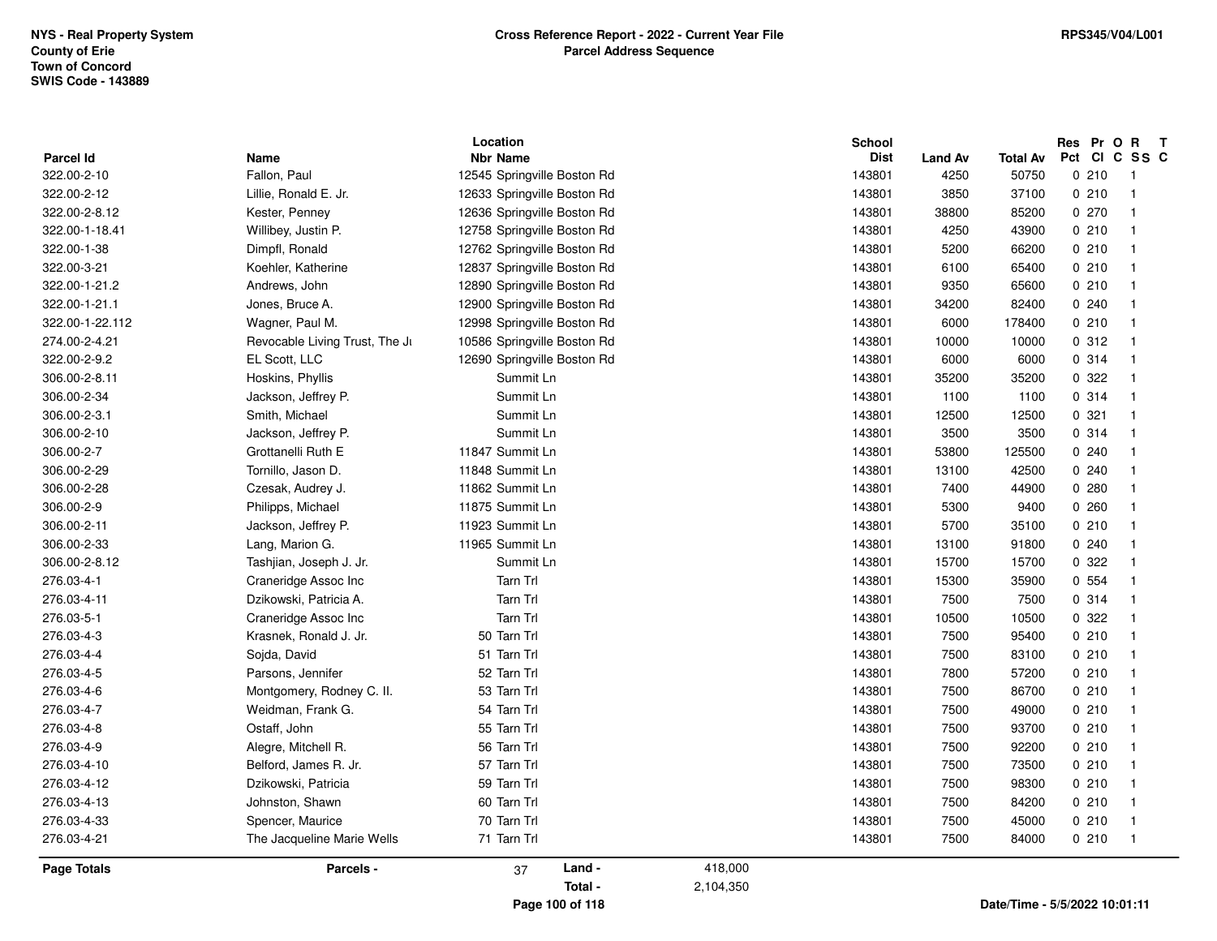NYS - Real Property System
County of Erie
Town of Concord
SWIS Code - 143889

**Cross Reference Report - 2022 - Current Year File**
**Parcel Address Sequence**

RPS345/V04/L001

| Parcel Id | Name | Location Nbr | Location Name | School Dist | Land Av | Total Av | Res Pct | Pr Cl | O C | R SS | T C |
|---|---|---|---|---|---|---|---|---|---|---|---|
| 322.00-2-10 | Fallon, Paul | 12545 | Springville Boston Rd | 143801 | 4250 | 50750 | 0 | 210 | | 1 | |
| 322.00-2-12 | Lillie, Ronald E. Jr. | 12633 | Springville Boston Rd | 143801 | 3850 | 37100 | 0 | 210 | | 1 | |
| 322.00-2-8.12 | Kester, Penney | 12636 | Springville Boston Rd | 143801 | 38800 | 85200 | 0 | 270 | | 1 | |
| 322.00-1-18.41 | Willibey, Justin P. | 12758 | Springville Boston Rd | 143801 | 4250 | 43900 | 0 | 210 | | 1 | |
| 322.00-1-38 | Dimpfl, Ronald | 12762 | Springville Boston Rd | 143801 | 5200 | 66200 | 0 | 210 | | 1 | |
| 322.00-3-21 | Koehler, Katherine | 12837 | Springville Boston Rd | 143801 | 6100 | 65400 | 0 | 210 | | 1 | |
| 322.00-1-21.2 | Andrews, John | 12890 | Springville Boston Rd | 143801 | 9350 | 65600 | 0 | 210 | | 1 | |
| 322.00-1-21.1 | Jones, Bruce A. | 12900 | Springville Boston Rd | 143801 | 34200 | 82400 | 0 | 240 | | 1 | |
| 322.00-1-22.112 | Wagner, Paul M. | 12998 | Springville Boston Rd | 143801 | 6000 | 178400 | 0 | 210 | | 1 | |
| 274.00-2-4.21 | Revocable Living Trust, The Ji | 10586 | Springville Boston Rd | 143801 | 10000 | 10000 | 0 | 312 | | 1 | |
| 322.00-2-9.2 | EL Scott, LLC | 12690 | Springville Boston Rd | 143801 | 6000 | 6000 | 0 | 314 | | 1 | |
| 306.00-2-8.11 | Hoskins, Phyllis | | Summit Ln | 143801 | 35200 | 35200 | 0 | 322 | | 1 | |
| 306.00-2-34 | Jackson, Jeffrey P. | | Summit Ln | 143801 | 1100 | 1100 | 0 | 314 | | 1 | |
| 306.00-2-3.1 | Smith, Michael | | Summit Ln | 143801 | 12500 | 12500 | 0 | 321 | | 1 | |
| 306.00-2-10 | Jackson, Jeffrey P. | | Summit Ln | 143801 | 3500 | 3500 | 0 | 314 | | 1 | |
| 306.00-2-7 | Grottanelli Ruth E | 11847 | Summit Ln | 143801 | 53800 | 125500 | 0 | 240 | | 1 | |
| 306.00-2-29 | Tornillo, Jason D. | 11848 | Summit Ln | 143801 | 13100 | 42500 | 0 | 240 | | 1 | |
| 306.00-2-28 | Czesak, Audrey J. | 11862 | Summit Ln | 143801 | 7400 | 44900 | 0 | 280 | | 1 | |
| 306.00-2-9 | Philipps, Michael | 11875 | Summit Ln | 143801 | 5300 | 9400 | 0 | 260 | | 1 | |
| 306.00-2-11 | Jackson, Jeffrey P. | 11923 | Summit Ln | 143801 | 5700 | 35100 | 0 | 210 | | 1 | |
| 306.00-2-33 | Lang, Marion G. | 11965 | Summit Ln | 143801 | 13100 | 91800 | 0 | 240 | | 1 | |
| 306.00-2-8.12 | Tashjian, Joseph J. Jr. | | Summit Ln | 143801 | 15700 | 15700 | 0 | 322 | | 1 | |
| 276.03-4-1 | Craneridge Assoc Inc | | Tarn Trl | 143801 | 15300 | 35900 | 0 | 554 | | 1 | |
| 276.03-4-11 | Dzikowski, Patricia A. | | Tarn Trl | 143801 | 7500 | 7500 | 0 | 314 | | 1 | |
| 276.03-5-1 | Craneridge Assoc Inc | | Tarn Trl | 143801 | 10500 | 10500 | 0 | 322 | | 1 | |
| 276.03-4-3 | Krasnek, Ronald J. Jr. | 50 | Tarn Trl | 143801 | 7500 | 95400 | 0 | 210 | | 1 | |
| 276.03-4-4 | Sojda, David | 51 | Tarn Trl | 143801 | 7500 | 83100 | 0 | 210 | | 1 | |
| 276.03-4-5 | Parsons, Jennifer | 52 | Tarn Trl | 143801 | 7800 | 57200 | 0 | 210 | | 1 | |
| 276.03-4-6 | Montgomery, Rodney C. II. | 53 | Tarn Trl | 143801 | 7500 | 86700 | 0 | 210 | | 1 | |
| 276.03-4-7 | Weidman, Frank G. | 54 | Tarn Trl | 143801 | 7500 | 49000 | 0 | 210 | | 1 | |
| 276.03-4-8 | Ostaff, John | 55 | Tarn Trl | 143801 | 7500 | 93700 | 0 | 210 | | 1 | |
| 276.03-4-9 | Alegre, Mitchell R. | 56 | Tarn Trl | 143801 | 7500 | 92200 | 0 | 210 | | 1 | |
| 276.03-4-10 | Belford, James R. Jr. | 57 | Tarn Trl | 143801 | 7500 | 73500 | 0 | 210 | | 1 | |
| 276.03-4-12 | Dzikowski, Patricia | 59 | Tarn Trl | 143801 | 7500 | 98300 | 0 | 210 | | 1 | |
| 276.03-4-13 | Johnston, Shawn | 60 | Tarn Trl | 143801 | 7500 | 84200 | 0 | 210 | | 1 | |
| 276.03-4-33 | Spencer, Maurice | 70 | Tarn Trl | 143801 | 7500 | 45000 | 0 | 210 | | 1 | |
| 276.03-4-21 | The Jacqueline Marie Wells | 71 | Tarn Trl | 143801 | 7500 | 84000 | 0 | 210 | | 1 | |

**Page Totals** | **Parcels -** 37 | **Land -** 418,000 | **Total -** 2,104,350

Date/Time - 5/5/2022 10:01:11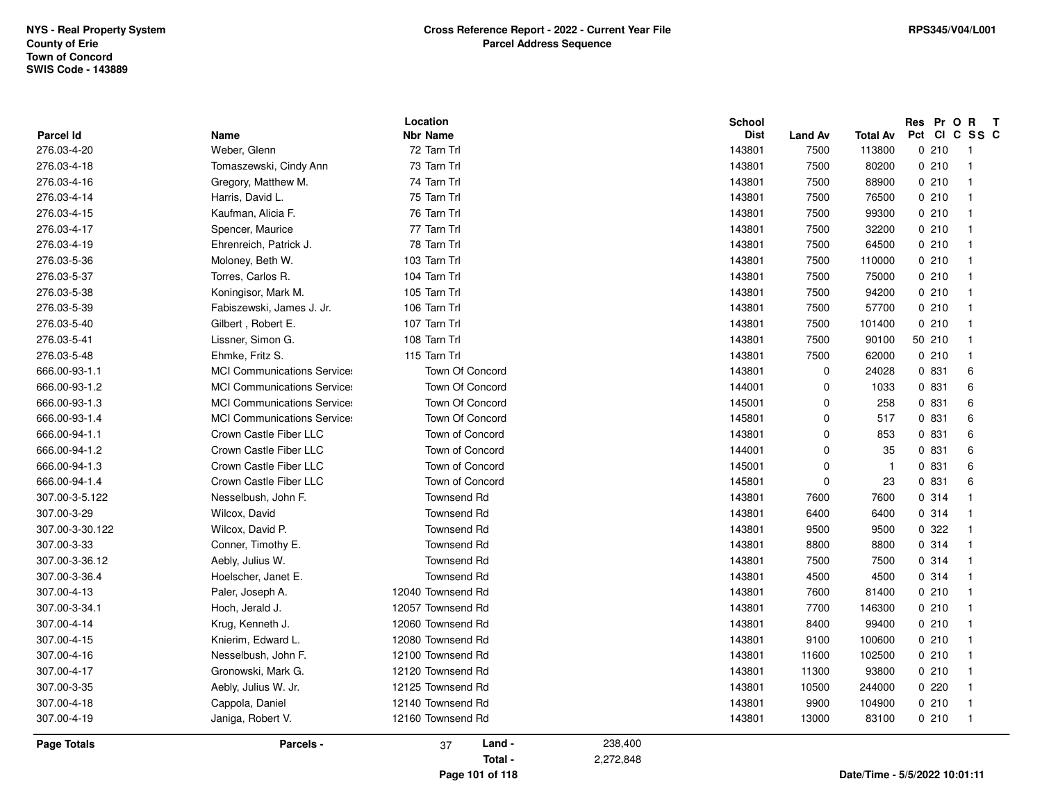NYS - Real Property System
County of Erie
Town of Concord
SWIS Code - 143889

**Cross Reference Report - 2022 - Current Year File**
**Parcel Address Sequence**

RPS345/V04/L001

| Parcel Id | Name | Location Nbr | Location Name | School Dist | Land Av | Total Av | Res Pct | Pr Cl | O C | R SS | T C |
|---|---|---|---|---|---|---|---|---|---|---|---|
| 276.03-4-20 | Weber, Glenn | 72 | Tarn Trl | 143801 | 7500 | 113800 | 0 | 210 | | 1 | |
| 276.03-4-18 | Tomaszewski, Cindy Ann | 73 | Tarn Trl | 143801 | 7500 | 80200 | 0 | 210 | | 1 | |
| 276.03-4-16 | Gregory, Matthew M. | 74 | Tarn Trl | 143801 | 7500 | 88900 | 0 | 210 | | 1 | |
| 276.03-4-14 | Harris, David L. | 75 | Tarn Trl | 143801 | 7500 | 76500 | 0 | 210 | | 1 | |
| 276.03-4-15 | Kaufman, Alicia F. | 76 | Tarn Trl | 143801 | 7500 | 99300 | 0 | 210 | | 1 | |
| 276.03-4-17 | Spencer, Maurice | 77 | Tarn Trl | 143801 | 7500 | 32200 | 0 | 210 | | 1 | |
| 276.03-4-19 | Ehrenreich, Patrick J. | 78 | Tarn Trl | 143801 | 7500 | 64500 | 0 | 210 | | 1 | |
| 276.03-5-36 | Moloney, Beth W. | 103 | Tarn Trl | 143801 | 7500 | 110000 | 0 | 210 | | 1 | |
| 276.03-5-37 | Torres, Carlos R. | 104 | Tarn Trl | 143801 | 7500 | 75000 | 0 | 210 | | 1 | |
| 276.03-5-38 | Koningisor, Mark M. | 105 | Tarn Trl | 143801 | 7500 | 94200 | 0 | 210 | | 1 | |
| 276.03-5-39 | Fabiszewski, James J. Jr. | 106 | Tarn Trl | 143801 | 7500 | 57700 | 0 | 210 | | 1 | |
| 276.03-5-40 | Gilbert , Robert E. | 107 | Tarn Trl | 143801 | 7500 | 101400 | 0 | 210 | | 1 | |
| 276.03-5-41 | Lissner, Simon G. | 108 | Tarn Trl | 143801 | 7500 | 90100 | 50 | 210 | | 1 | |
| 276.03-5-48 | Ehmke, Fritz S. | 115 | Tarn Trl | 143801 | 7500 | 62000 | 0 | 210 | | 1 | |
| 666.00-93-1.1 | MCI Communications Service: | | Town Of Concord | 143801 | 0 | 24028 | 0 | 831 | | 6 | |
| 666.00-93-1.2 | MCI Communications Service: | | Town Of Concord | 144001 | 0 | 1033 | 0 | 831 | | 6 | |
| 666.00-93-1.3 | MCI Communications Service: | | Town Of Concord | 145001 | 0 | 258 | 0 | 831 | | 6 | |
| 666.00-93-1.4 | MCI Communications Service: | | Town Of Concord | 145801 | 0 | 517 | 0 | 831 | | 6 | |
| 666.00-94-1.1 | Crown Castle Fiber LLC | | Town of Concord | 143801 | 0 | 853 | 0 | 831 | | 6 | |
| 666.00-94-1.2 | Crown Castle Fiber LLC | | Town of Concord | 144001 | 0 | 35 | 0 | 831 | | 6 | |
| 666.00-94-1.3 | Crown Castle Fiber LLC | | Town of Concord | 145001 | 0 | 1 | 0 | 831 | | 6 | |
| 666.00-94-1.4 | Crown Castle Fiber LLC | | Town of Concord | 145801 | 0 | 23 | 0 | 831 | | 6 | |
| 307.00-3-5.122 | Nesselbush, John F. | | Townsend Rd | 143801 | 7600 | 7600 | 0 | 314 | | 1 | |
| 307.00-3-29 | Wilcox, David | | Townsend Rd | 143801 | 6400 | 6400 | 0 | 314 | | 1 | |
| 307.00-3-30.122 | Wilcox, David P. | | Townsend Rd | 143801 | 9500 | 9500 | 0 | 322 | | 1 | |
| 307.00-3-33 | Conner, Timothy E. | | Townsend Rd | 143801 | 8800 | 8800 | 0 | 314 | | 1 | |
| 307.00-3-36.12 | Aebly, Julius W. | | Townsend Rd | 143801 | 7500 | 7500 | 0 | 314 | | 1 | |
| 307.00-3-36.4 | Hoelscher, Janet E. | | Townsend Rd | 143801 | 4500 | 4500 | 0 | 314 | | 1 | |
| 307.00-4-13 | Paler, Joseph A. | 12040 | Townsend Rd | 143801 | 7600 | 81400 | 0 | 210 | | 1 | |
| 307.00-3-34.1 | Hoch, Jerald J. | 12057 | Townsend Rd | 143801 | 7700 | 146300 | 0 | 210 | | 1 | |
| 307.00-4-14 | Krug, Kenneth J. | 12060 | Townsend Rd | 143801 | 8400 | 99400 | 0 | 210 | | 1 | |
| 307.00-4-15 | Knierim, Edward L. | 12080 | Townsend Rd | 143801 | 9100 | 100600 | 0 | 210 | | 1 | |
| 307.00-4-16 | Nesselbush, John F. | 12100 | Townsend Rd | 143801 | 11600 | 102500 | 0 | 210 | | 1 | |
| 307.00-4-17 | Gronowski, Mark G. | 12120 | Townsend Rd | 143801 | 11300 | 93800 | 0 | 210 | | 1 | |
| 307.00-3-35 | Aebly, Julius W. Jr. | 12125 | Townsend Rd | 143801 | 10500 | 244000 | 0 | 220 | | 1 | |
| 307.00-4-18 | Cappola, Daniel | 12140 | Townsend Rd | 143801 | 9900 | 104900 | 0 | 210 | | 1 | |
| 307.00-4-19 | Janiga, Robert V. | 12160 | Townsend Rd | 143801 | 13000 | 83100 | 0 | 210 | | 1 | |

**Page Totals** — **Parcels -** 37 — **Land -** 238,400 — **Total -** 2,272,848

Date/Time - 5/5/2022 10:01:11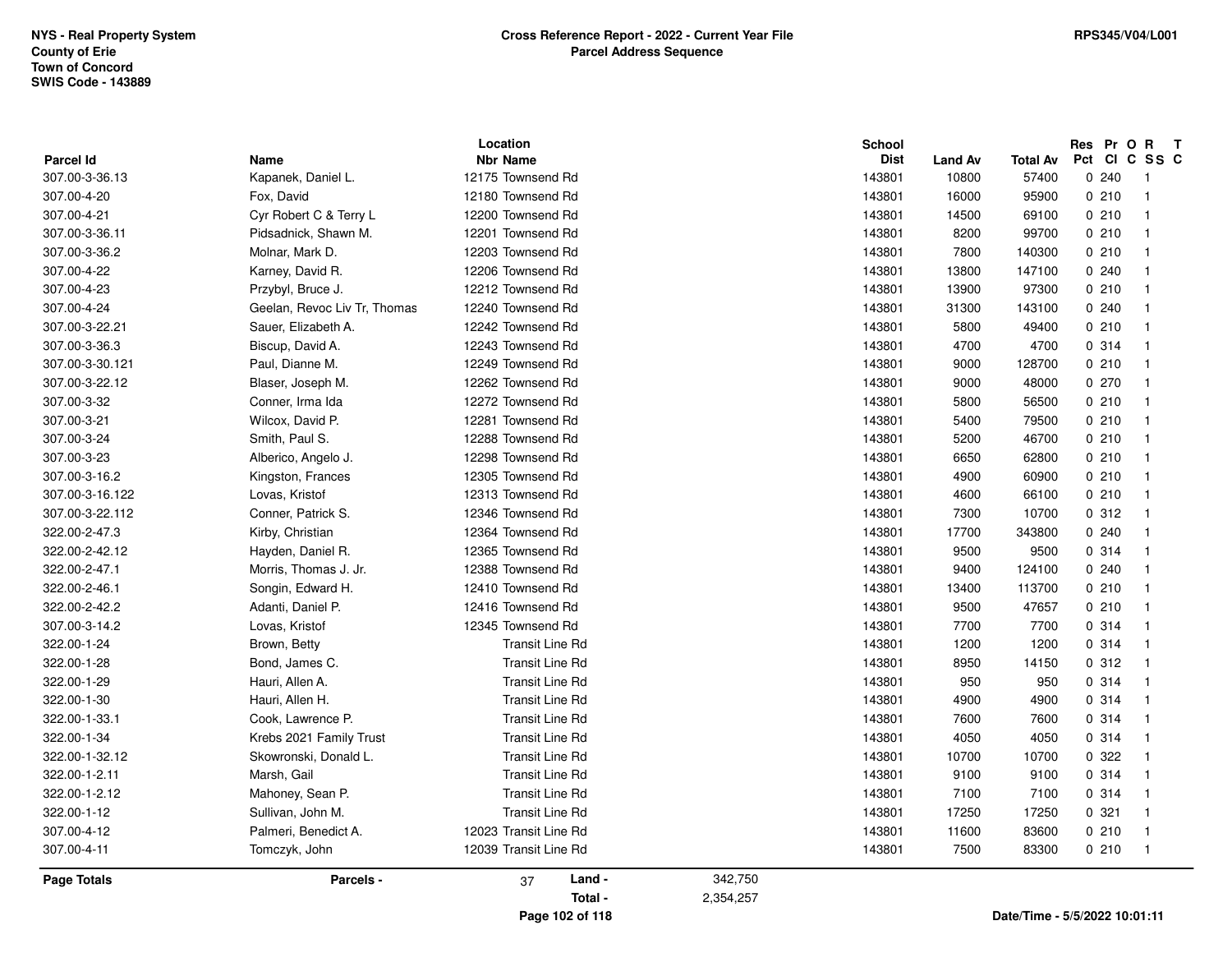NYS - Real Property System
County of Erie
Town of Concord
SWIS Code - 143889

# Cross Reference Report - 2022 - Current Year File
## Parcel Address Sequence

RPS345/V04/L001

| Parcel Id | Name | Location Nbr | Location Name | School Dist | Land Av | Total Av | Res Pct | Pr Cl | O C | R SS | T C |
|---|---|---|---|---|---|---|---|---|---|---|---|
| 307.00-3-36.13 | Kapanek, Daniel L. | 12175 | Townsend Rd | 143801 | 10800 | 57400 | 0 | 240 | | 1 | |
| 307.00-4-20 | Fox, David | 12180 | Townsend Rd | 143801 | 16000 | 95900 | 0 | 210 | | 1 | |
| 307.00-4-21 | Cyr Robert C & Terry L | 12200 | Townsend Rd | 143801 | 14500 | 69100 | 0 | 210 | | 1 | |
| 307.00-3-36.11 | Pidsadnick, Shawn M. | 12201 | Townsend Rd | 143801 | 8200 | 99700 | 0 | 210 | | 1 | |
| 307.00-3-36.2 | Molnar, Mark D. | 12203 | Townsend Rd | 143801 | 7800 | 140300 | 0 | 210 | | 1 | |
| 307.00-4-22 | Karney, David R. | 12206 | Townsend Rd | 143801 | 13800 | 147100 | 0 | 240 | | 1 | |
| 307.00-4-23 | Przybyl, Bruce J. | 12212 | Townsend Rd | 143801 | 13900 | 97300 | 0 | 210 | | 1 | |
| 307.00-4-24 | Geelan, Revoc Liv Tr, Thomas | 12240 | Townsend Rd | 143801 | 31300 | 143100 | 0 | 240 | | 1 | |
| 307.00-3-22.21 | Sauer, Elizabeth A. | 12242 | Townsend Rd | 143801 | 5800 | 49400 | 0 | 210 | | 1 | |
| 307.00-3-36.3 | Biscup, David A. | 12243 | Townsend Rd | 143801 | 4700 | 4700 | 0 | 314 | | 1 | |
| 307.00-3-30.121 | Paul, Dianne M. | 12249 | Townsend Rd | 143801 | 9000 | 128700 | 0 | 210 | | 1 | |
| 307.00-3-22.12 | Blaser, Joseph M. | 12262 | Townsend Rd | 143801 | 9000 | 48000 | 0 | 270 | | 1 | |
| 307.00-3-32 | Conner, Irma Ida | 12272 | Townsend Rd | 143801 | 5800 | 56500 | 0 | 210 | | 1 | |
| 307.00-3-21 | Wilcox, David P. | 12281 | Townsend Rd | 143801 | 5400 | 79500 | 0 | 210 | | 1 | |
| 307.00-3-24 | Smith, Paul S. | 12288 | Townsend Rd | 143801 | 5200 | 46700 | 0 | 210 | | 1 | |
| 307.00-3-23 | Alberico, Angelo J. | 12298 | Townsend Rd | 143801 | 6650 | 62800 | 0 | 210 | | 1 | |
| 307.00-3-16.2 | Kingston, Frances | 12305 | Townsend Rd | 143801 | 4900 | 60900 | 0 | 210 | | 1 | |
| 307.00-3-16.122 | Lovas, Kristof | 12313 | Townsend Rd | 143801 | 4600 | 66100 | 0 | 210 | | 1 | |
| 307.00-3-22.112 | Conner, Patrick S. | 12346 | Townsend Rd | 143801 | 7300 | 10700 | 0 | 312 | | 1 | |
| 322.00-2-47.3 | Kirby, Christian | 12364 | Townsend Rd | 143801 | 17700 | 343800 | 0 | 240 | | 1 | |
| 322.00-2-42.12 | Hayden, Daniel R. | 12365 | Townsend Rd | 143801 | 9500 | 9500 | 0 | 314 | | 1 | |
| 322.00-2-47.1 | Morris, Thomas J. Jr. | 12388 | Townsend Rd | 143801 | 9400 | 124100 | 0 | 240 | | 1 | |
| 322.00-2-46.1 | Songin, Edward H. | 12410 | Townsend Rd | 143801 | 13400 | 113700 | 0 | 210 | | 1 | |
| 322.00-2-42.2 | Adanti, Daniel P. | 12416 | Townsend Rd | 143801 | 9500 | 47657 | 0 | 210 | | 1 | |
| 307.00-3-14.2 | Lovas, Kristof | 12345 | Townsend Rd | 143801 | 7700 | 7700 | 0 | 314 | | 1 | |
| 322.00-1-24 | Brown, Betty | | Transit Line Rd | 143801 | 1200 | 1200 | 0 | 314 | | 1 | |
| 322.00-1-28 | Bond, James C. | | Transit Line Rd | 143801 | 8950 | 14150 | 0 | 312 | | 1 | |
| 322.00-1-29 | Hauri, Allen A. | | Transit Line Rd | 143801 | 950 | 950 | 0 | 314 | | 1 | |
| 322.00-1-30 | Hauri, Allen H. | | Transit Line Rd | 143801 | 4900 | 4900 | 0 | 314 | | 1 | |
| 322.00-1-33.1 | Cook, Lawrence P. | | Transit Line Rd | 143801 | 7600 | 7600 | 0 | 314 | | 1 | |
| 322.00-1-34 | Krebs 2021 Family Trust | | Transit Line Rd | 143801 | 4050 | 4050 | 0 | 314 | | 1 | |
| 322.00-1-32.12 | Skowronski, Donald L. | | Transit Line Rd | 143801 | 10700 | 10700 | 0 | 322 | | 1 | |
| 322.00-1-2.11 | Marsh, Gail | | Transit Line Rd | 143801 | 9100 | 9100 | 0 | 314 | | 1 | |
| 322.00-1-2.12 | Mahoney, Sean P. | | Transit Line Rd | 143801 | 7100 | 7100 | 0 | 314 | | 1 | |
| 322.00-1-12 | Sullivan, John M. | | Transit Line Rd | 143801 | 17250 | 17250 | 0 | 321 | | 1 | |
| 307.00-4-12 | Palmeri, Benedict A. | 12023 | Transit Line Rd | 143801 | 11600 | 83600 | 0 | 210 | | 1 | |
| 307.00-4-11 | Tomczyk, John | 12039 | Transit Line Rd | 143801 | 7500 | 83300 | 0 | 210 | | 1 | |

**Page Totals** | **Parcels -** 37 | **Land -** 342,750 | **Total -** 2,354,257

Date/Time - 5/5/2022 10:01:11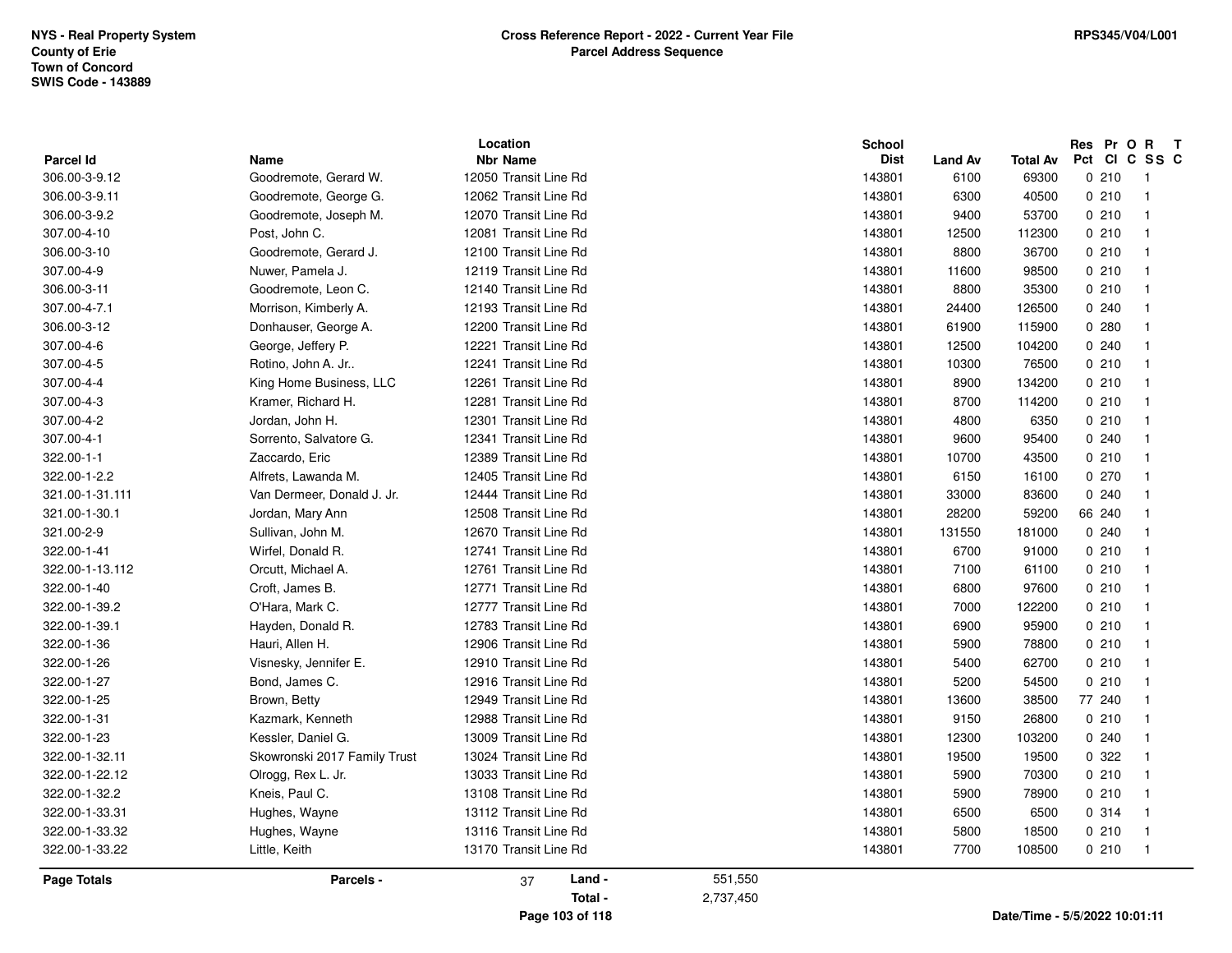NYS - Real Property System
County of Erie
Town of Concord
SWIS Code - 143889

**Cross Reference Report - 2022 - Current Year File**
**Parcel Address Sequence**

RPS345/V04/L001

| Parcel Id | Name | Location Nbr | Location Name | School Dist | Land Av | Total Av | Res Pct | Pr Cl | O C | R SS | T C |
|---|---|---|---|---|---|---|---|---|---|---|---|
| 306.00-3-9.12 | Goodremote, Gerard W. | 12050 | Transit Line Rd | 143801 | 6100 | 69300 | 0 | 210 | | 1 | |
| 306.00-3-9.11 | Goodremote, George G. | 12062 | Transit Line Rd | 143801 | 6300 | 40500 | 0 | 210 | | 1 | |
| 306.00-3-9.2 | Goodremote, Joseph M. | 12070 | Transit Line Rd | 143801 | 9400 | 53700 | 0 | 210 | | 1 | |
| 307.00-4-10 | Post, John C. | 12081 | Transit Line Rd | 143801 | 12500 | 112300 | 0 | 210 | | 1 | |
| 306.00-3-10 | Goodremote, Gerard J. | 12100 | Transit Line Rd | 143801 | 8800 | 36700 | 0 | 210 | | 1 | |
| 307.00-4-9 | Nuwer, Pamela J. | 12119 | Transit Line Rd | 143801 | 11600 | 98500 | 0 | 210 | | 1 | |
| 306.00-3-11 | Goodremote, Leon C. | 12140 | Transit Line Rd | 143801 | 8800 | 35300 | 0 | 210 | | 1 | |
| 307.00-4-7.1 | Morrison, Kimberly A. | 12193 | Transit Line Rd | 143801 | 24400 | 126500 | 0 | 240 | | 1 | |
| 306.00-3-12 | Donhauser, George A. | 12200 | Transit Line Rd | 143801 | 61900 | 115900 | 0 | 280 | | 1 | |
| 307.00-4-6 | George, Jeffery P. | 12221 | Transit Line Rd | 143801 | 12500 | 104200 | 0 | 240 | | 1 | |
| 307.00-4-5 | Rotino, John A. Jr.. | 12241 | Transit Line Rd | 143801 | 10300 | 76500 | 0 | 210 | | 1 | |
| 307.00-4-4 | King Home Business, LLC | 12261 | Transit Line Rd | 143801 | 8900 | 134200 | 0 | 210 | | 1 | |
| 307.00-4-3 | Kramer, Richard H. | 12281 | Transit Line Rd | 143801 | 8700 | 114200 | 0 | 210 | | 1 | |
| 307.00-4-2 | Jordan, John H. | 12301 | Transit Line Rd | 143801 | 4800 | 6350 | 0 | 210 | | 1 | |
| 307.00-4-1 | Sorrento, Salvatore G. | 12341 | Transit Line Rd | 143801 | 9600 | 95400 | 0 | 240 | | 1 | |
| 322.00-1-1 | Zaccardo, Eric | 12389 | Transit Line Rd | 143801 | 10700 | 43500 | 0 | 210 | | 1 | |
| 322.00-1-2.2 | Alfrets, Lawanda M. | 12405 | Transit Line Rd | 143801 | 6150 | 16100 | 0 | 270 | | 1 | |
| 321.00-1-31.111 | Van Dermeer, Donald J. Jr. | 12444 | Transit Line Rd | 143801 | 33000 | 83600 | 0 | 240 | | 1 | |
| 321.00-1-30.1 | Jordan, Mary Ann | 12508 | Transit Line Rd | 143801 | 28200 | 59200 | 66 | 240 | | 1 | |
| 321.00-2-9 | Sullivan, John M. | 12670 | Transit Line Rd | 143801 | 131550 | 181000 | 0 | 240 | | 1 | |
| 322.00-1-41 | Wirfel, Donald R. | 12741 | Transit Line Rd | 143801 | 6700 | 91000 | 0 | 210 | | 1 | |
| 322.00-1-13.112 | Orcutt, Michael A. | 12761 | Transit Line Rd | 143801 | 7100 | 61100 | 0 | 210 | | 1 | |
| 322.00-1-40 | Croft, James B. | 12771 | Transit Line Rd | 143801 | 6800 | 97600 | 0 | 210 | | 1 | |
| 322.00-1-39.2 | O'Hara, Mark C. | 12777 | Transit Line Rd | 143801 | 7000 | 122200 | 0 | 210 | | 1 | |
| 322.00-1-39.1 | Hayden, Donald R. | 12783 | Transit Line Rd | 143801 | 6900 | 95900 | 0 | 210 | | 1 | |
| 322.00-1-36 | Hauri, Allen H. | 12906 | Transit Line Rd | 143801 | 5900 | 78800 | 0 | 210 | | 1 | |
| 322.00-1-26 | Visnesky, Jennifer E. | 12910 | Transit Line Rd | 143801 | 5400 | 62700 | 0 | 210 | | 1 | |
| 322.00-1-27 | Bond, James C. | 12916 | Transit Line Rd | 143801 | 5200 | 54500 | 0 | 210 | | 1 | |
| 322.00-1-25 | Brown, Betty | 12949 | Transit Line Rd | 143801 | 13600 | 38500 | 77 | 240 | | 1 | |
| 322.00-1-31 | Kazmark, Kenneth | 12988 | Transit Line Rd | 143801 | 9150 | 26800 | 0 | 210 | | 1 | |
| 322.00-1-23 | Kessler, Daniel G. | 13009 | Transit Line Rd | 143801 | 12300 | 103200 | 0 | 240 | | 1 | |
| 322.00-1-32.11 | Skowronski 2017 Family Trust | 13024 | Transit Line Rd | 143801 | 19500 | 19500 | 0 | 322 | | 1 | |
| 322.00-1-22.12 | Olrogg, Rex L. Jr. | 13033 | Transit Line Rd | 143801 | 5900 | 70300 | 0 | 210 | | 1 | |
| 322.00-1-32.2 | Kneis, Paul C. | 13108 | Transit Line Rd | 143801 | 5900 | 78900 | 0 | 210 | | 1 | |
| 322.00-1-33.31 | Hughes, Wayne | 13112 | Transit Line Rd | 143801 | 6500 | 6500 | 0 | 314 | | 1 | |
| 322.00-1-33.32 | Hughes, Wayne | 13116 | Transit Line Rd | 143801 | 5800 | 18500 | 0 | 210 | | 1 | |
| 322.00-1-33.22 | Little, Keith | 13170 | Transit Line Rd | 143801 | 7700 | 108500 | 0 | 210 | | 1 | |

**Page Totals** — Parcels - 37 — Land - 551,550 — Total - 2,737,450

Date/Time - 5/5/2022 10:01:11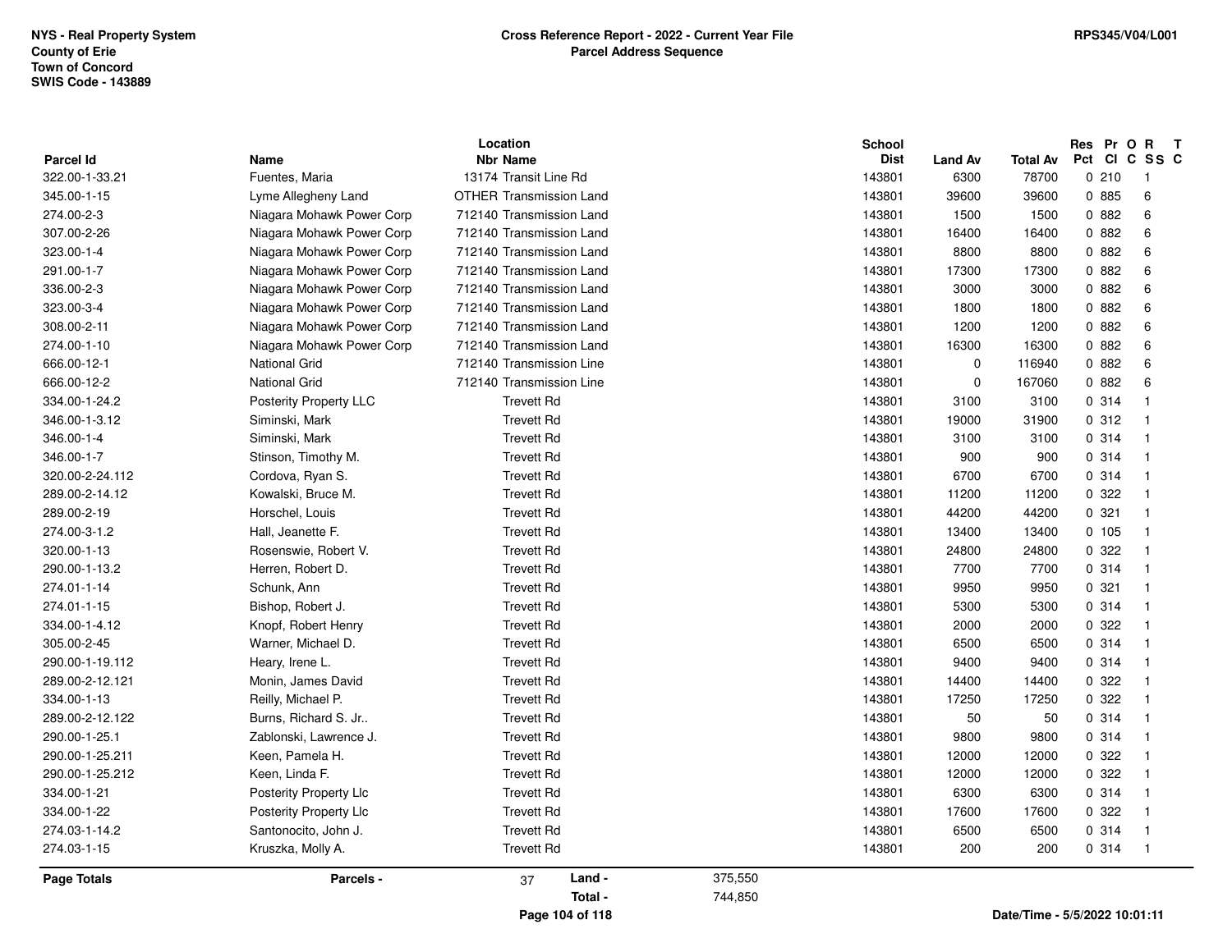NYS - Real Property System
County of Erie
Town of Concord
SWIS Code - 143889

**Cross Reference Report - 2022 - Current Year File**
**Parcel Address Sequence**

RPS345/V04/L001

| Parcel Id | Name | Location Nbr | Location Name | School Dist | Land Av | Total Av | Res Pct | Pr Cl | O C | R S S | T C |
|---|---|---|---|---|---|---|---|---|---|---|---|
| 322.00-1-33.21 | Fuentes, Maria | 13174 | Transit Line Rd | 143801 | 6300 | 78700 | 0 | 210 | | 1 | |
| 345.00-1-15 | Lyme Allegheny Land | OTHER | Transmission Land | 143801 | 39600 | 39600 | 0 | 885 | | 6 | |
| 274.00-2-3 | Niagara Mohawk Power Corp | 712140 | Transmission Land | 143801 | 1500 | 1500 | 0 | 882 | | 6 | |
| 307.00-2-26 | Niagara Mohawk Power Corp | 712140 | Transmission Land | 143801 | 16400 | 16400 | 0 | 882 | | 6 | |
| 323.00-1-4 | Niagara Mohawk Power Corp | 712140 | Transmission Land | 143801 | 8800 | 8800 | 0 | 882 | | 6 | |
| 291.00-1-7 | Niagara Mohawk Power Corp | 712140 | Transmission Land | 143801 | 17300 | 17300 | 0 | 882 | | 6 | |
| 336.00-2-3 | Niagara Mohawk Power Corp | 712140 | Transmission Land | 143801 | 3000 | 3000 | 0 | 882 | | 6 | |
| 323.00-3-4 | Niagara Mohawk Power Corp | 712140 | Transmission Land | 143801 | 1800 | 1800 | 0 | 882 | | 6 | |
| 308.00-2-11 | Niagara Mohawk Power Corp | 712140 | Transmission Land | 143801 | 1200 | 1200 | 0 | 882 | | 6 | |
| 274.00-1-10 | Niagara Mohawk Power Corp | 712140 | Transmission Land | 143801 | 16300 | 16300 | 0 | 882 | | 6 | |
| 666.00-12-1 | National Grid | 712140 | Transmission Line | 143801 | 0 | 116940 | 0 | 882 | | 6 | |
| 666.00-12-2 | National Grid | 712140 | Transmission Line | 143801 | 0 | 167060 | 0 | 882 | | 6 | |
| 334.00-1-24.2 | Posterity Property LLC | | Trevett Rd | 143801 | 3100 | 3100 | 0 | 314 | | 1 | |
| 346.00-1-3.12 | Siminski, Mark | | Trevett Rd | 143801 | 19000 | 31900 | 0 | 312 | | 1 | |
| 346.00-1-4 | Siminski, Mark | | Trevett Rd | 143801 | 3100 | 3100 | 0 | 314 | | 1 | |
| 346.00-1-7 | Stinson, Timothy M. | | Trevett Rd | 143801 | 900 | 900 | 0 | 314 | | 1 | |
| 320.00-2-24.112 | Cordova, Ryan S. | | Trevett Rd | 143801 | 6700 | 6700 | 0 | 314 | | 1 | |
| 289.00-2-14.12 | Kowalski, Bruce M. | | Trevett Rd | 143801 | 11200 | 11200 | 0 | 322 | | 1 | |
| 289.00-2-19 | Horschel, Louis | | Trevett Rd | 143801 | 44200 | 44200 | 0 | 321 | | 1 | |
| 274.00-3-1.2 | Hall, Jeanette F. | | Trevett Rd | 143801 | 13400 | 13400 | 0 | 105 | | 1 | |
| 320.00-1-13 | Rosenswie, Robert V. | | Trevett Rd | 143801 | 24800 | 24800 | 0 | 322 | | 1 | |
| 290.00-1-13.2 | Herren, Robert D. | | Trevett Rd | 143801 | 7700 | 7700 | 0 | 314 | | 1 | |
| 274.01-1-14 | Schunk, Ann | | Trevett Rd | 143801 | 9950 | 9950 | 0 | 321 | | 1 | |
| 274.01-1-15 | Bishop, Robert J. | | Trevett Rd | 143801 | 5300 | 5300 | 0 | 314 | | 1 | |
| 334.00-1-4.12 | Knopf, Robert Henry | | Trevett Rd | 143801 | 2000 | 2000 | 0 | 322 | | 1 | |
| 305.00-2-45 | Warner, Michael D. | | Trevett Rd | 143801 | 6500 | 6500 | 0 | 314 | | 1 | |
| 290.00-1-19.112 | Heary, Irene L. | | Trevett Rd | 143801 | 9400 | 9400 | 0 | 314 | | 1 | |
| 289.00-2-12.121 | Monin, James David | | Trevett Rd | 143801 | 14400 | 14400 | 0 | 322 | | 1 | |
| 334.00-1-13 | Reilly, Michael P. | | Trevett Rd | 143801 | 17250 | 17250 | 0 | 322 | | 1 | |
| 289.00-2-12.122 | Burns, Richard S. Jr.. | | Trevett Rd | 143801 | 50 | 50 | 0 | 314 | | 1 | |
| 290.00-1-25.1 | Zablonski, Lawrence J. | | Trevett Rd | 143801 | 9800 | 9800 | 0 | 314 | | 1 | |
| 290.00-1-25.211 | Keen, Pamela H. | | Trevett Rd | 143801 | 12000 | 12000 | 0 | 322 | | 1 | |
| 290.00-1-25.212 | Keen, Linda F. | | Trevett Rd | 143801 | 12000 | 12000 | 0 | 322 | | 1 | |
| 334.00-1-21 | Posterity Property Llc | | Trevett Rd | 143801 | 6300 | 6300 | 0 | 314 | | 1 | |
| 334.00-1-22 | Posterity Property Llc | | Trevett Rd | 143801 | 17600 | 17600 | 0 | 322 | | 1 | |
| 274.03-1-14.2 | Santonocito, John J. | | Trevett Rd | 143801 | 6500 | 6500 | 0 | 314 | | 1 | |
| 274.03-1-15 | Kruszka, Molly A. | | Trevett Rd | 143801 | 200 | 200 | 0 | 314 | | 1 | |

**Page Totals** **Parcels -** 37 **Land -** 375,550 **Total -** 744,850

Date/Time - 5/5/2022 10:01:11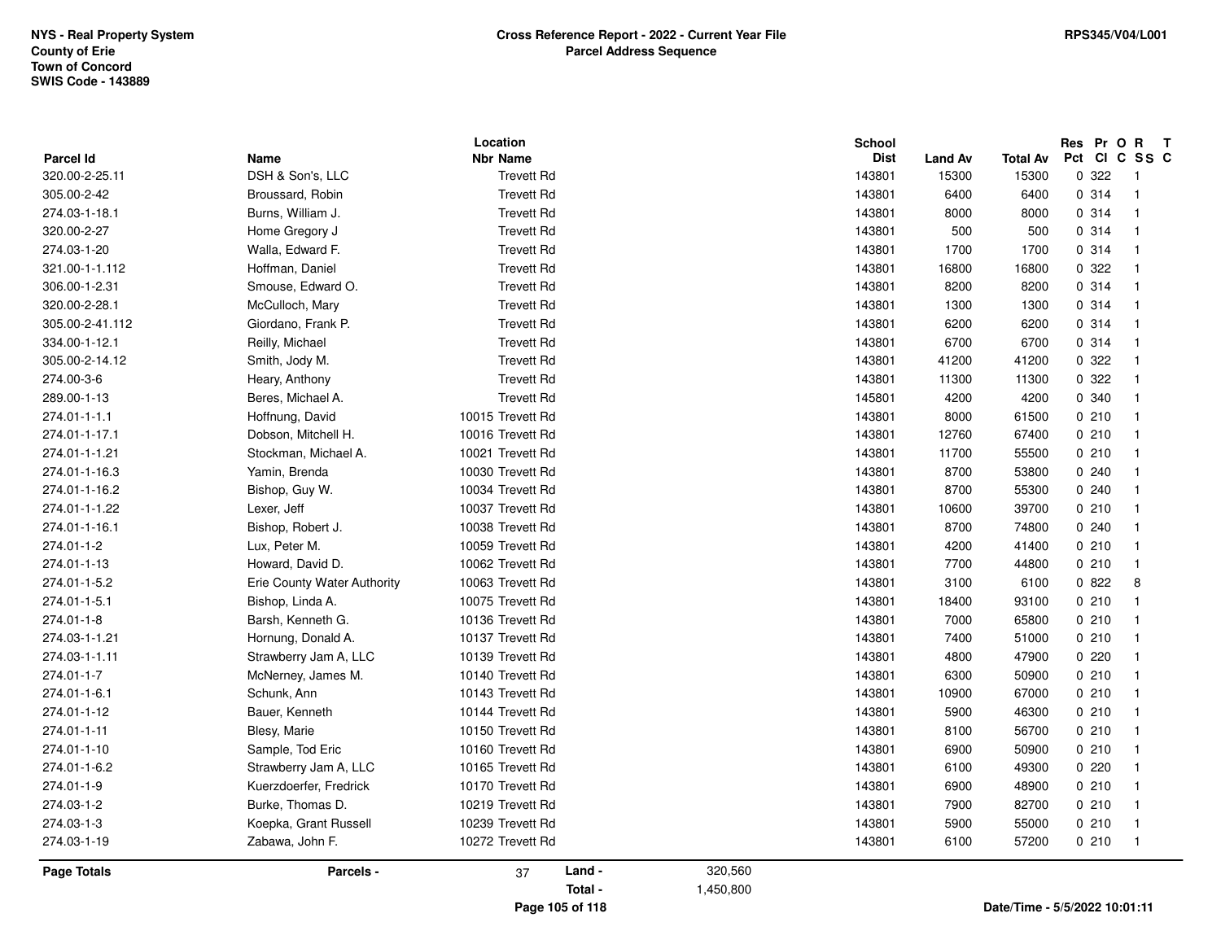**NYS - Real Property System**
**County of Erie**
**Town of Concord**
**SWIS Code - 143889**

**Cross Reference Report - 2022 - Current Year File**
**Parcel Address Sequence**

**RPS345/V04/L001**

| Parcel Id | Name | Location Nbr | Location Name | School Dist | Land Av | Total Av | Res Pct | Pr Cl | O C | R SS | T C |
|---|---|---|---|---|---|---|---|---|---|---|---|
| 320.00-2-25.11 | DSH & Son's, LLC | | Trevett Rd | 143801 | 15300 | 15300 | 0 | 322 | | 1 | |
| 305.00-2-42 | Broussard, Robin | | Trevett Rd | 143801 | 6400 | 6400 | 0 | 314 | | 1 | |
| 274.03-1-18.1 | Burns, William J. | | Trevett Rd | 143801 | 8000 | 8000 | 0 | 314 | | 1 | |
| 320.00-2-27 | Home Gregory J | | Trevett Rd | 143801 | 500 | 500 | 0 | 314 | | 1 | |
| 274.03-1-20 | Walla, Edward F. | | Trevett Rd | 143801 | 1700 | 1700 | 0 | 314 | | 1 | |
| 321.00-1-1.112 | Hoffman, Daniel | | Trevett Rd | 143801 | 16800 | 16800 | 0 | 322 | | 1 | |
| 306.00-1-2.31 | Smouse, Edward O. | | Trevett Rd | 143801 | 8200 | 8200 | 0 | 314 | | 1 | |
| 320.00-2-28.1 | McCulloch, Mary | | Trevett Rd | 143801 | 1300 | 1300 | 0 | 314 | | 1 | |
| 305.00-2-41.112 | Giordano, Frank P. | | Trevett Rd | 143801 | 6200 | 6200 | 0 | 314 | | 1 | |
| 334.00-1-12.1 | Reilly, Michael | | Trevett Rd | 143801 | 6700 | 6700 | 0 | 314 | | 1 | |
| 305.00-2-14.12 | Smith, Jody M. | | Trevett Rd | 143801 | 41200 | 41200 | 0 | 322 | | 1 | |
| 274.00-3-6 | Heary, Anthony | | Trevett Rd | 143801 | 11300 | 11300 | 0 | 322 | | 1 | |
| 289.00-1-13 | Beres, Michael A. | | Trevett Rd | 145801 | 4200 | 4200 | 0 | 340 | | 1 | |
| 274.01-1-1.1 | Hoffnung, David | 10015 | Trevett Rd | 143801 | 8000 | 61500 | 0 | 210 | | 1 | |
| 274.01-1-17.1 | Dobson, Mitchell H. | 10016 | Trevett Rd | 143801 | 12760 | 67400 | 0 | 210 | | 1 | |
| 274.01-1-1.21 | Stockman, Michael A. | 10021 | Trevett Rd | 143801 | 11700 | 55500 | 0 | 210 | | 1 | |
| 274.01-1-16.3 | Yamin, Brenda | 10030 | Trevett Rd | 143801 | 8700 | 53800 | 0 | 240 | | 1 | |
| 274.01-1-16.2 | Bishop, Guy W. | 10034 | Trevett Rd | 143801 | 8700 | 55300 | 0 | 240 | | 1 | |
| 274.01-1-1.22 | Lexer, Jeff | 10037 | Trevett Rd | 143801 | 10600 | 39700 | 0 | 210 | | 1 | |
| 274.01-1-16.1 | Bishop, Robert J. | 10038 | Trevett Rd | 143801 | 8700 | 74800 | 0 | 240 | | 1 | |
| 274.01-1-2 | Lux, Peter M. | 10059 | Trevett Rd | 143801 | 4200 | 41400 | 0 | 210 | | 1 | |
| 274.01-1-13 | Howard, David D. | 10062 | Trevett Rd | 143801 | 7700 | 44800 | 0 | 210 | | 1 | |
| 274.01-1-5.2 | Erie County Water Authority | 10063 | Trevett Rd | 143801 | 3100 | 6100 | 0 | 822 | | 8 | |
| 274.01-1-5.1 | Bishop, Linda A. | 10075 | Trevett Rd | 143801 | 18400 | 93100 | 0 | 210 | | 1 | |
| 274.01-1-8 | Barsh, Kenneth G. | 10136 | Trevett Rd | 143801 | 7000 | 65800 | 0 | 210 | | 1 | |
| 274.03-1-1.21 | Hornung, Donald A. | 10137 | Trevett Rd | 143801 | 7400 | 51000 | 0 | 210 | | 1 | |
| 274.03-1-1.11 | Strawberry Jam A, LLC | 10139 | Trevett Rd | 143801 | 4800 | 47900 | 0 | 220 | | 1 | |
| 274.01-1-7 | McNerney, James M. | 10140 | Trevett Rd | 143801 | 6300 | 50900 | 0 | 210 | | 1 | |
| 274.01-1-6.1 | Schunk, Ann | 10143 | Trevett Rd | 143801 | 10900 | 67000 | 0 | 210 | | 1 | |
| 274.01-1-12 | Bauer, Kenneth | 10144 | Trevett Rd | 143801 | 5900 | 46300 | 0 | 210 | | 1 | |
| 274.01-1-11 | Blesy, Marie | 10150 | Trevett Rd | 143801 | 8100 | 56700 | 0 | 210 | | 1 | |
| 274.01-1-10 | Sample, Tod Eric | 10160 | Trevett Rd | 143801 | 6900 | 50900 | 0 | 210 | | 1 | |
| 274.01-1-6.2 | Strawberry Jam A, LLC | 10165 | Trevett Rd | 143801 | 6100 | 49300 | 0 | 220 | | 1 | |
| 274.01-1-9 | Kuerzdoerfer, Fredrick | 10170 | Trevett Rd | 143801 | 6900 | 48900 | 0 | 210 | | 1 | |
| 274.03-1-2 | Burke, Thomas D. | 10219 | Trevett Rd | 143801 | 7900 | 82700 | 0 | 210 | | 1 | |
| 274.03-1-3 | Koepka, Grant Russell | 10239 | Trevett Rd | 143801 | 5900 | 55000 | 0 | 210 | | 1 | |
| 274.03-1-19 | Zabawa, John F. | 10272 | Trevett Rd | 143801 | 6100 | 57200 | 0 | 210 | | 1 | |

**Page Totals** — **Parcels -** 37 — **Land -** 320,560 — **Total -** 1,450,800

Date/Time - 5/5/2022 10:01:11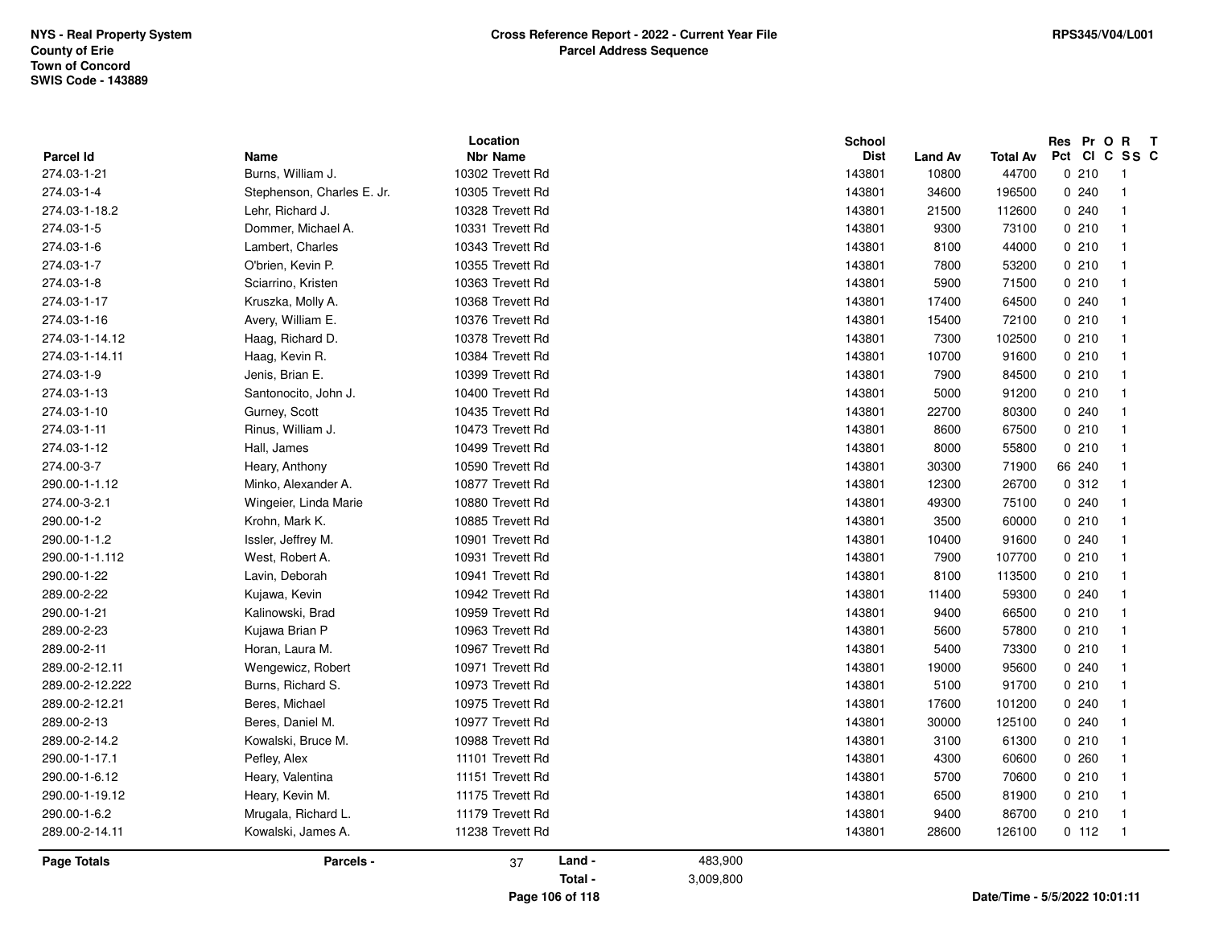NYS - Real Property System
County of Erie
Town of Concord
SWIS Code - 143889

**Cross Reference Report - 2022 - Current Year File**
**Parcel Address Sequence**

RPS345/V04/L001

| Parcel Id | Name | Location Nbr | Location Name | School Dist | Land Av | Total Av | Res Pct | Pr Cl | O C | R SS | T C |
|---|---|---|---|---|---|---|---|---|---|---|---|
| 274.03-1-21 | Burns, William J. | 10302 | Trevett Rd | 143801 | 10800 | 44700 | 0 | 210 | | 1 | |
| 274.03-1-4 | Stephenson, Charles E. Jr. | 10305 | Trevett Rd | 143801 | 34600 | 196500 | 0 | 240 | | 1 | |
| 274.03-1-18.2 | Lehr, Richard J. | 10328 | Trevett Rd | 143801 | 21500 | 112600 | 0 | 240 | | 1 | |
| 274.03-1-5 | Dommer, Michael A. | 10331 | Trevett Rd | 143801 | 9300 | 73100 | 0 | 210 | | 1 | |
| 274.03-1-6 | Lambert, Charles | 10343 | Trevett Rd | 143801 | 8100 | 44000 | 0 | 210 | | 1 | |
| 274.03-1-7 | O'brien, Kevin P. | 10355 | Trevett Rd | 143801 | 7800 | 53200 | 0 | 210 | | 1 | |
| 274.03-1-8 | Sciarrino, Kristen | 10363 | Trevett Rd | 143801 | 5900 | 71500 | 0 | 210 | | 1 | |
| 274.03-1-17 | Kruszka, Molly A. | 10368 | Trevett Rd | 143801 | 17400 | 64500 | 0 | 240 | | 1 | |
| 274.03-1-16 | Avery, William E. | 10376 | Trevett Rd | 143801 | 15400 | 72100 | 0 | 210 | | 1 | |
| 274.03-1-14.12 | Haag, Richard D. | 10378 | Trevett Rd | 143801 | 7300 | 102500 | 0 | 210 | | 1 | |
| 274.03-1-14.11 | Haag, Kevin R. | 10384 | Trevett Rd | 143801 | 10700 | 91600 | 0 | 210 | | 1 | |
| 274.03-1-9 | Jenis, Brian E. | 10399 | Trevett Rd | 143801 | 7900 | 84500 | 0 | 210 | | 1 | |
| 274.03-1-13 | Santonocito, John J. | 10400 | Trevett Rd | 143801 | 5000 | 91200 | 0 | 210 | | 1 | |
| 274.03-1-10 | Gurney, Scott | 10435 | Trevett Rd | 143801 | 22700 | 80300 | 0 | 240 | | 1 | |
| 274.03-1-11 | Rinus, William J. | 10473 | Trevett Rd | 143801 | 8600 | 67500 | 0 | 210 | | 1 | |
| 274.03-1-12 | Hall, James | 10499 | Trevett Rd | 143801 | 8000 | 55800 | 0 | 210 | | 1 | |
| 274.00-3-7 | Heary, Anthony | 10590 | Trevett Rd | 143801 | 30300 | 71900 | 66 | 240 | | 1 | |
| 290.00-1-1.12 | Minko, Alexander A. | 10877 | Trevett Rd | 143801 | 12300 | 26700 | 0 | 312 | | 1 | |
| 274.00-3-2.1 | Wingeier, Linda Marie | 10880 | Trevett Rd | 143801 | 49300 | 75100 | 0 | 240 | | 1 | |
| 290.00-1-2 | Krohn, Mark K. | 10885 | Trevett Rd | 143801 | 3500 | 60000 | 0 | 210 | | 1 | |
| 290.00-1-1.2 | Issler, Jeffrey M. | 10901 | Trevett Rd | 143801 | 10400 | 91600 | 0 | 240 | | 1 | |
| 290.00-1-1.112 | West, Robert A. | 10931 | Trevett Rd | 143801 | 7900 | 107700 | 0 | 210 | | 1 | |
| 290.00-1-22 | Lavin, Deborah | 10941 | Trevett Rd | 143801 | 8100 | 113500 | 0 | 210 | | 1 | |
| 289.00-2-22 | Kujawa, Kevin | 10942 | Trevett Rd | 143801 | 11400 | 59300 | 0 | 240 | | 1 | |
| 290.00-1-21 | Kalinowski, Brad | 10959 | Trevett Rd | 143801 | 9400 | 66500 | 0 | 210 | | 1 | |
| 289.00-2-23 | Kujawa Brian P | 10963 | Trevett Rd | 143801 | 5600 | 57800 | 0 | 210 | | 1 | |
| 289.00-2-11 | Horan, Laura M. | 10967 | Trevett Rd | 143801 | 5400 | 73300 | 0 | 210 | | 1 | |
| 289.00-2-12.11 | Wengewicz, Robert | 10971 | Trevett Rd | 143801 | 19000 | 95600 | 0 | 240 | | 1 | |
| 289.00-2-12.222 | Burns, Richard S. | 10973 | Trevett Rd | 143801 | 5100 | 91700 | 0 | 210 | | 1 | |
| 289.00-2-12.21 | Beres, Michael | 10975 | Trevett Rd | 143801 | 17600 | 101200 | 0 | 240 | | 1 | |
| 289.00-2-13 | Beres, Daniel M. | 10977 | Trevett Rd | 143801 | 30000 | 125100 | 0 | 240 | | 1 | |
| 289.00-2-14.2 | Kowalski, Bruce M. | 10988 | Trevett Rd | 143801 | 3100 | 61300 | 0 | 210 | | 1 | |
| 290.00-1-17.1 | Pefley, Alex | 11101 | Trevett Rd | 143801 | 4300 | 60600 | 0 | 260 | | 1 | |
| 290.00-1-6.12 | Heary, Valentina | 11151 | Trevett Rd | 143801 | 5700 | 70600 | 0 | 210 | | 1 | |
| 290.00-1-19.12 | Heary, Kevin M. | 11175 | Trevett Rd | 143801 | 6500 | 81900 | 0 | 210 | | 1 | |
| 290.00-1-6.2 | Mrugala, Richard L. | 11179 | Trevett Rd | 143801 | 9400 | 86700 | 0 | 210 | | 1 | |
| 289.00-2-14.11 | Kowalski, James A. | 11238 | Trevett Rd | 143801 | 28600 | 126100 | 0 | 112 | | 1 | |

**Page Totals** — **Parcels -** 37 — **Land -** 483,900 — **Total -** 3,009,800

Date/Time - 5/5/2022 10:01:11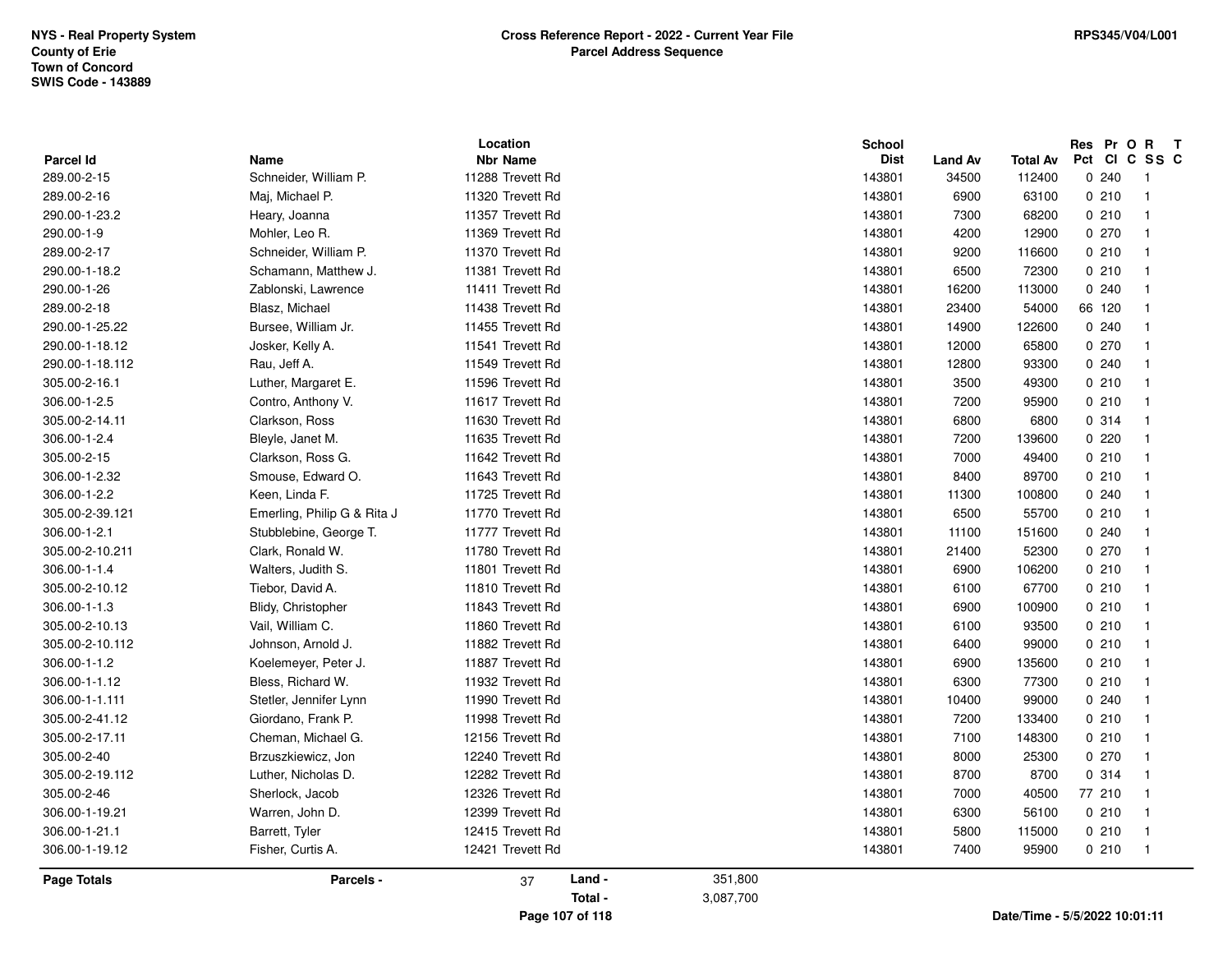**NYS - Real Property System**
**County of Erie**
**Town of Concord**
**SWIS Code - 143889**

**Cross Reference Report - 2022 - Current Year File**
**Parcel Address Sequence**

**RPS345/V04/L001**

| Parcel Id | Name | Location Nbr | Location Name | School Dist | Land Av | Total Av | Res Pct | Pr Cl | O C | R SS | T C |
|---|---|---|---|---|---|---|---|---|---|---|---|
| 289.00-2-15 | Schneider, William P. | 11288 | Trevett Rd | 143801 | 34500 | 112400 | 0 | 240 | | 1 | |
| 289.00-2-16 | Maj, Michael P. | 11320 | Trevett Rd | 143801 | 6900 | 63100 | 0 | 210 | | 1 | |
| 290.00-1-23.2 | Heary, Joanna | 11357 | Trevett Rd | 143801 | 7300 | 68200 | 0 | 210 | | 1 | |
| 290.00-1-9 | Mohler, Leo R. | 11369 | Trevett Rd | 143801 | 4200 | 12900 | 0 | 270 | | 1 | |
| 289.00-2-17 | Schneider, William P. | 11370 | Trevett Rd | 143801 | 9200 | 116600 | 0 | 210 | | 1 | |
| 290.00-1-18.2 | Schamann, Matthew J. | 11381 | Trevett Rd | 143801 | 6500 | 72300 | 0 | 210 | | 1 | |
| 290.00-1-26 | Zablonski, Lawrence | 11411 | Trevett Rd | 143801 | 16200 | 113000 | 0 | 240 | | 1 | |
| 289.00-2-18 | Blasz, Michael | 11438 | Trevett Rd | 143801 | 23400 | 54000 | 66 | 120 | | 1 | |
| 290.00-1-25.22 | Bursee, William Jr. | 11455 | Trevett Rd | 143801 | 14900 | 122600 | 0 | 240 | | 1 | |
| 290.00-1-18.12 | Josker, Kelly A. | 11541 | Trevett Rd | 143801 | 12000 | 65800 | 0 | 270 | | 1 | |
| 290.00-1-18.112 | Rau, Jeff A. | 11549 | Trevett Rd | 143801 | 12800 | 93300 | 0 | 240 | | 1 | |
| 305.00-2-16.1 | Luther, Margaret E. | 11596 | Trevett Rd | 143801 | 3500 | 49300 | 0 | 210 | | 1 | |
| 306.00-1-2.5 | Contro, Anthony V. | 11617 | Trevett Rd | 143801 | 7200 | 95900 | 0 | 210 | | 1 | |
| 305.00-2-14.11 | Clarkson, Ross | 11630 | Trevett Rd | 143801 | 6800 | 6800 | 0 | 314 | | 1 | |
| 306.00-1-2.4 | Bleyle, Janet M. | 11635 | Trevett Rd | 143801 | 7200 | 139600 | 0 | 220 | | 1 | |
| 305.00-2-15 | Clarkson, Ross G. | 11642 | Trevett Rd | 143801 | 7000 | 49400 | 0 | 210 | | 1 | |
| 306.00-1-2.32 | Smouse, Edward O. | 11643 | Trevett Rd | 143801 | 8400 | 89700 | 0 | 210 | | 1 | |
| 306.00-1-2.2 | Keen, Linda F. | 11725 | Trevett Rd | 143801 | 11300 | 100800 | 0 | 240 | | 1 | |
| 305.00-2-39.121 | Emerling, Philip G & Rita J | 11770 | Trevett Rd | 143801 | 6500 | 55700 | 0 | 210 | | 1 | |
| 306.00-1-2.1 | Stubblebine, George T. | 11777 | Trevett Rd | 143801 | 11100 | 151600 | 0 | 240 | | 1 | |
| 305.00-2-10.211 | Clark, Ronald W. | 11780 | Trevett Rd | 143801 | 21400 | 52300 | 0 | 270 | | 1 | |
| 306.00-1-1.4 | Walters, Judith S. | 11801 | Trevett Rd | 143801 | 6900 | 106200 | 0 | 210 | | 1 | |
| 305.00-2-10.12 | Tiebor, David A. | 11810 | Trevett Rd | 143801 | 6100 | 67700 | 0 | 210 | | 1 | |
| 306.00-1-1.3 | Blidy, Christopher | 11843 | Trevett Rd | 143801 | 6900 | 100900 | 0 | 210 | | 1 | |
| 305.00-2-10.13 | Vail, William C. | 11860 | Trevett Rd | 143801 | 6100 | 93500 | 0 | 210 | | 1 | |
| 305.00-2-10.112 | Johnson, Arnold J. | 11882 | Trevett Rd | 143801 | 6400 | 99000 | 0 | 210 | | 1 | |
| 306.00-1-1.2 | Koelemeyer, Peter J. | 11887 | Trevett Rd | 143801 | 6900 | 135600 | 0 | 210 | | 1 | |
| 306.00-1-1.12 | Bless, Richard W. | 11932 | Trevett Rd | 143801 | 6300 | 77300 | 0 | 210 | | 1 | |
| 306.00-1-1.111 | Stetler, Jennifer Lynn | 11990 | Trevett Rd | 143801 | 10400 | 99000 | 0 | 240 | | 1 | |
| 305.00-2-41.12 | Giordano, Frank P. | 11998 | Trevett Rd | 143801 | 7200 | 133400 | 0 | 210 | | 1 | |
| 305.00-2-17.11 | Cheman, Michael G. | 12156 | Trevett Rd | 143801 | 7100 | 148300 | 0 | 210 | | 1 | |
| 305.00-2-40 | Brzuszkiewicz, Jon | 12240 | Trevett Rd | 143801 | 8000 | 25300 | 0 | 270 | | 1 | |
| 305.00-2-19.112 | Luther, Nicholas D. | 12282 | Trevett Rd | 143801 | 8700 | 8700 | 0 | 314 | | 1 | |
| 305.00-2-46 | Sherlock, Jacob | 12326 | Trevett Rd | 143801 | 7000 | 40500 | 77 | 210 | | 1 | |
| 306.00-1-19.21 | Warren, John D. | 12399 | Trevett Rd | 143801 | 6300 | 56100 | 0 | 210 | | 1 | |
| 306.00-1-21.1 | Barrett, Tyler | 12415 | Trevett Rd | 143801 | 5800 | 115000 | 0 | 210 | | 1 | |
| 306.00-1-19.12 | Fisher, Curtis A. | 12421 | Trevett Rd | 143801 | 7400 | 95900 | 0 | 210 | | 1 | |

**Page Totals** **Parcels -** 37 **Land -** 351,800 **Total -** 3,087,700

**Date/Time - 5/5/2022 10:01:11**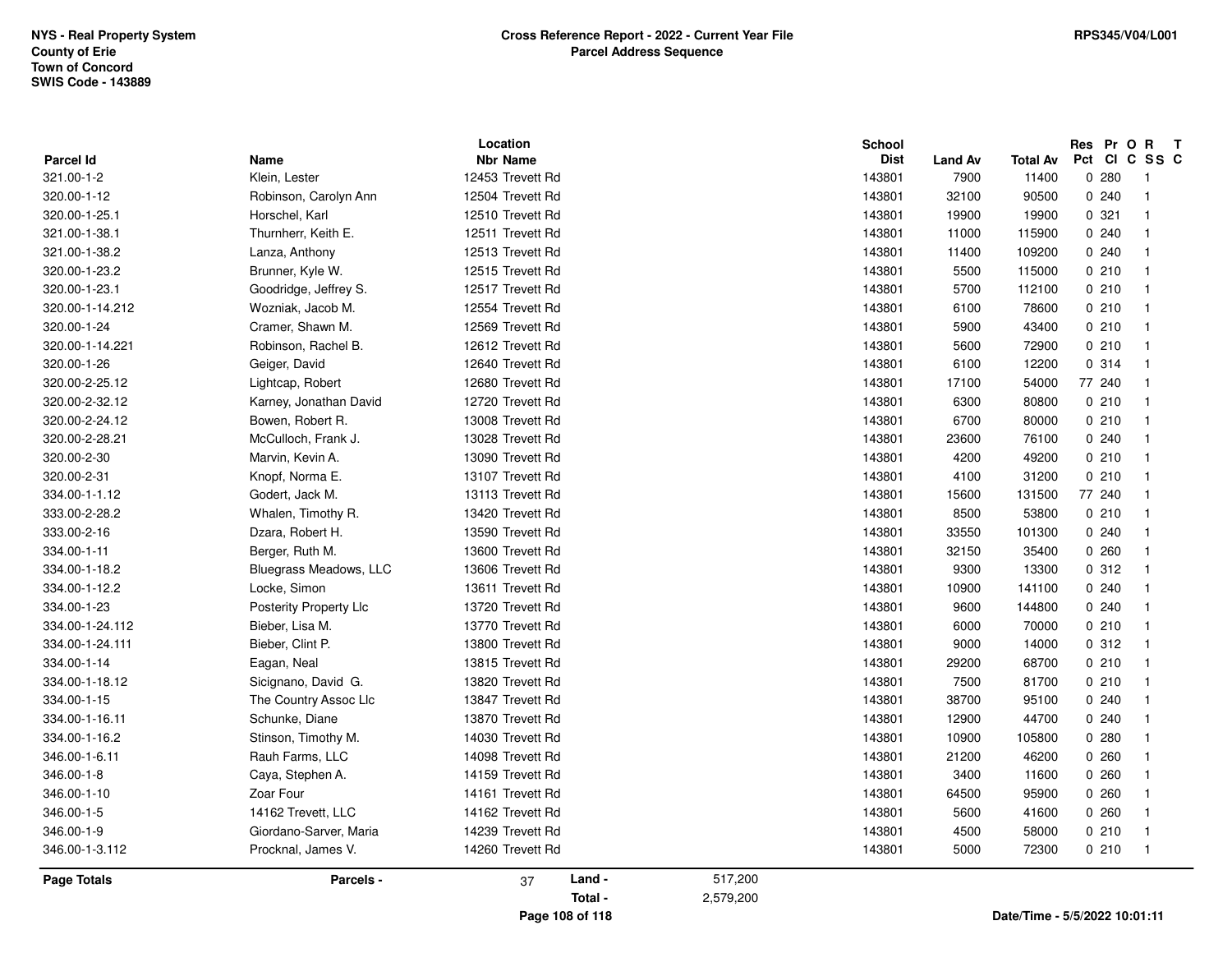NYS - Real Property System
County of Erie
Town of Concord
SWIS Code - 143889

**Cross Reference Report - 2022 - Current Year File**
**Parcel Address Sequence**

RPS345/V04/L001

| Parcel Id | Name | Location Nbr | Location Name | School Dist | Land Av | Total Av | Res Pct | Pr Cl | O C | R SS | T C |
|---|---|---|---|---|---|---|---|---|---|---|---|
| 321.00-1-2 | Klein, Lester | 12453 | Trevett Rd | 143801 | 7900 | 11400 | 0 | 280 | | 1 | |
| 320.00-1-12 | Robinson, Carolyn Ann | 12504 | Trevett Rd | 143801 | 32100 | 90500 | 0 | 240 | | 1 | |
| 320.00-1-25.1 | Horschel, Karl | 12510 | Trevett Rd | 143801 | 19900 | 19900 | 0 | 321 | | 1 | |
| 321.00-1-38.1 | Thurnherr, Keith E. | 12511 | Trevett Rd | 143801 | 11000 | 115900 | 0 | 240 | | 1 | |
| 321.00-1-38.2 | Lanza, Anthony | 12513 | Trevett Rd | 143801 | 11400 | 109200 | 0 | 240 | | 1 | |
| 320.00-1-23.2 | Brunner, Kyle W. | 12515 | Trevett Rd | 143801 | 5500 | 115000 | 0 | 210 | | 1 | |
| 320.00-1-23.1 | Goodridge, Jeffrey S. | 12517 | Trevett Rd | 143801 | 5700 | 112100 | 0 | 210 | | 1 | |
| 320.00-1-14.212 | Wozniak, Jacob M. | 12554 | Trevett Rd | 143801 | 6100 | 78600 | 0 | 210 | | 1 | |
| 320.00-1-24 | Cramer, Shawn M. | 12569 | Trevett Rd | 143801 | 5900 | 43400 | 0 | 210 | | 1 | |
| 320.00-1-14.221 | Robinson, Rachel B. | 12612 | Trevett Rd | 143801 | 5600 | 72900 | 0 | 210 | | 1 | |
| 320.00-1-26 | Geiger, David | 12640 | Trevett Rd | 143801 | 6100 | 12200 | 0 | 314 | | 1 | |
| 320.00-2-25.12 | Lightcap, Robert | 12680 | Trevett Rd | 143801 | 17100 | 54000 | 77 | 240 | | 1 | |
| 320.00-2-32.12 | Karney, Jonathan David | 12720 | Trevett Rd | 143801 | 6300 | 80800 | 0 | 210 | | 1 | |
| 320.00-2-24.12 | Bowen, Robert R. | 13008 | Trevett Rd | 143801 | 6700 | 80000 | 0 | 210 | | 1 | |
| 320.00-2-28.21 | McCulloch, Frank J. | 13028 | Trevett Rd | 143801 | 23600 | 76100 | 0 | 240 | | 1 | |
| 320.00-2-30 | Marvin, Kevin A. | 13090 | Trevett Rd | 143801 | 4200 | 49200 | 0 | 210 | | 1 | |
| 320.00-2-31 | Knopf, Norma E. | 13107 | Trevett Rd | 143801 | 4100 | 31200 | 0 | 210 | | 1 | |
| 334.00-1-1.12 | Godert, Jack M. | 13113 | Trevett Rd | 143801 | 15600 | 131500 | 77 | 240 | | 1 | |
| 333.00-2-28.2 | Whalen, Timothy R. | 13420 | Trevett Rd | 143801 | 8500 | 53800 | 0 | 210 | | 1 | |
| 333.00-2-16 | Dzara, Robert H. | 13590 | Trevett Rd | 143801 | 33550 | 101300 | 0 | 240 | | 1 | |
| 334.00-1-11 | Berger, Ruth M. | 13600 | Trevett Rd | 143801 | 32150 | 35400 | 0 | 260 | | 1 | |
| 334.00-1-18.2 | Bluegrass Meadows, LLC | 13606 | Trevett Rd | 143801 | 9300 | 13300 | 0 | 312 | | 1 | |
| 334.00-1-12.2 | Locke, Simon | 13611 | Trevett Rd | 143801 | 10900 | 141100 | 0 | 240 | | 1 | |
| 334.00-1-23 | Posterity Property Llc | 13720 | Trevett Rd | 143801 | 9600 | 144800 | 0 | 240 | | 1 | |
| 334.00-1-24.112 | Bieber, Lisa M. | 13770 | Trevett Rd | 143801 | 6000 | 70000 | 0 | 210 | | 1 | |
| 334.00-1-24.111 | Bieber, Clint P. | 13800 | Trevett Rd | 143801 | 9000 | 14000 | 0 | 312 | | 1 | |
| 334.00-1-14 | Eagan, Neal | 13815 | Trevett Rd | 143801 | 29200 | 68700 | 0 | 210 | | 1 | |
| 334.00-1-18.12 | Sicignano, David G. | 13820 | Trevett Rd | 143801 | 7500 | 81700 | 0 | 210 | | 1 | |
| 334.00-1-15 | The Country Assoc Llc | 13847 | Trevett Rd | 143801 | 38700 | 95100 | 0 | 240 | | 1 | |
| 334.00-1-16.11 | Schunke, Diane | 13870 | Trevett Rd | 143801 | 12900 | 44700 | 0 | 240 | | 1 | |
| 334.00-1-16.2 | Stinson, Timothy M. | 14030 | Trevett Rd | 143801 | 10900 | 105800 | 0 | 280 | | 1 | |
| 346.00-1-6.11 | Rauh Farms, LLC | 14098 | Trevett Rd | 143801 | 21200 | 46200 | 0 | 260 | | 1 | |
| 346.00-1-8 | Caya, Stephen A. | 14159 | Trevett Rd | 143801 | 3400 | 11600 | 0 | 260 | | 1 | |
| 346.00-1-10 | Zoar Four | 14161 | Trevett Rd | 143801 | 64500 | 95900 | 0 | 260 | | 1 | |
| 346.00-1-5 | 14162 Trevett, LLC | 14162 | Trevett Rd | 143801 | 5600 | 41600 | 0 | 260 | | 1 | |
| 346.00-1-9 | Giordano-Sarver, Maria | 14239 | Trevett Rd | 143801 | 4500 | 58000 | 0 | 210 | | 1 | |
| 346.00-1-3.112 | Procknal, James V. | 14260 | Trevett Rd | 143801 | 5000 | 72300 | 0 | 210 | | 1 | |

**Page Totals** **Parcels -** 37 **Land -** 517,200 **Total -** 2,579,200

**Date/Time - 5/5/2022 10:01:11**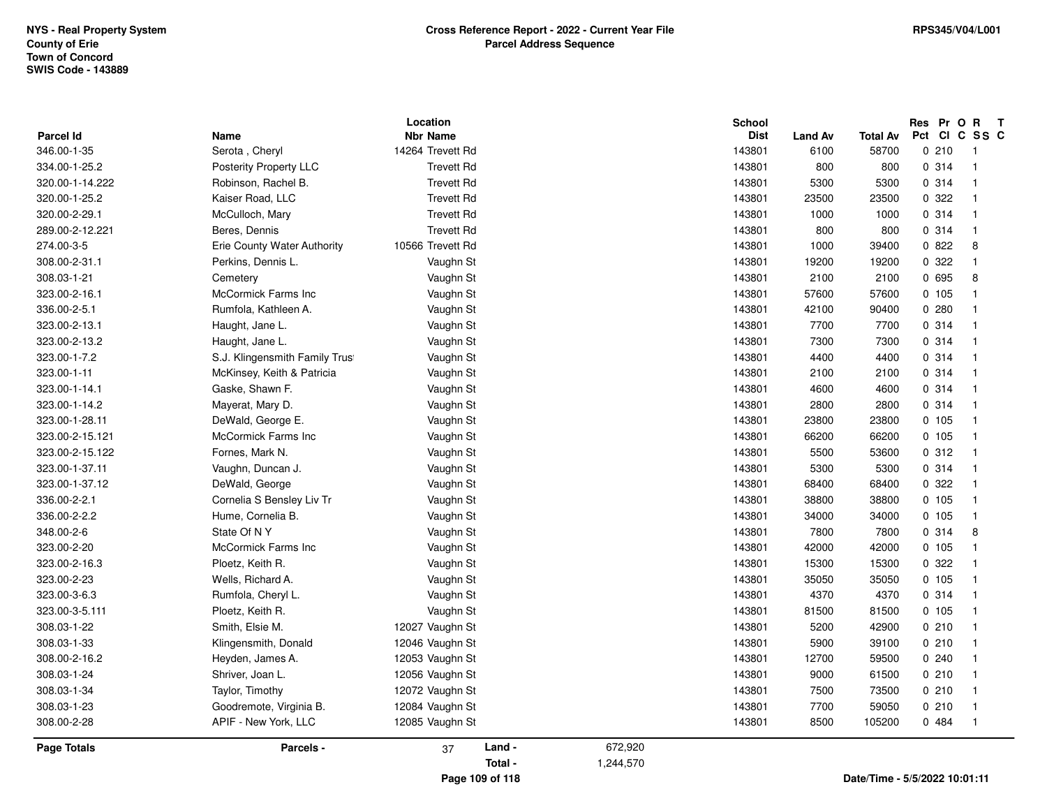NYS - Real Property System
County of Erie
Town of Concord
SWIS Code - 143889

**Cross Reference Report - 2022 - Current Year File**
**Parcel Address Sequence**

RPS345/V04/L001

| Parcel Id | Name | Location Nbr | Location Name | School Dist | Land Av | Total Av | Res Pct | Pr Cl | O C | R SS | T C |
|---|---|---|---|---|---|---|---|---|---|---|---|
| 346.00-1-35 | Serota , Cheryl | 14264 | Trevett Rd | 143801 | 6100 | 58700 | 0 | 210 | | 1 | |
| 334.00-1-25.2 | Posterity Property LLC | | Trevett Rd | 143801 | 800 | 800 | 0 | 314 | | 1 | |
| 320.00-1-14.222 | Robinson, Rachel B. | | Trevett Rd | 143801 | 5300 | 5300 | 0 | 314 | | 1 | |
| 320.00-1-25.2 | Kaiser Road, LLC | | Trevett Rd | 143801 | 23500 | 23500 | 0 | 322 | | 1 | |
| 320.00-2-29.1 | McCulloch, Mary | | Trevett Rd | 143801 | 1000 | 1000 | 0 | 314 | | 1 | |
| 289.00-2-12.221 | Beres, Dennis | | Trevett Rd | 143801 | 800 | 800 | 0 | 314 | | 1 | |
| 274.00-3-5 | Erie County Water Authority | 10566 | Trevett Rd | 143801 | 1000 | 39400 | 0 | 822 | | 8 | |
| 308.00-2-31.1 | Perkins, Dennis L. | | Vaughn St | 143801 | 19200 | 19200 | 0 | 322 | | 1 | |
| 308.03-1-21 | Cemetery | | Vaughn St | 143801 | 2100 | 2100 | 0 | 695 | | 8 | |
| 323.00-2-16.1 | McCormick Farms Inc | | Vaughn St | 143801 | 57600 | 57600 | 0 | 105 | | 1 | |
| 336.00-2-5.1 | Rumfola, Kathleen A. | | Vaughn St | 143801 | 42100 | 90400 | 0 | 280 | | 1 | |
| 323.00-2-13.1 | Haught, Jane L. | | Vaughn St | 143801 | 7700 | 7700 | 0 | 314 | | 1 | |
| 323.00-2-13.2 | Haught, Jane L. | | Vaughn St | 143801 | 7300 | 7300 | 0 | 314 | | 1 | |
| 323.00-1-7.2 | S.J. Klingensmith Family Trust | | Vaughn St | 143801 | 4400 | 4400 | 0 | 314 | | 1 | |
| 323.00-1-11 | McKinsey, Keith & Patricia | | Vaughn St | 143801 | 2100 | 2100 | 0 | 314 | | 1 | |
| 323.00-1-14.1 | Gaske, Shawn F. | | Vaughn St | 143801 | 4600 | 4600 | 0 | 314 | | 1 | |
| 323.00-1-14.2 | Mayerat, Mary D. | | Vaughn St | 143801 | 2800 | 2800 | 0 | 314 | | 1 | |
| 323.00-1-28.11 | DeWald, George E. | | Vaughn St | 143801 | 23800 | 23800 | 0 | 105 | | 1 | |
| 323.00-2-15.121 | McCormick Farms Inc | | Vaughn St | 143801 | 66200 | 66200 | 0 | 105 | | 1 | |
| 323.00-2-15.122 | Fornes, Mark N. | | Vaughn St | 143801 | 5500 | 53600 | 0 | 312 | | 1 | |
| 323.00-1-37.11 | Vaughn, Duncan J. | | Vaughn St | 143801 | 5300 | 5300 | 0 | 314 | | 1 | |
| 323.00-1-37.12 | DeWald, George | | Vaughn St | 143801 | 68400 | 68400 | 0 | 322 | | 1 | |
| 336.00-2-2.1 | Cornelia S Bensley Liv Tr | | Vaughn St | 143801 | 38800 | 38800 | 0 | 105 | | 1 | |
| 336.00-2-2.2 | Hume, Cornelia B. | | Vaughn St | 143801 | 34000 | 34000 | 0 | 105 | | 1 | |
| 348.00-2-6 | State Of N Y | | Vaughn St | 143801 | 7800 | 7800 | 0 | 314 | | 8 | |
| 323.00-2-20 | McCormick Farms Inc | | Vaughn St | 143801 | 42000 | 42000 | 0 | 105 | | 1 | |
| 323.00-2-16.3 | Ploetz, Keith R. | | Vaughn St | 143801 | 15300 | 15300 | 0 | 322 | | 1 | |
| 323.00-2-23 | Wells, Richard A. | | Vaughn St | 143801 | 35050 | 35050 | 0 | 105 | | 1 | |
| 323.00-3-6.3 | Rumfola, Cheryl L. | | Vaughn St | 143801 | 4370 | 4370 | 0 | 314 | | 1 | |
| 323.00-3-5.111 | Ploetz, Keith R. | | Vaughn St | 143801 | 81500 | 81500 | 0 | 105 | | 1 | |
| 308.03-1-22 | Smith, Elsie M. | 12027 | Vaughn St | 143801 | 5200 | 42900 | 0 | 210 | | 1 | |
| 308.03-1-33 | Klingensmith, Donald | 12046 | Vaughn St | 143801 | 5900 | 39100 | 0 | 210 | | 1 | |
| 308.00-2-16.2 | Heyden, James A. | 12053 | Vaughn St | 143801 | 12700 | 59500 | 0 | 240 | | 1 | |
| 308.03-1-24 | Shriver, Joan L. | 12056 | Vaughn St | 143801 | 9000 | 61500 | 0 | 210 | | 1 | |
| 308.03-1-34 | Taylor, Timothy | 12072 | Vaughn St | 143801 | 7500 | 73500 | 0 | 210 | | 1 | |
| 308.03-1-23 | Goodremote, Virginia B. | 12084 | Vaughn St | 143801 | 7700 | 59050 | 0 | 210 | | 1 | |
| 308.00-2-28 | APIF - New York, LLC | 12085 | Vaughn St | 143801 | 8500 | 105200 | 0 | 484 | | 1 | |

**Page Totals** — **Parcels -** 37 — **Land -** 672,920 — **Total -** 1,244,570

Date/Time - 5/5/2022 10:01:11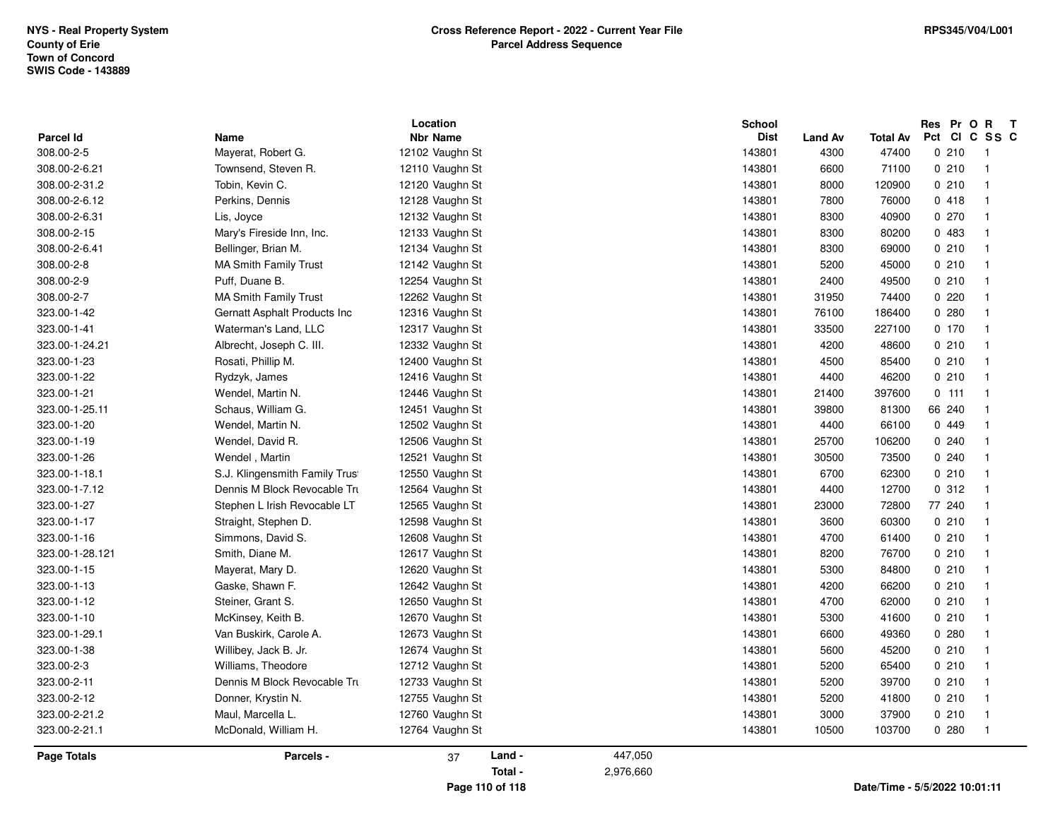NYS - Real Property System
County of Erie
Town of Concord
SWIS Code - 143889

**Cross Reference Report - 2022 - Current Year File**
**Parcel Address Sequence**

RPS345/V04/L001

| Parcel Id | Name | Location Nbr Name | School Dist | Land Av | Total Av | Res Pct | Pr Cl | O C | R SS | T C |
|---|---|---|---|---|---|---|---|---|---|---|
| 308.00-2-5 | Mayerat, Robert G. | 12102 Vaughn St | 143801 | 4300 | 47400 | 0 | 210 | | 1 | |
| 308.00-2-6.21 | Townsend, Steven R. | 12110 Vaughn St | 143801 | 6600 | 71100 | 0 | 210 | | 1 | |
| 308.00-2-31.2 | Tobin, Kevin C. | 12120 Vaughn St | 143801 | 8000 | 120900 | 0 | 210 | | 1 | |
| 308.00-2-6.12 | Perkins, Dennis | 12128 Vaughn St | 143801 | 7800 | 76000 | 0 | 418 | | 1 | |
| 308.00-2-6.31 | Lis, Joyce | 12132 Vaughn St | 143801 | 8300 | 40900 | 0 | 270 | | 1 | |
| 308.00-2-15 | Mary's Fireside Inn, Inc. | 12133 Vaughn St | 143801 | 8300 | 80200 | 0 | 483 | | 1 | |
| 308.00-2-6.41 | Bellinger, Brian M. | 12134 Vaughn St | 143801 | 8300 | 69000 | 0 | 210 | | 1 | |
| 308.00-2-8 | MA Smith Family Trust | 12142 Vaughn St | 143801 | 5200 | 45000 | 0 | 210 | | 1 | |
| 308.00-2-9 | Puff, Duane B. | 12254 Vaughn St | 143801 | 2400 | 49500 | 0 | 210 | | 1 | |
| 308.00-2-7 | MA Smith Family Trust | 12262 Vaughn St | 143801 | 31950 | 74400 | 0 | 220 | | 1 | |
| 323.00-1-42 | Gernatt Asphalt Products Inc | 12316 Vaughn St | 143801 | 76100 | 186400 | 0 | 280 | | 1 | |
| 323.00-1-41 | Waterman's Land, LLC | 12317 Vaughn St | 143801 | 33500 | 227100 | 0 | 170 | | 1 | |
| 323.00-1-24.21 | Albrecht, Joseph C. III. | 12332 Vaughn St | 143801 | 4200 | 48600 | 0 | 210 | | 1 | |
| 323.00-1-23 | Rosati, Phillip M. | 12400 Vaughn St | 143801 | 4500 | 85400 | 0 | 210 | | 1 | |
| 323.00-1-22 | Rydzyk, James | 12416 Vaughn St | 143801 | 4400 | 46200 | 0 | 210 | | 1 | |
| 323.00-1-21 | Wendel, Martin N. | 12446 Vaughn St | 143801 | 21400 | 397600 | 0 | 111 | | 1 | |
| 323.00-1-25.11 | Schaus, William G. | 12451 Vaughn St | 143801 | 39800 | 81300 | 66 | 240 | | 1 | |
| 323.00-1-20 | Wendel, Martin N. | 12502 Vaughn St | 143801 | 4400 | 66100 | 0 | 449 | | 1 | |
| 323.00-1-19 | Wendel, David R. | 12506 Vaughn St | 143801 | 25700 | 106200 | 0 | 240 | | 1 | |
| 323.00-1-26 | Wendel , Martin | 12521 Vaughn St | 143801 | 30500 | 73500 | 0 | 240 | | 1 | |
| 323.00-1-18.1 | S.J. Klingensmith Family Trust | 12550 Vaughn St | 143801 | 6700 | 62300 | 0 | 210 | | 1 | |
| 323.00-1-7.12 | Dennis M Block Revocable Tru | 12564 Vaughn St | 143801 | 4400 | 12700 | 0 | 312 | | 1 | |
| 323.00-1-27 | Stephen L Irish Revocable LT | 12565 Vaughn St | 143801 | 23000 | 72800 | 77 | 240 | | 1 | |
| 323.00-1-17 | Straight, Stephen D. | 12598 Vaughn St | 143801 | 3600 | 60300 | 0 | 210 | | 1 | |
| 323.00-1-16 | Simmons, David S. | 12608 Vaughn St | 143801 | 4700 | 61400 | 0 | 210 | | 1 | |
| 323.00-1-28.121 | Smith, Diane M. | 12617 Vaughn St | 143801 | 8200 | 76700 | 0 | 210 | | 1 | |
| 323.00-1-15 | Mayerat, Mary D. | 12620 Vaughn St | 143801 | 5300 | 84800 | 0 | 210 | | 1 | |
| 323.00-1-13 | Gaske, Shawn F. | 12642 Vaughn St | 143801 | 4200 | 66200 | 0 | 210 | | 1 | |
| 323.00-1-12 | Steiner, Grant S. | 12650 Vaughn St | 143801 | 4700 | 62000 | 0 | 210 | | 1 | |
| 323.00-1-10 | McKinsey, Keith B. | 12670 Vaughn St | 143801 | 5300 | 41600 | 0 | 210 | | 1 | |
| 323.00-1-29.1 | Van Buskirk, Carole A. | 12673 Vaughn St | 143801 | 6600 | 49360 | 0 | 280 | | 1 | |
| 323.00-1-38 | Willibey, Jack B. Jr. | 12674 Vaughn St | 143801 | 5600 | 45200 | 0 | 210 | | 1 | |
| 323.00-2-3 | Williams, Theodore | 12712 Vaughn St | 143801 | 5200 | 65400 | 0 | 210 | | 1 | |
| 323.00-2-11 | Dennis M Block Revocable Tru | 12733 Vaughn St | 143801 | 5200 | 39700 | 0 | 210 | | 1 | |
| 323.00-2-12 | Donner, Krystin N. | 12755 Vaughn St | 143801 | 5200 | 41800 | 0 | 210 | | 1 | |
| 323.00-2-21.2 | Maul, Marcella L. | 12760 Vaughn St | 143801 | 3000 | 37900 | 0 | 210 | | 1 | |
| 323.00-2-21.1 | McDonald, William H. | 12764 Vaughn St | 143801 | 10500 | 103700 | 0 | 280 | | 1 | |

**Page Totals** — Parcels - 37 — Land - 447,050 — Total - 2,976,660

Date/Time - 5/5/2022 10:01:11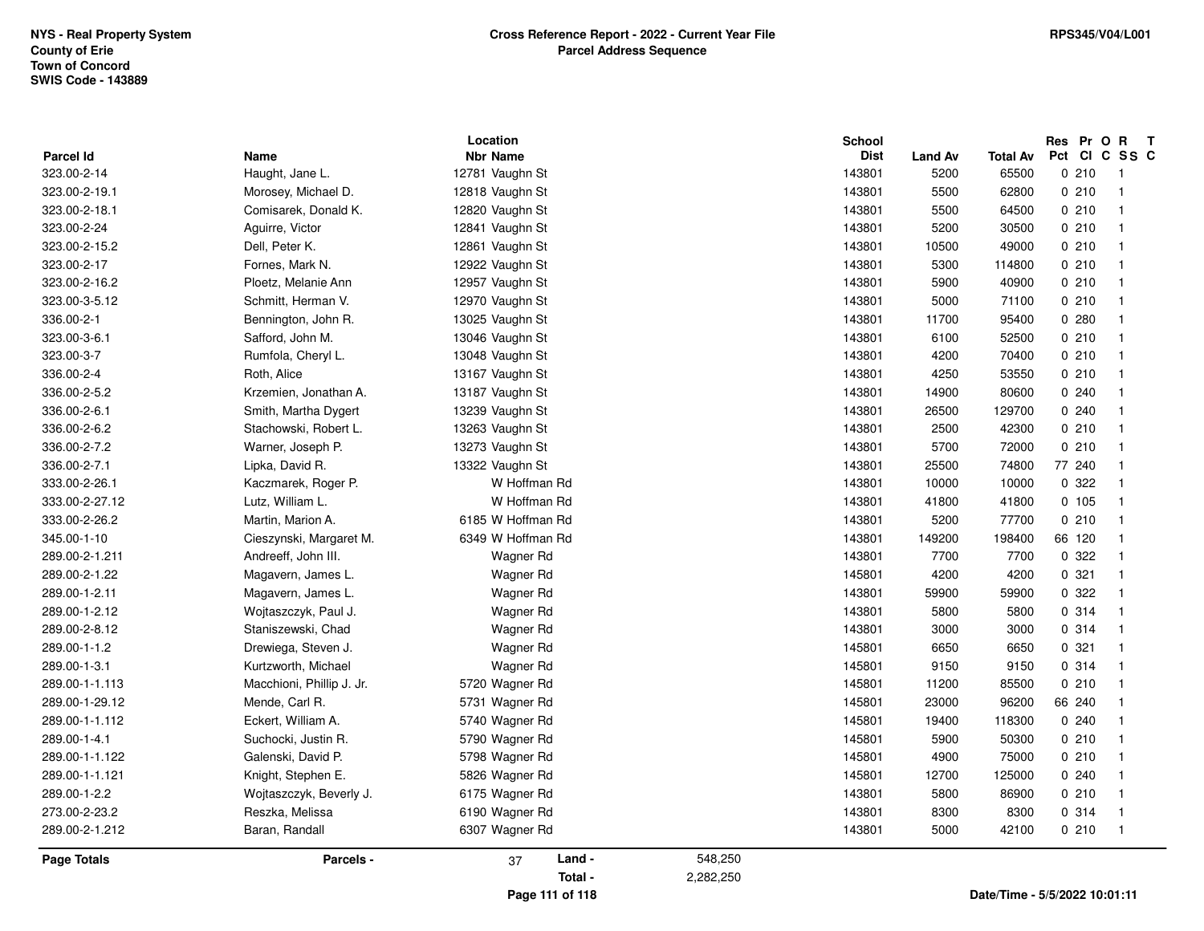**NYS - Real Property System**
**County of Erie**
**Town of Concord**
**SWIS Code - 143889**

**Cross Reference Report - 2022 - Current Year File**
**Parcel Address Sequence**

**RPS345/V04/L001**

| Parcel Id | Name | Location Nbr | Location Name | School Dist | Land Av | Total Av | Res Pct | Pr Cl | O C | R SS | T C |
|---|---|---|---|---|---|---|---|---|---|---|---|
| 323.00-2-14 | Haught, Jane L. | 12781 | Vaughn St | 143801 | 5200 | 65500 | 0 | 210 | | 1 | |
| 323.00-2-19.1 | Morosey, Michael D. | 12818 | Vaughn St | 143801 | 5500 | 62800 | 0 | 210 | | 1 | |
| 323.00-2-18.1 | Comisarek, Donald K. | 12820 | Vaughn St | 143801 | 5500 | 64500 | 0 | 210 | | 1 | |
| 323.00-2-24 | Aguirre, Victor | 12841 | Vaughn St | 143801 | 5200 | 30500 | 0 | 210 | | 1 | |
| 323.00-2-15.2 | Dell, Peter K. | 12861 | Vaughn St | 143801 | 10500 | 49000 | 0 | 210 | | 1 | |
| 323.00-2-17 | Fornes, Mark N. | 12922 | Vaughn St | 143801 | 5300 | 114800 | 0 | 210 | | 1 | |
| 323.00-2-16.2 | Ploetz, Melanie Ann | 12957 | Vaughn St | 143801 | 5900 | 40900 | 0 | 210 | | 1 | |
| 323.00-3-5.12 | Schmitt, Herman V. | 12970 | Vaughn St | 143801 | 5000 | 71100 | 0 | 210 | | 1 | |
| 336.00-2-1 | Bennington, John R. | 13025 | Vaughn St | 143801 | 11700 | 95400 | 0 | 280 | | 1 | |
| 323.00-3-6.1 | Safford, John M. | 13046 | Vaughn St | 143801 | 6100 | 52500 | 0 | 210 | | 1 | |
| 323.00-3-7 | Rumfola, Cheryl L. | 13048 | Vaughn St | 143801 | 4200 | 70400 | 0 | 210 | | 1 | |
| 336.00-2-4 | Roth, Alice | 13167 | Vaughn St | 143801 | 4250 | 53550 | 0 | 210 | | 1 | |
| 336.00-2-5.2 | Krzemien, Jonathan A. | 13187 | Vaughn St | 143801 | 14900 | 80600 | 0 | 240 | | 1 | |
| 336.00-2-6.1 | Smith, Martha Dygert | 13239 | Vaughn St | 143801 | 26500 | 129700 | 0 | 240 | | 1 | |
| 336.00-2-6.2 | Stachowski, Robert L. | 13263 | Vaughn St | 143801 | 2500 | 42300 | 0 | 210 | | 1 | |
| 336.00-2-7.2 | Warner, Joseph P. | 13273 | Vaughn St | 143801 | 5700 | 72000 | 0 | 210 | | 1 | |
| 336.00-2-7.1 | Lipka, David R. | 13322 | Vaughn St | 143801 | 25500 | 74800 | 77 | 240 | | 1 | |
| 333.00-2-26.1 | Kaczmarek, Roger P. | | W Hoffman Rd | 143801 | 10000 | 10000 | 0 | 322 | | 1 | |
| 333.00-2-27.12 | Lutz, William L. | | W Hoffman Rd | 143801 | 41800 | 41800 | 0 | 105 | | 1 | |
| 333.00-2-26.2 | Martin, Marion A. | 6185 | W Hoffman Rd | 143801 | 5200 | 77700 | 0 | 210 | | 1 | |
| 345.00-1-10 | Cieszynski, Margaret M. | 6349 | W Hoffman Rd | 143801 | 149200 | 198400 | 66 | 120 | | 1 | |
| 289.00-2-1.211 | Andreeff, John III. | | Wagner Rd | 143801 | 7700 | 7700 | 0 | 322 | | 1 | |
| 289.00-2-1.22 | Magavern, James L. | | Wagner Rd | 145801 | 4200 | 4200 | 0 | 321 | | 1 | |
| 289.00-1-2.11 | Magavern, James L. | | Wagner Rd | 143801 | 59900 | 59900 | 0 | 322 | | 1 | |
| 289.00-1-2.12 | Wojtaszczyk, Paul J. | | Wagner Rd | 143801 | 5800 | 5800 | 0 | 314 | | 1 | |
| 289.00-2-8.12 | Staniszewski, Chad | | Wagner Rd | 143801 | 3000 | 3000 | 0 | 314 | | 1 | |
| 289.00-1-1.2 | Drewiega, Steven J. | | Wagner Rd | 145801 | 6650 | 6650 | 0 | 321 | | 1 | |
| 289.00-1-3.1 | Kurtzworth, Michael | | Wagner Rd | 145801 | 9150 | 9150 | 0 | 314 | | 1 | |
| 289.00-1-1.113 | Macchioni, Phillip J. Jr. | 5720 | Wagner Rd | 145801 | 11200 | 85500 | 0 | 210 | | 1 | |
| 289.00-1-29.12 | Mende, Carl R. | 5731 | Wagner Rd | 145801 | 23000 | 96200 | 66 | 240 | | 1 | |
| 289.00-1-1.112 | Eckert, William A. | 5740 | Wagner Rd | 145801 | 19400 | 118300 | 0 | 240 | | 1 | |
| 289.00-1-4.1 | Suchocki, Justin R. | 5790 | Wagner Rd | 145801 | 5900 | 50300 | 0 | 210 | | 1 | |
| 289.00-1-1.122 | Galenski, David P. | 5798 | Wagner Rd | 145801 | 4900 | 75000 | 0 | 210 | | 1 | |
| 289.00-1-1.121 | Knight, Stephen E. | 5826 | Wagner Rd | 145801 | 12700 | 125000 | 0 | 240 | | 1 | |
| 289.00-1-2.2 | Wojtaszczyk, Beverly J. | 6175 | Wagner Rd | 143801 | 5800 | 86900 | 0 | 210 | | 1 | |
| 273.00-2-23.2 | Reszka, Melissa | 6190 | Wagner Rd | 143801 | 8300 | 8300 | 0 | 314 | | 1 | |
| 289.00-2-1.212 | Baran, Randall | 6307 | Wagner Rd | 143801 | 5000 | 42100 | 0 | 210 | | 1 | |

**Page Totals** — **Parcels -** 37 — **Land -** 548,250 — **Total -** 2,282,250

**Date/Time - 5/5/2022 10:01:11**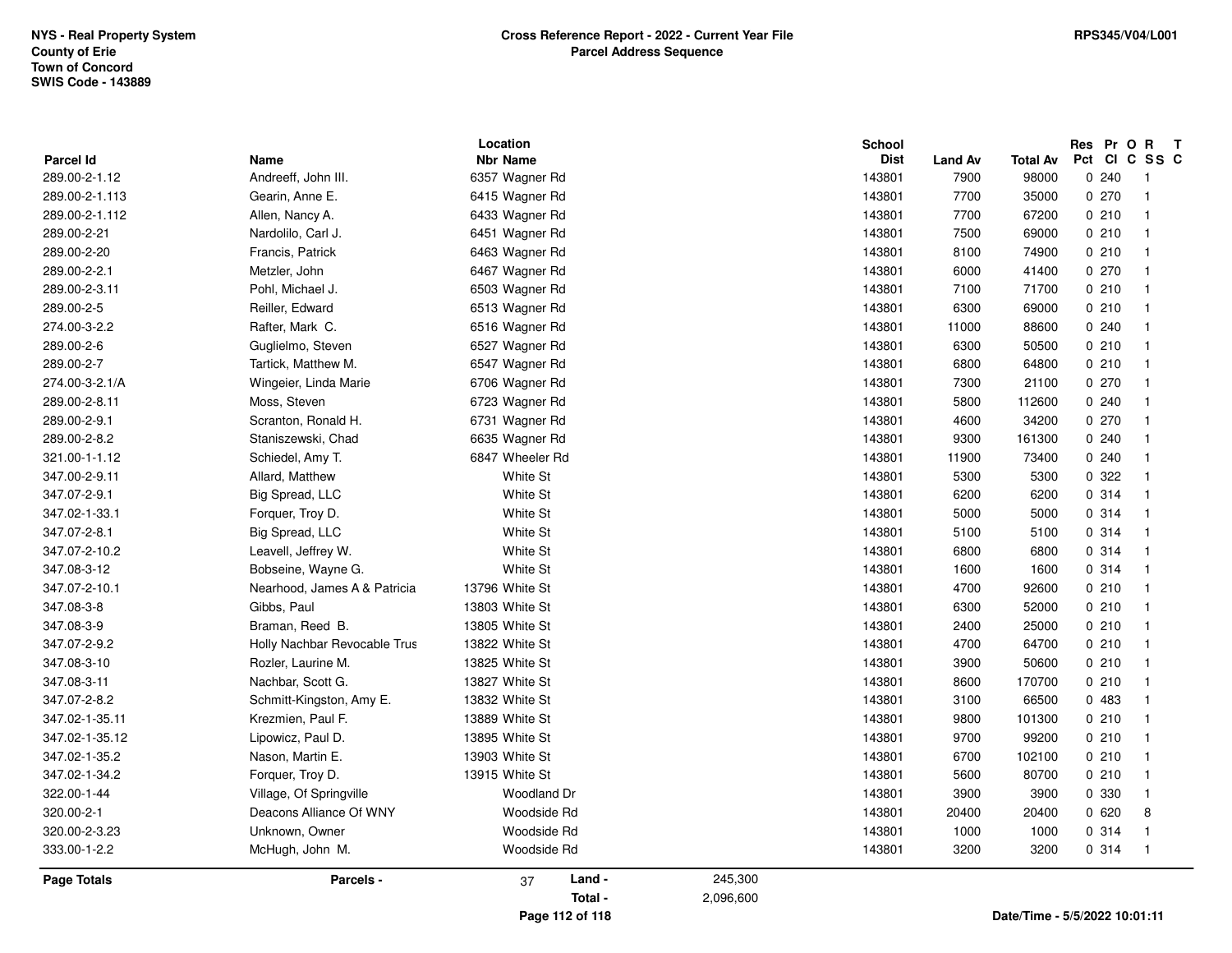NYS - Real Property System
County of Erie
Town of Concord
SWIS Code - 143889

**Cross Reference Report - 2022 - Current Year File**
**Parcel Address Sequence**

RPS345/V04/L001

| Parcel Id | Name | Location Nbr | Location Name | School Dist | Land Av | Total Av | Res Pct | Pr Cl | O C | R SS | T C |
|---|---|---|---|---|---|---|---|---|---|---|---|
| 289.00-2-1.12 | Andreeff, John III. | 6357 | Wagner Rd | 143801 | 7900 | 98000 | 0 | 240 | | 1 | |
| 289.00-2-1.113 | Gearin, Anne E. | 6415 | Wagner Rd | 143801 | 7700 | 35000 | 0 | 270 | | 1 | |
| 289.00-2-1.112 | Allen, Nancy A. | 6433 | Wagner Rd | 143801 | 7700 | 67200 | 0 | 210 | | 1 | |
| 289.00-2-21 | Nardolilo, Carl J. | 6451 | Wagner Rd | 143801 | 7500 | 69000 | 0 | 210 | | 1 | |
| 289.00-2-20 | Francis, Patrick | 6463 | Wagner Rd | 143801 | 8100 | 74900 | 0 | 210 | | 1 | |
| 289.00-2-2.1 | Metzler, John | 6467 | Wagner Rd | 143801 | 6000 | 41400 | 0 | 270 | | 1 | |
| 289.00-2-3.11 | Pohl, Michael J. | 6503 | Wagner Rd | 143801 | 7100 | 71700 | 0 | 210 | | 1 | |
| 289.00-2-5 | Reiller, Edward | 6513 | Wagner Rd | 143801 | 6300 | 69000 | 0 | 210 | | 1 | |
| 274.00-3-2.2 | Rafter, Mark C. | 6516 | Wagner Rd | 143801 | 11000 | 88600 | 0 | 240 | | 1 | |
| 289.00-2-6 | Guglielmo, Steven | 6527 | Wagner Rd | 143801 | 6300 | 50500 | 0 | 210 | | 1 | |
| 289.00-2-7 | Tartick, Matthew M. | 6547 | Wagner Rd | 143801 | 6800 | 64800 | 0 | 210 | | 1 | |
| 274.00-3-2.1/A | Wingeier, Linda Marie | 6706 | Wagner Rd | 143801 | 7300 | 21100 | 0 | 270 | | 1 | |
| 289.00-2-8.11 | Moss, Steven | 6723 | Wagner Rd | 143801 | 5800 | 112600 | 0 | 240 | | 1 | |
| 289.00-2-9.1 | Scranton, Ronald H. | 6731 | Wagner Rd | 143801 | 4600 | 34200 | 0 | 270 | | 1 | |
| 289.00-2-8.2 | Staniszewski, Chad | 6635 | Wagner Rd | 143801 | 9300 | 161300 | 0 | 240 | | 1 | |
| 321.00-1-1.12 | Schiedel, Amy T. | 6847 | Wheeler Rd | 143801 | 11900 | 73400 | 0 | 240 | | 1 | |
| 347.00-2-9.11 | Allard, Matthew | | White St | 143801 | 5300 | 5300 | 0 | 322 | | 1 | |
| 347.07-2-9.1 | Big Spread, LLC | | White St | 143801 | 6200 | 6200 | 0 | 314 | | 1 | |
| 347.02-1-33.1 | Forquer, Troy D. | | White St | 143801 | 5000 | 5000 | 0 | 314 | | 1 | |
| 347.07-2-8.1 | Big Spread, LLC | | White St | 143801 | 5100 | 5100 | 0 | 314 | | 1 | |
| 347.07-2-10.2 | Leavell, Jeffrey W. | | White St | 143801 | 6800 | 6800 | 0 | 314 | | 1 | |
| 347.08-3-12 | Bobseine, Wayne G. | | White St | 143801 | 1600 | 1600 | 0 | 314 | | 1 | |
| 347.07-2-10.1 | Nearhood, James A & Patricia | 13796 | White St | 143801 | 4700 | 92600 | 0 | 210 | | 1 | |
| 347.08-3-8 | Gibbs, Paul | 13803 | White St | 143801 | 6300 | 52000 | 0 | 210 | | 1 | |
| 347.08-3-9 | Braman, Reed B. | 13805 | White St | 143801 | 2400 | 25000 | 0 | 210 | | 1 | |
| 347.07-2-9.2 | Holly Nachbar Revocable Trus | 13822 | White St | 143801 | 4700 | 64700 | 0 | 210 | | 1 | |
| 347.08-3-10 | Rozler, Laurine M. | 13825 | White St | 143801 | 3900 | 50600 | 0 | 210 | | 1 | |
| 347.08-3-11 | Nachbar, Scott G. | 13827 | White St | 143801 | 8600 | 170700 | 0 | 210 | | 1 | |
| 347.07-2-8.2 | Schmitt-Kingston, Amy E. | 13832 | White St | 143801 | 3100 | 66500 | 0 | 483 | | 1 | |
| 347.02-1-35.11 | Krezmien, Paul F. | 13889 | White St | 143801 | 9800 | 101300 | 0 | 210 | | 1 | |
| 347.02-1-35.12 | Lipowicz, Paul D. | 13895 | White St | 143801 | 9700 | 99200 | 0 | 210 | | 1 | |
| 347.02-1-35.2 | Nason, Martin E. | 13903 | White St | 143801 | 6700 | 102100 | 0 | 210 | | 1 | |
| 347.02-1-34.2 | Forquer, Troy D. | 13915 | White St | 143801 | 5600 | 80700 | 0 | 210 | | 1 | |
| 322.00-1-44 | Village, Of Springville | | Woodland Dr | 143801 | 3900 | 3900 | 0 | 330 | | 1 | |
| 320.00-2-1 | Deacons Alliance Of WNY | | Woodside Rd | 143801 | 20400 | 20400 | 0 | 620 | | 8 | |
| 320.00-2-3.23 | Unknown, Owner | | Woodside Rd | 143801 | 1000 | 1000 | 0 | 314 | | 1 | |
| 333.00-1-2.2 | McHugh, John M. | | Woodside Rd | 143801 | 3200 | 3200 | 0 | 314 | | 1 | |

**Page Totals** **Parcels -** 37 **Land -** 245,300 **Total -** 2,096,600

**Date/Time - 5/5/2022 10:01:11**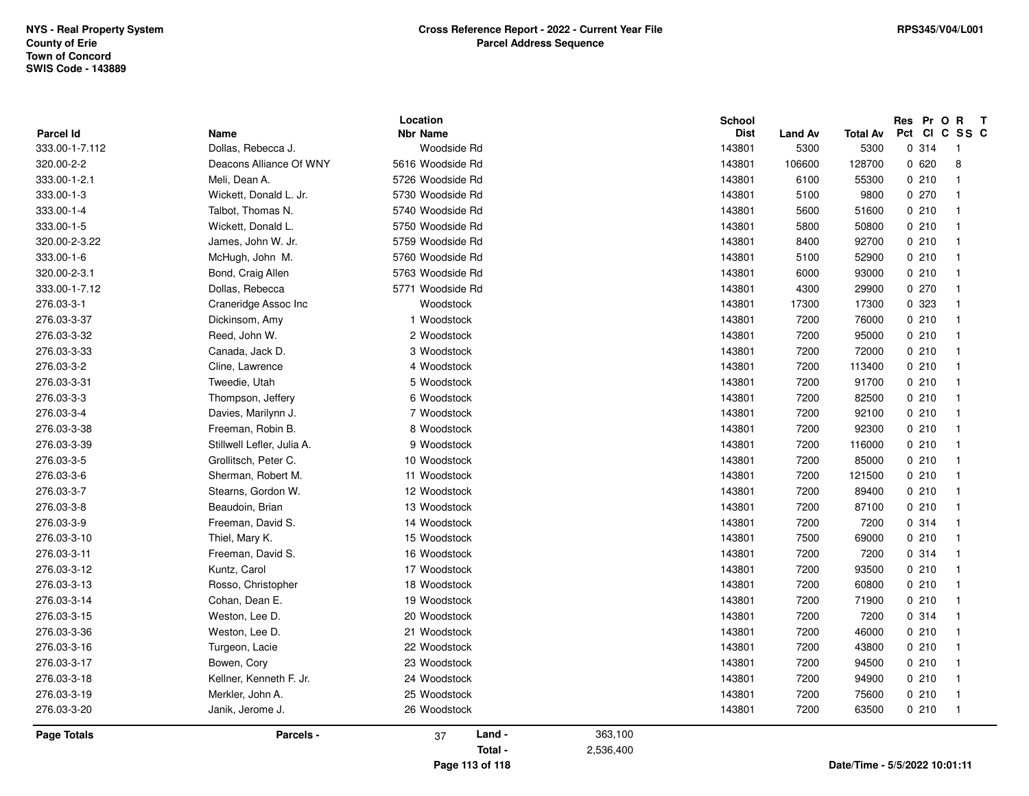NYS - Real Property System
County of Erie
Town of Concord
SWIS Code - 143889

**Cross Reference Report - 2022 - Current Year File**
**Parcel Address Sequence**

RPS345/V04/L001

| Parcel Id | Name | Location Nbr | Location Name | School Dist | Land Av | Total Av | Res Pct | Pr Cl | O C | R SS | T C |
|---|---|---|---|---|---|---|---|---|---|---|---|
| 333.00-1-7.112 | Dollas, Rebecca J. | | Woodside Rd | 143801 | 5300 | 5300 | 0 | 314 | | 1 | |
| 320.00-2-2 | Deacons Alliance Of WNY | 5616 | Woodside Rd | 143801 | 106600 | 128700 | 0 | 620 | | 8 | |
| 333.00-1-2.1 | Meli, Dean A. | 5726 | Woodside Rd | 143801 | 6100 | 55300 | 0 | 210 | | 1 | |
| 333.00-1-3 | Wickett, Donald L. Jr. | 5730 | Woodside Rd | 143801 | 5100 | 9800 | 0 | 270 | | 1 | |
| 333.00-1-4 | Talbot, Thomas N. | 5740 | Woodside Rd | 143801 | 5600 | 51600 | 0 | 210 | | 1 | |
| 333.00-1-5 | Wickett, Donald L. | 5750 | Woodside Rd | 143801 | 5800 | 50800 | 0 | 210 | | 1 | |
| 320.00-2-3.22 | James, John W. Jr. | 5759 | Woodside Rd | 143801 | 8400 | 92700 | 0 | 210 | | 1 | |
| 333.00-1-6 | McHugh, John M. | 5760 | Woodside Rd | 143801 | 5100 | 52900 | 0 | 210 | | 1 | |
| 320.00-2-3.1 | Bond, Craig Allen | 5763 | Woodside Rd | 143801 | 6000 | 93000 | 0 | 210 | | 1 | |
| 333.00-1-7.12 | Dollas, Rebecca | 5771 | Woodside Rd | 143801 | 4300 | 29900 | 0 | 270 | | 1 | |
| 276.03-3-1 | Craneridge Assoc Inc | | Woodstock | 143801 | 17300 | 17300 | 0 | 323 | | 1 | |
| 276.03-3-37 | Dickinsom, Amy | 1 | Woodstock | 143801 | 7200 | 76000 | 0 | 210 | | 1 | |
| 276.03-3-32 | Reed, John W. | 2 | Woodstock | 143801 | 7200 | 95000 | 0 | 210 | | 1 | |
| 276.03-3-33 | Canada, Jack D. | 3 | Woodstock | 143801 | 7200 | 72000 | 0 | 210 | | 1 | |
| 276.03-3-2 | Cline, Lawrence | 4 | Woodstock | 143801 | 7200 | 113400 | 0 | 210 | | 1 | |
| 276.03-3-31 | Tweedie, Utah | 5 | Woodstock | 143801 | 7200 | 91700 | 0 | 210 | | 1 | |
| 276.03-3-3 | Thompson, Jeffery | 6 | Woodstock | 143801 | 7200 | 82500 | 0 | 210 | | 1 | |
| 276.03-3-4 | Davies, Marilynn J. | 7 | Woodstock | 143801 | 7200 | 92100 | 0 | 210 | | 1 | |
| 276.03-3-38 | Freeman, Robin B. | 8 | Woodstock | 143801 | 7200 | 92300 | 0 | 210 | | 1 | |
| 276.03-3-39 | Stillwell Lefler, Julia A. | 9 | Woodstock | 143801 | 7200 | 116000 | 0 | 210 | | 1 | |
| 276.03-3-5 | Grollitsch, Peter C. | 10 | Woodstock | 143801 | 7200 | 85000 | 0 | 210 | | 1 | |
| 276.03-3-6 | Sherman, Robert M. | 11 | Woodstock | 143801 | 7200 | 121500 | 0 | 210 | | 1 | |
| 276.03-3-7 | Stearns, Gordon W. | 12 | Woodstock | 143801 | 7200 | 89400 | 0 | 210 | | 1 | |
| 276.03-3-8 | Beaudoin, Brian | 13 | Woodstock | 143801 | 7200 | 87100 | 0 | 210 | | 1 | |
| 276.03-3-9 | Freeman, David S. | 14 | Woodstock | 143801 | 7200 | 7200 | 0 | 314 | | 1 | |
| 276.03-3-10 | Thiel, Mary K. | 15 | Woodstock | 143801 | 7500 | 69000 | 0 | 210 | | 1 | |
| 276.03-3-11 | Freeman, David S. | 16 | Woodstock | 143801 | 7200 | 7200 | 0 | 314 | | 1 | |
| 276.03-3-12 | Kuntz, Carol | 17 | Woodstock | 143801 | 7200 | 93500 | 0 | 210 | | 1 | |
| 276.03-3-13 | Rosso, Christopher | 18 | Woodstock | 143801 | 7200 | 60800 | 0 | 210 | | 1 | |
| 276.03-3-14 | Cohan, Dean E. | 19 | Woodstock | 143801 | 7200 | 71900 | 0 | 210 | | 1 | |
| 276.03-3-15 | Weston, Lee D. | 20 | Woodstock | 143801 | 7200 | 7200 | 0 | 314 | | 1 | |
| 276.03-3-36 | Weston, Lee D. | 21 | Woodstock | 143801 | 7200 | 46000 | 0 | 210 | | 1 | |
| 276.03-3-16 | Turgeon, Lacie | 22 | Woodstock | 143801 | 7200 | 43800 | 0 | 210 | | 1 | |
| 276.03-3-17 | Bowen, Cory | 23 | Woodstock | 143801 | 7200 | 94500 | 0 | 210 | | 1 | |
| 276.03-3-18 | Kellner, Kenneth F. Jr. | 24 | Woodstock | 143801 | 7200 | 94900 | 0 | 210 | | 1 | |
| 276.03-3-19 | Merkler, John A. | 25 | Woodstock | 143801 | 7200 | 75600 | 0 | 210 | | 1 | |
| 276.03-3-20 | Janik, Jerome J. | 26 | Woodstock | 143801 | 7200 | 63500 | 0 | 210 | | 1 | |

**Page Totals** — **Parcels -** 37 — **Land -** 363,100 — **Total -** 2,536,400

**Date/Time - 5/5/2022 10:01:11**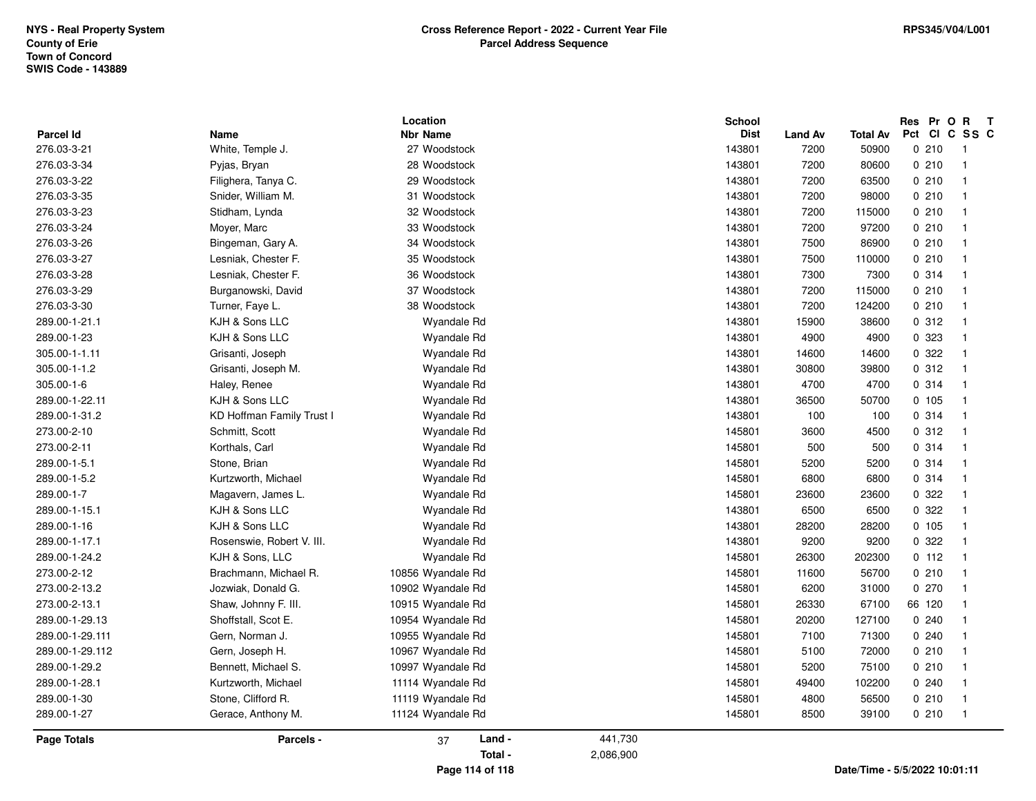NYS - Real Property System
County of Erie
Town of Concord
SWIS Code - 143889

**Cross Reference Report - 2022 - Current Year File**
**Parcel Address Sequence**

RPS345/V04/L001

| Parcel Id | Name | Location Nbr | Location Name | School Dist | Land Av | Total Av | Res Pct | Pr Cl | O C | R SS | T C |
|---|---|---|---|---|---|---|---|---|---|---|---|
| 276.03-3-21 | White, Temple J. | 27 | Woodstock | 143801 | 7200 | 50900 | 0 | 210 | | 1 | |
| 276.03-3-34 | Pyjas, Bryan | 28 | Woodstock | 143801 | 7200 | 80600 | 0 | 210 | | 1 | |
| 276.03-3-22 | Filighera, Tanya C. | 29 | Woodstock | 143801 | 7200 | 63500 | 0 | 210 | | 1 | |
| 276.03-3-35 | Snider, William M. | 31 | Woodstock | 143801 | 7200 | 98000 | 0 | 210 | | 1 | |
| 276.03-3-23 | Stidham, Lynda | 32 | Woodstock | 143801 | 7200 | 115000 | 0 | 210 | | 1 | |
| 276.03-3-24 | Moyer, Marc | 33 | Woodstock | 143801 | 7200 | 97200 | 0 | 210 | | 1 | |
| 276.03-3-26 | Bingeman, Gary A. | 34 | Woodstock | 143801 | 7500 | 86900 | 0 | 210 | | 1 | |
| 276.03-3-27 | Lesniak, Chester F. | 35 | Woodstock | 143801 | 7500 | 110000 | 0 | 210 | | 1 | |
| 276.03-3-28 | Lesniak, Chester F. | 36 | Woodstock | 143801 | 7300 | 7300 | 0 | 314 | | 1 | |
| 276.03-3-29 | Burganowski, David | 37 | Woodstock | 143801 | 7200 | 115000 | 0 | 210 | | 1 | |
| 276.03-3-30 | Turner, Faye L. | 38 | Woodstock | 143801 | 7200 | 124200 | 0 | 210 | | 1 | |
| 289.00-1-21.1 | KJH & Sons LLC | | Wyandale Rd | 143801 | 15900 | 38600 | 0 | 312 | | 1 | |
| 289.00-1-23 | KJH & Sons LLC | | Wyandale Rd | 143801 | 4900 | 4900 | 0 | 323 | | 1 | |
| 305.00-1-1.11 | Grisanti, Joseph | | Wyandale Rd | 143801 | 14600 | 14600 | 0 | 322 | | 1 | |
| 305.00-1-1.2 | Grisanti, Joseph M. | | Wyandale Rd | 143801 | 30800 | 39800 | 0 | 312 | | 1 | |
| 305.00-1-6 | Haley, Renee | | Wyandale Rd | 143801 | 4700 | 4700 | 0 | 314 | | 1 | |
| 289.00-1-22.11 | KJH & Sons LLC | | Wyandale Rd | 143801 | 36500 | 50700 | 0 | 105 | | 1 | |
| 289.00-1-31.2 | KD Hoffman Family Trust I | | Wyandale Rd | 143801 | 100 | 100 | 0 | 314 | | 1 | |
| 273.00-2-10 | Schmitt, Scott | | Wyandale Rd | 145801 | 3600 | 4500 | 0 | 312 | | 1 | |
| 273.00-2-11 | Korthals, Carl | | Wyandale Rd | 145801 | 500 | 500 | 0 | 314 | | 1 | |
| 289.00-1-5.1 | Stone, Brian | | Wyandale Rd | 145801 | 5200 | 5200 | 0 | 314 | | 1 | |
| 289.00-1-5.2 | Kurtzworth, Michael | | Wyandale Rd | 145801 | 6800 | 6800 | 0 | 314 | | 1 | |
| 289.00-1-7 | Magavern, James L. | | Wyandale Rd | 145801 | 23600 | 23600 | 0 | 322 | | 1 | |
| 289.00-1-15.1 | KJH & Sons LLC | | Wyandale Rd | 143801 | 6500 | 6500 | 0 | 322 | | 1 | |
| 289.00-1-16 | KJH & Sons LLC | | Wyandale Rd | 143801 | 28200 | 28200 | 0 | 105 | | 1 | |
| 289.00-1-17.1 | Rosenswie, Robert V. III. | | Wyandale Rd | 143801 | 9200 | 9200 | 0 | 322 | | 1 | |
| 289.00-1-24.2 | KJH & Sons, LLC | | Wyandale Rd | 145801 | 26300 | 202300 | 0 | 112 | | 1 | |
| 273.00-2-12 | Brachmann, Michael R. | 10856 | Wyandale Rd | 145801 | 11600 | 56700 | 0 | 210 | | 1 | |
| 273.00-2-13.2 | Jozwiak, Donald G. | 10902 | Wyandale Rd | 145801 | 6200 | 31000 | 0 | 270 | | 1 | |
| 273.00-2-13.1 | Shaw, Johnny F. III. | 10915 | Wyandale Rd | 145801 | 26330 | 67100 | 66 | 120 | | 1 | |
| 289.00-1-29.13 | Shoffstall, Scot E. | 10954 | Wyandale Rd | 145801 | 20200 | 127100 | 0 | 240 | | 1 | |
| 289.00-1-29.111 | Gern, Norman J. | 10955 | Wyandale Rd | 145801 | 7100 | 71300 | 0 | 240 | | 1 | |
| 289.00-1-29.112 | Gern, Joseph H. | 10967 | Wyandale Rd | 145801 | 5100 | 72000 | 0 | 210 | | 1 | |
| 289.00-1-29.2 | Bennett, Michael S. | 10997 | Wyandale Rd | 145801 | 5200 | 75100 | 0 | 210 | | 1 | |
| 289.00-1-28.1 | Kurtzworth, Michael | 11114 | Wyandale Rd | 145801 | 49400 | 102200 | 0 | 240 | | 1 | |
| 289.00-1-30 | Stone, Clifford R. | 11119 | Wyandale Rd | 145801 | 4800 | 56500 | 0 | 210 | | 1 | |
| 289.00-1-27 | Gerace, Anthony M. | 11124 | Wyandale Rd | 145801 | 8500 | 39100 | 0 | 210 | | 1 | |

**Page Totals** **Parcels -** 37 **Land -** 441,730 **Total -** 2,086,900

**Date/Time - 5/5/2022 10:01:11**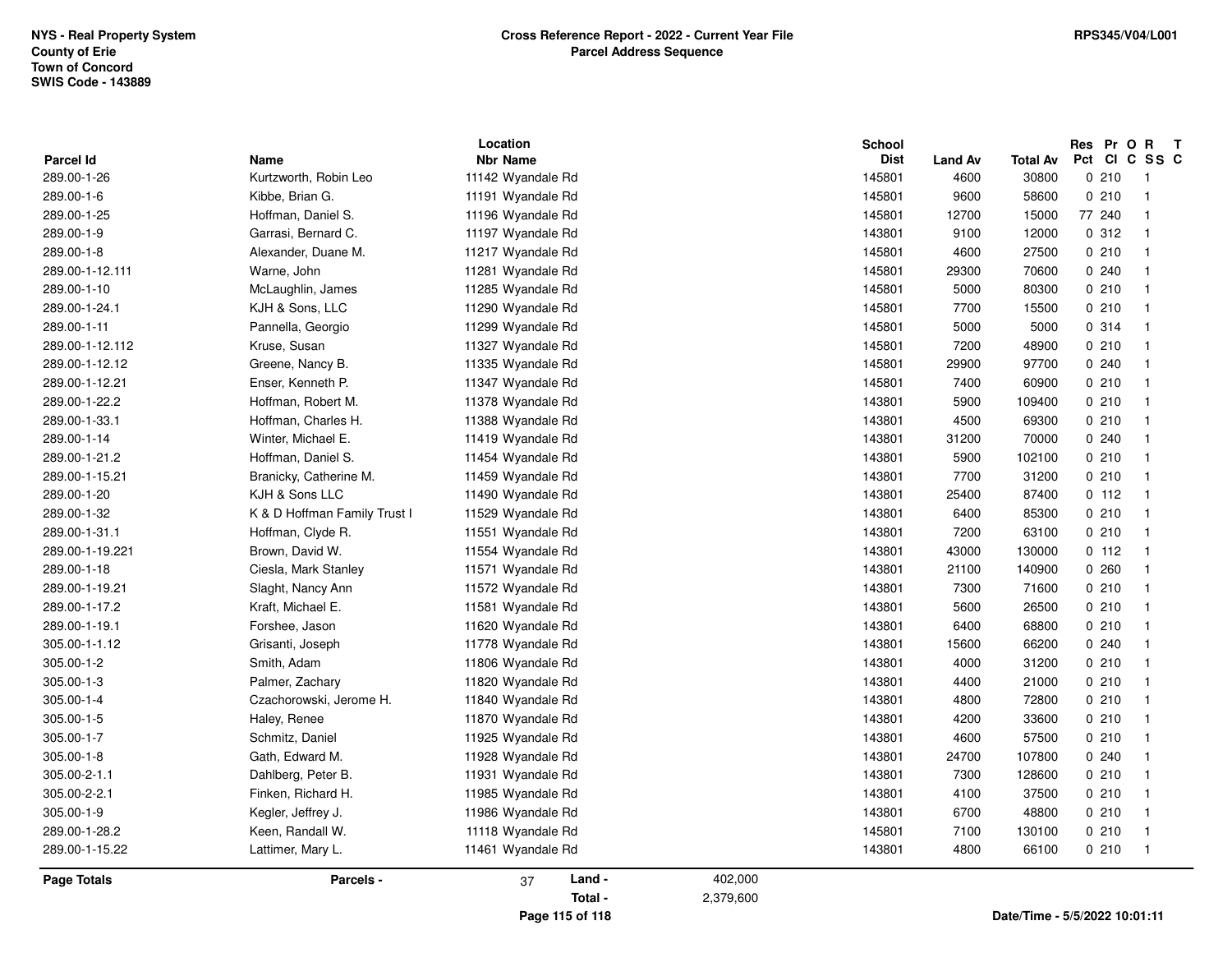NYS - Real Property System
County of Erie
Town of Concord
SWIS Code - 143889

**Cross Reference Report - 2022 - Current Year File**
**Parcel Address Sequence**

RPS345/V04/L001

| Parcel Id | Name | Location Nbr Name | School Dist | Land Av | Total Av | Res Pct | Pr Cl | O C | R SS | T C |
|---|---|---|---|---|---|---|---|---|---|---|
| 289.00-1-26 | Kurtzworth, Robin Leo | 11142 Wyandale Rd | 145801 | 4600 | 30800 | 0 | 210 | | 1 | |
| 289.00-1-6 | Kibbe, Brian G. | 11191 Wyandale Rd | 145801 | 9600 | 58600 | 0 | 210 | | 1 | |
| 289.00-1-25 | Hoffman, Daniel S. | 11196 Wyandale Rd | 145801 | 12700 | 15000 | 77 | 240 | | 1 | |
| 289.00-1-9 | Garrasi, Bernard C. | 11197 Wyandale Rd | 143801 | 9100 | 12000 | 0 | 312 | | 1 | |
| 289.00-1-8 | Alexander, Duane M. | 11217 Wyandale Rd | 145801 | 4600 | 27500 | 0 | 210 | | 1 | |
| 289.00-1-12.111 | Warne, John | 11281 Wyandale Rd | 145801 | 29300 | 70600 | 0 | 240 | | 1 | |
| 289.00-1-10 | McLaughlin, James | 11285 Wyandale Rd | 145801 | 5000 | 80300 | 0 | 210 | | 1 | |
| 289.00-1-24.1 | KJH & Sons, LLC | 11290 Wyandale Rd | 145801 | 7700 | 15500 | 0 | 210 | | 1 | |
| 289.00-1-11 | Pannella, Georgio | 11299 Wyandale Rd | 145801 | 5000 | 5000 | 0 | 314 | | 1 | |
| 289.00-1-12.112 | Kruse, Susan | 11327 Wyandale Rd | 145801 | 7200 | 48900 | 0 | 210 | | 1 | |
| 289.00-1-12.12 | Greene, Nancy B. | 11335 Wyandale Rd | 145801 | 29900 | 97700 | 0 | 240 | | 1 | |
| 289.00-1-12.21 | Enser, Kenneth P. | 11347 Wyandale Rd | 145801 | 7400 | 60900 | 0 | 210 | | 1 | |
| 289.00-1-22.2 | Hoffman, Robert M. | 11378 Wyandale Rd | 143801 | 5900 | 109400 | 0 | 210 | | 1 | |
| 289.00-1-33.1 | Hoffman, Charles H. | 11388 Wyandale Rd | 143801 | 4500 | 69300 | 0 | 210 | | 1 | |
| 289.00-1-14 | Winter, Michael E. | 11419 Wyandale Rd | 143801 | 31200 | 70000 | 0 | 240 | | 1 | |
| 289.00-1-21.2 | Hoffman, Daniel S. | 11454 Wyandale Rd | 143801 | 5900 | 102100 | 0 | 210 | | 1 | |
| 289.00-1-15.21 | Branicky, Catherine M. | 11459 Wyandale Rd | 143801 | 7700 | 31200 | 0 | 210 | | 1 | |
| 289.00-1-20 | KJH & Sons LLC | 11490 Wyandale Rd | 143801 | 25400 | 87400 | 0 | 112 | | 1 | |
| 289.00-1-32 | K & D Hoffman Family Trust I | 11529 Wyandale Rd | 143801 | 6400 | 85300 | 0 | 210 | | 1 | |
| 289.00-1-31.1 | Hoffman, Clyde R. | 11551 Wyandale Rd | 143801 | 7200 | 63100 | 0 | 210 | | 1 | |
| 289.00-1-19.221 | Brown, David W. | 11554 Wyandale Rd | 143801 | 43000 | 130000 | 0 | 112 | | 1 | |
| 289.00-1-18 | Ciesla, Mark Stanley | 11571 Wyandale Rd | 143801 | 21100 | 140900 | 0 | 260 | | 1 | |
| 289.00-1-19.21 | Slaght, Nancy Ann | 11572 Wyandale Rd | 143801 | 7300 | 71600 | 0 | 210 | | 1 | |
| 289.00-1-17.2 | Kraft, Michael E. | 11581 Wyandale Rd | 143801 | 5600 | 26500 | 0 | 210 | | 1 | |
| 289.00-1-19.1 | Forshee, Jason | 11620 Wyandale Rd | 143801 | 6400 | 68800 | 0 | 210 | | 1 | |
| 305.00-1-1.12 | Grisanti, Joseph | 11778 Wyandale Rd | 143801 | 15600 | 66200 | 0 | 240 | | 1 | |
| 305.00-1-2 | Smith, Adam | 11806 Wyandale Rd | 143801 | 4000 | 31200 | 0 | 210 | | 1 | |
| 305.00-1-3 | Palmer, Zachary | 11820 Wyandale Rd | 143801 | 4400 | 21000 | 0 | 210 | | 1 | |
| 305.00-1-4 | Czachorowski, Jerome H. | 11840 Wyandale Rd | 143801 | 4800 | 72800 | 0 | 210 | | 1 | |
| 305.00-1-5 | Haley, Renee | 11870 Wyandale Rd | 143801 | 4200 | 33600 | 0 | 210 | | 1 | |
| 305.00-1-7 | Schmitz, Daniel | 11925 Wyandale Rd | 143801 | 4600 | 57500 | 0 | 210 | | 1 | |
| 305.00-1-8 | Gath, Edward M. | 11928 Wyandale Rd | 143801 | 24700 | 107800 | 0 | 240 | | 1 | |
| 305.00-2-1.1 | Dahlberg, Peter B. | 11931 Wyandale Rd | 143801 | 7300 | 128600 | 0 | 210 | | 1 | |
| 305.00-2-2.1 | Finken, Richard H. | 11985 Wyandale Rd | 143801 | 4100 | 37500 | 0 | 210 | | 1 | |
| 305.00-1-9 | Kegler, Jeffrey J. | 11986 Wyandale Rd | 143801 | 6700 | 48800 | 0 | 210 | | 1 | |
| 289.00-1-28.2 | Keen, Randall W. | 11118 Wyandale Rd | 145801 | 7100 | 130100 | 0 | 210 | | 1 | |
| 289.00-1-15.22 | Lattimer, Mary L. | 11461 Wyandale Rd | 143801 | 4800 | 66100 | 0 | 210 | | 1 | |

**Page Totals** **Parcels -** 37 **Land -** 402,000 **Total -** 2,379,600

Date/Time - 5/5/2022 10:01:11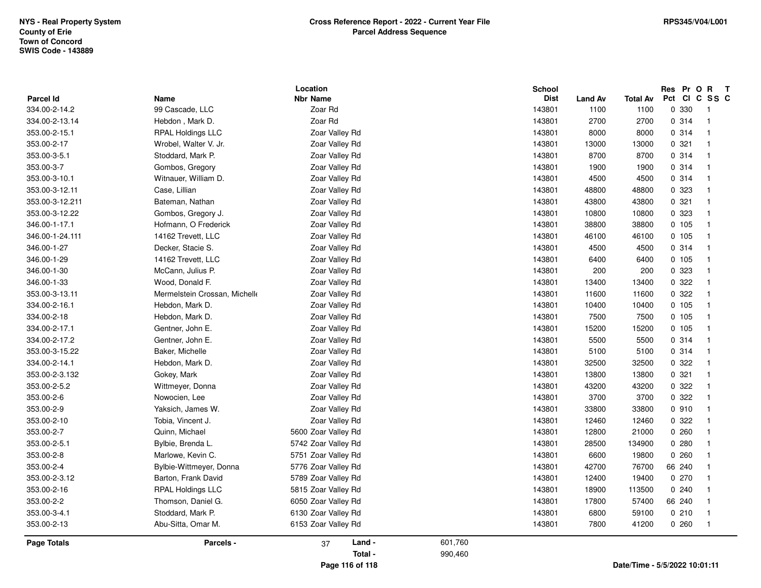NYS - Real Property System
County of Erie
Town of Concord
SWIS Code - 143889

**Cross Reference Report - 2022 - Current Year File**
**Parcel Address Sequence**

RPS345/V04/L001

| Parcel Id | Name | Location Nbr | Location Name | School Dist | Land Av | Total Av | Res Pct | Pr Cl | O C | R SS | T C |
|---|---|---|---|---|---|---|---|---|---|---|---|
| 334.00-2-14.2 | 99 Cascade, LLC | | Zoar Rd | 143801 | 1100 | 1100 | 0 | 330 | | 1 | |
| 334.00-2-13.14 | Hebdon , Mark D. | | Zoar Rd | 143801 | 2700 | 2700 | 0 | 314 | | 1 | |
| 353.00-2-15.1 | RPAL Holdings LLC | | Zoar Valley Rd | 143801 | 8000 | 8000 | 0 | 314 | | 1 | |
| 353.00-2-17 | Wrobel, Walter V. Jr. | | Zoar Valley Rd | 143801 | 13000 | 13000 | 0 | 321 | | 1 | |
| 353.00-3-5.1 | Stoddard, Mark P. | | Zoar Valley Rd | 143801 | 8700 | 8700 | 0 | 314 | | 1 | |
| 353.00-3-7 | Gombos, Gregory | | Zoar Valley Rd | 143801 | 1900 | 1900 | 0 | 314 | | 1 | |
| 353.00-3-10.1 | Witnauer, William D. | | Zoar Valley Rd | 143801 | 4500 | 4500 | 0 | 314 | | 1 | |
| 353.00-3-12.11 | Case, Lillian | | Zoar Valley Rd | 143801 | 48800 | 48800 | 0 | 323 | | 1 | |
| 353.00-3-12.211 | Bateman, Nathan | | Zoar Valley Rd | 143801 | 43800 | 43800 | 0 | 321 | | 1 | |
| 353.00-3-12.22 | Gombos, Gregory J. | | Zoar Valley Rd | 143801 | 10800 | 10800 | 0 | 323 | | 1 | |
| 346.00-1-17.1 | Hofmann, O Frederick | | Zoar Valley Rd | 143801 | 38800 | 38800 | 0 | 105 | | 1 | |
| 346.00-1-24.111 | 14162 Trevett, LLC | | Zoar Valley Rd | 143801 | 46100 | 46100 | 0 | 105 | | 1 | |
| 346.00-1-27 | Decker, Stacie S. | | Zoar Valley Rd | 143801 | 4500 | 4500 | 0 | 314 | | 1 | |
| 346.00-1-29 | 14162 Trevett, LLC | | Zoar Valley Rd | 143801 | 6400 | 6400 | 0 | 105 | | 1 | |
| 346.00-1-30 | McCann, Julius P. | | Zoar Valley Rd | 143801 | 200 | 200 | 0 | 323 | | 1 | |
| 346.00-1-33 | Wood, Donald F. | | Zoar Valley Rd | 143801 | 13400 | 13400 | 0 | 322 | | 1 | |
| 353.00-3-13.11 | Mermelstein Crossan, Michelle | | Zoar Valley Rd | 143801 | 11600 | 11600 | 0 | 322 | | 1 | |
| 334.00-2-16.1 | Hebdon, Mark D. | | Zoar Valley Rd | 143801 | 10400 | 10400 | 0 | 105 | | 1 | |
| 334.00-2-18 | Hebdon, Mark D. | | Zoar Valley Rd | 143801 | 7500 | 7500 | 0 | 105 | | 1 | |
| 334.00-2-17.1 | Gentner, John E. | | Zoar Valley Rd | 143801 | 15200 | 15200 | 0 | 105 | | 1 | |
| 334.00-2-17.2 | Gentner, John E. | | Zoar Valley Rd | 143801 | 5500 | 5500 | 0 | 314 | | 1 | |
| 353.00-3-15.22 | Baker, Michelle | | Zoar Valley Rd | 143801 | 5100 | 5100 | 0 | 314 | | 1 | |
| 334.00-2-14.1 | Hebdon, Mark D. | | Zoar Valley Rd | 143801 | 32500 | 32500 | 0 | 322 | | 1 | |
| 353.00-2-3.132 | Gokey, Mark | | Zoar Valley Rd | 143801 | 13800 | 13800 | 0 | 321 | | 1 | |
| 353.00-2-5.2 | Wittmeyer, Donna | | Zoar Valley Rd | 143801 | 43200 | 43200 | 0 | 322 | | 1 | |
| 353.00-2-6 | Nowocien, Lee | | Zoar Valley Rd | 143801 | 3700 | 3700 | 0 | 322 | | 1 | |
| 353.00-2-9 | Yaksich, James W. | | Zoar Valley Rd | 143801 | 33800 | 33800 | 0 | 910 | | 1 | |
| 353.00-2-10 | Tobia, Vincent J. | | Zoar Valley Rd | 143801 | 12460 | 12460 | 0 | 322 | | 1 | |
| 353.00-2-7 | Quinn, Michael | 5600 | Zoar Valley Rd | 143801 | 12800 | 21000 | 0 | 260 | | 1 | |
| 353.00-2-5.1 | Bylbie, Brenda L. | 5742 | Zoar Valley Rd | 143801 | 28500 | 134900 | 0 | 280 | | 1 | |
| 353.00-2-8 | Marlowe, Kevin C. | 5751 | Zoar Valley Rd | 143801 | 6600 | 19800 | 0 | 260 | | 1 | |
| 353.00-2-4 | Bylbie-Wittmeyer, Donna | 5776 | Zoar Valley Rd | 143801 | 42700 | 76700 | 66 | 240 | | 1 | |
| 353.00-2-3.12 | Barton, Frank David | 5789 | Zoar Valley Rd | 143801 | 12400 | 19400 | 0 | 270 | | 1 | |
| 353.00-2-16 | RPAL Holdings LLC | 5815 | Zoar Valley Rd | 143801 | 18900 | 113500 | 0 | 240 | | 1 | |
| 353.00-2-2 | Thomson, Daniel G. | 6050 | Zoar Valley Rd | 143801 | 17800 | 57400 | 66 | 240 | | 1 | |
| 353.00-3-4.1 | Stoddard, Mark P. | 6130 | Zoar Valley Rd | 143801 | 6800 | 59100 | 0 | 210 | | 1 | |
| 353.00-2-13 | Abu-Sitta, Omar M. | 6153 | Zoar Valley Rd | 143801 | 7800 | 41200 | 0 | 260 | | 1 | |

**Page Totals** — Parcels - 37 — Land - 601,760 — Total - 990,460

Date/Time - 5/5/2022 10:01:11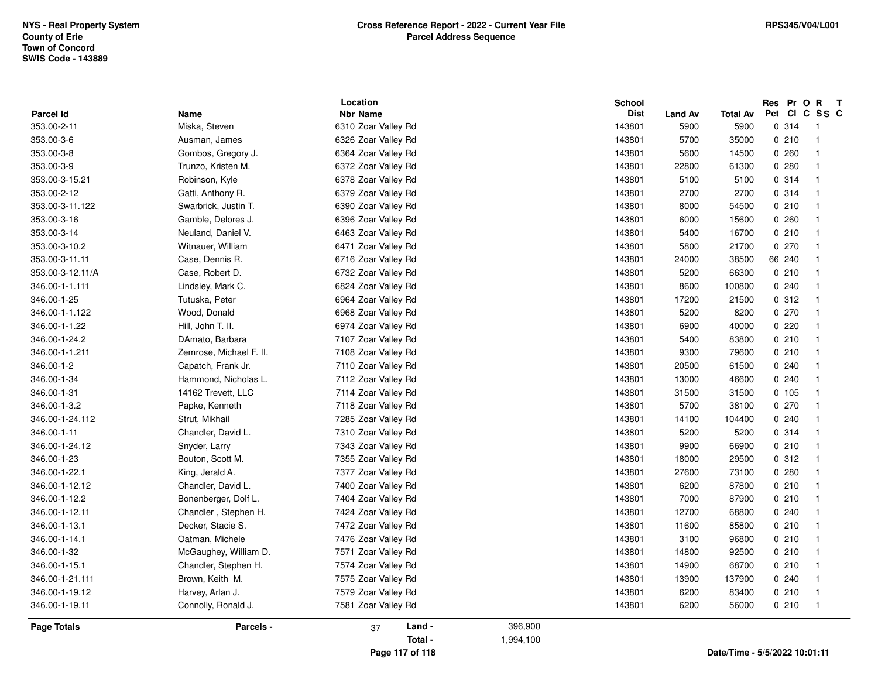**NYS - Real Property System**
**County of Erie**
**Town of Concord**
**SWIS Code - 143889**

**Cross Reference Report - 2022 - Current Year File**
**Parcel Address Sequence**

**RPS345/V04/L001**

| Parcel Id | Name | Location Nbr | Location Name | School Dist | Land Av | Total Av | Res Pct | Pr Cl | O C | R SS | T C |
|---|---|---|---|---|---|---|---|---|---|---|---|
| 353.00-2-11 | Miska, Steven | 6310 | Zoar Valley Rd | 143801 | 5900 | 5900 | 0 | 314 | | 1 | |
| 353.00-3-6 | Ausman, James | 6326 | Zoar Valley Rd | 143801 | 5700 | 35000 | 0 | 210 | | 1 | |
| 353.00-3-8 | Gombos, Gregory J. | 6364 | Zoar Valley Rd | 143801 | 5600 | 14500 | 0 | 260 | | 1 | |
| 353.00-3-9 | Trunzo, Kristen M. | 6372 | Zoar Valley Rd | 143801 | 22800 | 61300 | 0 | 280 | | 1 | |
| 353.00-3-15.21 | Robinson, Kyle | 6378 | Zoar Valley Rd | 143801 | 5100 | 5100 | 0 | 314 | | 1 | |
| 353.00-2-12 | Gatti, Anthony R. | 6379 | Zoar Valley Rd | 143801 | 2700 | 2700 | 0 | 314 | | 1 | |
| 353.00-3-11.122 | Swarbrick, Justin T. | 6390 | Zoar Valley Rd | 143801 | 8000 | 54500 | 0 | 210 | | 1 | |
| 353.00-3-16 | Gamble, Delores J. | 6396 | Zoar Valley Rd | 143801 | 6000 | 15600 | 0 | 260 | | 1 | |
| 353.00-3-14 | Neuland, Daniel V. | 6463 | Zoar Valley Rd | 143801 | 5400 | 16700 | 0 | 210 | | 1 | |
| 353.00-3-10.2 | Witnauer, William | 6471 | Zoar Valley Rd | 143801 | 5800 | 21700 | 0 | 270 | | 1 | |
| 353.00-3-11.11 | Case, Dennis R. | 6716 | Zoar Valley Rd | 143801 | 24000 | 38500 | 66 | 240 | | 1 | |
| 353.00-3-12.11/A | Case, Robert D. | 6732 | Zoar Valley Rd | 143801 | 5200 | 66300 | 0 | 210 | | 1 | |
| 346.00-1-1.111 | Lindsley, Mark C. | 6824 | Zoar Valley Rd | 143801 | 8600 | 100800 | 0 | 240 | | 1 | |
| 346.00-1-25 | Tutuska, Peter | 6964 | Zoar Valley Rd | 143801 | 17200 | 21500 | 0 | 312 | | 1 | |
| 346.00-1-1.122 | Wood, Donald | 6968 | Zoar Valley Rd | 143801 | 5200 | 8200 | 0 | 270 | | 1 | |
| 346.00-1-1.22 | Hill, John T. II. | 6974 | Zoar Valley Rd | 143801 | 6900 | 40000 | 0 | 220 | | 1 | |
| 346.00-1-24.2 | DAmato, Barbara | 7107 | Zoar Valley Rd | 143801 | 5400 | 83800 | 0 | 210 | | 1 | |
| 346.00-1-1.211 | Zemrose, Michael F. II. | 7108 | Zoar Valley Rd | 143801 | 9300 | 79600 | 0 | 210 | | 1 | |
| 346.00-1-2 | Capatch, Frank Jr. | 7110 | Zoar Valley Rd | 143801 | 20500 | 61500 | 0 | 240 | | 1 | |
| 346.00-1-34 | Hammond, Nicholas L. | 7112 | Zoar Valley Rd | 143801 | 13000 | 46600 | 0 | 240 | | 1 | |
| 346.00-1-31 | 14162 Trevett, LLC | 7114 | Zoar Valley Rd | 143801 | 31500 | 31500 | 0 | 105 | | 1 | |
| 346.00-1-3.2 | Papke, Kenneth | 7118 | Zoar Valley Rd | 143801 | 5700 | 38100 | 0 | 270 | | 1 | |
| 346.00-1-24.112 | Strut, Mikhail | 7285 | Zoar Valley Rd | 143801 | 14100 | 104400 | 0 | 240 | | 1 | |
| 346.00-1-11 | Chandler, David L. | 7310 | Zoar Valley Rd | 143801 | 5200 | 5200 | 0 | 314 | | 1 | |
| 346.00-1-24.12 | Snyder, Larry | 7343 | Zoar Valley Rd | 143801 | 9900 | 66900 | 0 | 210 | | 1 | |
| 346.00-1-23 | Bouton, Scott M. | 7355 | Zoar Valley Rd | 143801 | 18000 | 29500 | 0 | 312 | | 1 | |
| 346.00-1-22.1 | King, Jerald A. | 7377 | Zoar Valley Rd | 143801 | 27600 | 73100 | 0 | 280 | | 1 | |
| 346.00-1-12.12 | Chandler, David L. | 7400 | Zoar Valley Rd | 143801 | 6200 | 87800 | 0 | 210 | | 1 | |
| 346.00-1-12.2 | Bonenberger, Dolf L. | 7404 | Zoar Valley Rd | 143801 | 7000 | 87900 | 0 | 210 | | 1 | |
| 346.00-1-12.11 | Chandler , Stephen H. | 7424 | Zoar Valley Rd | 143801 | 12700 | 68800 | 0 | 240 | | 1 | |
| 346.00-1-13.1 | Decker, Stacie S. | 7472 | Zoar Valley Rd | 143801 | 11600 | 85800 | 0 | 210 | | 1 | |
| 346.00-1-14.1 | Oatman, Michele | 7476 | Zoar Valley Rd | 143801 | 3100 | 96800 | 0 | 210 | | 1 | |
| 346.00-1-32 | McGaughey, William D. | 7571 | Zoar Valley Rd | 143801 | 14800 | 92500 | 0 | 210 | | 1 | |
| 346.00-1-15.1 | Chandler, Stephen H. | 7574 | Zoar Valley Rd | 143801 | 14900 | 68700 | 0 | 210 | | 1 | |
| 346.00-1-21.111 | Brown, Keith M. | 7575 | Zoar Valley Rd | 143801 | 13900 | 137900 | 0 | 240 | | 1 | |
| 346.00-1-19.12 | Harvey, Arlan J. | 7579 | Zoar Valley Rd | 143801 | 6200 | 83400 | 0 | 210 | | 1 | |
| 346.00-1-19.11 | Connolly, Ronald J. | 7581 | Zoar Valley Rd | 143801 | 6200 | 56000 | 0 | 210 | | 1 | |

| Page Totals | Parcels - | 37 | Land - | 396,900 |
|---|---|---|---|---|
| | | | Total - | 1,994,100 |

Date/Time - 5/5/2022 10:01:11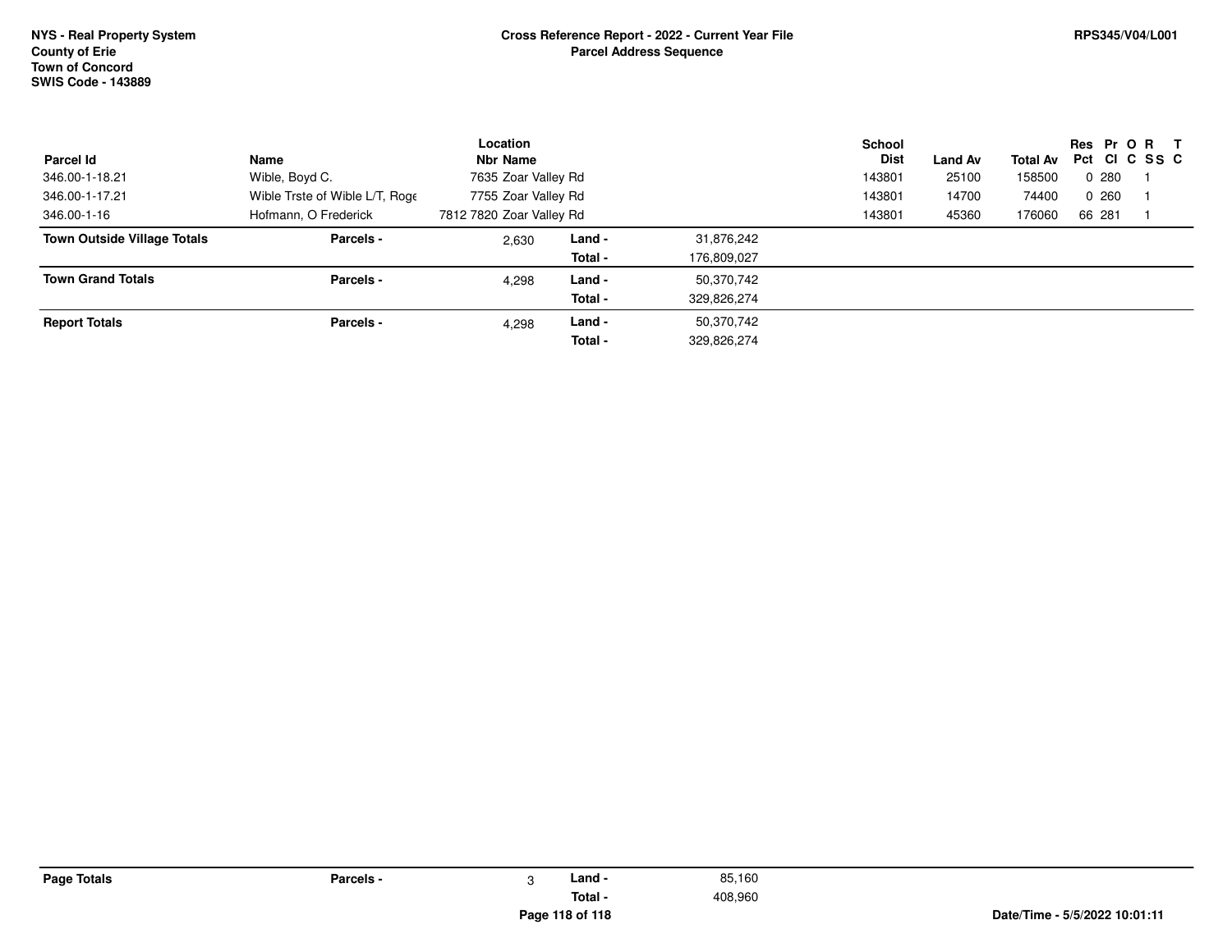| Parcel Id | Name | Location Nbr Name | School Dist | Land Av | Total Av | Res Pct | Pr Cl | O C | R S S | T C |
|---|---|---|---|---|---|---|---|---|---|---|
| 346.00-1-18.21 | Wible, Boyd C. | 7635 Zoar Valley Rd | 143801 | 25100 | 158500 | 0 | 280 | | 1 | |
| 346.00-1-17.21 | Wible Trste of Wible L/T, Roge | 7755 Zoar Valley Rd | 143801 | 14700 | 74400 | 0 | 260 | | 1 | |
| 346.00-1-16 | Hofmann, O Frederick | 7812 7820 Zoar Valley Rd | 143801 | 45360 | 176060 | 66 | 281 | | 1 | |

| | | | | |
|---|---|---|---|---|
| **Town Outside Village Totals** | **Parcels -** | 2,630 | **Land -** | 31,876,242 |
| | | | **Total -** | 176,809,027 |
| **Town Grand Totals** | **Parcels -** | 4,298 | **Land -** | 50,370,742 |
| | | | **Total -** | 329,826,274 |
| **Report Totals** | **Parcels -** | 4,298 | **Land -** | 50,370,742 |
| | | | **Total -** | 329,826,274 |

| | | | | |
|---|---|---|---|---|
| **Page Totals** | **Parcels -** | 3 | **Land -** | 85,160 |
| | | | **Total -** | 408,960 |

Date/Time - 5/5/2022 10:01:11